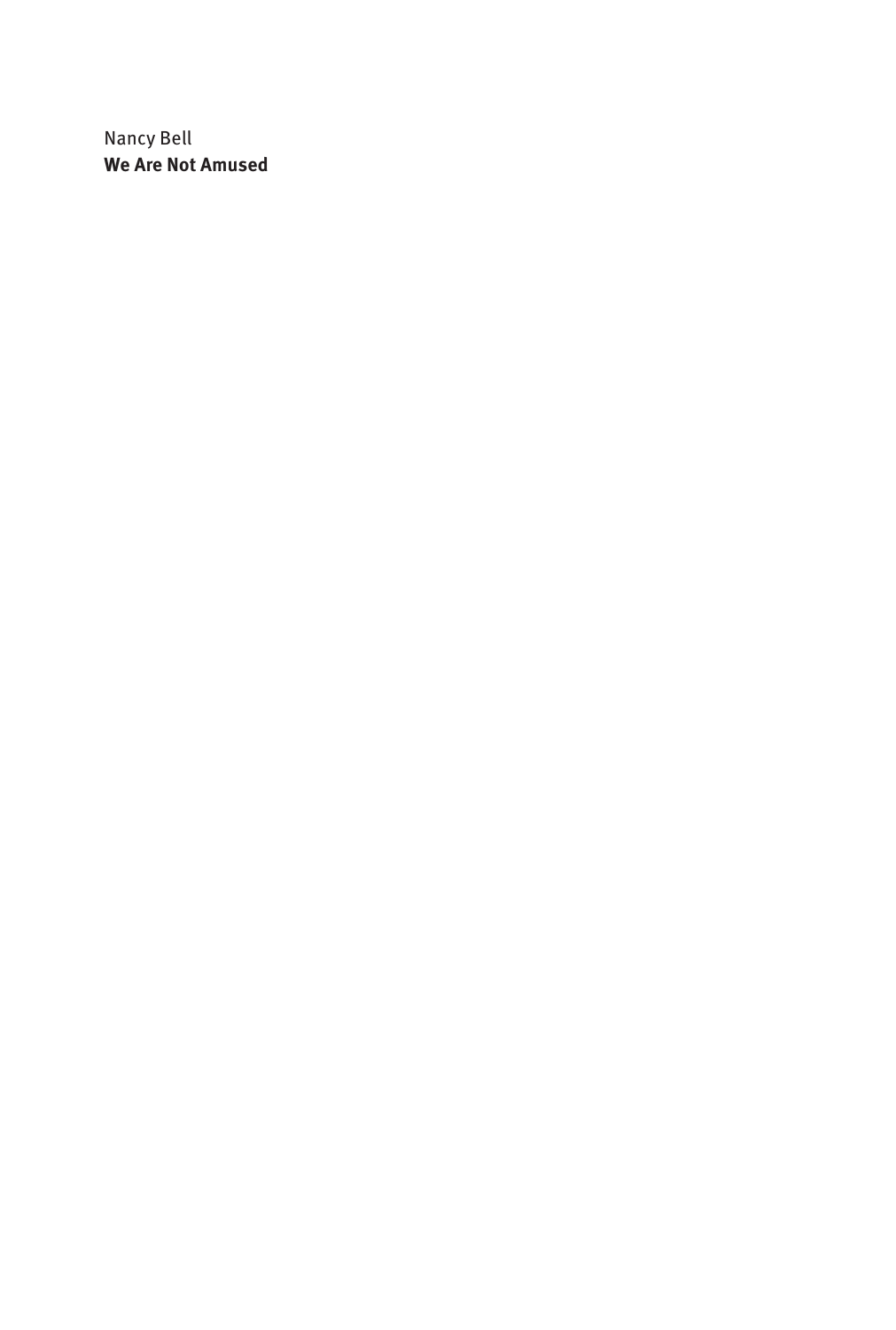Nancy Bell

**We Are Not Amused**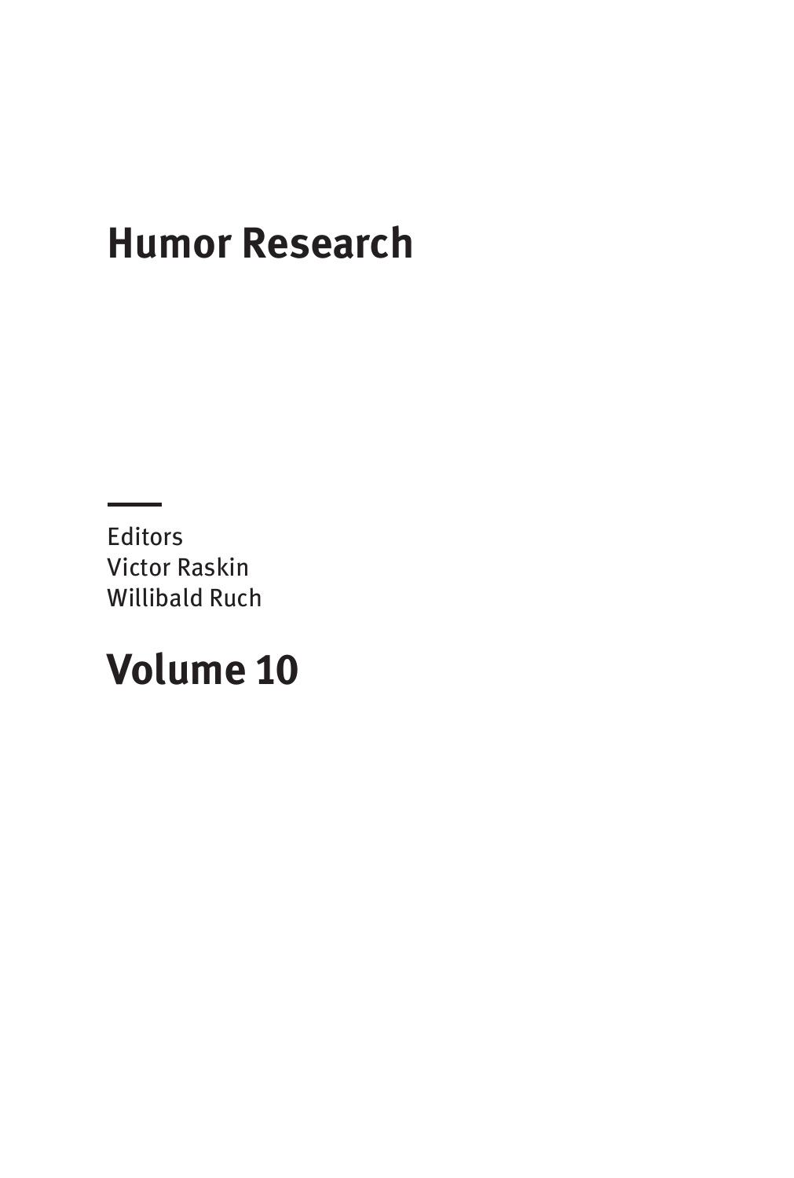# Humor Research

Editors
Victor Raskin
Willibald Ruch

## Volume 10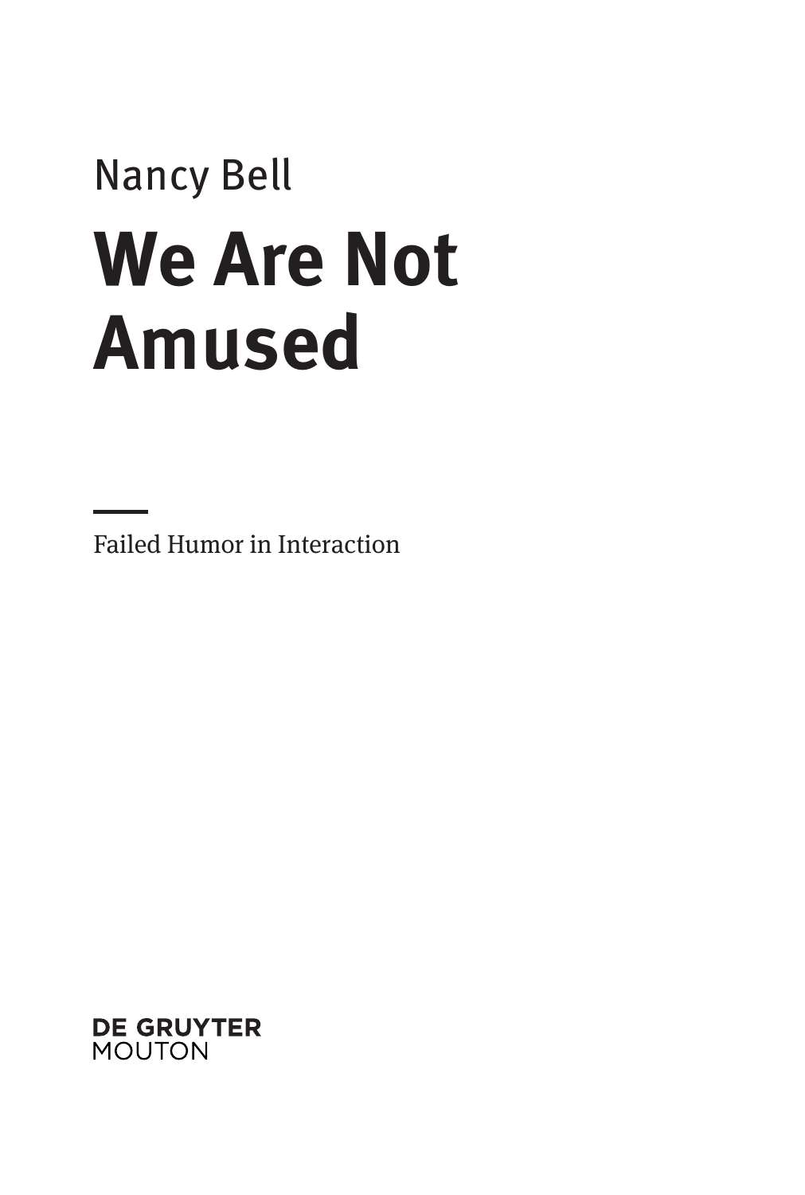Nancy Bell

# We Are Not Amused

Failed Humor in Interaction

DE GRUYTER
MOUTON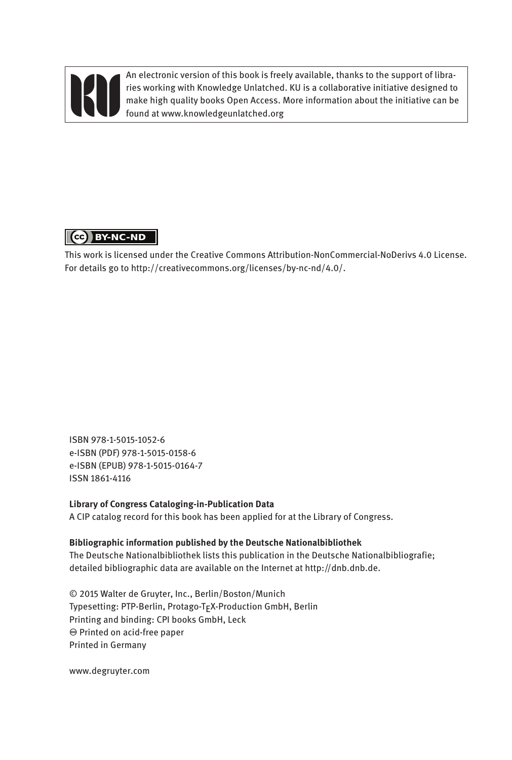An electronic version of this book is freely available, thanks to the support of libraries working with Knowledge Unlatched. KU is a collaborative initiative designed to make high quality books Open Access. More information about the initiative can be found at www.knowledgeunlatched.org

BY-NC-ND

This work is licensed under the Creative Commons Attribution-NonCommercial-NoDerivs 4.0 License. For details go to http://creativecommons.org/licenses/by-nc-nd/4.0/.

ISBN 978-1-5015-1052-6
e-ISBN (PDF) 978-1-5015-0158-6
e-ISBN (EPUB) 978-1-5015-0164-7
ISSN 1861-4116

**Library of Congress Cataloging-in-Publication Data**
A CIP catalog record for this book has been applied for at the Library of Congress.

**Bibliographic information published by the Deutsche Nationalbibliothek**
The Deutsche Nationalbibliothek lists this publication in the Deutsche Nationalbibliografie; detailed bibliographic data are available on the Internet at http://dnb.dnb.de.

© 2015 Walter de Gruyter, Inc., Berlin/Boston/Munich
Typesetting: PTP-Berlin, Protago-TEX-Production GmbH, Berlin
Printing and binding: CPI books GmbH, Leck
♾ Printed on acid-free paper
Printed in Germany

www.degruyter.com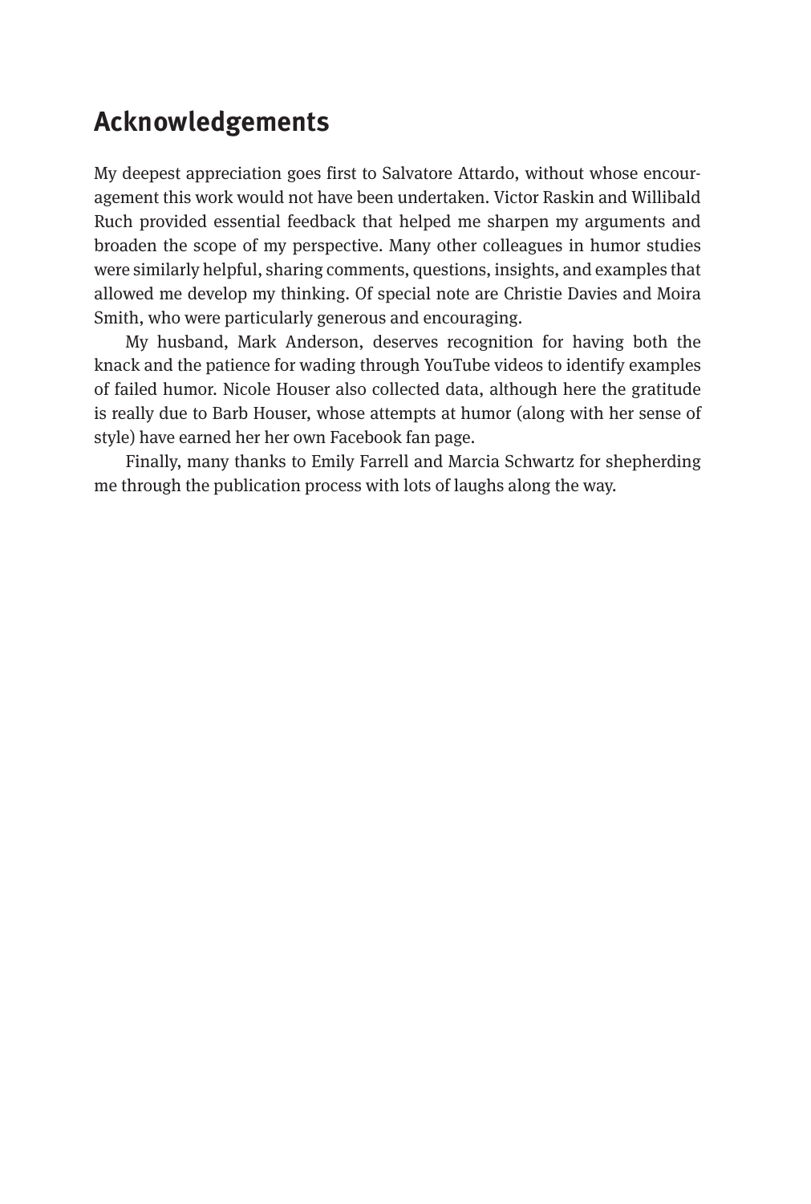# Acknowledgements

My deepest appreciation goes first to Salvatore Attardo, without whose encouragement this work would not have been undertaken. Victor Raskin and Willibald Ruch provided essential feedback that helped me sharpen my arguments and broaden the scope of my perspective. Many other colleagues in humor studies were similarly helpful, sharing comments, questions, insights, and examples that allowed me develop my thinking. Of special note are Christie Davies and Moira Smith, who were particularly generous and encouraging.

My husband, Mark Anderson, deserves recognition for having both the knack and the patience for wading through YouTube videos to identify examples of failed humor. Nicole Houser also collected data, although here the gratitude is really due to Barb Houser, whose attempts at humor (along with her sense of style) have earned her her own Facebook fan page.

Finally, many thanks to Emily Farrell and Marcia Schwartz for shepherding me through the publication process with lots of laughs along the way.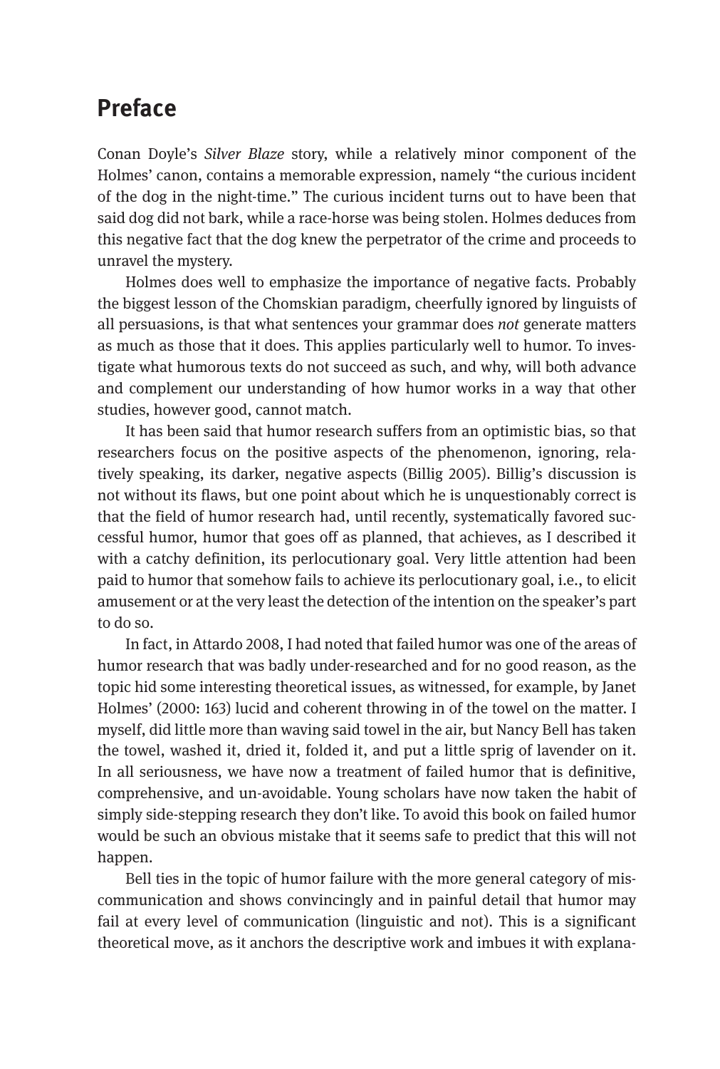# Preface

Conan Doyle's *Silver Blaze* story, while a relatively minor component of the Holmes' canon, contains a memorable expression, namely "the curious incident of the dog in the night-time." The curious incident turns out to have been that said dog did not bark, while a race-horse was being stolen. Holmes deduces from this negative fact that the dog knew the perpetrator of the crime and proceeds to unravel the mystery.

Holmes does well to emphasize the importance of negative facts. Probably the biggest lesson of the Chomskian paradigm, cheerfully ignored by linguists of all persuasions, is that what sentences your grammar does *not* generate matters as much as those that it does. This applies particularly well to humor. To investigate what humorous texts do not succeed as such, and why, will both advance and complement our understanding of how humor works in a way that other studies, however good, cannot match.

It has been said that humor research suffers from an optimistic bias, so that researchers focus on the positive aspects of the phenomenon, ignoring, relatively speaking, its darker, negative aspects (Billig 2005). Billig's discussion is not without its flaws, but one point about which he is unquestionably correct is that the field of humor research had, until recently, systematically favored successful humor, humor that goes off as planned, that achieves, as I described it with a catchy definition, its perlocutionary goal. Very little attention had been paid to humor that somehow fails to achieve its perlocutionary goal, i.e., to elicit amusement or at the very least the detection of the intention on the speaker's part to do so.

In fact, in Attardo 2008, I had noted that failed humor was one of the areas of humor research that was badly under-researched and for no good reason, as the topic hid some interesting theoretical issues, as witnessed, for example, by Janet Holmes' (2000: 163) lucid and coherent throwing in of the towel on the matter. I myself, did little more than waving said towel in the air, but Nancy Bell has taken the towel, washed it, dried it, folded it, and put a little sprig of lavender on it. In all seriousness, we have now a treatment of failed humor that is definitive, comprehensive, and un-avoidable. Young scholars have now taken the habit of simply side-stepping research they don't like. To avoid this book on failed humor would be such an obvious mistake that it seems safe to predict that this will not happen.

Bell ties in the topic of humor failure with the more general category of miscommunication and shows convincingly and in painful detail that humor may fail at every level of communication (linguistic and not). This is a significant theoretical move, as it anchors the descriptive work and imbues it with explana-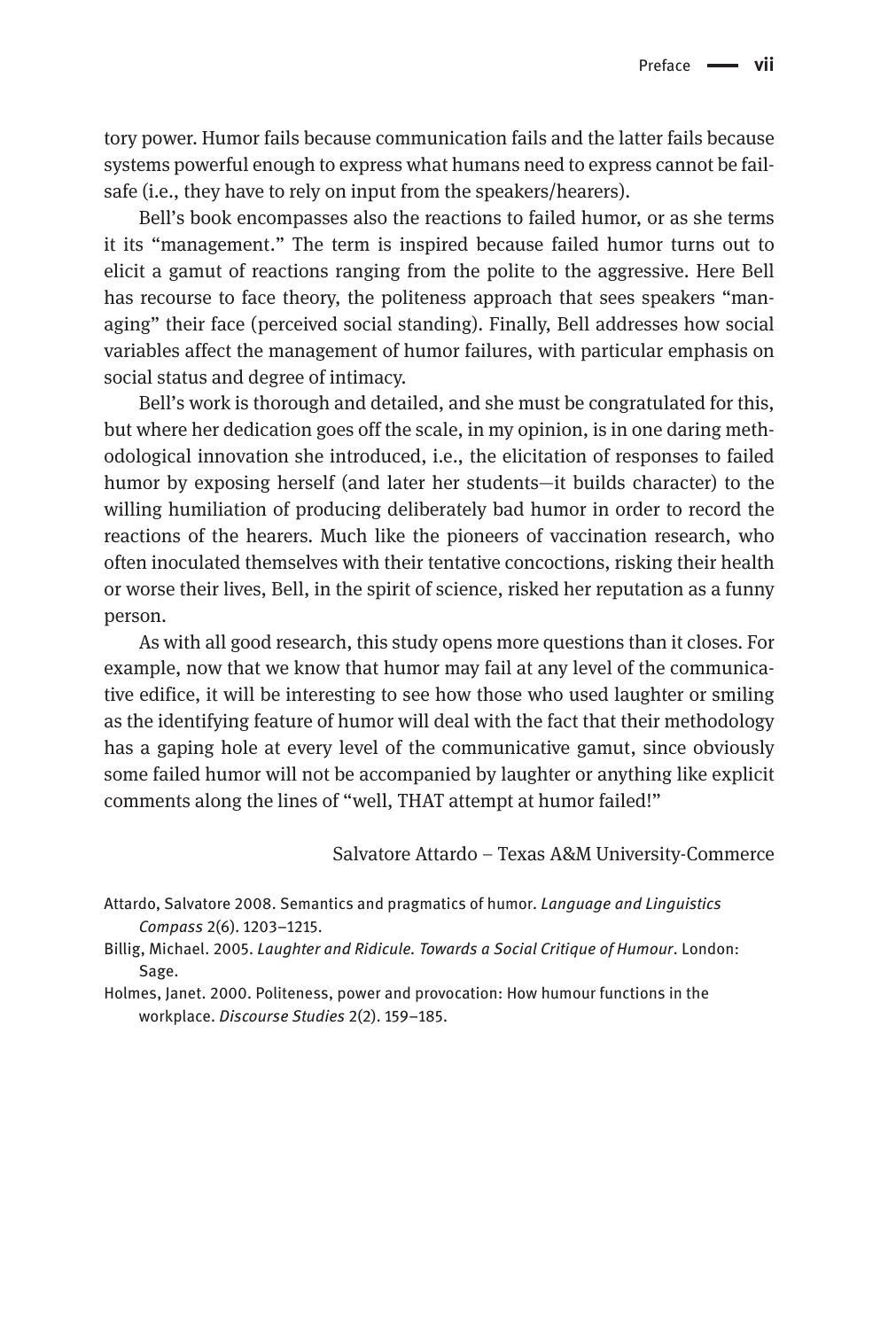tory power. Humor fails because communication fails and the latter fails because systems powerful enough to express what humans need to express cannot be fail-safe (i.e., they have to rely on input from the speakers/hearers).

Bell's book encompasses also the reactions to failed humor, or as she terms it its "management." The term is inspired because failed humor turns out to elicit a gamut of reactions ranging from the polite to the aggressive. Here Bell has recourse to face theory, the politeness approach that sees speakers "managing" their face (perceived social standing). Finally, Bell addresses how social variables affect the management of humor failures, with particular emphasis on social status and degree of intimacy.

Bell's work is thorough and detailed, and she must be congratulated for this, but where her dedication goes off the scale, in my opinion, is in one daring methodological innovation she introduced, i.e., the elicitation of responses to failed humor by exposing herself (and later her students—it builds character) to the willing humiliation of producing deliberately bad humor in order to record the reactions of the hearers. Much like the pioneers of vaccination research, who often inoculated themselves with their tentative concoctions, risking their health or worse their lives, Bell, in the spirit of science, risked her reputation as a funny person.

As with all good research, this study opens more questions than it closes. For example, now that we know that humor may fail at any level of the communicative edifice, it will be interesting to see how those who used laughter or smiling as the identifying feature of humor will deal with the fact that their methodology has a gaping hole at every level of the communicative gamut, since obviously some failed humor will not be accompanied by laughter or anything like explicit comments along the lines of "well, THAT attempt at humor failed!"

Salvatore Attardo – Texas A&M University-Commerce

Attardo, Salvatore 2008. Semantics and pragmatics of humor. *Language and Linguistics Compass* 2(6). 1203–1215.

Billig, Michael. 2005. *Laughter and Ridicule. Towards a Social Critique of Humour*. London: Sage.

Holmes, Janet. 2000. Politeness, power and provocation: How humour functions in the workplace. *Discourse Studies* 2(2). 159–185.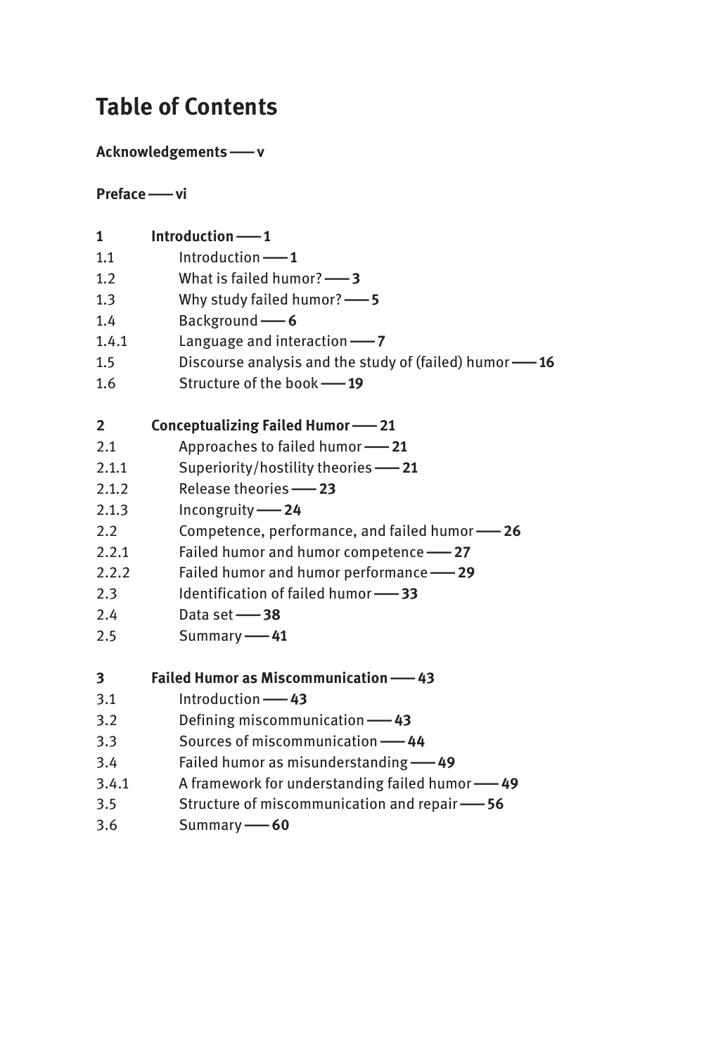# Table of Contents

**Acknowledgements —— v**

**Preface —— vi**

**1 Introduction —— 1**

1.1 Introduction —— 1
1.2 What is failed humor? —— 3
1.3 Why study failed humor? —— 5
1.4 Background —— 6
1.4.1 Language and interaction —— 7
1.5 Discourse analysis and the study of (failed) humor —— 16
1.6 Structure of the book —— 19

**2 Conceptualizing Failed Humor —— 21**

2.1 Approaches to failed humor —— 21
2.1.1 Superiority/hostility theories —— 21
2.1.2 Release theories —— 23
2.1.3 Incongruity —— 24
2.2 Competence, performance, and failed humor —— 26
2.2.1 Failed humor and humor competence —— 27
2.2.2 Failed humor and humor performance —— 29
2.3 Identification of failed humor —— 33
2.4 Data set —— 38
2.5 Summary —— 41

**3 Failed Humor as Miscommunication —— 43**

3.1 Introduction —— 43
3.2 Defining miscommunication —— 43
3.3 Sources of miscommunication —— 44
3.4 Failed humor as misunderstanding —— 49
3.4.1 A framework for understanding failed humor —— 49
3.5 Structure of miscommunication and repair —— 56
3.6 Summary —— 60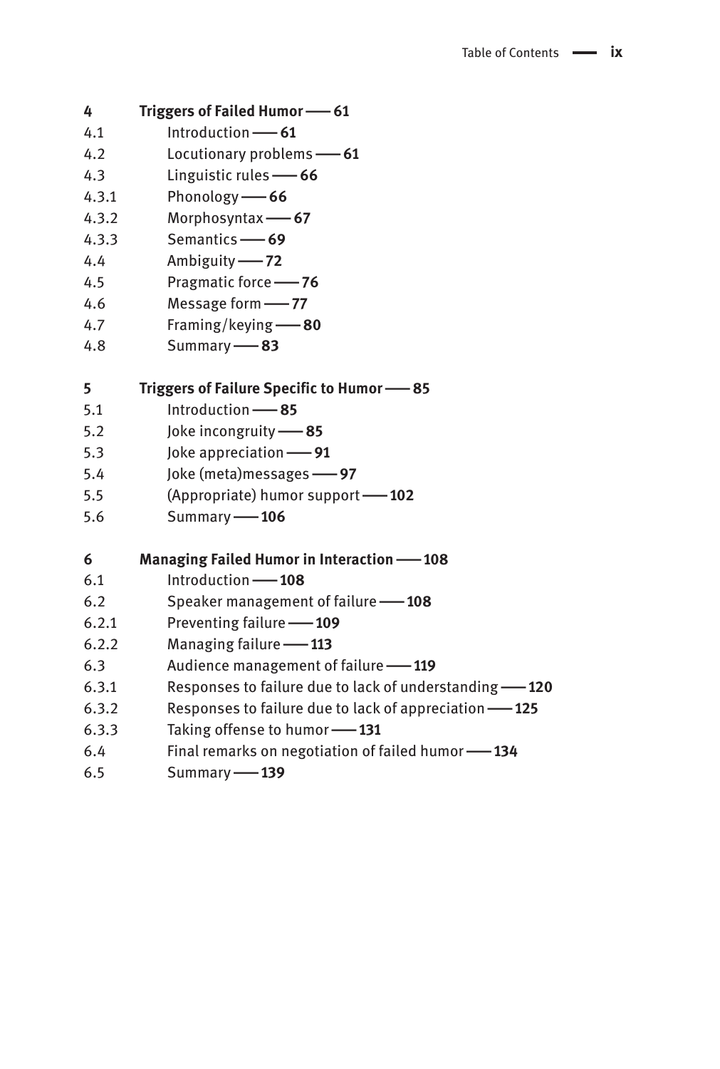**4 Triggers of Failed Humor —— 61**

4.1 Introduction —— 61
4.2 Locutionary problems —— 61
4.3 Linguistic rules —— 66
4.3.1 Phonology —— 66
4.3.2 Morphosyntax —— 67
4.3.3 Semantics —— 69
4.4 Ambiguity —— 72
4.5 Pragmatic force —— 76
4.6 Message form —— 77
4.7 Framing/keying —— 80
4.8 Summary —— 83

**5 Triggers of Failure Specific to Humor —— 85**

5.1 Introduction —— 85
5.2 Joke incongruity —— 85
5.3 Joke appreciation —— 91
5.4 Joke (meta)messages —— 97
5.5 (Appropriate) humor support —— 102
5.6 Summary —— 106

**6 Managing Failed Humor in Interaction —— 108**

6.1 Introduction —— 108
6.2 Speaker management of failure —— 108
6.2.1 Preventing failure —— 109
6.2.2 Managing failure —— 113
6.3 Audience management of failure —— 119
6.3.1 Responses to failure due to lack of understanding —— 120
6.3.2 Responses to failure due to lack of appreciation —— 125
6.3.3 Taking offense to humor —— 131
6.4 Final remarks on negotiation of failed humor —— 134
6.5 Summary —— 139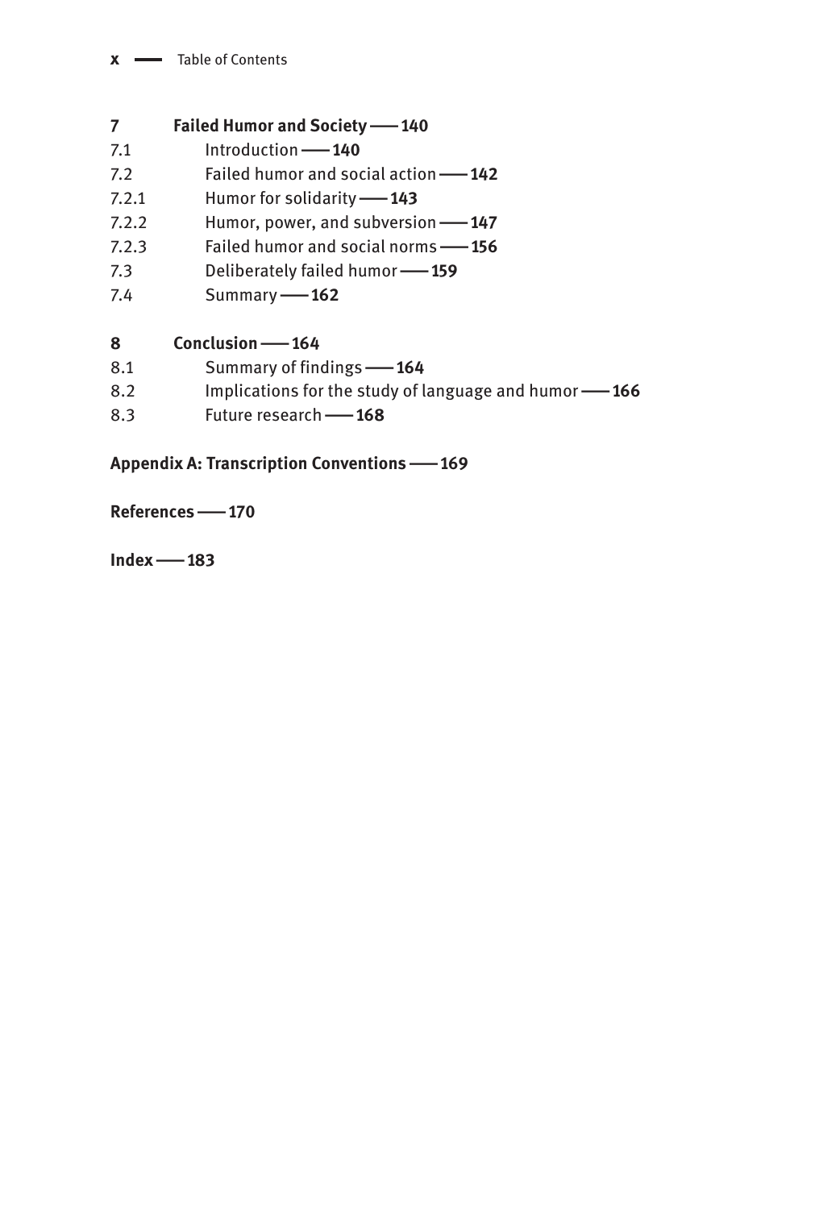**7 Failed Humor and Society —— 140**

7.1 Introduction —— **140**

7.2 Failed humor and social action —— **142**

7.2.1 Humor for solidarity —— **143**

7.2.2 Humor, power, and subversion —— **147**

7.2.3 Failed humor and social norms —— **156**

7.3 Deliberately failed humor —— **159**

7.4 Summary —— **162**

**8 Conclusion —— 164**

8.1 Summary of findings —— **164**

8.2 Implications for the study of language and humor —— **166**

8.3 Future research —— **168**

**Appendix A: Transcription Conventions —— 169**

**References —— 170**

**Index —— 183**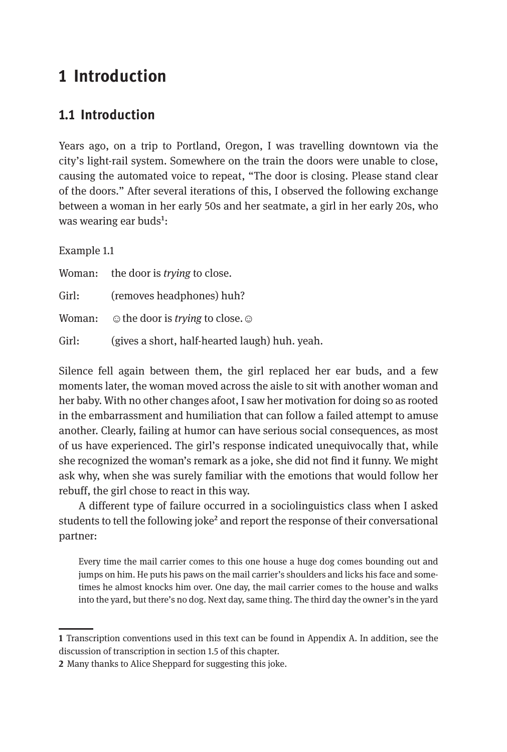# 1 Introduction

## 1.1 Introduction

Years ago, on a trip to Portland, Oregon, I was travelling downtown via the city's light-rail system. Somewhere on the train the doors were unable to close, causing the automated voice to repeat, "The door is closing. Please stand clear of the doors." After several iterations of this, I observed the following exchange between a woman in her early 50s and her seatmate, a girl in her early 20s, who was wearing ear buds[1]:

Example 1.1

Woman: the door is *trying* to close.

Girl: (removes headphones) huh?

Woman: ☺the door is *trying* to close.☺

Girl: (gives a short, half-hearted laugh) huh. yeah.

Silence fell again between them, the girl replaced her ear buds, and a few moments later, the woman moved across the aisle to sit with another woman and her baby. With no other changes afoot, I saw her motivation for doing so as rooted in the embarrassment and humiliation that can follow a failed attempt to amuse another. Clearly, failing at humor can have serious social consequences, as most of us have experienced. The girl's response indicated unequivocally that, while she recognized the woman's remark as a joke, she did not find it funny. We might ask why, when she was surely familiar with the emotions that would follow her rebuff, the girl chose to react in this way.

A different type of failure occurred in a sociolinguistics class when I asked students to tell the following joke[2] and report the response of their conversational partner:

> Every time the mail carrier comes to this one house a huge dog comes bounding out and jumps on him. He puts his paws on the mail carrier's shoulders and licks his face and sometimes he almost knocks him over. One day, the mail carrier comes to the house and walks into the yard, but there's no dog. Next day, same thing. The third day the owner's in the yard

---

**1** Transcription conventions used in this text can be found in Appendix A. In addition, see the discussion of transcription in section 1.5 of this chapter.

**2** Many thanks to Alice Sheppard for suggesting this joke.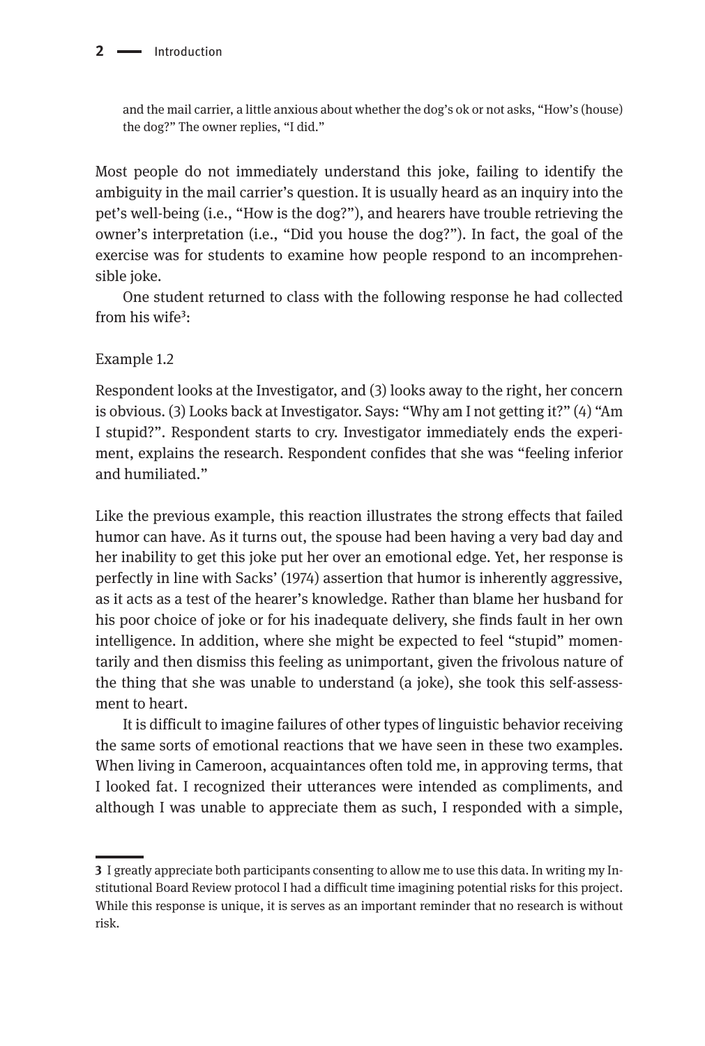and the mail carrier, a little anxious about whether the dog's ok or not asks, "How's (house) the dog?" The owner replies, "I did."

Most people do not immediately understand this joke, failing to identify the ambiguity in the mail carrier's question. It is usually heard as an inquiry into the pet's well-being (i.e., "How is the dog?"), and hearers have trouble retrieving the owner's interpretation (i.e., "Did you house the dog?"). In fact, the goal of the exercise was for students to examine how people respond to an incomprehensible joke.

One student returned to class with the following response he had collected from his wife[3]:

Example 1.2

Respondent looks at the Investigator, and (3) looks away to the right, her concern is obvious. (3) Looks back at Investigator. Says: "Why am I not getting it?" (4) "Am I stupid?". Respondent starts to cry. Investigator immediately ends the experiment, explains the research. Respondent confides that she was "feeling inferior and humiliated."

Like the previous example, this reaction illustrates the strong effects that failed humor can have. As it turns out, the spouse had been having a very bad day and her inability to get this joke put her over an emotional edge. Yet, her response is perfectly in line with Sacks' (1974) assertion that humor is inherently aggressive, as it acts as a test of the hearer's knowledge. Rather than blame her husband for his poor choice of joke or for his inadequate delivery, she finds fault in her own intelligence. In addition, where she might be expected to feel "stupid" momentarily and then dismiss this feeling as unimportant, given the frivolous nature of the thing that she was unable to understand (a joke), she took this self-assessment to heart.

It is difficult to imagine failures of other types of linguistic behavior receiving the same sorts of emotional reactions that we have seen in these two examples. When living in Cameroon, acquaintances often told me, in approving terms, that I looked fat. I recognized their utterances were intended as compliments, and although I was unable to appreciate them as such, I responded with a simple,

---

3 I greatly appreciate both participants consenting to allow me to use this data. In writing my Institutional Board Review protocol I had a difficult time imagining potential risks for this project. While this response is unique, it is serves as an important reminder that no research is without risk.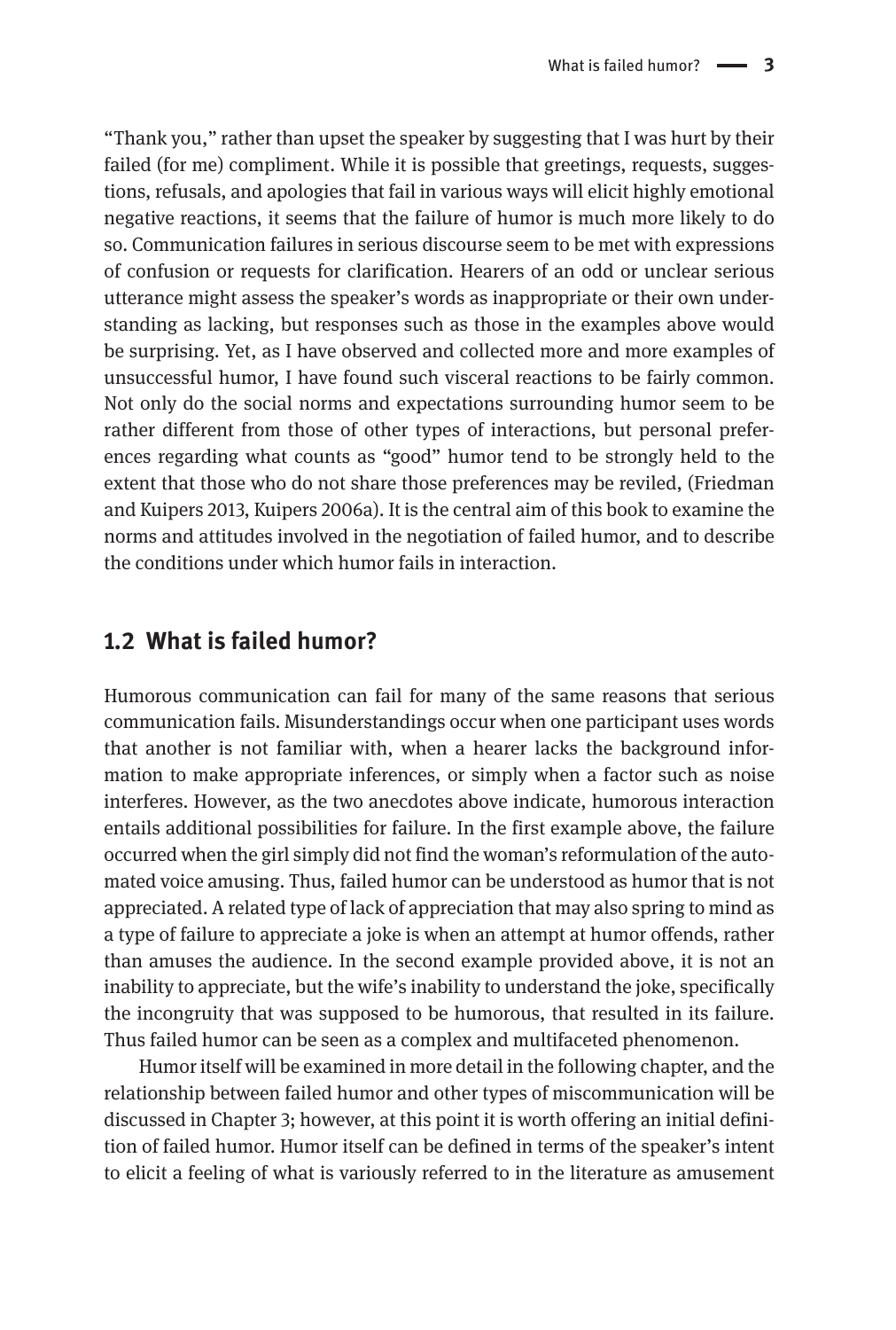"Thank you," rather than upset the speaker by suggesting that I was hurt by their failed (for me) compliment. While it is possible that greetings, requests, suggestions, refusals, and apologies that fail in various ways will elicit highly emotional negative reactions, it seems that the failure of humor is much more likely to do so. Communication failures in serious discourse seem to be met with expressions of confusion or requests for clarification. Hearers of an odd or unclear serious utterance might assess the speaker's words as inappropriate or their own understanding as lacking, but responses such as those in the examples above would be surprising. Yet, as I have observed and collected more and more examples of unsuccessful humor, I have found such visceral reactions to be fairly common. Not only do the social norms and expectations surrounding humor seem to be rather different from those of other types of interactions, but personal preferences regarding what counts as "good" humor tend to be strongly held to the extent that those who do not share those preferences may be reviled, (Friedman and Kuipers 2013, Kuipers 2006a). It is the central aim of this book to examine the norms and attitudes involved in the negotiation of failed humor, and to describe the conditions under which humor fails in interaction.

## 1.2 What is failed humor?

Humorous communication can fail for many of the same reasons that serious communication fails. Misunderstandings occur when one participant uses words that another is not familiar with, when a hearer lacks the background information to make appropriate inferences, or simply when a factor such as noise interferes. However, as the two anecdotes above indicate, humorous interaction entails additional possibilities for failure. In the first example above, the failure occurred when the girl simply did not find the woman's reformulation of the automated voice amusing. Thus, failed humor can be understood as humor that is not appreciated. A related type of lack of appreciation that may also spring to mind as a type of failure to appreciate a joke is when an attempt at humor offends, rather than amuses the audience. In the second example provided above, it is not an inability to appreciate, but the wife's inability to understand the joke, specifically the incongruity that was supposed to be humorous, that resulted in its failure. Thus failed humor can be seen as a complex and multifaceted phenomenon.

Humor itself will be examined in more detail in the following chapter, and the relationship between failed humor and other types of miscommunication will be discussed in Chapter 3; however, at this point it is worth offering an initial definition of failed humor. Humor itself can be defined in terms of the speaker's intent to elicit a feeling of what is variously referred to in the literature as amusement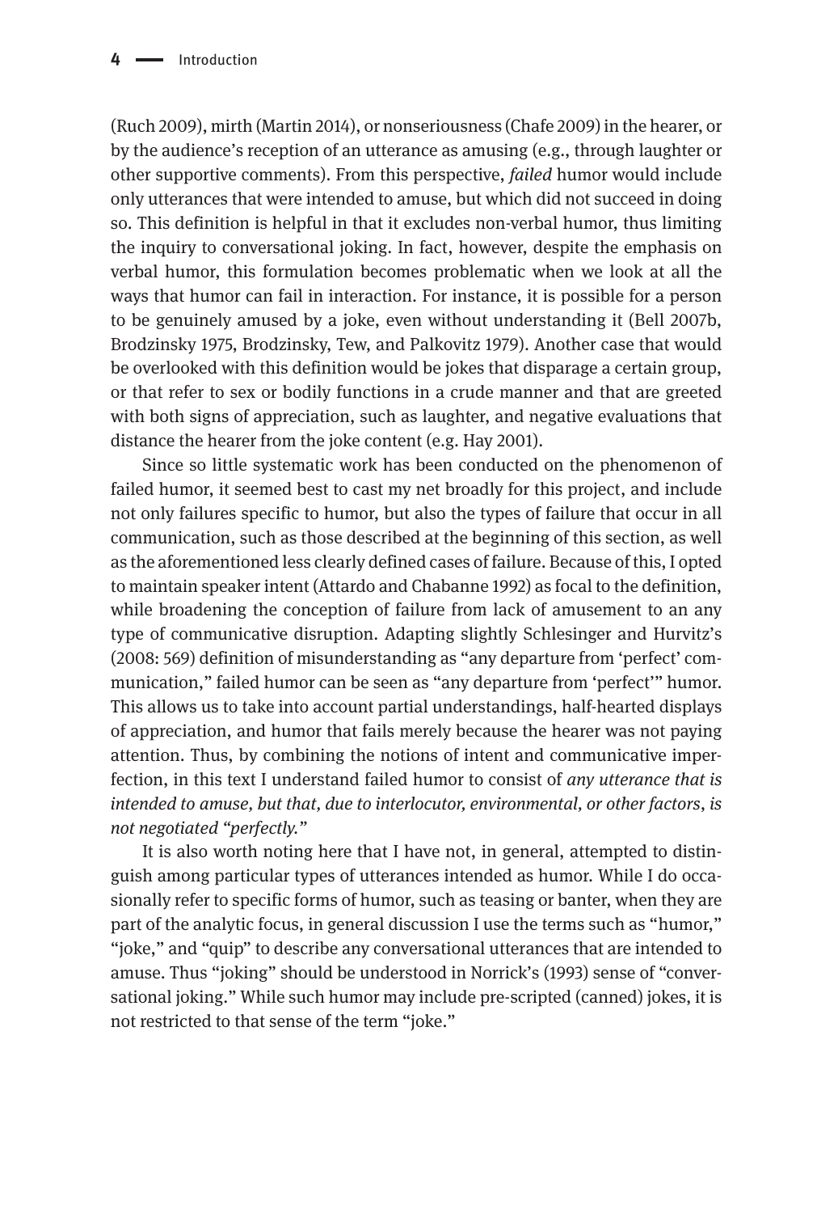(Ruch 2009), mirth (Martin 2014), or nonseriousness (Chafe 2009) in the hearer, or by the audience's reception of an utterance as amusing (e.g., through laughter or other supportive comments). From this perspective, *failed* humor would include only utterances that were intended to amuse, but which did not succeed in doing so. This definition is helpful in that it excludes non-verbal humor, thus limiting the inquiry to conversational joking. In fact, however, despite the emphasis on verbal humor, this formulation becomes problematic when we look at all the ways that humor can fail in interaction. For instance, it is possible for a person to be genuinely amused by a joke, even without understanding it (Bell 2007b, Brodzinsky 1975, Brodzinsky, Tew, and Palkovitz 1979). Another case that would be overlooked with this definition would be jokes that disparage a certain group, or that refer to sex or bodily functions in a crude manner and that are greeted with both signs of appreciation, such as laughter, and negative evaluations that distance the hearer from the joke content (e.g. Hay 2001).

Since so little systematic work has been conducted on the phenomenon of failed humor, it seemed best to cast my net broadly for this project, and include not only failures specific to humor, but also the types of failure that occur in all communication, such as those described at the beginning of this section, as well as the aforementioned less clearly defined cases of failure. Because of this, I opted to maintain speaker intent (Attardo and Chabanne 1992) as focal to the definition, while broadening the conception of failure from lack of amusement to an any type of communicative disruption. Adapting slightly Schlesinger and Hurvitz's (2008: 569) definition of misunderstanding as "any departure from 'perfect' communication," failed humor can be seen as "any departure from 'perfect'" humor. This allows us to take into account partial understandings, half-hearted displays of appreciation, and humor that fails merely because the hearer was not paying attention. Thus, by combining the notions of intent and communicative imperfection, in this text I understand failed humor to consist of *any utterance that is intended to amuse, but that, due to interlocutor, environmental, or other factors, is not negotiated "perfectly."*

It is also worth noting here that I have not, in general, attempted to distinguish among particular types of utterances intended as humor. While I do occasionally refer to specific forms of humor, such as teasing or banter, when they are part of the analytic focus, in general discussion I use the terms such as "humor," "joke," and "quip" to describe any conversational utterances that are intended to amuse. Thus "joking" should be understood in Norrick's (1993) sense of "conversational joking." While such humor may include pre-scripted (canned) jokes, it is not restricted to that sense of the term "joke."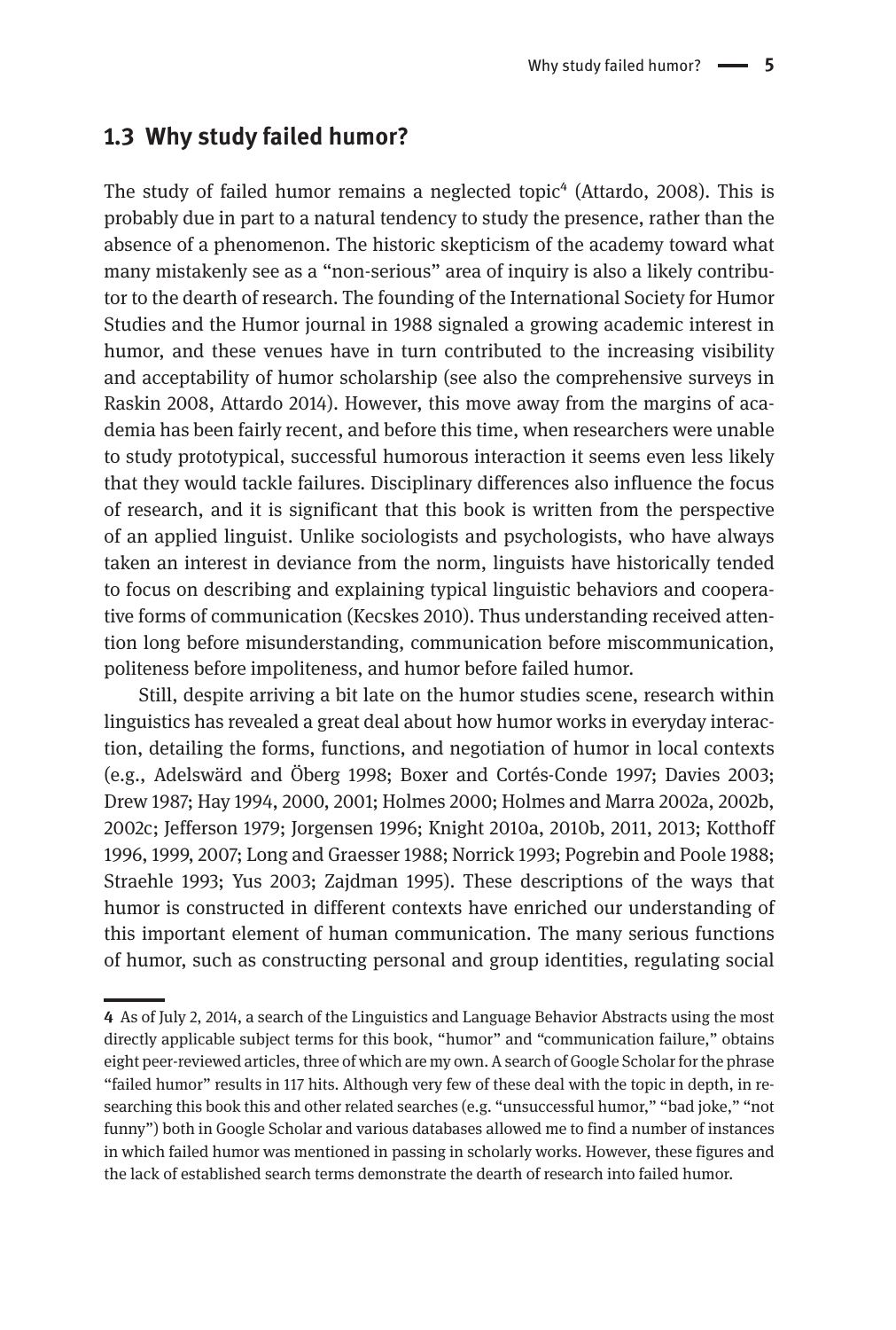## 1.3 Why study failed humor?

The study of failed humor remains a neglected topic[4] (Attardo, 2008). This is probably due in part to a natural tendency to study the presence, rather than the absence of a phenomenon. The historic skepticism of the academy toward what many mistakenly see as a "non-serious" area of inquiry is also a likely contributor to the dearth of research. The founding of the International Society for Humor Studies and the Humor journal in 1988 signaled a growing academic interest in humor, and these venues have in turn contributed to the increasing visibility and acceptability of humor scholarship (see also the comprehensive surveys in Raskin 2008, Attardo 2014). However, this move away from the margins of academia has been fairly recent, and before this time, when researchers were unable to study prototypical, successful humorous interaction it seems even less likely that they would tackle failures. Disciplinary differences also influence the focus of research, and it is significant that this book is written from the perspective of an applied linguist. Unlike sociologists and psychologists, who have always taken an interest in deviance from the norm, linguists have historically tended to focus on describing and explaining typical linguistic behaviors and cooperative forms of communication (Kecskes 2010). Thus understanding received attention long before misunderstanding, communication before miscommunication, politeness before impoliteness, and humor before failed humor.

Still, despite arriving a bit late on the humor studies scene, research within linguistics has revealed a great deal about how humor works in everyday interaction, detailing the forms, functions, and negotiation of humor in local contexts (e.g., Adelswärd and Öberg 1998; Boxer and Cortés-Conde 1997; Davies 2003; Drew 1987; Hay 1994, 2000, 2001; Holmes 2000; Holmes and Marra 2002a, 2002b, 2002c; Jefferson 1979; Jorgensen 1996; Knight 2010a, 2010b, 2011, 2013; Kotthoff 1996, 1999, 2007; Long and Graesser 1988; Norrick 1993; Pogrebin and Poole 1988; Straehle 1993; Yus 2003; Zajdman 1995). These descriptions of the ways that humor is constructed in different contexts have enriched our understanding of this important element of human communication. The many serious functions of humor, such as constructing personal and group identities, regulating social

---

4 As of July 2, 2014, a search of the Linguistics and Language Behavior Abstracts using the most directly applicable subject terms for this book, "humor" and "communication failure," obtains eight peer-reviewed articles, three of which are my own. A search of Google Scholar for the phrase "failed humor" results in 117 hits. Although very few of these deal with the topic in depth, in researching this book this and other related searches (e.g. "unsuccessful humor," "bad joke," "not funny") both in Google Scholar and various databases allowed me to find a number of instances in which failed humor was mentioned in passing in scholarly works. However, these figures and the lack of established search terms demonstrate the dearth of research into failed humor.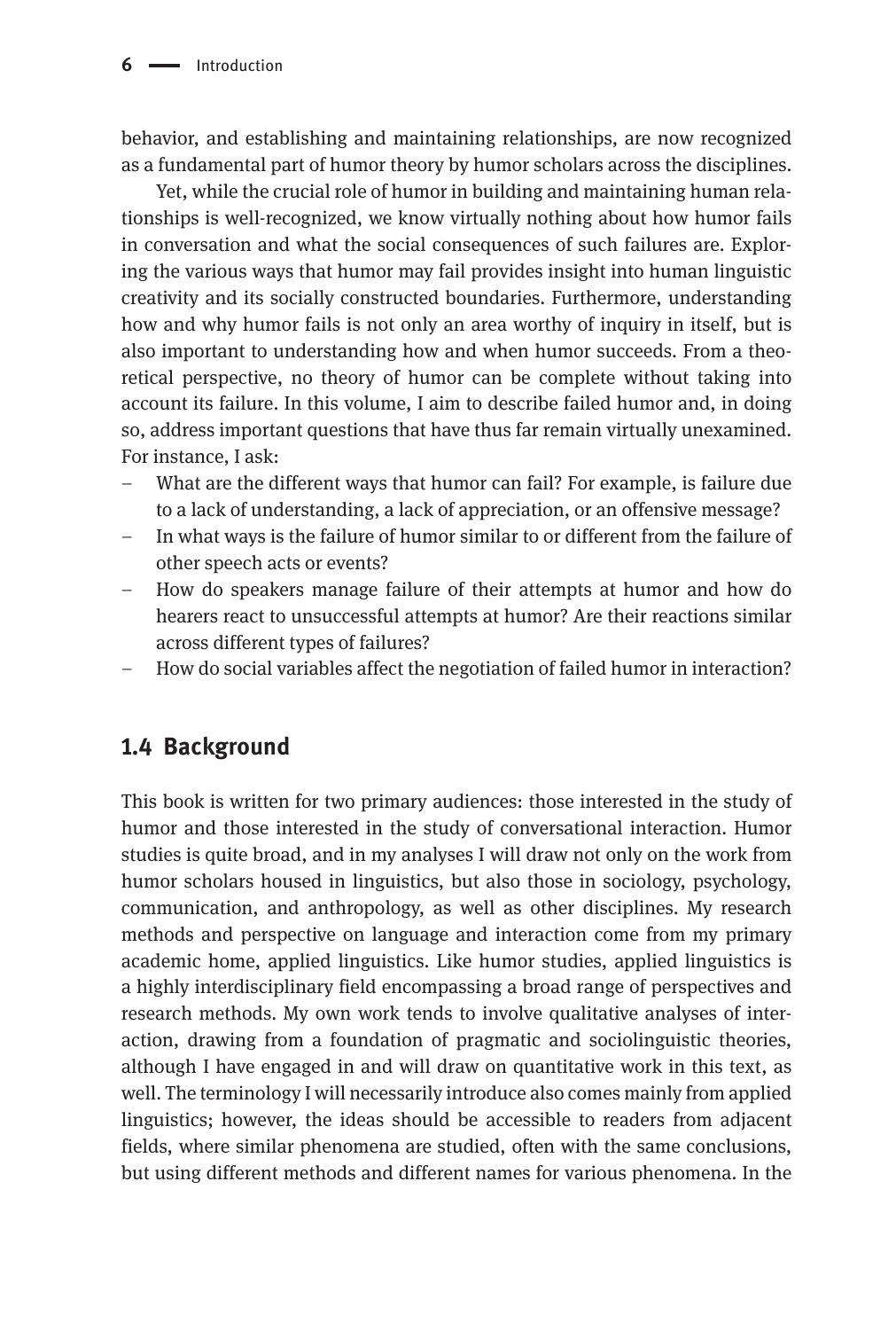behavior, and establishing and maintaining relationships, are now recognized as a fundamental part of humor theory by humor scholars across the disciplines.

Yet, while the crucial role of humor in building and maintaining human relationships is well-recognized, we know virtually nothing about how humor fails in conversation and what the social consequences of such failures are. Exploring the various ways that humor may fail provides insight into human linguistic creativity and its socially constructed boundaries. Furthermore, understanding how and why humor fails is not only an area worthy of inquiry in itself, but is also important to understanding how and when humor succeeds. From a theoretical perspective, no theory of humor can be complete without taking into account its failure. In this volume, I aim to describe failed humor and, in doing so, address important questions that have thus far remain virtually unexamined. For instance, I ask:

- What are the different ways that humor can fail? For example, is failure due to a lack of understanding, a lack of appreciation, or an offensive message?
- In what ways is the failure of humor similar to or different from the failure of other speech acts or events?
- How do speakers manage failure of their attempts at humor and how do hearers react to unsuccessful attempts at humor? Are their reactions similar across different types of failures?
- How do social variables affect the negotiation of failed humor in interaction?

## 1.4 Background

This book is written for two primary audiences: those interested in the study of humor and those interested in the study of conversational interaction. Humor studies is quite broad, and in my analyses I will draw not only on the work from humor scholars housed in linguistics, but also those in sociology, psychology, communication, and anthropology, as well as other disciplines. My research methods and perspective on language and interaction come from my primary academic home, applied linguistics. Like humor studies, applied linguistics is a highly interdisciplinary field encompassing a broad range of perspectives and research methods. My own work tends to involve qualitative analyses of interaction, drawing from a foundation of pragmatic and sociolinguistic theories, although I have engaged in and will draw on quantitative work in this text, as well. The terminology I will necessarily introduce also comes mainly from applied linguistics; however, the ideas should be accessible to readers from adjacent fields, where similar phenomena are studied, often with the same conclusions, but using different methods and different names for various phenomena. In the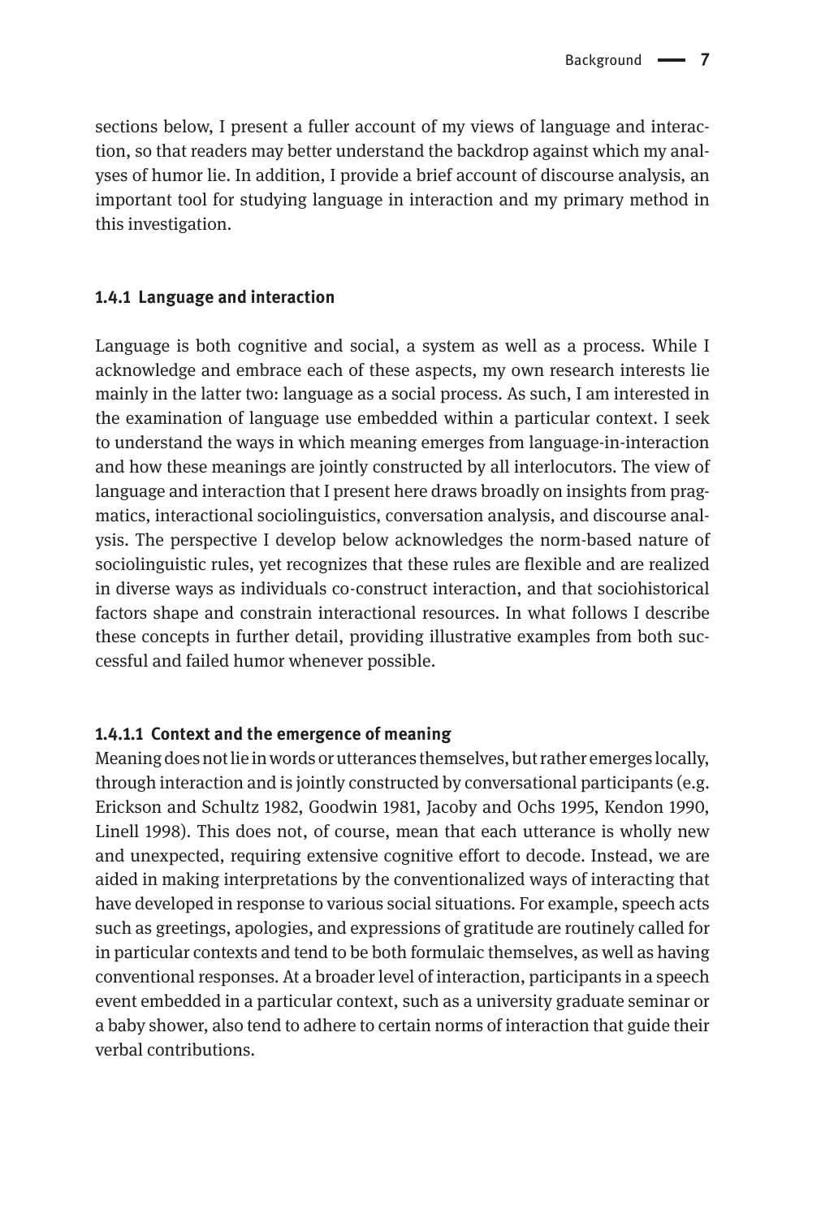sections below, I present a fuller account of my views of language and interaction, so that readers may better understand the backdrop against which my analyses of humor lie. In addition, I provide a brief account of discourse analysis, an important tool for studying language in interaction and my primary method in this investigation.

### 1.4.1 Language and interaction

Language is both cognitive and social, a system as well as a process. While I acknowledge and embrace each of these aspects, my own research interests lie mainly in the latter two: language as a social process. As such, I am interested in the examination of language use embedded within a particular context. I seek to understand the ways in which meaning emerges from language-in-interaction and how these meanings are jointly constructed by all interlocutors. The view of language and interaction that I present here draws broadly on insights from pragmatics, interactional sociolinguistics, conversation analysis, and discourse analysis. The perspective I develop below acknowledges the norm-based nature of sociolinguistic rules, yet recognizes that these rules are flexible and are realized in diverse ways as individuals co-construct interaction, and that sociohistorical factors shape and constrain interactional resources. In what follows I describe these concepts in further detail, providing illustrative examples from both successful and failed humor whenever possible.

#### 1.4.1.1 Context and the emergence of meaning

Meaning does not lie in words or utterances themselves, but rather emerges locally, through interaction and is jointly constructed by conversational participants (e.g. Erickson and Schultz 1982, Goodwin 1981, Jacoby and Ochs 1995, Kendon 1990, Linell 1998). This does not, of course, mean that each utterance is wholly new and unexpected, requiring extensive cognitive effort to decode. Instead, we are aided in making interpretations by the conventionalized ways of interacting that have developed in response to various social situations. For example, speech acts such as greetings, apologies, and expressions of gratitude are routinely called for in particular contexts and tend to be both formulaic themselves, as well as having conventional responses. At a broader level of interaction, participants in a speech event embedded in a particular context, such as a university graduate seminar or a baby shower, also tend to adhere to certain norms of interaction that guide their verbal contributions.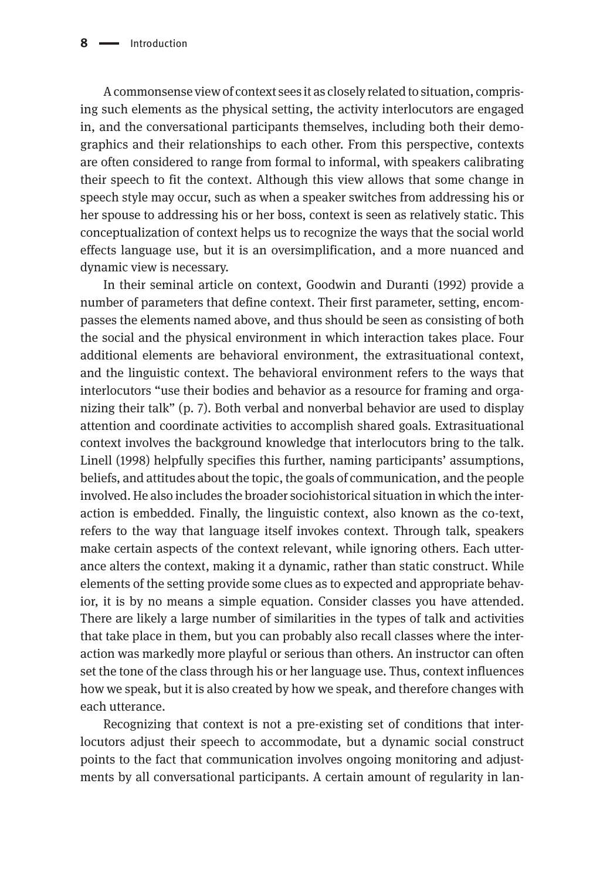A commonsense view of context sees it as closely related to situation, comprising such elements as the physical setting, the activity interlocutors are engaged in, and the conversational participants themselves, including both their demographics and their relationships to each other. From this perspective, contexts are often considered to range from formal to informal, with speakers calibrating their speech to fit the context. Although this view allows that some change in speech style may occur, such as when a speaker switches from addressing his or her spouse to addressing his or her boss, context is seen as relatively static. This conceptualization of context helps us to recognize the ways that the social world effects language use, but it is an oversimplification, and a more nuanced and dynamic view is necessary.

In their seminal article on context, Goodwin and Duranti (1992) provide a number of parameters that define context. Their first parameter, setting, encompasses the elements named above, and thus should be seen as consisting of both the social and the physical environment in which interaction takes place. Four additional elements are behavioral environment, the extrasituational context, and the linguistic context. The behavioral environment refers to the ways that interlocutors "use their bodies and behavior as a resource for framing and organizing their talk" (p. 7). Both verbal and nonverbal behavior are used to display attention and coordinate activities to accomplish shared goals. Extrasituational context involves the background knowledge that interlocutors bring to the talk. Linell (1998) helpfully specifies this further, naming participants' assumptions, beliefs, and attitudes about the topic, the goals of communication, and the people involved. He also includes the broader sociohistorical situation in which the interaction is embedded. Finally, the linguistic context, also known as the co-text, refers to the way that language itself invokes context. Through talk, speakers make certain aspects of the context relevant, while ignoring others. Each utterance alters the context, making it a dynamic, rather than static construct. While elements of the setting provide some clues as to expected and appropriate behavior, it is by no means a simple equation. Consider classes you have attended. There are likely a large number of similarities in the types of talk and activities that take place in them, but you can probably also recall classes where the interaction was markedly more playful or serious than others. An instructor can often set the tone of the class through his or her language use. Thus, context influences how we speak, but it is also created by how we speak, and therefore changes with each utterance.

Recognizing that context is not a pre-existing set of conditions that interlocutors adjust their speech to accommodate, but a dynamic social construct points to the fact that communication involves ongoing monitoring and adjustments by all conversational participants. A certain amount of regularity in lan-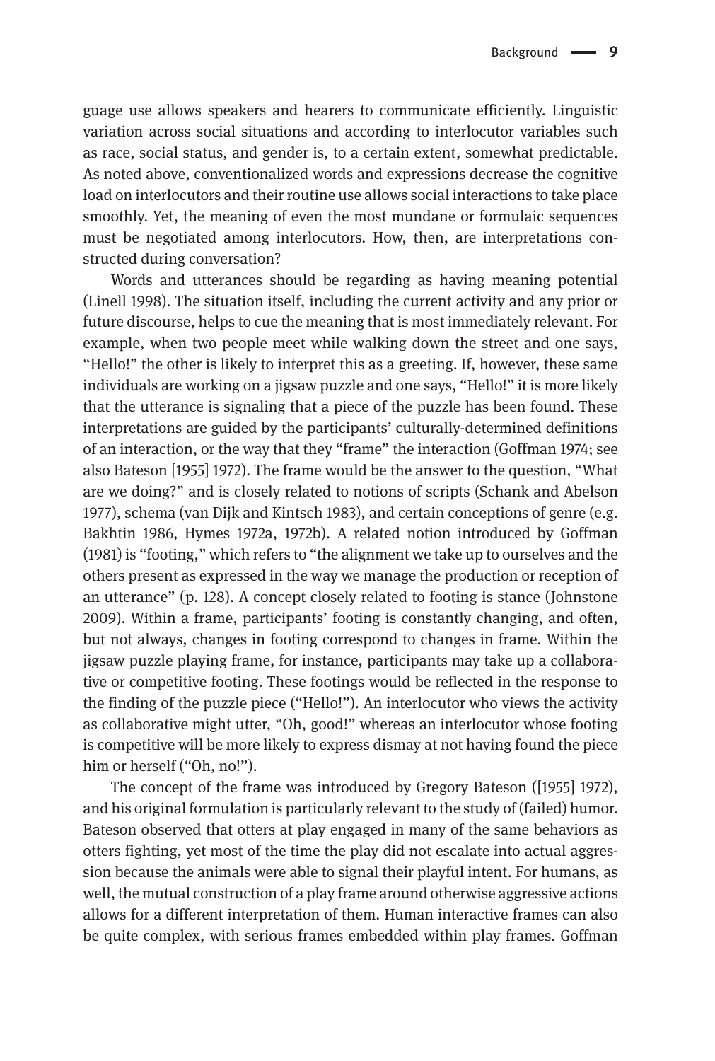guage use allows speakers and hearers to communicate efficiently. Linguistic variation across social situations and according to interlocutor variables such as race, social status, and gender is, to a certain extent, somewhat predictable. As noted above, conventionalized words and expressions decrease the cognitive load on interlocutors and their routine use allows social interactions to take place smoothly. Yet, the meaning of even the most mundane or formulaic sequences must be negotiated among interlocutors. How, then, are interpretations constructed during conversation?

Words and utterances should be regarding as having meaning potential (Linell 1998). The situation itself, including the current activity and any prior or future discourse, helps to cue the meaning that is most immediately relevant. For example, when two people meet while walking down the street and one says, "Hello!" the other is likely to interpret this as a greeting. If, however, these same individuals are working on a jigsaw puzzle and one says, "Hello!" it is more likely that the utterance is signaling that a piece of the puzzle has been found. These interpretations are guided by the participants' culturally-determined definitions of an interaction, or the way that they "frame" the interaction (Goffman 1974; see also Bateson [1955] 1972). The frame would be the answer to the question, "What are we doing?" and is closely related to notions of scripts (Schank and Abelson 1977), schema (van Dijk and Kintsch 1983), and certain conceptions of genre (e.g. Bakhtin 1986, Hymes 1972a, 1972b). A related notion introduced by Goffman (1981) is "footing," which refers to "the alignment we take up to ourselves and the others present as expressed in the way we manage the production or reception of an utterance" (p. 128). A concept closely related to footing is stance (Johnstone 2009). Within a frame, participants' footing is constantly changing, and often, but not always, changes in footing correspond to changes in frame. Within the jigsaw puzzle playing frame, for instance, participants may take up a collaborative or competitive footing. These footings would be reflected in the response to the finding of the puzzle piece ("Hello!"). An interlocutor who views the activity as collaborative might utter, "Oh, good!" whereas an interlocutor whose footing is competitive will be more likely to express dismay at not having found the piece him or herself ("Oh, no!").

The concept of the frame was introduced by Gregory Bateson ([1955] 1972), and his original formulation is particularly relevant to the study of (failed) humor. Bateson observed that otters at play engaged in many of the same behaviors as otters fighting, yet most of the time the play did not escalate into actual aggression because the animals were able to signal their playful intent. For humans, as well, the mutual construction of a play frame around otherwise aggressive actions allows for a different interpretation of them. Human interactive frames can also be quite complex, with serious frames embedded within play frames. Goffman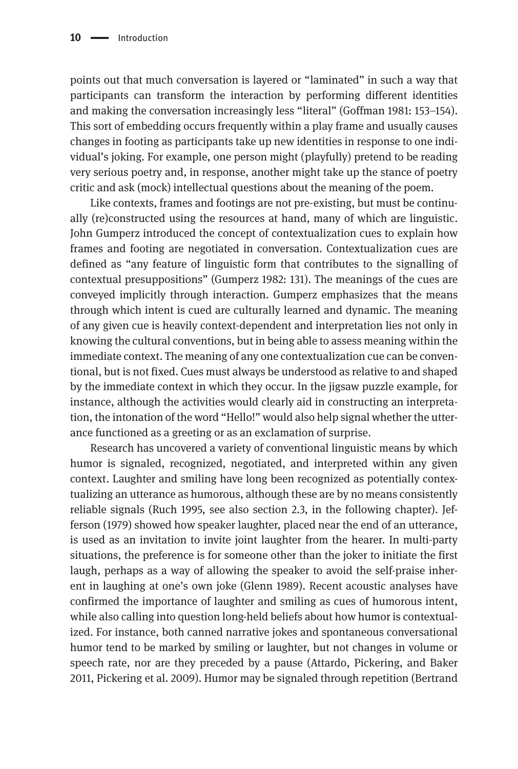points out that much conversation is layered or "laminated" in such a way that participants can transform the interaction by performing different identities and making the conversation increasingly less "literal" (Goffman 1981: 153–154). This sort of embedding occurs frequently within a play frame and usually causes changes in footing as participants take up new identities in response to one individual's joking. For example, one person might (playfully) pretend to be reading very serious poetry and, in response, another might take up the stance of poetry critic and ask (mock) intellectual questions about the meaning of the poem.

Like contexts, frames and footings are not pre-existing, but must be continually (re)constructed using the resources at hand, many of which are linguistic. John Gumperz introduced the concept of contextualization cues to explain how frames and footing are negotiated in conversation. Contextualization cues are defined as "any feature of linguistic form that contributes to the signalling of contextual presuppositions" (Gumperz 1982: 131). The meanings of the cues are conveyed implicitly through interaction. Gumperz emphasizes that the means through which intent is cued are culturally learned and dynamic. The meaning of any given cue is heavily context-dependent and interpretation lies not only in knowing the cultural conventions, but in being able to assess meaning within the immediate context. The meaning of any one contextualization cue can be conventional, but is not fixed. Cues must always be understood as relative to and shaped by the immediate context in which they occur. In the jigsaw puzzle example, for instance, although the activities would clearly aid in constructing an interpretation, the intonation of the word "Hello!" would also help signal whether the utterance functioned as a greeting or as an exclamation of surprise.

Research has uncovered a variety of conventional linguistic means by which humor is signaled, recognized, negotiated, and interpreted within any given context. Laughter and smiling have long been recognized as potentially contextualizing an utterance as humorous, although these are by no means consistently reliable signals (Ruch 1995, see also section 2.3, in the following chapter). Jefferson (1979) showed how speaker laughter, placed near the end of an utterance, is used as an invitation to invite joint laughter from the hearer. In multi-party situations, the preference is for someone other than the joker to initiate the first laugh, perhaps as a way of allowing the speaker to avoid the self-praise inherent in laughing at one's own joke (Glenn 1989). Recent acoustic analyses have confirmed the importance of laughter and smiling as cues of humorous intent, while also calling into question long-held beliefs about how humor is contextualized. For instance, both canned narrative jokes and spontaneous conversational humor tend to be marked by smiling or laughter, but not changes in volume or speech rate, nor are they preceded by a pause (Attardo, Pickering, and Baker 2011, Pickering et al. 2009). Humor may be signaled through repetition (Bertrand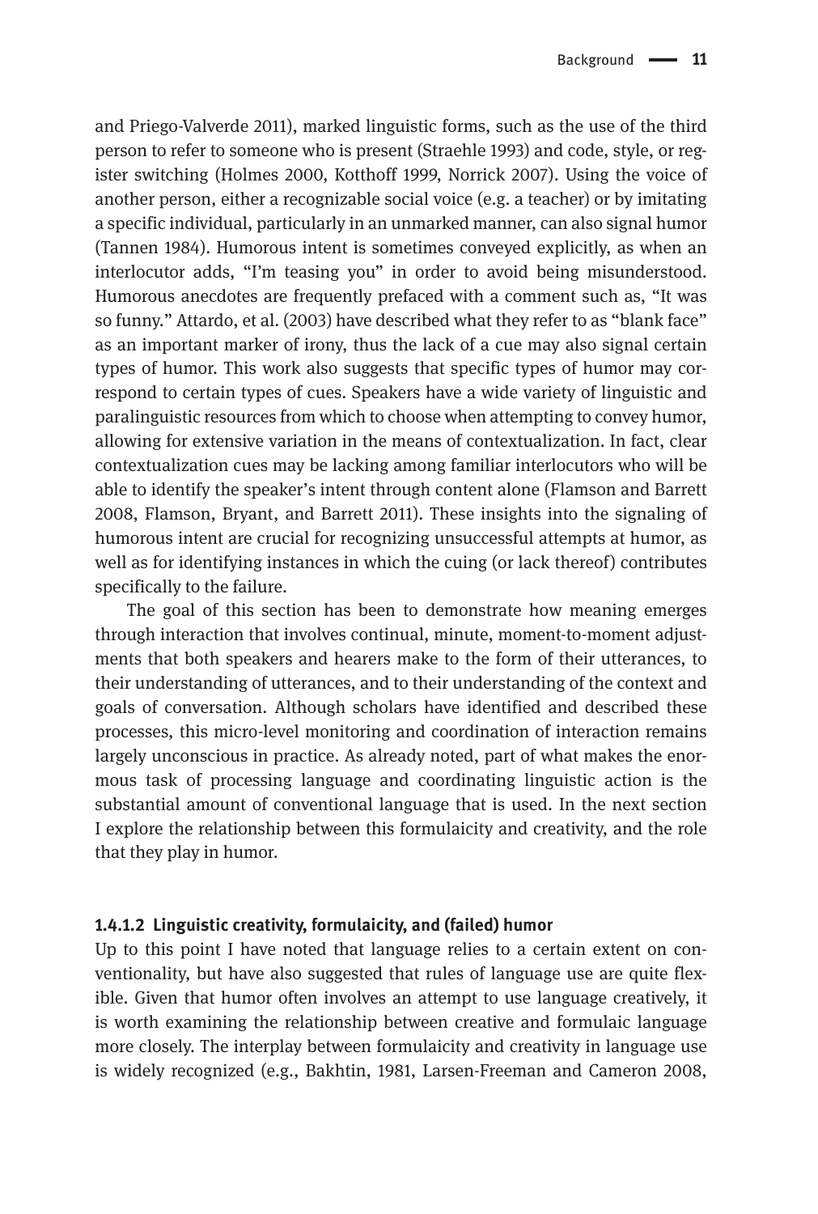and Priego-Valverde 2011), marked linguistic forms, such as the use of the third person to refer to someone who is present (Straehle 1993) and code, style, or register switching (Holmes 2000, Kotthoff 1999, Norrick 2007). Using the voice of another person, either a recognizable social voice (e.g. a teacher) or by imitating a specific individual, particularly in an unmarked manner, can also signal humor (Tannen 1984). Humorous intent is sometimes conveyed explicitly, as when an interlocutor adds, "I'm teasing you" in order to avoid being misunderstood. Humorous anecdotes are frequently prefaced with a comment such as, "It was so funny." Attardo, et al. (2003) have described what they refer to as "blank face" as an important marker of irony, thus the lack of a cue may also signal certain types of humor. This work also suggests that specific types of humor may correspond to certain types of cues. Speakers have a wide variety of linguistic and paralinguistic resources from which to choose when attempting to convey humor, allowing for extensive variation in the means of contextualization. In fact, clear contextualization cues may be lacking among familiar interlocutors who will be able to identify the speaker's intent through content alone (Flamson and Barrett 2008, Flamson, Bryant, and Barrett 2011). These insights into the signaling of humorous intent are crucial for recognizing unsuccessful attempts at humor, as well as for identifying instances in which the cuing (or lack thereof) contributes specifically to the failure.

The goal of this section has been to demonstrate how meaning emerges through interaction that involves continual, minute, moment-to-moment adjustments that both speakers and hearers make to the form of their utterances, to their understanding of utterances, and to their understanding of the context and goals of conversation. Although scholars have identified and described these processes, this micro-level monitoring and coordination of interaction remains largely unconscious in practice. As already noted, part of what makes the enormous task of processing language and coordinating linguistic action is the substantial amount of conventional language that is used. In the next section I explore the relationship between this formulaicity and creativity, and the role that they play in humor.

#### 1.4.1.2 Linguistic creativity, formulaicity, and (failed) humor

Up to this point I have noted that language relies to a certain extent on conventionality, but have also suggested that rules of language use are quite flexible. Given that humor often involves an attempt to use language creatively, it is worth examining the relationship between creative and formulaic language more closely. The interplay between formulaicity and creativity in language use is widely recognized (e.g., Bakhtin, 1981, Larsen-Freeman and Cameron 2008,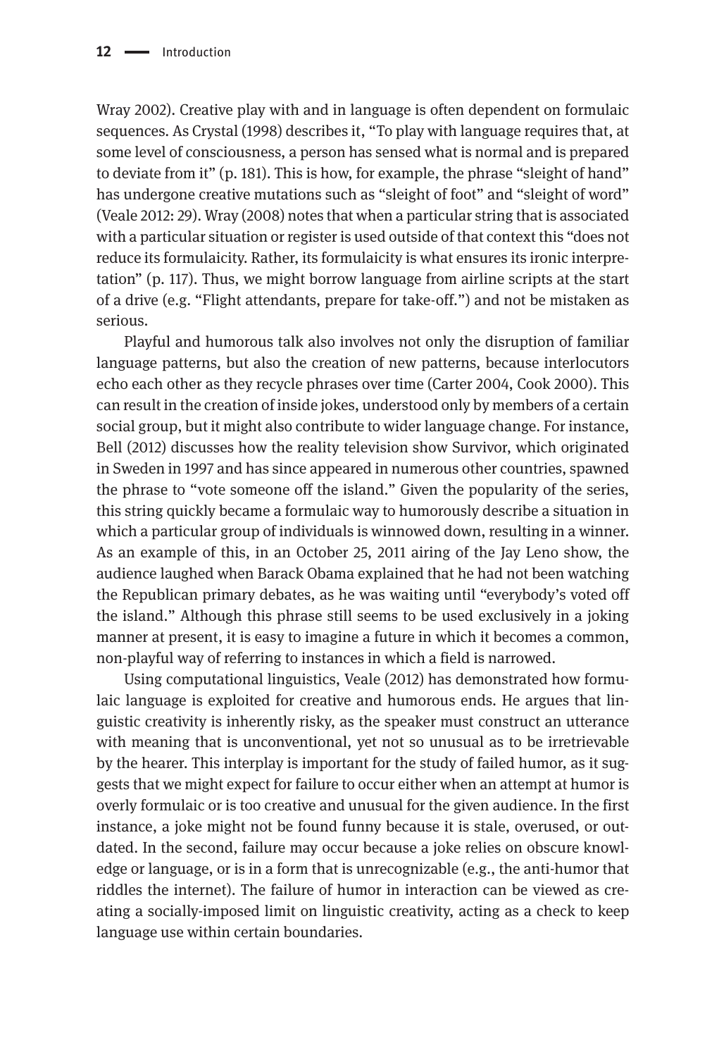Wray 2002). Creative play with and in language is often dependent on formulaic sequences. As Crystal (1998) describes it, "To play with language requires that, at some level of consciousness, a person has sensed what is normal and is prepared to deviate from it" (p. 181). This is how, for example, the phrase "sleight of hand" has undergone creative mutations such as "sleight of foot" and "sleight of word" (Veale 2012: 29). Wray (2008) notes that when a particular string that is associated with a particular situation or register is used outside of that context this "does not reduce its formulaicity. Rather, its formulaicity is what ensures its ironic interpretation" (p. 117). Thus, we might borrow language from airline scripts at the start of a drive (e.g. "Flight attendants, prepare for take-off.") and not be mistaken as serious.

Playful and humorous talk also involves not only the disruption of familiar language patterns, but also the creation of new patterns, because interlocutors echo each other as they recycle phrases over time (Carter 2004, Cook 2000). This can result in the creation of inside jokes, understood only by members of a certain social group, but it might also contribute to wider language change. For instance, Bell (2012) discusses how the reality television show Survivor, which originated in Sweden in 1997 and has since appeared in numerous other countries, spawned the phrase to "vote someone off the island." Given the popularity of the series, this string quickly became a formulaic way to humorously describe a situation in which a particular group of individuals is winnowed down, resulting in a winner. As an example of this, in an October 25, 2011 airing of the Jay Leno show, the audience laughed when Barack Obama explained that he had not been watching the Republican primary debates, as he was waiting until "everybody's voted off the island." Although this phrase still seems to be used exclusively in a joking manner at present, it is easy to imagine a future in which it becomes a common, non-playful way of referring to instances in which a field is narrowed.

Using computational linguistics, Veale (2012) has demonstrated how formulaic language is exploited for creative and humorous ends. He argues that linguistic creativity is inherently risky, as the speaker must construct an utterance with meaning that is unconventional, yet not so unusual as to be irretrievable by the hearer. This interplay is important for the study of failed humor, as it suggests that we might expect for failure to occur either when an attempt at humor is overly formulaic or is too creative and unusual for the given audience. In the first instance, a joke might not be found funny because it is stale, overused, or outdated. In the second, failure may occur because a joke relies on obscure knowledge or language, or is in a form that is unrecognizable (e.g., the anti-humor that riddles the internet). The failure of humor in interaction can be viewed as creating a socially-imposed limit on linguistic creativity, acting as a check to keep language use within certain boundaries.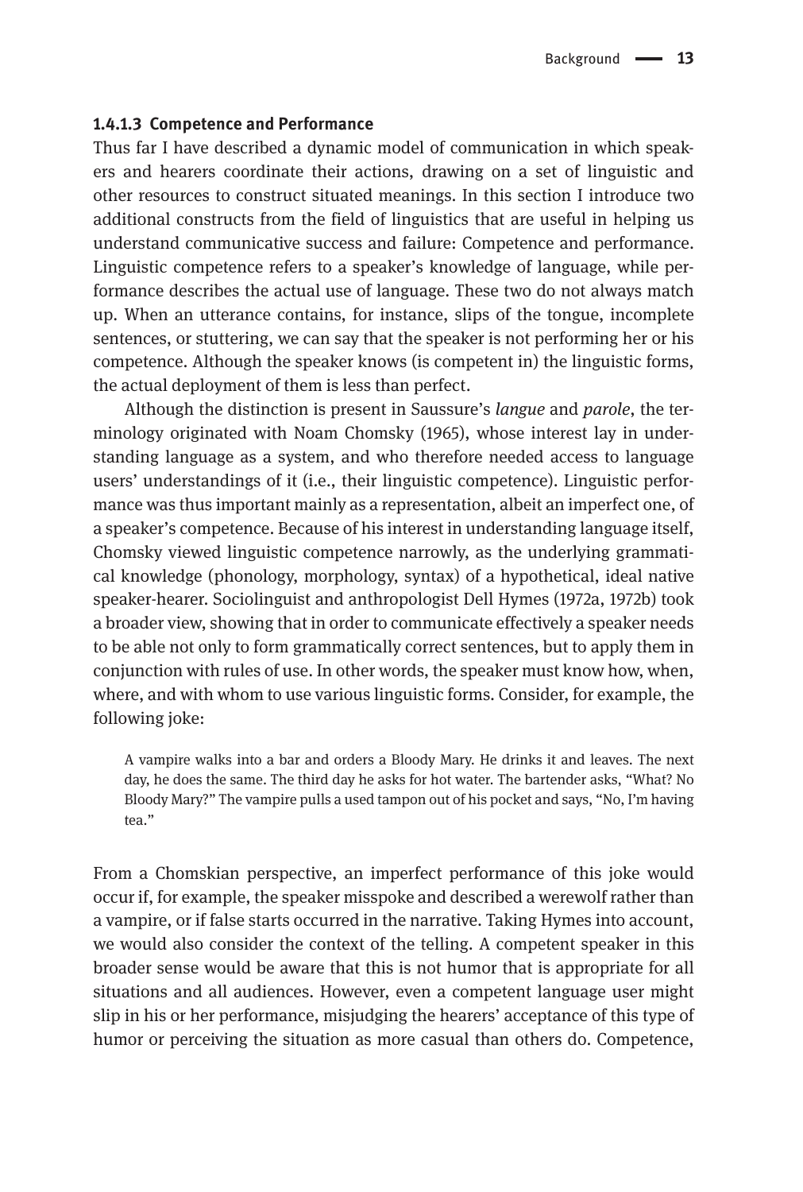#### 1.4.1.3 Competence and Performance

Thus far I have described a dynamic model of communication in which speakers and hearers coordinate their actions, drawing on a set of linguistic and other resources to construct situated meanings. In this section I introduce two additional constructs from the field of linguistics that are useful in helping us understand communicative success and failure: Competence and performance. Linguistic competence refers to a speaker's knowledge of language, while performance describes the actual use of language. These two do not always match up. When an utterance contains, for instance, slips of the tongue, incomplete sentences, or stuttering, we can say that the speaker is not performing her or his competence. Although the speaker knows (is competent in) the linguistic forms, the actual deployment of them is less than perfect.

Although the distinction is present in Saussure's *langue* and *parole*, the terminology originated with Noam Chomsky (1965), whose interest lay in understanding language as a system, and who therefore needed access to language users' understandings of it (i.e., their linguistic competence). Linguistic performance was thus important mainly as a representation, albeit an imperfect one, of a speaker's competence. Because of his interest in understanding language itself, Chomsky viewed linguistic competence narrowly, as the underlying grammatical knowledge (phonology, morphology, syntax) of a hypothetical, ideal native speaker-hearer. Sociolinguist and anthropologist Dell Hymes (1972a, 1972b) took a broader view, showing that in order to communicate effectively a speaker needs to be able not only to form grammatically correct sentences, but to apply them in conjunction with rules of use. In other words, the speaker must know how, when, where, and with whom to use various linguistic forms. Consider, for example, the following joke:

> A vampire walks into a bar and orders a Bloody Mary. He drinks it and leaves. The next day, he does the same. The third day he asks for hot water. The bartender asks, "What? No Bloody Mary?" The vampire pulls a used tampon out of his pocket and says, "No, I'm having tea."

From a Chomskian perspective, an imperfect performance of this joke would occur if, for example, the speaker misspoke and described a werewolf rather than a vampire, or if false starts occurred in the narrative. Taking Hymes into account, we would also consider the context of the telling. A competent speaker in this broader sense would be aware that this is not humor that is appropriate for all situations and all audiences. However, even a competent language user might slip in his or her performance, misjudging the hearers' acceptance of this type of humor or perceiving the situation as more casual than others do. Competence,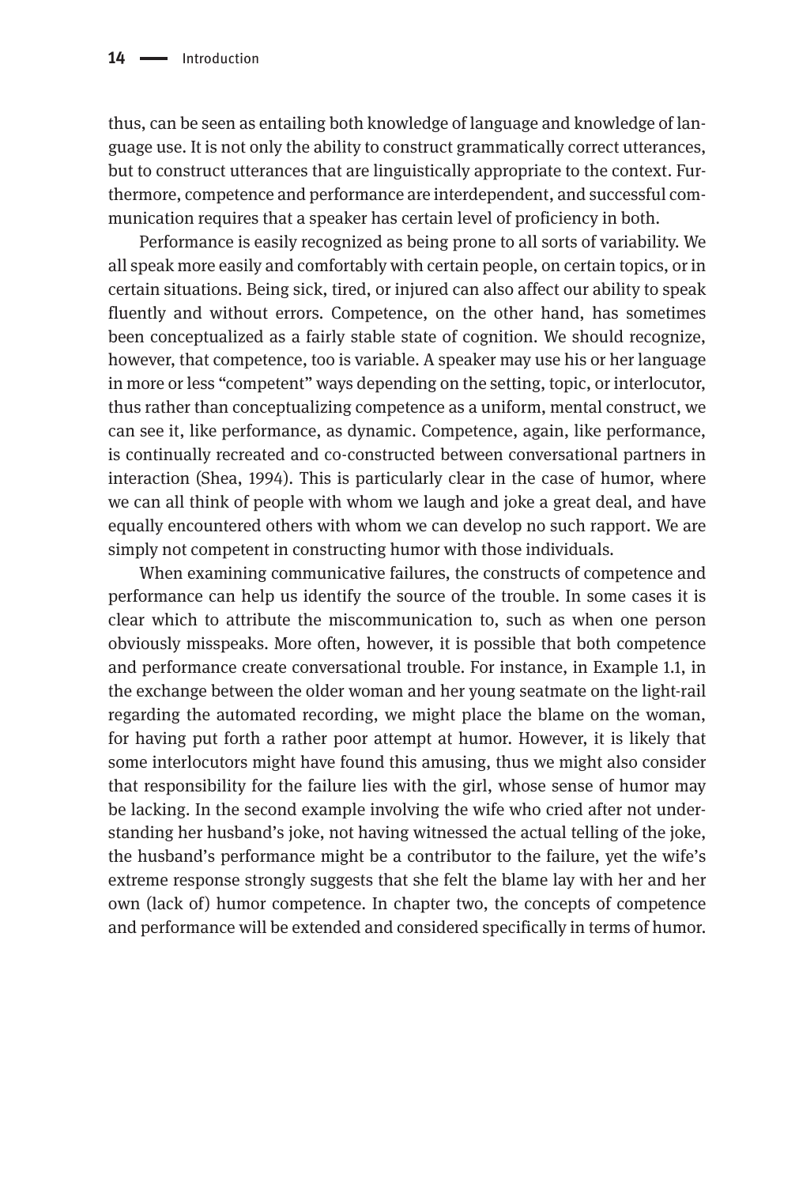thus, can be seen as entailing both knowledge of language and knowledge of language use. It is not only the ability to construct grammatically correct utterances, but to construct utterances that are linguistically appropriate to the context. Furthermore, competence and performance are interdependent, and successful communication requires that a speaker has certain level of proficiency in both.

Performance is easily recognized as being prone to all sorts of variability. We all speak more easily and comfortably with certain people, on certain topics, or in certain situations. Being sick, tired, or injured can also affect our ability to speak fluently and without errors. Competence, on the other hand, has sometimes been conceptualized as a fairly stable state of cognition. We should recognize, however, that competence, too is variable. A speaker may use his or her language in more or less "competent" ways depending on the setting, topic, or interlocutor, thus rather than conceptualizing competence as a uniform, mental construct, we can see it, like performance, as dynamic. Competence, again, like performance, is continually recreated and co-constructed between conversational partners in interaction (Shea, 1994). This is particularly clear in the case of humor, where we can all think of people with whom we laugh and joke a great deal, and have equally encountered others with whom we can develop no such rapport. We are simply not competent in constructing humor with those individuals.

When examining communicative failures, the constructs of competence and performance can help us identify the source of the trouble. In some cases it is clear which to attribute the miscommunication to, such as when one person obviously misspeaks. More often, however, it is possible that both competence and performance create conversational trouble. For instance, in Example 1.1, in the exchange between the older woman and her young seatmate on the light-rail regarding the automated recording, we might place the blame on the woman, for having put forth a rather poor attempt at humor. However, it is likely that some interlocutors might have found this amusing, thus we might also consider that responsibility for the failure lies with the girl, whose sense of humor may be lacking. In the second example involving the wife who cried after not understanding her husband's joke, not having witnessed the actual telling of the joke, the husband's performance might be a contributor to the failure, yet the wife's extreme response strongly suggests that she felt the blame lay with her and her own (lack of) humor competence. In chapter two, the concepts of competence and performance will be extended and considered specifically in terms of humor.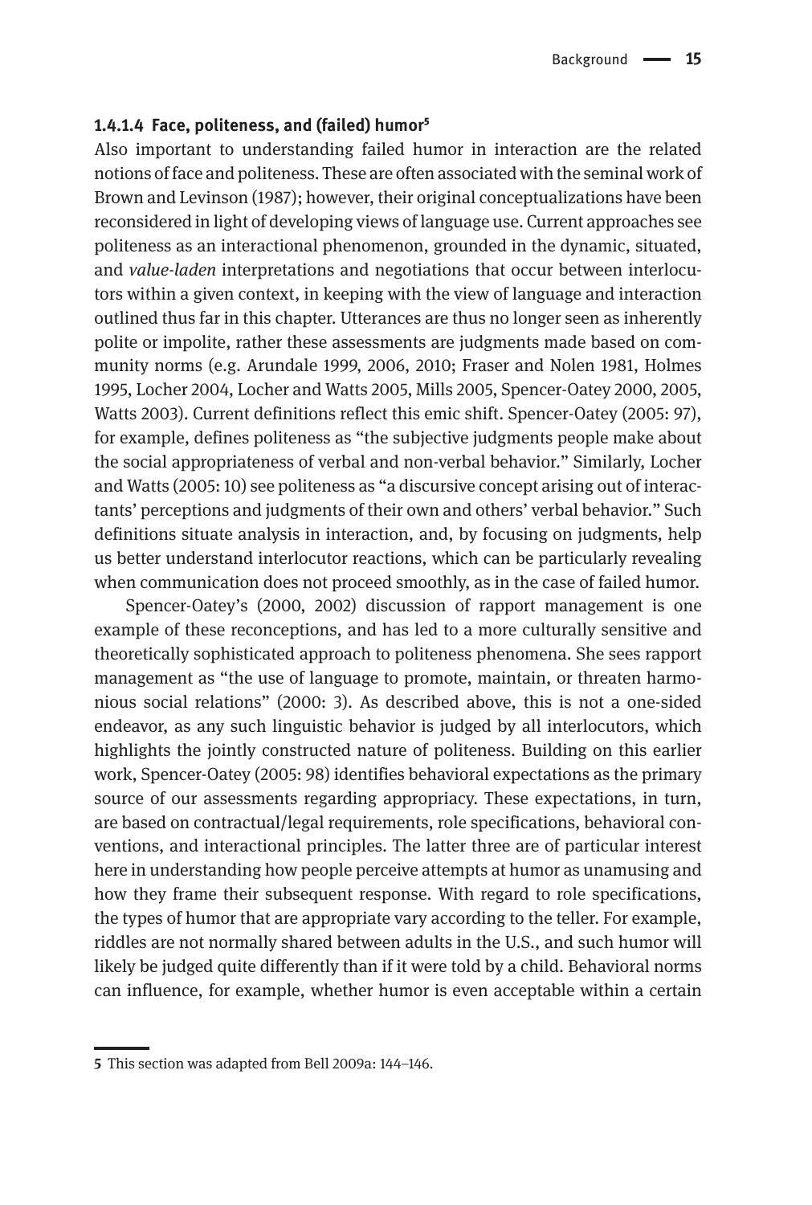#### 1.4.1.4 Face, politeness, and (failed) humor[5]

Also important to understanding failed humor in interaction are the related notions of face and politeness. These are often associated with the seminal work of Brown and Levinson (1987); however, their original conceptualizations have been reconsidered in light of developing views of language use. Current approaches see politeness as an interactional phenomenon, grounded in the dynamic, situated, and *value-laden* interpretations and negotiations that occur between interlocutors within a given context, in keeping with the view of language and interaction outlined thus far in this chapter. Utterances are thus no longer seen as inherently polite or impolite, rather these assessments are judgments made based on community norms (e.g. Arundale 1999, 2006, 2010; Fraser and Nolen 1981, Holmes 1995, Locher 2004, Locher and Watts 2005, Mills 2005, Spencer-Oatey 2000, 2005, Watts 2003). Current definitions reflect this emic shift. Spencer-Oatey (2005: 97), for example, defines politeness as "the subjective judgments people make about the social appropriateness of verbal and non-verbal behavior." Similarly, Locher and Watts (2005: 10) see politeness as "a discursive concept arising out of interactants' perceptions and judgments of their own and others' verbal behavior." Such definitions situate analysis in interaction, and, by focusing on judgments, help us better understand interlocutor reactions, which can be particularly revealing when communication does not proceed smoothly, as in the case of failed humor.

Spencer-Oatey's (2000, 2002) discussion of rapport management is one example of these reconceptions, and has led to a more culturally sensitive and theoretically sophisticated approach to politeness phenomena. She sees rapport management as "the use of language to promote, maintain, or threaten harmonious social relations" (2000: 3). As described above, this is not a one-sided endeavor, as any such linguistic behavior is judged by all interlocutors, which highlights the jointly constructed nature of politeness. Building on this earlier work, Spencer-Oatey (2005: 98) identifies behavioral expectations as the primary source of our assessments regarding appropriacy. These expectations, in turn, are based on contractual/legal requirements, role specifications, behavioral conventions, and interactional principles. The latter three are of particular interest here in understanding how people perceive attempts at humor as unamusing and how they frame their subsequent response. With regard to role specifications, the types of humor that are appropriate vary according to the teller. For example, riddles are not normally shared between adults in the U.S., and such humor will likely be judged quite differently than if it were told by a child. Behavioral norms can influence, for example, whether humor is even acceptable within a certain

[5] This section was adapted from Bell 2009a: 144–146.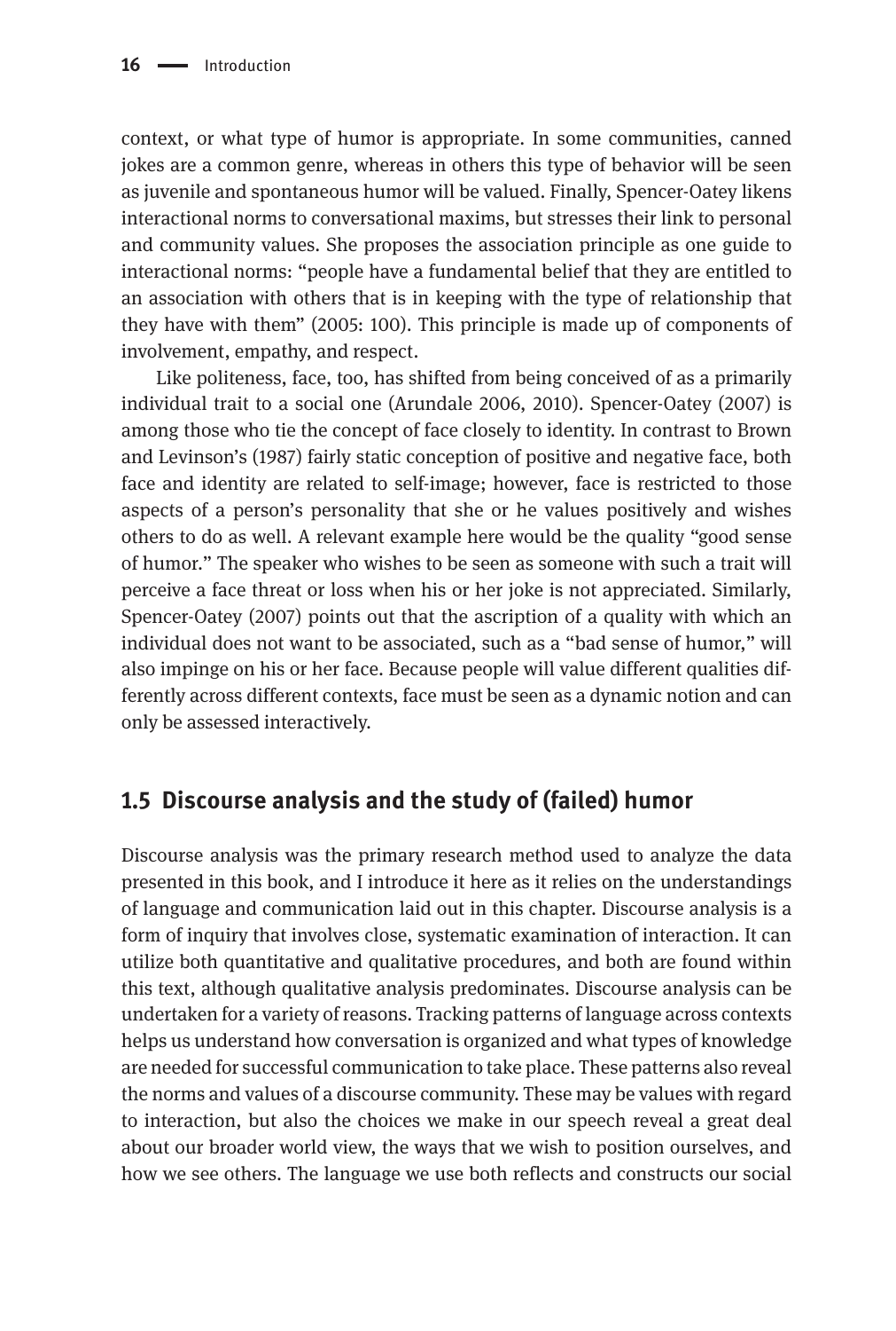context, or what type of humor is appropriate. In some communities, canned jokes are a common genre, whereas in others this type of behavior will be seen as juvenile and spontaneous humor will be valued. Finally, Spencer-Oatey likens interactional norms to conversational maxims, but stresses their link to personal and community values. She proposes the association principle as one guide to interactional norms: "people have a fundamental belief that they are entitled to an association with others that is in keeping with the type of relationship that they have with them" (2005: 100). This principle is made up of components of involvement, empathy, and respect.

Like politeness, face, too, has shifted from being conceived of as a primarily individual trait to a social one (Arundale 2006, 2010). Spencer-Oatey (2007) is among those who tie the concept of face closely to identity. In contrast to Brown and Levinson's (1987) fairly static conception of positive and negative face, both face and identity are related to self-image; however, face is restricted to those aspects of a person's personality that she or he values positively and wishes others to do as well. A relevant example here would be the quality "good sense of humor." The speaker who wishes to be seen as someone with such a trait will perceive a face threat or loss when his or her joke is not appreciated. Similarly, Spencer-Oatey (2007) points out that the ascription of a quality with which an individual does not want to be associated, such as a "bad sense of humor," will also impinge on his or her face. Because people will value different qualities differently across different contexts, face must be seen as a dynamic notion and can only be assessed interactively.

## 1.5 Discourse analysis and the study of (failed) humor

Discourse analysis was the primary research method used to analyze the data presented in this book, and I introduce it here as it relies on the understandings of language and communication laid out in this chapter. Discourse analysis is a form of inquiry that involves close, systematic examination of interaction. It can utilize both quantitative and qualitative procedures, and both are found within this text, although qualitative analysis predominates. Discourse analysis can be undertaken for a variety of reasons. Tracking patterns of language across contexts helps us understand how conversation is organized and what types of knowledge are needed for successful communication to take place. These patterns also reveal the norms and values of a discourse community. These may be values with regard to interaction, but also the choices we make in our speech reveal a great deal about our broader world view, the ways that we wish to position ourselves, and how we see others. The language we use both reflects and constructs our social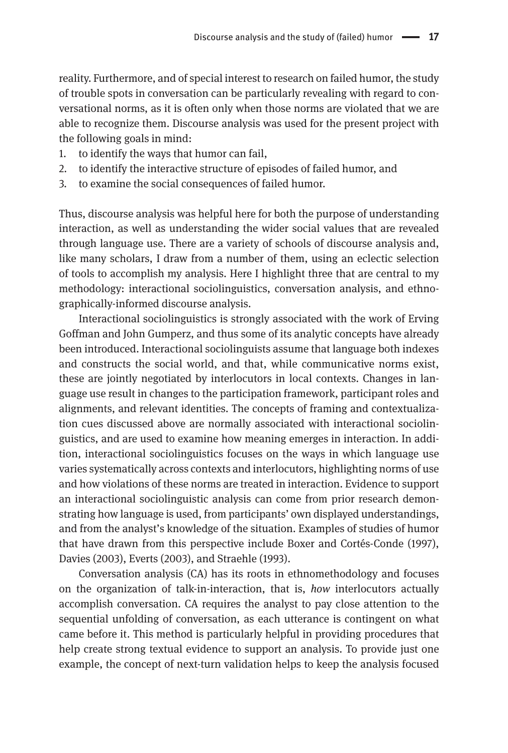reality. Furthermore, and of special interest to research on failed humor, the study of trouble spots in conversation can be particularly revealing with regard to conversational norms, as it is often only when those norms are violated that we are able to recognize them. Discourse analysis was used for the present project with the following goals in mind:

1. to identify the ways that humor can fail,
2. to identify the interactive structure of episodes of failed humor, and
3. to examine the social consequences of failed humor.

Thus, discourse analysis was helpful here for both the purpose of understanding interaction, as well as understanding the wider social values that are revealed through language use. There are a variety of schools of discourse analysis and, like many scholars, I draw from a number of them, using an eclectic selection of tools to accomplish my analysis. Here I highlight three that are central to my methodology: interactional sociolinguistics, conversation analysis, and ethnographically-informed discourse analysis.

Interactional sociolinguistics is strongly associated with the work of Erving Goffman and John Gumperz, and thus some of its analytic concepts have already been introduced. Interactional sociolinguists assume that language both indexes and constructs the social world, and that, while communicative norms exist, these are jointly negotiated by interlocutors in local contexts. Changes in language use result in changes to the participation framework, participant roles and alignments, and relevant identities. The concepts of framing and contextualization cues discussed above are normally associated with interactional sociolinguistics, and are used to examine how meaning emerges in interaction. In addition, interactional sociolinguistics focuses on the ways in which language use varies systematically across contexts and interlocutors, highlighting norms of use and how violations of these norms are treated in interaction. Evidence to support an interactional sociolinguistic analysis can come from prior research demonstrating how language is used, from participants' own displayed understandings, and from the analyst's knowledge of the situation. Examples of studies of humor that have drawn from this perspective include Boxer and Cortés-Conde (1997), Davies (2003), Everts (2003), and Straehle (1993).

Conversation analysis (CA) has its roots in ethnomethodology and focuses on the organization of talk-in-interaction, that is, *how* interlocutors actually accomplish conversation. CA requires the analyst to pay close attention to the sequential unfolding of conversation, as each utterance is contingent on what came before it. This method is particularly helpful in providing procedures that help create strong textual evidence to support an analysis. To provide just one example, the concept of next-turn validation helps to keep the analysis focused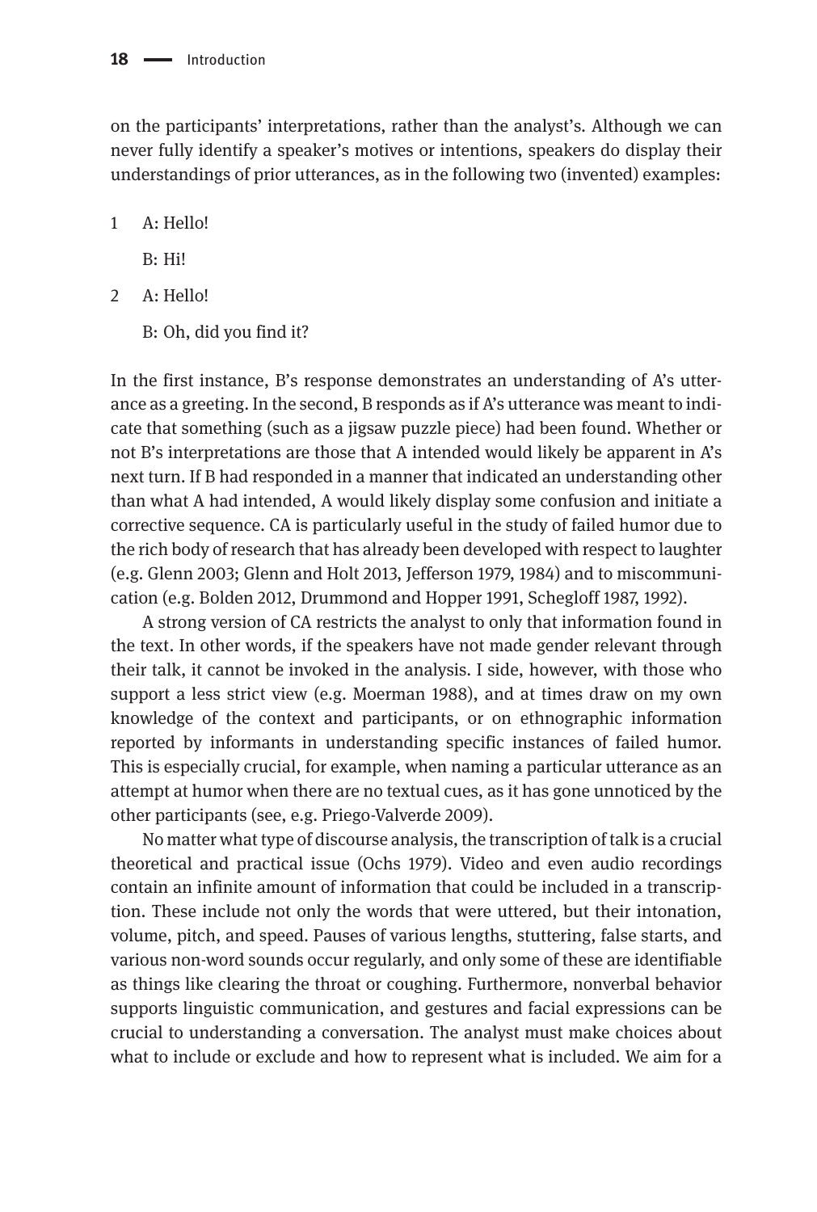on the participants' interpretations, rather than the analyst's. Although we can never fully identify a speaker's motives or intentions, speakers do display their understandings of prior utterances, as in the following two (invented) examples:

1 A: Hello!

B: Hi!

2 A: Hello!

B: Oh, did you find it?

In the first instance, B's response demonstrates an understanding of A's utterance as a greeting. In the second, B responds as if A's utterance was meant to indicate that something (such as a jigsaw puzzle piece) had been found. Whether or not B's interpretations are those that A intended would likely be apparent in A's next turn. If B had responded in a manner that indicated an understanding other than what A had intended, A would likely display some confusion and initiate a corrective sequence. CA is particularly useful in the study of failed humor due to the rich body of research that has already been developed with respect to laughter (e.g. Glenn 2003; Glenn and Holt 2013, Jefferson 1979, 1984) and to miscommunication (e.g. Bolden 2012, Drummond and Hopper 1991, Schegloff 1987, 1992).

A strong version of CA restricts the analyst to only that information found in the text. In other words, if the speakers have not made gender relevant through their talk, it cannot be invoked in the analysis. I side, however, with those who support a less strict view (e.g. Moerman 1988), and at times draw on my own knowledge of the context and participants, or on ethnographic information reported by informants in understanding specific instances of failed humor. This is especially crucial, for example, when naming a particular utterance as an attempt at humor when there are no textual cues, as it has gone unnoticed by the other participants (see, e.g. Priego-Valverde 2009).

No matter what type of discourse analysis, the transcription of talk is a crucial theoretical and practical issue (Ochs 1979). Video and even audio recordings contain an infinite amount of information that could be included in a transcription. These include not only the words that were uttered, but their intonation, volume, pitch, and speed. Pauses of various lengths, stuttering, false starts, and various non-word sounds occur regularly, and only some of these are identifiable as things like clearing the throat or coughing. Furthermore, nonverbal behavior supports linguistic communication, and gestures and facial expressions can be crucial to understanding a conversation. The analyst must make choices about what to include or exclude and how to represent what is included. We aim for a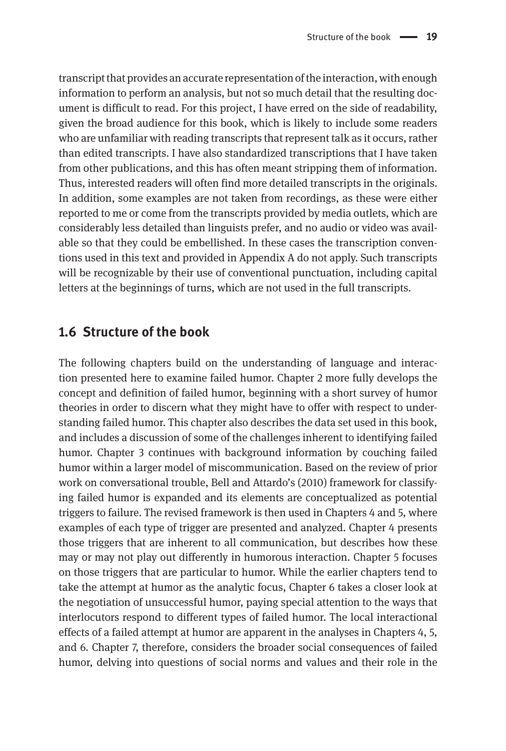transcript that provides an accurate representation of the interaction, with enough information to perform an analysis, but not so much detail that the resulting document is difficult to read. For this project, I have erred on the side of readability, given the broad audience for this book, which is likely to include some readers who are unfamiliar with reading transcripts that represent talk as it occurs, rather than edited transcripts. I have also standardized transcriptions that I have taken from other publications, and this has often meant stripping them of information. Thus, interested readers will often find more detailed transcripts in the originals. In addition, some examples are not taken from recordings, as these were either reported to me or come from the transcripts provided by media outlets, which are considerably less detailed than linguists prefer, and no audio or video was available so that they could be embellished. In these cases the transcription conventions used in this text and provided in Appendix A do not apply. Such transcripts will be recognizable by their use of conventional punctuation, including capital letters at the beginnings of turns, which are not used in the full transcripts.

## 1.6 Structure of the book

The following chapters build on the understanding of language and interaction presented here to examine failed humor. Chapter 2 more fully develops the concept and definition of failed humor, beginning with a short survey of humor theories in order to discern what they might have to offer with respect to understanding failed humor. This chapter also describes the data set used in this book, and includes a discussion of some of the challenges inherent to identifying failed humor. Chapter 3 continues with background information by couching failed humor within a larger model of miscommunication. Based on the review of prior work on conversational trouble, Bell and Attardo's (2010) framework for classifying failed humor is expanded and its elements are conceptualized as potential triggers to failure. The revised framework is then used in Chapters 4 and 5, where examples of each type of trigger are presented and analyzed. Chapter 4 presents those triggers that are inherent to all communication, but describes how these may or may not play out differently in humorous interaction. Chapter 5 focuses on those triggers that are particular to humor. While the earlier chapters tend to take the attempt at humor as the analytic focus, Chapter 6 takes a closer look at the negotiation of unsuccessful humor, paying special attention to the ways that interlocutors respond to different types of failed humor. The local interactional effects of a failed attempt at humor are apparent in the analyses in Chapters 4, 5, and 6. Chapter 7, therefore, considers the broader social consequences of failed humor, delving into questions of social norms and values and their role in the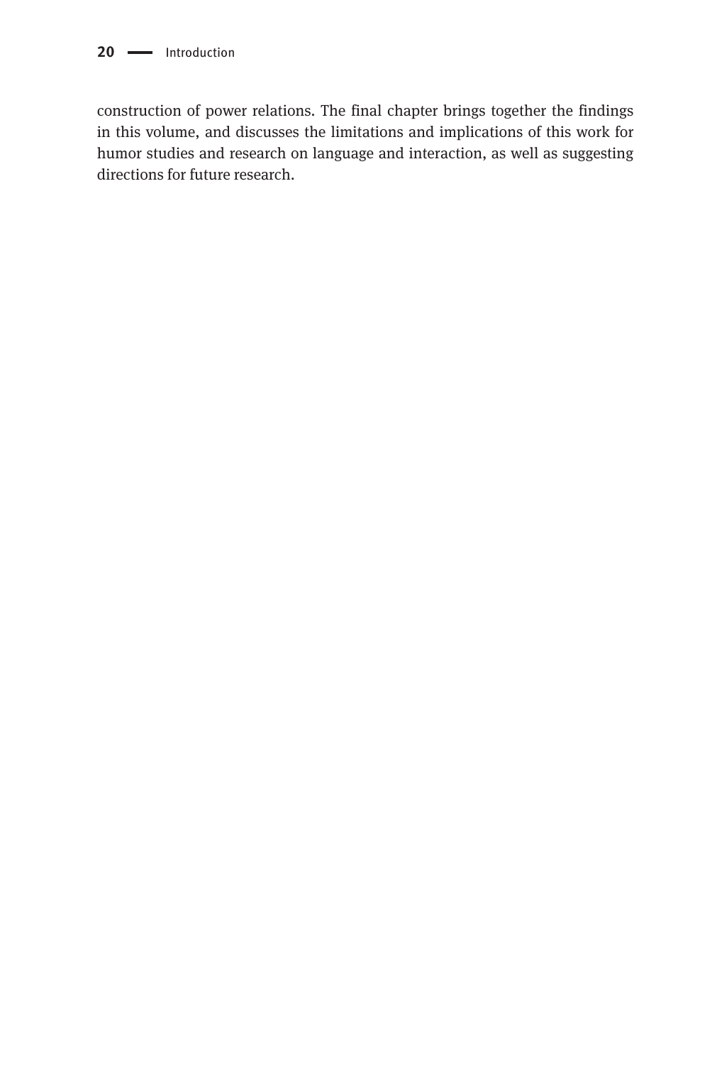construction of power relations. The final chapter brings together the findings in this volume, and discusses the limitations and implications of this work for humor studies and research on language and interaction, as well as suggesting directions for future research.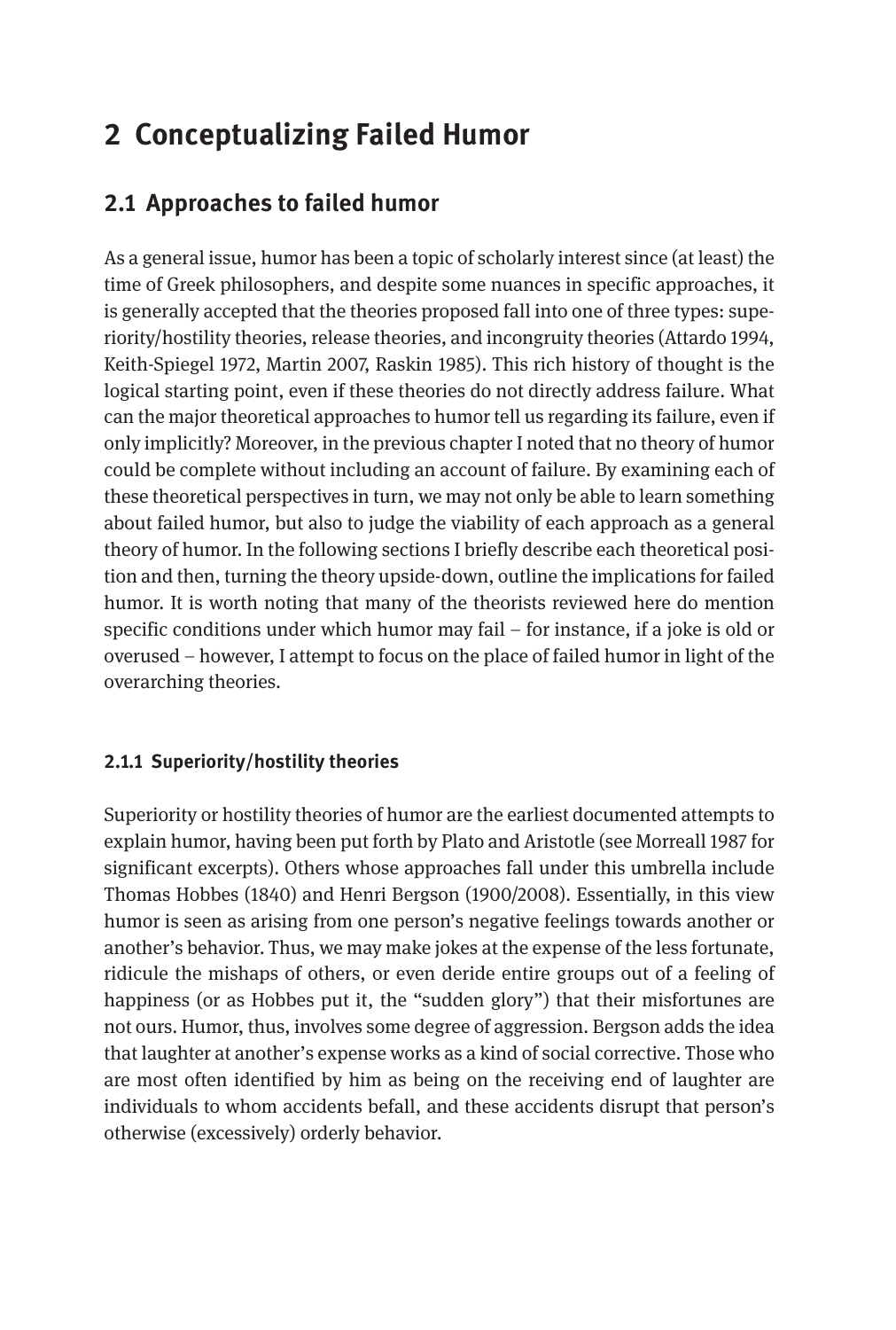# 2 Conceptualizing Failed Humor

## 2.1 Approaches to failed humor

As a general issue, humor has been a topic of scholarly interest since (at least) the time of Greek philosophers, and despite some nuances in specific approaches, it is generally accepted that the theories proposed fall into one of three types: superiority/hostility theories, release theories, and incongruity theories (Attardo 1994, Keith-Spiegel 1972, Martin 2007, Raskin 1985). This rich history of thought is the logical starting point, even if these theories do not directly address failure. What can the major theoretical approaches to humor tell us regarding its failure, even if only implicitly? Moreover, in the previous chapter I noted that no theory of humor could be complete without including an account of failure. By examining each of these theoretical perspectives in turn, we may not only be able to learn something about failed humor, but also to judge the viability of each approach as a general theory of humor. In the following sections I briefly describe each theoretical position and then, turning the theory upside-down, outline the implications for failed humor. It is worth noting that many of the theorists reviewed here do mention specific conditions under which humor may fail – for instance, if a joke is old or overused – however, I attempt to focus on the place of failed humor in light of the overarching theories.

### 2.1.1 Superiority/hostility theories

Superiority or hostility theories of humor are the earliest documented attempts to explain humor, having been put forth by Plato and Aristotle (see Morreall 1987 for significant excerpts). Others whose approaches fall under this umbrella include Thomas Hobbes (1840) and Henri Bergson (1900/2008). Essentially, in this view humor is seen as arising from one person's negative feelings towards another or another's behavior. Thus, we may make jokes at the expense of the less fortunate, ridicule the mishaps of others, or even deride entire groups out of a feeling of happiness (or as Hobbes put it, the "sudden glory") that their misfortunes are not ours. Humor, thus, involves some degree of aggression. Bergson adds the idea that laughter at another's expense works as a kind of social corrective. Those who are most often identified by him as being on the receiving end of laughter are individuals to whom accidents befall, and these accidents disrupt that person's otherwise (excessively) orderly behavior.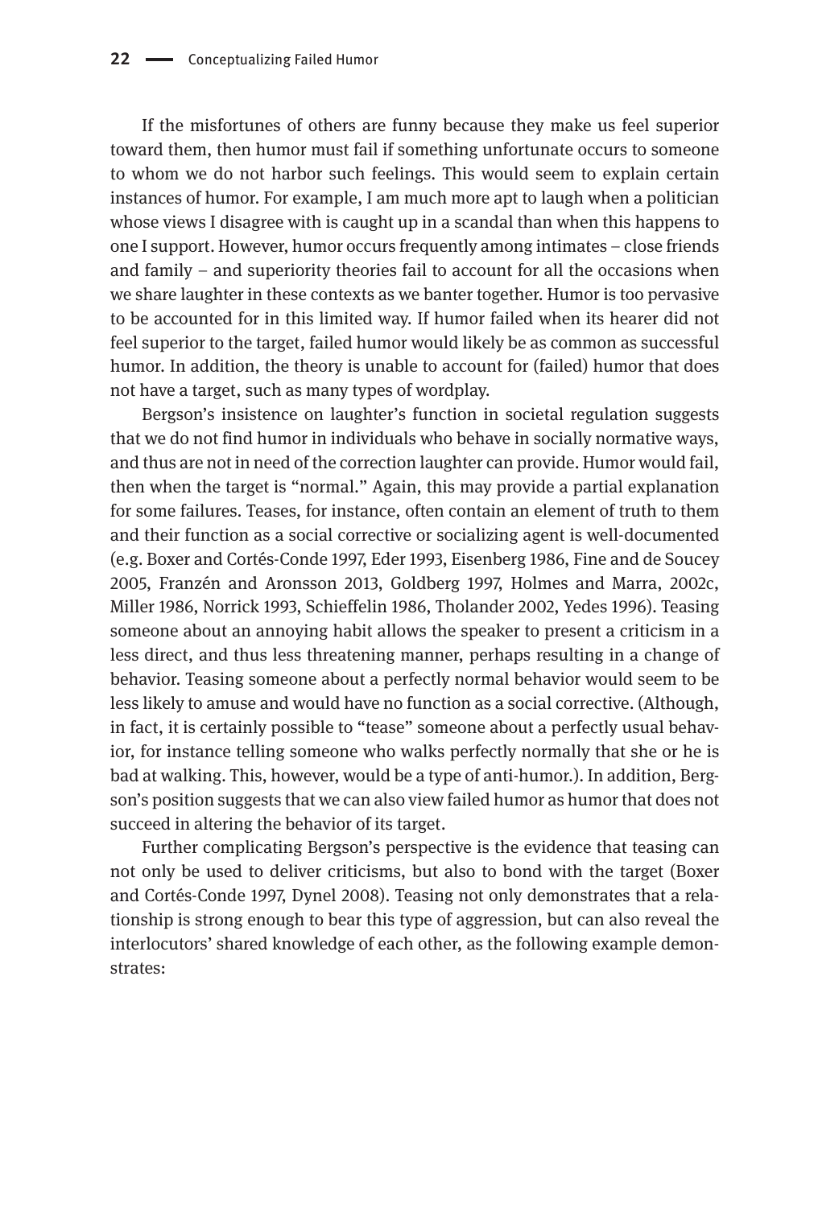If the misfortunes of others are funny because they make us feel superior toward them, then humor must fail if something unfortunate occurs to someone to whom we do not harbor such feelings. This would seem to explain certain instances of humor. For example, I am much more apt to laugh when a politician whose views I disagree with is caught up in a scandal than when this happens to one I support. However, humor occurs frequently among intimates – close friends and family – and superiority theories fail to account for all the occasions when we share laughter in these contexts as we banter together. Humor is too pervasive to be accounted for in this limited way. If humor failed when its hearer did not feel superior to the target, failed humor would likely be as common as successful humor. In addition, the theory is unable to account for (failed) humor that does not have a target, such as many types of wordplay.

Bergson's insistence on laughter's function in societal regulation suggests that we do not find humor in individuals who behave in socially normative ways, and thus are not in need of the correction laughter can provide. Humor would fail, then when the target is "normal." Again, this may provide a partial explanation for some failures. Teases, for instance, often contain an element of truth to them and their function as a social corrective or socializing agent is well-documented (e.g. Boxer and Cortés-Conde 1997, Eder 1993, Eisenberg 1986, Fine and de Soucey 2005, Franzén and Aronsson 2013, Goldberg 1997, Holmes and Marra, 2002c, Miller 1986, Norrick 1993, Schieffelin 1986, Tholander 2002, Yedes 1996). Teasing someone about an annoying habit allows the speaker to present a criticism in a less direct, and thus less threatening manner, perhaps resulting in a change of behavior. Teasing someone about a perfectly normal behavior would seem to be less likely to amuse and would have no function as a social corrective. (Although, in fact, it is certainly possible to "tease" someone about a perfectly usual behavior, for instance telling someone who walks perfectly normally that she or he is bad at walking. This, however, would be a type of anti-humor.). In addition, Bergson's position suggests that we can also view failed humor as humor that does not succeed in altering the behavior of its target.

Further complicating Bergson's perspective is the evidence that teasing can not only be used to deliver criticisms, but also to bond with the target (Boxer and Cortés-Conde 1997, Dynel 2008). Teasing not only demonstrates that a relationship is strong enough to bear this type of aggression, but can also reveal the interlocutors' shared knowledge of each other, as the following example demonstrates: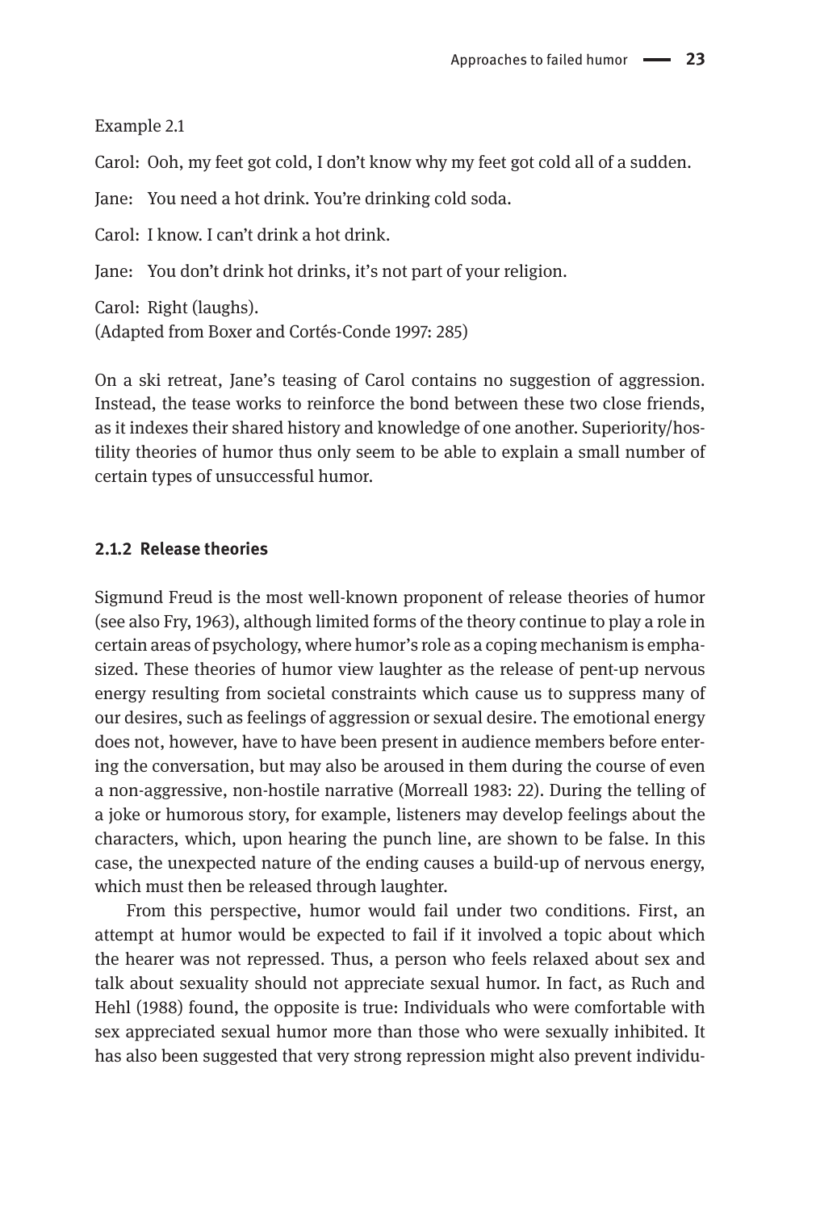Example 2.1

Carol: Ooh, my feet got cold, I don't know why my feet got cold all of a sudden.

Jane: You need a hot drink. You're drinking cold soda.

Carol: I know. I can't drink a hot drink.

Jane: You don't drink hot drinks, it's not part of your religion.

Carol: Right (laughs).
(Adapted from Boxer and Cortés-Conde 1997: 285)

On a ski retreat, Jane's teasing of Carol contains no suggestion of aggression. Instead, the tease works to reinforce the bond between these two close friends, as it indexes their shared history and knowledge of one another. Superiority/hostility theories of humor thus only seem to be able to explain a small number of certain types of unsuccessful humor.

### 2.1.2 Release theories

Sigmund Freud is the most well-known proponent of release theories of humor (see also Fry, 1963), although limited forms of the theory continue to play a role in certain areas of psychology, where humor's role as a coping mechanism is emphasized. These theories of humor view laughter as the release of pent-up nervous energy resulting from societal constraints which cause us to suppress many of our desires, such as feelings of aggression or sexual desire. The emotional energy does not, however, have to have been present in audience members before entering the conversation, but may also be aroused in them during the course of even a non-aggressive, non-hostile narrative (Morreall 1983: 22). During the telling of a joke or humorous story, for example, listeners may develop feelings about the characters, which, upon hearing the punch line, are shown to be false. In this case, the unexpected nature of the ending causes a build-up of nervous energy, which must then be released through laughter.

From this perspective, humor would fail under two conditions. First, an attempt at humor would be expected to fail if it involved a topic about which the hearer was not repressed. Thus, a person who feels relaxed about sex and talk about sexuality should not appreciate sexual humor. In fact, as Ruch and Hehl (1988) found, the opposite is true: Individuals who were comfortable with sex appreciated sexual humor more than those who were sexually inhibited. It has also been suggested that very strong repression might also prevent individu-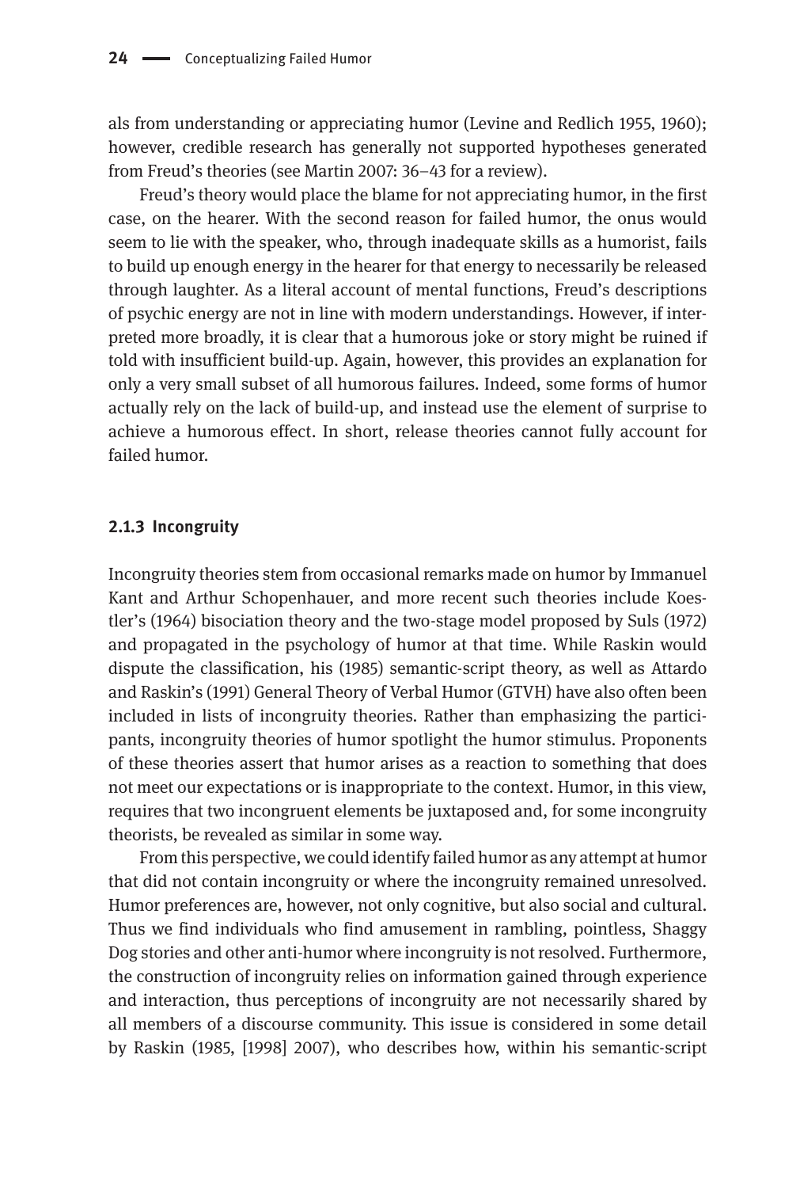als from understanding or appreciating humor (Levine and Redlich 1955, 1960); however, credible research has generally not supported hypotheses generated from Freud's theories (see Martin 2007: 36–43 for a review).

Freud's theory would place the blame for not appreciating humor, in the first case, on the hearer. With the second reason for failed humor, the onus would seem to lie with the speaker, who, through inadequate skills as a humorist, fails to build up enough energy in the hearer for that energy to necessarily be released through laughter. As a literal account of mental functions, Freud's descriptions of psychic energy are not in line with modern understandings. However, if interpreted more broadly, it is clear that a humorous joke or story might be ruined if told with insufficient build-up. Again, however, this provides an explanation for only a very small subset of all humorous failures. Indeed, some forms of humor actually rely on the lack of build-up, and instead use the element of surprise to achieve a humorous effect. In short, release theories cannot fully account for failed humor.

### 2.1.3 Incongruity

Incongruity theories stem from occasional remarks made on humor by Immanuel Kant and Arthur Schopenhauer, and more recent such theories include Koestler's (1964) bisociation theory and the two-stage model proposed by Suls (1972) and propagated in the psychology of humor at that time. While Raskin would dispute the classification, his (1985) semantic-script theory, as well as Attardo and Raskin's (1991) General Theory of Verbal Humor (GTVH) have also often been included in lists of incongruity theories. Rather than emphasizing the participants, incongruity theories of humor spotlight the humor stimulus. Proponents of these theories assert that humor arises as a reaction to something that does not meet our expectations or is inappropriate to the context. Humor, in this view, requires that two incongruent elements be juxtaposed and, for some incongruity theorists, be revealed as similar in some way.

From this perspective, we could identify failed humor as any attempt at humor that did not contain incongruity or where the incongruity remained unresolved. Humor preferences are, however, not only cognitive, but also social and cultural. Thus we find individuals who find amusement in rambling, pointless, Shaggy Dog stories and other anti-humor where incongruity is not resolved. Furthermore, the construction of incongruity relies on information gained through experience and interaction, thus perceptions of incongruity are not necessarily shared by all members of a discourse community. This issue is considered in some detail by Raskin (1985, [1998] 2007), who describes how, within his semantic-script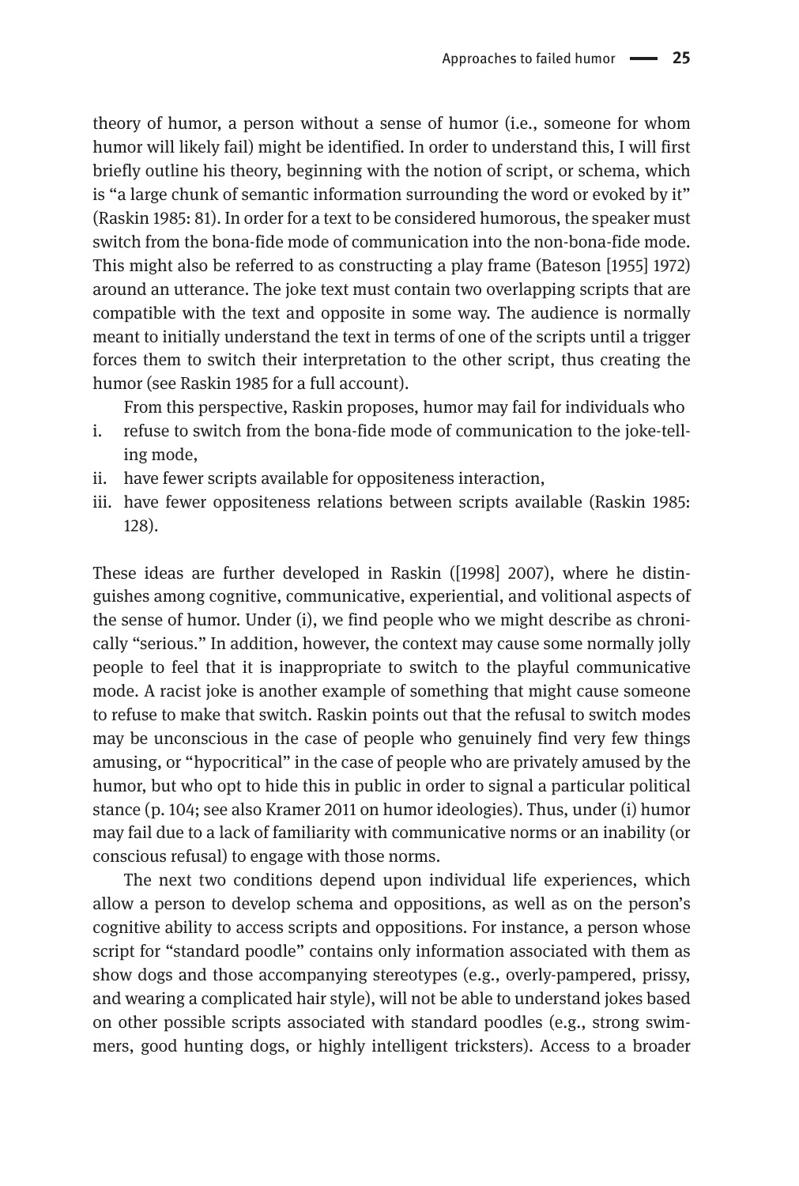theory of humor, a person without a sense of humor (i.e., someone for whom humor will likely fail) might be identified. In order to understand this, I will first briefly outline his theory, beginning with the notion of script, or schema, which is "a large chunk of semantic information surrounding the word or evoked by it" (Raskin 1985: 81). In order for a text to be considered humorous, the speaker must switch from the bona-fide mode of communication into the non-bona-fide mode. This might also be referred to as constructing a play frame (Bateson [1955] 1972) around an utterance. The joke text must contain two overlapping scripts that are compatible with the text and opposite in some way. The audience is normally meant to initially understand the text in terms of one of the scripts until a trigger forces them to switch their interpretation to the other script, thus creating the humor (see Raskin 1985 for a full account).

From this perspective, Raskin proposes, humor may fail for individuals who

i. refuse to switch from the bona-fide mode of communication to the joke-telling mode,
ii. have fewer scripts available for oppositeness interaction,
iii. have fewer oppositeness relations between scripts available (Raskin 1985: 128).

These ideas are further developed in Raskin ([1998] 2007), where he distinguishes among cognitive, communicative, experiential, and volitional aspects of the sense of humor. Under (i), we find people who we might describe as chronically "serious." In addition, however, the context may cause some normally jolly people to feel that it is inappropriate to switch to the playful communicative mode. A racist joke is another example of something that might cause someone to refuse to make that switch. Raskin points out that the refusal to switch modes may be unconscious in the case of people who genuinely find very few things amusing, or "hypocritical" in the case of people who are privately amused by the humor, but who opt to hide this in public in order to signal a particular political stance (p. 104; see also Kramer 2011 on humor ideologies). Thus, under (i) humor may fail due to a lack of familiarity with communicative norms or an inability (or conscious refusal) to engage with those norms.

The next two conditions depend upon individual life experiences, which allow a person to develop schema and oppositions, as well as on the person's cognitive ability to access scripts and oppositions. For instance, a person whose script for "standard poodle" contains only information associated with them as show dogs and those accompanying stereotypes (e.g., overly-pampered, prissy, and wearing a complicated hair style), will not be able to understand jokes based on other possible scripts associated with standard poodles (e.g., strong swimmers, good hunting dogs, or highly intelligent tricksters). Access to a broader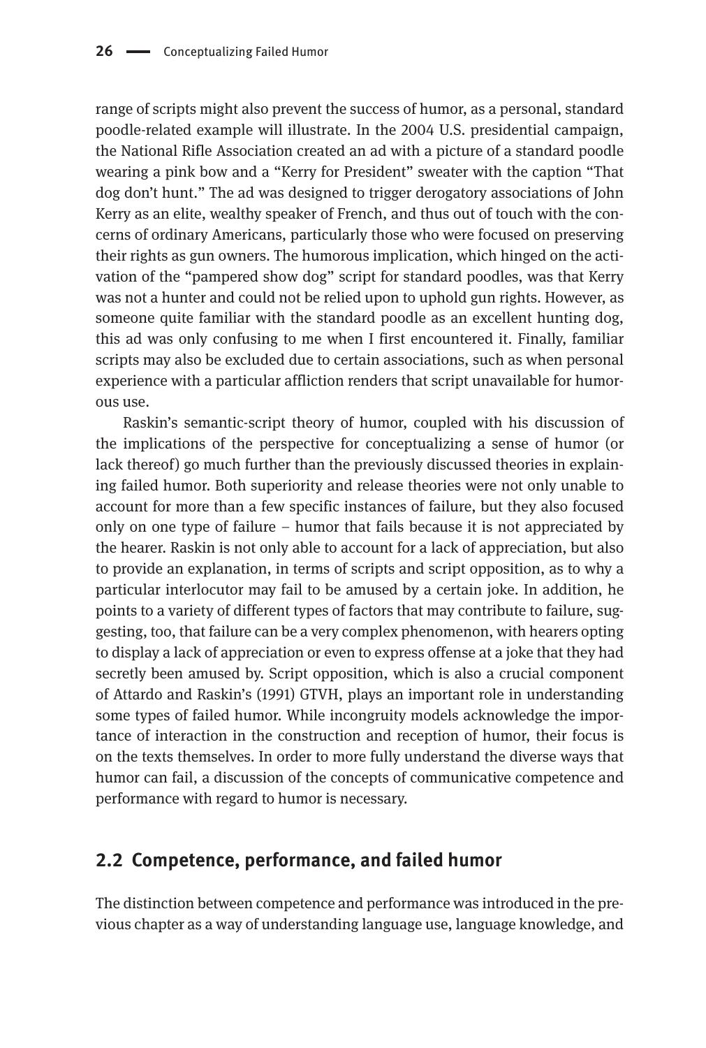range of scripts might also prevent the success of humor, as a personal, standard poodle-related example will illustrate. In the 2004 U.S. presidential campaign, the National Rifle Association created an ad with a picture of a standard poodle wearing a pink bow and a "Kerry for President" sweater with the caption "That dog don't hunt." The ad was designed to trigger derogatory associations of John Kerry as an elite, wealthy speaker of French, and thus out of touch with the concerns of ordinary Americans, particularly those who were focused on preserving their rights as gun owners. The humorous implication, which hinged on the activation of the "pampered show dog" script for standard poodles, was that Kerry was not a hunter and could not be relied upon to uphold gun rights. However, as someone quite familiar with the standard poodle as an excellent hunting dog, this ad was only confusing to me when I first encountered it. Finally, familiar scripts may also be excluded due to certain associations, such as when personal experience with a particular affliction renders that script unavailable for humorous use.

Raskin's semantic-script theory of humor, coupled with his discussion of the implications of the perspective for conceptualizing a sense of humor (or lack thereof) go much further than the previously discussed theories in explaining failed humor. Both superiority and release theories were not only unable to account for more than a few specific instances of failure, but they also focused only on one type of failure – humor that fails because it is not appreciated by the hearer. Raskin is not only able to account for a lack of appreciation, but also to provide an explanation, in terms of scripts and script opposition, as to why a particular interlocutor may fail to be amused by a certain joke. In addition, he points to a variety of different types of factors that may contribute to failure, suggesting, too, that failure can be a very complex phenomenon, with hearers opting to display a lack of appreciation or even to express offense at a joke that they had secretly been amused by. Script opposition, which is also a crucial component of Attardo and Raskin's (1991) GTVH, plays an important role in understanding some types of failed humor. While incongruity models acknowledge the importance of interaction in the construction and reception of humor, their focus is on the texts themselves. In order to more fully understand the diverse ways that humor can fail, a discussion of the concepts of communicative competence and performance with regard to humor is necessary.

## 2.2 Competence, performance, and failed humor

The distinction between competence and performance was introduced in the previous chapter as a way of understanding language use, language knowledge, and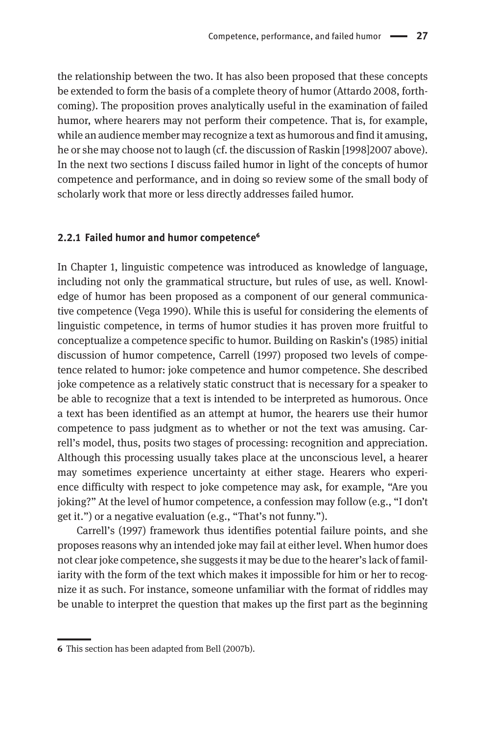the relationship between the two. It has also been proposed that these concepts be extended to form the basis of a complete theory of humor (Attardo 2008, forthcoming). The proposition proves analytically useful in the examination of failed humor, where hearers may not perform their competence. That is, for example, while an audience member may recognize a text as humorous and find it amusing, he or she may choose not to laugh (cf. the discussion of Raskin [1998]2007 above). In the next two sections I discuss failed humor in light of the concepts of humor competence and performance, and in doing so review some of the small body of scholarly work that more or less directly addresses failed humor.

### 2.2.1 Failed humor and humor competence[6]

In Chapter 1, linguistic competence was introduced as knowledge of language, including not only the grammatical structure, but rules of use, as well. Knowledge of humor has been proposed as a component of our general communicative competence (Vega 1990). While this is useful for considering the elements of linguistic competence, in terms of humor studies it has proven more fruitful to conceptualize a competence specific to humor. Building on Raskin's (1985) initial discussion of humor competence, Carrell (1997) proposed two levels of competence related to humor: joke competence and humor competence. She described joke competence as a relatively static construct that is necessary for a speaker to be able to recognize that a text is intended to be interpreted as humorous. Once a text has been identified as an attempt at humor, the hearers use their humor competence to pass judgment as to whether or not the text was amusing. Carrell's model, thus, posits two stages of processing: recognition and appreciation. Although this processing usually takes place at the unconscious level, a hearer may sometimes experience uncertainty at either stage. Hearers who experience difficulty with respect to joke competence may ask, for example, "Are you joking?" At the level of humor competence, a confession may follow (e.g., "I don't get it.") or a negative evaluation (e.g., "That's not funny.").

Carrell's (1997) framework thus identifies potential failure points, and she proposes reasons why an intended joke may fail at either level. When humor does not clear joke competence, she suggests it may be due to the hearer's lack of familiarity with the form of the text which makes it impossible for him or her to recognize it as such. For instance, someone unfamiliar with the format of riddles may be unable to interpret the question that makes up the first part as the beginning

---

6 This section has been adapted from Bell (2007b).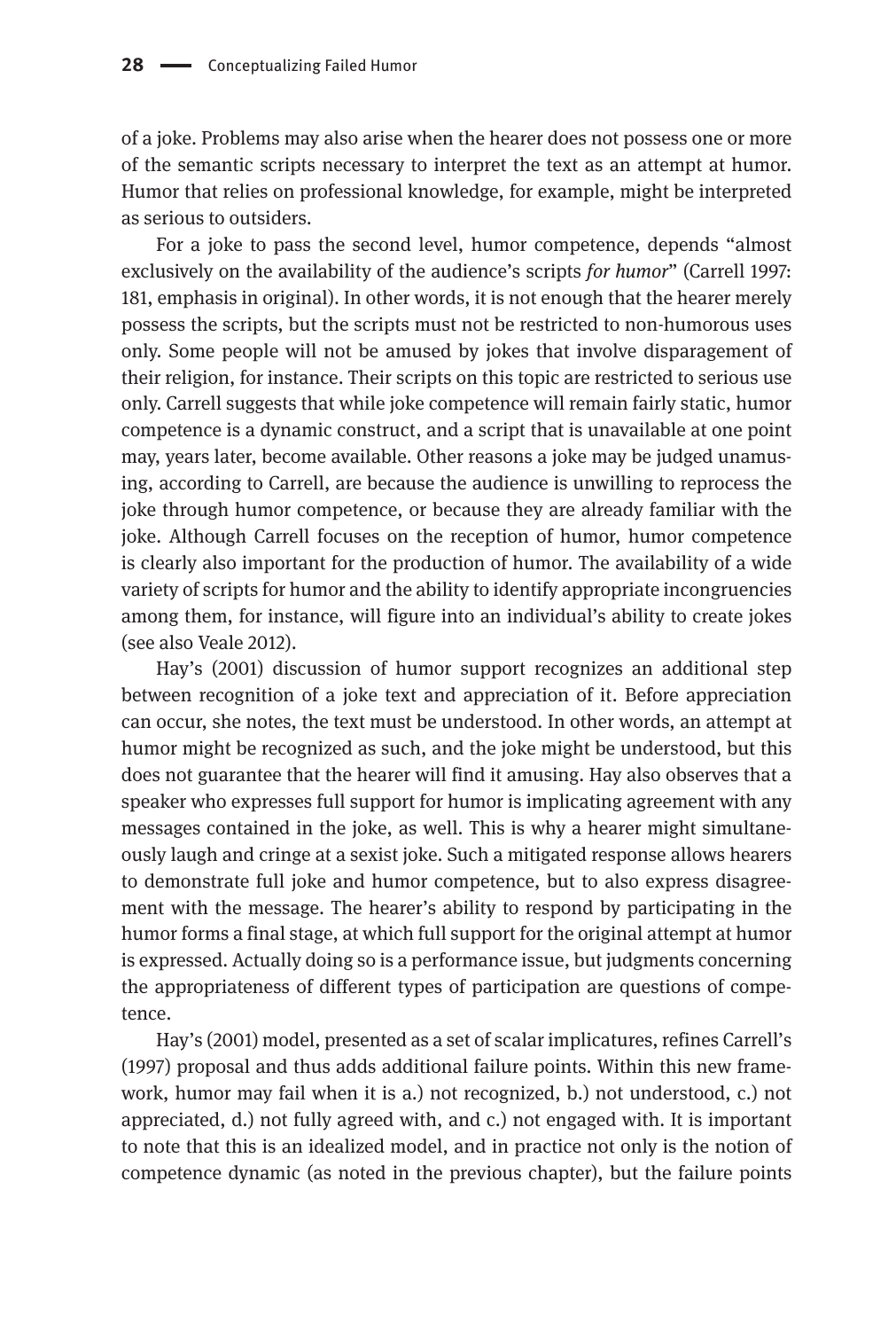of a joke. Problems may also arise when the hearer does not possess one or more of the semantic scripts necessary to interpret the text as an attempt at humor. Humor that relies on professional knowledge, for example, might be interpreted as serious to outsiders.

For a joke to pass the second level, humor competence, depends "almost exclusively on the availability of the audience's scripts *for humor*" (Carrell 1997: 181, emphasis in original). In other words, it is not enough that the hearer merely possess the scripts, but the scripts must not be restricted to non-humorous uses only. Some people will not be amused by jokes that involve disparagement of their religion, for instance. Their scripts on this topic are restricted to serious use only. Carrell suggests that while joke competence will remain fairly static, humor competence is a dynamic construct, and a script that is unavailable at one point may, years later, become available. Other reasons a joke may be judged unamusing, according to Carrell, are because the audience is unwilling to reprocess the joke through humor competence, or because they are already familiar with the joke. Although Carrell focuses on the reception of humor, humor competence is clearly also important for the production of humor. The availability of a wide variety of scripts for humor and the ability to identify appropriate incongruencies among them, for instance, will figure into an individual's ability to create jokes (see also Veale 2012).

Hay's (2001) discussion of humor support recognizes an additional step between recognition of a joke text and appreciation of it. Before appreciation can occur, she notes, the text must be understood. In other words, an attempt at humor might be recognized as such, and the joke might be understood, but this does not guarantee that the hearer will find it amusing. Hay also observes that a speaker who expresses full support for humor is implicating agreement with any messages contained in the joke, as well. This is why a hearer might simultaneously laugh and cringe at a sexist joke. Such a mitigated response allows hearers to demonstrate full joke and humor competence, but to also express disagreement with the message. The hearer's ability to respond by participating in the humor forms a final stage, at which full support for the original attempt at humor is expressed. Actually doing so is a performance issue, but judgments concerning the appropriateness of different types of participation are questions of competence.

Hay's (2001) model, presented as a set of scalar implicatures, refines Carrell's (1997) proposal and thus adds additional failure points. Within this new framework, humor may fail when it is a.) not recognized, b.) not understood, c.) not appreciated, d.) not fully agreed with, and c.) not engaged with. It is important to note that this is an idealized model, and in practice not only is the notion of competence dynamic (as noted in the previous chapter), but the failure points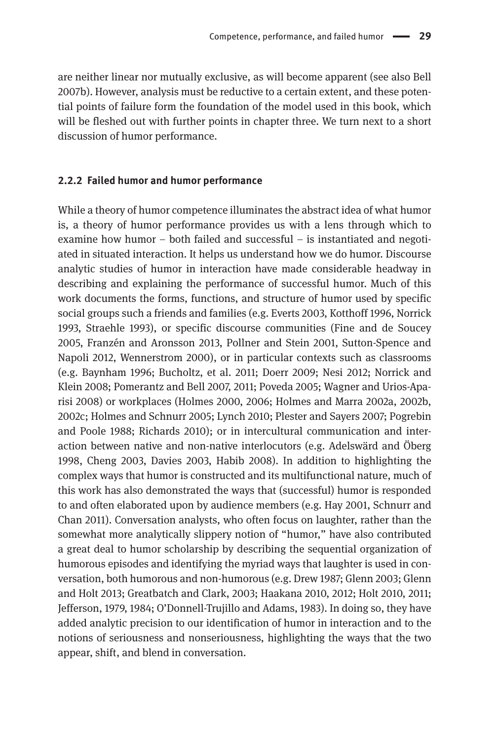are neither linear nor mutually exclusive, as will become apparent (see also Bell 2007b). However, analysis must be reductive to a certain extent, and these potential points of failure form the foundation of the model used in this book, which will be fleshed out with further points in chapter three. We turn next to a short discussion of humor performance.

### 2.2.2 Failed humor and humor performance

While a theory of humor competence illuminates the abstract idea of what humor is, a theory of humor performance provides us with a lens through which to examine how humor – both failed and successful – is instantiated and negotiated in situated interaction. It helps us understand how we do humor. Discourse analytic studies of humor in interaction have made considerable headway in describing and explaining the performance of successful humor. Much of this work documents the forms, functions, and structure of humor used by specific social groups such a friends and families (e.g. Everts 2003, Kotthoff 1996, Norrick 1993, Straehle 1993), or specific discourse communities (Fine and de Soucey 2005, Franzén and Aronsson 2013, Pollner and Stein 2001, Sutton-Spence and Napoli 2012, Wennerstrom 2000), or in particular contexts such as classrooms (e.g. Baynham 1996; Bucholtz, et al. 2011; Doerr 2009; Nesi 2012; Norrick and Klein 2008; Pomerantz and Bell 2007, 2011; Poveda 2005; Wagner and Urios-Aparisi 2008) or workplaces (Holmes 2000, 2006; Holmes and Marra 2002a, 2002b, 2002c; Holmes and Schnurr 2005; Lynch 2010; Plester and Sayers 2007; Pogrebin and Poole 1988; Richards 2010); or in intercultural communication and interaction between native and non-native interlocutors (e.g. Adelswärd and Öberg 1998, Cheng 2003, Davies 2003, Habib 2008). In addition to highlighting the complex ways that humor is constructed and its multifunctional nature, much of this work has also demonstrated the ways that (successful) humor is responded to and often elaborated upon by audience members (e.g. Hay 2001, Schnurr and Chan 2011). Conversation analysts, who often focus on laughter, rather than the somewhat more analytically slippery notion of "humor," have also contributed a great deal to humor scholarship by describing the sequential organization of humorous episodes and identifying the myriad ways that laughter is used in conversation, both humorous and non-humorous (e.g. Drew 1987; Glenn 2003; Glenn and Holt 2013; Greatbatch and Clark, 2003; Haakana 2010, 2012; Holt 2010, 2011; Jefferson, 1979, 1984; O'Donnell-Trujillo and Adams, 1983). In doing so, they have added analytic precision to our identification of humor in interaction and to the notions of seriousness and nonseriousness, highlighting the ways that the two appear, shift, and blend in conversation.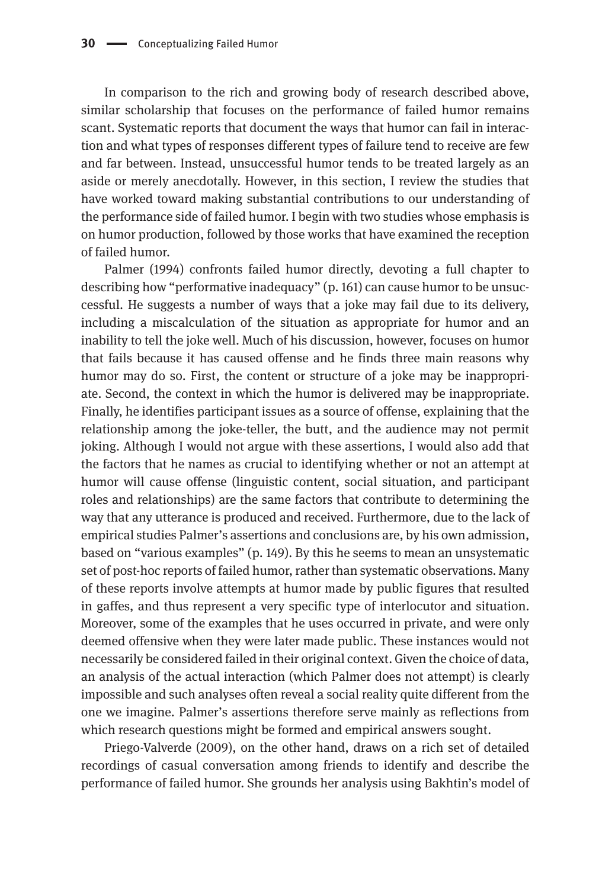In comparison to the rich and growing body of research described above, similar scholarship that focuses on the performance of failed humor remains scant. Systematic reports that document the ways that humor can fail in interaction and what types of responses different types of failure tend to receive are few and far between. Instead, unsuccessful humor tends to be treated largely as an aside or merely anecdotally. However, in this section, I review the studies that have worked toward making substantial contributions to our understanding of the performance side of failed humor. I begin with two studies whose emphasis is on humor production, followed by those works that have examined the reception of failed humor.

Palmer (1994) confronts failed humor directly, devoting a full chapter to describing how "performative inadequacy" (p. 161) can cause humor to be unsuccessful. He suggests a number of ways that a joke may fail due to its delivery, including a miscalculation of the situation as appropriate for humor and an inability to tell the joke well. Much of his discussion, however, focuses on humor that fails because it has caused offense and he finds three main reasons why humor may do so. First, the content or structure of a joke may be inappropriate. Second, the context in which the humor is delivered may be inappropriate. Finally, he identifies participant issues as a source of offense, explaining that the relationship among the joke-teller, the butt, and the audience may not permit joking. Although I would not argue with these assertions, I would also add that the factors that he names as crucial to identifying whether or not an attempt at humor will cause offense (linguistic content, social situation, and participant roles and relationships) are the same factors that contribute to determining the way that any utterance is produced and received. Furthermore, due to the lack of empirical studies Palmer's assertions and conclusions are, by his own admission, based on "various examples" (p. 149). By this he seems to mean an unsystematic set of post-hoc reports of failed humor, rather than systematic observations. Many of these reports involve attempts at humor made by public figures that resulted in gaffes, and thus represent a very specific type of interlocutor and situation. Moreover, some of the examples that he uses occurred in private, and were only deemed offensive when they were later made public. These instances would not necessarily be considered failed in their original context. Given the choice of data, an analysis of the actual interaction (which Palmer does not attempt) is clearly impossible and such analyses often reveal a social reality quite different from the one we imagine. Palmer's assertions therefore serve mainly as reflections from which research questions might be formed and empirical answers sought.

Priego-Valverde (2009), on the other hand, draws on a rich set of detailed recordings of casual conversation among friends to identify and describe the performance of failed humor. She grounds her analysis using Bakhtin's model of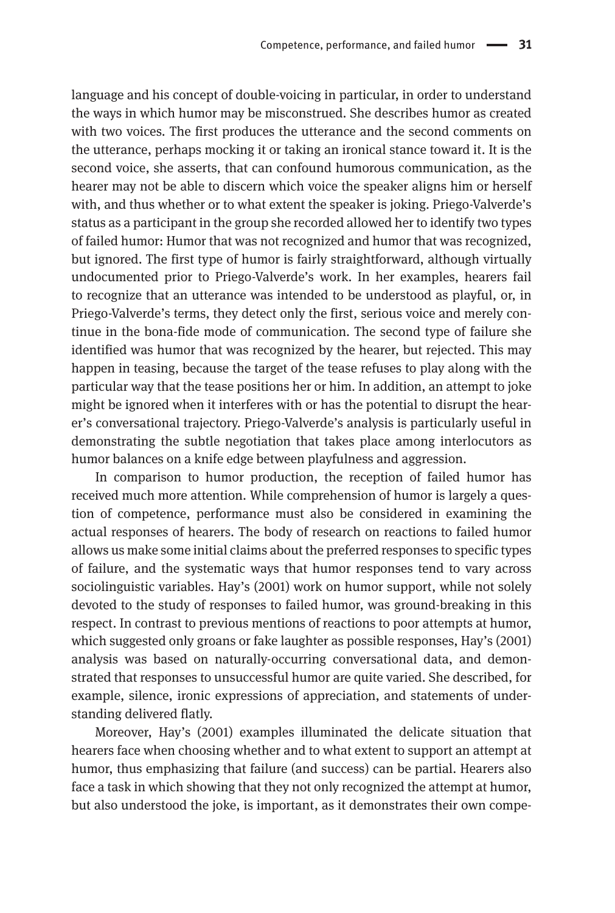language and his concept of double-voicing in particular, in order to understand the ways in which humor may be misconstrued. She describes humor as created with two voices. The first produces the utterance and the second comments on the utterance, perhaps mocking it or taking an ironical stance toward it. It is the second voice, she asserts, that can confound humorous communication, as the hearer may not be able to discern which voice the speaker aligns him or herself with, and thus whether or to what extent the speaker is joking. Priego-Valverde's status as a participant in the group she recorded allowed her to identify two types of failed humor: Humor that was not recognized and humor that was recognized, but ignored. The first type of humor is fairly straightforward, although virtually undocumented prior to Priego-Valverde's work. In her examples, hearers fail to recognize that an utterance was intended to be understood as playful, or, in Priego-Valverde's terms, they detect only the first, serious voice and merely continue in the bona-fide mode of communication. The second type of failure she identified was humor that was recognized by the hearer, but rejected. This may happen in teasing, because the target of the tease refuses to play along with the particular way that the tease positions her or him. In addition, an attempt to joke might be ignored when it interferes with or has the potential to disrupt the hearer's conversational trajectory. Priego-Valverde's analysis is particularly useful in demonstrating the subtle negotiation that takes place among interlocutors as humor balances on a knife edge between playfulness and aggression.

In comparison to humor production, the reception of failed humor has received much more attention. While comprehension of humor is largely a question of competence, performance must also be considered in examining the actual responses of hearers. The body of research on reactions to failed humor allows us make some initial claims about the preferred responses to specific types of failure, and the systematic ways that humor responses tend to vary across sociolinguistic variables. Hay's (2001) work on humor support, while not solely devoted to the study of responses to failed humor, was ground-breaking in this respect. In contrast to previous mentions of reactions to poor attempts at humor, which suggested only groans or fake laughter as possible responses, Hay's (2001) analysis was based on naturally-occurring conversational data, and demonstrated that responses to unsuccessful humor are quite varied. She described, for example, silence, ironic expressions of appreciation, and statements of understanding delivered flatly.

Moreover, Hay's (2001) examples illuminated the delicate situation that hearers face when choosing whether and to what extent to support an attempt at humor, thus emphasizing that failure (and success) can be partial. Hearers also face a task in which showing that they not only recognized the attempt at humor, but also understood the joke, is important, as it demonstrates their own compe-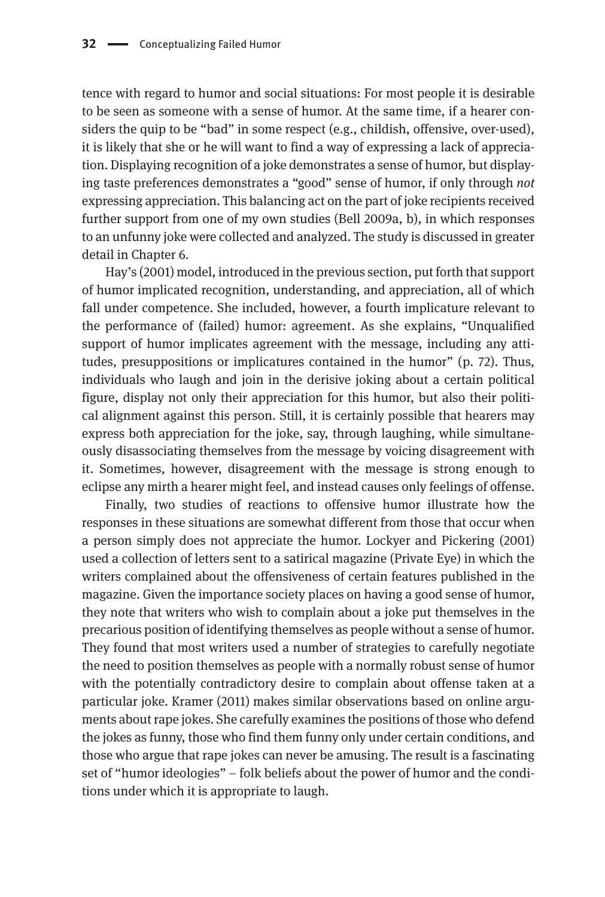tence with regard to humor and social situations: For most people it is desirable to be seen as someone with a sense of humor. At the same time, if a hearer considers the quip to be "bad" in some respect (e.g., childish, offensive, over-used), it is likely that she or he will want to find a way of expressing a lack of appreciation. Displaying recognition of a joke demonstrates a sense of humor, but displaying taste preferences demonstrates a "good" sense of humor, if only through *not* expressing appreciation. This balancing act on the part of joke recipients received further support from one of my own studies (Bell 2009a, b), in which responses to an unfunny joke were collected and analyzed. The study is discussed in greater detail in Chapter 6.

Hay's (2001) model, introduced in the previous section, put forth that support of humor implicated recognition, understanding, and appreciation, all of which fall under competence. She included, however, a fourth implicature relevant to the performance of (failed) humor: agreement. As she explains, "Unqualified support of humor implicates agreement with the message, including any attitudes, presuppositions or implicatures contained in the humor" (p. 72). Thus, individuals who laugh and join in the derisive joking about a certain political figure, display not only their appreciation for this humor, but also their political alignment against this person. Still, it is certainly possible that hearers may express both appreciation for the joke, say, through laughing, while simultaneously disassociating themselves from the message by voicing disagreement with it. Sometimes, however, disagreement with the message is strong enough to eclipse any mirth a hearer might feel, and instead causes only feelings of offense.

Finally, two studies of reactions to offensive humor illustrate how the responses in these situations are somewhat different from those that occur when a person simply does not appreciate the humor. Lockyer and Pickering (2001) used a collection of letters sent to a satirical magazine (Private Eye) in which the writers complained about the offensiveness of certain features published in the magazine. Given the importance society places on having a good sense of humor, they note that writers who wish to complain about a joke put themselves in the precarious position of identifying themselves as people without a sense of humor. They found that most writers used a number of strategies to carefully negotiate the need to position themselves as people with a normally robust sense of humor with the potentially contradictory desire to complain about offense taken at a particular joke. Kramer (2011) makes similar observations based on online arguments about rape jokes. She carefully examines the positions of those who defend the jokes as funny, those who find them funny only under certain conditions, and those who argue that rape jokes can never be amusing. The result is a fascinating set of "humor ideologies" – folk beliefs about the power of humor and the conditions under which it is appropriate to laugh.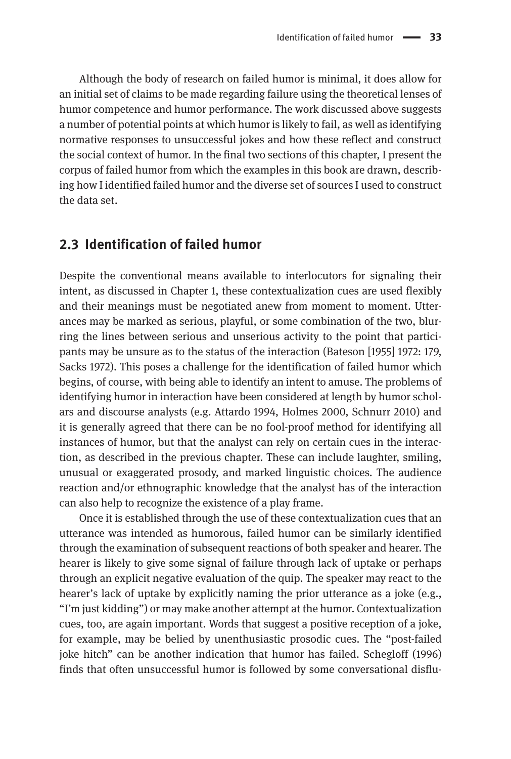Although the body of research on failed humor is minimal, it does allow for an initial set of claims to be made regarding failure using the theoretical lenses of humor competence and humor performance. The work discussed above suggests a number of potential points at which humor is likely to fail, as well as identifying normative responses to unsuccessful jokes and how these reflect and construct the social context of humor. In the final two sections of this chapter, I present the corpus of failed humor from which the examples in this book are drawn, describing how I identified failed humor and the diverse set of sources I used to construct the data set.

## 2.3 Identification of failed humor

Despite the conventional means available to interlocutors for signaling their intent, as discussed in Chapter 1, these contextualization cues are used flexibly and their meanings must be negotiated anew from moment to moment. Utterances may be marked as serious, playful, or some combination of the two, blurring the lines between serious and unserious activity to the point that participants may be unsure as to the status of the interaction (Bateson [1955] 1972: 179, Sacks 1972). This poses a challenge for the identification of failed humor which begins, of course, with being able to identify an intent to amuse. The problems of identifying humor in interaction have been considered at length by humor scholars and discourse analysts (e.g. Attardo 1994, Holmes 2000, Schnurr 2010) and it is generally agreed that there can be no fool-proof method for identifying all instances of humor, but that the analyst can rely on certain cues in the interaction, as described in the previous chapter. These can include laughter, smiling, unusual or exaggerated prosody, and marked linguistic choices. The audience reaction and/or ethnographic knowledge that the analyst has of the interaction can also help to recognize the existence of a play frame.

Once it is established through the use of these contextualization cues that an utterance was intended as humorous, failed humor can be similarly identified through the examination of subsequent reactions of both speaker and hearer. The hearer is likely to give some signal of failure through lack of uptake or perhaps through an explicit negative evaluation of the quip. The speaker may react to the hearer's lack of uptake by explicitly naming the prior utterance as a joke (e.g., "I'm just kidding") or may make another attempt at the humor. Contextualization cues, too, are again important. Words that suggest a positive reception of a joke, for example, may be belied by unenthusiastic prosodic cues. The "post-failed joke hitch" can be another indication that humor has failed. Schegloff (1996) finds that often unsuccessful humor is followed by some conversational disflu-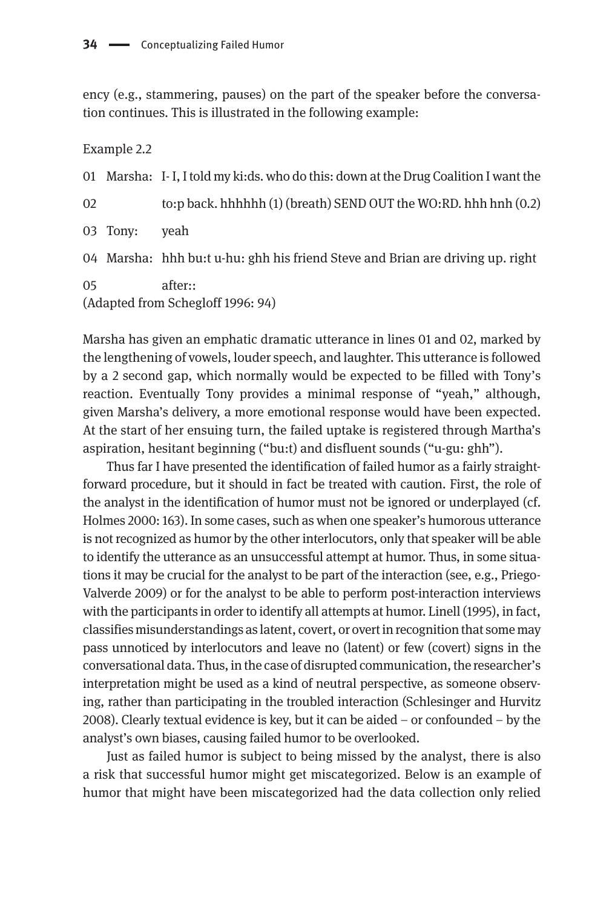ency (e.g., stammering, pauses) on the part of the speaker before the conversation continues. This is illustrated in the following example:

Example 2.2

01 Marsha: I- I, I told my ki:ds. who do this: down at the Drug Coalition I want the

02 to:p back. hhhhhh (1) (breath) SEND OUT the WO:RD. hhh hnh (0.2)

03 Tony: yeah

04 Marsha: hhh bu:t u-hu: ghh his friend Steve and Brian are driving up. right

05 after::

(Adapted from Schegloff 1996: 94)

Marsha has given an emphatic dramatic utterance in lines 01 and 02, marked by the lengthening of vowels, louder speech, and laughter. This utterance is followed by a 2 second gap, which normally would be expected to be filled with Tony's reaction. Eventually Tony provides a minimal response of "yeah," although, given Marsha's delivery, a more emotional response would have been expected. At the start of her ensuing turn, the failed uptake is registered through Martha's aspiration, hesitant beginning ("bu:t) and disfluent sounds ("u-gu: ghh").

Thus far I have presented the identification of failed humor as a fairly straightforward procedure, but it should in fact be treated with caution. First, the role of the analyst in the identification of humor must not be ignored or underplayed (cf. Holmes 2000: 163). In some cases, such as when one speaker's humorous utterance is not recognized as humor by the other interlocutors, only that speaker will be able to identify the utterance as an unsuccessful attempt at humor. Thus, in some situations it may be crucial for the analyst to be part of the interaction (see, e.g., Priego-Valverde 2009) or for the analyst to be able to perform post-interaction interviews with the participants in order to identify all attempts at humor. Linell (1995), in fact, classifies misunderstandings as latent, covert, or overt in recognition that some may pass unnoticed by interlocutors and leave no (latent) or few (covert) signs in the conversational data. Thus, in the case of disrupted communication, the researcher's interpretation might be used as a kind of neutral perspective, as someone observing, rather than participating in the troubled interaction (Schlesinger and Hurvitz 2008). Clearly textual evidence is key, but it can be aided – or confounded – by the analyst's own biases, causing failed humor to be overlooked.

Just as failed humor is subject to being missed by the analyst, there is also a risk that successful humor might get miscategorized. Below is an example of humor that might have been miscategorized had the data collection only relied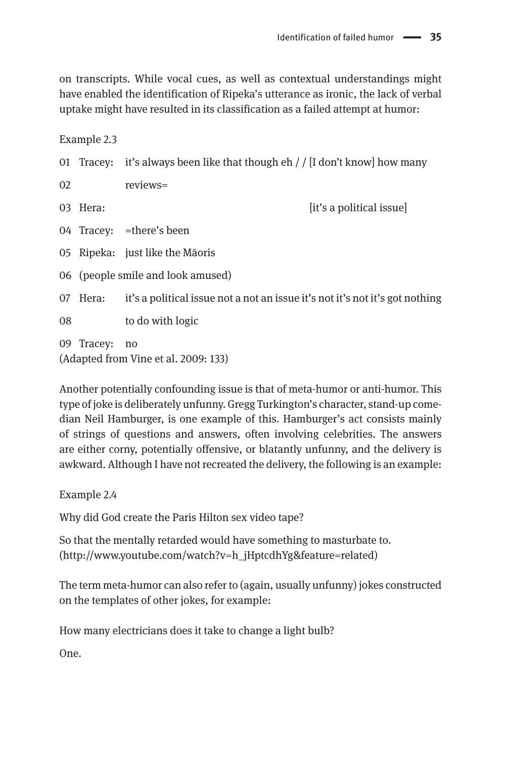on transcripts. While vocal cues, as well as contextual understandings might have enabled the identification of Ripeka's utterance as ironic, the lack of verbal uptake might have resulted in its classification as a failed attempt at humor:

Example 2.3

01 Tracey: it's always been like that though eh / / [I don't know] how many

02 reviews=

03 Hera: [it's a political issue]

04 Tracey: =there's been

05 Ripeka: just like the Māoris

06 (people smile and look amused)

07 Hera: it's a political issue not a not an issue it's not it's not it's got nothing

08 to do with logic

09 Tracey: no

(Adapted from Vine et al. 2009: 133)

Another potentially confounding issue is that of meta-humor or anti-humor. This type of joke is deliberately unfunny. Gregg Turkington's character, stand-up comedian Neil Hamburger, is one example of this. Hamburger's act consists mainly of strings of questions and answers, often involving celebrities. The answers are either corny, potentially offensive, or blatantly unfunny, and the delivery is awkward. Although I have not recreated the delivery, the following is an example:

Example 2.4

Why did God create the Paris Hilton sex video tape?

So that the mentally retarded would have something to masturbate to.
(http://www.youtube.com/watch?v=h_jHptcdhYg&feature=related)

The term meta-humor can also refer to (again, usually unfunny) jokes constructed on the templates of other jokes, for example:

How many electricians does it take to change a light bulb?

One.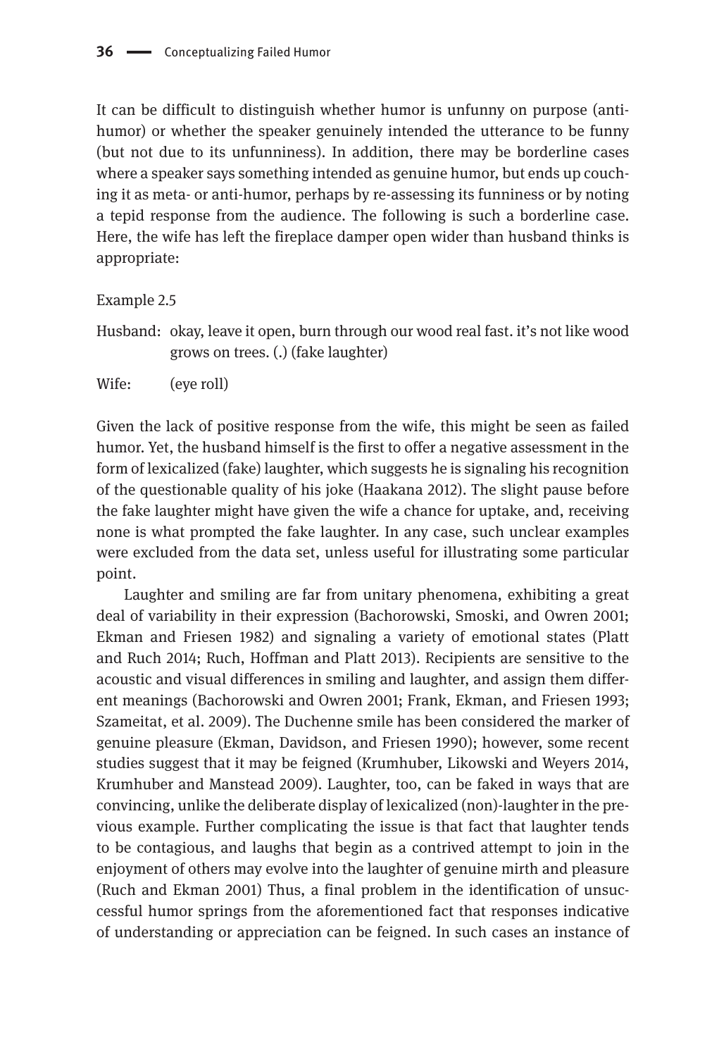It can be difficult to distinguish whether humor is unfunny on purpose (anti-humor) or whether the speaker genuinely intended the utterance to be funny (but not due to its unfunniness). In addition, there may be borderline cases where a speaker says something intended as genuine humor, but ends up couching it as meta- or anti-humor, perhaps by re-assessing its funniness or by noting a tepid response from the audience. The following is such a borderline case. Here, the wife has left the fireplace damper open wider than husband thinks is appropriate:

Example 2.5

Husband: okay, leave it open, burn through our wood real fast. it's not like wood grows on trees. (.) (fake laughter)

Wife: (eye roll)

Given the lack of positive response from the wife, this might be seen as failed humor. Yet, the husband himself is the first to offer a negative assessment in the form of lexicalized (fake) laughter, which suggests he is signaling his recognition of the questionable quality of his joke (Haakana 2012). The slight pause before the fake laughter might have given the wife a chance for uptake, and, receiving none is what prompted the fake laughter. In any case, such unclear examples were excluded from the data set, unless useful for illustrating some particular point.

Laughter and smiling are far from unitary phenomena, exhibiting a great deal of variability in their expression (Bachorowski, Smoski, and Owren 2001; Ekman and Friesen 1982) and signaling a variety of emotional states (Platt and Ruch 2014; Ruch, Hoffman and Platt 2013). Recipients are sensitive to the acoustic and visual differences in smiling and laughter, and assign them different meanings (Bachorowski and Owren 2001; Frank, Ekman, and Friesen 1993; Szameitat, et al. 2009). The Duchenne smile has been considered the marker of genuine pleasure (Ekman, Davidson, and Friesen 1990); however, some recent studies suggest that it may be feigned (Krumhuber, Likowski and Weyers 2014, Krumhuber and Manstead 2009). Laughter, too, can be faked in ways that are convincing, unlike the deliberate display of lexicalized (non)-laughter in the previous example. Further complicating the issue is that fact that laughter tends to be contagious, and laughs that begin as a contrived attempt to join in the enjoyment of others may evolve into the laughter of genuine mirth and pleasure (Ruch and Ekman 2001) Thus, a final problem in the identification of unsuccessful humor springs from the aforementioned fact that responses indicative of understanding or appreciation can be feigned. In such cases an instance of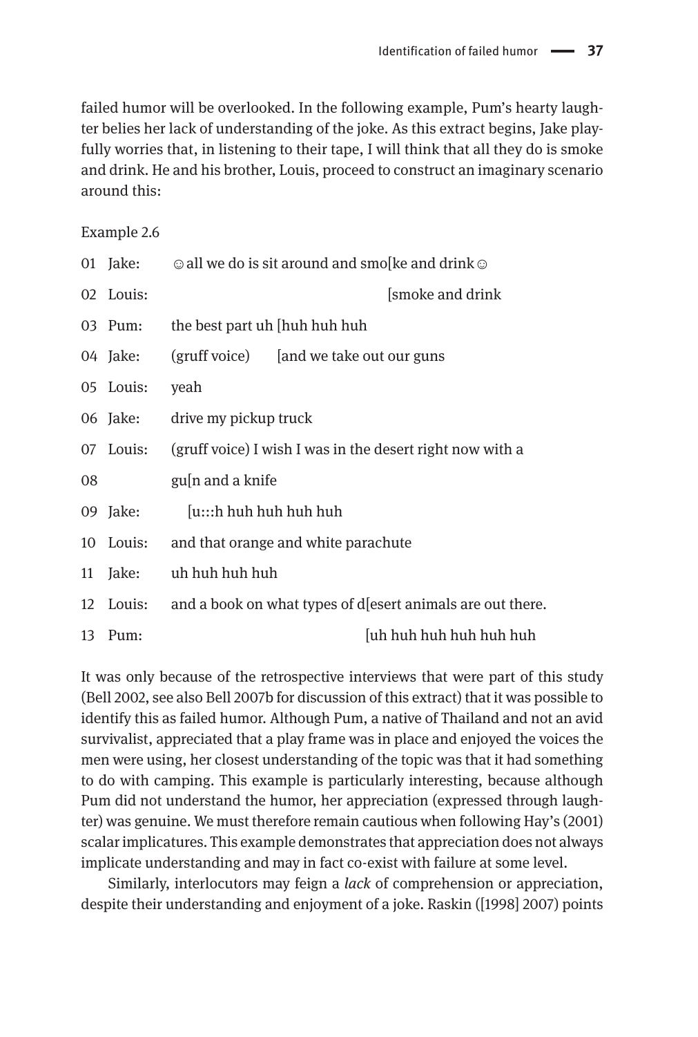failed humor will be overlooked. In the following example, Pum's hearty laughter belies her lack of understanding of the joke. As this extract begins, Jake playfully worries that, in listening to their tape, I will think that all they do is smoke and drink. He and his brother, Louis, proceed to construct an imaginary scenario around this:

Example 2.6

```
01  Jake:    ☺all we do is sit around and smo[ke and drink☺
02  Louis:                                     [smoke and drink
03  Pum:     the best part uh [huh huh huh
04  Jake:    (gruff voice)    [and we take out our guns
05  Louis:   yeah
06  Jake:    drive my pickup truck
07  Louis:   (gruff voice) I wish I was in the desert right now with a
08           gu[n and a knife
09  Jake:      [u:::h huh huh huh huh
10  Louis:   and that orange and white parachute
11  Jake:    uh huh huh huh
12  Louis:   and a book on what types of d[esert animals are out there.
13  Pum:                                  [uh huh huh huh huh huh
```

It was only because of the retrospective interviews that were part of this study (Bell 2002, see also Bell 2007b for discussion of this extract) that it was possible to identify this as failed humor. Although Pum, a native of Thailand and not an avid survivalist, appreciated that a play frame was in place and enjoyed the voices the men were using, her closest understanding of the topic was that it had something to do with camping. This example is particularly interesting, because although Pum did not understand the humor, her appreciation (expressed through laughter) was genuine. We must therefore remain cautious when following Hay's (2001) scalar implicatures. This example demonstrates that appreciation does not always implicate understanding and may in fact co-exist with failure at some level.

Similarly, interlocutors may feign a *lack* of comprehension or appreciation, despite their understanding and enjoyment of a joke. Raskin ([1998] 2007) points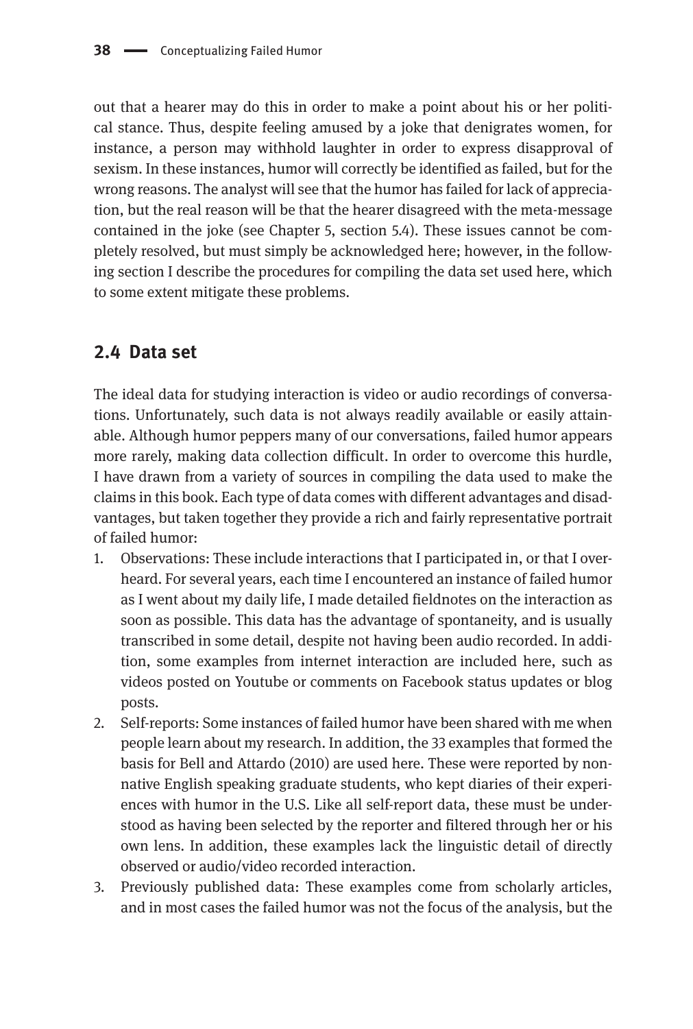out that a hearer may do this in order to make a point about his or her political stance. Thus, despite feeling amused by a joke that denigrates women, for instance, a person may withhold laughter in order to express disapproval of sexism. In these instances, humor will correctly be identified as failed, but for the wrong reasons. The analyst will see that the humor has failed for lack of appreciation, but the real reason will be that the hearer disagreed with the meta-message contained in the joke (see Chapter 5, section 5.4). These issues cannot be completely resolved, but must simply be acknowledged here; however, in the following section I describe the procedures for compiling the data set used here, which to some extent mitigate these problems.

## 2.4 Data set

The ideal data for studying interaction is video or audio recordings of conversations. Unfortunately, such data is not always readily available or easily attainable. Although humor peppers many of our conversations, failed humor appears more rarely, making data collection difficult. In order to overcome this hurdle, I have drawn from a variety of sources in compiling the data used to make the claims in this book. Each type of data comes with different advantages and disadvantages, but taken together they provide a rich and fairly representative portrait of failed humor:

1. Observations: These include interactions that I participated in, or that I overheard. For several years, each time I encountered an instance of failed humor as I went about my daily life, I made detailed fieldnotes on the interaction as soon as possible. This data has the advantage of spontaneity, and is usually transcribed in some detail, despite not having been audio recorded. In addition, some examples from internet interaction are included here, such as videos posted on Youtube or comments on Facebook status updates or blog posts.
2. Self-reports: Some instances of failed humor have been shared with me when people learn about my research. In addition, the 33 examples that formed the basis for Bell and Attardo (2010) are used here. These were reported by non-native English speaking graduate students, who kept diaries of their experiences with humor in the U.S. Like all self-report data, these must be understood as having been selected by the reporter and filtered through her or his own lens. In addition, these examples lack the linguistic detail of directly observed or audio/video recorded interaction.
3. Previously published data: These examples come from scholarly articles, and in most cases the failed humor was not the focus of the analysis, but the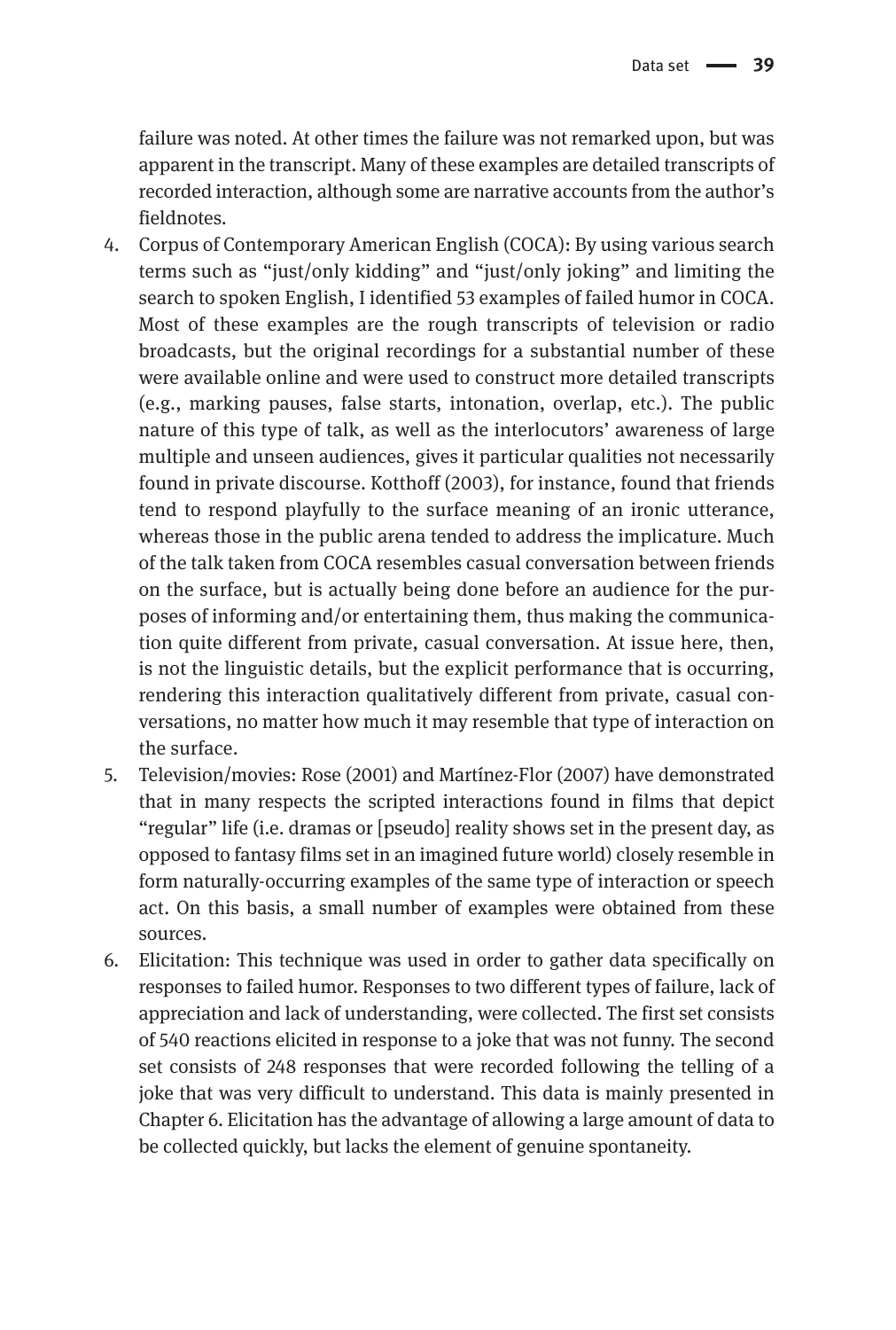failure was noted. At other times the failure was not remarked upon, but was apparent in the transcript. Many of these examples are detailed transcripts of recorded interaction, although some are narrative accounts from the author's fieldnotes.

4. Corpus of Contemporary American English (COCA): By using various search terms such as "just/only kidding" and "just/only joking" and limiting the search to spoken English, I identified 53 examples of failed humor in COCA. Most of these examples are the rough transcripts of television or radio broadcasts, but the original recordings for a substantial number of these were available online and were used to construct more detailed transcripts (e.g., marking pauses, false starts, intonation, overlap, etc.). The public nature of this type of talk, as well as the interlocutors' awareness of large multiple and unseen audiences, gives it particular qualities not necessarily found in private discourse. Kotthoff (2003), for instance, found that friends tend to respond playfully to the surface meaning of an ironic utterance, whereas those in the public arena tended to address the implicature. Much of the talk taken from COCA resembles casual conversation between friends on the surface, but is actually being done before an audience for the purposes of informing and/or entertaining them, thus making the communication quite different from private, casual conversation. At issue here, then, is not the linguistic details, but the explicit performance that is occurring, rendering this interaction qualitatively different from private, casual conversations, no matter how much it may resemble that type of interaction on the surface.
5. Television/movies: Rose (2001) and Martínez-Flor (2007) have demonstrated that in many respects the scripted interactions found in films that depict "regular" life (i.e. dramas or [pseudo] reality shows set in the present day, as opposed to fantasy films set in an imagined future world) closely resemble in form naturally-occurring examples of the same type of interaction or speech act. On this basis, a small number of examples were obtained from these sources.
6. Elicitation: This technique was used in order to gather data specifically on responses to failed humor. Responses to two different types of failure, lack of appreciation and lack of understanding, were collected. The first set consists of 540 reactions elicited in response to a joke that was not funny. The second set consists of 248 responses that were recorded following the telling of a joke that was very difficult to understand. This data is mainly presented in Chapter 6. Elicitation has the advantage of allowing a large amount of data to be collected quickly, but lacks the element of genuine spontaneity.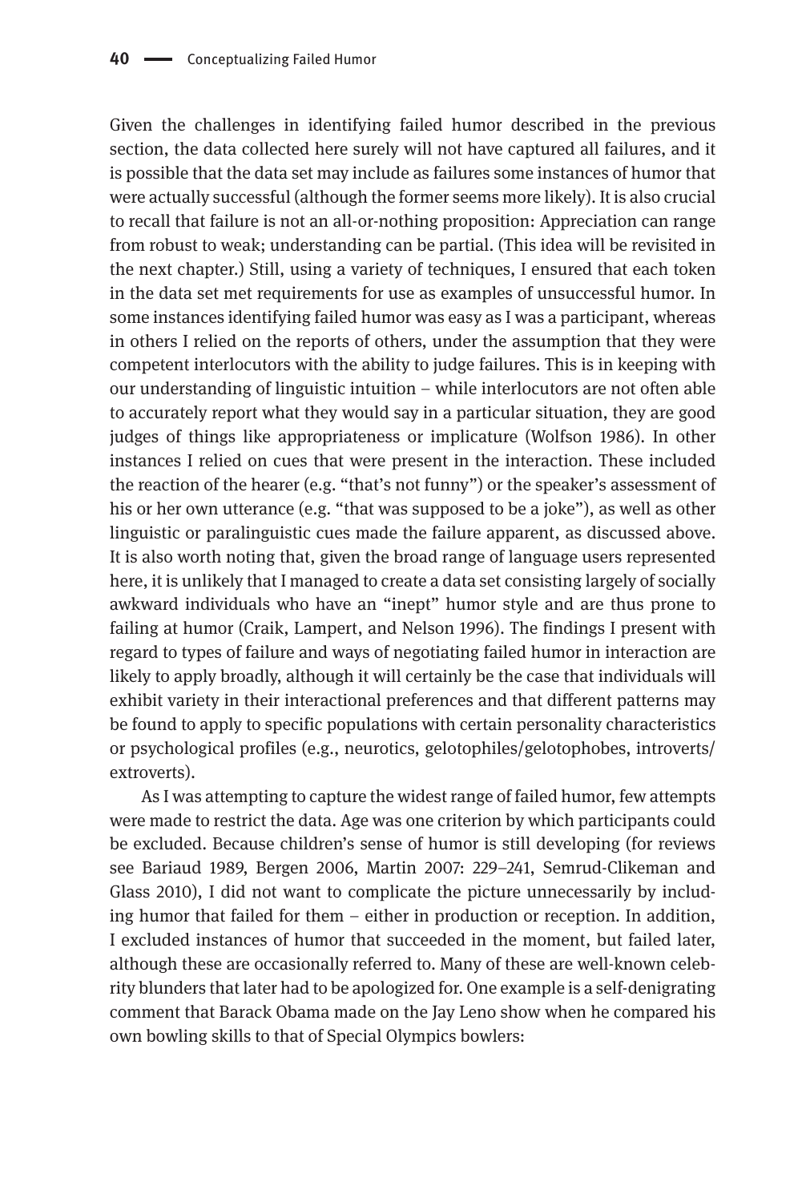Given the challenges in identifying failed humor described in the previous section, the data collected here surely will not have captured all failures, and it is possible that the data set may include as failures some instances of humor that were actually successful (although the former seems more likely). It is also crucial to recall that failure is not an all-or-nothing proposition: Appreciation can range from robust to weak; understanding can be partial. (This idea will be revisited in the next chapter.) Still, using a variety of techniques, I ensured that each token in the data set met requirements for use as examples of unsuccessful humor. In some instances identifying failed humor was easy as I was a participant, whereas in others I relied on the reports of others, under the assumption that they were competent interlocutors with the ability to judge failures. This is in keeping with our understanding of linguistic intuition – while interlocutors are not often able to accurately report what they would say in a particular situation, they are good judges of things like appropriateness or implicature (Wolfson 1986). In other instances I relied on cues that were present in the interaction. These included the reaction of the hearer (e.g. "that's not funny") or the speaker's assessment of his or her own utterance (e.g. "that was supposed to be a joke"), as well as other linguistic or paralinguistic cues made the failure apparent, as discussed above. It is also worth noting that, given the broad range of language users represented here, it is unlikely that I managed to create a data set consisting largely of socially awkward individuals who have an "inept" humor style and are thus prone to failing at humor (Craik, Lampert, and Nelson 1996). The findings I present with regard to types of failure and ways of negotiating failed humor in interaction are likely to apply broadly, although it will certainly be the case that individuals will exhibit variety in their interactional preferences and that different patterns may be found to apply to specific populations with certain personality characteristics or psychological profiles (e.g., neurotics, gelotophiles/gelotophobes, introverts/extroverts).

As I was attempting to capture the widest range of failed humor, few attempts were made to restrict the data. Age was one criterion by which participants could be excluded. Because children's sense of humor is still developing (for reviews see Bariaud 1989, Bergen 2006, Martin 2007: 229–241, Semrud-Clikeman and Glass 2010), I did not want to complicate the picture unnecessarily by including humor that failed for them – either in production or reception. In addition, I excluded instances of humor that succeeded in the moment, but failed later, although these are occasionally referred to. Many of these are well-known celebrity blunders that later had to be apologized for. One example is a self-denigrating comment that Barack Obama made on the Jay Leno show when he compared his own bowling skills to that of Special Olympics bowlers: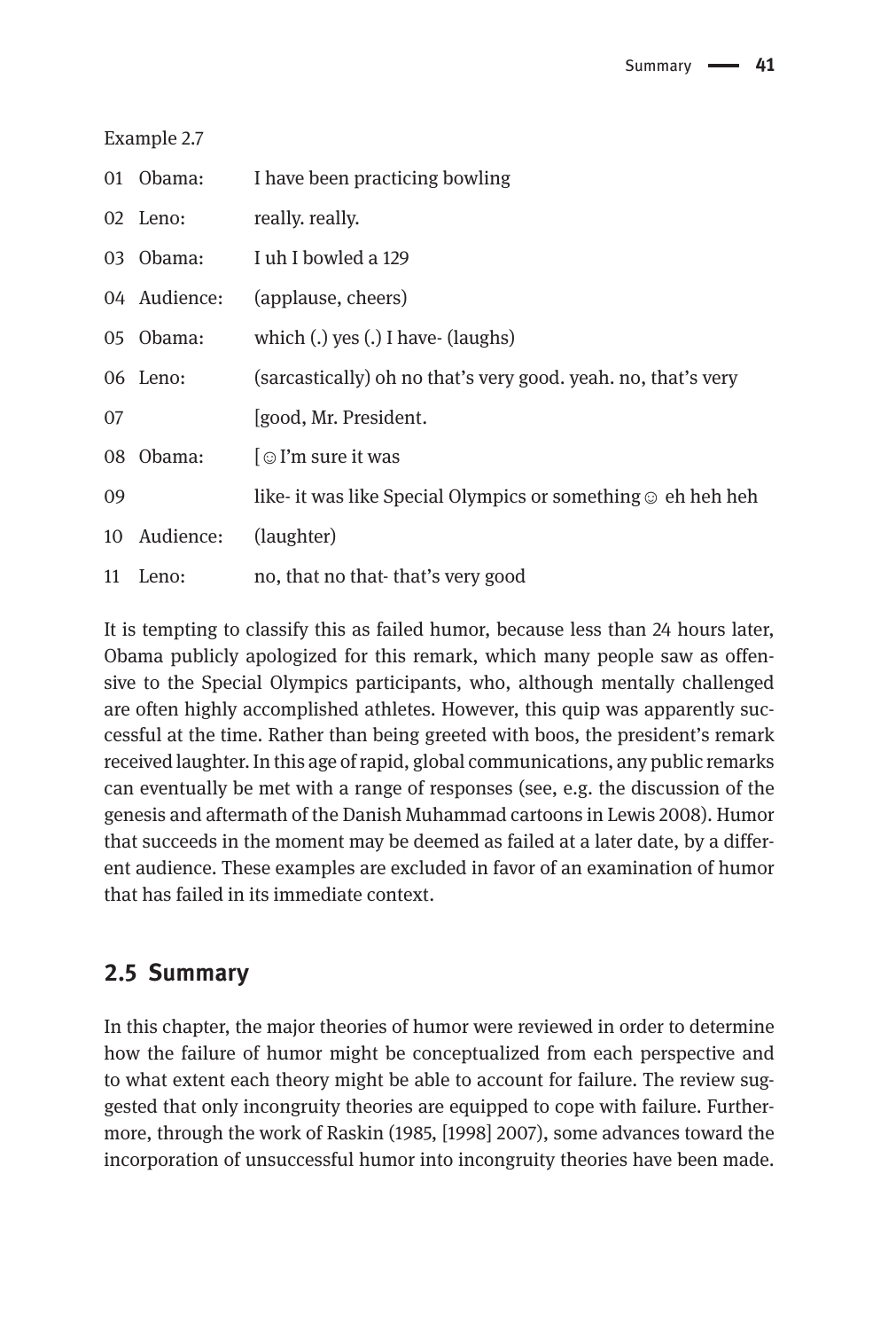Example 2.7

| | | |
|---|---|---|
| 01 | Obama: | I have been practicing bowling |
| 02 | Leno: | really. really. |
| 03 | Obama: | I uh I bowled a 129 |
| 04 | Audience: | (applause, cheers) |
| 05 | Obama: | which (.) yes (.) I have- (laughs) |
| 06 | Leno: | (sarcastically) oh no that's very good. yeah. no, that's very |
| 07 | | [good, Mr. President. |
| 08 | Obama: | [☺I'm sure it was |
| 09 | | like- it was like Special Olympics or something☺ eh heh heh |
| 10 | Audience: | (laughter) |
| 11 | Leno: | no, that no that- that's very good |

It is tempting to classify this as failed humor, because less than 24 hours later, Obama publicly apologized for this remark, which many people saw as offensive to the Special Olympics participants, who, although mentally challenged are often highly accomplished athletes. However, this quip was apparently successful at the time. Rather than being greeted with boos, the president's remark received laughter. In this age of rapid, global communications, any public remarks can eventually be met with a range of responses (see, e.g. the discussion of the genesis and aftermath of the Danish Muhammad cartoons in Lewis 2008). Humor that succeeds in the moment may be deemed as failed at a later date, by a different audience. These examples are excluded in favor of an examination of humor that has failed in its immediate context.

## 2.5 Summary

In this chapter, the major theories of humor were reviewed in order to determine how the failure of humor might be conceptualized from each perspective and to what extent each theory might be able to account for failure. The review suggested that only incongruity theories are equipped to cope with failure. Furthermore, through the work of Raskin (1985, [1998] 2007), some advances toward the incorporation of unsuccessful humor into incongruity theories have been made.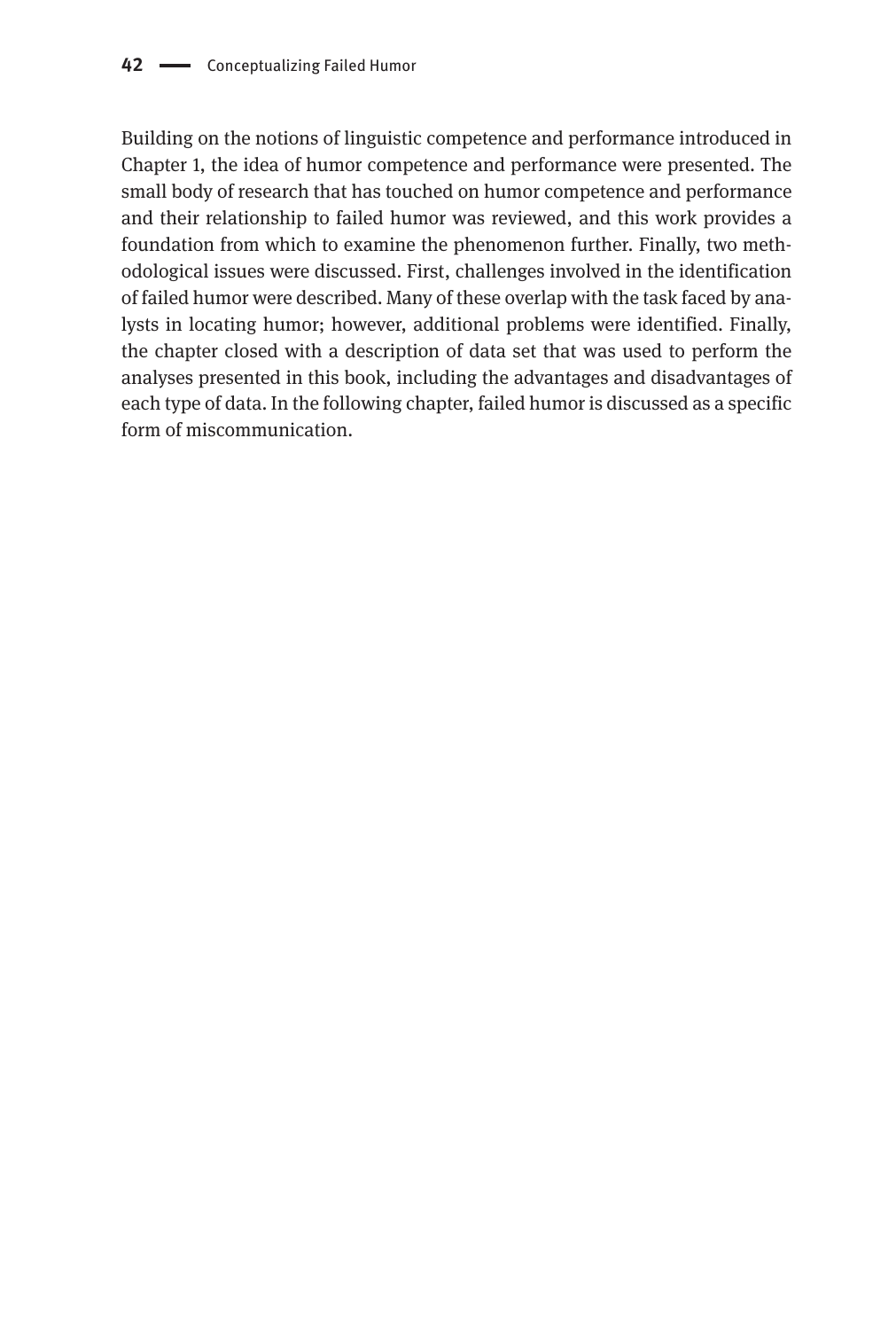Building on the notions of linguistic competence and performance introduced in Chapter 1, the idea of humor competence and performance were presented. The small body of research that has touched on humor competence and performance and their relationship to failed humor was reviewed, and this work provides a foundation from which to examine the phenomenon further. Finally, two methodological issues were discussed. First, challenges involved in the identification of failed humor were described. Many of these overlap with the task faced by analysts in locating humor; however, additional problems were identified. Finally, the chapter closed with a description of data set that was used to perform the analyses presented in this book, including the advantages and disadvantages of each type of data. In the following chapter, failed humor is discussed as a specific form of miscommunication.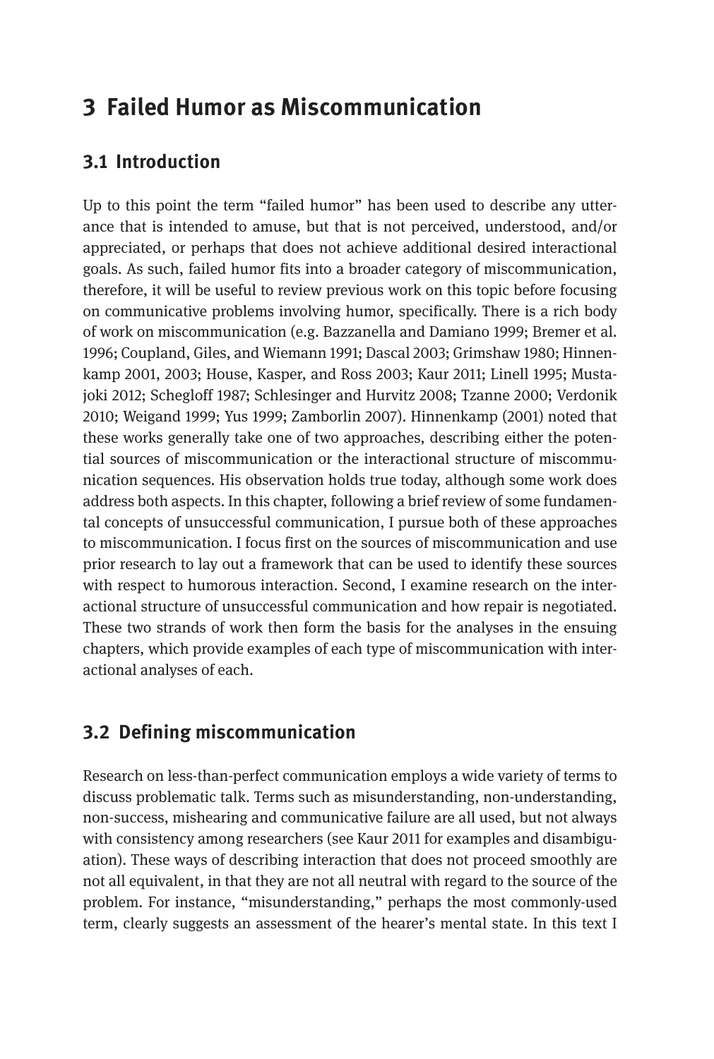# 3 Failed Humor as Miscommunication

## 3.1 Introduction

Up to this point the term "failed humor" has been used to describe any utterance that is intended to amuse, but that is not perceived, understood, and/or appreciated, or perhaps that does not achieve additional desired interactional goals. As such, failed humor fits into a broader category of miscommunication, therefore, it will be useful to review previous work on this topic before focusing on communicative problems involving humor, specifically. There is a rich body of work on miscommunication (e.g. Bazzanella and Damiano 1999; Bremer et al. 1996; Coupland, Giles, and Wiemann 1991; Dascal 2003; Grimshaw 1980; Hinnenkamp 2001, 2003; House, Kasper, and Ross 2003; Kaur 2011; Linell 1995; Mustajoki 2012; Schegloff 1987; Schlesinger and Hurvitz 2008; Tzanne 2000; Verdonik 2010; Weigand 1999; Yus 1999; Zamborlin 2007). Hinnenkamp (2001) noted that these works generally take one of two approaches, describing either the potential sources of miscommunication or the interactional structure of miscommunication sequences. His observation holds true today, although some work does address both aspects. In this chapter, following a brief review of some fundamental concepts of unsuccessful communication, I pursue both of these approaches to miscommunication. I focus first on the sources of miscommunication and use prior research to lay out a framework that can be used to identify these sources with respect to humorous interaction. Second, I examine research on the interactional structure of unsuccessful communication and how repair is negotiated. These two strands of work then form the basis for the analyses in the ensuing chapters, which provide examples of each type of miscommunication with interactional analyses of each.

## 3.2 Defining miscommunication

Research on less-than-perfect communication employs a wide variety of terms to discuss problematic talk. Terms such as misunderstanding, non-understanding, non-success, mishearing and communicative failure are all used, but not always with consistency among researchers (see Kaur 2011 for examples and disambiguation). These ways of describing interaction that does not proceed smoothly are not all equivalent, in that they are not all neutral with regard to the source of the problem. For instance, "misunderstanding," perhaps the most commonly-used term, clearly suggests an assessment of the hearer's mental state. In this text I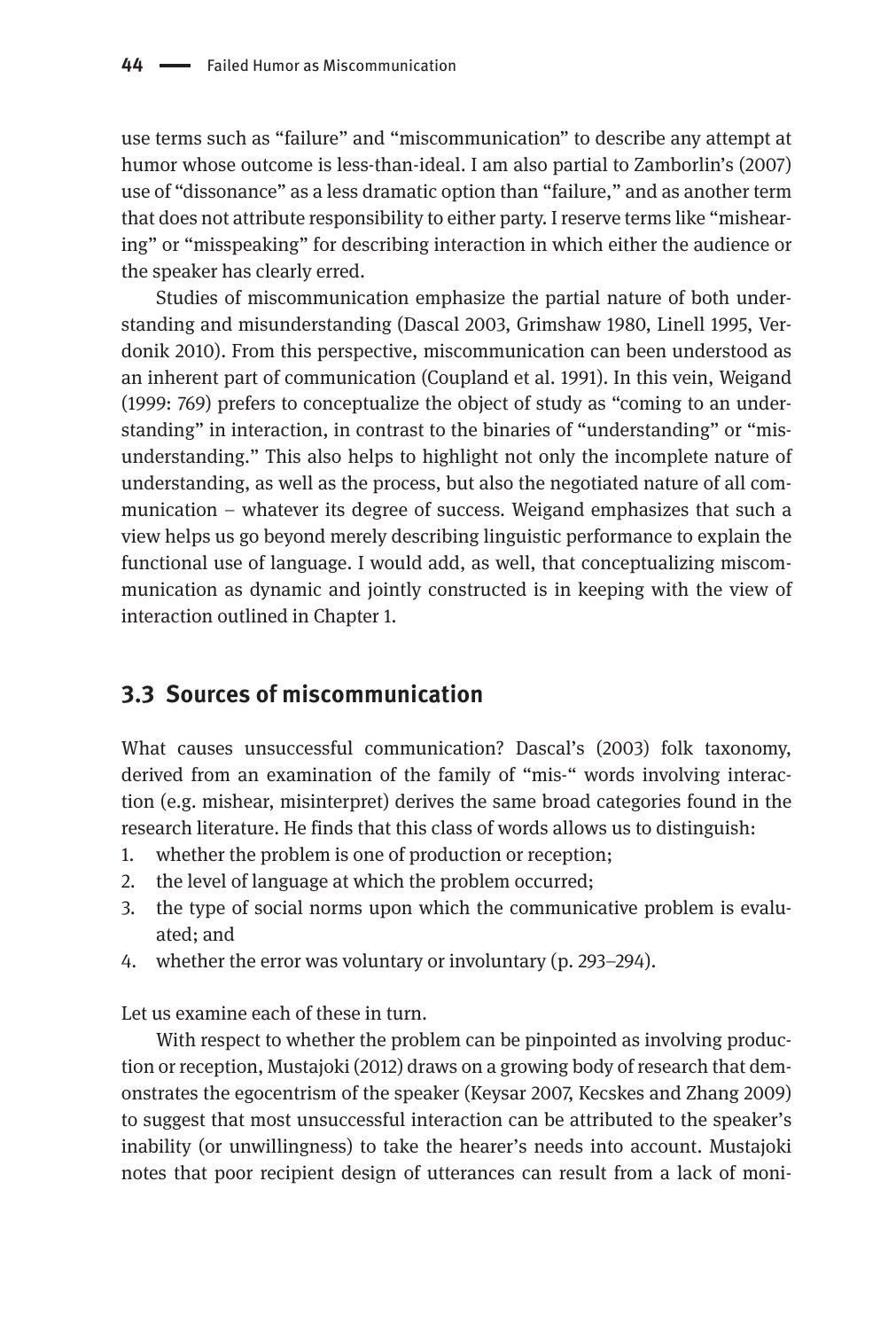use terms such as "failure" and "miscommunication" to describe any attempt at humor whose outcome is less-than-ideal. I am also partial to Zamborlin's (2007) use of "dissonance" as a less dramatic option than "failure," and as another term that does not attribute responsibility to either party. I reserve terms like "mishearing" or "misspeaking" for describing interaction in which either the audience or the speaker has clearly erred.

Studies of miscommunication emphasize the partial nature of both understanding and misunderstanding (Dascal 2003, Grimshaw 1980, Linell 1995, Verdonik 2010). From this perspective, miscommunication can been understood as an inherent part of communication (Coupland et al. 1991). In this vein, Weigand (1999: 769) prefers to conceptualize the object of study as "coming to an understanding" in interaction, in contrast to the binaries of "understanding" or "misunderstanding." This also helps to highlight not only the incomplete nature of understanding, as well as the process, but also the negotiated nature of all communication – whatever its degree of success. Weigand emphasizes that such a view helps us go beyond merely describing linguistic performance to explain the functional use of language. I would add, as well, that conceptualizing miscommunication as dynamic and jointly constructed is in keeping with the view of interaction outlined in Chapter 1.

## 3.3 Sources of miscommunication

What causes unsuccessful communication? Dascal's (2003) folk taxonomy, derived from an examination of the family of "mis-" words involving interaction (e.g. mishear, misinterpret) derives the same broad categories found in the research literature. He finds that this class of words allows us to distinguish:

1. whether the problem is one of production or reception;
2. the level of language at which the problem occurred;
3. the type of social norms upon which the communicative problem is evaluated; and
4. whether the error was voluntary or involuntary (p. 293–294).

Let us examine each of these in turn.

With respect to whether the problem can be pinpointed as involving production or reception, Mustajoki (2012) draws on a growing body of research that demonstrates the egocentrism of the speaker (Keysar 2007, Kecskes and Zhang 2009) to suggest that most unsuccessful interaction can be attributed to the speaker's inability (or unwillingness) to take the hearer's needs into account. Mustajoki notes that poor recipient design of utterances can result from a lack of moni-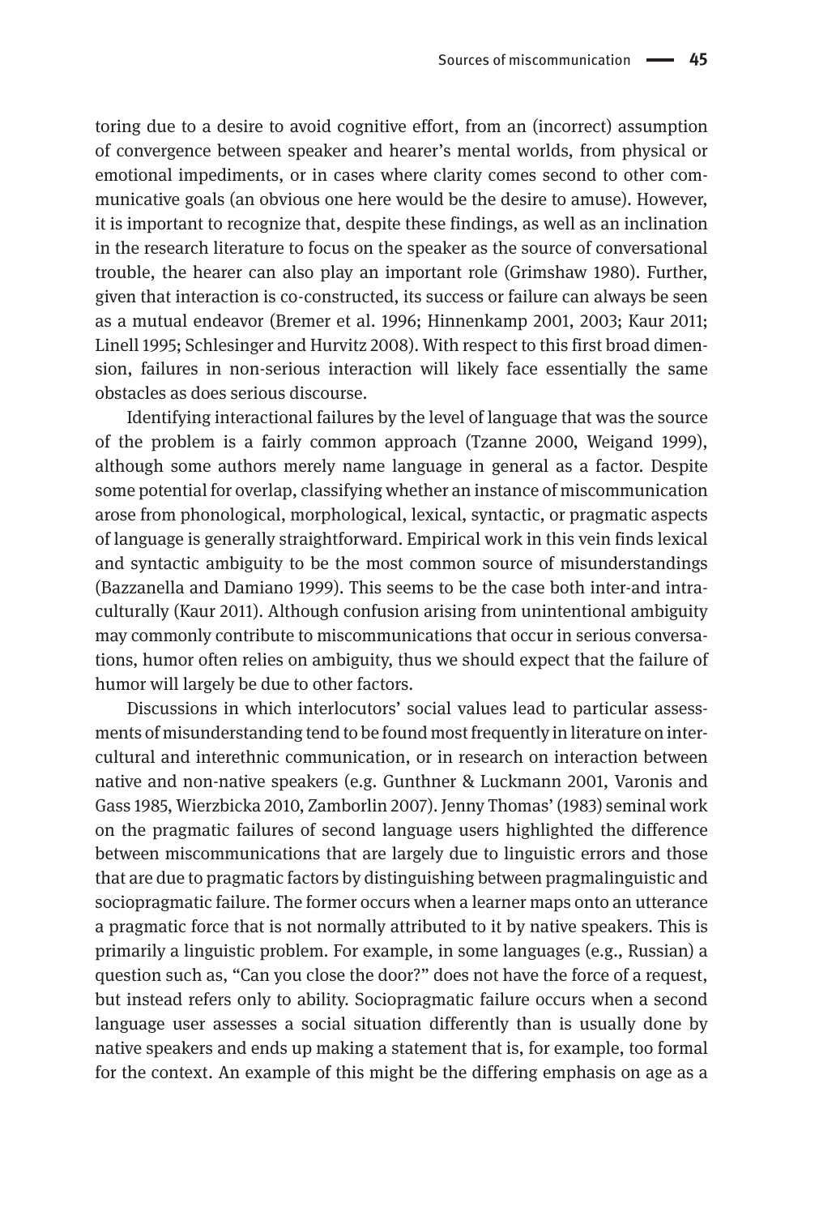toring due to a desire to avoid cognitive effort, from an (incorrect) assumption of convergence between speaker and hearer's mental worlds, from physical or emotional impediments, or in cases where clarity comes second to other communicative goals (an obvious one here would be the desire to amuse). However, it is important to recognize that, despite these findings, as well as an inclination in the research literature to focus on the speaker as the source of conversational trouble, the hearer can also play an important role (Grimshaw 1980). Further, given that interaction is co-constructed, its success or failure can always be seen as a mutual endeavor (Bremer et al. 1996; Hinnenkamp 2001, 2003; Kaur 2011; Linell 1995; Schlesinger and Hurvitz 2008). With respect to this first broad dimension, failures in non-serious interaction will likely face essentially the same obstacles as does serious discourse.

Identifying interactional failures by the level of language that was the source of the problem is a fairly common approach (Tzanne 2000, Weigand 1999), although some authors merely name language in general as a factor. Despite some potential for overlap, classifying whether an instance of miscommunication arose from phonological, morphological, lexical, syntactic, or pragmatic aspects of language is generally straightforward. Empirical work in this vein finds lexical and syntactic ambiguity to be the most common source of misunderstandings (Bazzanella and Damiano 1999). This seems to be the case both inter-and intra-culturally (Kaur 2011). Although confusion arising from unintentional ambiguity may commonly contribute to miscommunications that occur in serious conversations, humor often relies on ambiguity, thus we should expect that the failure of humor will largely be due to other factors.

Discussions in which interlocutors' social values lead to particular assessments of misunderstanding tend to be found most frequently in literature on intercultural and interethnic communication, or in research on interaction between native and non-native speakers (e.g. Gunthner & Luckmann 2001, Varonis and Gass 1985, Wierzbicka 2010, Zamborlin 2007). Jenny Thomas' (1983) seminal work on the pragmatic failures of second language users highlighted the difference between miscommunications that are largely due to linguistic errors and those that are due to pragmatic factors by distinguishing between pragmalinguistic and sociopragmatic failure. The former occurs when a learner maps onto an utterance a pragmatic force that is not normally attributed to it by native speakers. This is primarily a linguistic problem. For example, in some languages (e.g., Russian) a question such as, "Can you close the door?" does not have the force of a request, but instead refers only to ability. Sociopragmatic failure occurs when a second language user assesses a social situation differently than is usually done by native speakers and ends up making a statement that is, for example, too formal for the context. An example of this might be the differing emphasis on age as a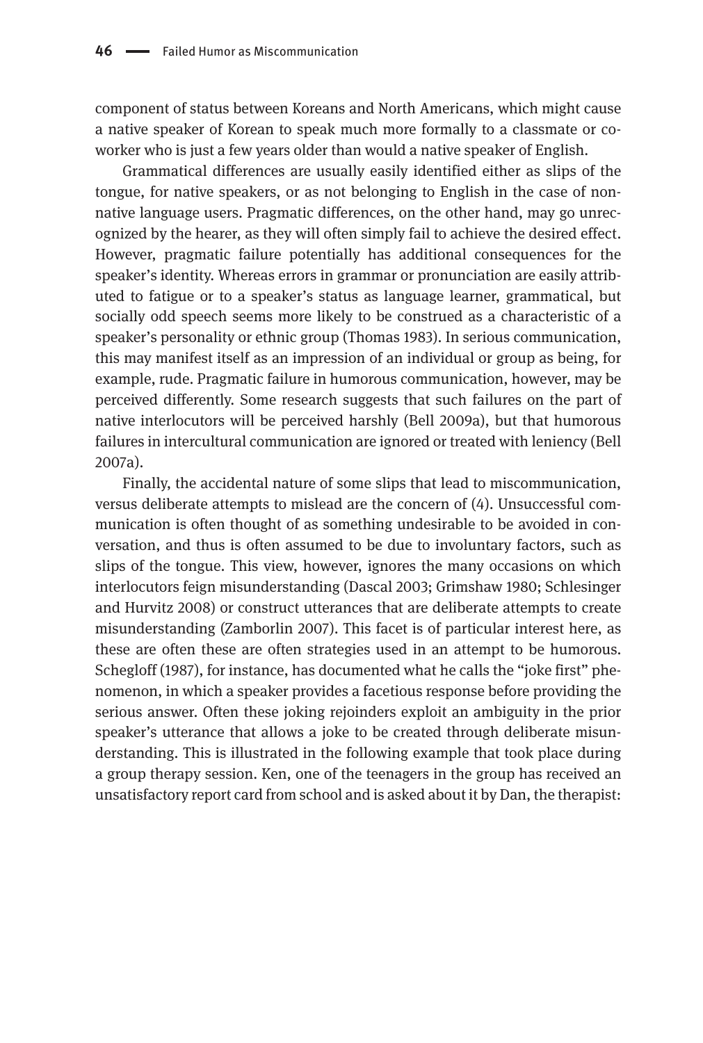component of status between Koreans and North Americans, which might cause a native speaker of Korean to speak much more formally to a classmate or co-worker who is just a few years older than would a native speaker of English.

Grammatical differences are usually easily identified either as slips of the tongue, for native speakers, or as not belonging to English in the case of non-native language users. Pragmatic differences, on the other hand, may go unrecognized by the hearer, as they will often simply fail to achieve the desired effect. However, pragmatic failure potentially has additional consequences for the speaker's identity. Whereas errors in grammar or pronunciation are easily attributed to fatigue or to a speaker's status as language learner, grammatical, but socially odd speech seems more likely to be construed as a characteristic of a speaker's personality or ethnic group (Thomas 1983). In serious communication, this may manifest itself as an impression of an individual or group as being, for example, rude. Pragmatic failure in humorous communication, however, may be perceived differently. Some research suggests that such failures on the part of native interlocutors will be perceived harshly (Bell 2009a), but that humorous failures in intercultural communication are ignored or treated with leniency (Bell 2007a).

Finally, the accidental nature of some slips that lead to miscommunication, versus deliberate attempts to mislead are the concern of (4). Unsuccessful communication is often thought of as something undesirable to be avoided in conversation, and thus is often assumed to be due to involuntary factors, such as slips of the tongue. This view, however, ignores the many occasions on which interlocutors feign misunderstanding (Dascal 2003; Grimshaw 1980; Schlesinger and Hurvitz 2008) or construct utterances that are deliberate attempts to create misunderstanding (Zamborlin 2007). This facet is of particular interest here, as these are often these are often strategies used in an attempt to be humorous. Schegloff (1987), for instance, has documented what he calls the "joke first" phenomenon, in which a speaker provides a facetious response before providing the serious answer. Often these joking rejoinders exploit an ambiguity in the prior speaker's utterance that allows a joke to be created through deliberate misunderstanding. This is illustrated in the following example that took place during a group therapy session. Ken, one of the teenagers in the group has received an unsatisfactory report card from school and is asked about it by Dan, the therapist: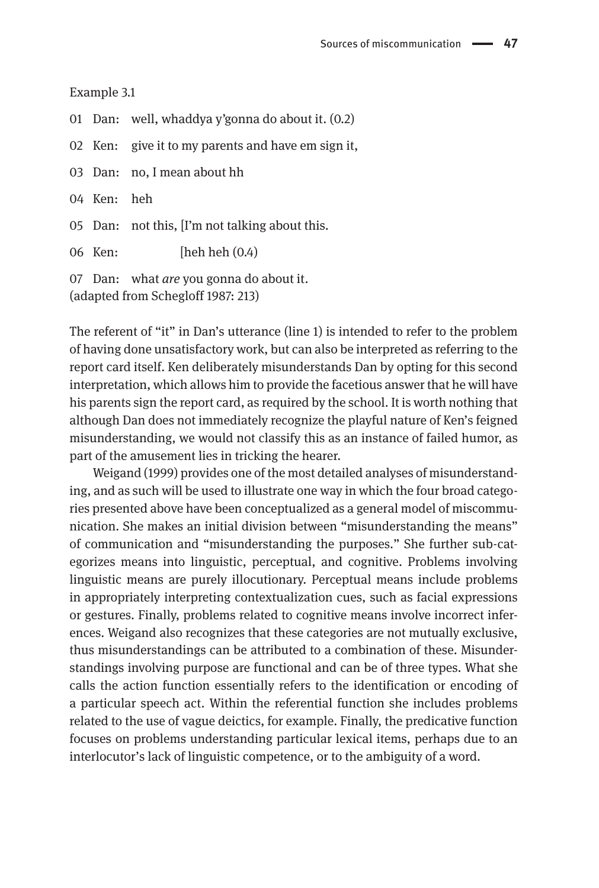Example 3.1

01 Dan: well, whaddya y'gonna do about it. (0.2)

02 Ken: give it to my parents and have em sign it,

03 Dan: no, I mean about hh

04 Ken: heh

05 Dan: not this, [I'm not talking about this.

06 Ken: [heh heh (0.4)

07 Dan: what *are* you gonna do about it.
(adapted from Schegloff 1987: 213)

The referent of "it" in Dan's utterance (line 1) is intended to refer to the problem of having done unsatisfactory work, but can also be interpreted as referring to the report card itself. Ken deliberately misunderstands Dan by opting for this second interpretation, which allows him to provide the facetious answer that he will have his parents sign the report card, as required by the school. It is worth nothing that although Dan does not immediately recognize the playful nature of Ken's feigned misunderstanding, we would not classify this as an instance of failed humor, as part of the amusement lies in tricking the hearer.

Weigand (1999) provides one of the most detailed analyses of misunderstanding, and as such will be used to illustrate one way in which the four broad categories presented above have been conceptualized as a general model of miscommunication. She makes an initial division between "misunderstanding the means" of communication and "misunderstanding the purposes." She further sub-categorizes means into linguistic, perceptual, and cognitive. Problems involving linguistic means are purely illocutionary. Perceptual means include problems in appropriately interpreting contextualization cues, such as facial expressions or gestures. Finally, problems related to cognitive means involve incorrect inferences. Weigand also recognizes that these categories are not mutually exclusive, thus misunderstandings can be attributed to a combination of these. Misunderstandings involving purpose are functional and can be of three types. What she calls the action function essentially refers to the identification or encoding of a particular speech act. Within the referential function she includes problems related to the use of vague deictics, for example. Finally, the predicative function focuses on problems understanding particular lexical items, perhaps due to an interlocutor's lack of linguistic competence, or to the ambiguity of a word.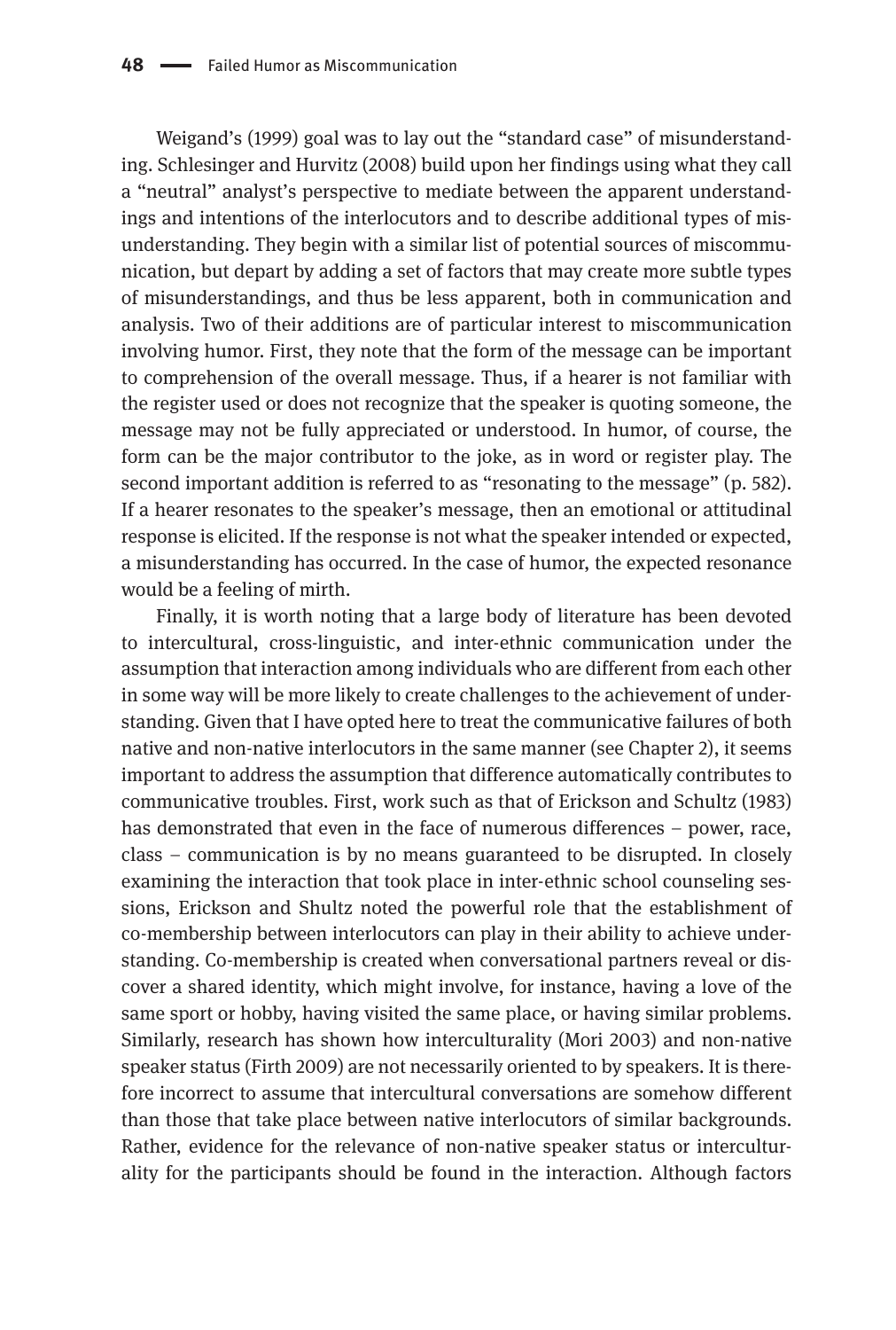Weigand's (1999) goal was to lay out the "standard case" of misunderstanding. Schlesinger and Hurvitz (2008) build upon her findings using what they call a "neutral" analyst's perspective to mediate between the apparent understandings and intentions of the interlocutors and to describe additional types of misunderstanding. They begin with a similar list of potential sources of miscommunication, but depart by adding a set of factors that may create more subtle types of misunderstandings, and thus be less apparent, both in communication and analysis. Two of their additions are of particular interest to miscommunication involving humor. First, they note that the form of the message can be important to comprehension of the overall message. Thus, if a hearer is not familiar with the register used or does not recognize that the speaker is quoting someone, the message may not be fully appreciated or understood. In humor, of course, the form can be the major contributor to the joke, as in word or register play. The second important addition is referred to as "resonating to the message" (p. 582). If a hearer resonates to the speaker's message, then an emotional or attitudinal response is elicited. If the response is not what the speaker intended or expected, a misunderstanding has occurred. In the case of humor, the expected resonance would be a feeling of mirth.

Finally, it is worth noting that a large body of literature has been devoted to intercultural, cross-linguistic, and inter-ethnic communication under the assumption that interaction among individuals who are different from each other in some way will be more likely to create challenges to the achievement of understanding. Given that I have opted here to treat the communicative failures of both native and non-native interlocutors in the same manner (see Chapter 2), it seems important to address the assumption that difference automatically contributes to communicative troubles. First, work such as that of Erickson and Schultz (1983) has demonstrated that even in the face of numerous differences – power, race, class – communication is by no means guaranteed to be disrupted. In closely examining the interaction that took place in inter-ethnic school counseling sessions, Erickson and Shultz noted the powerful role that the establishment of co-membership between interlocutors can play in their ability to achieve understanding. Co-membership is created when conversational partners reveal or discover a shared identity, which might involve, for instance, having a love of the same sport or hobby, having visited the same place, or having similar problems. Similarly, research has shown how interculturality (Mori 2003) and non-native speaker status (Firth 2009) are not necessarily oriented to by speakers. It is therefore incorrect to assume that intercultural conversations are somehow different than those that take place between native interlocutors of similar backgrounds. Rather, evidence for the relevance of non-native speaker status or interculturality for the participants should be found in the interaction. Although factors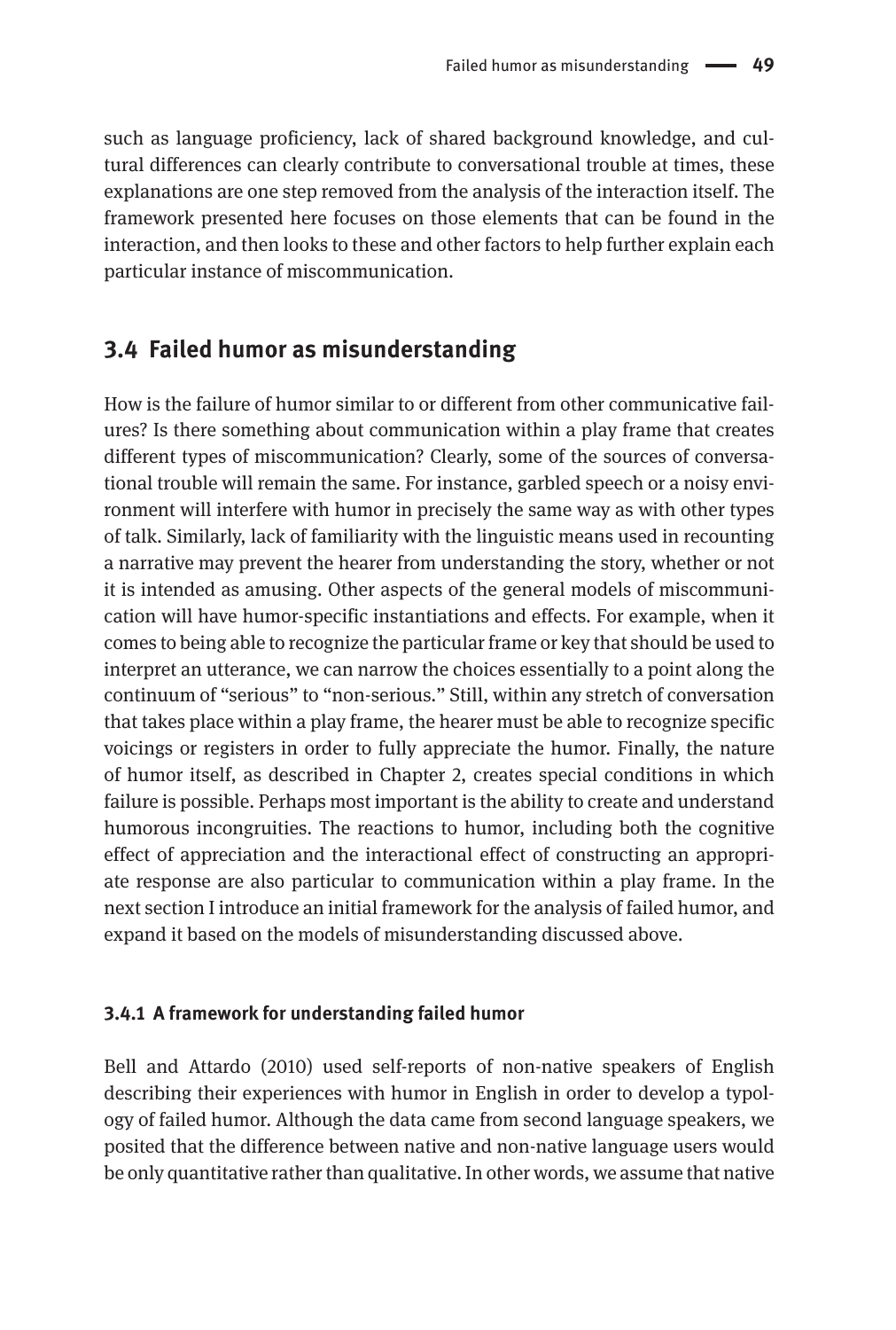such as language proficiency, lack of shared background knowledge, and cultural differences can clearly contribute to conversational trouble at times, these explanations are one step removed from the analysis of the interaction itself. The framework presented here focuses on those elements that can be found in the interaction, and then looks to these and other factors to help further explain each particular instance of miscommunication.

## 3.4 Failed humor as misunderstanding

How is the failure of humor similar to or different from other communicative failures? Is there something about communication within a play frame that creates different types of miscommunication? Clearly, some of the sources of conversational trouble will remain the same. For instance, garbled speech or a noisy environment will interfere with humor in precisely the same way as with other types of talk. Similarly, lack of familiarity with the linguistic means used in recounting a narrative may prevent the hearer from understanding the story, whether or not it is intended as amusing. Other aspects of the general models of miscommunication will have humor-specific instantiations and effects. For example, when it comes to being able to recognize the particular frame or key that should be used to interpret an utterance, we can narrow the choices essentially to a point along the continuum of "serious" to "non-serious." Still, within any stretch of conversation that takes place within a play frame, the hearer must be able to recognize specific voicings or registers in order to fully appreciate the humor. Finally, the nature of humor itself, as described in Chapter 2, creates special conditions in which failure is possible. Perhaps most important is the ability to create and understand humorous incongruities. The reactions to humor, including both the cognitive effect of appreciation and the interactional effect of constructing an appropriate response are also particular to communication within a play frame. In the next section I introduce an initial framework for the analysis of failed humor, and expand it based on the models of misunderstanding discussed above.

### 3.4.1 A framework for understanding failed humor

Bell and Attardo (2010) used self-reports of non-native speakers of English describing their experiences with humor in English in order to develop a typology of failed humor. Although the data came from second language speakers, we posited that the difference between native and non-native language users would be only quantitative rather than qualitative. In other words, we assume that native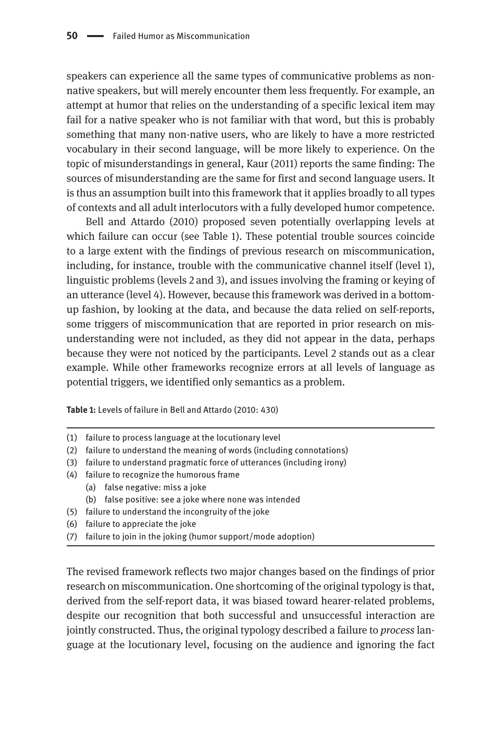speakers can experience all the same types of communicative problems as non-native speakers, but will merely encounter them less frequently. For example, an attempt at humor that relies on the understanding of a specific lexical item may fail for a native speaker who is not familiar with that word, but this is probably something that many non-native users, who are likely to have a more restricted vocabulary in their second language, will be more likely to experience. On the topic of misunderstandings in general, Kaur (2011) reports the same finding: The sources of misunderstanding are the same for first and second language users. It is thus an assumption built into this framework that it applies broadly to all types of contexts and all adult interlocutors with a fully developed humor competence.

Bell and Attardo (2010) proposed seven potentially overlapping levels at which failure can occur (see Table 1). These potential trouble sources coincide to a large extent with the findings of previous research on miscommunication, including, for instance, trouble with the communicative channel itself (level 1), linguistic problems (levels 2 and 3), and issues involving the framing or keying of an utterance (level 4). However, because this framework was derived in a bottom-up fashion, by looking at the data, and because the data relied on self-reports, some triggers of miscommunication that are reported in prior research on misunderstanding were not included, as they did not appear in the data, perhaps because they were not noticed by the participants. Level 2 stands out as a clear example. While other frameworks recognize errors at all levels of language as potential triggers, we identified only semantics as a problem.

**Table 1:** Levels of failure in Bell and Attardo (2010: 430)

(1) failure to process language at the locutionary level
(2) failure to understand the meaning of words (including connotations)
(3) failure to understand pragmatic force of utterances (including irony)
(4) failure to recognize the humorous frame
    (a) false negative: miss a joke
    (b) false positive: see a joke where none was intended
(5) failure to understand the incongruity of the joke
(6) failure to appreciate the joke
(7) failure to join in the joking (humor support/mode adoption)

The revised framework reflects two major changes based on the findings of prior research on miscommunication. One shortcoming of the original typology is that, derived from the self-report data, it was biased toward hearer-related problems, despite our recognition that both successful and unsuccessful interaction are jointly constructed. Thus, the original typology described a failure to *process* language at the locutionary level, focusing on the audience and ignoring the fact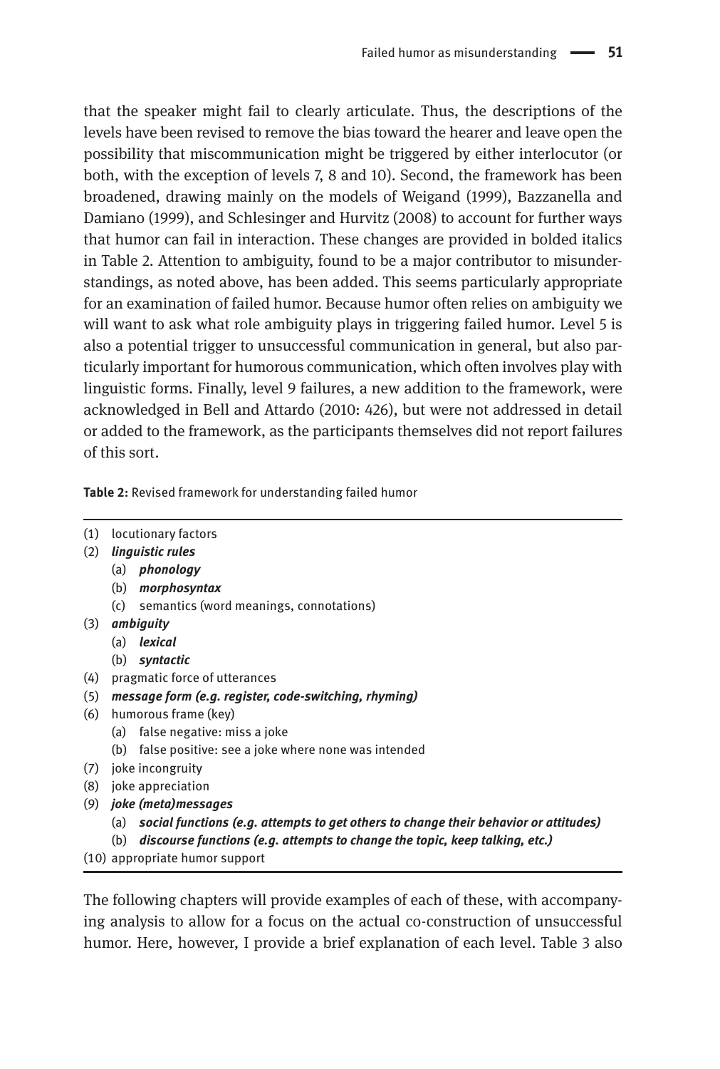that the speaker might fail to clearly articulate. Thus, the descriptions of the levels have been revised to remove the bias toward the hearer and leave open the possibility that miscommunication might be triggered by either interlocutor (or both, with the exception of levels 7, 8 and 10). Second, the framework has been broadened, drawing mainly on the models of Weigand (1999), Bazzanella and Damiano (1999), and Schlesinger and Hurvitz (2008) to account for further ways that humor can fail in interaction. These changes are provided in bolded italics in Table 2. Attention to ambiguity, found to be a major contributor to misunderstandings, as noted above, has been added. This seems particularly appropriate for an examination of failed humor. Because humor often relies on ambiguity we will want to ask what role ambiguity plays in triggering failed humor. Level 5 is also a potential trigger to unsuccessful communication in general, but also particularly important for humorous communication, which often involves play with linguistic forms. Finally, level 9 failures, a new addition to the framework, were acknowledged in Bell and Attardo (2010: 426), but were not addressed in detail or added to the framework, as the participants themselves did not report failures of this sort.

**Table 2:** Revised framework for understanding failed humor

(1) locutionary factors
(2) ***linguistic rules***
    (a) ***phonology***
    (b) ***morphosyntax***
    (c) semantics (word meanings, connotations)
(3) ***ambiguity***
    (a) ***lexical***
    (b) ***syntactic***
(4) pragmatic force of utterances
(5) ***message form (e.g. register, code-switching, rhyming)***
(6) humorous frame (key)
    (a) false negative: miss a joke
    (b) false positive: see a joke where none was intended
(7) joke incongruity
(8) joke appreciation
(9) ***joke (meta)messages***
    (a) ***social functions (e.g. attempts to get others to change their behavior or attitudes)***
    (b) ***discourse functions (e.g. attempts to change the topic, keep talking, etc.)***
(10) appropriate humor support

The following chapters will provide examples of each of these, with accompanying analysis to allow for a focus on the actual co-construction of unsuccessful humor. Here, however, I provide a brief explanation of each level. Table 3 also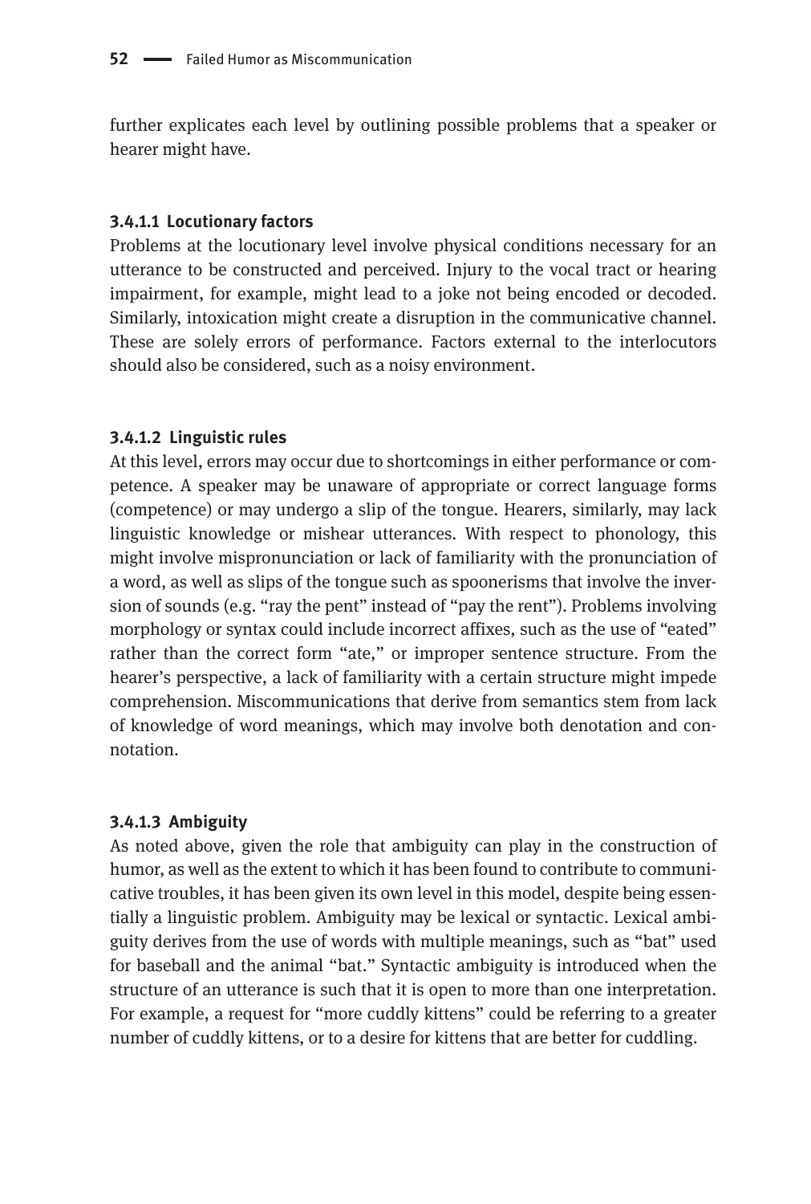further explicates each level by outlining possible problems that a speaker or hearer might have.

#### 3.4.1.1 Locutionary factors

Problems at the locutionary level involve physical conditions necessary for an utterance to be constructed and perceived. Injury to the vocal tract or hearing impairment, for example, might lead to a joke not being encoded or decoded. Similarly, intoxication might create a disruption in the communicative channel. These are solely errors of performance. Factors external to the interlocutors should also be considered, such as a noisy environment.

#### 3.4.1.2 Linguistic rules

At this level, errors may occur due to shortcomings in either performance or competence. A speaker may be unaware of appropriate or correct language forms (competence) or may undergo a slip of the tongue. Hearers, similarly, may lack linguistic knowledge or mishear utterances. With respect to phonology, this might involve mispronunciation or lack of familiarity with the pronunciation of a word, as well as slips of the tongue such as spoonerisms that involve the inversion of sounds (e.g. "ray the pent" instead of "pay the rent"). Problems involving morphology or syntax could include incorrect affixes, such as the use of "eated" rather than the correct form "ate," or improper sentence structure. From the hearer's perspective, a lack of familiarity with a certain structure might impede comprehension. Miscommunications that derive from semantics stem from lack of knowledge of word meanings, which may involve both denotation and connotation.

#### 3.4.1.3 Ambiguity

As noted above, given the role that ambiguity can play in the construction of humor, as well as the extent to which it has been found to contribute to communicative troubles, it has been given its own level in this model, despite being essentially a linguistic problem. Ambiguity may be lexical or syntactic. Lexical ambiguity derives from the use of words with multiple meanings, such as "bat" used for baseball and the animal "bat." Syntactic ambiguity is introduced when the structure of an utterance is such that it is open to more than one interpretation. For example, a request for "more cuddly kittens" could be referring to a greater number of cuddly kittens, or to a desire for kittens that are better for cuddling.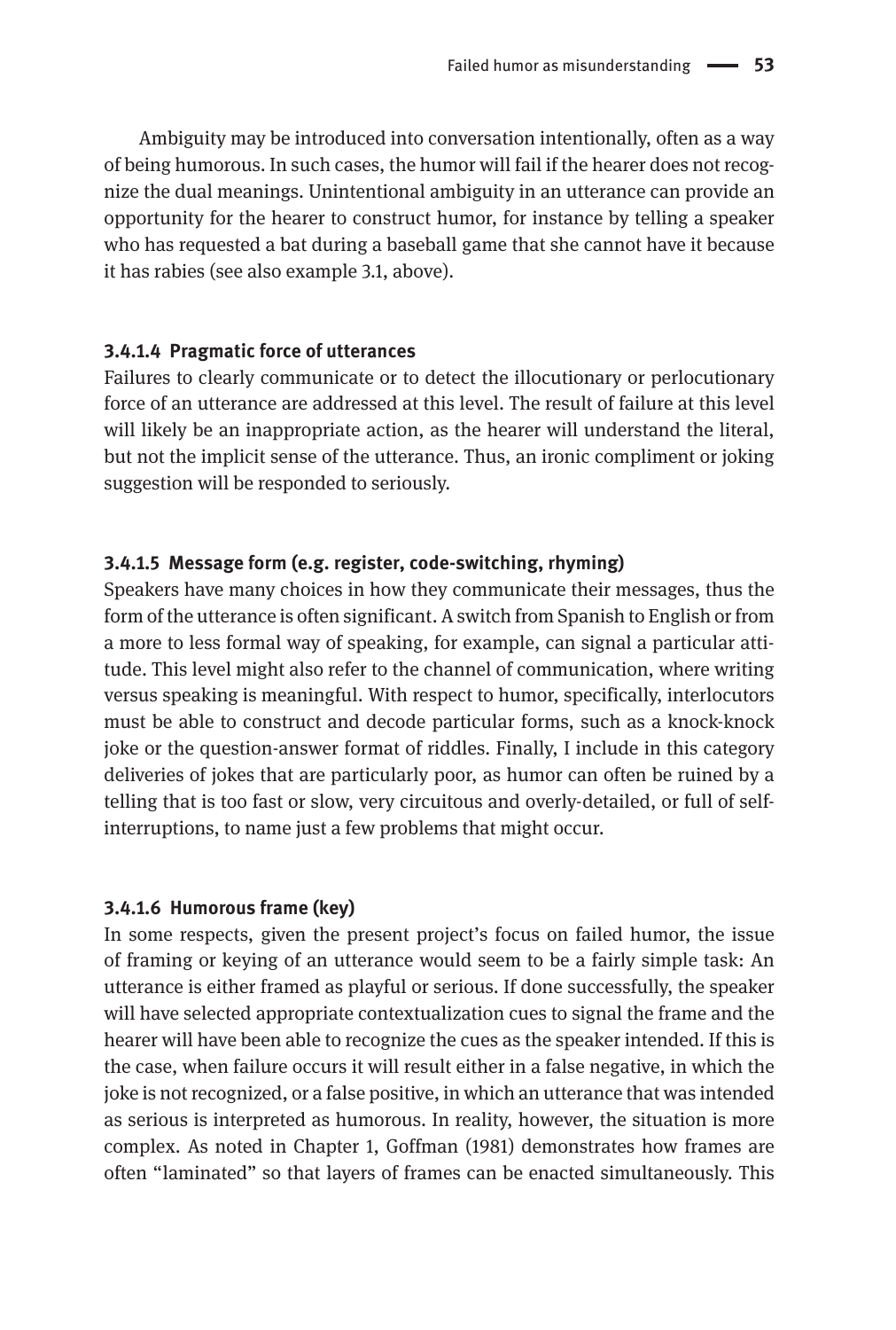Ambiguity may be introduced into conversation intentionally, often as a way of being humorous. In such cases, the humor will fail if the hearer does not recognize the dual meanings. Unintentional ambiguity in an utterance can provide an opportunity for the hearer to construct humor, for instance by telling a speaker who has requested a bat during a baseball game that she cannot have it because it has rabies (see also example 3.1, above).

#### 3.4.1.4 Pragmatic force of utterances

Failures to clearly communicate or to detect the illocutionary or perlocutionary force of an utterance are addressed at this level. The result of failure at this level will likely be an inappropriate action, as the hearer will understand the literal, but not the implicit sense of the utterance. Thus, an ironic compliment or joking suggestion will be responded to seriously.

#### 3.4.1.5 Message form (e.g. register, code-switching, rhyming)

Speakers have many choices in how they communicate their messages, thus the form of the utterance is often significant. A switch from Spanish to English or from a more to less formal way of speaking, for example, can signal a particular attitude. This level might also refer to the channel of communication, where writing versus speaking is meaningful. With respect to humor, specifically, interlocutors must be able to construct and decode particular forms, such as a knock-knock joke or the question-answer format of riddles. Finally, I include in this category deliveries of jokes that are particularly poor, as humor can often be ruined by a telling that is too fast or slow, very circuitous and overly-detailed, or full of self-interruptions, to name just a few problems that might occur.

#### 3.4.1.6 Humorous frame (key)

In some respects, given the present project's focus on failed humor, the issue of framing or keying of an utterance would seem to be a fairly simple task: An utterance is either framed as playful or serious. If done successfully, the speaker will have selected appropriate contextualization cues to signal the frame and the hearer will have been able to recognize the cues as the speaker intended. If this is the case, when failure occurs it will result either in a false negative, in which the joke is not recognized, or a false positive, in which an utterance that was intended as serious is interpreted as humorous. In reality, however, the situation is more complex. As noted in Chapter 1, Goffman (1981) demonstrates how frames are often "laminated" so that layers of frames can be enacted simultaneously. This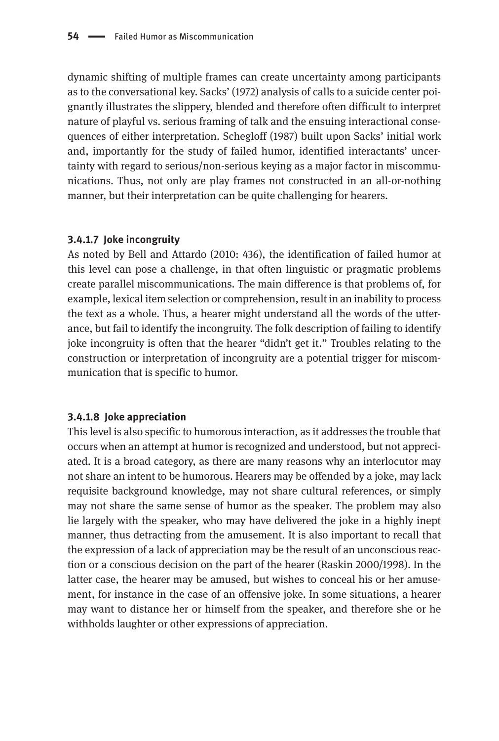dynamic shifting of multiple frames can create uncertainty among participants as to the conversational key. Sacks' (1972) analysis of calls to a suicide center poignantly illustrates the slippery, blended and therefore often difficult to interpret nature of playful vs. serious framing of talk and the ensuing interactional consequences of either interpretation. Schegloff (1987) built upon Sacks' initial work and, importantly for the study of failed humor, identified interactants' uncertainty with regard to serious/non-serious keying as a major factor in miscommunications. Thus, not only are play frames not constructed in an all-or-nothing manner, but their interpretation can be quite challenging for hearers.

#### 3.4.1.7 Joke incongruity

As noted by Bell and Attardo (2010: 436), the identification of failed humor at this level can pose a challenge, in that often linguistic or pragmatic problems create parallel miscommunications. The main difference is that problems of, for example, lexical item selection or comprehension, result in an inability to process the text as a whole. Thus, a hearer might understand all the words of the utterance, but fail to identify the incongruity. The folk description of failing to identify joke incongruity is often that the hearer "didn't get it." Troubles relating to the construction or interpretation of incongruity are a potential trigger for miscommunication that is specific to humor.

#### 3.4.1.8 Joke appreciation

This level is also specific to humorous interaction, as it addresses the trouble that occurs when an attempt at humor is recognized and understood, but not appreciated. It is a broad category, as there are many reasons why an interlocutor may not share an intent to be humorous. Hearers may be offended by a joke, may lack requisite background knowledge, may not share cultural references, or simply may not share the same sense of humor as the speaker. The problem may also lie largely with the speaker, who may have delivered the joke in a highly inept manner, thus detracting from the amusement. It is also important to recall that the expression of a lack of appreciation may be the result of an unconscious reaction or a conscious decision on the part of the hearer (Raskin 2000/1998). In the latter case, the hearer may be amused, but wishes to conceal his or her amusement, for instance in the case of an offensive joke. In some situations, a hearer may want to distance her or himself from the speaker, and therefore she or he withholds laughter or other expressions of appreciation.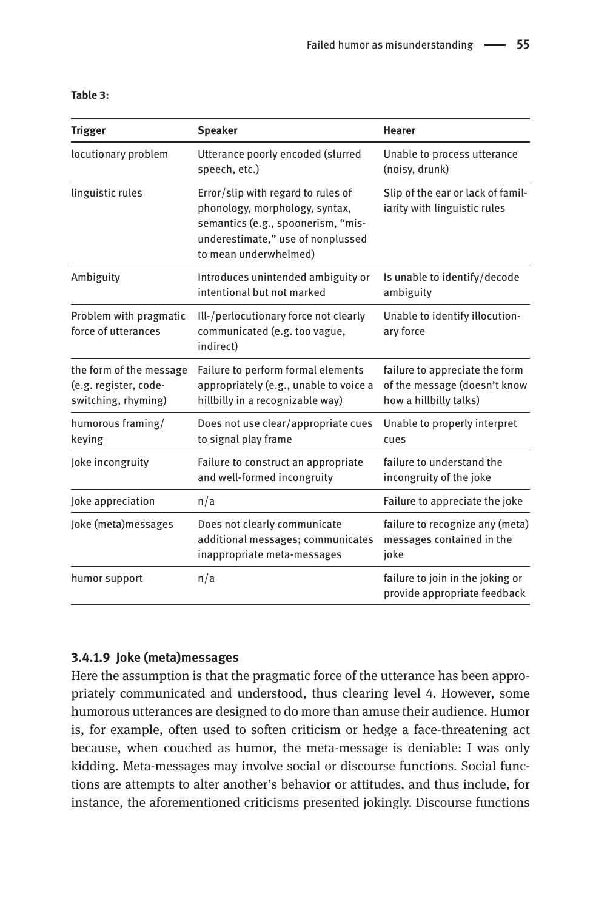**Table 3:**

| Trigger | Speaker | Hearer |
|---|---|---|
| locutionary problem | Utterance poorly encoded (slurred speech, etc.) | Unable to process utterance (noisy, drunk) |
| linguistic rules | Error/slip with regard to rules of phonology, morphology, syntax, semantics (e.g., spoonerism, "misunderestimate," use of nonplussed to mean underwhelmed) | Slip of the ear or lack of familiarity with linguistic rules |
| Ambiguity | Introduces unintended ambiguity or intentional but not marked | Is unable to identify/decode ambiguity |
| Problem with pragmatic force of utterances | Ill-/perlocutionary force not clearly communicated (e.g. too vague, indirect) | Unable to identify illocutionary force |
| the form of the message (e.g. register, code-switching, rhyming) | Failure to perform formal elements appropriately (e.g., unable to voice a hillbilly in a recognizable way) | failure to appreciate the form of the message (doesn't know how a hillbilly talks) |
| humorous framing/ keying | Does not use clear/appropriate cues to signal play frame | Unable to properly interpret cues |
| Joke incongruity | Failure to construct an appropriate and well-formed incongruity | failure to understand the incongruity of the joke |
| Joke appreciation | n/a | Failure to appreciate the joke |
| Joke (meta)messages | Does not clearly communicate additional messages; communicates inappropriate meta-messages | failure to recognize any (meta) messages contained in the joke |
| humor support | n/a | failure to join in the joking or provide appropriate feedback |

#### 3.4.1.9 Joke (meta)messages

Here the assumption is that the pragmatic force of the utterance has been appropriately communicated and understood, thus clearing level 4. However, some humorous utterances are designed to do more than amuse their audience. Humor is, for example, often used to soften criticism or hedge a face-threatening act because, when couched as humor, the meta-message is deniable: I was only kidding. Meta-messages may involve social or discourse functions. Social functions are attempts to alter another's behavior or attitudes, and thus include, for instance, the aforementioned criticisms presented jokingly. Discourse functions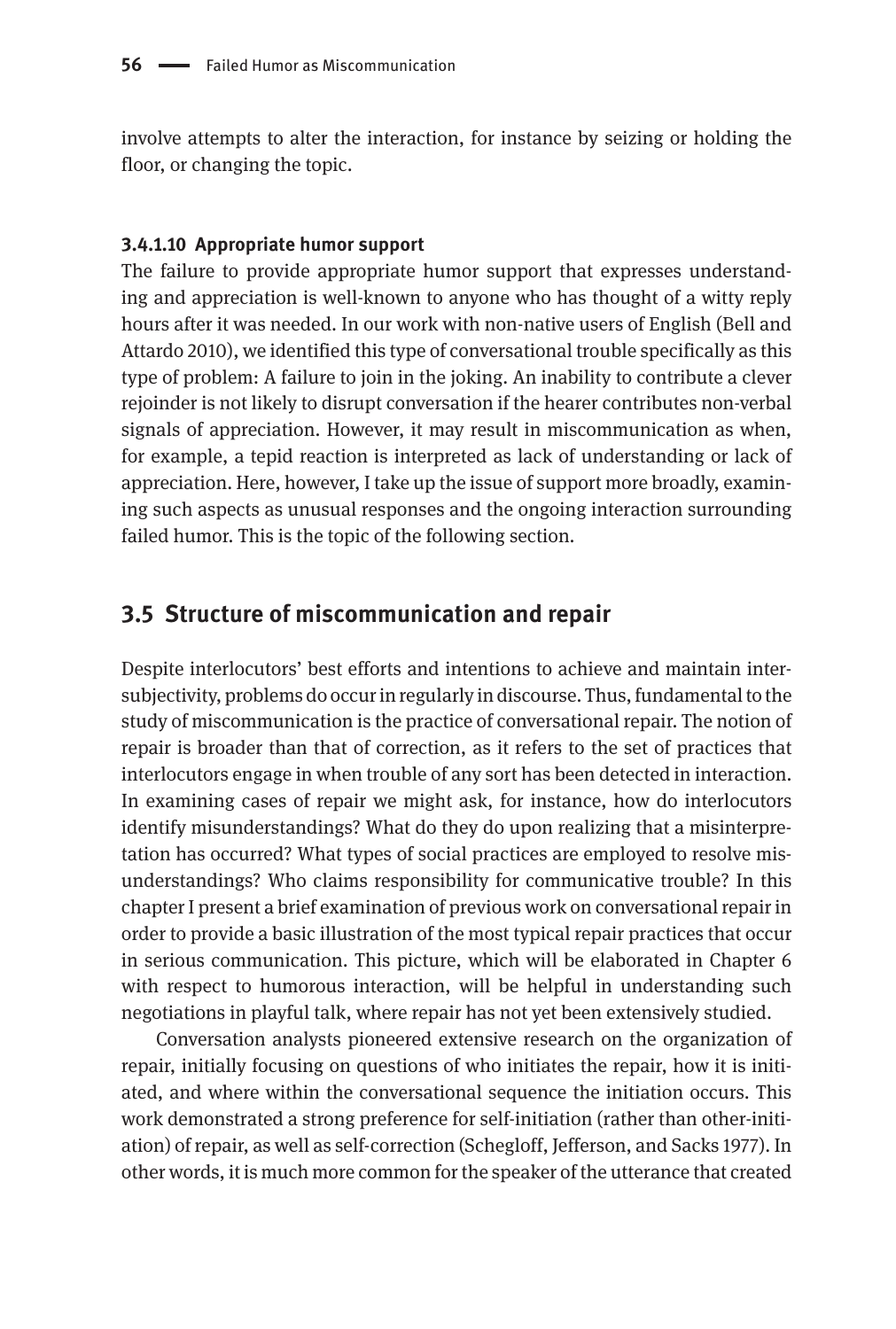involve attempts to alter the interaction, for instance by seizing or holding the floor, or changing the topic.

#### 3.4.1.10 Appropriate humor support

The failure to provide appropriate humor support that expresses understanding and appreciation is well-known to anyone who has thought of a witty reply hours after it was needed. In our work with non-native users of English (Bell and Attardo 2010), we identified this type of conversational trouble specifically as this type of problem: A failure to join in the joking. An inability to contribute a clever rejoinder is not likely to disrupt conversation if the hearer contributes non-verbal signals of appreciation. However, it may result in miscommunication as when, for example, a tepid reaction is interpreted as lack of understanding or lack of appreciation. Here, however, I take up the issue of support more broadly, examining such aspects as unusual responses and the ongoing interaction surrounding failed humor. This is the topic of the following section.

## 3.5 Structure of miscommunication and repair

Despite interlocutors' best efforts and intentions to achieve and maintain intersubjectivity, problems do occur in regularly in discourse. Thus, fundamental to the study of miscommunication is the practice of conversational repair. The notion of repair is broader than that of correction, as it refers to the set of practices that interlocutors engage in when trouble of any sort has been detected in interaction. In examining cases of repair we might ask, for instance, how do interlocutors identify misunderstandings? What do they do upon realizing that a misinterpretation has occurred? What types of social practices are employed to resolve misunderstandings? Who claims responsibility for communicative trouble? In this chapter I present a brief examination of previous work on conversational repair in order to provide a basic illustration of the most typical repair practices that occur in serious communication. This picture, which will be elaborated in Chapter 6 with respect to humorous interaction, will be helpful in understanding such negotiations in playful talk, where repair has not yet been extensively studied.

Conversation analysts pioneered extensive research on the organization of repair, initially focusing on questions of who initiates the repair, how it is initiated, and where within the conversational sequence the initiation occurs. This work demonstrated a strong preference for self-initiation (rather than other-initiation) of repair, as well as self-correction (Schegloff, Jefferson, and Sacks 1977). In other words, it is much more common for the speaker of the utterance that created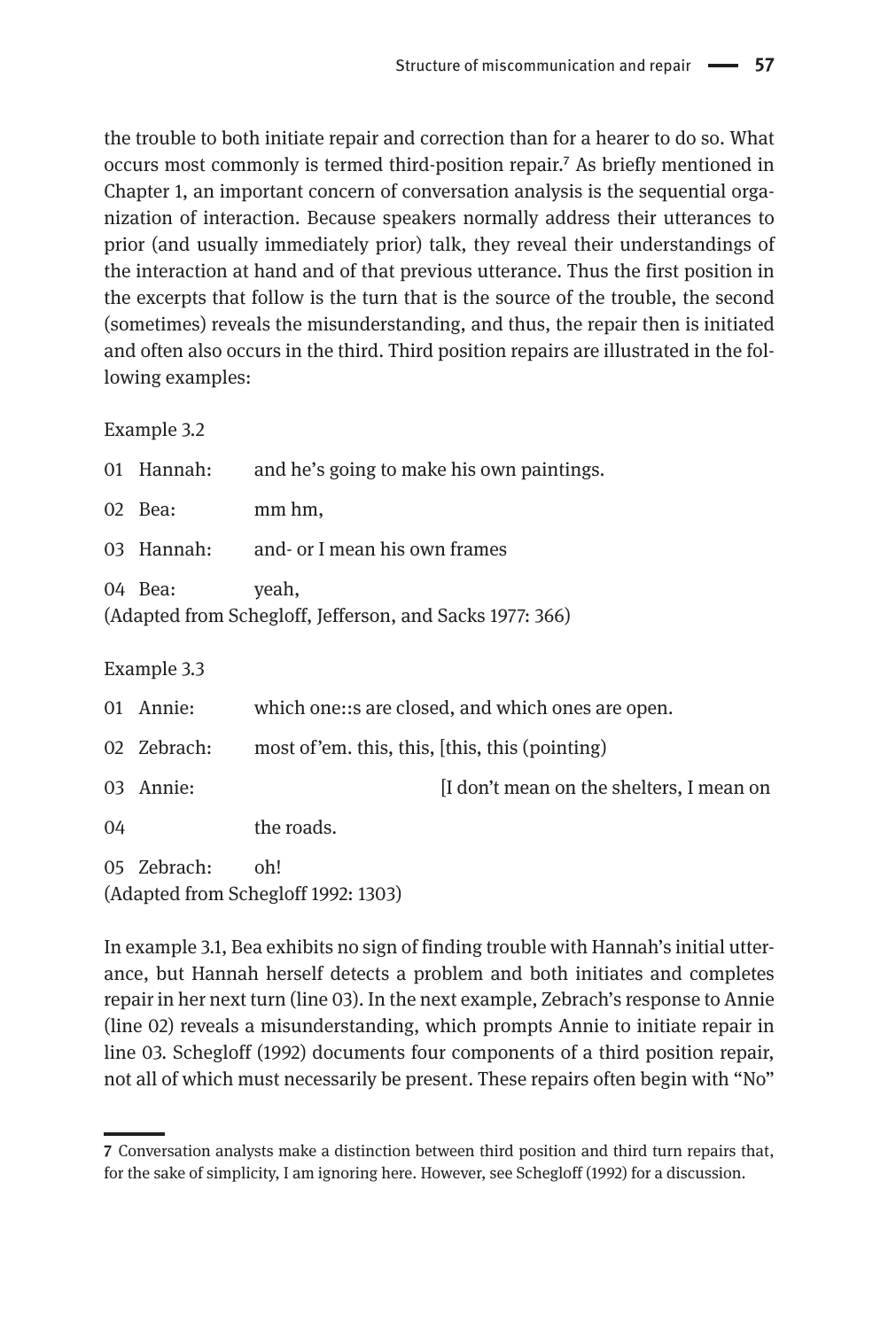the trouble to both initiate repair and correction than for a hearer to do so. What occurs most commonly is termed third-position repair.[7] As briefly mentioned in Chapter 1, an important concern of conversation analysis is the sequential organization of interaction. Because speakers normally address their utterances to prior (and usually immediately prior) talk, they reveal their understandings of the interaction at hand and of that previous utterance. Thus the first position in the excerpts that follow is the turn that is the source of the trouble, the second (sometimes) reveals the misunderstanding, and thus, the repair then is initiated and often also occurs in the third. Third position repairs are illustrated in the following examples:

Example 3.2

```
01  Hannah:   and he's going to make his own paintings.
02  Bea:      mm hm,
03  Hannah:   and- or I mean his own frames
04  Bea:      yeah,
```

(Adapted from Schegloff, Jefferson, and Sacks 1977: 366)

Example 3.3

```
01  Annie:    which one::s are closed, and which ones are open.
02  Zebrach:  most of'em. this, this, [this, this (pointing)
03  Annie:                            [I don't mean on the shelters, I mean on
04            the roads.
05  Zebrach:  oh!
```

(Adapted from Schegloff 1992: 1303)

In example 3.1, Bea exhibits no sign of finding trouble with Hannah's initial utterance, but Hannah herself detects a problem and both initiates and completes repair in her next turn (line 03). In the next example, Zebrach's response to Annie (line 02) reveals a misunderstanding, which prompts Annie to initiate repair in line 03. Schegloff (1992) documents four components of a third position repair, not all of which must necessarily be present. These repairs often begin with "No"

---

7 Conversation analysts make a distinction between third position and third turn repairs that, for the sake of simplicity, I am ignoring here. However, see Schegloff (1992) for a discussion.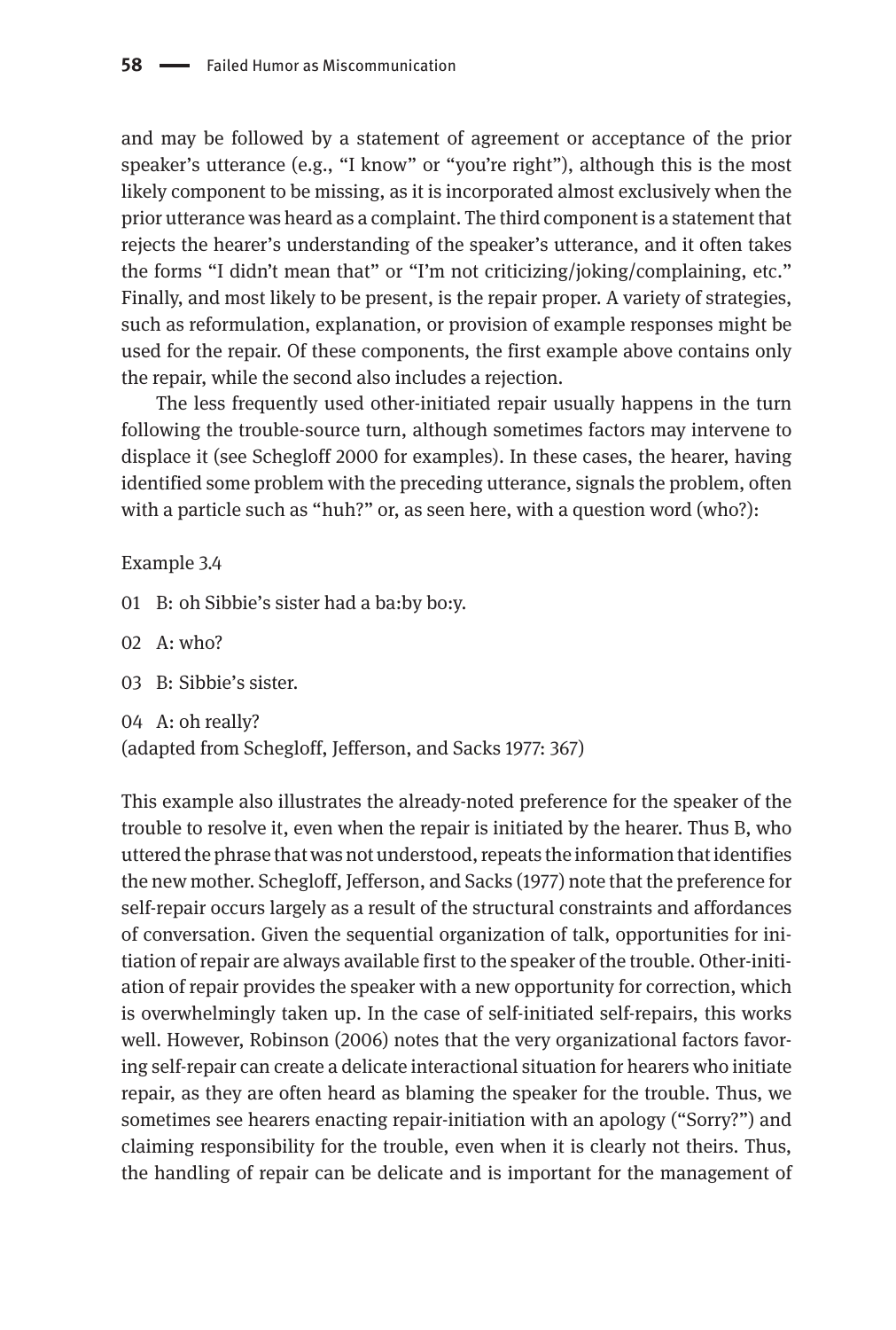and may be followed by a statement of agreement or acceptance of the prior speaker's utterance (e.g., "I know" or "you're right"), although this is the most likely component to be missing, as it is incorporated almost exclusively when the prior utterance was heard as a complaint. The third component is a statement that rejects the hearer's understanding of the speaker's utterance, and it often takes the forms "I didn't mean that" or "I'm not criticizing/joking/complaining, etc." Finally, and most likely to be present, is the repair proper. A variety of strategies, such as reformulation, explanation, or provision of example responses might be used for the repair. Of these components, the first example above contains only the repair, while the second also includes a rejection.

The less frequently used other-initiated repair usually happens in the turn following the trouble-source turn, although sometimes factors may intervene to displace it (see Schegloff 2000 for examples). In these cases, the hearer, having identified some problem with the preceding utterance, signals the problem, often with a particle such as "huh?" or, as seen here, with a question word (who?):

Example 3.4

01 B: oh Sibbie's sister had a ba:by bo:y.

02 A: who?

03 B: Sibbie's sister.

04 A: oh really?
(adapted from Schegloff, Jefferson, and Sacks 1977: 367)

This example also illustrates the already-noted preference for the speaker of the trouble to resolve it, even when the repair is initiated by the hearer. Thus B, who uttered the phrase that was not understood, repeats the information that identifies the new mother. Schegloff, Jefferson, and Sacks (1977) note that the preference for self-repair occurs largely as a result of the structural constraints and affordances of conversation. Given the sequential organization of talk, opportunities for initiation of repair are always available first to the speaker of the trouble. Other-initiation of repair provides the speaker with a new opportunity for correction, which is overwhelmingly taken up. In the case of self-initiated self-repairs, this works well. However, Robinson (2006) notes that the very organizational factors favoring self-repair can create a delicate interactional situation for hearers who initiate repair, as they are often heard as blaming the speaker for the trouble. Thus, we sometimes see hearers enacting repair-initiation with an apology ("Sorry?") and claiming responsibility for the trouble, even when it is clearly not theirs. Thus, the handling of repair can be delicate and is important for the management of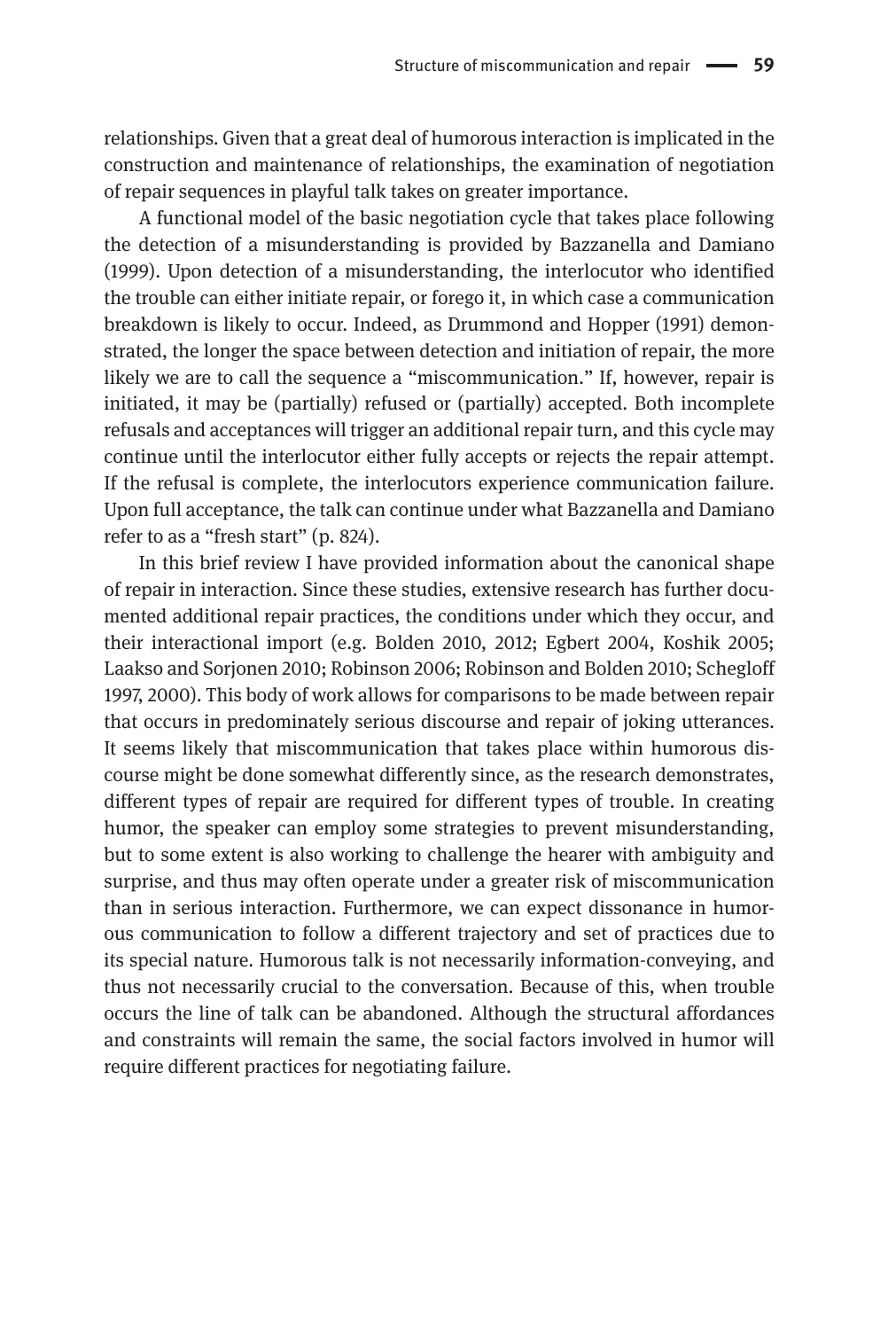relationships. Given that a great deal of humorous interaction is implicated in the construction and maintenance of relationships, the examination of negotiation of repair sequences in playful talk takes on greater importance.

A functional model of the basic negotiation cycle that takes place following the detection of a misunderstanding is provided by Bazzanella and Damiano (1999). Upon detection of a misunderstanding, the interlocutor who identified the trouble can either initiate repair, or forego it, in which case a communication breakdown is likely to occur. Indeed, as Drummond and Hopper (1991) demonstrated, the longer the space between detection and initiation of repair, the more likely we are to call the sequence a "miscommunication." If, however, repair is initiated, it may be (partially) refused or (partially) accepted. Both incomplete refusals and acceptances will trigger an additional repair turn, and this cycle may continue until the interlocutor either fully accepts or rejects the repair attempt. If the refusal is complete, the interlocutors experience communication failure. Upon full acceptance, the talk can continue under what Bazzanella and Damiano refer to as a "fresh start" (p. 824).

In this brief review I have provided information about the canonical shape of repair in interaction. Since these studies, extensive research has further documented additional repair practices, the conditions under which they occur, and their interactional import (e.g. Bolden 2010, 2012; Egbert 2004, Koshik 2005; Laakso and Sorjonen 2010; Robinson 2006; Robinson and Bolden 2010; Schegloff 1997, 2000). This body of work allows for comparisons to be made between repair that occurs in predominately serious discourse and repair of joking utterances. It seems likely that miscommunication that takes place within humorous discourse might be done somewhat differently since, as the research demonstrates, different types of repair are required for different types of trouble. In creating humor, the speaker can employ some strategies to prevent misunderstanding, but to some extent is also working to challenge the hearer with ambiguity and surprise, and thus may often operate under a greater risk of miscommunication than in serious interaction. Furthermore, we can expect dissonance in humorous communication to follow a different trajectory and set of practices due to its special nature. Humorous talk is not necessarily information-conveying, and thus not necessarily crucial to the conversation. Because of this, when trouble occurs the line of talk can be abandoned. Although the structural affordances and constraints will remain the same, the social factors involved in humor will require different practices for negotiating failure.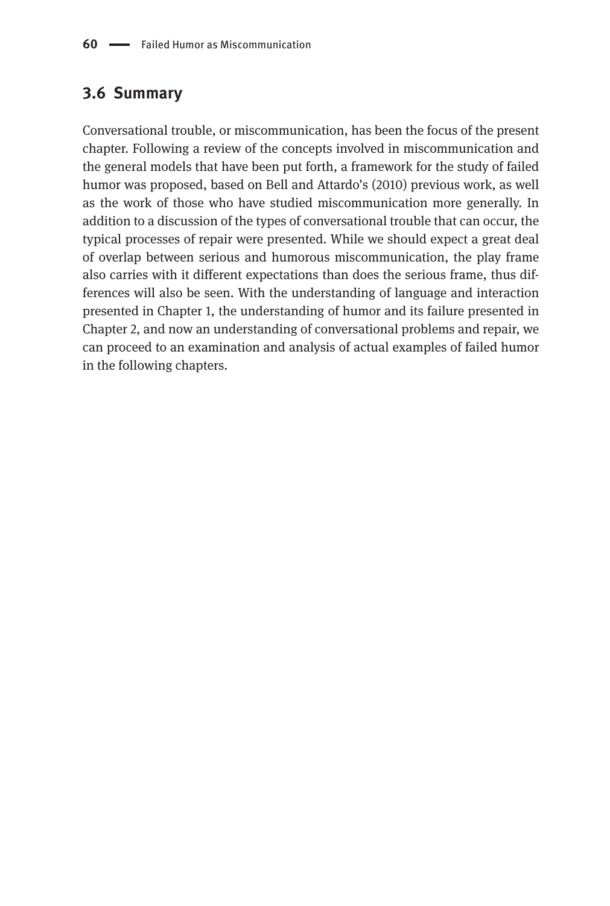## 3.6 Summary

Conversational trouble, or miscommunication, has been the focus of the present chapter. Following a review of the concepts involved in miscommunication and the general models that have been put forth, a framework for the study of failed humor was proposed, based on Bell and Attardo's (2010) previous work, as well as the work of those who have studied miscommunication more generally. In addition to a discussion of the types of conversational trouble that can occur, the typical processes of repair were presented. While we should expect a great deal of overlap between serious and humorous miscommunication, the play frame also carries with it different expectations than does the serious frame, thus differences will also be seen. With the understanding of language and interaction presented in Chapter 1, the understanding of humor and its failure presented in Chapter 2, and now an understanding of conversational problems and repair, we can proceed to an examination and analysis of actual examples of failed humor in the following chapters.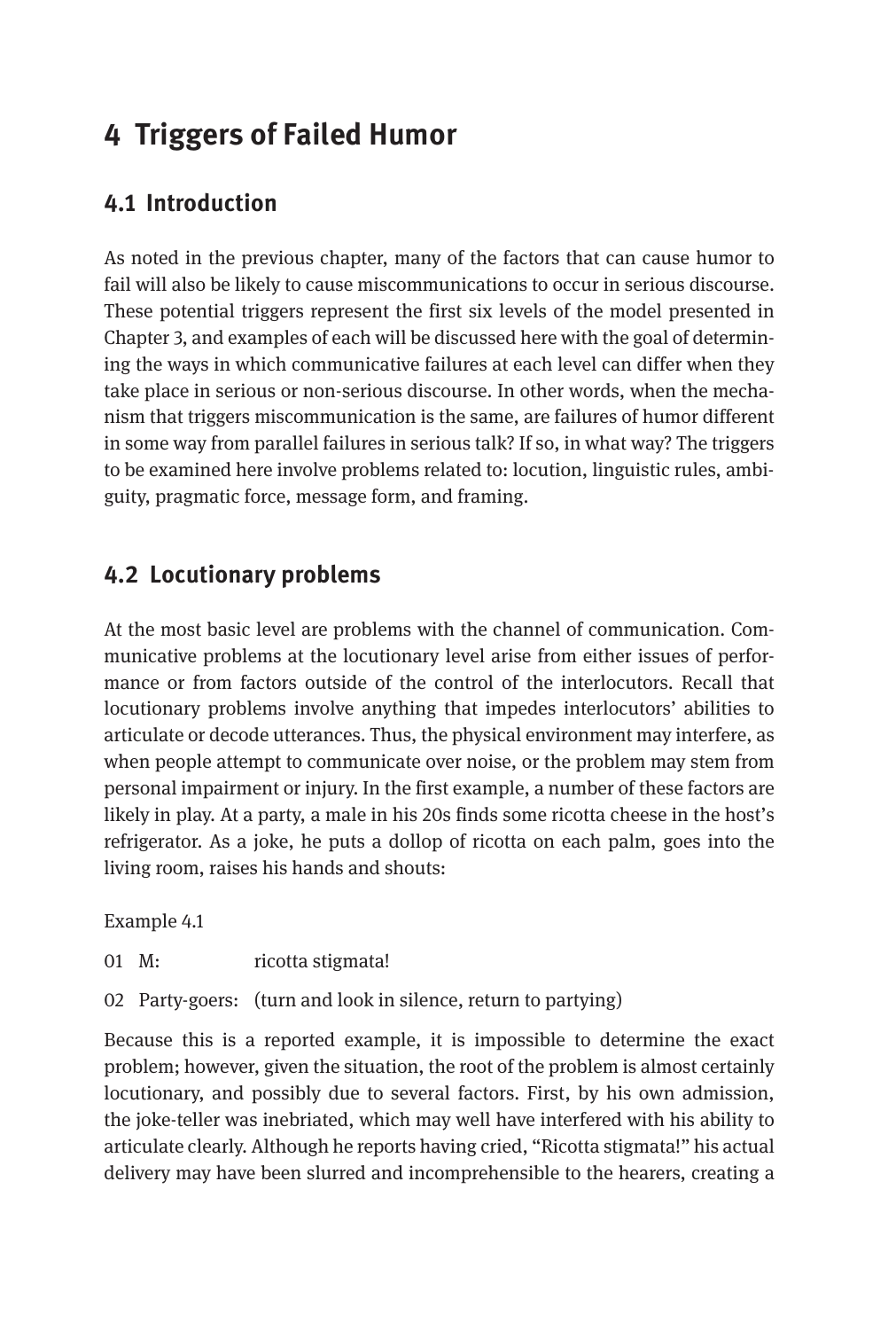# 4 Triggers of Failed Humor

## 4.1 Introduction

As noted in the previous chapter, many of the factors that can cause humor to fail will also be likely to cause miscommunications to occur in serious discourse. These potential triggers represent the first six levels of the model presented in Chapter 3, and examples of each will be discussed here with the goal of determining the ways in which communicative failures at each level can differ when they take place in serious or non-serious discourse. In other words, when the mechanism that triggers miscommunication is the same, are failures of humor different in some way from parallel failures in serious talk? If so, in what way? The triggers to be examined here involve problems related to: locution, linguistic rules, ambiguity, pragmatic force, message form, and framing.

## 4.2 Locutionary problems

At the most basic level are problems with the channel of communication. Communicative problems at the locutionary level arise from either issues of performance or from factors outside of the control of the interlocutors. Recall that locutionary problems involve anything that impedes interlocutors' abilities to articulate or decode utterances. Thus, the physical environment may interfere, as when people attempt to communicate over noise, or the problem may stem from personal impairment or injury. In the first example, a number of these factors are likely in play. At a party, a male in his 20s finds some ricotta cheese in the host's refrigerator. As a joke, he puts a dollop of ricotta on each palm, goes into the living room, raises his hands and shouts:

Example 4.1

01 M: ricotta stigmata!

02 Party-goers: (turn and look in silence, return to partying)

Because this is a reported example, it is impossible to determine the exact problem; however, given the situation, the root of the problem is almost certainly locutionary, and possibly due to several factors. First, by his own admission, the joke-teller was inebriated, which may well have interfered with his ability to articulate clearly. Although he reports having cried, "Ricotta stigmata!" his actual delivery may have been slurred and incomprehensible to the hearers, creating a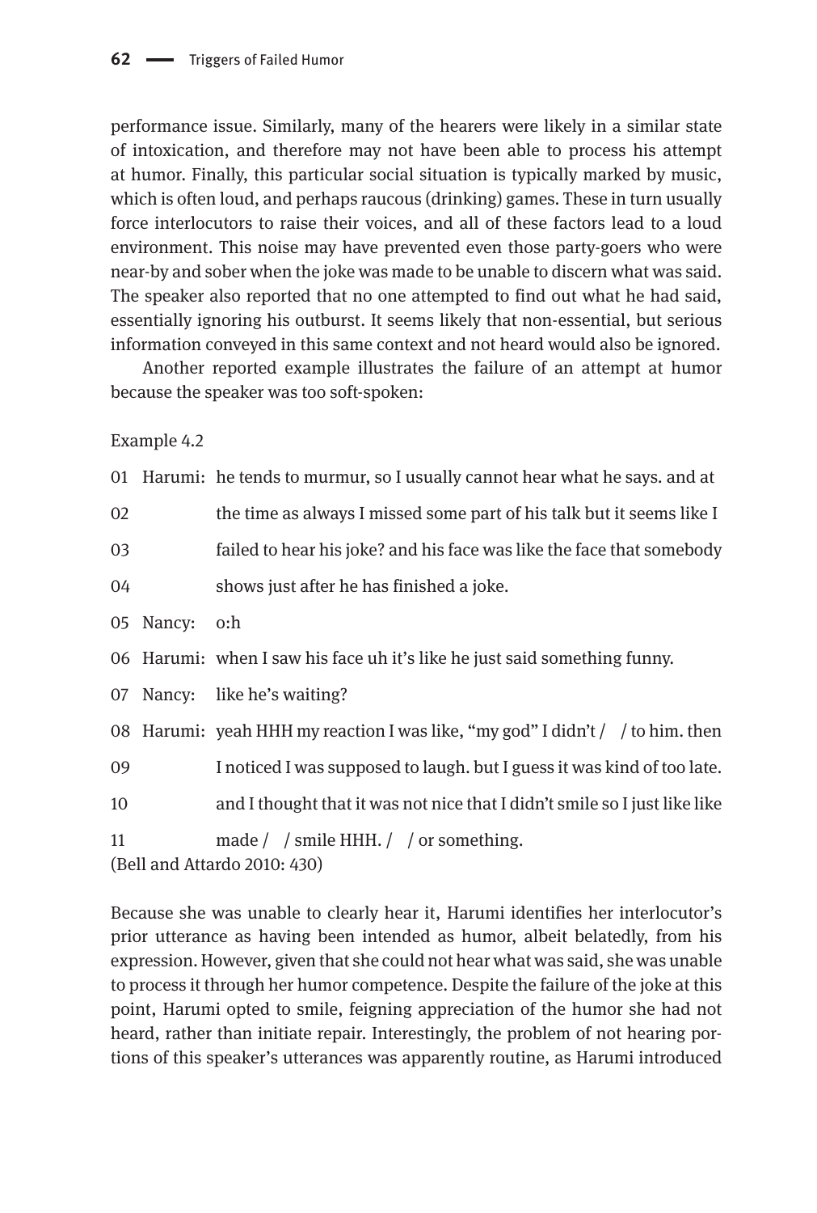performance issue. Similarly, many of the hearers were likely in a similar state of intoxication, and therefore may not have been able to process his attempt at humor. Finally, this particular social situation is typically marked by music, which is often loud, and perhaps raucous (drinking) games. These in turn usually force interlocutors to raise their voices, and all of these factors lead to a loud environment. This noise may have prevented even those party-goers who were near-by and sober when the joke was made to be unable to discern what was said. The speaker also reported that no one attempted to find out what he had said, essentially ignoring his outburst. It seems likely that non-essential, but serious information conveyed in this same context and not heard would also be ignored.

Another reported example illustrates the failure of an attempt at humor because the speaker was too soft-spoken:

Example 4.2

| | | |
|---|---|---|
| 01 | Harumi: | he tends to murmur, so I usually cannot hear what he says. and at |
| 02 | | the time as always I missed some part of his talk but it seems like I |
| 03 | | failed to hear his joke? and his face was like the face that somebody |
| 04 | | shows just after he has finished a joke. |
| 05 | Nancy: | o:h |
| 06 | Harumi: | when I saw his face uh it's like he just said something funny. |
| 07 | Nancy: | like he's waiting? |
| 08 | Harumi: | yeah HHH my reaction I was like, "my god" I didn't / / to him. then |
| 09 | | I noticed I was supposed to laugh. but I guess it was kind of too late. |
| 10 | | and I thought that it was not nice that I didn't smile so I just like like |
| 11 | | made / / smile HHH. / / or something. |

(Bell and Attardo 2010: 430)

Because she was unable to clearly hear it, Harumi identifies her interlocutor's prior utterance as having been intended as humor, albeit belatedly, from his expression. However, given that she could not hear what was said, she was unable to process it through her humor competence. Despite the failure of the joke at this point, Harumi opted to smile, feigning appreciation of the humor she had not heard, rather than initiate repair. Interestingly, the problem of not hearing portions of this speaker's utterances was apparently routine, as Harumi introduced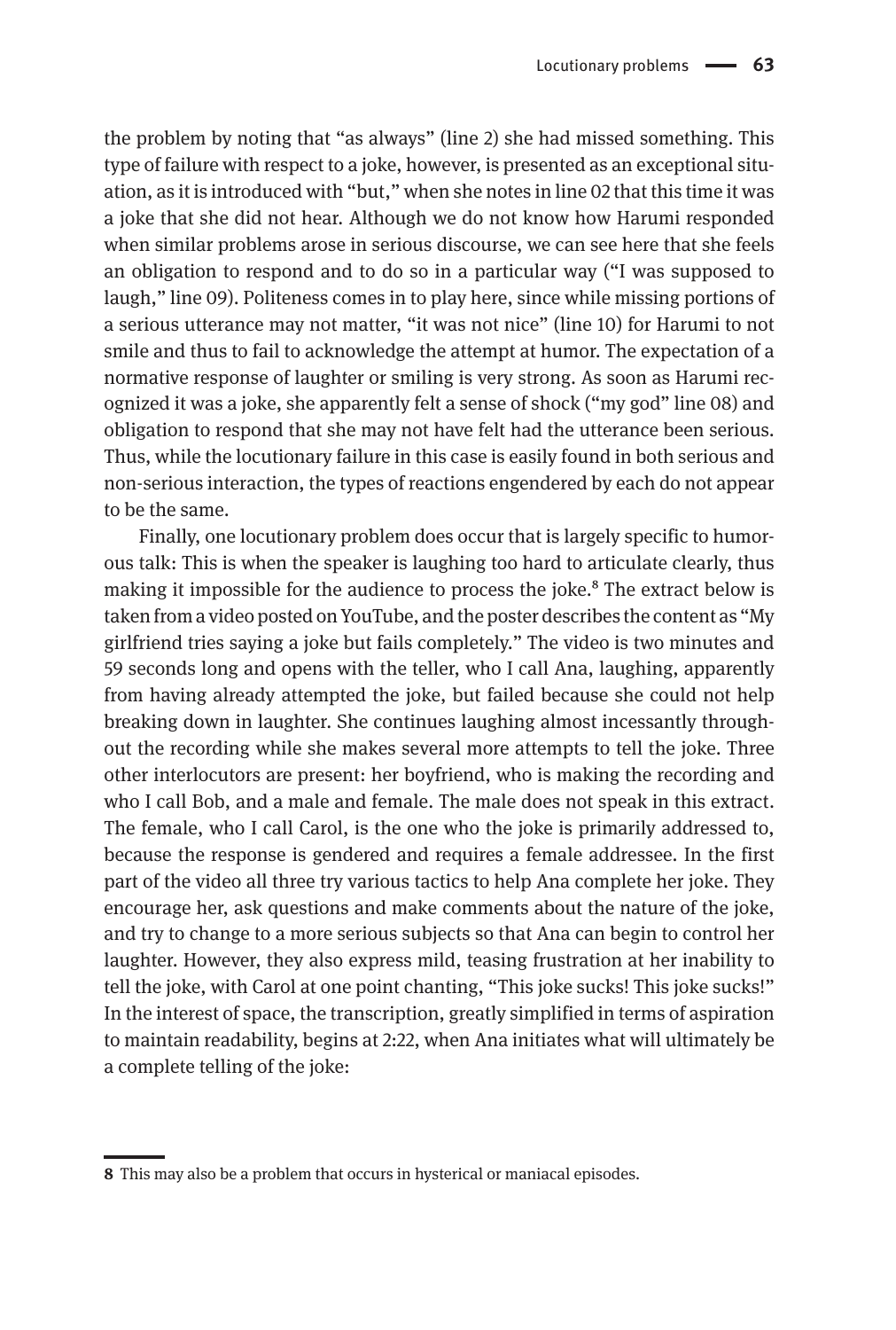the problem by noting that "as always" (line 2) she had missed something. This type of failure with respect to a joke, however, is presented as an exceptional situation, as it is introduced with "but," when she notes in line 02 that this time it was a joke that she did not hear. Although we do not know how Harumi responded when similar problems arose in serious discourse, we can see here that she feels an obligation to respond and to do so in a particular way ("I was supposed to laugh," line 09). Politeness comes in to play here, since while missing portions of a serious utterance may not matter, "it was not nice" (line 10) for Harumi to not smile and thus to fail to acknowledge the attempt at humor. The expectation of a normative response of laughter or smiling is very strong. As soon as Harumi recognized it was a joke, she apparently felt a sense of shock ("my god" line 08) and obligation to respond that she may not have felt had the utterance been serious. Thus, while the locutionary failure in this case is easily found in both serious and non-serious interaction, the types of reactions engendered by each do not appear to be the same.

Finally, one locutionary problem does occur that is largely specific to humorous talk: This is when the speaker is laughing too hard to articulate clearly, thus making it impossible for the audience to process the joke.[8] The extract below is taken from a video posted on YouTube, and the poster describes the content as "My girlfriend tries saying a joke but fails completely." The video is two minutes and 59 seconds long and opens with the teller, who I call Ana, laughing, apparently from having already attempted the joke, but failed because she could not help breaking down in laughter. She continues laughing almost incessantly throughout the recording while she makes several more attempts to tell the joke. Three other interlocutors are present: her boyfriend, who is making the recording and who I call Bob, and a male and female. The male does not speak in this extract. The female, who I call Carol, is the one who the joke is primarily addressed to, because the response is gendered and requires a female addressee. In the first part of the video all three try various tactics to help Ana complete her joke. They encourage her, ask questions and make comments about the nature of the joke, and try to change to a more serious subjects so that Ana can begin to control her laughter. However, they also express mild, teasing frustration at her inability to tell the joke, with Carol at one point chanting, "This joke sucks! This joke sucks!" In the interest of space, the transcription, greatly simplified in terms of aspiration to maintain readability, begins at 2:22, when Ana initiates what will ultimately be a complete telling of the joke:

---

8 This may also be a problem that occurs in hysterical or maniacal episodes.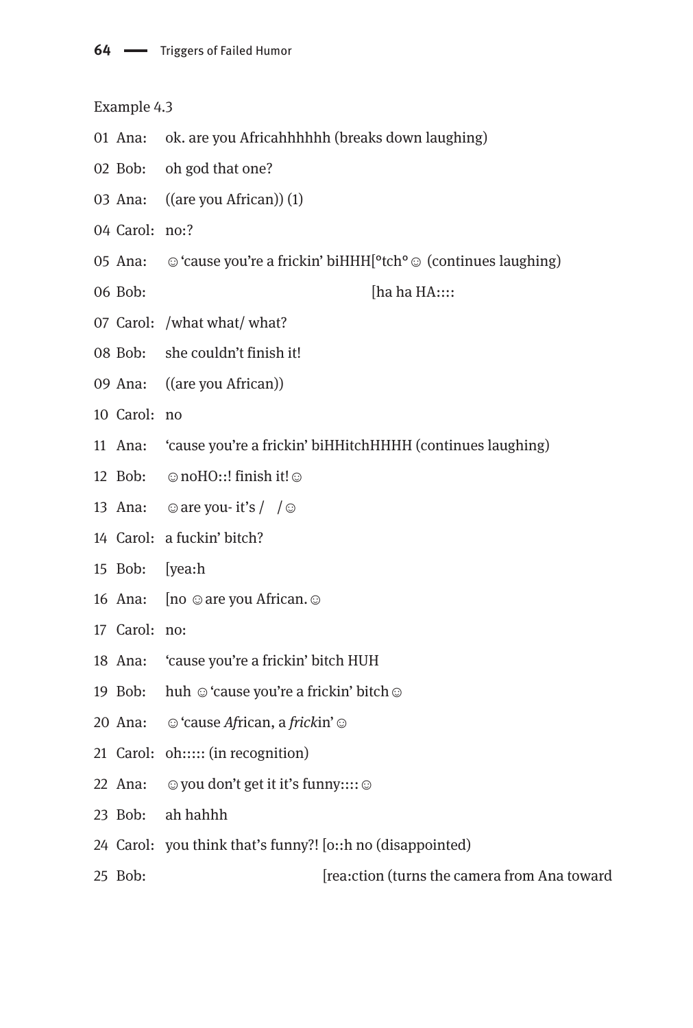Example 4.3

01 Ana: ok. are you Africahhhhhh (breaks down laughing)

02 Bob: oh god that one?

03 Ana: ((are you African)) (1)

04 Carol: no:?

05 Ana: ☺'cause you're a frickin' biHHH[°tch°☺ (continues laughing)

06 Bob: [ha ha HA::::

07 Carol: /what what/ what?

08 Bob: she couldn't finish it!

09 Ana: ((are you African))

10 Carol: no

11 Ana: 'cause you're a frickin' biHHitchHHHH (continues laughing)

12 Bob: ☺noHO::! finish it!☺

13 Ana: ☺are you- it's / /☺

14 Carol: a fuckin' bitch?

15 Bob: [yea:h

16 Ana: [no ☺are you African.☺

17 Carol: no:

18 Ana: 'cause you're a frickin' bitch HUH

19 Bob: huh ☺'cause you're a frickin' bitch☺

20 Ana: ☺'cause *Af*rican, a *frick*in'☺

21 Carol: oh::::: (in recognition)

22 Ana: ☺you don't get it it's funny::::☺

23 Bob: ah hahhh

24 Carol: you think that's funny?! [o::h no (disappointed)

25 Bob: [rea:ction (turns the camera from Ana toward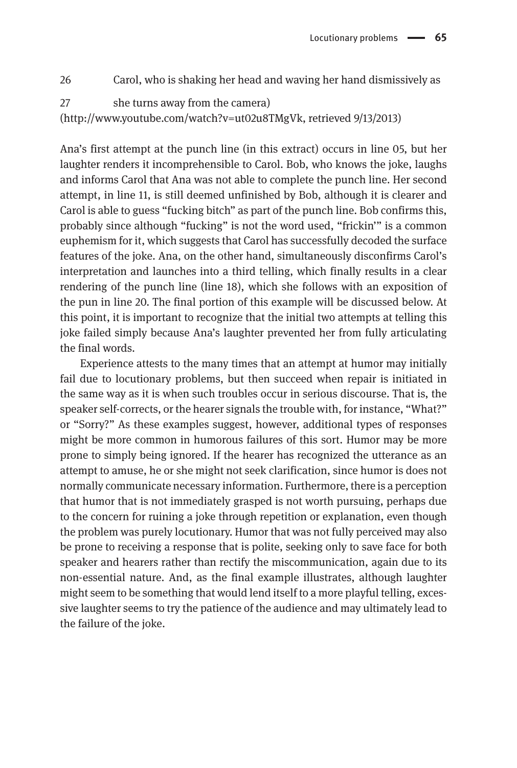26 Carol, who is shaking her head and waving her hand dismissively as

27 she turns away from the camera)
(http://www.youtube.com/watch?v=ut02u8TMgVk, retrieved 9/13/2013)

Ana's first attempt at the punch line (in this extract) occurs in line 05, but her laughter renders it incomprehensible to Carol. Bob, who knows the joke, laughs and informs Carol that Ana was not able to complete the punch line. Her second attempt, in line 11, is still deemed unfinished by Bob, although it is clearer and Carol is able to guess "fucking bitch" as part of the punch line. Bob confirms this, probably since although "fucking" is not the word used, "frickin'" is a common euphemism for it, which suggests that Carol has successfully decoded the surface features of the joke. Ana, on the other hand, simultaneously disconfirms Carol's interpretation and launches into a third telling, which finally results in a clear rendering of the punch line (line 18), which she follows with an exposition of the pun in line 20. The final portion of this example will be discussed below. At this point, it is important to recognize that the initial two attempts at telling this joke failed simply because Ana's laughter prevented her from fully articulating the final words.

Experience attests to the many times that an attempt at humor may initially fail due to locutionary problems, but then succeed when repair is initiated in the same way as it is when such troubles occur in serious discourse. That is, the speaker self-corrects, or the hearer signals the trouble with, for instance, "What?" or "Sorry?" As these examples suggest, however, additional types of responses might be more common in humorous failures of this sort. Humor may be more prone to simply being ignored. If the hearer has recognized the utterance as an attempt to amuse, he or she might not seek clarification, since humor is does not normally communicate necessary information. Furthermore, there is a perception that humor that is not immediately grasped is not worth pursuing, perhaps due to the concern for ruining a joke through repetition or explanation, even though the problem was purely locutionary. Humor that was not fully perceived may also be prone to receiving a response that is polite, seeking only to save face for both speaker and hearers rather than rectify the miscommunication, again due to its non-essential nature. And, as the final example illustrates, although laughter might seem to be something that would lend itself to a more playful telling, excessive laughter seems to try the patience of the audience and may ultimately lead to the failure of the joke.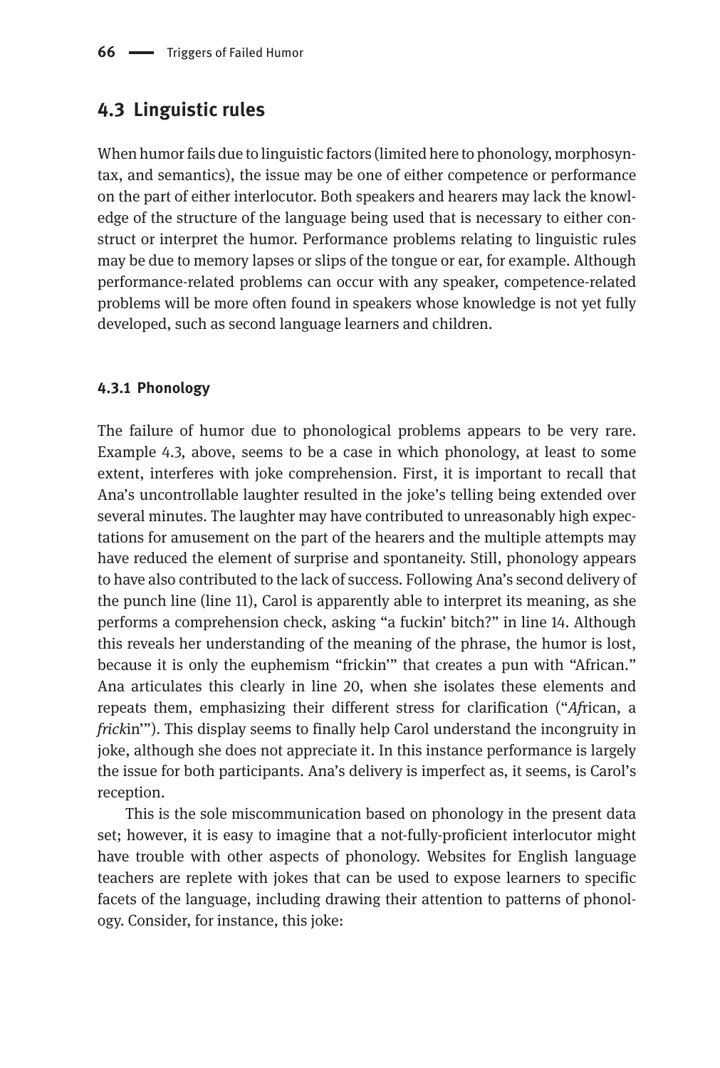## 4.3 Linguistic rules

When humor fails due to linguistic factors (limited here to phonology, morphosyntax, and semantics), the issue may be one of either competence or performance on the part of either interlocutor. Both speakers and hearers may lack the knowledge of the structure of the language being used that is necessary to either construct or interpret the humor. Performance problems relating to linguistic rules may be due to memory lapses or slips of the tongue or ear, for example. Although performance-related problems can occur with any speaker, competence-related problems will be more often found in speakers whose knowledge is not yet fully developed, such as second language learners and children.

### 4.3.1 Phonology

The failure of humor due to phonological problems appears to be very rare. Example 4.3, above, seems to be a case in which phonology, at least to some extent, interferes with joke comprehension. First, it is important to recall that Ana's uncontrollable laughter resulted in the joke's telling being extended over several minutes. The laughter may have contributed to unreasonably high expectations for amusement on the part of the hearers and the multiple attempts may have reduced the element of surprise and spontaneity. Still, phonology appears to have also contributed to the lack of success. Following Ana's second delivery of the punch line (line 11), Carol is apparently able to interpret its meaning, as she performs a comprehension check, asking "a fuckin' bitch?" in line 14. Although this reveals her understanding of the meaning of the phrase, the humor is lost, because it is only the euphemism "frickin'" that creates a pun with "African." Ana articulates this clearly in line 20, when she isolates these elements and repeats them, emphasizing their different stress for clarification ("*Af*rican, a *frick*in'"). This display seems to finally help Carol understand the incongruity in joke, although she does not appreciate it. In this instance performance is largely the issue for both participants. Ana's delivery is imperfect as, it seems, is Carol's reception.

This is the sole miscommunication based on phonology in the present data set; however, it is easy to imagine that a not-fully-proficient interlocutor might have trouble with other aspects of phonology. Websites for English language teachers are replete with jokes that can be used to expose learners to specific facets of the language, including drawing their attention to patterns of phonology. Consider, for instance, this joke: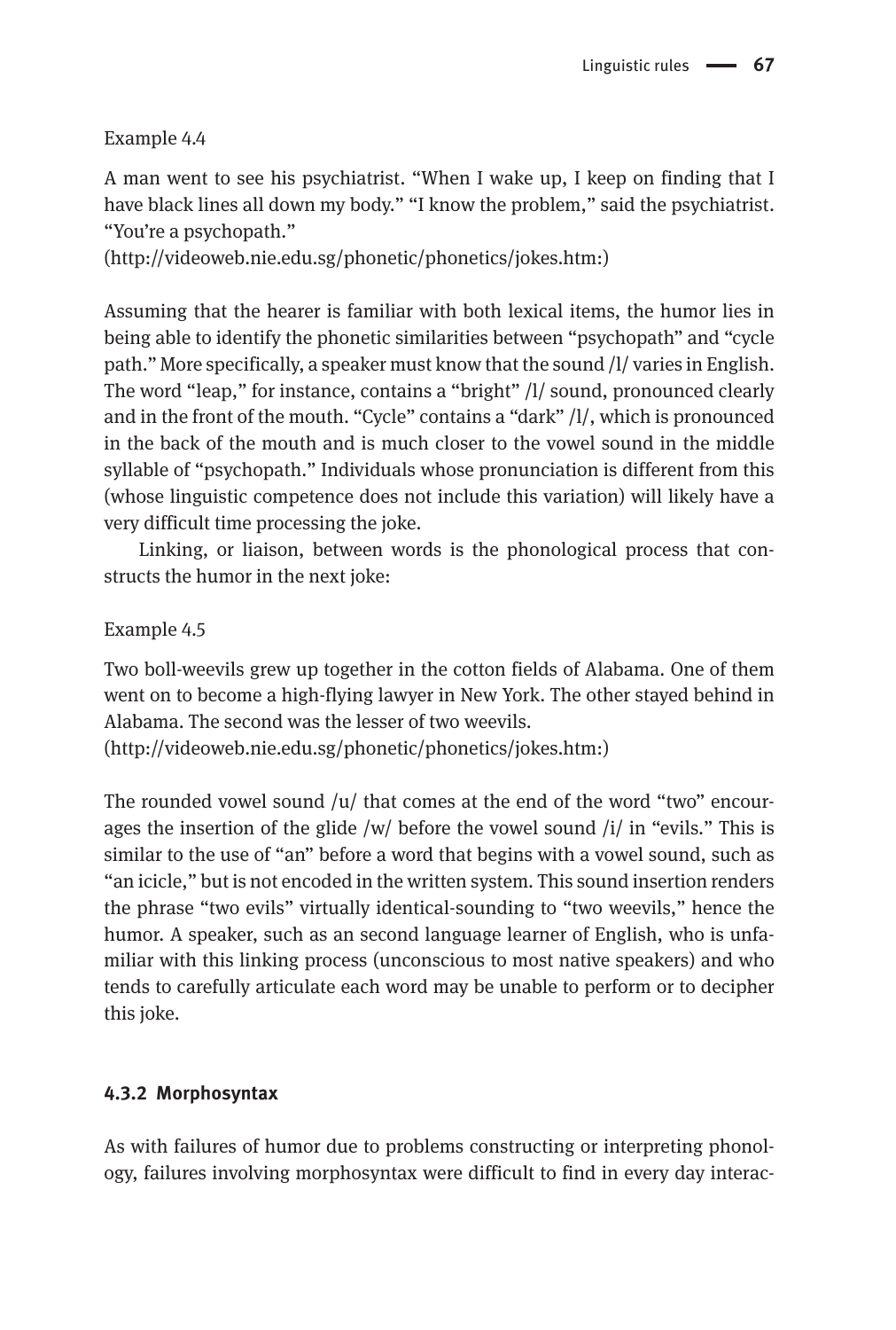Example 4.4

A man went to see his psychiatrist. "When I wake up, I keep on finding that I have black lines all down my body." "I know the problem," said the psychiatrist. "You're a psychopath."
(http://videoweb.nie.edu.sg/phonetic/phonetics/jokes.htm:)

Assuming that the hearer is familiar with both lexical items, the humor lies in being able to identify the phonetic similarities between "psychopath" and "cycle path." More specifically, a speaker must know that the sound /l/ varies in English. The word "leap," for instance, contains a "bright" /l/ sound, pronounced clearly and in the front of the mouth. "Cycle" contains a "dark" /l/, which is pronounced in the back of the mouth and is much closer to the vowel sound in the middle syllable of "psychopath." Individuals whose pronunciation is different from this (whose linguistic competence does not include this variation) will likely have a very difficult time processing the joke.

Linking, or liaison, between words is the phonological process that constructs the humor in the next joke:

Example 4.5

Two boll-weevils grew up together in the cotton fields of Alabama. One of them went on to become a high-flying lawyer in New York. The other stayed behind in Alabama. The second was the lesser of two weevils.
(http://videoweb.nie.edu.sg/phonetic/phonetics/jokes.htm:)

The rounded vowel sound /u/ that comes at the end of the word "two" encourages the insertion of the glide /w/ before the vowel sound /i/ in "evils." This is similar to the use of "an" before a word that begins with a vowel sound, such as "an icicle," but is not encoded in the written system. This sound insertion renders the phrase "two evils" virtually identical-sounding to "two weevils," hence the humor. A speaker, such as an second language learner of English, who is unfamiliar with this linking process (unconscious to most native speakers) and who tends to carefully articulate each word may be unable to perform or to decipher this joke.

### 4.3.2 Morphosyntax

As with failures of humor due to problems constructing or interpreting phonology, failures involving morphosyntax were difficult to find in every day interac-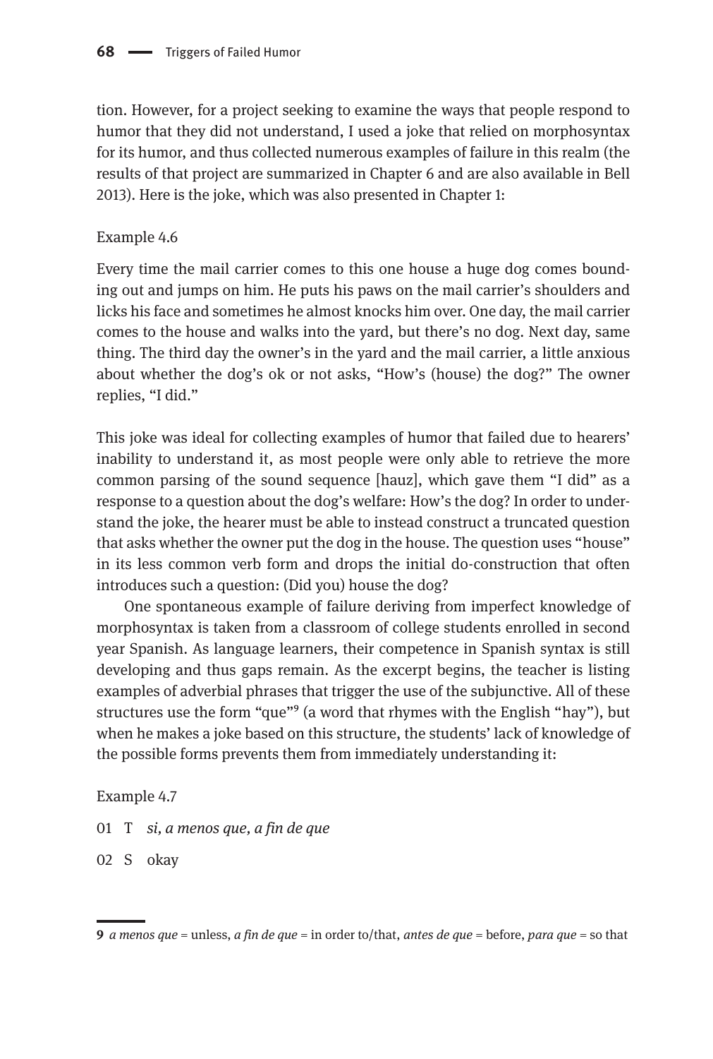tion. However, for a project seeking to examine the ways that people respond to humor that they did not understand, I used a joke that relied on morphosyntax for its humor, and thus collected numerous examples of failure in this realm (the results of that project are summarized in Chapter 6 and are also available in Bell 2013). Here is the joke, which was also presented in Chapter 1:

Example 4.6

Every time the mail carrier comes to this one house a huge dog comes bounding out and jumps on him. He puts his paws on the mail carrier's shoulders and licks his face and sometimes he almost knocks him over. One day, the mail carrier comes to the house and walks into the yard, but there's no dog. Next day, same thing. The third day the owner's in the yard and the mail carrier, a little anxious about whether the dog's ok or not asks, "How's (house) the dog?" The owner replies, "I did."

This joke was ideal for collecting examples of humor that failed due to hearers' inability to understand it, as most people were only able to retrieve the more common parsing of the sound sequence [hauz], which gave them "I did" as a response to a question about the dog's welfare: How's the dog? In order to understand the joke, the hearer must be able to instead construct a truncated question that asks whether the owner put the dog in the house. The question uses "house" in its less common verb form and drops the initial do-construction that often introduces such a question: (Did you) house the dog?

One spontaneous example of failure deriving from imperfect knowledge of morphosyntax is taken from a classroom of college students enrolled in second year Spanish. As language learners, their competence in Spanish syntax is still developing and thus gaps remain. As the excerpt begins, the teacher is listing examples of adverbial phrases that trigger the use of the subjunctive. All of these structures use the form "que"[9] (a word that rhymes with the English "hay"), but when he makes a joke based on this structure, the students' lack of knowledge of the possible forms prevents them from immediately understanding it:

Example 4.7

01 T *si, a menos que, a fin de que*

02 S okay

---

[9] *a menos que* = unless, *a fin de que* = in order to/that, *antes de que* = before, *para que* = so that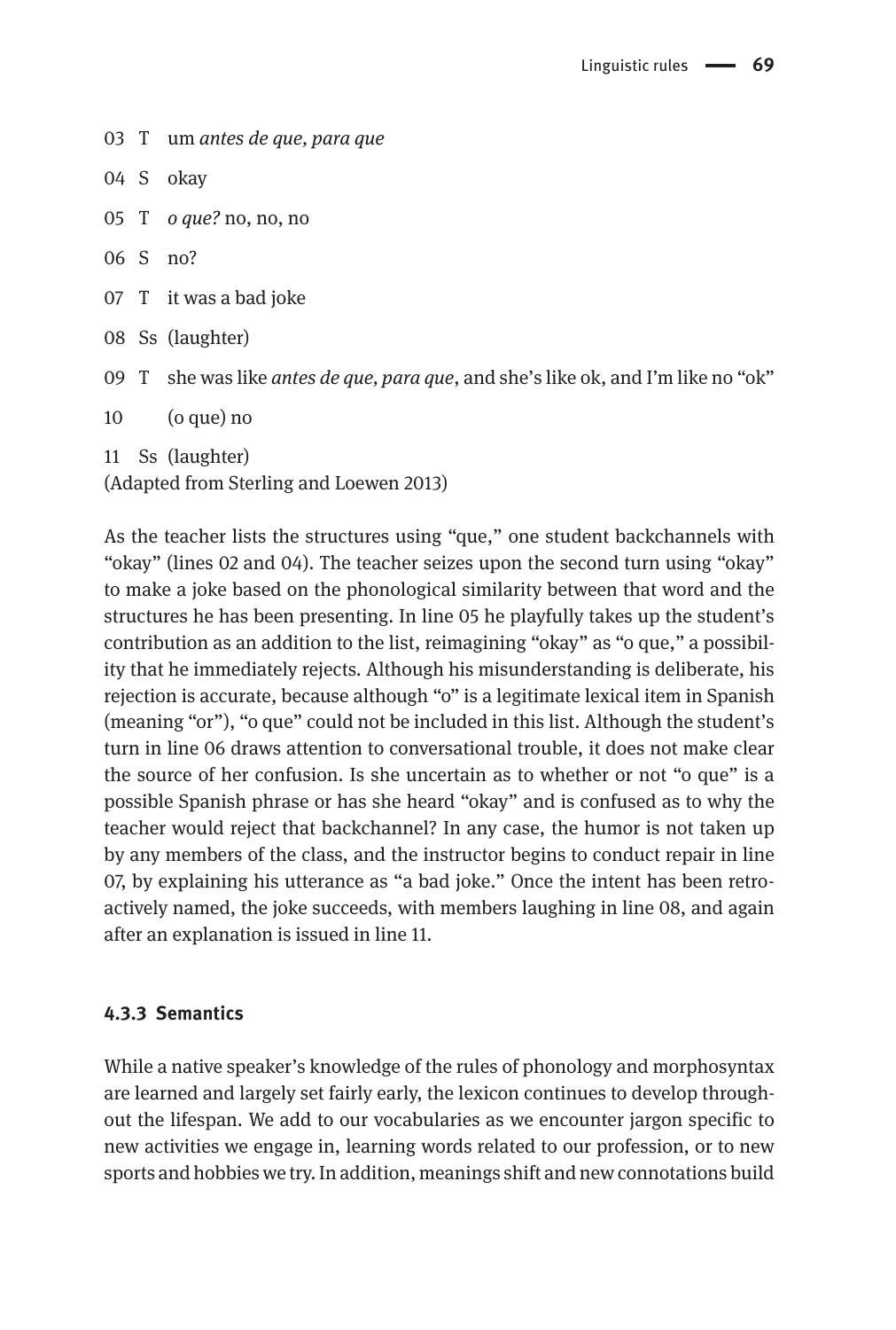03 T um *antes de que, para que*

04 S okay

05 T *o que?* no, no, no

06 S no?

07 T it was a bad joke

08 Ss (laughter)

09 T she was like *antes de que, para que*, and she's like ok, and I'm like no "ok"

10 (o que) no

11 Ss (laughter)

(Adapted from Sterling and Loewen 2013)

As the teacher lists the structures using "que," one student backchannels with "okay" (lines 02 and 04). The teacher seizes upon the second turn using "okay" to make a joke based on the phonological similarity between that word and the structures he has been presenting. In line 05 he playfully takes up the student's contribution as an addition to the list, reimagining "okay" as "o que," a possibility that he immediately rejects. Although his misunderstanding is deliberate, his rejection is accurate, because although "o" is a legitimate lexical item in Spanish (meaning "or"), "o que" could not be included in this list. Although the student's turn in line 06 draws attention to conversational trouble, it does not make clear the source of her confusion. Is she uncertain as to whether or not "o que" is a possible Spanish phrase or has she heard "okay" and is confused as to why the teacher would reject that backchannel? In any case, the humor is not taken up by any members of the class, and the instructor begins to conduct repair in line 07, by explaining his utterance as "a bad joke." Once the intent has been retroactively named, the joke succeeds, with members laughing in line 08, and again after an explanation is issued in line 11.

### 4.3.3 Semantics

While a native speaker's knowledge of the rules of phonology and morphosyntax are learned and largely set fairly early, the lexicon continues to develop throughout the lifespan. We add to our vocabularies as we encounter jargon specific to new activities we engage in, learning words related to our profession, or to new sports and hobbies we try. In addition, meanings shift and new connotations build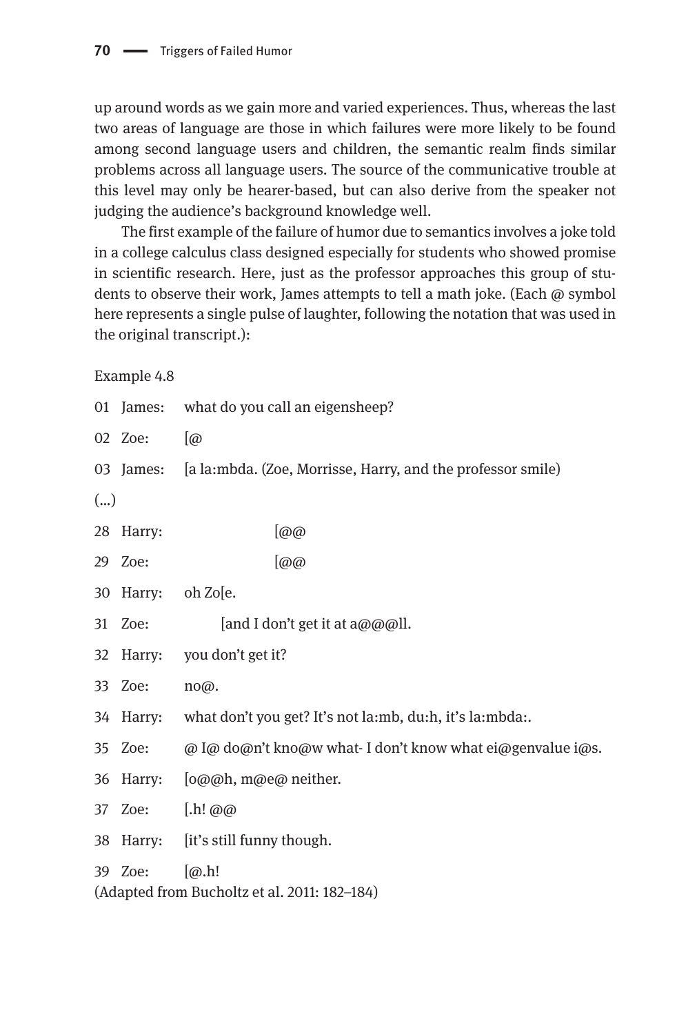up around words as we gain more and varied experiences. Thus, whereas the last two areas of language are those in which failures were more likely to be found among second language users and children, the semantic realm finds similar problems across all language users. The source of the communicative trouble at this level may only be hearer-based, but can also derive from the speaker not judging the audience's background knowledge well.

The first example of the failure of humor due to semantics involves a joke told in a college calculus class designed especially for students who showed promise in scientific research. Here, just as the professor approaches this group of students to observe their work, James attempts to tell a math joke. (Each @ symbol here represents a single pulse of laughter, following the notation that was used in the original transcript.):

Example 4.8

01 James: what do you call an eigensheep?

02 Zoe: [@

03 James: [a la:mbda. (Zoe, Morrisse, Harry, and the professor smile)

(...)

28 Harry: [@@

29 Zoe: [@@

30 Harry: oh Zo[e.

31 Zoe: [and I don't get it at a@@@ll.

32 Harry: you don't get it?

33 Zoe: no@.

34 Harry: what don't you get? It's not la:mb, du:h, it's la:mbda:.

35 Zoe: @ I@ do@n't kno@w what- I don't know what ei@genvalue i@s.

36 Harry: [o@@h, m@e@ neither.

37 Zoe: [.h! @@

38 Harry: [it's still funny though.

39 Zoe: [@.h!

(Adapted from Bucholtz et al. 2011: 182–184)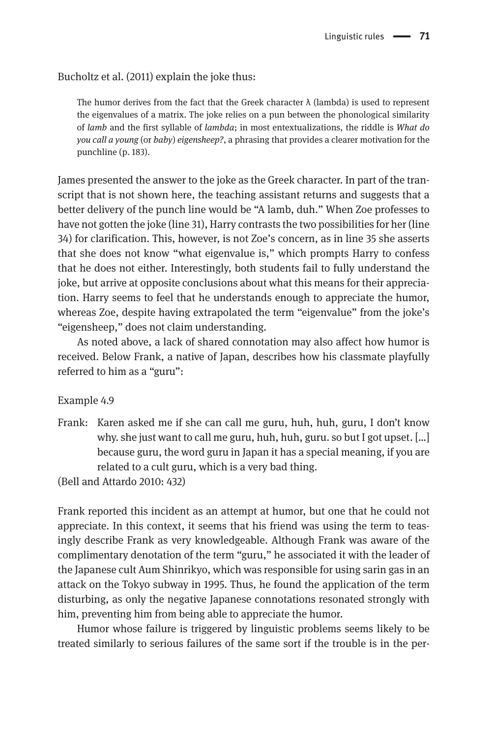Bucholtz et al. (2011) explain the joke thus:

> The humor derives from the fact that the Greek character λ (lambda) is used to represent the eigenvalues of a matrix. The joke relies on a pun between the phonological similarity of *lamb* and the first syllable of *lambda*; in most entextualizations, the riddle is *What do you call a young* (or *baby*) *eigensheep?*, a phrasing that provides a clearer motivation for the punchline (p. 183).

James presented the answer to the joke as the Greek character. In part of the transcript that is not shown here, the teaching assistant returns and suggests that a better delivery of the punch line would be "A lamb, duh." When Zoe professes to have not gotten the joke (line 31), Harry contrasts the two possibilities for her (line 34) for clarification. This, however, is not Zoe's concern, as in line 35 she asserts that she does not know "what eigenvalue is," which prompts Harry to confess that he does not either. Interestingly, both students fail to fully understand the joke, but arrive at opposite conclusions about what this means for their appreciation. Harry seems to feel that he understands enough to appreciate the humor, whereas Zoe, despite having extrapolated the term "eigenvalue" from the joke's "eigensheep," does not claim understanding.

As noted above, a lack of shared connotation may also affect how humor is received. Below Frank, a native of Japan, describes how his classmate playfully referred to him as a "guru":

Example 4.9

Frank: Karen asked me if she can call me guru, huh, huh, guru, I don't know why. she just want to call me guru, huh, huh, guru. so but I got upset. [...] because guru, the word guru in Japan it has a special meaning, if you are related to a cult guru, which is a very bad thing.

(Bell and Attardo 2010: 432)

Frank reported this incident as an attempt at humor, but one that he could not appreciate. In this context, it seems that his friend was using the term to teasingly describe Frank as very knowledgeable. Although Frank was aware of the complimentary denotation of the term "guru," he associated it with the leader of the Japanese cult Aum Shinrikyo, which was responsible for using sarin gas in an attack on the Tokyo subway in 1995. Thus, he found the application of the term disturbing, as only the negative Japanese connotations resonated strongly with him, preventing him from being able to appreciate the humor.

Humor whose failure is triggered by linguistic problems seems likely to be treated similarly to serious failures of the same sort if the trouble is in the per-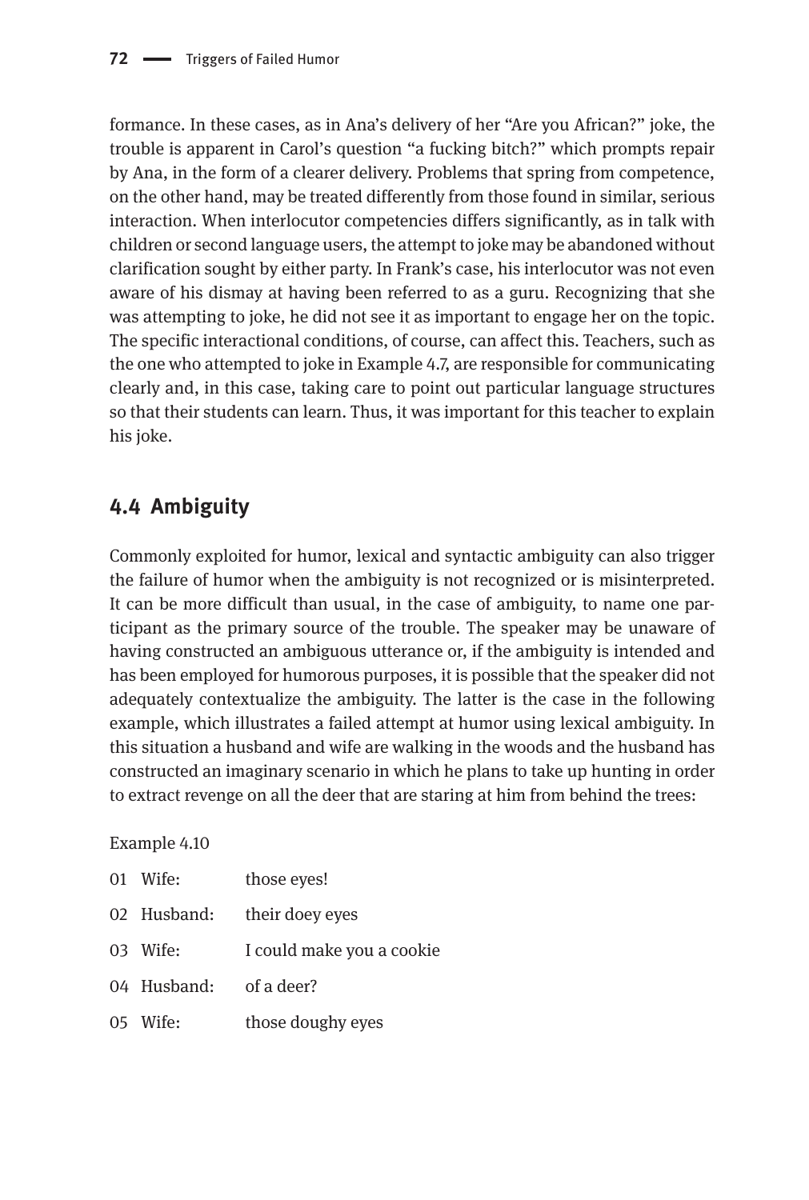formance. In these cases, as in Ana's delivery of her "Are you African?" joke, the trouble is apparent in Carol's question "a fucking bitch?" which prompts repair by Ana, in the form of a clearer delivery. Problems that spring from competence, on the other hand, may be treated differently from those found in similar, serious interaction. When interlocutor competencies differs significantly, as in talk with children or second language users, the attempt to joke may be abandoned without clarification sought by either party. In Frank's case, his interlocutor was not even aware of his dismay at having been referred to as a guru. Recognizing that she was attempting to joke, he did not see it as important to engage her on the topic. The specific interactional conditions, of course, can affect this. Teachers, such as the one who attempted to joke in Example 4.7, are responsible for communicating clearly and, in this case, taking care to point out particular language structures so that their students can learn. Thus, it was important for this teacher to explain his joke.

## 4.4 Ambiguity

Commonly exploited for humor, lexical and syntactic ambiguity can also trigger the failure of humor when the ambiguity is not recognized or is misinterpreted. It can be more difficult than usual, in the case of ambiguity, to name one participant as the primary source of the trouble. The speaker may be unaware of having constructed an ambiguous utterance or, if the ambiguity is intended and has been employed for humorous purposes, it is possible that the speaker did not adequately contextualize the ambiguity. The latter is the case in the following example, which illustrates a failed attempt at humor using lexical ambiguity. In this situation a husband and wife are walking in the woods and the husband has constructed an imaginary scenario in which he plans to take up hunting in order to extract revenge on all the deer that are staring at him from behind the trees:

Example 4.10

01 Wife: those eyes!

02 Husband: their doey eyes

03 Wife: I could make you a cookie

04 Husband: of a deer?

05 Wife: those doughy eyes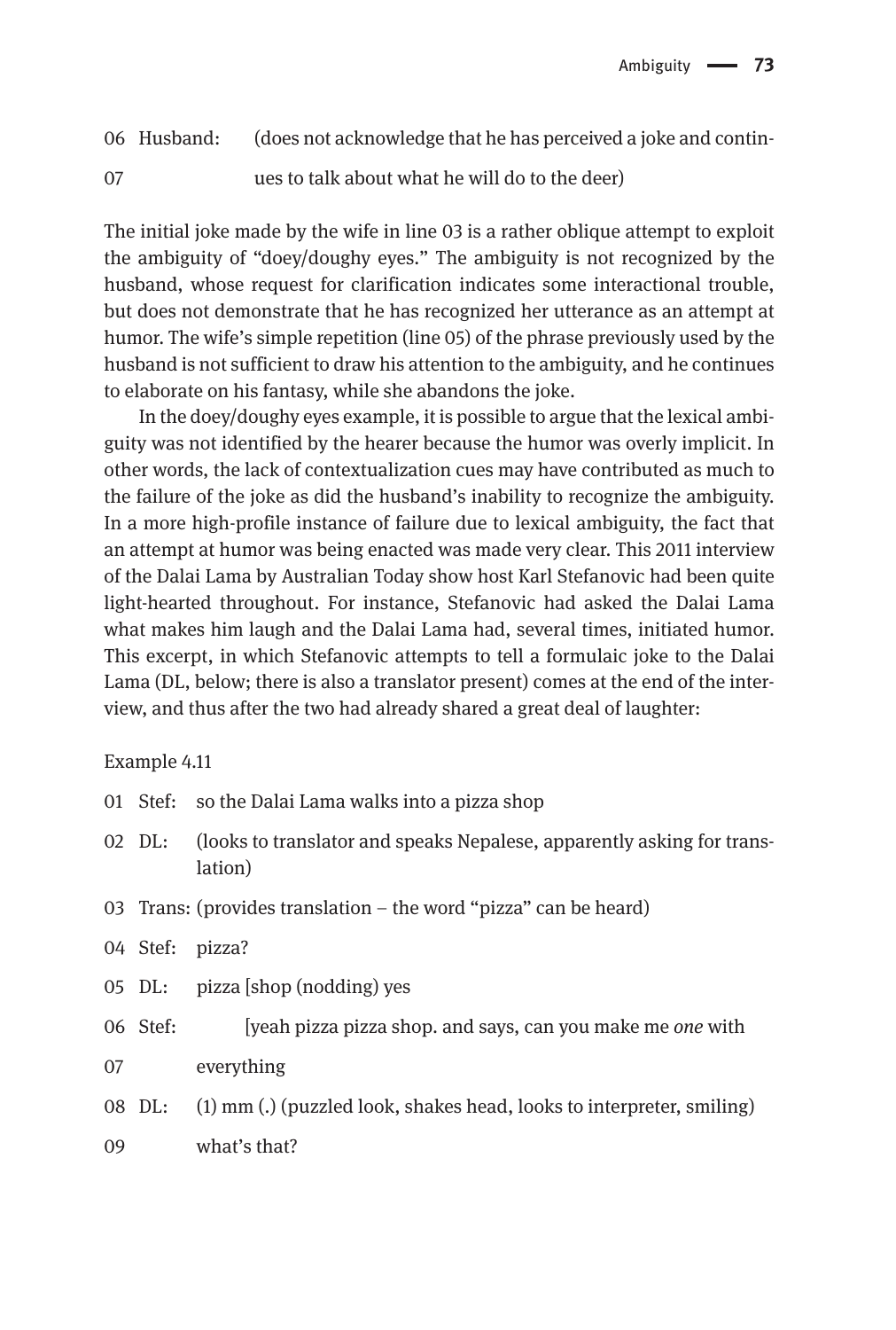06 Husband: (does not acknowledge that he has perceived a joke and contin-
07 ues to talk about what he will do to the deer)

The initial joke made by the wife in line 03 is a rather oblique attempt to exploit the ambiguity of "doey/doughy eyes." The ambiguity is not recognized by the husband, whose request for clarification indicates some interactional trouble, but does not demonstrate that he has recognized her utterance as an attempt at humor. The wife's simple repetition (line 05) of the phrase previously used by the husband is not sufficient to draw his attention to the ambiguity, and he continues to elaborate on his fantasy, while she abandons the joke.

In the doey/doughy eyes example, it is possible to argue that the lexical ambiguity was not identified by the hearer because the humor was overly implicit. In other words, the lack of contextualization cues may have contributed as much to the failure of the joke as did the husband's inability to recognize the ambiguity. In a more high-profile instance of failure due to lexical ambiguity, the fact that an attempt at humor was being enacted was made very clear. This 2011 interview of the Dalai Lama by Australian Today show host Karl Stefanovic had been quite light-hearted throughout. For instance, Stefanovic had asked the Dalai Lama what makes him laugh and the Dalai Lama had, several times, initiated humor. This excerpt, in which Stefanovic attempts to tell a formulaic joke to the Dalai Lama (DL, below; there is also a translator present) comes at the end of the interview, and thus after the two had already shared a great deal of laughter:

Example 4.11

01 Stef: so the Dalai Lama walks into a pizza shop
02 DL: (looks to translator and speaks Nepalese, apparently asking for translation)
03 Trans: (provides translation – the word "pizza" can be heard)
04 Stef: pizza?
05 DL: pizza [shop (nodding) yes
06 Stef: [yeah pizza pizza shop. and says, can you make me *one* with
07 everything
08 DL: (1) mm (.) (puzzled look, shakes head, looks to interpreter, smiling)
09 what's that?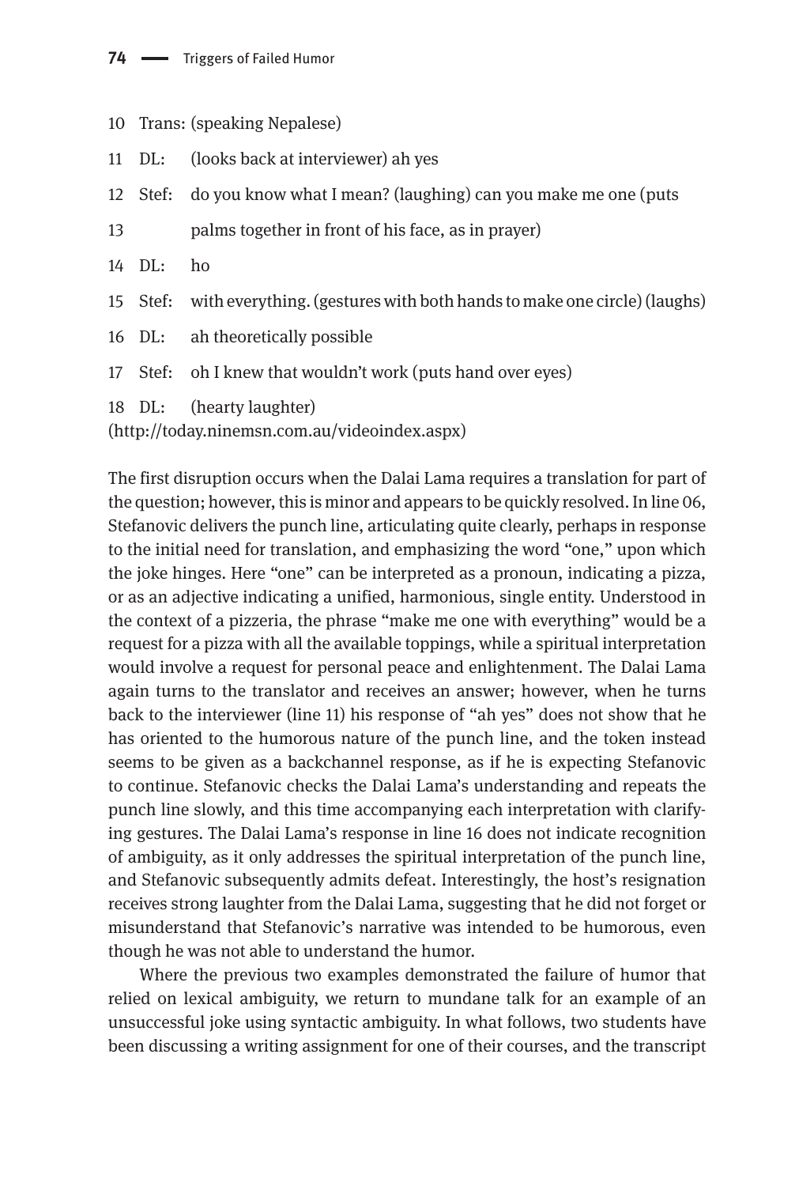10 Trans: (speaking Nepalese)

11 DL: (looks back at interviewer) ah yes

12 Stef: do you know what I mean? (laughing) can you make me one (puts

13 palms together in front of his face, as in prayer)

14 DL: ho

15 Stef: with everything. (gestures with both hands to make one circle) (laughs)

16 DL: ah theoretically possible

17 Stef: oh I knew that wouldn't work (puts hand over eyes)

18 DL: (hearty laughter)

(http://today.ninemsn.com.au/videoindex.aspx)

The first disruption occurs when the Dalai Lama requires a translation for part of the question; however, this is minor and appears to be quickly resolved. In line 06, Stefanovic delivers the punch line, articulating quite clearly, perhaps in response to the initial need for translation, and emphasizing the word "one," upon which the joke hinges. Here "one" can be interpreted as a pronoun, indicating a pizza, or as an adjective indicating a unified, harmonious, single entity. Understood in the context of a pizzeria, the phrase "make me one with everything" would be a request for a pizza with all the available toppings, while a spiritual interpretation would involve a request for personal peace and enlightenment. The Dalai Lama again turns to the translator and receives an answer; however, when he turns back to the interviewer (line 11) his response of "ah yes" does not show that he has oriented to the humorous nature of the punch line, and the token instead seems to be given as a backchannel response, as if he is expecting Stefanovic to continue. Stefanovic checks the Dalai Lama's understanding and repeats the punch line slowly, and this time accompanying each interpretation with clarifying gestures. The Dalai Lama's response in line 16 does not indicate recognition of ambiguity, as it only addresses the spiritual interpretation of the punch line, and Stefanovic subsequently admits defeat. Interestingly, the host's resignation receives strong laughter from the Dalai Lama, suggesting that he did not forget or misunderstand that Stefanovic's narrative was intended to be humorous, even though he was not able to understand the humor.

Where the previous two examples demonstrated the failure of humor that relied on lexical ambiguity, we return to mundane talk for an example of an unsuccessful joke using syntactic ambiguity. In what follows, two students have been discussing a writing assignment for one of their courses, and the transcript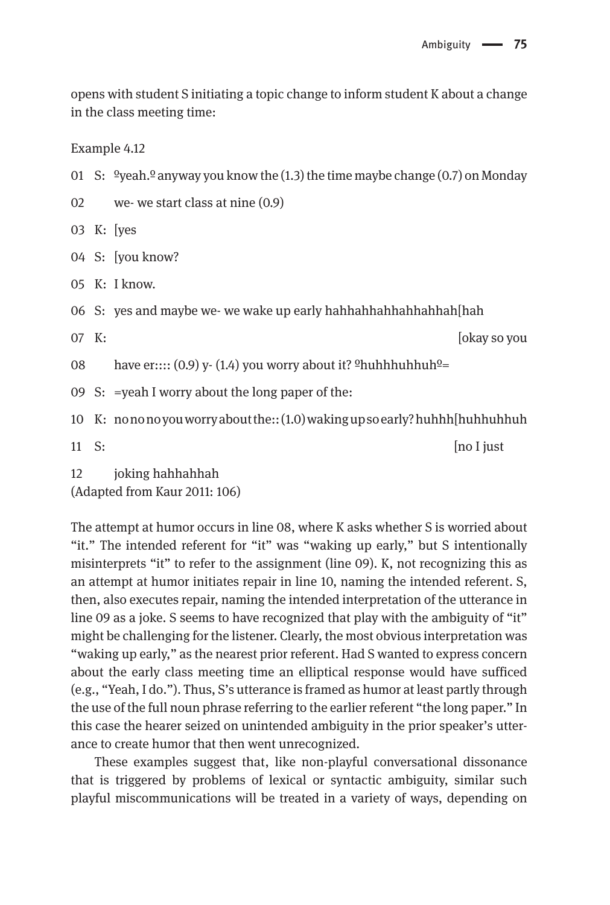opens with student S initiating a topic change to inform student K about a change in the class meeting time:

Example 4.12

01 S: ºyeah.º anyway you know the (1.3) the time maybe change (0.7) on Monday

02 we- we start class at nine (0.9)

03 K: [yes

04 S: [you know?

05 K: I know.

06 S: yes and maybe we- we wake up early hahhahhahhahhahhah[hah

07 K: [okay so you

08 have er:::: (0.9) y- (1.4) you worry about it? ºhuhhhuhhuhº=

09 S: =yeah I worry about the long paper of the:

10 K: no no no you worry about the:: (1.0) waking up so early? huhhh[huhhuhhuh

11 S: [no I just

12 joking hahhahhah

(Adapted from Kaur 2011: 106)

The attempt at humor occurs in line 08, where K asks whether S is worried about "it." The intended referent for "it" was "waking up early," but S intentionally misinterprets "it" to refer to the assignment (line 09). K, not recognizing this as an attempt at humor initiates repair in line 10, naming the intended referent. S, then, also executes repair, naming the intended interpretation of the utterance in line 09 as a joke. S seems to have recognized that play with the ambiguity of "it" might be challenging for the listener. Clearly, the most obvious interpretation was "waking up early," as the nearest prior referent. Had S wanted to express concern about the early class meeting time an elliptical response would have sufficed (e.g., "Yeah, I do."). Thus, S's utterance is framed as humor at least partly through the use of the full noun phrase referring to the earlier referent "the long paper." In this case the hearer seized on unintended ambiguity in the prior speaker's utterance to create humor that then went unrecognized.

These examples suggest that, like non-playful conversational dissonance that is triggered by problems of lexical or syntactic ambiguity, similar such playful miscommunications will be treated in a variety of ways, depending on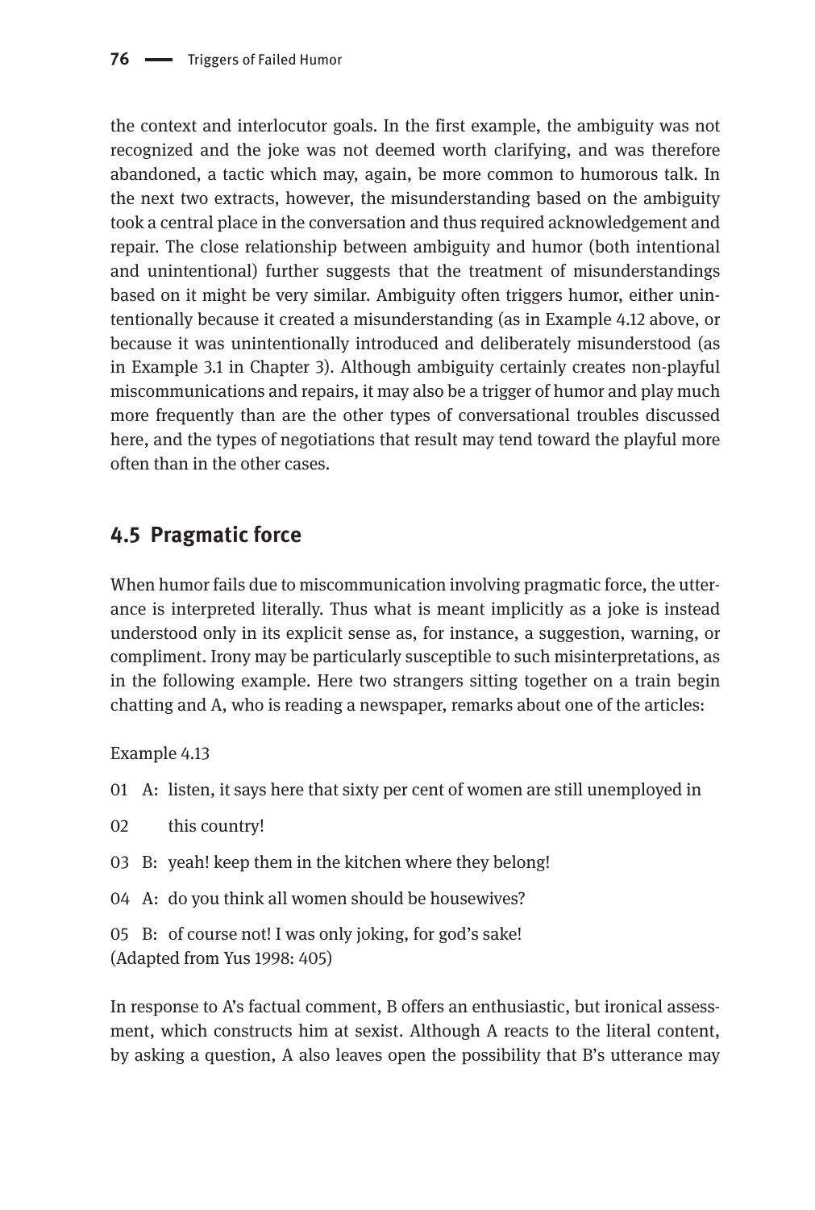the context and interlocutor goals. In the first example, the ambiguity was not recognized and the joke was not deemed worth clarifying, and was therefore abandoned, a tactic which may, again, be more common to humorous talk. In the next two extracts, however, the misunderstanding based on the ambiguity took a central place in the conversation and thus required acknowledgement and repair. The close relationship between ambiguity and humor (both intentional and unintentional) further suggests that the treatment of misunderstandings based on it might be very similar. Ambiguity often triggers humor, either unintentionally because it created a misunderstanding (as in Example 4.12 above, or because it was unintentionally introduced and deliberately misunderstood (as in Example 3.1 in Chapter 3). Although ambiguity certainly creates non-playful miscommunications and repairs, it may also be a trigger of humor and play much more frequently than are the other types of conversational troubles discussed here, and the types of negotiations that result may tend toward the playful more often than in the other cases.

## 4.5 Pragmatic force

When humor fails due to miscommunication involving pragmatic force, the utterance is interpreted literally. Thus what is meant implicitly as a joke is instead understood only in its explicit sense as, for instance, a suggestion, warning, or compliment. Irony may be particularly susceptible to such misinterpretations, as in the following example. Here two strangers sitting together on a train begin chatting and A, who is reading a newspaper, remarks about one of the articles:

Example 4.13

01 A: listen, it says here that sixty per cent of women are still unemployed in

02 this country!

03 B: yeah! keep them in the kitchen where they belong!

04 A: do you think all women should be housewives?

05 B: of course not! I was only joking, for god's sake!

(Adapted from Yus 1998: 405)

In response to A's factual comment, B offers an enthusiastic, but ironical assessment, which constructs him at sexist. Although A reacts to the literal content, by asking a question, A also leaves open the possibility that B's utterance may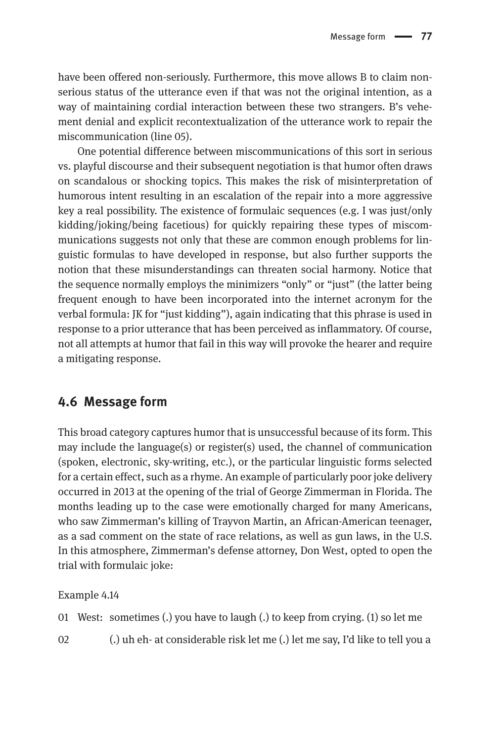have been offered non-seriously. Furthermore, this move allows B to claim non-serious status of the utterance even if that was not the original intention, as a way of maintaining cordial interaction between these two strangers. B's vehement denial and explicit recontextualization of the utterance work to repair the miscommunication (line 05).

One potential difference between miscommunications of this sort in serious vs. playful discourse and their subsequent negotiation is that humor often draws on scandalous or shocking topics. This makes the risk of misinterpretation of humorous intent resulting in an escalation of the repair into a more aggressive key a real possibility. The existence of formulaic sequences (e.g. I was just/only kidding/joking/being facetious) for quickly repairing these types of miscommunications suggests not only that these are common enough problems for linguistic formulas to have developed in response, but also further supports the notion that these misunderstandings can threaten social harmony. Notice that the sequence normally employs the minimizers "only" or "just" (the latter being frequent enough to have been incorporated into the internet acronym for the verbal formula: JK for "just kidding"), again indicating that this phrase is used in response to a prior utterance that has been perceived as inflammatory. Of course, not all attempts at humor that fail in this way will provoke the hearer and require a mitigating response.

## 4.6 Message form

This broad category captures humor that is unsuccessful because of its form. This may include the language(s) or register(s) used, the channel of communication (spoken, electronic, sky-writing, etc.), or the particular linguistic forms selected for a certain effect, such as a rhyme. An example of particularly poor joke delivery occurred in 2013 at the opening of the trial of George Zimmerman in Florida. The months leading up to the case were emotionally charged for many Americans, who saw Zimmerman's killing of Trayvon Martin, an African-American teenager, as a sad comment on the state of race relations, as well as gun laws, in the U.S. In this atmosphere, Zimmerman's defense attorney, Don West, opted to open the trial with formulaic joke:

Example 4.14

01 West: sometimes (.) you have to laugh (.) to keep from crying. (1) so let me

02 (.) uh eh- at considerable risk let me (.) let me say, I'd like to tell you a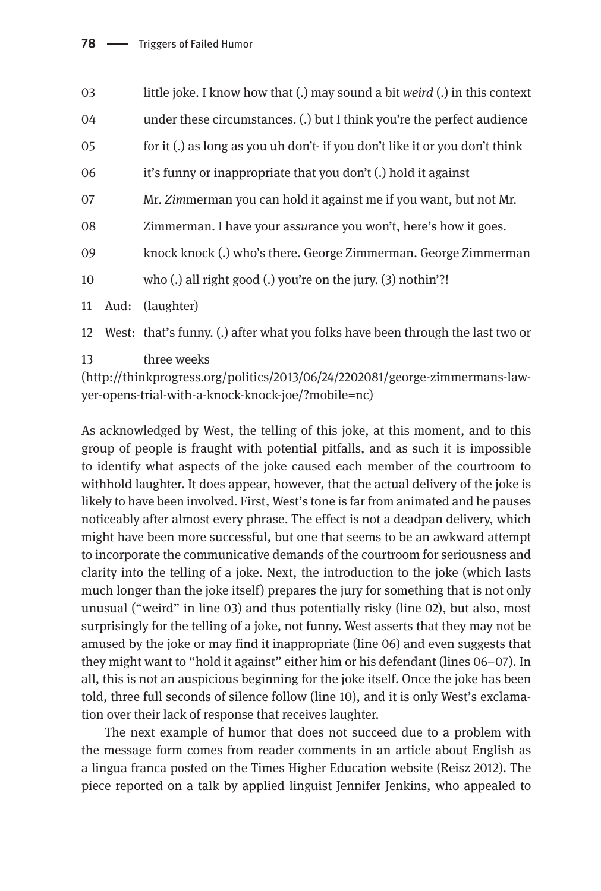03 little joke. I know how that (.) may sound a bit *weird* (.) in this context

04 under these circumstances. (.) but I think you're the perfect audience

05 for it (.) as long as you uh don't- if you don't like it or you don't think

06 it's funny or inappropriate that you don't (.) hold it against

07 Mr. *Zim*merman you can hold it against me if you want, but not Mr.

08 Zimmerman. I have your as*sur*ance you won't, here's how it goes.

09 knock knock (.) who's there. George Zimmerman. George Zimmerman

10 who (.) all right good (.) you're on the jury. (3) nothin'?!

11 Aud: (laughter)

12 West: that's funny. (.) after what you folks have been through the last two or

13 three weeks

(http://thinkprogress.org/politics/2013/06/24/2202081/george-zimmermans-lawyer-opens-trial-with-a-knock-knock-joe/?mobile=nc)

As acknowledged by West, the telling of this joke, at this moment, and to this group of people is fraught with potential pitfalls, and as such it is impossible to identify what aspects of the joke caused each member of the courtroom to withhold laughter. It does appear, however, that the actual delivery of the joke is likely to have been involved. First, West's tone is far from animated and he pauses noticeably after almost every phrase. The effect is not a deadpan delivery, which might have been more successful, but one that seems to be an awkward attempt to incorporate the communicative demands of the courtroom for seriousness and clarity into the telling of a joke. Next, the introduction to the joke (which lasts much longer than the joke itself) prepares the jury for something that is not only unusual ("weird" in line 03) and thus potentially risky (line 02), but also, most surprisingly for the telling of a joke, not funny. West asserts that they may not be amused by the joke or may find it inappropriate (line 06) and even suggests that they might want to "hold it against" either him or his defendant (lines 06–07). In all, this is not an auspicious beginning for the joke itself. Once the joke has been told, three full seconds of silence follow (line 10), and it is only West's exclamation over their lack of response that receives laughter.

The next example of humor that does not succeed due to a problem with the message form comes from reader comments in an article about English as a lingua franca posted on the Times Higher Education website (Reisz 2012). The piece reported on a talk by applied linguist Jennifer Jenkins, who appealed to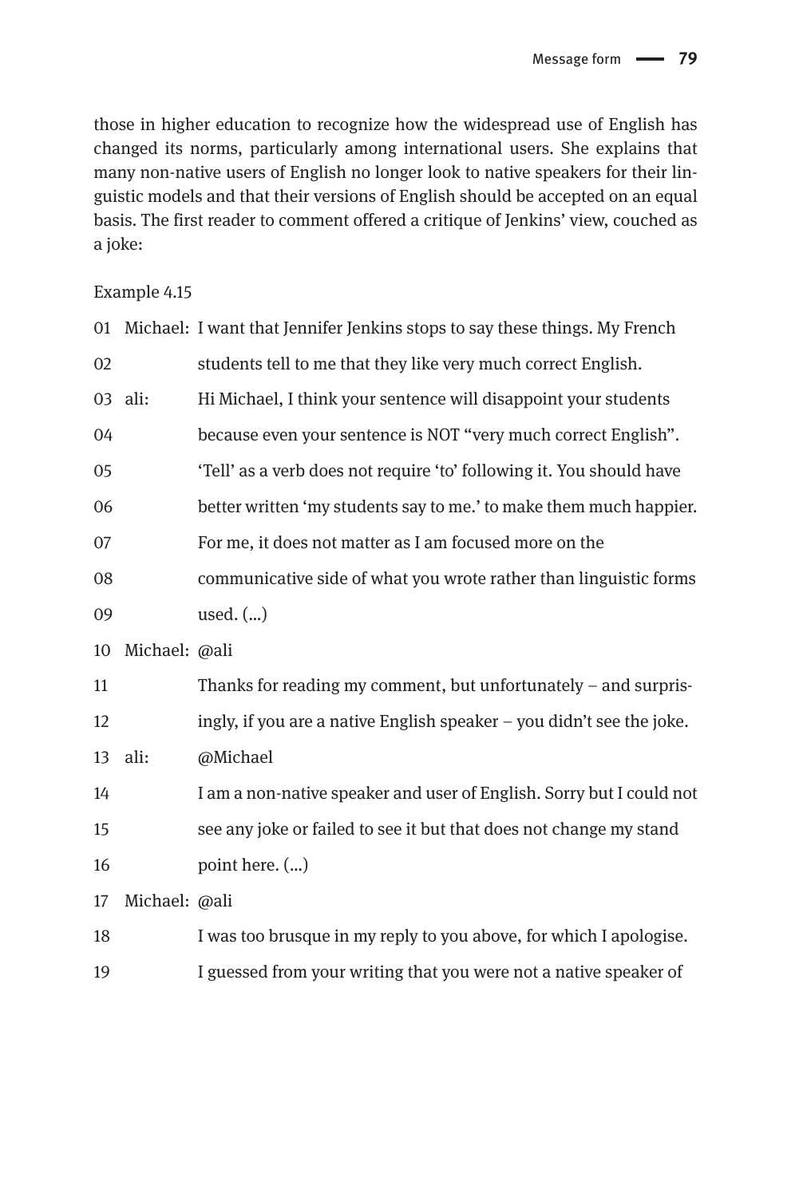those in higher education to recognize how the widespread use of English has changed its norms, particularly among international users. She explains that many non-native users of English no longer look to native speakers for their linguistic models and that their versions of English should be accepted on an equal basis. The first reader to comment offered a critique of Jenkins' view, couched as a joke:

Example 4.15

| | | |
|---|---|---|
| 01 | Michael: | I want that Jennifer Jenkins stops to say these things. My French |
| 02 | | students tell to me that they like very much correct English. |
| 03 | ali: | Hi Michael, I think your sentence will disappoint your students |
| 04 | | because even your sentence is NOT "very much correct English". |
| 05 | | 'Tell' as a verb does not require 'to' following it. You should have |
| 06 | | better written 'my students say to me.' to make them much happier. |
| 07 | | For me, it does not matter as I am focused more on the |
| 08 | | communicative side of what you wrote rather than linguistic forms |
| 09 | | used. (...) |
| 10 | Michael: | @ali |
| 11 | | Thanks for reading my comment, but unfortunately – and surpris- |
| 12 | | ingly, if you are a native English speaker – you didn't see the joke. |
| 13 | ali: | @Michael |
| 14 | | I am a non-native speaker and user of English. Sorry but I could not |
| 15 | | see any joke or failed to see it but that does not change my stand |
| 16 | | point here. (...) |
| 17 | Michael: | @ali |
| 18 | | I was too brusque in my reply to you above, for which I apologise. |
| 19 | | I guessed from your writing that you were not a native speaker of |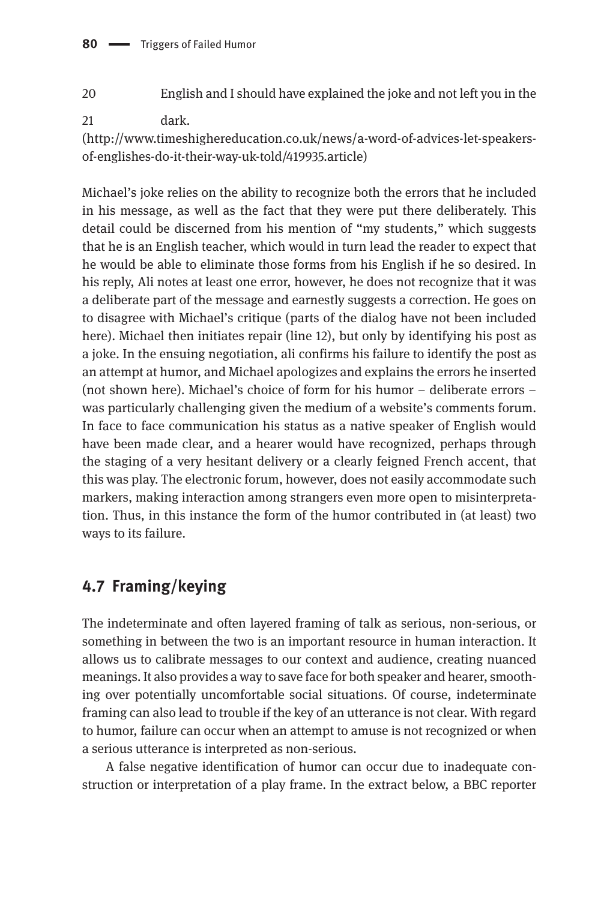20 English and I should have explained the joke and not left you in the

21 dark.

(http://www.timeshighereducation.co.uk/news/a-word-of-advices-let-speakers-of-englishes-do-it-their-way-uk-told/419935.article)

Michael's joke relies on the ability to recognize both the errors that he included in his message, as well as the fact that they were put there deliberately. This detail could be discerned from his mention of "my students," which suggests that he is an English teacher, which would in turn lead the reader to expect that he would be able to eliminate those forms from his English if he so desired. In his reply, Ali notes at least one error, however, he does not recognize that it was a deliberate part of the message and earnestly suggests a correction. He goes on to disagree with Michael's critique (parts of the dialog have not been included here). Michael then initiates repair (line 12), but only by identifying his post as a joke. In the ensuing negotiation, ali confirms his failure to identify the post as an attempt at humor, and Michael apologizes and explains the errors he inserted (not shown here). Michael's choice of form for his humor – deliberate errors – was particularly challenging given the medium of a website's comments forum. In face to face communication his status as a native speaker of English would have been made clear, and a hearer would have recognized, perhaps through the staging of a very hesitant delivery or a clearly feigned French accent, that this was play. The electronic forum, however, does not easily accommodate such markers, making interaction among strangers even more open to misinterpretation. Thus, in this instance the form of the humor contributed in (at least) two ways to its failure.

## 4.7 Framing/keying

The indeterminate and often layered framing of talk as serious, non-serious, or something in between the two is an important resource in human interaction. It allows us to calibrate messages to our context and audience, creating nuanced meanings. It also provides a way to save face for both speaker and hearer, smoothing over potentially uncomfortable social situations. Of course, indeterminate framing can also lead to trouble if the key of an utterance is not clear. With regard to humor, failure can occur when an attempt to amuse is not recognized or when a serious utterance is interpreted as non-serious.

A false negative identification of humor can occur due to inadequate construction or interpretation of a play frame. In the extract below, a BBC reporter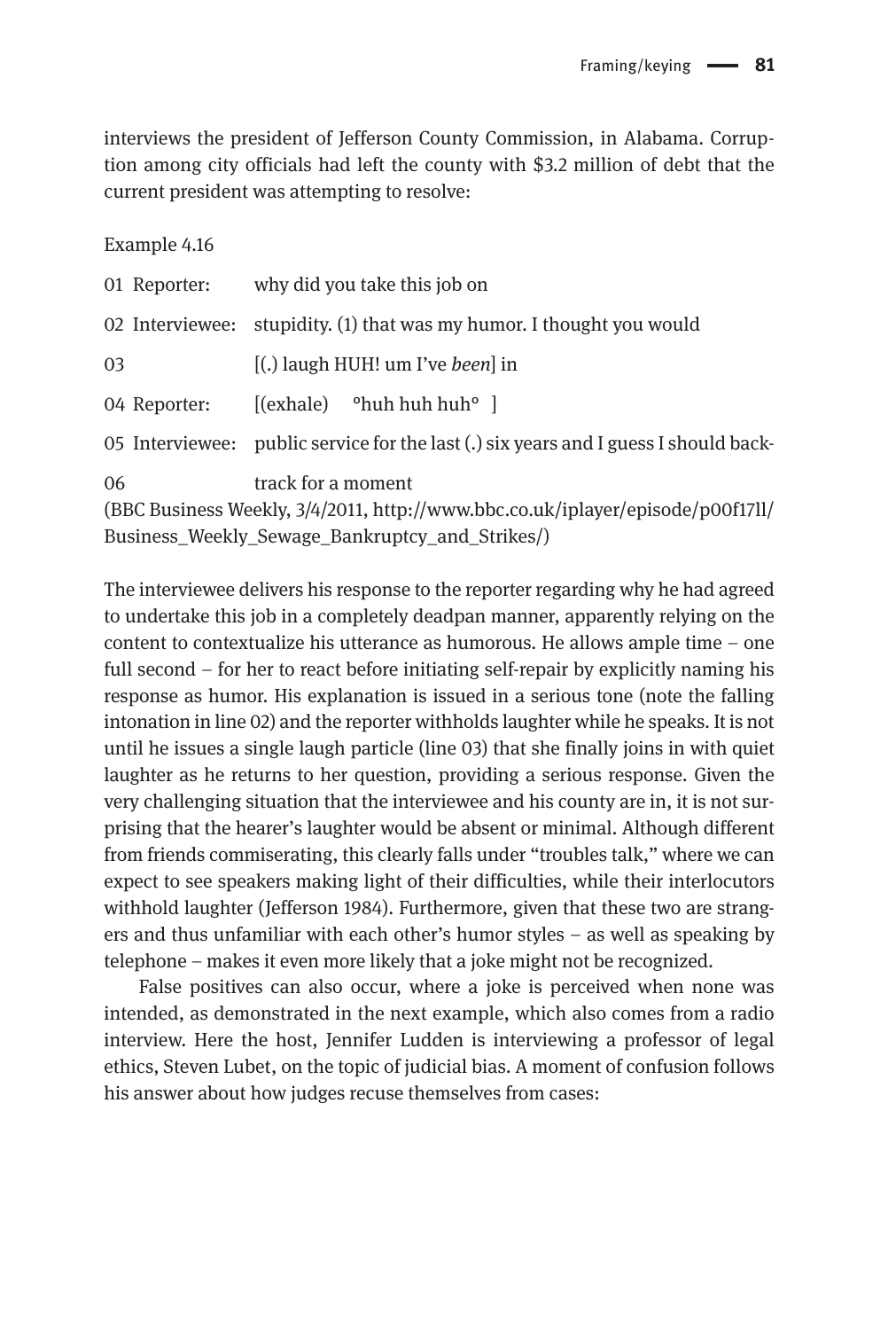interviews the president of Jefferson County Commission, in Alabama. Corruption among city officials had left the county with $3.2 million of debt that the current president was attempting to resolve:

Example 4.16

| | | |
|---|---|---|
| 01 | Reporter: | why did you take this job on |
| 02 | Interviewee: | stupidity. (1) that was my humor. I thought you would |
| 03 | | [(.) laugh HUH! um I've *been*] in |
| 04 | Reporter: | [(exhale) °huh huh huh° ] |
| 05 | Interviewee: | public service for the last (.) six years and I guess I should back- |
| 06 | | track for a moment |

(BBC Business Weekly, 3/4/2011, http://www.bbc.co.uk/iplayer/episode/p00f17ll/Business_Weekly_Sewage_Bankruptcy_and_Strikes/)

The interviewee delivers his response to the reporter regarding why he had agreed to undertake this job in a completely deadpan manner, apparently relying on the content to contextualize his utterance as humorous. He allows ample time – one full second – for her to react before initiating self-repair by explicitly naming his response as humor. His explanation is issued in a serious tone (note the falling intonation in line 02) and the reporter withholds laughter while he speaks. It is not until he issues a single laugh particle (line 03) that she finally joins in with quiet laughter as he returns to her question, providing a serious response. Given the very challenging situation that the interviewee and his county are in, it is not surprising that the hearer's laughter would be absent or minimal. Although different from friends commiserating, this clearly falls under "troubles talk," where we can expect to see speakers making light of their difficulties, while their interlocutors withhold laughter (Jefferson 1984). Furthermore, given that these two are strangers and thus unfamiliar with each other's humor styles – as well as speaking by telephone – makes it even more likely that a joke might not be recognized.

False positives can also occur, where a joke is perceived when none was intended, as demonstrated in the next example, which also comes from a radio interview. Here the host, Jennifer Ludden is interviewing a professor of legal ethics, Steven Lubet, on the topic of judicial bias. A moment of confusion follows his answer about how judges recuse themselves from cases: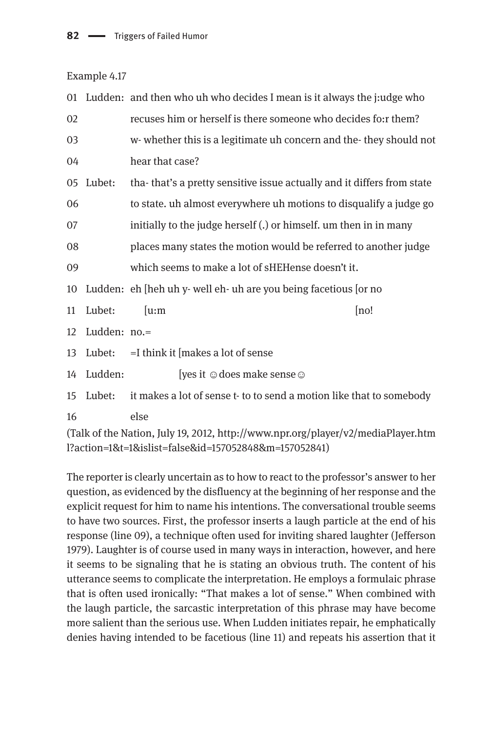Example 4.17

```
01  Ludden:  and then who uh who decides I mean is it always the j:udge who
02           recuses him or herself is there someone who decides fo:r them?
03           w- whether this is a legitimate uh concern and the- they should not
04           hear that case?
05  Lubet:   tha- that's a pretty sensitive issue actually and it differs from state
06           to state. uh almost everywhere uh motions to disqualify a judge go
07           initially to the judge herself (.) or himself. um then in in many
08           places many states the motion would be referred to another judge
09           which seems to make a lot of sHEHense doesn't it.
10  Ludden:  eh [heh uh y- well eh- uh are you being facetious [or no
11  Lubet:      [u:m                                           [no!
12  Ludden:  no.=
13  Lubet:   =I think it [makes a lot of sense
14  Ludden:              [yes it ☺does make sense☺
15  Lubet:   it makes a lot of sense t- to to send a motion like that to somebody
16           else
```

(Talk of the Nation, July 19, 2012, http://www.npr.org/player/v2/mediaPlayer.html?action=1&t=1&islist=false&id=157052848&m=157052841)

The reporter is clearly uncertain as to how to react to the professor's answer to her question, as evidenced by the disfluency at the beginning of her response and the explicit request for him to name his intentions. The conversational trouble seems to have two sources. First, the professor inserts a laugh particle at the end of his response (line 09), a technique often used for inviting shared laughter (Jefferson 1979). Laughter is of course used in many ways in interaction, however, and here it seems to be signaling that he is stating an obvious truth. The content of his utterance seems to complicate the interpretation. He employs a formulaic phrase that is often used ironically: "That makes a lot of sense." When combined with the laugh particle, the sarcastic interpretation of this phrase may have become more salient than the serious use. When Ludden initiates repair, he emphatically denies having intended to be facetious (line 11) and repeats his assertion that it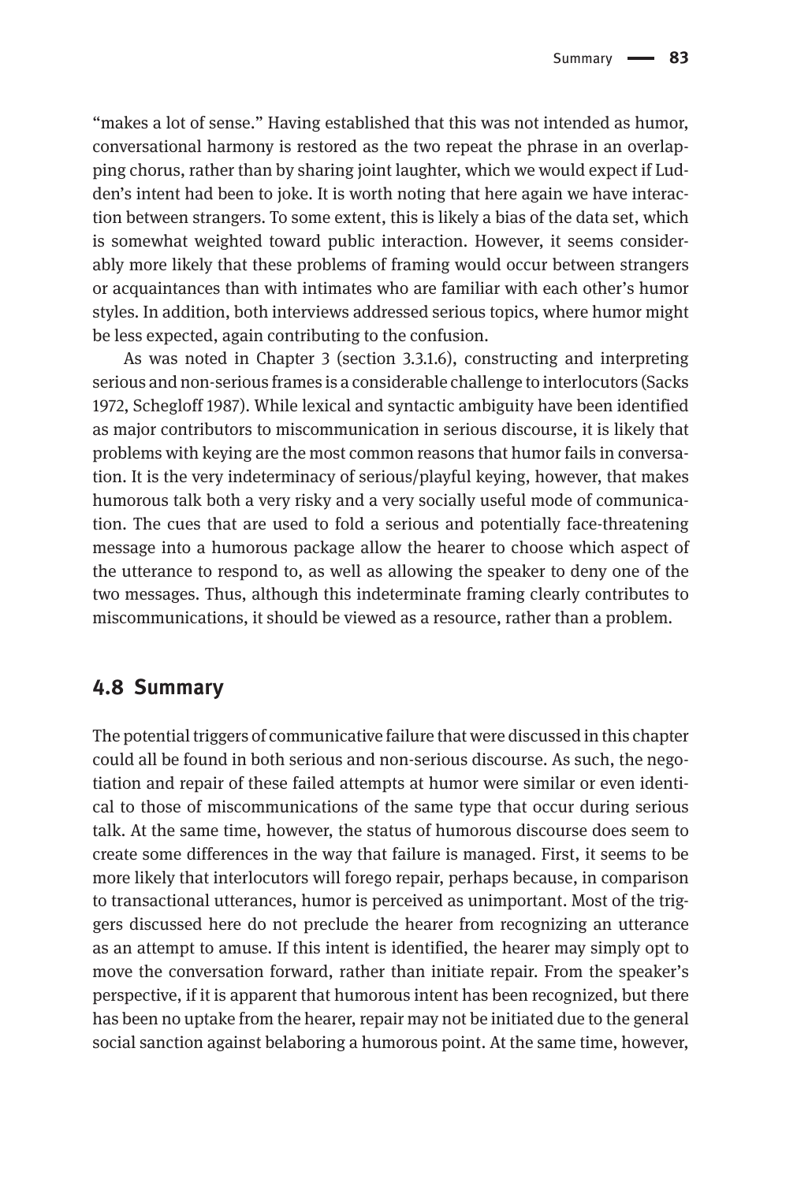"makes a lot of sense." Having established that this was not intended as humor, conversational harmony is restored as the two repeat the phrase in an overlapping chorus, rather than by sharing joint laughter, which we would expect if Ludden's intent had been to joke. It is worth noting that here again we have interaction between strangers. To some extent, this is likely a bias of the data set, which is somewhat weighted toward public interaction. However, it seems considerably more likely that these problems of framing would occur between strangers or acquaintances than with intimates who are familiar with each other's humor styles. In addition, both interviews addressed serious topics, where humor might be less expected, again contributing to the confusion.

As was noted in Chapter 3 (section 3.3.1.6), constructing and interpreting serious and non-serious frames is a considerable challenge to interlocutors (Sacks 1972, Schegloff 1987). While lexical and syntactic ambiguity have been identified as major contributors to miscommunication in serious discourse, it is likely that problems with keying are the most common reasons that humor fails in conversation. It is the very indeterminacy of serious/playful keying, however, that makes humorous talk both a very risky and a very socially useful mode of communication. The cues that are used to fold a serious and potentially face-threatening message into a humorous package allow the hearer to choose which aspect of the utterance to respond to, as well as allowing the speaker to deny one of the two messages. Thus, although this indeterminate framing clearly contributes to miscommunications, it should be viewed as a resource, rather than a problem.

## 4.8 Summary

The potential triggers of communicative failure that were discussed in this chapter could all be found in both serious and non-serious discourse. As such, the negotiation and repair of these failed attempts at humor were similar or even identical to those of miscommunications of the same type that occur during serious talk. At the same time, however, the status of humorous discourse does seem to create some differences in the way that failure is managed. First, it seems to be more likely that interlocutors will forego repair, perhaps because, in comparison to transactional utterances, humor is perceived as unimportant. Most of the triggers discussed here do not preclude the hearer from recognizing an utterance as an attempt to amuse. If this intent is identified, the hearer may simply opt to move the conversation forward, rather than initiate repair. From the speaker's perspective, if it is apparent that humorous intent has been recognized, but there has been no uptake from the hearer, repair may not be initiated due to the general social sanction against belaboring a humorous point. At the same time, however,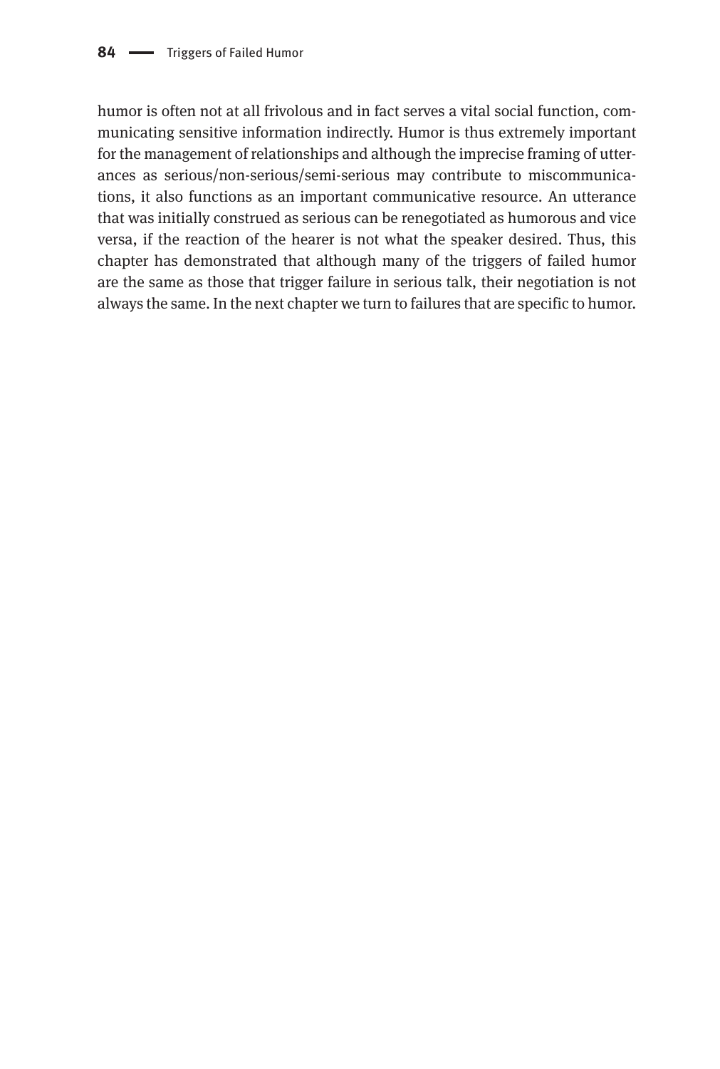humor is often not at all frivolous and in fact serves a vital social function, communicating sensitive information indirectly. Humor is thus extremely important for the management of relationships and although the imprecise framing of utterances as serious/non-serious/semi-serious may contribute to miscommunications, it also functions as an important communicative resource. An utterance that was initially construed as serious can be renegotiated as humorous and vice versa, if the reaction of the hearer is not what the speaker desired. Thus, this chapter has demonstrated that although many of the triggers of failed humor are the same as those that trigger failure in serious talk, their negotiation is not always the same. In the next chapter we turn to failures that are specific to humor.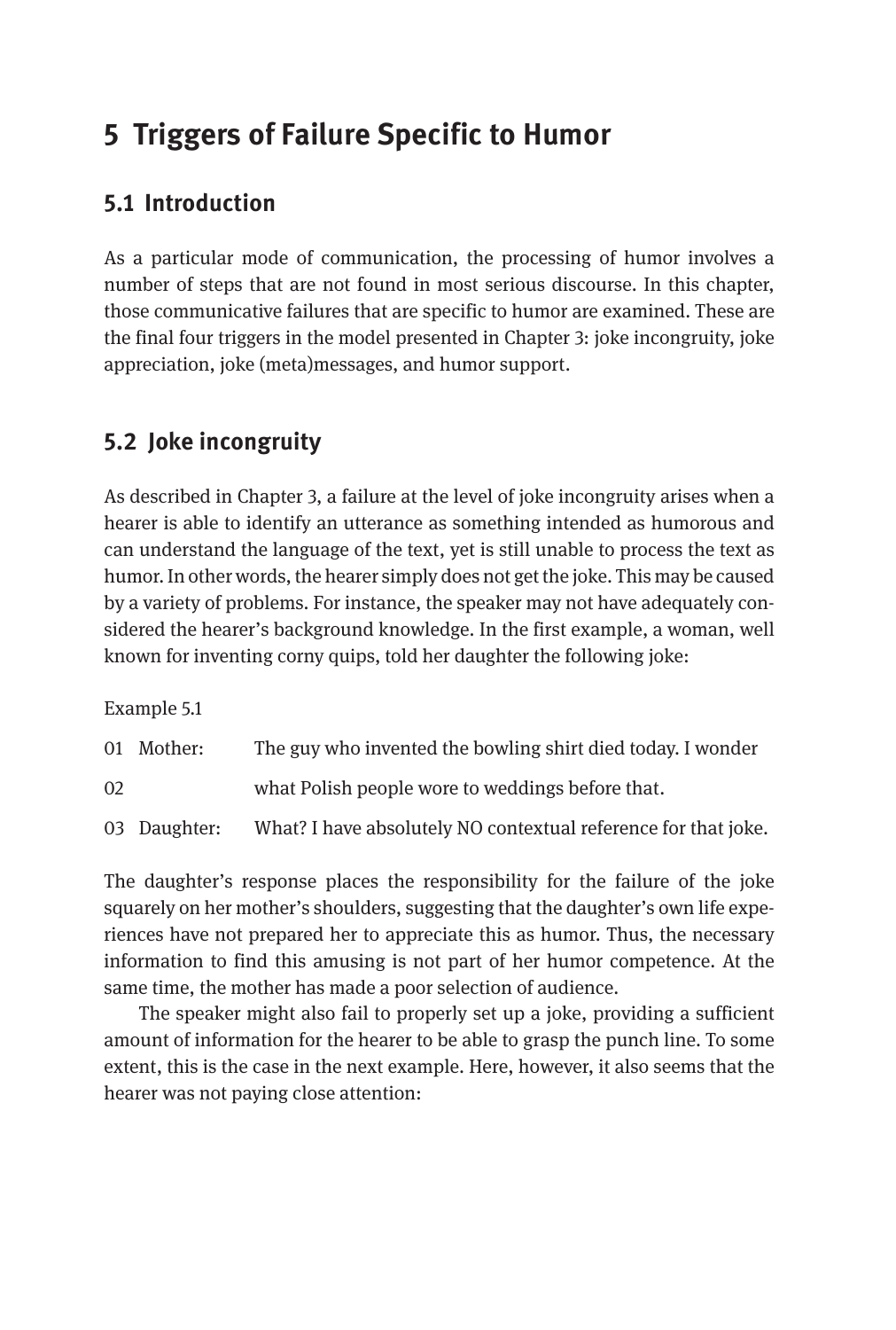# 5 Triggers of Failure Specific to Humor

## 5.1 Introduction

As a particular mode of communication, the processing of humor involves a number of steps that are not found in most serious discourse. In this chapter, those communicative failures that are specific to humor are examined. These are the final four triggers in the model presented in Chapter 3: joke incongruity, joke appreciation, joke (meta)messages, and humor support.

## 5.2 Joke incongruity

As described in Chapter 3, a failure at the level of joke incongruity arises when a hearer is able to identify an utterance as something intended as humorous and can understand the language of the text, yet is still unable to process the text as humor. In other words, the hearer simply does not get the joke. This may be caused by a variety of problems. For instance, the speaker may not have adequately considered the hearer's background knowledge. In the first example, a woman, well known for inventing corny quips, told her daughter the following joke:

Example 5.1

| | | |
|---|---|---|
| 01 | Mother: | The guy who invented the bowling shirt died today. I wonder |
| 02 | | what Polish people wore to weddings before that. |
| 03 | Daughter: | What? I have absolutely NO contextual reference for that joke. |

The daughter's response places the responsibility for the failure of the joke squarely on her mother's shoulders, suggesting that the daughter's own life experiences have not prepared her to appreciate this as humor. Thus, the necessary information to find this amusing is not part of her humor competence. At the same time, the mother has made a poor selection of audience.

The speaker might also fail to properly set up a joke, providing a sufficient amount of information for the hearer to be able to grasp the punch line. To some extent, this is the case in the next example. Here, however, it also seems that the hearer was not paying close attention: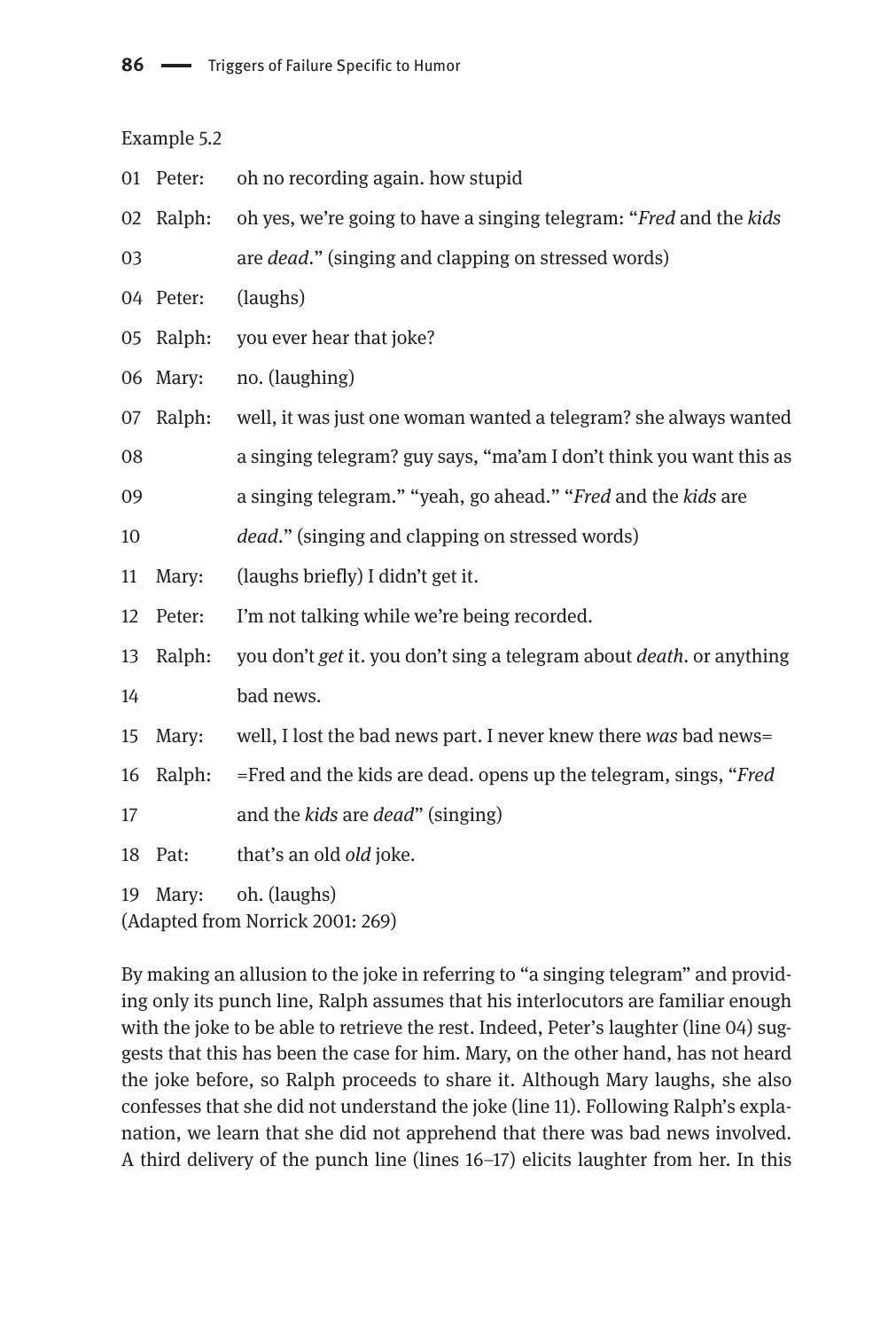Example 5.2

01 Peter: oh no recording again. how stupid
02 Ralph: oh yes, we're going to have a singing telegram: "*Fred* and the *kids*
03 are *dead*." (singing and clapping on stressed words)
04 Peter: (laughs)
05 Ralph: you ever hear that joke?
06 Mary: no. (laughing)
07 Ralph: well, it was just one woman wanted a telegram? she always wanted
08 a singing telegram? guy says, "ma'am I don't think you want this as
09 a singing telegram." "yeah, go ahead." "*Fred* and the *kids* are
10 *dead*." (singing and clapping on stressed words)
11 Mary: (laughs briefly) I didn't get it.
12 Peter: I'm not talking while we're being recorded.
13 Ralph: you don't *get* it. you don't sing a telegram about *death*. or anything
14 bad news.
15 Mary: well, I lost the bad news part. I never knew there *was* bad news=
16 Ralph: =Fred and the kids are dead. opens up the telegram, sings, "*Fred*
17 and the *kids* are *dead*" (singing)
18 Pat: that's an old *old* joke.
19 Mary: oh. (laughs)

(Adapted from Norrick 2001: 269)

By making an allusion to the joke in referring to "a singing telegram" and providing only its punch line, Ralph assumes that his interlocutors are familiar enough with the joke to be able to retrieve the rest. Indeed, Peter's laughter (line 04) suggests that this has been the case for him. Mary, on the other hand, has not heard the joke before, so Ralph proceeds to share it. Although Mary laughs, she also confesses that she did not understand the joke (line 11). Following Ralph's explanation, we learn that she did not apprehend that there was bad news involved. A third delivery of the punch line (lines 16–17) elicits laughter from her. In this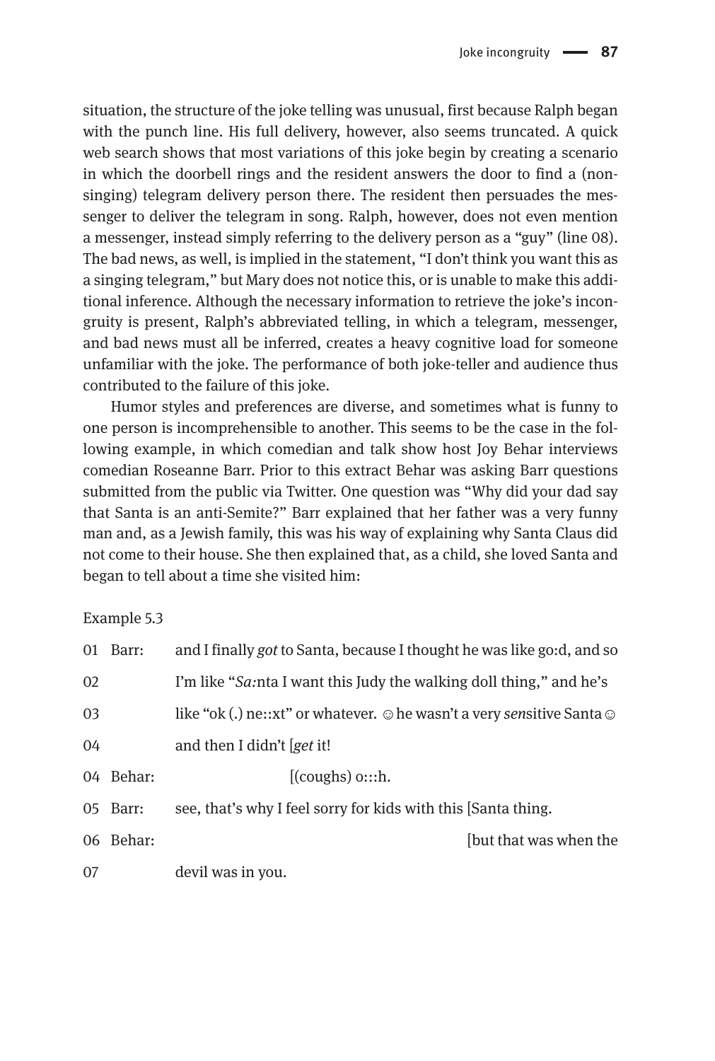situation, the structure of the joke telling was unusual, first because Ralph began with the punch line. His full delivery, however, also seems truncated. A quick web search shows that most variations of this joke begin by creating a scenario in which the doorbell rings and the resident answers the door to find a (non-singing) telegram delivery person there. The resident then persuades the messenger to deliver the telegram in song. Ralph, however, does not even mention a messenger, instead simply referring to the delivery person as a "guy" (line 08). The bad news, as well, is implied in the statement, "I don't think you want this as a singing telegram," but Mary does not notice this, or is unable to make this additional inference. Although the necessary information to retrieve the joke's incongruity is present, Ralph's abbreviated telling, in which a telegram, messenger, and bad news must all be inferred, creates a heavy cognitive load for someone unfamiliar with the joke. The performance of both joke-teller and audience thus contributed to the failure of this joke.

Humor styles and preferences are diverse, and sometimes what is funny to one person is incomprehensible to another. This seems to be the case in the following example, in which comedian and talk show host Joy Behar interviews comedian Roseanne Barr. Prior to this extract Behar was asking Barr questions submitted from the public via Twitter. One question was "Why did your dad say that Santa is an anti-Semite?" Barr explained that her father was a very funny man and, as a Jewish family, this was his way of explaining why Santa Claus did not come to their house. She then explained that, as a child, she loved Santa and began to tell about a time she visited him:

Example 5.3

| | | |
|---|---|---|
| 01 | Barr: | and I finally *got* to Santa, because I thought he was like go:d, and so |
| 02 | | I'm like "*Sa:*nta I want this Judy the walking doll thing," and he's |
| 03 | | like "ok (.) ne::xt" or whatever. ☺he wasn't a very *sen*sitive Santa☺ |
| 04 | | and then I didn't [*get* it! |
| 04 | Behar: | [(coughs) o:::h. |
| 05 | Barr: | see, that's why I feel sorry for kids with this [Santa thing. |
| 06 | Behar: | [but that was when the |
| 07 | | devil was in you. |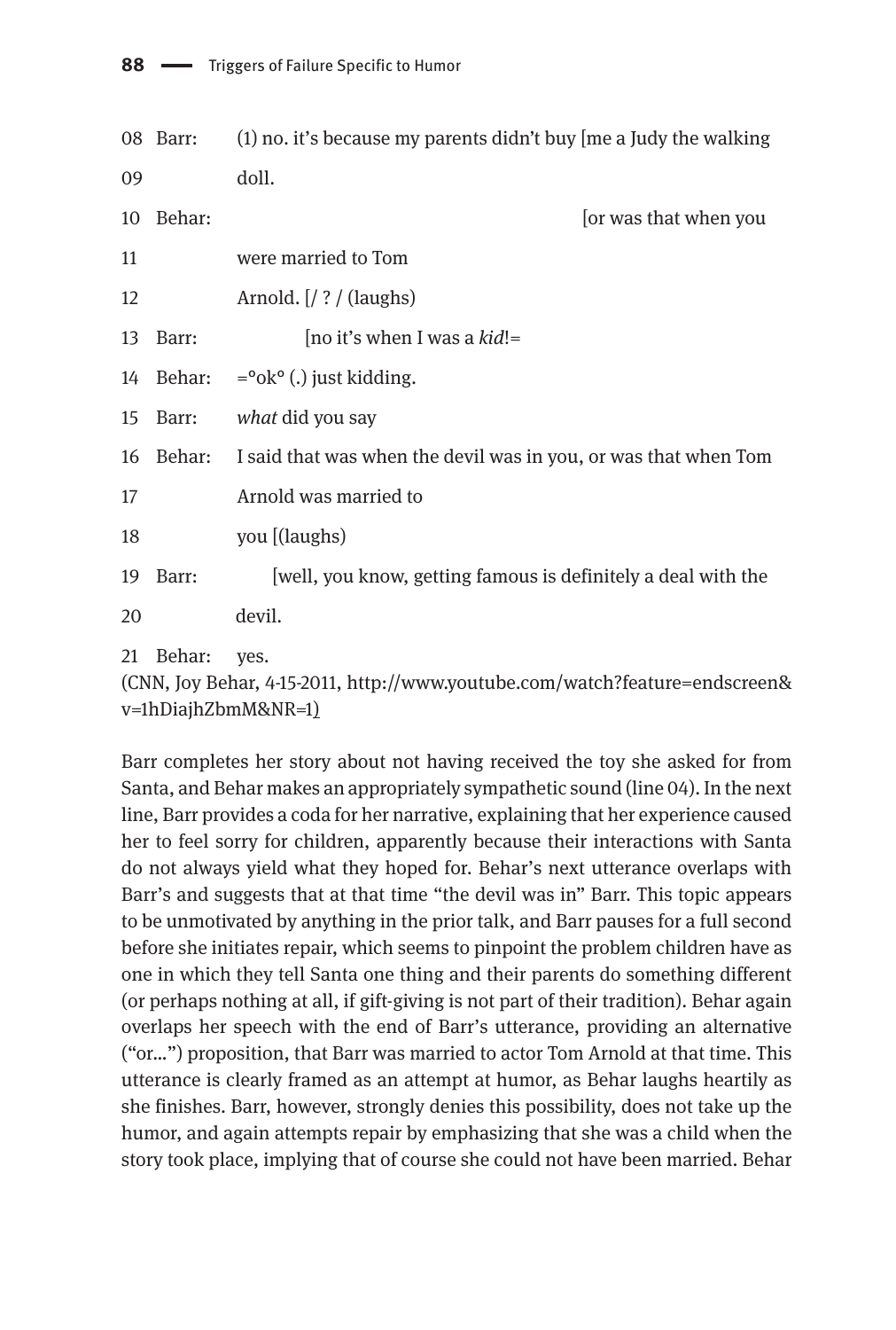```
08  Barr:    (1) no. it's because my parents didn't buy [me a Judy the walking
09           doll.
10  Behar:                                              [or was that when you
11           were married to Tom
12           Arnold. [/ ? / (laughs)
13  Barr:            [no it's when I was a kid!=
14  Behar:   =°ok° (.) just kidding.
15  Barr:    what did you say
16  Behar:   I said that was when the devil was in you, or was that when Tom
17           Arnold was married to
18           you [(laughs)
19  Barr:        [well, you know, getting famous is definitely a deal with the
20           devil.
21  Behar:   yes.
```

(CNN, Joy Behar, 4-15-2011, http://www.youtube.com/watch?feature=endscreen&v=1hDiajhZbmM&NR=1)

Barr completes her story about not having received the toy she asked for from Santa, and Behar makes an appropriately sympathetic sound (line 04). In the next line, Barr provides a coda for her narrative, explaining that her experience caused her to feel sorry for children, apparently because their interactions with Santa do not always yield what they hoped for. Behar's next utterance overlaps with Barr's and suggests that at that time "the devil was in" Barr. This topic appears to be unmotivated by anything in the prior talk, and Barr pauses for a full second before she initiates repair, which seems to pinpoint the problem children have as one in which they tell Santa one thing and their parents do something different (or perhaps nothing at all, if gift-giving is not part of their tradition). Behar again overlaps her speech with the end of Barr's utterance, providing an alternative ("or…") proposition, that Barr was married to actor Tom Arnold at that time. This utterance is clearly framed as an attempt at humor, as Behar laughs heartily as she finishes. Barr, however, strongly denies this possibility, does not take up the humor, and again attempts repair by emphasizing that she was a child when the story took place, implying that of course she could not have been married. Behar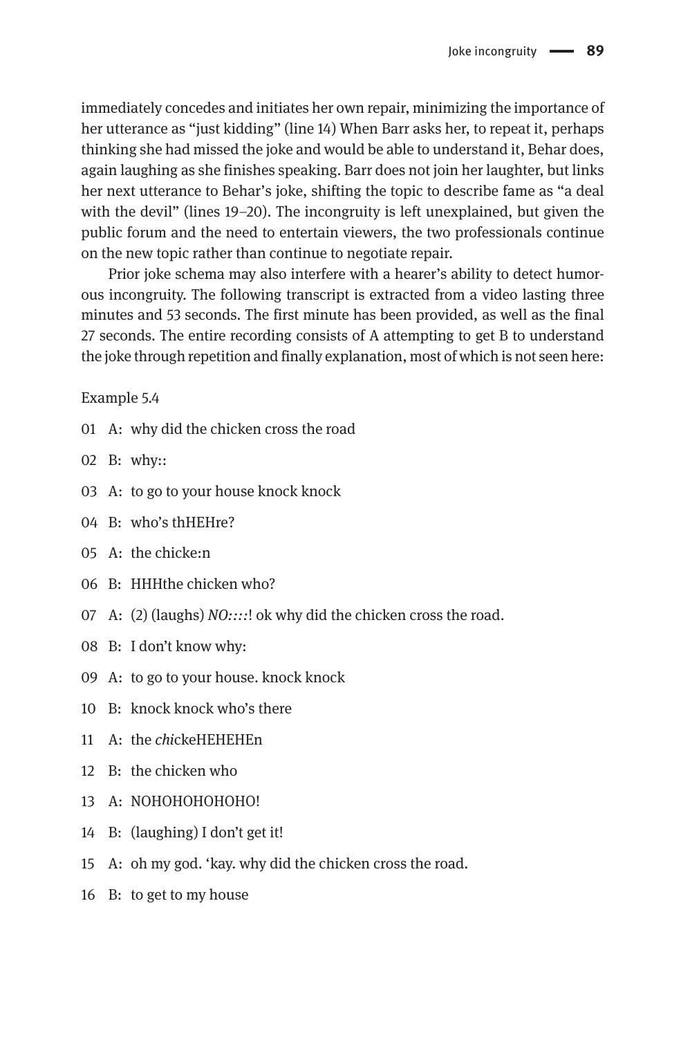immediately concedes and initiates her own repair, minimizing the importance of her utterance as "just kidding" (line 14) When Barr asks her, to repeat it, perhaps thinking she had missed the joke and would be able to understand it, Behar does, again laughing as she finishes speaking. Barr does not join her laughter, but links her next utterance to Behar's joke, shifting the topic to describe fame as "a deal with the devil" (lines 19–20). The incongruity is left unexplained, but given the public forum and the need to entertain viewers, the two professionals continue on the new topic rather than continue to negotiate repair.

Prior joke schema may also interfere with a hearer's ability to detect humorous incongruity. The following transcript is extracted from a video lasting three minutes and 53 seconds. The first minute has been provided, as well as the final 27 seconds. The entire recording consists of A attempting to get B to understand the joke through repetition and finally explanation, most of which is not seen here:

Example 5.4

01 A: why did the chicken cross the road

02 B: why::

03 A: to go to your house knock knock

04 B: who's thHEHre?

05 A: the chicke:n

06 B: HHHthe chicken who?

07 A: (2) (laughs) *NO::::*! ok why did the chicken cross the road.

08 B: I don't know why:

09 A: to go to your house. knock knock

10 B: knock knock who's there

11 A: the *chi*ckeHEHEHEn

12 B: the chicken who

13 A: NOHOHOHOHOHO!

14 B: (laughing) I don't get it!

15 A: oh my god. 'kay. why did the chicken cross the road.

16 B: to get to my house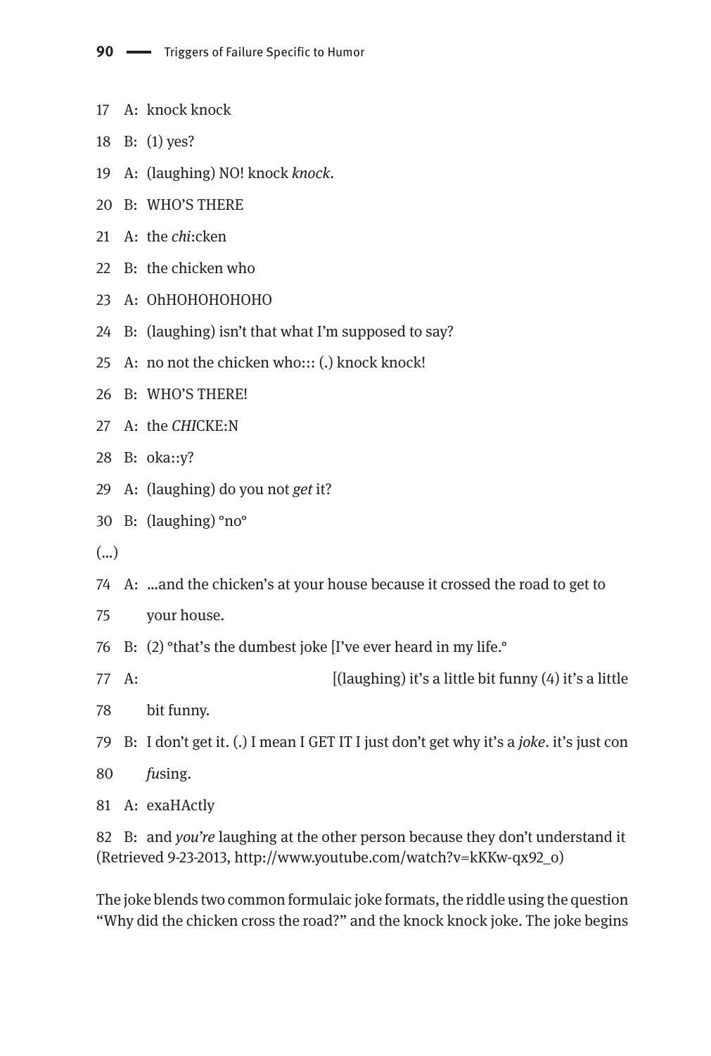17 A: knock knock

18 B: (1) yes?

19 A: (laughing) NO! knock *knock*.

20 B: WHO'S THERE

21 A: the *chi*:cken

22 B: the chicken who

23 A: OhHOHOHOHOHO

24 B: (laughing) isn't that what I'm supposed to say?

25 A: no not the chicken who::: (.) knock knock!

26 B: WHO'S THERE!

27 A: the *CHI*CKE:N

28 B: oka::y?

29 A: (laughing) do you not *get* it?

30 B: (laughing) °no°

(...)

74 A: ...and the chicken's at your house because it crossed the road to get to

75 your house.

76 B: (2) °that's the dumbest joke [I've ever heard in my life.°

77 A: [(laughing) it's a little bit funny (4) it's a little

78 bit funny.

79 B: I don't get it. (.) I mean I GET IT I just don't get why it's a *joke*. it's just con

80 *fu*sing.

81 A: exaHActly

82 B: and *you're* laughing at the other person because they don't understand it
(Retrieved 9-23-2013, http://www.youtube.com/watch?v=kKKw-qx92_o)

The joke blends two common formulaic joke formats, the riddle using the question "Why did the chicken cross the road?" and the knock knock joke. The joke begins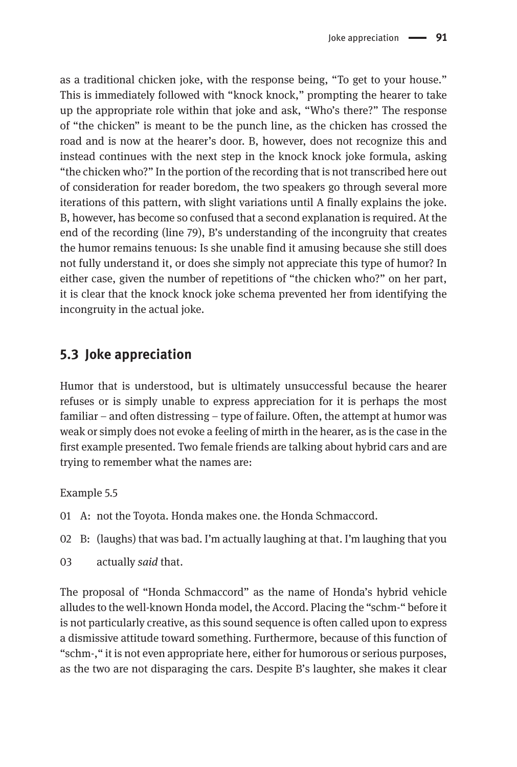as a traditional chicken joke, with the response being, "To get to your house." This is immediately followed with "knock knock," prompting the hearer to take up the appropriate role within that joke and ask, "Who's there?" The response of "the chicken" is meant to be the punch line, as the chicken has crossed the road and is now at the hearer's door. B, however, does not recognize this and instead continues with the next step in the knock knock joke formula, asking "the chicken who?" In the portion of the recording that is not transcribed here out of consideration for reader boredom, the two speakers go through several more iterations of this pattern, with slight variations until A finally explains the joke. B, however, has become so confused that a second explanation is required. At the end of the recording (line 79), B's understanding of the incongruity that creates the humor remains tenuous: Is she unable find it amusing because she still does not fully understand it, or does she simply not appreciate this type of humor? In either case, given the number of repetitions of "the chicken who?" on her part, it is clear that the knock knock joke schema prevented her from identifying the incongruity in the actual joke.

## 5.3 Joke appreciation

Humor that is understood, but is ultimately unsuccessful because the hearer refuses or is simply unable to express appreciation for it is perhaps the most familiar – and often distressing – type of failure. Often, the attempt at humor was weak or simply does not evoke a feeling of mirth in the hearer, as is the case in the first example presented. Two female friends are talking about hybrid cars and are trying to remember what the names are:

Example 5.5

01 A: not the Toyota. Honda makes one. the Honda Schmaccord.

02 B: (laughs) that was bad. I'm actually laughing at that. I'm laughing that you

03 actually *said* that.

The proposal of "Honda Schmaccord" as the name of Honda's hybrid vehicle alludes to the well-known Honda model, the Accord. Placing the "schm-" before it is not particularly creative, as this sound sequence is often called upon to express a dismissive attitude toward something. Furthermore, because of this function of "schm-," it is not even appropriate here, either for humorous or serious purposes, as the two are not disparaging the cars. Despite B's laughter, she makes it clear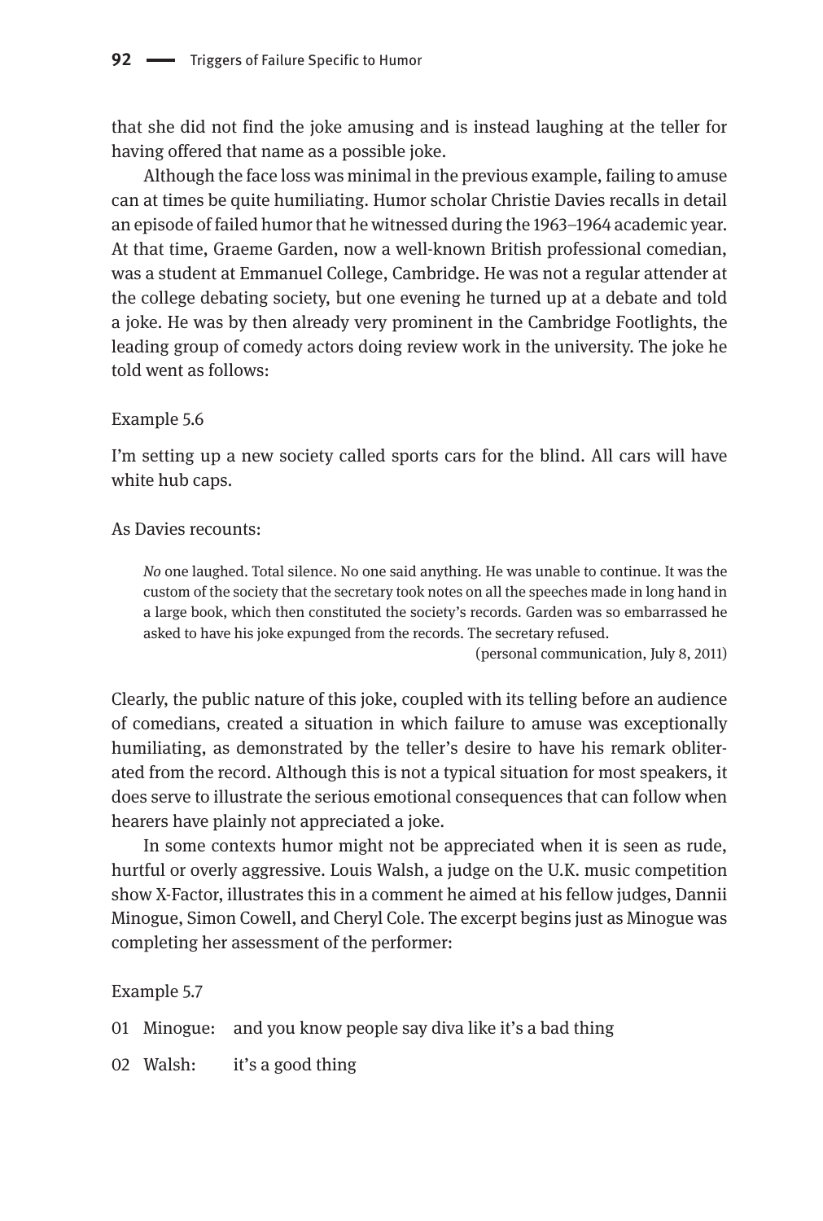that she did not find the joke amusing and is instead laughing at the teller for having offered that name as a possible joke.

Although the face loss was minimal in the previous example, failing to amuse can at times be quite humiliating. Humor scholar Christie Davies recalls in detail an episode of failed humor that he witnessed during the 1963–1964 academic year. At that time, Graeme Garden, now a well-known British professional comedian, was a student at Emmanuel College, Cambridge. He was not a regular attender at the college debating society, but one evening he turned up at a debate and told a joke. He was by then already very prominent in the Cambridge Footlights, the leading group of comedy actors doing review work in the university. The joke he told went as follows:

Example 5.6

I'm setting up a new society called sports cars for the blind. All cars will have white hub caps.

As Davies recounts:

> *No* one laughed. Total silence. No one said anything. He was unable to continue. It was the custom of the society that the secretary took notes on all the speeches made in long hand in a large book, which then constituted the society's records. Garden was so embarrassed he asked to have his joke expunged from the records. The secretary refused.
>
> (personal communication, July 8, 2011)

Clearly, the public nature of this joke, coupled with its telling before an audience of comedians, created a situation in which failure to amuse was exceptionally humiliating, as demonstrated by the teller's desire to have his remark obliterated from the record. Although this is not a typical situation for most speakers, it does serve to illustrate the serious emotional consequences that can follow when hearers have plainly not appreciated a joke.

In some contexts humor might not be appreciated when it is seen as rude, hurtful or overly aggressive. Louis Walsh, a judge on the U.K. music competition show X-Factor, illustrates this in a comment he aimed at his fellow judges, Dannii Minogue, Simon Cowell, and Cheryl Cole. The excerpt begins just as Minogue was completing her assessment of the performer:

Example 5.7

01 Minogue: and you know people say diva like it's a bad thing

02 Walsh: it's a good thing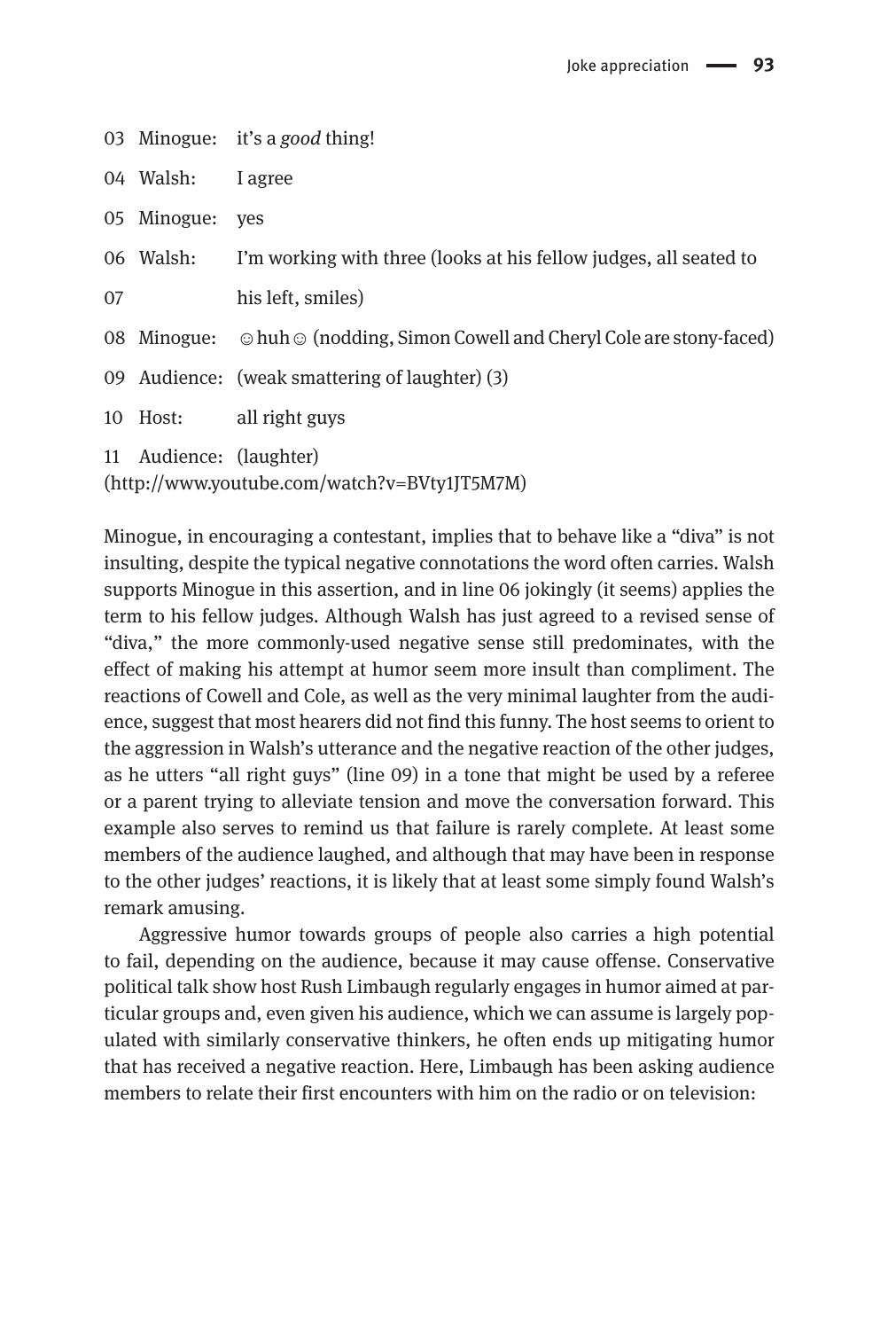03 Minogue: it's a *good* thing!

04 Walsh: I agree

05 Minogue: yes

06 Walsh: I'm working with three (looks at his fellow judges, all seated to

07 his left, smiles)

08 Minogue: ☺huh☺ (nodding, Simon Cowell and Cheryl Cole are stony-faced)

09 Audience: (weak smattering of laughter) (3)

10 Host: all right guys

11 Audience: (laughter)

(http://www.youtube.com/watch?v=BVty1JT5M7M)

Minogue, in encouraging a contestant, implies that to behave like a "diva" is not insulting, despite the typical negative connotations the word often carries. Walsh supports Minogue in this assertion, and in line 06 jokingly (it seems) applies the term to his fellow judges. Although Walsh has just agreed to a revised sense of "diva," the more commonly-used negative sense still predominates, with the effect of making his attempt at humor seem more insult than compliment. The reactions of Cowell and Cole, as well as the very minimal laughter from the audience, suggest that most hearers did not find this funny. The host seems to orient to the aggression in Walsh's utterance and the negative reaction of the other judges, as he utters "all right guys" (line 09) in a tone that might be used by a referee or a parent trying to alleviate tension and move the conversation forward. This example also serves to remind us that failure is rarely complete. At least some members of the audience laughed, and although that may have been in response to the other judges' reactions, it is likely that at least some simply found Walsh's remark amusing.

Aggressive humor towards groups of people also carries a high potential to fail, depending on the audience, because it may cause offense. Conservative political talk show host Rush Limbaugh regularly engages in humor aimed at particular groups and, even given his audience, which we can assume is largely populated with similarly conservative thinkers, he often ends up mitigating humor that has received a negative reaction. Here, Limbaugh has been asking audience members to relate their first encounters with him on the radio or on television: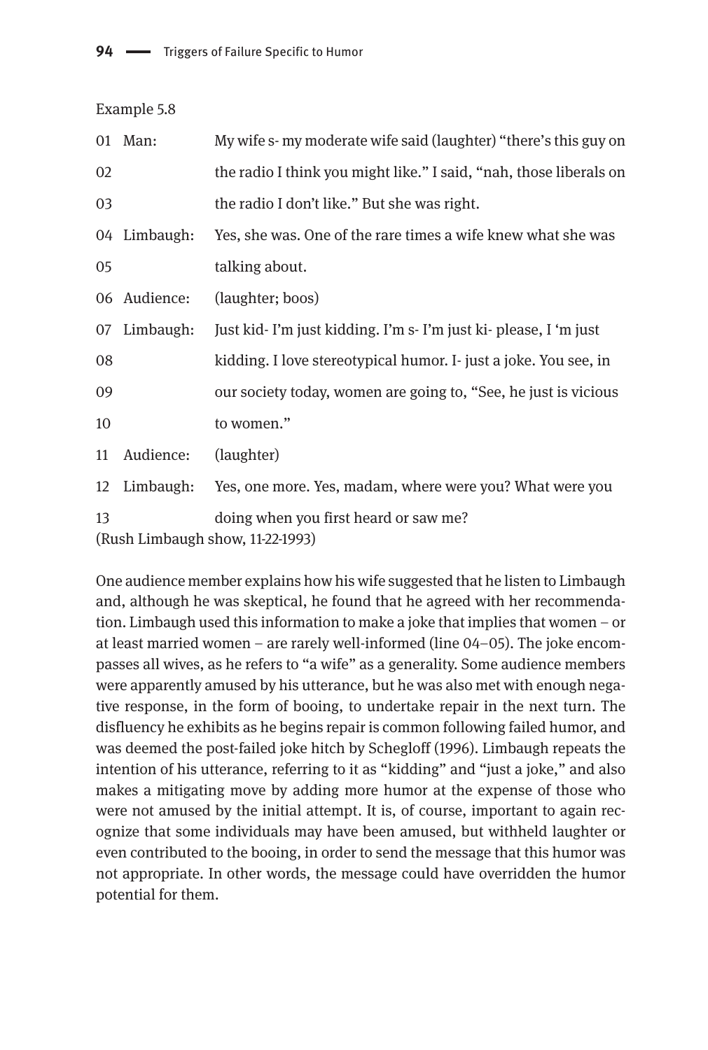Example 5.8

| | | |
|---|---|---|
| 01 | Man: | My wife s- my moderate wife said (laughter) "there's this guy on |
| 02 | | the radio I think you might like." I said, "nah, those liberals on |
| 03 | | the radio I don't like." But she was right. |
| 04 | Limbaugh: | Yes, she was. One of the rare times a wife knew what she was |
| 05 | | talking about. |
| 06 | Audience: | (laughter; boos) |
| 07 | Limbaugh: | Just kid- I'm just kidding. I'm s- I'm just ki- please, I 'm just |
| 08 | | kidding. I love stereotypical humor. I- just a joke. You see, in |
| 09 | | our society today, women are going to, "See, he just is vicious |
| 10 | | to women." |
| 11 | Audience: | (laughter) |
| 12 | Limbaugh: | Yes, one more. Yes, madam, where were you? What were you |
| 13 | | doing when you first heard or saw me? |

(Rush Limbaugh show, 11-22-1993)

One audience member explains how his wife suggested that he listen to Limbaugh and, although he was skeptical, he found that he agreed with her recommendation. Limbaugh used this information to make a joke that implies that women – or at least married women – are rarely well-informed (line 04–05). The joke encompasses all wives, as he refers to "a wife" as a generality. Some audience members were apparently amused by his utterance, but he was also met with enough negative response, in the form of booing, to undertake repair in the next turn. The disfluency he exhibits as he begins repair is common following failed humor, and was deemed the post-failed joke hitch by Schegloff (1996). Limbaugh repeats the intention of his utterance, referring to it as "kidding" and "just a joke," and also makes a mitigating move by adding more humor at the expense of those who were not amused by the initial attempt. It is, of course, important to again recognize that some individuals may have been amused, but withheld laughter or even contributed to the booing, in order to send the message that this humor was not appropriate. In other words, the message could have overridden the humor potential for them.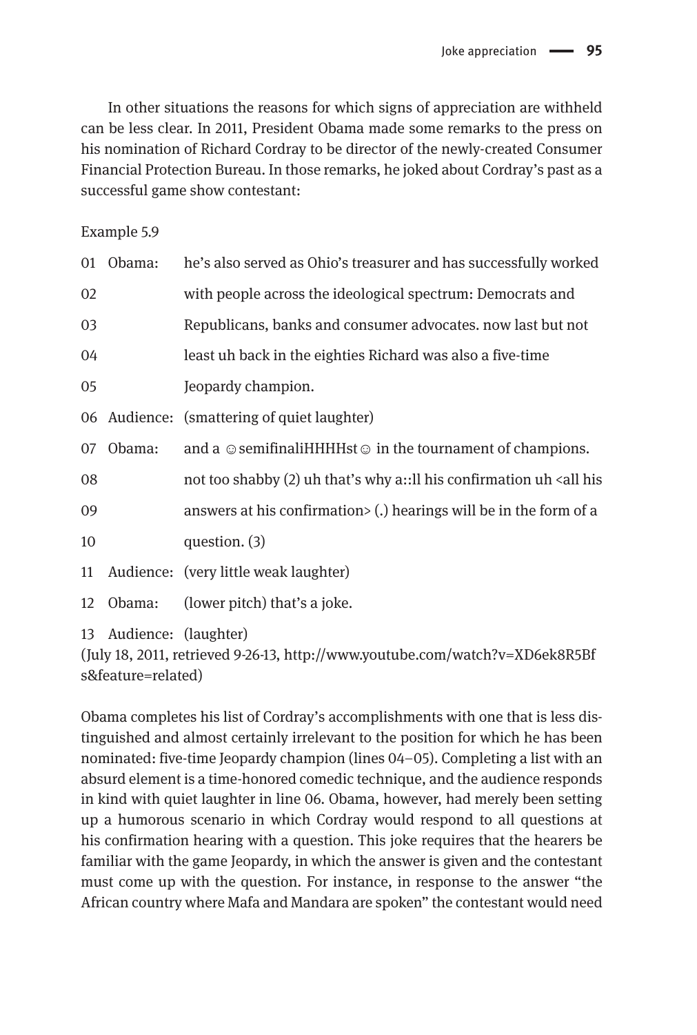In other situations the reasons for which signs of appreciation are withheld can be less clear. In 2011, President Obama made some remarks to the press on his nomination of Richard Cordray to be director of the newly-created Consumer Financial Protection Bureau. In those remarks, he joked about Cordray's past as a successful game show contestant:

Example 5.9

| | | |
|---|---|---|
| 01 | Obama: | he's also served as Ohio's treasurer and has successfully worked |
| 02 | | with people across the ideological spectrum: Democrats and |
| 03 | | Republicans, banks and consumer advocates. now last but not |
| 04 | | least uh back in the eighties Richard was also a five-time |
| 05 | | Jeopardy champion. |
| 06 | Audience: | (smattering of quiet laughter) |
| 07 | Obama: | and a ☺semifinaliHHHHst☺ in the tournament of champions. |
| 08 | | not too shabby (2) uh that's why a::ll his confirmation uh <all his |
| 09 | | answers at his confirmation> (.) hearings will be in the form of a |
| 10 | | question. (3) |
| 11 | Audience: | (very little weak laughter) |
| 12 | Obama: | (lower pitch) that's a joke. |
| 13 | Audience: | (laughter) |

(July 18, 2011, retrieved 9-26-13, http://www.youtube.com/watch?v=XD6ek8R5Bfs&feature=related)

Obama completes his list of Cordray's accomplishments with one that is less distinguished and almost certainly irrelevant to the position for which he has been nominated: five-time Jeopardy champion (lines 04–05). Completing a list with an absurd element is a time-honored comedic technique, and the audience responds in kind with quiet laughter in line 06. Obama, however, had merely been setting up a humorous scenario in which Cordray would respond to all questions at his confirmation hearing with a question. This joke requires that the hearers be familiar with the game Jeopardy, in which the answer is given and the contestant must come up with the question. For instance, in response to the answer "the African country where Mafa and Mandara are spoken" the contestant would need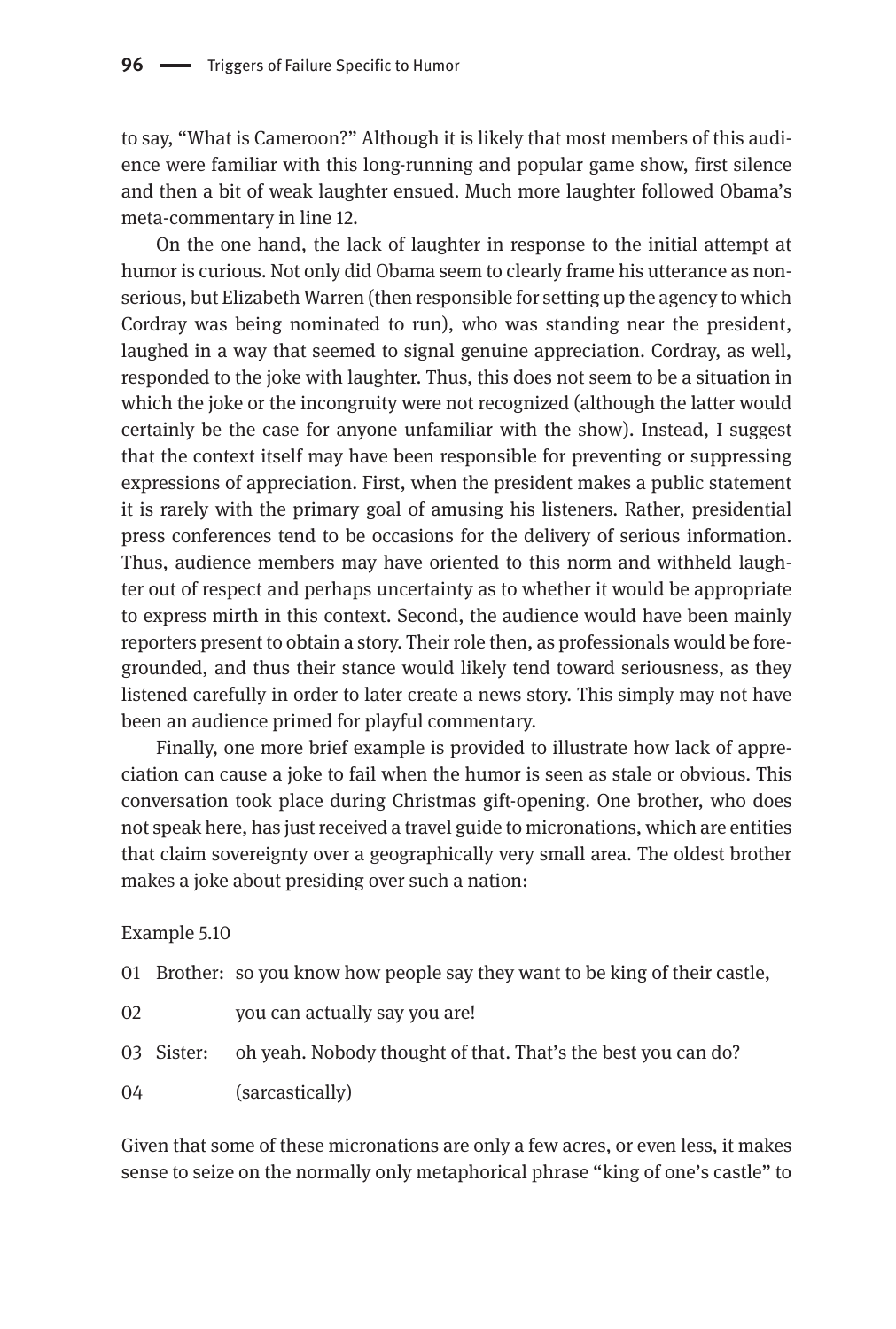to say, "What is Cameroon?" Although it is likely that most members of this audience were familiar with this long-running and popular game show, first silence and then a bit of weak laughter ensued. Much more laughter followed Obama's meta-commentary in line 12.

On the one hand, the lack of laughter in response to the initial attempt at humor is curious. Not only did Obama seem to clearly frame his utterance as nonserious, but Elizabeth Warren (then responsible for setting up the agency to which Cordray was being nominated to run), who was standing near the president, laughed in a way that seemed to signal genuine appreciation. Cordray, as well, responded to the joke with laughter. Thus, this does not seem to be a situation in which the joke or the incongruity were not recognized (although the latter would certainly be the case for anyone unfamiliar with the show). Instead, I suggest that the context itself may have been responsible for preventing or suppressing expressions of appreciation. First, when the president makes a public statement it is rarely with the primary goal of amusing his listeners. Rather, presidential press conferences tend to be occasions for the delivery of serious information. Thus, audience members may have oriented to this norm and withheld laughter out of respect and perhaps uncertainty as to whether it would be appropriate to express mirth in this context. Second, the audience would have been mainly reporters present to obtain a story. Their role then, as professionals would be foregrounded, and thus their stance would likely tend toward seriousness, as they listened carefully in order to later create a news story. This simply may not have been an audience primed for playful commentary.

Finally, one more brief example is provided to illustrate how lack of appreciation can cause a joke to fail when the humor is seen as stale or obvious. This conversation took place during Christmas gift-opening. One brother, who does not speak here, has just received a travel guide to micronations, which are entities that claim sovereignty over a geographically very small area. The oldest brother makes a joke about presiding over such a nation:

Example 5.10

| | | |
|---|---|---|
| 01 | Brother: | so you know how people say they want to be king of their castle, |
| 02 | | you can actually say you are! |
| 03 | Sister: | oh yeah. Nobody thought of that. That's the best you can do? |
| 04 | | (sarcastically) |

Given that some of these micronations are only a few acres, or even less, it makes sense to seize on the normally only metaphorical phrase "king of one's castle" to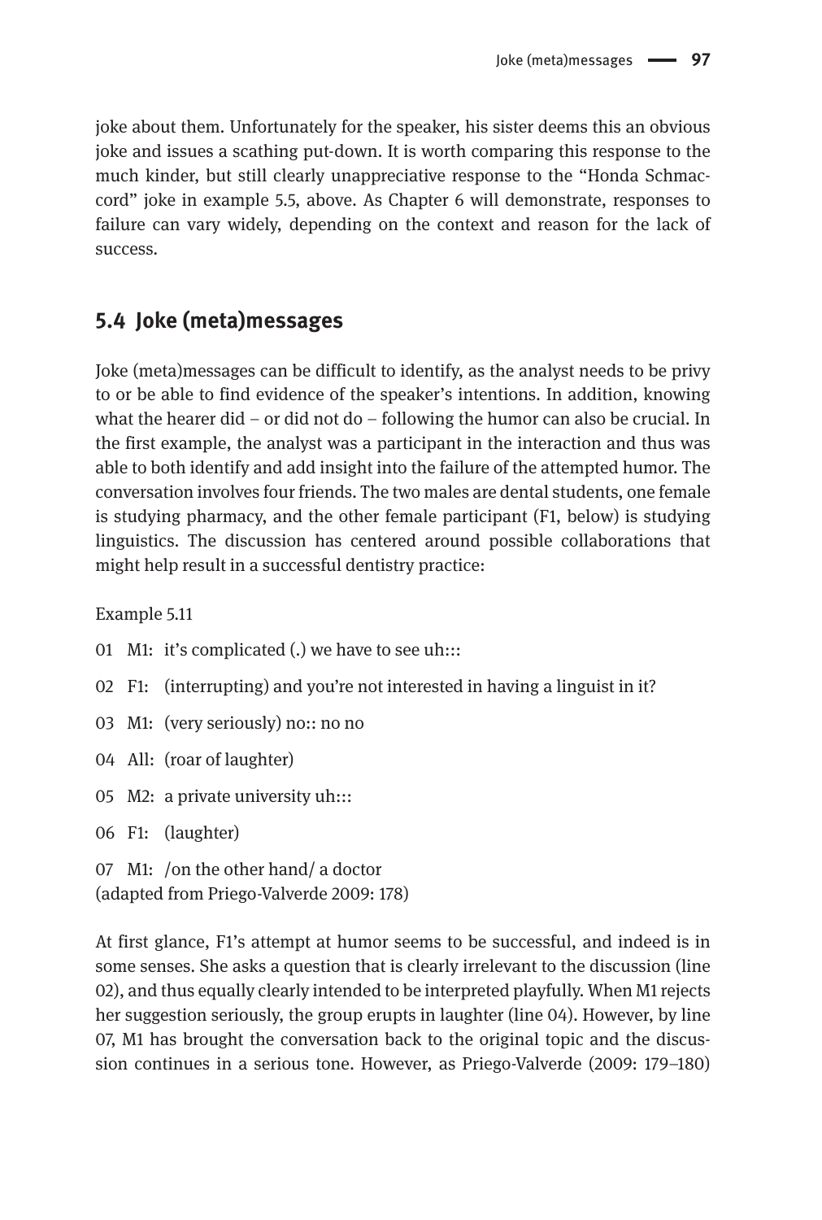joke about them. Unfortunately for the speaker, his sister deems this an obvious joke and issues a scathing put-down. It is worth comparing this response to the much kinder, but still clearly unappreciative response to the "Honda Schmaccord" joke in example 5.5, above. As Chapter 6 will demonstrate, responses to failure can vary widely, depending on the context and reason for the lack of success.

## 5.4 Joke (meta)messages

Joke (meta)messages can be difficult to identify, as the analyst needs to be privy to or be able to find evidence of the speaker's intentions. In addition, knowing what the hearer did – or did not do – following the humor can also be crucial. In the first example, the analyst was a participant in the interaction and thus was able to both identify and add insight into the failure of the attempted humor. The conversation involves four friends. The two males are dental students, one female is studying pharmacy, and the other female participant (F1, below) is studying linguistics. The discussion has centered around possible collaborations that might help result in a successful dentistry practice:

Example 5.11

01 M1: it's complicated (.) we have to see uh:::

02 F1: (interrupting) and you're not interested in having a linguist in it?

03 M1: (very seriously) no:: no no

04 All: (roar of laughter)

05 M2: a private university uh:::

06 F1: (laughter)

07 M1: /on the other hand/ a doctor
(adapted from Priego-Valverde 2009: 178)

At first glance, F1's attempt at humor seems to be successful, and indeed is in some senses. She asks a question that is clearly irrelevant to the discussion (line 02), and thus equally clearly intended to be interpreted playfully. When M1 rejects her suggestion seriously, the group erupts in laughter (line 04). However, by line 07, M1 has brought the conversation back to the original topic and the discussion continues in a serious tone. However, as Priego-Valverde (2009: 179–180)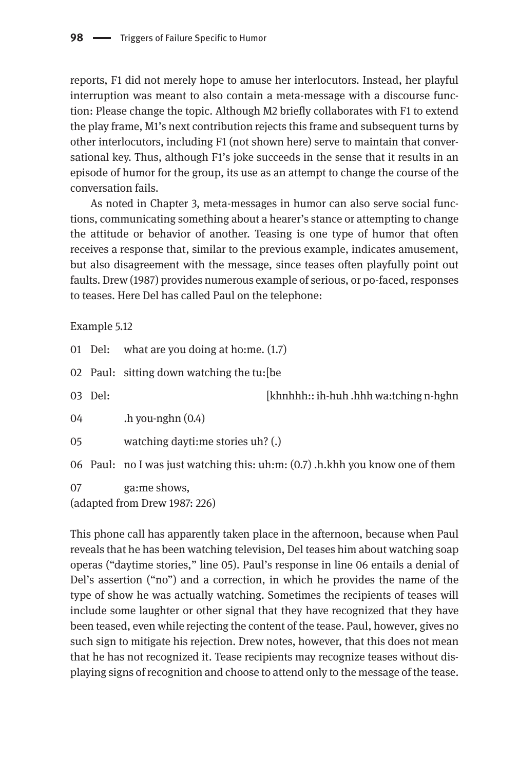reports, F1 did not merely hope to amuse her interlocutors. Instead, her playful interruption was meant to also contain a meta-message with a discourse function: Please change the topic. Although M2 briefly collaborates with F1 to extend the play frame, M1's next contribution rejects this frame and subsequent turns by other interlocutors, including F1 (not shown here) serve to maintain that conversational key. Thus, although F1's joke succeeds in the sense that it results in an episode of humor for the group, its use as an attempt to change the course of the conversation fails.

As noted in Chapter 3, meta-messages in humor can also serve social functions, communicating something about a hearer's stance or attempting to change the attitude or behavior of another. Teasing is one type of humor that often receives a response that, similar to the previous example, indicates amusement, but also disagreement with the message, since teases often playfully point out faults. Drew (1987) provides numerous example of serious, or po-faced, responses to teases. Here Del has called Paul on the telephone:

Example 5.12

```
01  Del:   what are you doing at ho:me. (1.7)
02  Paul:  sitting down watching the tu:[be
03  Del:                               [khnhhh:: ih-huh .hhh wa:tching n-hghn
04         .h you-nghn (0.4)
05         watching dayti:me stories uh? (.)
06  Paul:  no I was just watching this: uh:m: (0.7) .h.khh you know one of them
07         ga:me shows,
```

(adapted from Drew 1987: 226)

This phone call has apparently taken place in the afternoon, because when Paul reveals that he has been watching television, Del teases him about watching soap operas ("daytime stories," line 05). Paul's response in line 06 entails a denial of Del's assertion ("no") and a correction, in which he provides the name of the type of show he was actually watching. Sometimes the recipients of teases will include some laughter or other signal that they have recognized that they have been teased, even while rejecting the content of the tease. Paul, however, gives no such sign to mitigate his rejection. Drew notes, however, that this does not mean that he has not recognized it. Tease recipients may recognize teases without displaying signs of recognition and choose to attend only to the message of the tease.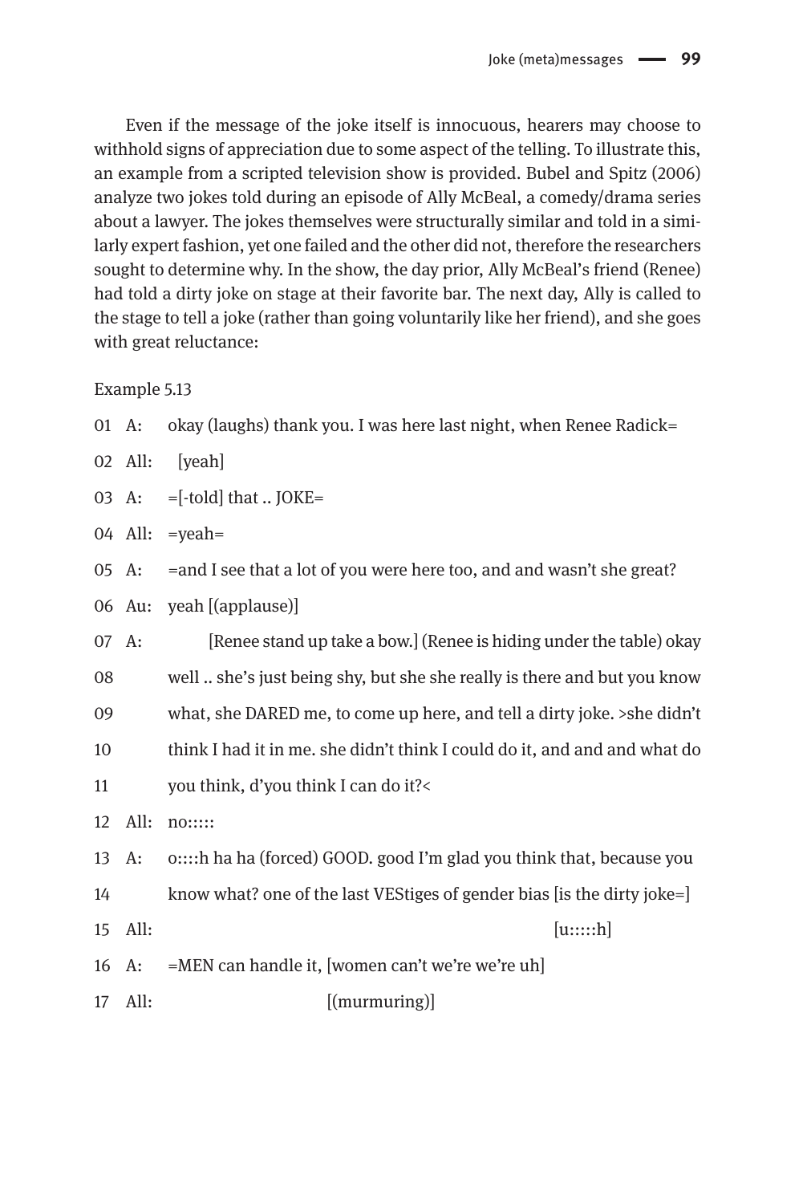Even if the message of the joke itself is innocuous, hearers may choose to withhold signs of appreciation due to some aspect of the telling. To illustrate this, an example from a scripted television show is provided. Bubel and Spitz (2006) analyze two jokes told during an episode of Ally McBeal, a comedy/drama series about a lawyer. The jokes themselves were structurally similar and told in a similarly expert fashion, yet one failed and the other did not, therefore the researchers sought to determine why. In the show, the day prior, Ally McBeal's friend (Renee) had told a dirty joke on stage at their favorite bar. The next day, Ally is called to the stage to tell a joke (rather than going voluntarily like her friend), and she goes with great reluctance:

Example 5.13

```
01  A:    okay (laughs) thank you. I was here last night, when Renee Radick=
02  All:   [yeah]
03  A:    =[-told] that .. JOKE=
04  All:  =yeah=
05  A:    =and I see that a lot of you were here too, and and wasn't she great?
06  Au:   yeah [(applause)]
07  A:         [Renee stand up take a bow.] (Renee is hiding under the table) okay
08        well .. she's just being shy, but she she really is there and but you know
09        what, she DARED me, to come up here, and tell a dirty joke. >she didn't
10        think I had it in me. she didn't think I could do it, and and and what do
11        you think, d'you think I can do it?<
12  All:  no:::::
13  A:    o::::h ha ha (forced) GOOD. good I'm glad you think that, because you
14        know what? one of the last VEStiges of gender bias [is the dirty joke=]
15  All:                                                      [u:::::h]
16  A:    =MEN can handle it, [women can't we're we're uh]
17  All:                      [(murmuring)]
```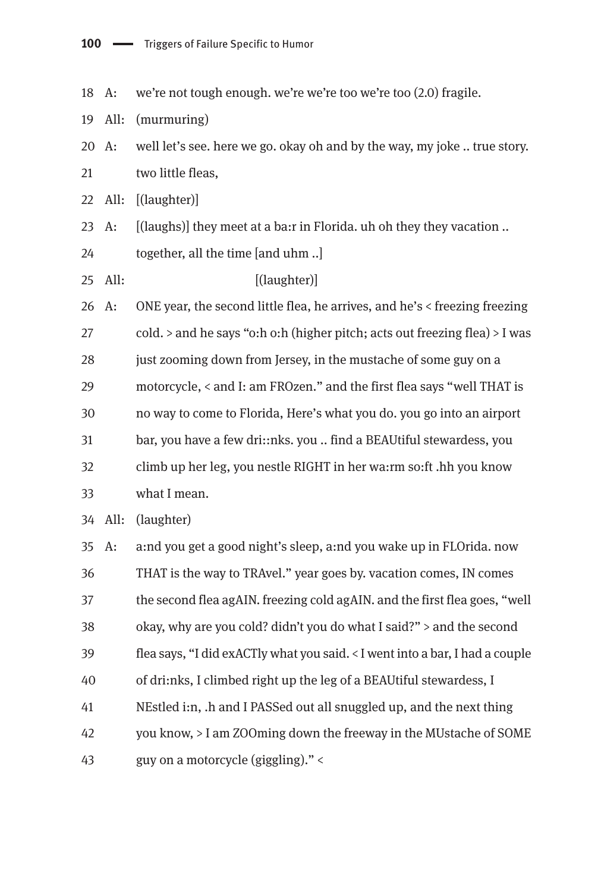18 A: we're not tough enough. we're we're too we're too (2.0) fragile.

19 All: (murmuring)

20 A: well let's see. here we go. okay oh and by the way, my joke .. true story.

21 two little fleas,

22 All: [(laughter)]

23 A: [(laughs)] they meet at a ba:r in Florida. uh oh they they vacation ..

24 together, all the time [and uhm ..]

25 All: [(laughter)]

26 A: ONE year, the second little flea, he arrives, and he's < freezing freezing

27 cold. > and he says "o:h o:h (higher pitch; acts out freezing flea) > I was

28 just zooming down from Jersey, in the mustache of some guy on a

29 motorcycle, < and I: am FROzen." and the first flea says "well THAT is

30 no way to come to Florida, Here's what you do. you go into an airport

31 bar, you have a few dri::nks. you .. find a BEAUtiful stewardess, you

32 climb up her leg, you nestle RIGHT in her wa:rm so:ft .hh you know

33 what I mean.

34 All: (laughter)

35 A: a:nd you get a good night's sleep, a:nd you wake up in FLOrida. now

36 THAT is the way to TRAvel." year goes by. vacation comes, IN comes

37 the second flea agAIN. freezing cold agAIN. and the first flea goes, "well

38 okay, why are you cold? didn't you do what I said?" > and the second

39 flea says, "I did exACTly what you said. < I went into a bar, I had a couple

40 of dri:nks, I climbed right up the leg of a BEAUtiful stewardess, I

41 NEstled i:n, .h and I PASSed out all snuggled up, and the next thing

42 you know, > I am ZOOming down the freeway in the MUstache of SOME

43 guy on a motorcycle (giggling)." <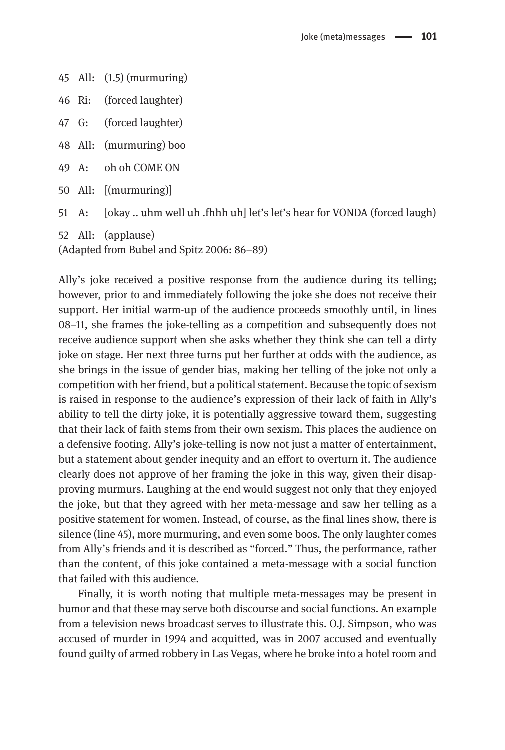45 All: (1.5) (murmuring)

46 Ri: (forced laughter)

47 G: (forced laughter)

48 All: (murmuring) boo

49 A: oh oh COME ON

50 All: [(murmuring)]

51 A: [okay .. uhm well uh .fhhh uh] let's let's hear for VONDA (forced laugh)

52 All: (applause)

(Adapted from Bubel and Spitz 2006: 86–89)

Ally's joke received a positive response from the audience during its telling; however, prior to and immediately following the joke she does not receive their support. Her initial warm-up of the audience proceeds smoothly until, in lines 08–11, she frames the joke-telling as a competition and subsequently does not receive audience support when she asks whether they think she can tell a dirty joke on stage. Her next three turns put her further at odds with the audience, as she brings in the issue of gender bias, making her telling of the joke not only a competition with her friend, but a political statement. Because the topic of sexism is raised in response to the audience's expression of their lack of faith in Ally's ability to tell the dirty joke, it is potentially aggressive toward them, suggesting that their lack of faith stems from their own sexism. This places the audience on a defensive footing. Ally's joke-telling is now not just a matter of entertainment, but a statement about gender inequity and an effort to overturn it. The audience clearly does not approve of her framing the joke in this way, given their disapproving murmurs. Laughing at the end would suggest not only that they enjoyed the joke, but that they agreed with her meta-message and saw her telling as a positive statement for women. Instead, of course, as the final lines show, there is silence (line 45), more murmuring, and even some boos. The only laughter comes from Ally's friends and it is described as "forced." Thus, the performance, rather than the content, of this joke contained a meta-message with a social function that failed with this audience.

Finally, it is worth noting that multiple meta-messages may be present in humor and that these may serve both discourse and social functions. An example from a television news broadcast serves to illustrate this. O.J. Simpson, who was accused of murder in 1994 and acquitted, was in 2007 accused and eventually found guilty of armed robbery in Las Vegas, where he broke into a hotel room and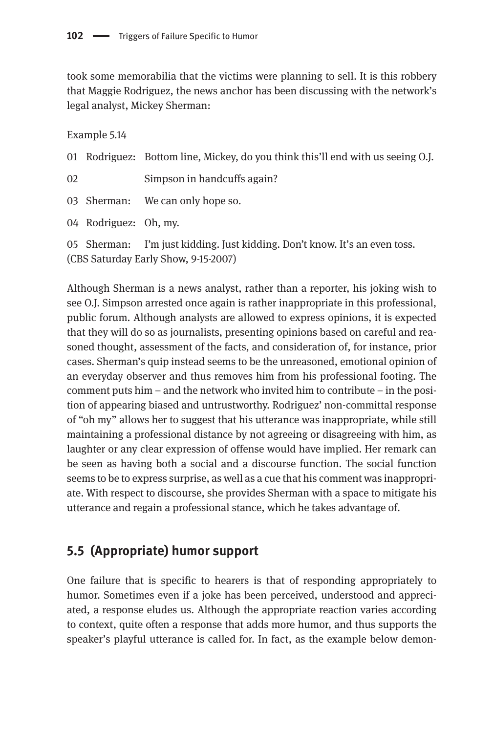took some memorabilia that the victims were planning to sell. It is this robbery that Maggie Rodriguez, the news anchor has been discussing with the network's legal analyst, Mickey Sherman:

Example 5.14

01 Rodriguez: Bottom line, Mickey, do you think this'll end with us seeing O.J.
02 Simpson in handcuffs again?
03 Sherman: We can only hope so.
04 Rodriguez: Oh, my.
05 Sherman: I'm just kidding. Just kidding. Don't know. It's an even toss.
(CBS Saturday Early Show, 9-15-2007)

Although Sherman is a news analyst, rather than a reporter, his joking wish to see O.J. Simpson arrested once again is rather inappropriate in this professional, public forum. Although analysts are allowed to express opinions, it is expected that they will do so as journalists, presenting opinions based on careful and reasoned thought, assessment of the facts, and consideration of, for instance, prior cases. Sherman's quip instead seems to be the unreasoned, emotional opinion of an everyday observer and thus removes him from his professional footing. The comment puts him – and the network who invited him to contribute – in the position of appearing biased and untrustworthy. Rodriguez' non-committal response of "oh my" allows her to suggest that his utterance was inappropriate, while still maintaining a professional distance by not agreeing or disagreeing with him, as laughter or any clear expression of offense would have implied. Her remark can be seen as having both a social and a discourse function. The social function seems to be to express surprise, as well as a cue that his comment was inappropriate. With respect to discourse, she provides Sherman with a space to mitigate his utterance and regain a professional stance, which he takes advantage of.

## 5.5 (Appropriate) humor support

One failure that is specific to hearers is that of responding appropriately to humor. Sometimes even if a joke has been perceived, understood and appreciated, a response eludes us. Although the appropriate reaction varies according to context, quite often a response that adds more humor, and thus supports the speaker's playful utterance is called for. In fact, as the example below demon-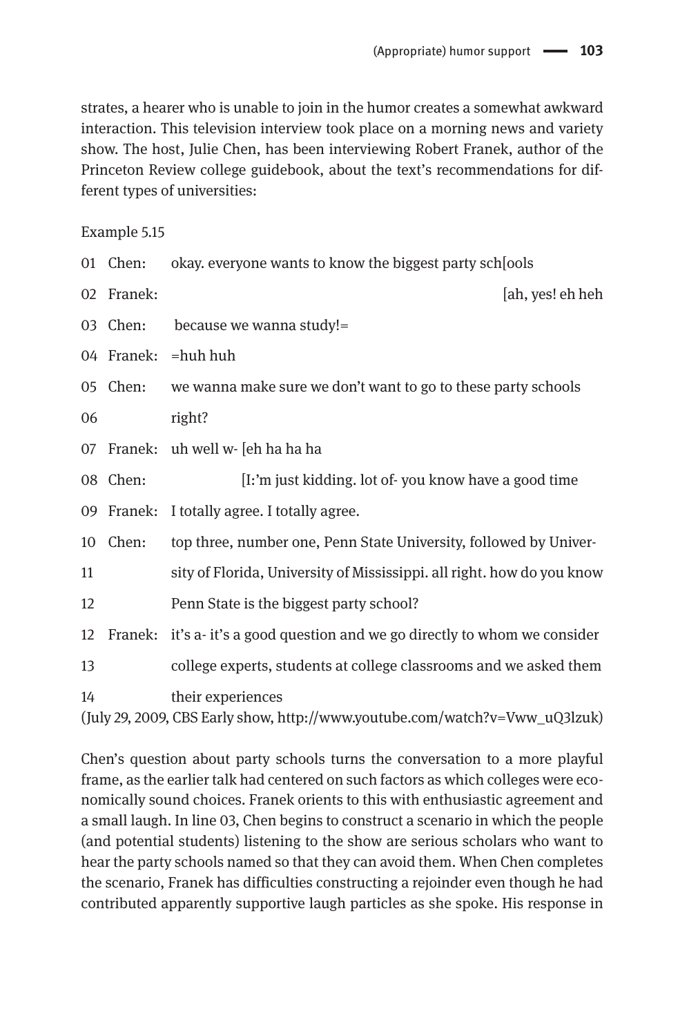strates, a hearer who is unable to join in the humor creates a somewhat awkward interaction. This television interview took place on a morning news and variety show. The host, Julie Chen, has been interviewing Robert Franek, author of the Princeton Review college guidebook, about the text's recommendations for different types of universities:

Example 5.15

```
01  Chen:    okay. everyone wants to know the biggest party sch[ools
02  Franek:                                                     [ah, yes! eh heh
03  Chen:     because we wanna study!=
04  Franek:  =huh huh
05  Chen:    we wanna make sure we don't want to go to these party schools
06           right?
07  Franek:  uh well w- [eh ha ha ha
08  Chen:               [I:'m just kidding. lot of- you know have a good time
09  Franek:  I totally agree. I totally agree.
10  Chen:    top three, number one, Penn State University, followed by Univer-
11           sity of Florida, University of Mississippi. all right. how do you know
12           Penn State is the biggest party school?
12  Franek:  it's a- it's a good question and we go directly to whom we consider
13           college experts, students at college classrooms and we asked them
14           their experiences
```

(July 29, 2009, CBS Early show, http://www.youtube.com/watch?v=Vww_uQ3lzuk)

Chen's question about party schools turns the conversation to a more playful frame, as the earlier talk had centered on such factors as which colleges were economically sound choices. Franek orients to this with enthusiastic agreement and a small laugh. In line 03, Chen begins to construct a scenario in which the people (and potential students) listening to the show are serious scholars who want to hear the party schools named so that they can avoid them. When Chen completes the scenario, Franek has difficulties constructing a rejoinder even though he had contributed apparently supportive laugh particles as she spoke. His response in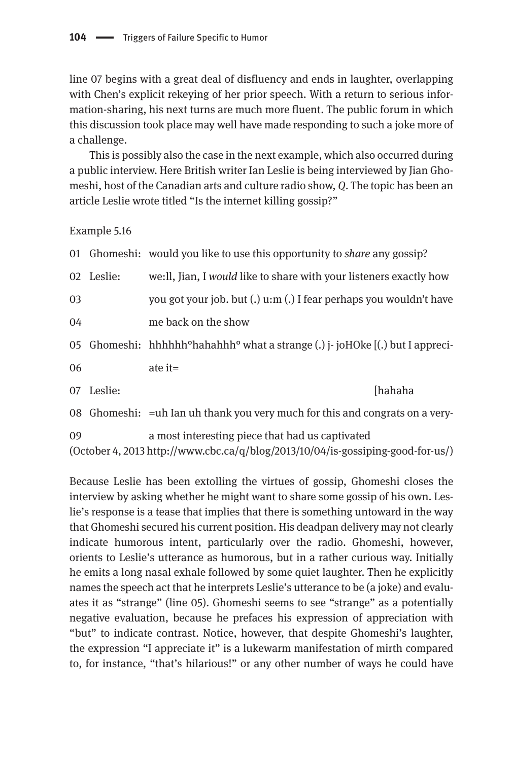line 07 begins with a great deal of disfluency and ends in laughter, overlapping with Chen's explicit rekeying of her prior speech. With a return to serious information-sharing, his next turns are much more fluent. The public forum in which this discussion took place may well have made responding to such a joke more of a challenge.

This is possibly also the case in the next example, which also occurred during a public interview. Here British writer Ian Leslie is being interviewed by Jian Ghomeshi, host of the Canadian arts and culture radio show, *Q*. The topic has been an article Leslie wrote titled "Is the internet killing gossip?"

Example 5.16

| | | |
|---|---|---|
| 01 | Ghomeshi: | would you like to use this opportunity to *share* any gossip? |
| 02 | Leslie: | we:ll, Jian, I *would* like to share with your listeners exactly how |
| 03 | | you got your job. but (.) u:m (.) I fear perhaps you wouldn't have |
| 04 | | me back on the show |
| 05 | Ghomeshi: | hhhhhh°hahahhh° what a strange (.) j- joHOke [(.) but I appreci- |
| 06 | | ate it= |
| 07 | Leslie: | [hahaha |
| 08 | Ghomeshi: | =uh Ian uh thank you very much for this and congrats on a very- |
| 09 | | a most interesting piece that had us captivated |

(October 4, 2013 http://www.cbc.ca/q/blog/2013/10/04/is-gossiping-good-for-us/)

Because Leslie has been extolling the virtues of gossip, Ghomeshi closes the interview by asking whether he might want to share some gossip of his own. Leslie's response is a tease that implies that there is something untoward in the way that Ghomeshi secured his current position. His deadpan delivery may not clearly indicate humorous intent, particularly over the radio. Ghomeshi, however, orients to Leslie's utterance as humorous, but in a rather curious way. Initially he emits a long nasal exhale followed by some quiet laughter. Then he explicitly names the speech act that he interprets Leslie's utterance to be (a joke) and evaluates it as "strange" (line 05). Ghomeshi seems to see "strange" as a potentially negative evaluation, because he prefaces his expression of appreciation with "but" to indicate contrast. Notice, however, that despite Ghomeshi's laughter, the expression "I appreciate it" is a lukewarm manifestation of mirth compared to, for instance, "that's hilarious!" or any other number of ways he could have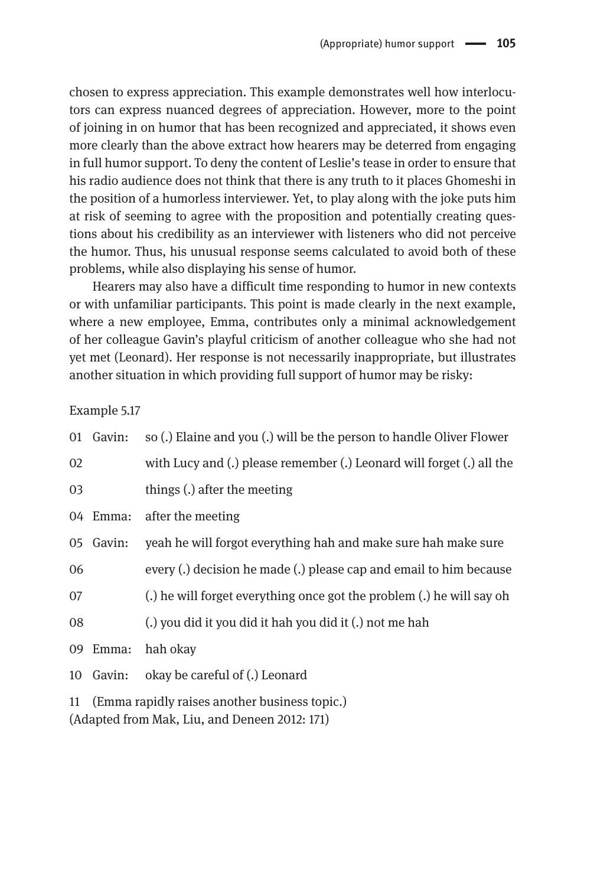chosen to express appreciation. This example demonstrates well how interlocutors can express nuanced degrees of appreciation. However, more to the point of joining in on humor that has been recognized and appreciated, it shows even more clearly than the above extract how hearers may be deterred from engaging in full humor support. To deny the content of Leslie's tease in order to ensure that his radio audience does not think that there is any truth to it places Ghomeshi in the position of a humorless interviewer. Yet, to play along with the joke puts him at risk of seeming to agree with the proposition and potentially creating questions about his credibility as an interviewer with listeners who did not perceive the humor. Thus, his unusual response seems calculated to avoid both of these problems, while also displaying his sense of humor.

Hearers may also have a difficult time responding to humor in new contexts or with unfamiliar participants. This point is made clearly in the next example, where a new employee, Emma, contributes only a minimal acknowledgement of her colleague Gavin's playful criticism of another colleague who she had not yet met (Leonard). Her response is not necessarily inappropriate, but illustrates another situation in which providing full support of humor may be risky:

Example 5.17

| | | |
|---|---|---|
| 01 | Gavin: | so (.) Elaine and you (.) will be the person to handle Oliver Flower |
| 02 | | with Lucy and (.) please remember (.) Leonard will forget (.) all the |
| 03 | | things (.) after the meeting |
| 04 | Emma: | after the meeting |
| 05 | Gavin: | yeah he will forgot everything hah and make sure hah make sure |
| 06 | | every (.) decision he made (.) please cap and email to him because |
| 07 | | (.) he will forget everything once got the problem (.) he will say oh |
| 08 | | (.) you did it you did it hah you did it (.) not me hah |
| 09 | Emma: | hah okay |
| 10 | Gavin: | okay be careful of (.) Leonard |

11 (Emma rapidly raises another business topic.)

(Adapted from Mak, Liu, and Deneen 2012: 171)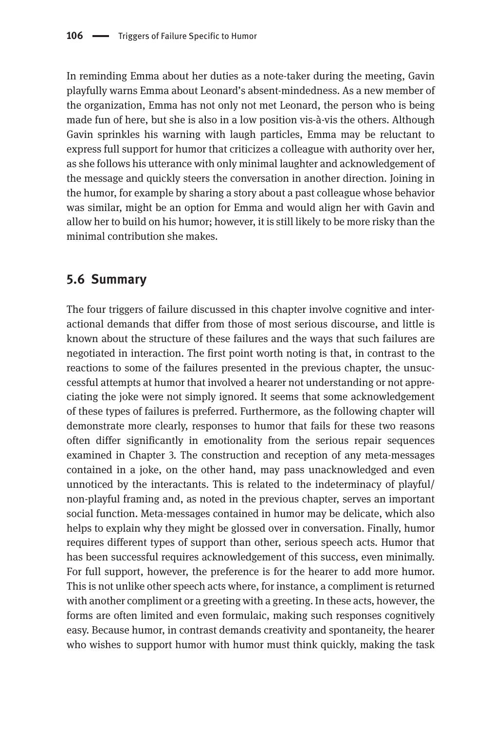In reminding Emma about her duties as a note-taker during the meeting, Gavin playfully warns Emma about Leonard's absent-mindedness. As a new member of the organization, Emma has not only not met Leonard, the person who is being made fun of here, but she is also in a low position vis-à-vis the others. Although Gavin sprinkles his warning with laugh particles, Emma may be reluctant to express full support for humor that criticizes a colleague with authority over her, as she follows his utterance with only minimal laughter and acknowledgement of the message and quickly steers the conversation in another direction. Joining in the humor, for example by sharing a story about a past colleague whose behavior was similar, might be an option for Emma and would align her with Gavin and allow her to build on his humor; however, it is still likely to be more risky than the minimal contribution she makes.

## 5.6 Summary

The four triggers of failure discussed in this chapter involve cognitive and interactional demands that differ from those of most serious discourse, and little is known about the structure of these failures and the ways that such failures are negotiated in interaction. The first point worth noting is that, in contrast to the reactions to some of the failures presented in the previous chapter, the unsuccessful attempts at humor that involved a hearer not understanding or not appreciating the joke were not simply ignored. It seems that some acknowledgement of these types of failures is preferred. Furthermore, as the following chapter will demonstrate more clearly, responses to humor that fails for these two reasons often differ significantly in emotionality from the serious repair sequences examined in Chapter 3. The construction and reception of any meta-messages contained in a joke, on the other hand, may pass unacknowledged and even unnoticed by the interactants. This is related to the indeterminacy of playful/non-playful framing and, as noted in the previous chapter, serves an important social function. Meta-messages contained in humor may be delicate, which also helps to explain why they might be glossed over in conversation. Finally, humor requires different types of support than other, serious speech acts. Humor that has been successful requires acknowledgement of this success, even minimally. For full support, however, the preference is for the hearer to add more humor. This is not unlike other speech acts where, for instance, a compliment is returned with another compliment or a greeting with a greeting. In these acts, however, the forms are often limited and even formulaic, making such responses cognitively easy. Because humor, in contrast demands creativity and spontaneity, the hearer who wishes to support humor with humor must think quickly, making the task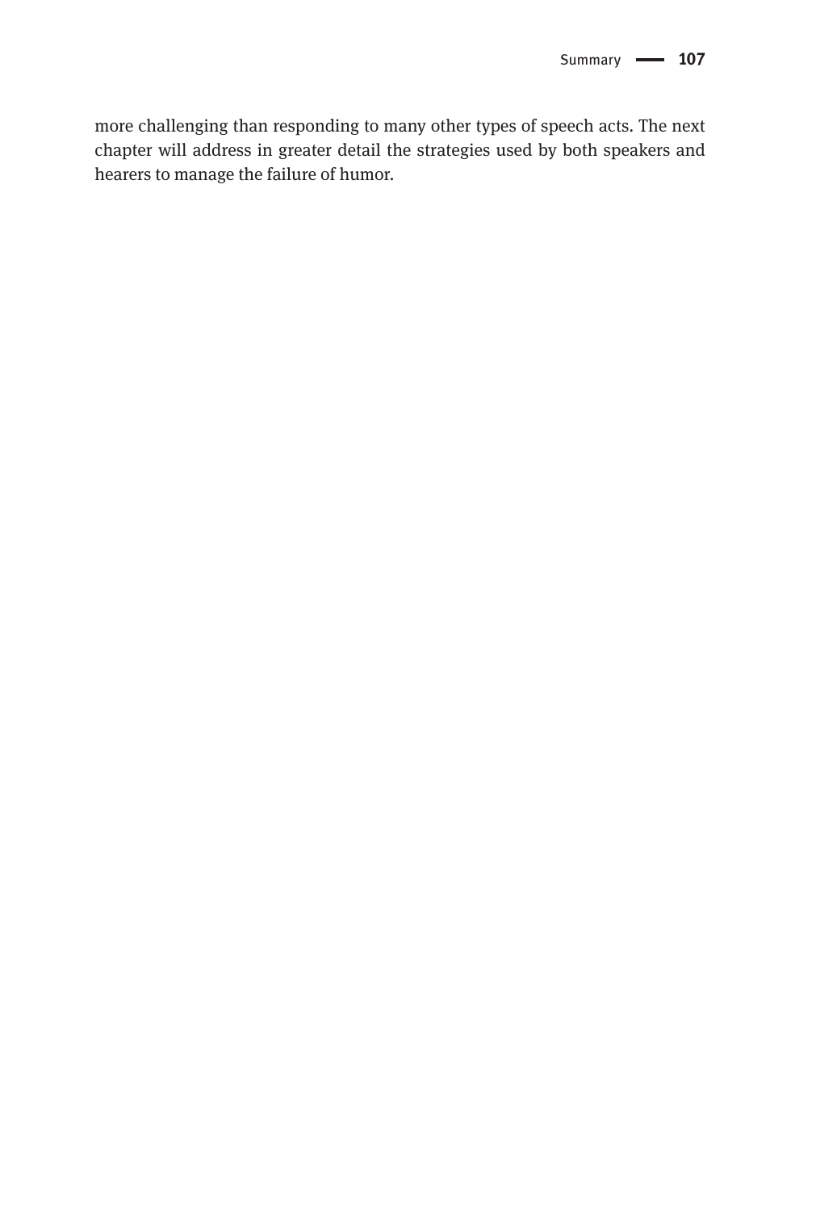more challenging than responding to many other types of speech acts. The next chapter will address in greater detail the strategies used by both speakers and hearers to manage the failure of humor.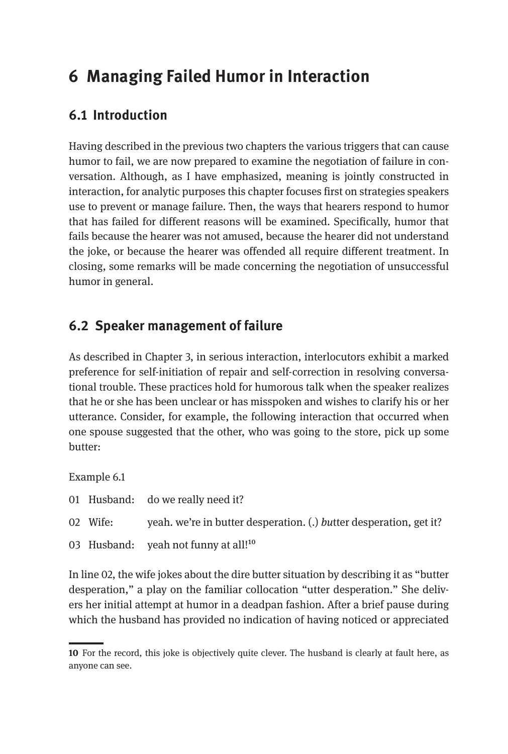# 6 Managing Failed Humor in Interaction

## 6.1 Introduction

Having described in the previous two chapters the various triggers that can cause humor to fail, we are now prepared to examine the negotiation of failure in conversation. Although, as I have emphasized, meaning is jointly constructed in interaction, for analytic purposes this chapter focuses first on strategies speakers use to prevent or manage failure. Then, the ways that hearers respond to humor that has failed for different reasons will be examined. Specifically, humor that fails because the hearer was not amused, because the hearer did not understand the joke, or because the hearer was offended all require different treatment. In closing, some remarks will be made concerning the negotiation of unsuccessful humor in general.

## 6.2 Speaker management of failure

As described in Chapter 3, in serious interaction, interlocutors exhibit a marked preference for self-initiation of repair and self-correction in resolving conversational trouble. These practices hold for humorous talk when the speaker realizes that he or she has been unclear or has misspoken and wishes to clarify his or her utterance. Consider, for example, the following interaction that occurred when one spouse suggested that the other, who was going to the store, pick up some butter:

Example 6.1

01 Husband: do we really need it?

02 Wife: yeah. we're in butter desperation. (.) *but*ter desperation, get it?

03 Husband: yeah not funny at all![10]

In line 02, the wife jokes about the dire butter situation by describing it as "butter desperation," a play on the familiar collocation "utter desperation." She delivers her initial attempt at humor in a deadpan fashion. After a brief pause during which the husband has provided no indication of having noticed or appreciated

---

[10] For the record, this joke is objectively quite clever. The husband is clearly at fault here, as anyone can see.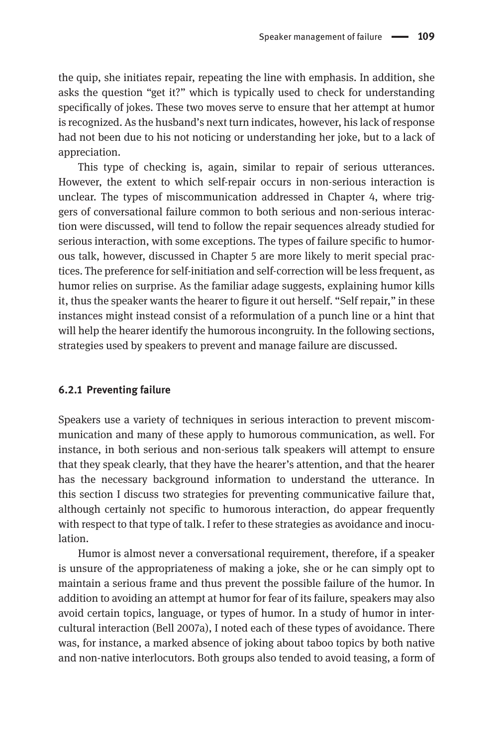the quip, she initiates repair, repeating the line with emphasis. In addition, she asks the question "get it?" which is typically used to check for understanding specifically of jokes. These two moves serve to ensure that her attempt at humor is recognized. As the husband's next turn indicates, however, his lack of response had not been due to his not noticing or understanding her joke, but to a lack of appreciation.

This type of checking is, again, similar to repair of serious utterances. However, the extent to which self-repair occurs in non-serious interaction is unclear. The types of miscommunication addressed in Chapter 4, where triggers of conversational failure common to both serious and non-serious interaction were discussed, will tend to follow the repair sequences already studied for serious interaction, with some exceptions. The types of failure specific to humorous talk, however, discussed in Chapter 5 are more likely to merit special practices. The preference for self-initiation and self-correction will be less frequent, as humor relies on surprise. As the familiar adage suggests, explaining humor kills it, thus the speaker wants the hearer to figure it out herself. "Self repair," in these instances might instead consist of a reformulation of a punch line or a hint that will help the hearer identify the humorous incongruity. In the following sections, strategies used by speakers to prevent and manage failure are discussed.

### 6.2.1 Preventing failure

Speakers use a variety of techniques in serious interaction to prevent miscommunication and many of these apply to humorous communication, as well. For instance, in both serious and non-serious talk speakers will attempt to ensure that they speak clearly, that they have the hearer's attention, and that the hearer has the necessary background information to understand the utterance. In this section I discuss two strategies for preventing communicative failure that, although certainly not specific to humorous interaction, do appear frequently with respect to that type of talk. I refer to these strategies as avoidance and inoculation.

Humor is almost never a conversational requirement, therefore, if a speaker is unsure of the appropriateness of making a joke, she or he can simply opt to maintain a serious frame and thus prevent the possible failure of the humor. In addition to avoiding an attempt at humor for fear of its failure, speakers may also avoid certain topics, language, or types of humor. In a study of humor in intercultural interaction (Bell 2007a), I noted each of these types of avoidance. There was, for instance, a marked absence of joking about taboo topics by both native and non-native interlocutors. Both groups also tended to avoid teasing, a form of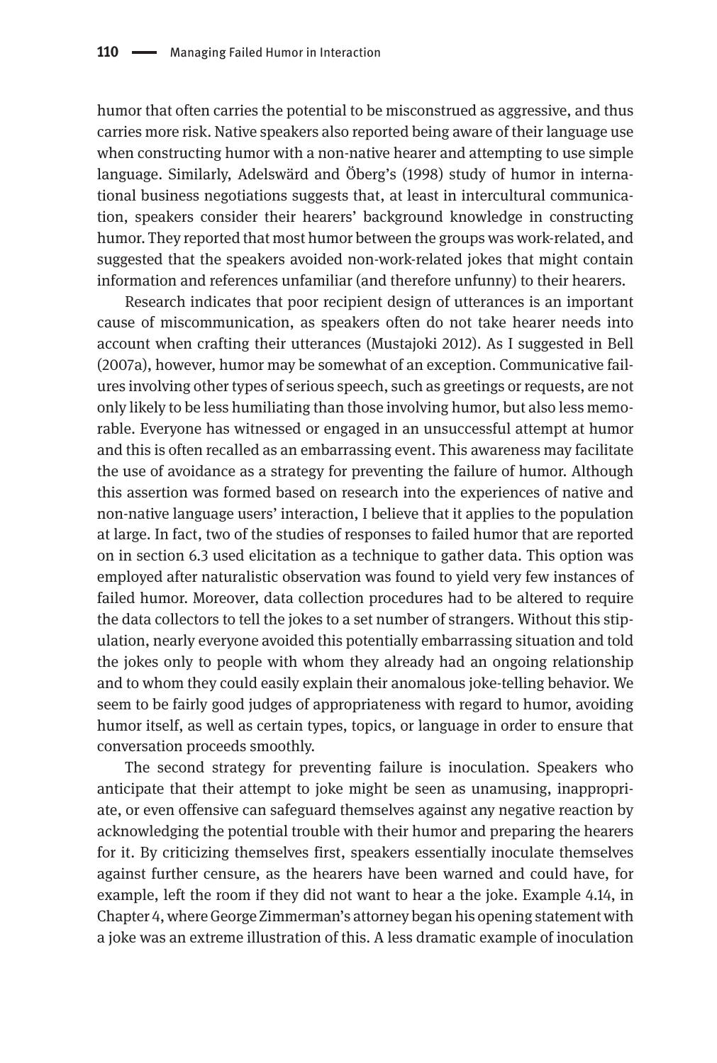humor that often carries the potential to be misconstrued as aggressive, and thus carries more risk. Native speakers also reported being aware of their language use when constructing humor with a non-native hearer and attempting to use simple language. Similarly, Adelswärd and Öberg's (1998) study of humor in international business negotiations suggests that, at least in intercultural communication, speakers consider their hearers' background knowledge in constructing humor. They reported that most humor between the groups was work-related, and suggested that the speakers avoided non-work-related jokes that might contain information and references unfamiliar (and therefore unfunny) to their hearers.

Research indicates that poor recipient design of utterances is an important cause of miscommunication, as speakers often do not take hearer needs into account when crafting their utterances (Mustajoki 2012). As I suggested in Bell (2007a), however, humor may be somewhat of an exception. Communicative failures involving other types of serious speech, such as greetings or requests, are not only likely to be less humiliating than those involving humor, but also less memorable. Everyone has witnessed or engaged in an unsuccessful attempt at humor and this is often recalled as an embarrassing event. This awareness may facilitate the use of avoidance as a strategy for preventing the failure of humor. Although this assertion was formed based on research into the experiences of native and non-native language users' interaction, I believe that it applies to the population at large. In fact, two of the studies of responses to failed humor that are reported on in section 6.3 used elicitation as a technique to gather data. This option was employed after naturalistic observation was found to yield very few instances of failed humor. Moreover, data collection procedures had to be altered to require the data collectors to tell the jokes to a set number of strangers. Without this stipulation, nearly everyone avoided this potentially embarrassing situation and told the jokes only to people with whom they already had an ongoing relationship and to whom they could easily explain their anomalous joke-telling behavior. We seem to be fairly good judges of appropriateness with regard to humor, avoiding humor itself, as well as certain types, topics, or language in order to ensure that conversation proceeds smoothly.

The second strategy for preventing failure is inoculation. Speakers who anticipate that their attempt to joke might be seen as unamusing, inappropriate, or even offensive can safeguard themselves against any negative reaction by acknowledging the potential trouble with their humor and preparing the hearers for it. By criticizing themselves first, speakers essentially inoculate themselves against further censure, as the hearers have been warned and could have, for example, left the room if they did not want to hear a the joke. Example 4.14, in Chapter 4, where George Zimmerman's attorney began his opening statement with a joke was an extreme illustration of this. A less dramatic example of inoculation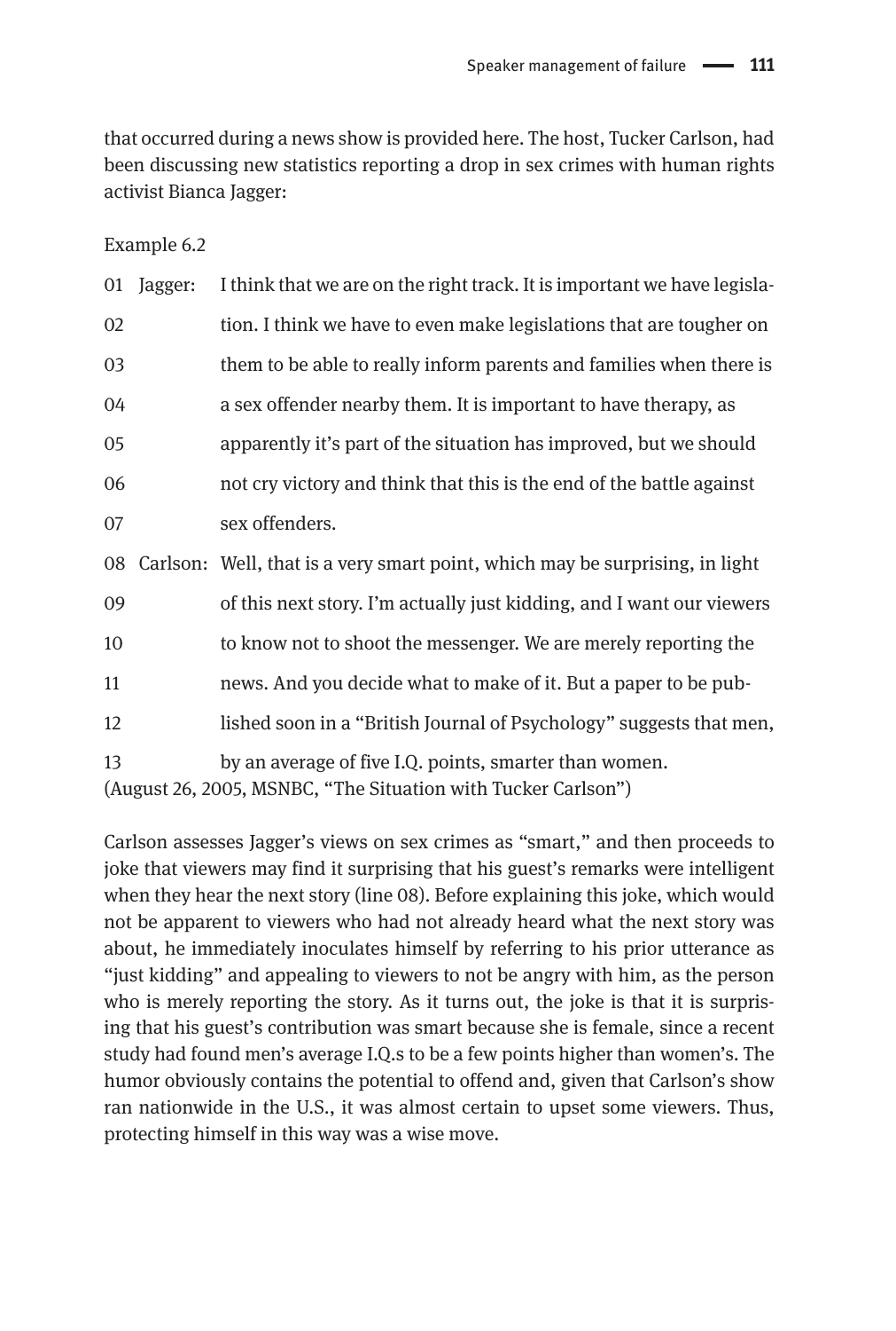that occurred during a news show is provided here. The host, Tucker Carlson, had been discussing new statistics reporting a drop in sex crimes with human rights activist Bianca Jagger:

Example 6.2

```
01  Jagger:   I think that we are on the right track. It is important we have legisla-
02            tion. I think we have to even make legislations that are tougher on
03            them to be able to really inform parents and families when there is
04            a sex offender nearby them. It is important to have therapy, as
05            apparently it's part of the situation has improved, but we should
06            not cry victory and think that this is the end of the battle against
07            sex offenders.
08  Carlson:  Well, that is a very smart point, which may be surprising, in light
09            of this next story. I'm actually just kidding, and I want our viewers
10            to know not to shoot the messenger. We are merely reporting the
11            news. And you decide what to make of it. But a paper to be pub-
12            lished soon in a "British Journal of Psychology" suggests that men,
13            by an average of five I.Q. points, smarter than women.
```

(August 26, 2005, MSNBC, "The Situation with Tucker Carlson")

Carlson assesses Jagger's views on sex crimes as "smart," and then proceeds to joke that viewers may find it surprising that his guest's remarks were intelligent when they hear the next story (line 08). Before explaining this joke, which would not be apparent to viewers who had not already heard what the next story was about, he immediately inoculates himself by referring to his prior utterance as "just kidding" and appealing to viewers to not be angry with him, as the person who is merely reporting the story. As it turns out, the joke is that it is surprising that his guest's contribution was smart because she is female, since a recent study had found men's average I.Q.s to be a few points higher than women's. The humor obviously contains the potential to offend and, given that Carlson's show ran nationwide in the U.S., it was almost certain to upset some viewers. Thus, protecting himself in this way was a wise move.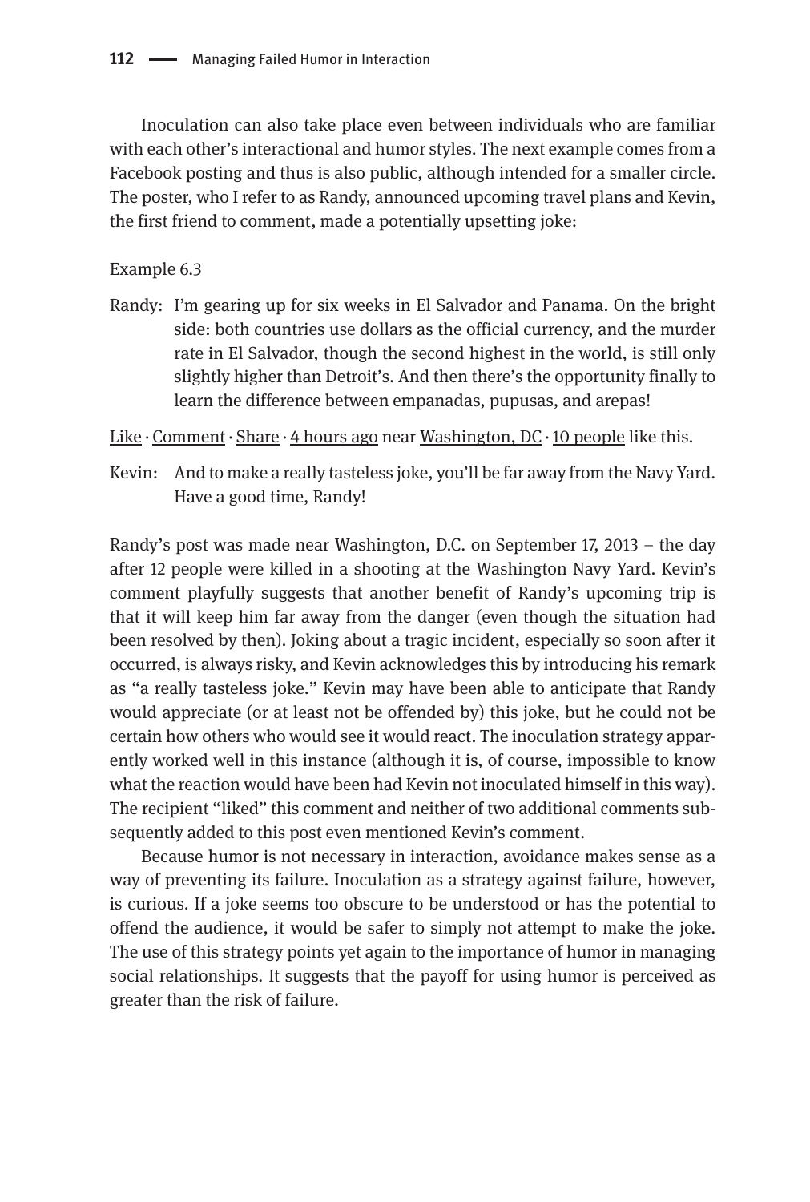Inoculation can also take place even between individuals who are familiar with each other's interactional and humor styles. The next example comes from a Facebook posting and thus is also public, although intended for a smaller circle. The poster, who I refer to as Randy, announced upcoming travel plans and Kevin, the first friend to comment, made a potentially upsetting joke:

Example 6.3

Randy: I'm gearing up for six weeks in El Salvador and Panama. On the bright side: both countries use dollars as the official currency, and the murder rate in El Salvador, though the second highest in the world, is still only slightly higher than Detroit's. And then there's the opportunity finally to learn the difference between empanadas, pupusas, and arepas!

Like · Comment · Share · 4 hours ago near Washington, DC · 10 people like this.

Kevin: And to make a really tasteless joke, you'll be far away from the Navy Yard. Have a good time, Randy!

Randy's post was made near Washington, D.C. on September 17, 2013 – the day after 12 people were killed in a shooting at the Washington Navy Yard. Kevin's comment playfully suggests that another benefit of Randy's upcoming trip is that it will keep him far away from the danger (even though the situation had been resolved by then). Joking about a tragic incident, especially so soon after it occurred, is always risky, and Kevin acknowledges this by introducing his remark as "a really tasteless joke." Kevin may have been able to anticipate that Randy would appreciate (or at least not be offended by) this joke, but he could not be certain how others who would see it would react. The inoculation strategy apparently worked well in this instance (although it is, of course, impossible to know what the reaction would have been had Kevin not inoculated himself in this way). The recipient "liked" this comment and neither of two additional comments subsequently added to this post even mentioned Kevin's comment.

Because humor is not necessary in interaction, avoidance makes sense as a way of preventing its failure. Inoculation as a strategy against failure, however, is curious. If a joke seems too obscure to be understood or has the potential to offend the audience, it would be safer to simply not attempt to make the joke. The use of this strategy points yet again to the importance of humor in managing social relationships. It suggests that the payoff for using humor is perceived as greater than the risk of failure.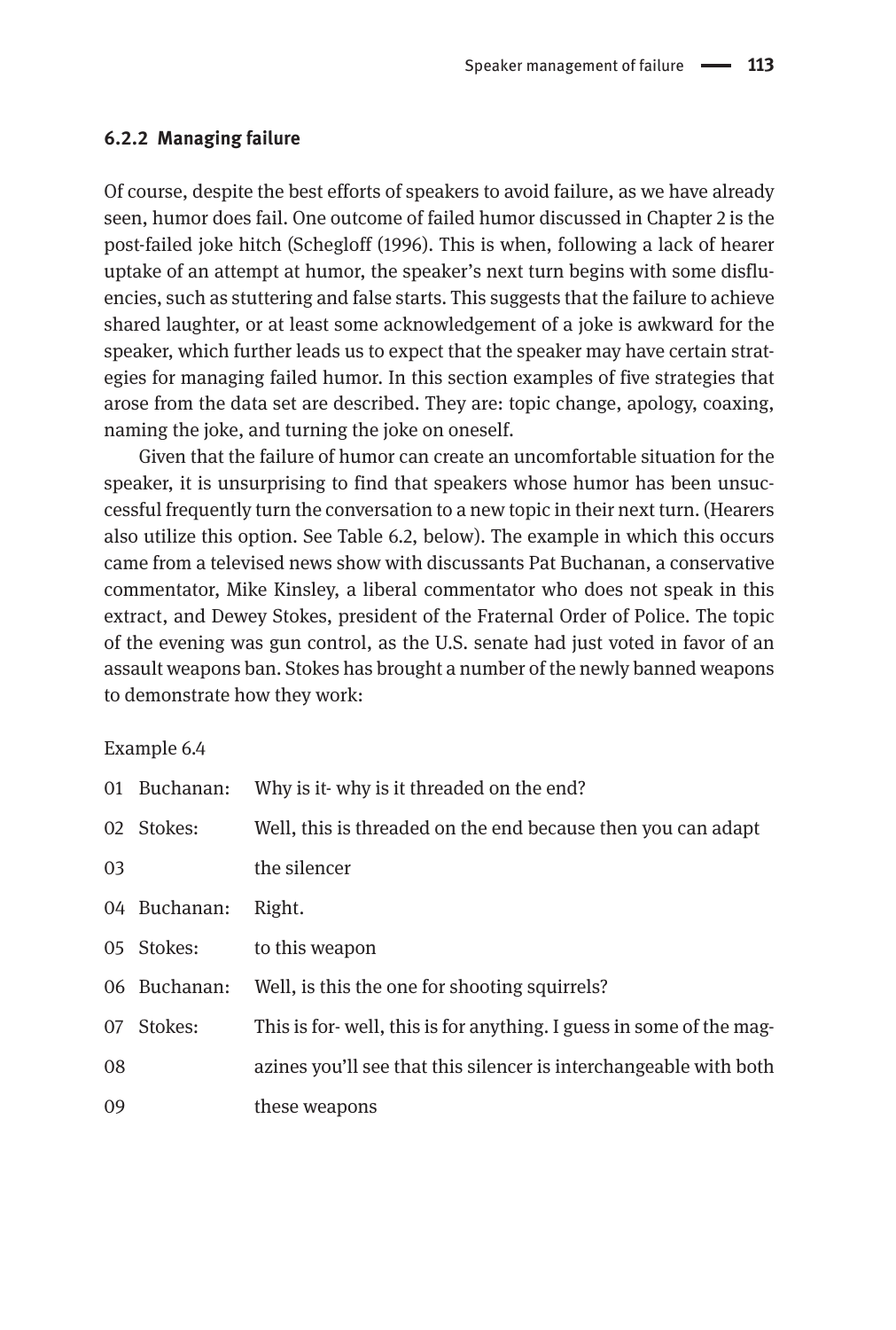### 6.2.2 Managing failure

Of course, despite the best efforts of speakers to avoid failure, as we have already seen, humor does fail. One outcome of failed humor discussed in Chapter 2 is the post-failed joke hitch (Schegloff (1996). This is when, following a lack of hearer uptake of an attempt at humor, the speaker's next turn begins with some disfluencies, such as stuttering and false starts. This suggests that the failure to achieve shared laughter, or at least some acknowledgement of a joke is awkward for the speaker, which further leads us to expect that the speaker may have certain strategies for managing failed humor. In this section examples of five strategies that arose from the data set are described. They are: topic change, apology, coaxing, naming the joke, and turning the joke on oneself.

Given that the failure of humor can create an uncomfortable situation for the speaker, it is unsurprising to find that speakers whose humor has been unsuccessful frequently turn the conversation to a new topic in their next turn. (Hearers also utilize this option. See Table 6.2, below). The example in which this occurs came from a televised news show with discussants Pat Buchanan, a conservative commentator, Mike Kinsley, a liberal commentator who does not speak in this extract, and Dewey Stokes, president of the Fraternal Order of Police. The topic of the evening was gun control, as the U.S. senate had just voted in favor of an assault weapons ban. Stokes has brought a number of the newly banned weapons to demonstrate how they work:

Example 6.4

| | | |
|---|---|---|
| 01 | Buchanan: | Why is it- why is it threaded on the end? |
| 02 | Stokes: | Well, this is threaded on the end because then you can adapt |
| 03 | | the silencer |
| 04 | Buchanan: | Right. |
| 05 | Stokes: | to this weapon |
| 06 | Buchanan: | Well, is this the one for shooting squirrels? |
| 07 | Stokes: | This is for- well, this is for anything. I guess in some of the mag- |
| 08 | | azines you'll see that this silencer is interchangeable with both |
| 09 | | these weapons |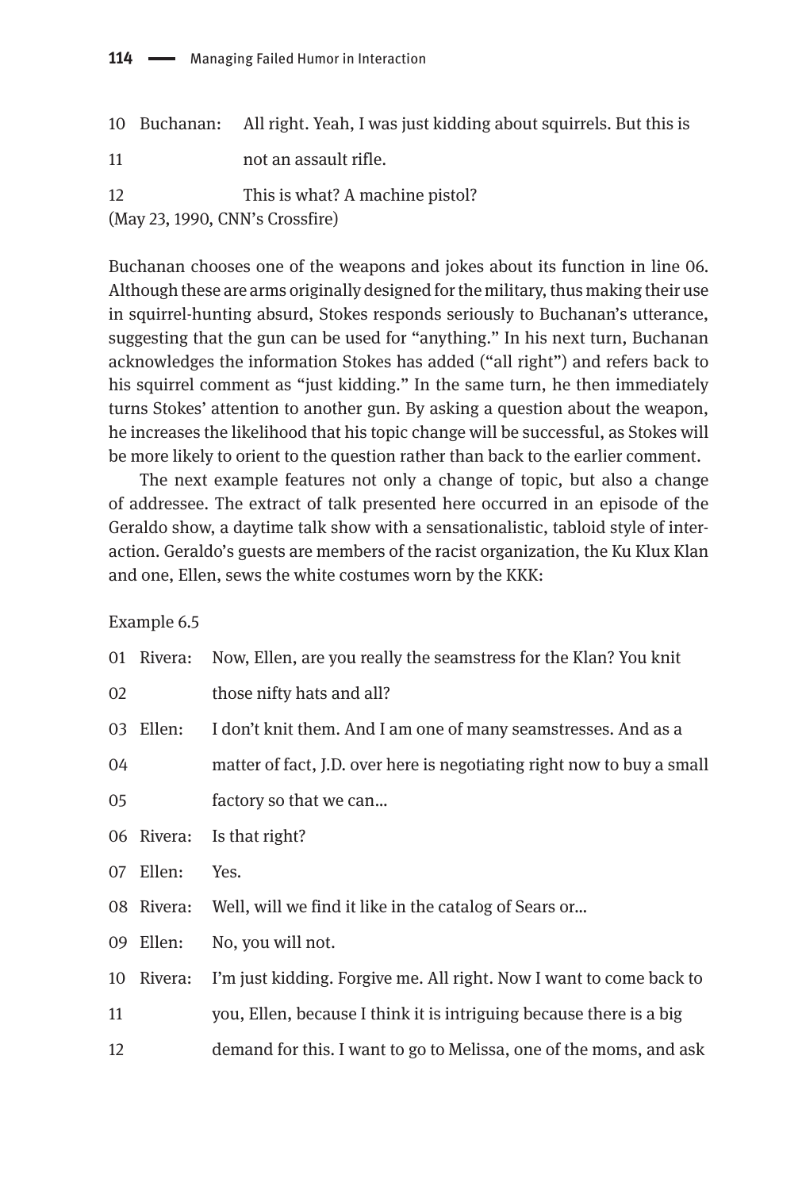| | | |
|---|---|---|
| 10 | Buchanan: | All right. Yeah, I was just kidding about squirrels. But this is |
| 11 | | not an assault rifle. |
| 12 | | This is what? A machine pistol? |

(May 23, 1990, CNN's Crossfire)

Buchanan chooses one of the weapons and jokes about its function in line 06. Although these are arms originally designed for the military, thus making their use in squirrel-hunting absurd, Stokes responds seriously to Buchanan's utterance, suggesting that the gun can be used for "anything." In his next turn, Buchanan acknowledges the information Stokes has added ("all right") and refers back to his squirrel comment as "just kidding." In the same turn, he then immediately turns Stokes' attention to another gun. By asking a question about the weapon, he increases the likelihood that his topic change will be successful, as Stokes will be more likely to orient to the question rather than back to the earlier comment.

The next example features not only a change of topic, but also a change of addressee. The extract of talk presented here occurred in an episode of the Geraldo show, a daytime talk show with a sensationalistic, tabloid style of interaction. Geraldo's guests are members of the racist organization, the Ku Klux Klan and one, Ellen, sews the white costumes worn by the KKK:

Example 6.5

| | | |
|---|---|---|
| 01 | Rivera: | Now, Ellen, are you really the seamstress for the Klan? You knit |
| 02 | | those nifty hats and all? |
| 03 | Ellen: | I don't knit them. And I am one of many seamstresses. And as a |
| 04 | | matter of fact, J.D. over here is negotiating right now to buy a small |
| 05 | | factory so that we can... |
| 06 | Rivera: | Is that right? |
| 07 | Ellen: | Yes. |
| 08 | Rivera: | Well, will we find it like in the catalog of Sears or... |
| 09 | Ellen: | No, you will not. |
| 10 | Rivera: | I'm just kidding. Forgive me. All right. Now I want to come back to |
| 11 | | you, Ellen, because I think it is intriguing because there is a big |
| 12 | | demand for this. I want to go to Melissa, one of the moms, and ask |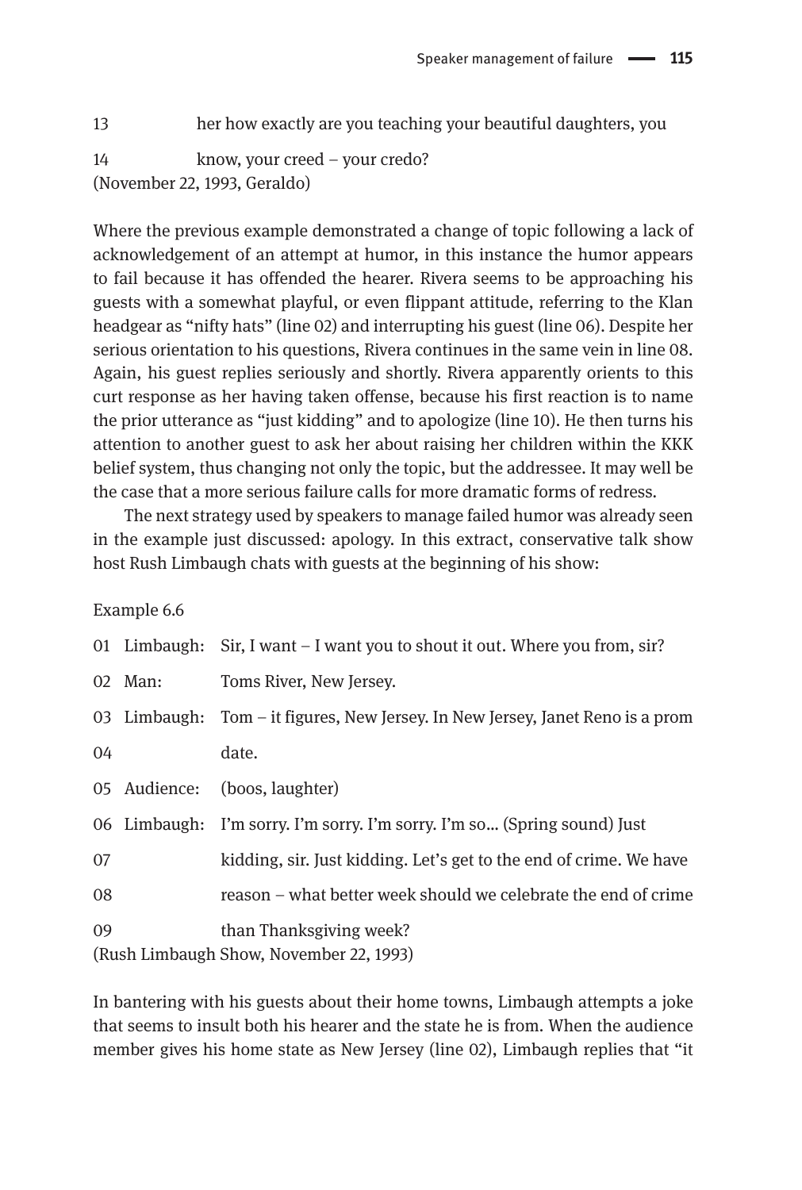13 her how exactly are you teaching your beautiful daughters, you

14 know, your creed – your credo?

(November 22, 1993, Geraldo)

Where the previous example demonstrated a change of topic following a lack of acknowledgement of an attempt at humor, in this instance the humor appears to fail because it has offended the hearer. Rivera seems to be approaching his guests with a somewhat playful, or even flippant attitude, referring to the Klan headgear as "nifty hats" (line 02) and interrupting his guest (line 06). Despite her serious orientation to his questions, Rivera continues in the same vein in line 08. Again, his guest replies seriously and shortly. Rivera apparently orients to this curt response as her having taken offense, because his first reaction is to name the prior utterance as "just kidding" and to apologize (line 10). He then turns his attention to another guest to ask her about raising her children within the KKK belief system, thus changing not only the topic, but the addressee. It may well be the case that a more serious failure calls for more dramatic forms of redress.

The next strategy used by speakers to manage failed humor was already seen in the example just discussed: apology. In this extract, conservative talk show host Rush Limbaugh chats with guests at the beginning of his show:

Example 6.6

01 Limbaugh: Sir, I want – I want you to shout it out. Where you from, sir?

02 Man: Toms River, New Jersey.

03 Limbaugh: Tom – it figures, New Jersey. In New Jersey, Janet Reno is a prom

04 date.

05 Audience: (boos, laughter)

06 Limbaugh: I'm sorry. I'm sorry. I'm sorry. I'm so… (Spring sound) Just

07 kidding, sir. Just kidding. Let's get to the end of crime. We have

08 reason – what better week should we celebrate the end of crime

09 than Thanksgiving week?

(Rush Limbaugh Show, November 22, 1993)

In bantering with his guests about their home towns, Limbaugh attempts a joke that seems to insult both his hearer and the state he is from. When the audience member gives his home state as New Jersey (line 02), Limbaugh replies that "it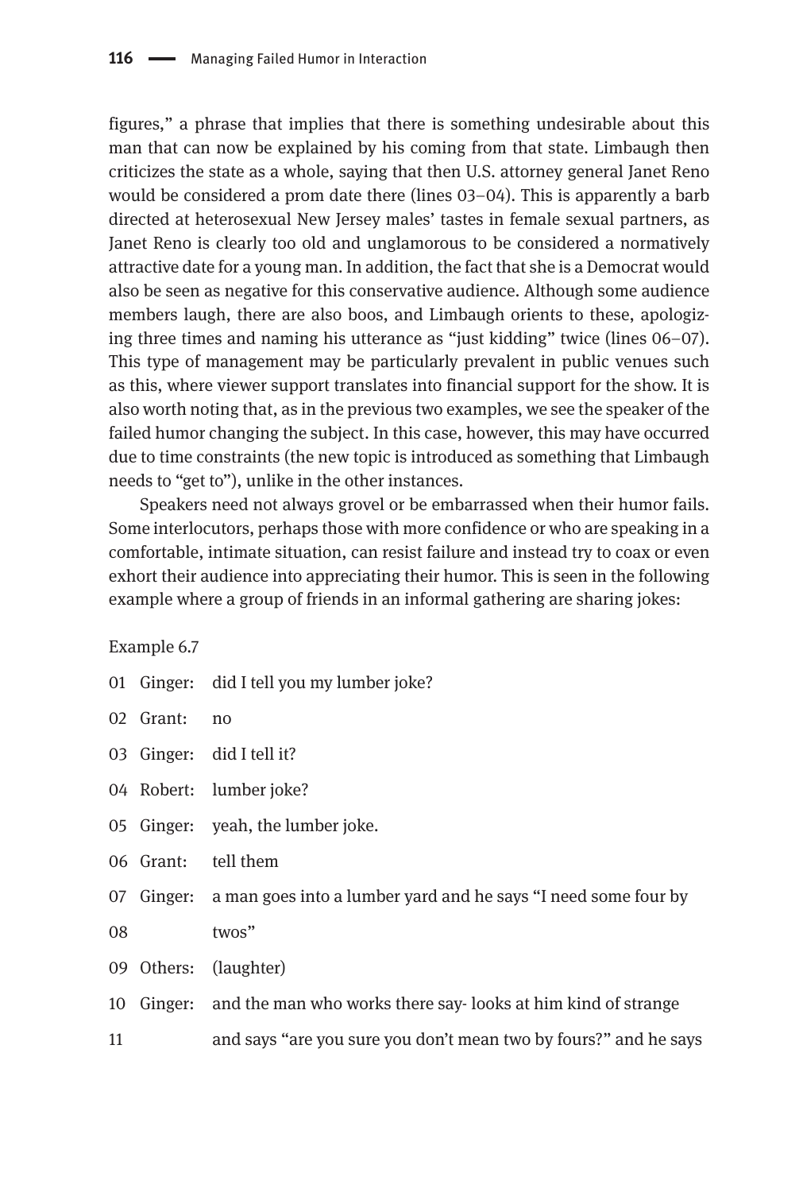figures," a phrase that implies that there is something undesirable about this man that can now be explained by his coming from that state. Limbaugh then criticizes the state as a whole, saying that then U.S. attorney general Janet Reno would be considered a prom date there (lines 03–04). This is apparently a barb directed at heterosexual New Jersey males' tastes in female sexual partners, as Janet Reno is clearly too old and unglamorous to be considered a normatively attractive date for a young man. In addition, the fact that she is a Democrat would also be seen as negative for this conservative audience. Although some audience members laugh, there are also boos, and Limbaugh orients to these, apologizing three times and naming his utterance as "just kidding" twice (lines 06–07). This type of management may be particularly prevalent in public venues such as this, where viewer support translates into financial support for the show. It is also worth noting that, as in the previous two examples, we see the speaker of the failed humor changing the subject. In this case, however, this may have occurred due to time constraints (the new topic is introduced as something that Limbaugh needs to "get to"), unlike in the other instances.

Speakers need not always grovel or be embarrassed when their humor fails. Some interlocutors, perhaps those with more confidence or who are speaking in a comfortable, intimate situation, can resist failure and instead try to coax or even exhort their audience into appreciating their humor. This is seen in the following example where a group of friends in an informal gathering are sharing jokes:

Example 6.7

```
01  Ginger:  did I tell you my lumber joke?
02  Grant:   no
03  Ginger:  did I tell it?
04  Robert:  lumber joke?
05  Ginger:  yeah, the lumber joke.
06  Grant:   tell them
07  Ginger:  a man goes into a lumber yard and he says "I need some four by
08           twos"
09  Others:  (laughter)
10  Ginger:  and the man who works there say- looks at him kind of strange
11           and says "are you sure you don't mean two by fours?" and he says
```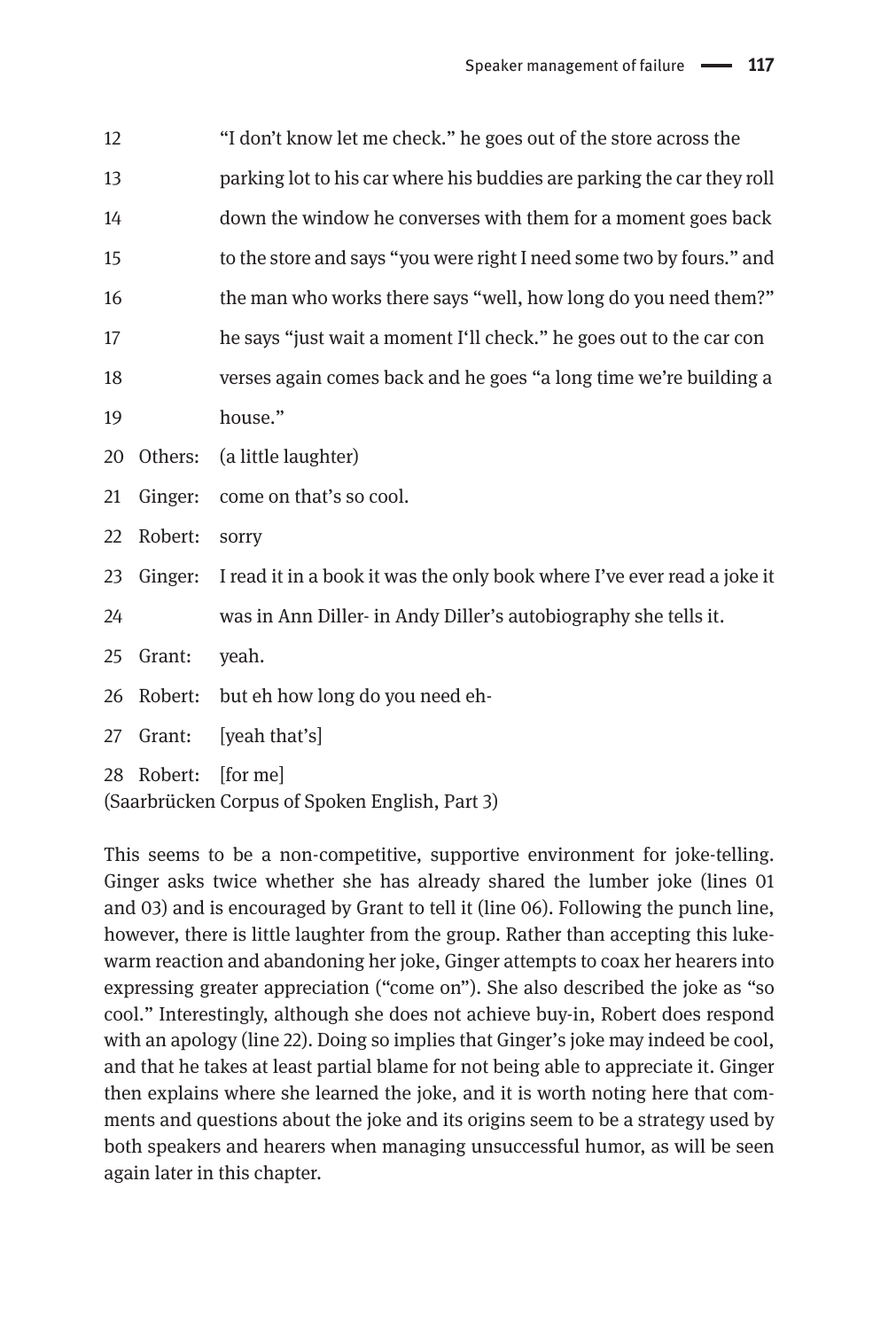12 "I don't know let me check." he goes out of the store across the

13 parking lot to his car where his buddies are parking the car they roll

14 down the window he converses with them for a moment goes back

15 to the store and says "you were right I need some two by fours." and

16 the man who works there says "well, how long do you need them?"

17 he says "just wait a moment I'll check." he goes out to the car con

18 verses again comes back and he goes "a long time we're building a

19 house."

20 Others: (a little laughter)

21 Ginger: come on that's so cool.

22 Robert: sorry

23 Ginger: I read it in a book it was the only book where I've ever read a joke it

24 was in Ann Diller- in Andy Diller's autobiography she tells it.

25 Grant: yeah.

26 Robert: but eh how long do you need eh-

27 Grant: [yeah that's]

28 Robert: [for me]

(Saarbrücken Corpus of Spoken English, Part 3)

This seems to be a non-competitive, supportive environment for joke-telling. Ginger asks twice whether she has already shared the lumber joke (lines 01 and 03) and is encouraged by Grant to tell it (line 06). Following the punch line, however, there is little laughter from the group. Rather than accepting this lukewarm reaction and abandoning her joke, Ginger attempts to coax her hearers into expressing greater appreciation ("come on"). She also described the joke as "so cool." Interestingly, although she does not achieve buy-in, Robert does respond with an apology (line 22). Doing so implies that Ginger's joke may indeed be cool, and that he takes at least partial blame for not being able to appreciate it. Ginger then explains where she learned the joke, and it is worth noting here that comments and questions about the joke and its origins seem to be a strategy used by both speakers and hearers when managing unsuccessful humor, as will be seen again later in this chapter.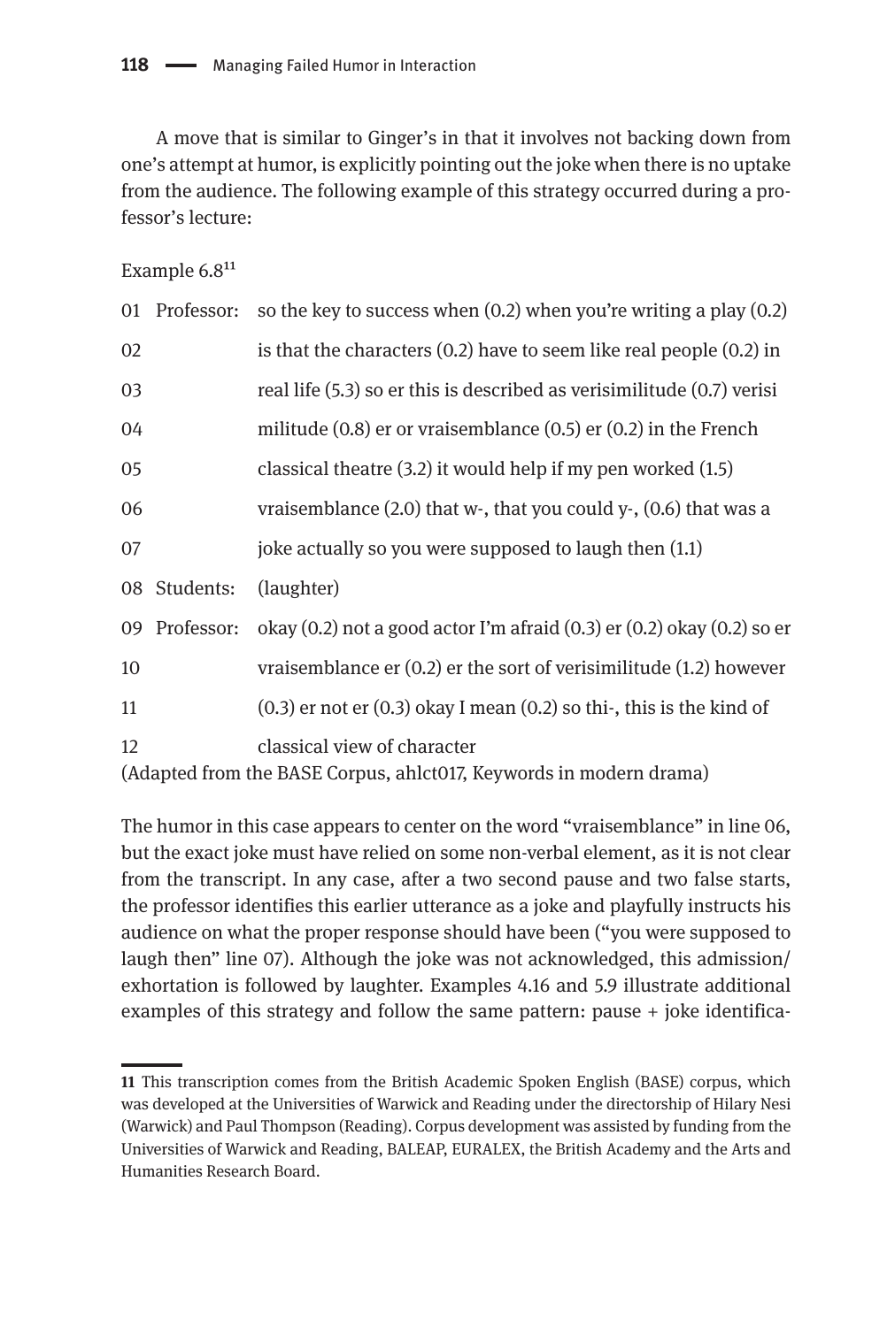A move that is similar to Ginger's in that it involves not backing down from one's attempt at humor, is explicitly pointing out the joke when there is no uptake from the audience. The following example of this strategy occurred during a professor's lecture:

Example 6.8[11]

| | | |
|---|---|---|
| 01 | Professor: | so the key to success when (0.2) when you're writing a play (0.2) |
| 02 | | is that the characters (0.2) have to seem like real people (0.2) in |
| 03 | | real life (5.3) so er this is described as verisimilitude (0.7) verisi |
| 04 | | militude (0.8) er or vraisemblance (0.5) er (0.2) in the French |
| 05 | | classical theatre (3.2) it would help if my pen worked (1.5) |
| 06 | | vraisemblance (2.0) that w-, that you could y-, (0.6) that was a |
| 07 | | joke actually so you were supposed to laugh then (1.1) |
| 08 | Students: | (laughter) |
| 09 | Professor: | okay (0.2) not a good actor I'm afraid (0.3) er (0.2) okay (0.2) so er |
| 10 | | vraisemblance er (0.2) er the sort of verisimilitude (1.2) however |
| 11 | | (0.3) er not er (0.3) okay I mean (0.2) so thi-, this is the kind of |
| 12 | | classical view of character |

(Adapted from the BASE Corpus, ahlct017, Keywords in modern drama)

The humor in this case appears to center on the word "vraisemblance" in line 06, but the exact joke must have relied on some non-verbal element, as it is not clear from the transcript. In any case, after a two second pause and two false starts, the professor identifies this earlier utterance as a joke and playfully instructs his audience on what the proper response should have been ("you were supposed to laugh then" line 07). Although the joke was not acknowledged, this admission/exhortation is followed by laughter. Examples 4.16 and 5.9 illustrate additional examples of this strategy and follow the same pattern: pause + joke identifica-

---

11 This transcription comes from the British Academic Spoken English (BASE) corpus, which was developed at the Universities of Warwick and Reading under the directorship of Hilary Nesi (Warwick) and Paul Thompson (Reading). Corpus development was assisted by funding from the Universities of Warwick and Reading, BALEAP, EURALEX, the British Academy and the Arts and Humanities Research Board.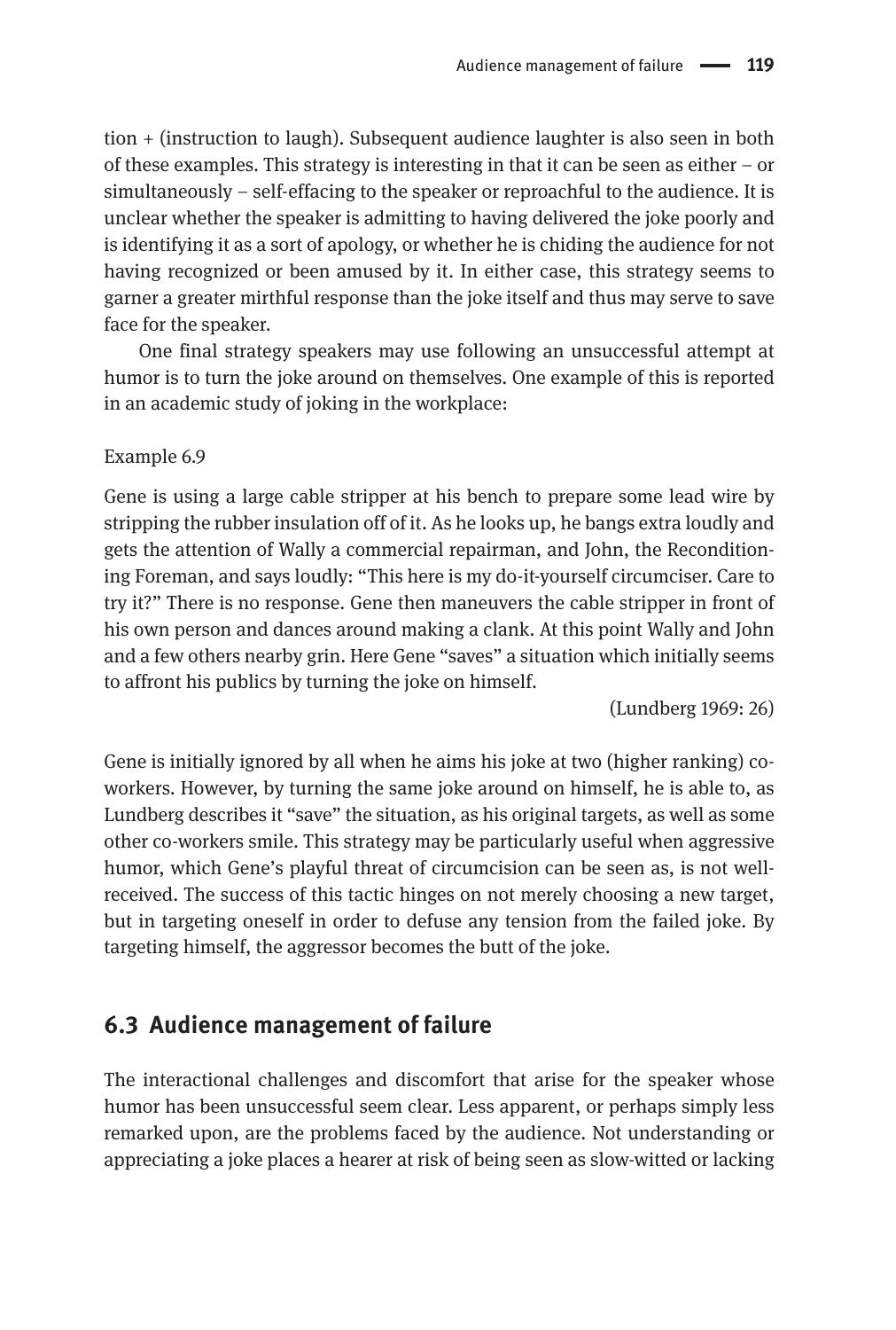tion + (instruction to laugh). Subsequent audience laughter is also seen in both of these examples. This strategy is interesting in that it can be seen as either – or simultaneously – self-effacing to the speaker or reproachful to the audience. It is unclear whether the speaker is admitting to having delivered the joke poorly and is identifying it as a sort of apology, or whether he is chiding the audience for not having recognized or been amused by it. In either case, this strategy seems to garner a greater mirthful response than the joke itself and thus may serve to save face for the speaker.

One final strategy speakers may use following an unsuccessful attempt at humor is to turn the joke around on themselves. One example of this is reported in an academic study of joking in the workplace:

Example 6.9

Gene is using a large cable stripper at his bench to prepare some lead wire by stripping the rubber insulation off of it. As he looks up, he bangs extra loudly and gets the attention of Wally a commercial repairman, and John, the Reconditioning Foreman, and says loudly: "This here is my do-it-yourself circumciser. Care to try it?" There is no response. Gene then maneuvers the cable stripper in front of his own person and dances around making a clank. At this point Wally and John and a few others nearby grin. Here Gene "saves" a situation which initially seems to affront his publics by turning the joke on himself.

(Lundberg 1969: 26)

Gene is initially ignored by all when he aims his joke at two (higher ranking) co-workers. However, by turning the same joke around on himself, he is able to, as Lundberg describes it "save" the situation, as his original targets, as well as some other co-workers smile. This strategy may be particularly useful when aggressive humor, which Gene's playful threat of circumcision can be seen as, is not well-received. The success of this tactic hinges on not merely choosing a new target, but in targeting oneself in order to defuse any tension from the failed joke. By targeting himself, the aggressor becomes the butt of the joke.

## 6.3 Audience management of failure

The interactional challenges and discomfort that arise for the speaker whose humor has been unsuccessful seem clear. Less apparent, or perhaps simply less remarked upon, are the problems faced by the audience. Not understanding or appreciating a joke places a hearer at risk of being seen as slow-witted or lacking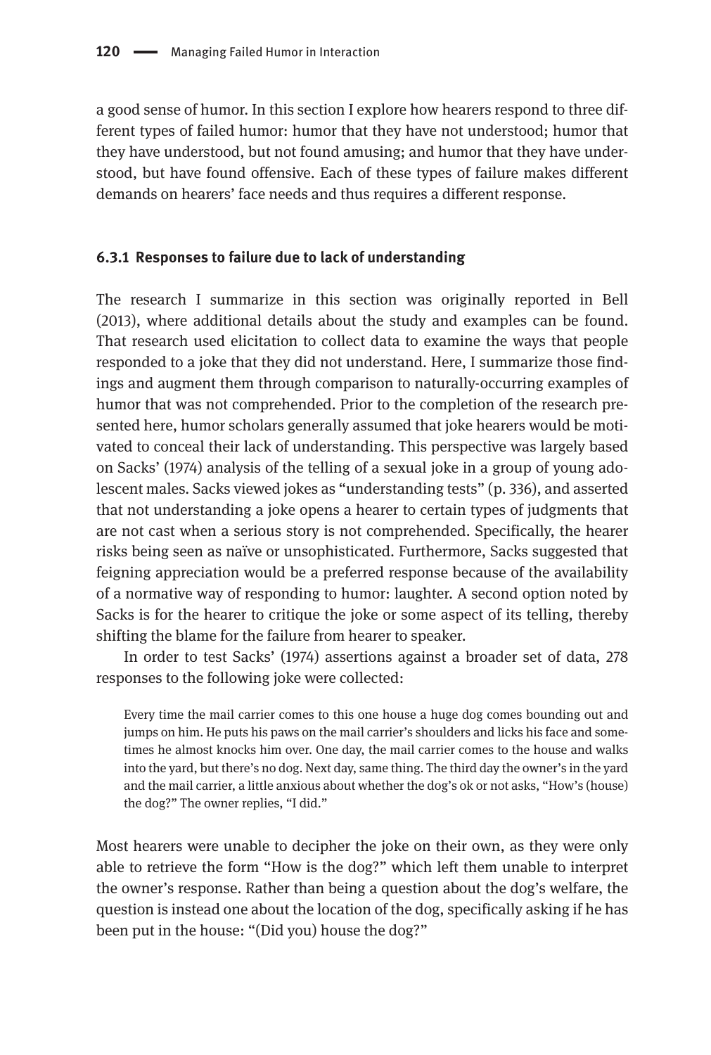a good sense of humor. In this section I explore how hearers respond to three different types of failed humor: humor that they have not understood; humor that they have understood, but not found amusing; and humor that they have understood, but have found offensive. Each of these types of failure makes different demands on hearers' face needs and thus requires a different response.

### 6.3.1 Responses to failure due to lack of understanding

The research I summarize in this section was originally reported in Bell (2013), where additional details about the study and examples can be found. That research used elicitation to collect data to examine the ways that people responded to a joke that they did not understand. Here, I summarize those findings and augment them through comparison to naturally-occurring examples of humor that was not comprehended. Prior to the completion of the research presented here, humor scholars generally assumed that joke hearers would be motivated to conceal their lack of understanding. This perspective was largely based on Sacks' (1974) analysis of the telling of a sexual joke in a group of young adolescent males. Sacks viewed jokes as "understanding tests" (p. 336), and asserted that not understanding a joke opens a hearer to certain types of judgments that are not cast when a serious story is not comprehended. Specifically, the hearer risks being seen as naïve or unsophisticated. Furthermore, Sacks suggested that feigning appreciation would be a preferred response because of the availability of a normative way of responding to humor: laughter. A second option noted by Sacks is for the hearer to critique the joke or some aspect of its telling, thereby shifting the blame for the failure from hearer to speaker.

In order to test Sacks' (1974) assertions against a broader set of data, 278 responses to the following joke were collected:

> Every time the mail carrier comes to this one house a huge dog comes bounding out and jumps on him. He puts his paws on the mail carrier's shoulders and licks his face and sometimes he almost knocks him over. One day, the mail carrier comes to the house and walks into the yard, but there's no dog. Next day, same thing. The third day the owner's in the yard and the mail carrier, a little anxious about whether the dog's ok or not asks, "How's (house) the dog?" The owner replies, "I did."

Most hearers were unable to decipher the joke on their own, as they were only able to retrieve the form "How is the dog?" which left them unable to interpret the owner's response. Rather than being a question about the dog's welfare, the question is instead one about the location of the dog, specifically asking if he has been put in the house: "(Did you) house the dog?"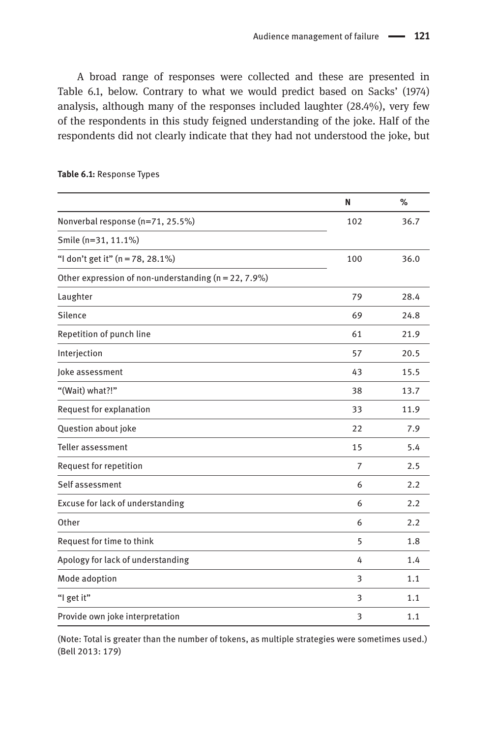A broad range of responses were collected and these are presented in Table 6.1, below. Contrary to what we would predict based on Sacks' (1974) analysis, although many of the responses included laughter (28.4%), very few of the respondents in this study feigned understanding of the joke. Half of the respondents did not clearly indicate that they had not understood the joke, but

**Table 6.1:** Response Types

| | N | % |
|---|---|---|
| Nonverbal response (n=71, 25.5%) | 102 | 36.7 |
| Smile (n=31, 11.1%) | | |
| "I don't get it" (n = 78, 28.1%) | 100 | 36.0 |
| Other expression of non-understanding (n = 22, 7.9%) | | |
| Laughter | 79 | 28.4 |
| Silence | 69 | 24.8 |
| Repetition of punch line | 61 | 21.9 |
| Interjection | 57 | 20.5 |
| Joke assessment | 43 | 15.5 |
| "(Wait) what?!" | 38 | 13.7 |
| Request for explanation | 33 | 11.9 |
| Question about joke | 22 | 7.9 |
| Teller assessment | 15 | 5.4 |
| Request for repetition | 7 | 2.5 |
| Self assessment | 6 | 2.2 |
| Excuse for lack of understanding | 6 | 2.2 |
| Other | 6 | 2.2 |
| Request for time to think | 5 | 1.8 |
| Apology for lack of understanding | 4 | 1.4 |
| Mode adoption | 3 | 1.1 |
| "I get it" | 3 | 1.1 |
| Provide own joke interpretation | 3 | 1.1 |

(Note: Total is greater than the number of tokens, as multiple strategies were sometimes used.) (Bell 2013: 179)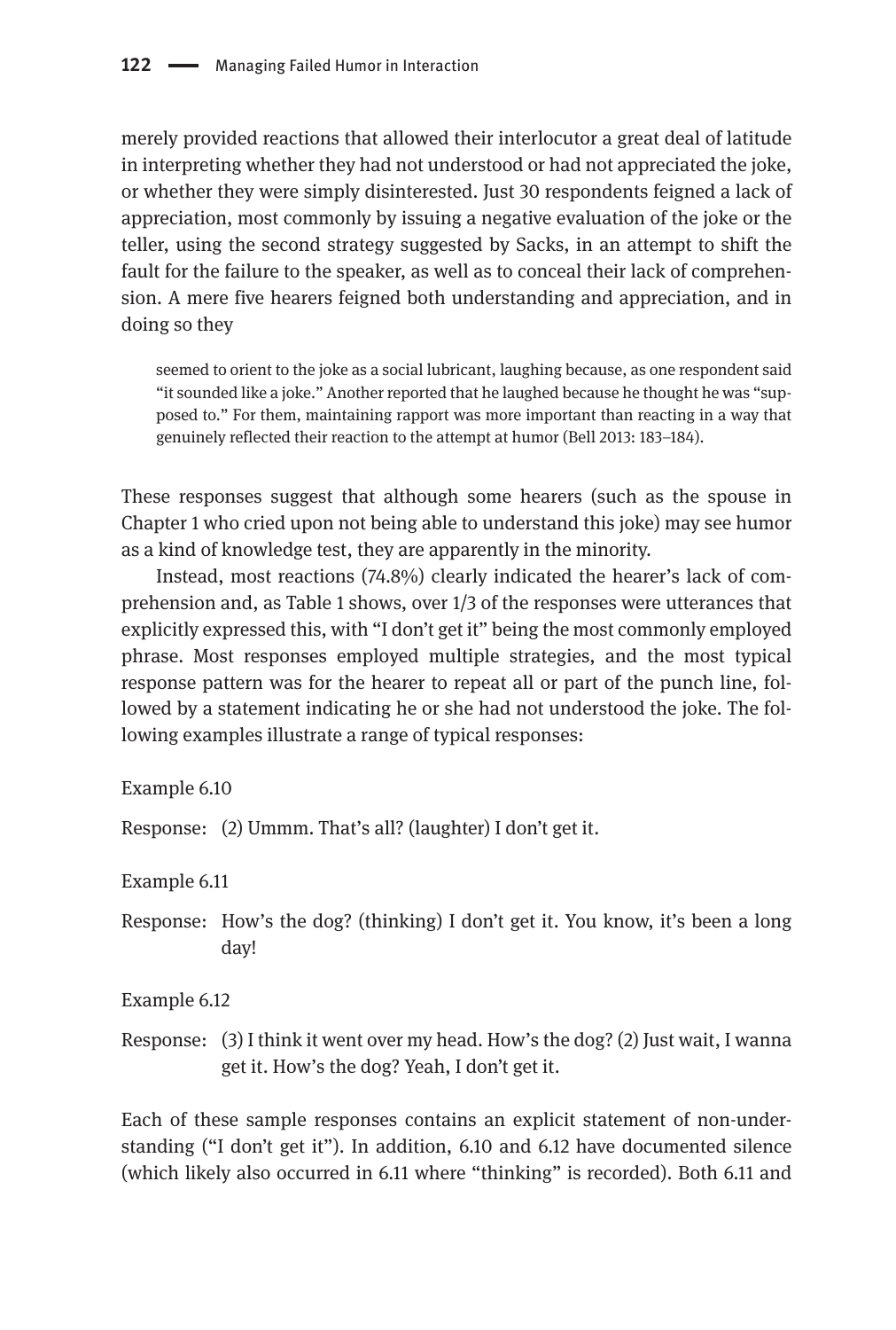merely provided reactions that allowed their interlocutor a great deal of latitude in interpreting whether they had not understood or had not appreciated the joke, or whether they were simply disinterested. Just 30 respondents feigned a lack of appreciation, most commonly by issuing a negative evaluation of the joke or the teller, using the second strategy suggested by Sacks, in an attempt to shift the fault for the failure to the speaker, as well as to conceal their lack of comprehension. A mere five hearers feigned both understanding and appreciation, and in doing so they

> seemed to orient to the joke as a social lubricant, laughing because, as one respondent said "it sounded like a joke." Another reported that he laughed because he thought he was "supposed to." For them, maintaining rapport was more important than reacting in a way that genuinely reflected their reaction to the attempt at humor (Bell 2013: 183–184).

These responses suggest that although some hearers (such as the spouse in Chapter 1 who cried upon not being able to understand this joke) may see humor as a kind of knowledge test, they are apparently in the minority.

Instead, most reactions (74.8%) clearly indicated the hearer's lack of comprehension and, as Table 1 shows, over 1/3 of the responses were utterances that explicitly expressed this, with "I don't get it" being the most commonly employed phrase. Most responses employed multiple strategies, and the most typical response pattern was for the hearer to repeat all or part of the punch line, followed by a statement indicating he or she had not understood the joke. The following examples illustrate a range of typical responses:

Example 6.10

Response: (2) Ummm. That's all? (laughter) I don't get it.

Example 6.11

Response: How's the dog? (thinking) I don't get it. You know, it's been a long day!

Example 6.12

Response: (3) I think it went over my head. How's the dog? (2) Just wait, I wanna get it. How's the dog? Yeah, I don't get it.

Each of these sample responses contains an explicit statement of non-understanding ("I don't get it"). In addition, 6.10 and 6.12 have documented silence (which likely also occurred in 6.11 where "thinking" is recorded). Both 6.11 and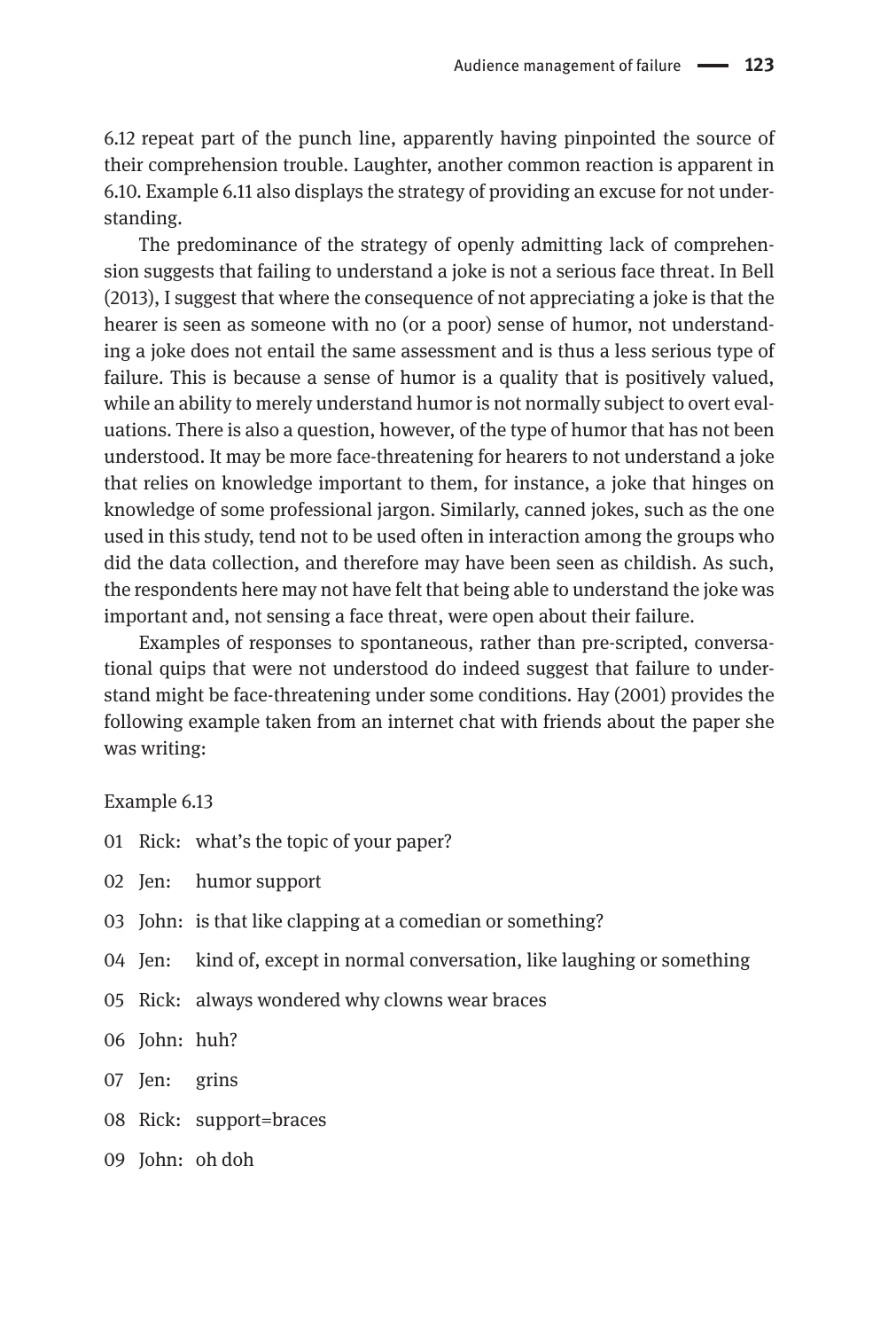6.12 repeat part of the punch line, apparently having pinpointed the source of their comprehension trouble. Laughter, another common reaction is apparent in 6.10. Example 6.11 also displays the strategy of providing an excuse for not understanding.

The predominance of the strategy of openly admitting lack of comprehension suggests that failing to understand a joke is not a serious face threat. In Bell (2013), I suggest that where the consequence of not appreciating a joke is that the hearer is seen as someone with no (or a poor) sense of humor, not understanding a joke does not entail the same assessment and is thus a less serious type of failure. This is because a sense of humor is a quality that is positively valued, while an ability to merely understand humor is not normally subject to overt evaluations. There is also a question, however, of the type of humor that has not been understood. It may be more face-threatening for hearers to not understand a joke that relies on knowledge important to them, for instance, a joke that hinges on knowledge of some professional jargon. Similarly, canned jokes, such as the one used in this study, tend not to be used often in interaction among the groups who did the data collection, and therefore may have been seen as childish. As such, the respondents here may not have felt that being able to understand the joke was important and, not sensing a face threat, were open about their failure.

Examples of responses to spontaneous, rather than pre-scripted, conversational quips that were not understood do indeed suggest that failure to understand might be face-threatening under some conditions. Hay (2001) provides the following example taken from an internet chat with friends about the paper she was writing:

Example 6.13

01 Rick: what's the topic of your paper?

02 Jen: humor support

03 John: is that like clapping at a comedian or something?

04 Jen: kind of, except in normal conversation, like laughing or something

05 Rick: always wondered why clowns wear braces

06 John: huh?

07 Jen: grins

08 Rick: support=braces

09 John: oh doh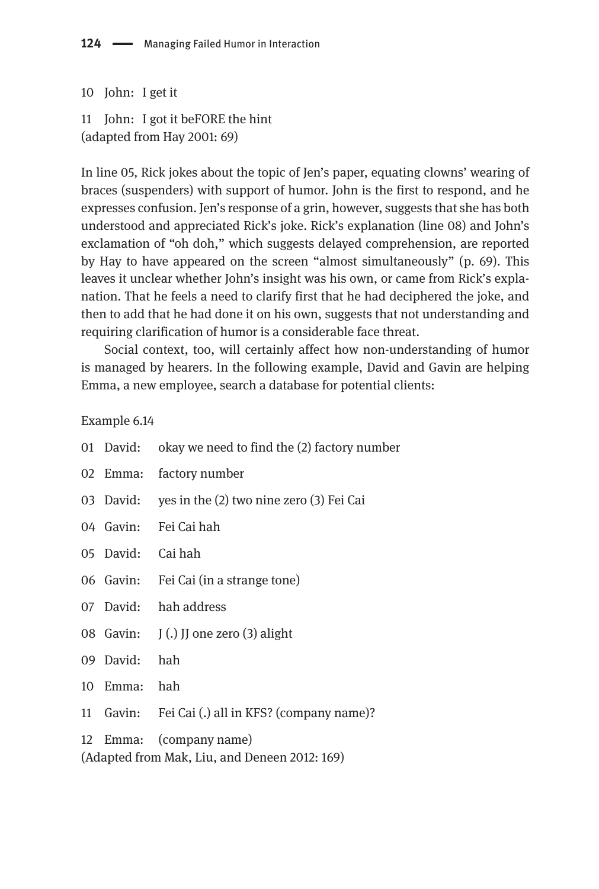10 John: I get it

11 John: I got it beFORE the hint
(adapted from Hay 2001: 69)

In line 05, Rick jokes about the topic of Jen's paper, equating clowns' wearing of braces (suspenders) with support of humor. John is the first to respond, and he expresses confusion. Jen's response of a grin, however, suggests that she has both understood and appreciated Rick's joke. Rick's explanation (line 08) and John's exclamation of "oh doh," which suggests delayed comprehension, are reported by Hay to have appeared on the screen "almost simultaneously" (p. 69). This leaves it unclear whether John's insight was his own, or came from Rick's explanation. That he feels a need to clarify first that he had deciphered the joke, and then to add that he had done it on his own, suggests that not understanding and requiring clarification of humor is a considerable face threat.

Social context, too, will certainly affect how non-understanding of humor is managed by hearers. In the following example, David and Gavin are helping Emma, a new employee, search a database for potential clients:

Example 6.14

01 David: okay we need to find the (2) factory number

02 Emma: factory number

03 David: yes in the (2) two nine zero (3) Fei Cai

04 Gavin: Fei Cai hah

05 David: Cai hah

06 Gavin: Fei Cai (in a strange tone)

07 David: hah address

08 Gavin: J (.) JJ one zero (3) alight

09 David: hah

10 Emma: hah

11 Gavin: Fei Cai (.) all in KFS? (company name)?

12 Emma: (company name)
(Adapted from Mak, Liu, and Deneen 2012: 169)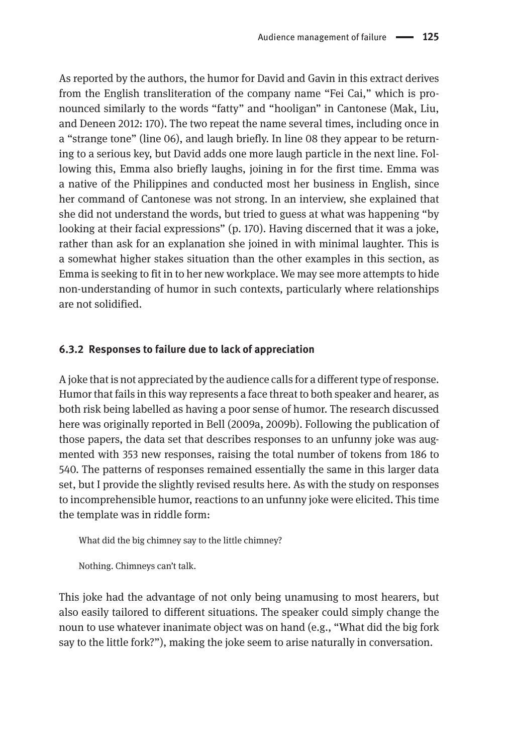As reported by the authors, the humor for David and Gavin in this extract derives from the English transliteration of the company name "Fei Cai," which is pronounced similarly to the words "fatty" and "hooligan" in Cantonese (Mak, Liu, and Deneen 2012: 170). The two repeat the name several times, including once in a "strange tone" (line 06), and laugh briefly. In line 08 they appear to be returning to a serious key, but David adds one more laugh particle in the next line. Following this, Emma also briefly laughs, joining in for the first time. Emma was a native of the Philippines and conducted most her business in English, since her command of Cantonese was not strong. In an interview, she explained that she did not understand the words, but tried to guess at what was happening "by looking at their facial expressions" (p. 170). Having discerned that it was a joke, rather than ask for an explanation she joined in with minimal laughter. This is a somewhat higher stakes situation than the other examples in this section, as Emma is seeking to fit in to her new workplace. We may see more attempts to hide non-understanding of humor in such contexts, particularly where relationships are not solidified.

### 6.3.2 Responses to failure due to lack of appreciation

A joke that is not appreciated by the audience calls for a different type of response. Humor that fails in this way represents a face threat to both speaker and hearer, as both risk being labelled as having a poor sense of humor. The research discussed here was originally reported in Bell (2009a, 2009b). Following the publication of those papers, the data set that describes responses to an unfunny joke was augmented with 353 new responses, raising the total number of tokens from 186 to 540. The patterns of responses remained essentially the same in this larger data set, but I provide the slightly revised results here. As with the study on responses to incomprehensible humor, reactions to an unfunny joke were elicited. This time the template was in riddle form:

> What did the big chimney say to the little chimney?
>
> Nothing. Chimneys can't talk.

This joke had the advantage of not only being unamusing to most hearers, but also easily tailored to different situations. The speaker could simply change the noun to use whatever inanimate object was on hand (e.g., "What did the big fork say to the little fork?"), making the joke seem to arise naturally in conversation.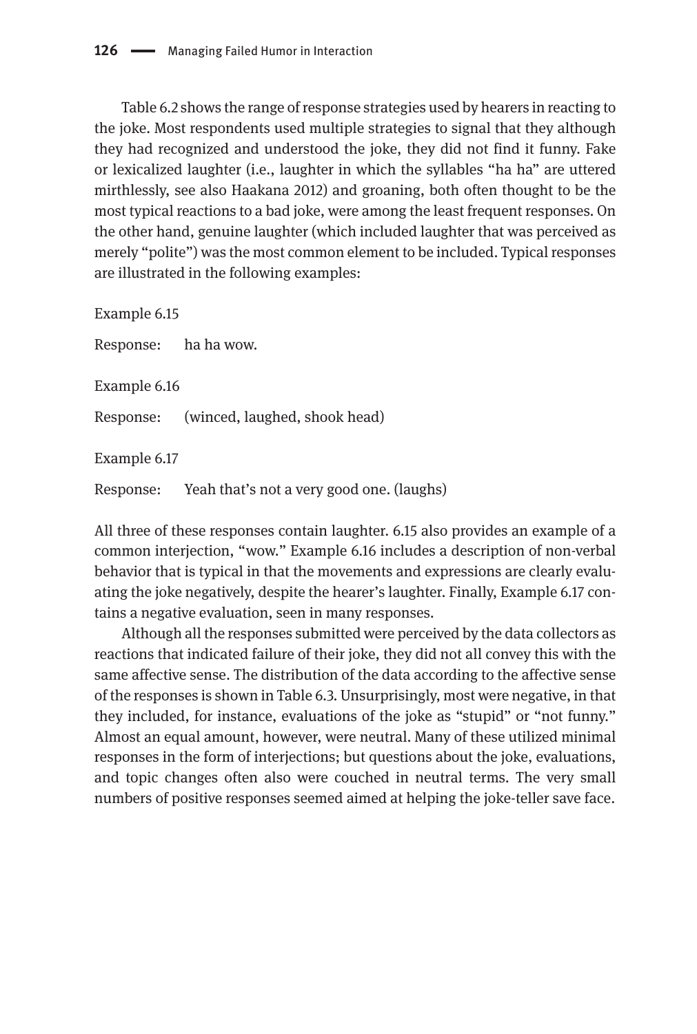Table 6.2 shows the range of response strategies used by hearers in reacting to the joke. Most respondents used multiple strategies to signal that they although they had recognized and understood the joke, they did not find it funny. Fake or lexicalized laughter (i.e., laughter in which the syllables "ha ha" are uttered mirthlessly, see also Haakana 2012) and groaning, both often thought to be the most typical reactions to a bad joke, were among the least frequent responses. On the other hand, genuine laughter (which included laughter that was perceived as merely "polite") was the most common element to be included. Typical responses are illustrated in the following examples:

Example 6.15

Response: ha ha wow.

Example 6.16

Response: (winced, laughed, shook head)

Example 6.17

Response: Yeah that's not a very good one. (laughs)

All three of these responses contain laughter. 6.15 also provides an example of a common interjection, "wow." Example 6.16 includes a description of non-verbal behavior that is typical in that the movements and expressions are clearly evaluating the joke negatively, despite the hearer's laughter. Finally, Example 6.17 contains a negative evaluation, seen in many responses.

Although all the responses submitted were perceived by the data collectors as reactions that indicated failure of their joke, they did not all convey this with the same affective sense. The distribution of the data according to the affective sense of the responses is shown in Table 6.3. Unsurprisingly, most were negative, in that they included, for instance, evaluations of the joke as "stupid" or "not funny." Almost an equal amount, however, were neutral. Many of these utilized minimal responses in the form of interjections; but questions about the joke, evaluations, and topic changes often also were couched in neutral terms. The very small numbers of positive responses seemed aimed at helping the joke-teller save face.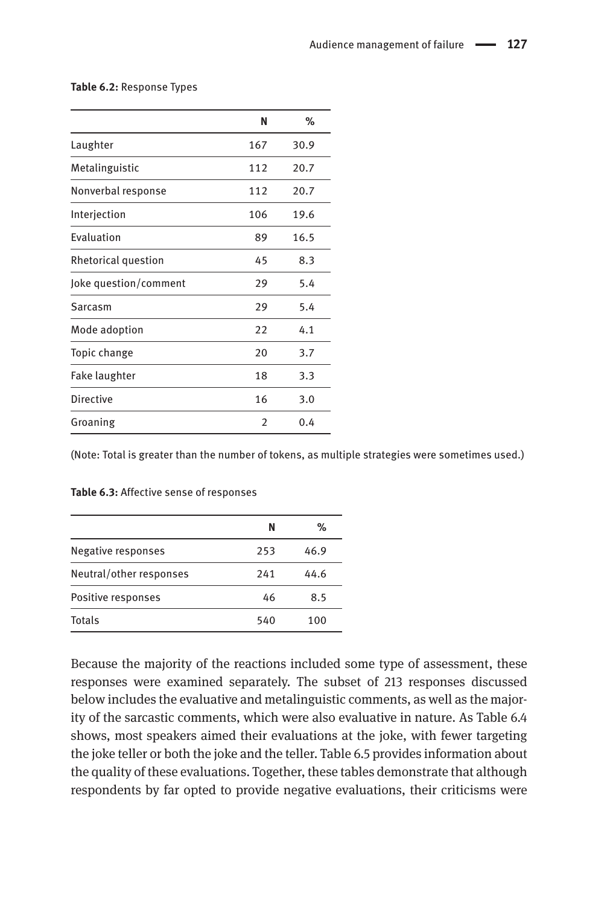**Table 6.2:** Response Types

| | N | % |
|---|---|---|
| Laughter | 167 | 30.9 |
| Metalinguistic | 112 | 20.7 |
| Nonverbal response | 112 | 20.7 |
| Interjection | 106 | 19.6 |
| Evaluation | 89 | 16.5 |
| Rhetorical question | 45 | 8.3 |
| Joke question/comment | 29 | 5.4 |
| Sarcasm | 29 | 5.4 |
| Mode adoption | 22 | 4.1 |
| Topic change | 20 | 3.7 |
| Fake laughter | 18 | 3.3 |
| Directive | 16 | 3.0 |
| Groaning | 2 | 0.4 |

(Note: Total is greater than the number of tokens, as multiple strategies were sometimes used.)

**Table 6.3:** Affective sense of responses

| | N | % |
|---|---|---|
| Negative responses | 253 | 46.9 |
| Neutral/other responses | 241 | 44.6 |
| Positive responses | 46 | 8.5 |
| Totals | 540 | 100 |

Because the majority of the reactions included some type of assessment, these responses were examined separately. The subset of 213 responses discussed below includes the evaluative and metalinguistic comments, as well as the majority of the sarcastic comments, which were also evaluative in nature. As Table 6.4 shows, most speakers aimed their evaluations at the joke, with fewer targeting the joke teller or both the joke and the teller. Table 6.5 provides information about the quality of these evaluations. Together, these tables demonstrate that although respondents by far opted to provide negative evaluations, their criticisms were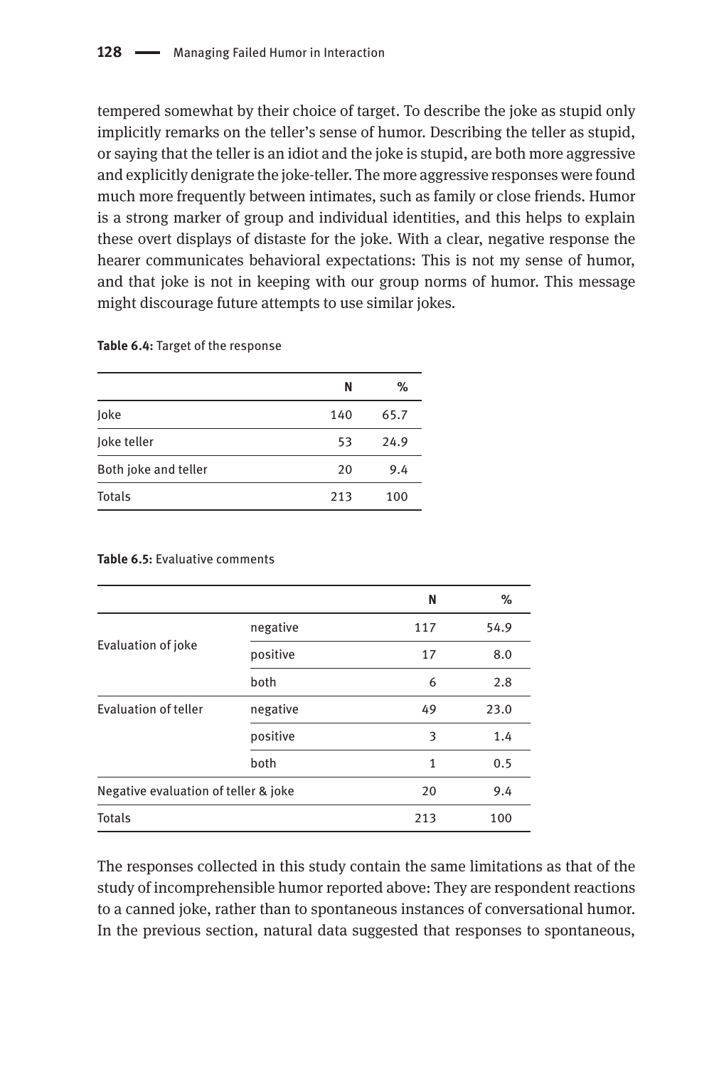tempered somewhat by their choice of target. To describe the joke as stupid only implicitly remarks on the teller's sense of humor. Describing the teller as stupid, or saying that the teller is an idiot and the joke is stupid, are both more aggressive and explicitly denigrate the joke-teller. The more aggressive responses were found much more frequently between intimates, such as family or close friends. Humor is a strong marker of group and individual identities, and this helps to explain these overt displays of distaste for the joke. With a clear, negative response the hearer communicates behavioral expectations: This is not my sense of humor, and that joke is not in keeping with our group norms of humor. This message might discourage future attempts to use similar jokes.

**Table 6.4:** Target of the response

| | N | % |
|---|---|---|
| Joke | 140 | 65.7 |
| Joke teller | 53 | 24.9 |
| Both joke and teller | 20 | 9.4 |
| Totals | 213 | 100 |

**Table 6.5:** Evaluative comments

| | | N | % |
|---|---|---|---|
| Evaluation of joke | negative | 117 | 54.9 |
| | positive | 17 | 8.0 |
| | both | 6 | 2.8 |
| Evaluation of teller | negative | 49 | 23.0 |
| | positive | 3 | 1.4 |
| | both | 1 | 0.5 |
| Negative evaluation of teller & joke | | 20 | 9.4 |
| Totals | | 213 | 100 |

The responses collected in this study contain the same limitations as that of the study of incomprehensible humor reported above: They are respondent reactions to a canned joke, rather than to spontaneous instances of conversational humor. In the previous section, natural data suggested that responses to spontaneous,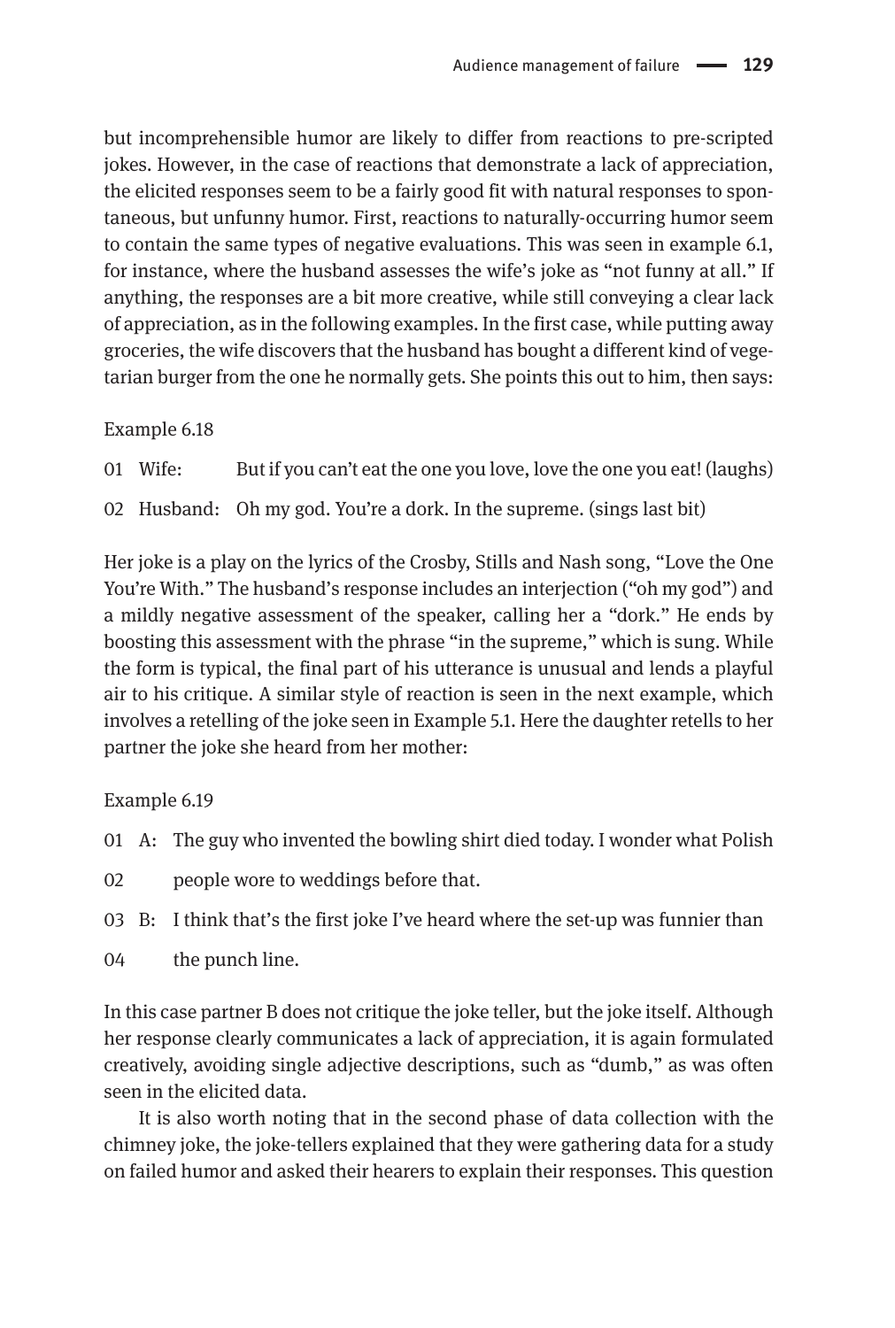but incomprehensible humor are likely to differ from reactions to pre-scripted jokes. However, in the case of reactions that demonstrate a lack of appreciation, the elicited responses seem to be a fairly good fit with natural responses to spontaneous, but unfunny humor. First, reactions to naturally-occurring humor seem to contain the same types of negative evaluations. This was seen in example 6.1, for instance, where the husband assesses the wife's joke as "not funny at all." If anything, the responses are a bit more creative, while still conveying a clear lack of appreciation, as in the following examples. In the first case, while putting away groceries, the wife discovers that the husband has bought a different kind of vegetarian burger from the one he normally gets. She points this out to him, then says:

Example 6.18

01 Wife: But if you can't eat the one you love, love the one you eat! (laughs)

02 Husband: Oh my god. You're a dork. In the supreme. (sings last bit)

Her joke is a play on the lyrics of the Crosby, Stills and Nash song, "Love the One You're With." The husband's response includes an interjection ("oh my god") and a mildly negative assessment of the speaker, calling her a "dork." He ends by boosting this assessment with the phrase "in the supreme," which is sung. While the form is typical, the final part of his utterance is unusual and lends a playful air to his critique. A similar style of reaction is seen in the next example, which involves a retelling of the joke seen in Example 5.1. Here the daughter retells to her partner the joke she heard from her mother:

Example 6.19

01 A: The guy who invented the bowling shirt died today. I wonder what Polish

02 people wore to weddings before that.

03 B: I think that's the first joke I've heard where the set-up was funnier than

04 the punch line.

In this case partner B does not critique the joke teller, but the joke itself. Although her response clearly communicates a lack of appreciation, it is again formulated creatively, avoiding single adjective descriptions, such as "dumb," as was often seen in the elicited data.

It is also worth noting that in the second phase of data collection with the chimney joke, the joke-tellers explained that they were gathering data for a study on failed humor and asked their hearers to explain their responses. This question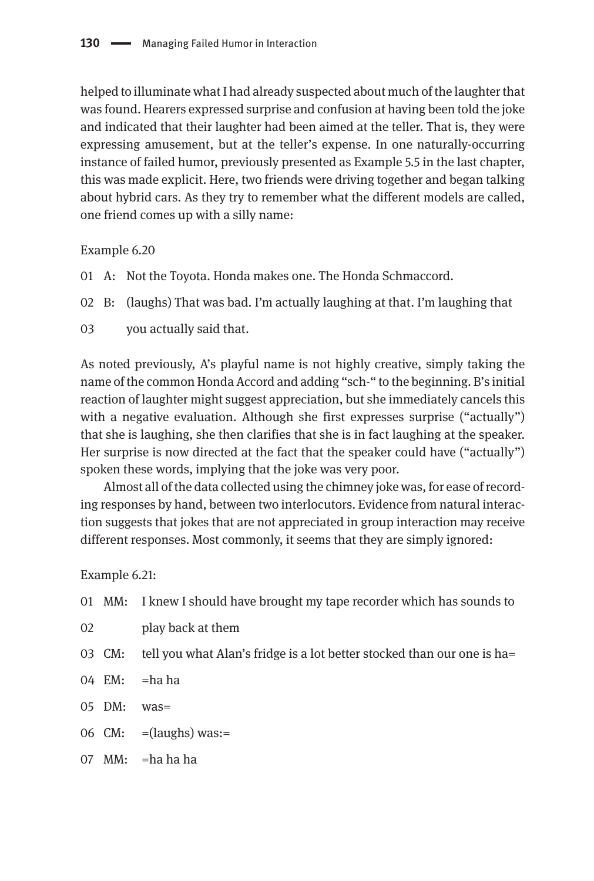helped to illuminate what I had already suspected about much of the laughter that was found. Hearers expressed surprise and confusion at having been told the joke and indicated that their laughter had been aimed at the teller. That is, they were expressing amusement, but at the teller's expense. In one naturally-occurring instance of failed humor, previously presented as Example 5.5 in the last chapter, this was made explicit. Here, two friends were driving together and began talking about hybrid cars. As they try to remember what the different models are called, one friend comes up with a silly name:

Example 6.20

01 A: Not the Toyota. Honda makes one. The Honda Schmaccord.

02 B: (laughs) That was bad. I'm actually laughing at that. I'm laughing that

03 you actually said that.

As noted previously, A's playful name is not highly creative, simply taking the name of the common Honda Accord and adding "sch-" to the beginning. B's initial reaction of laughter might suggest appreciation, but she immediately cancels this with a negative evaluation. Although she first expresses surprise ("actually") that she is laughing, she then clarifies that she is in fact laughing at the speaker. Her surprise is now directed at the fact that the speaker could have ("actually") spoken these words, implying that the joke was very poor.

Almost all of the data collected using the chimney joke was, for ease of recording responses by hand, between two interlocutors. Evidence from natural interaction suggests that jokes that are not appreciated in group interaction may receive different responses. Most commonly, it seems that they are simply ignored:

Example 6.21:

01 MM: I knew I should have brought my tape recorder which has sounds to

02 play back at them

03 CM: tell you what Alan's fridge is a lot better stocked than our one is ha=

04 EM: =ha ha

05 DM: was=

06 CM: =(laughs) was:=

07 MM: =ha ha ha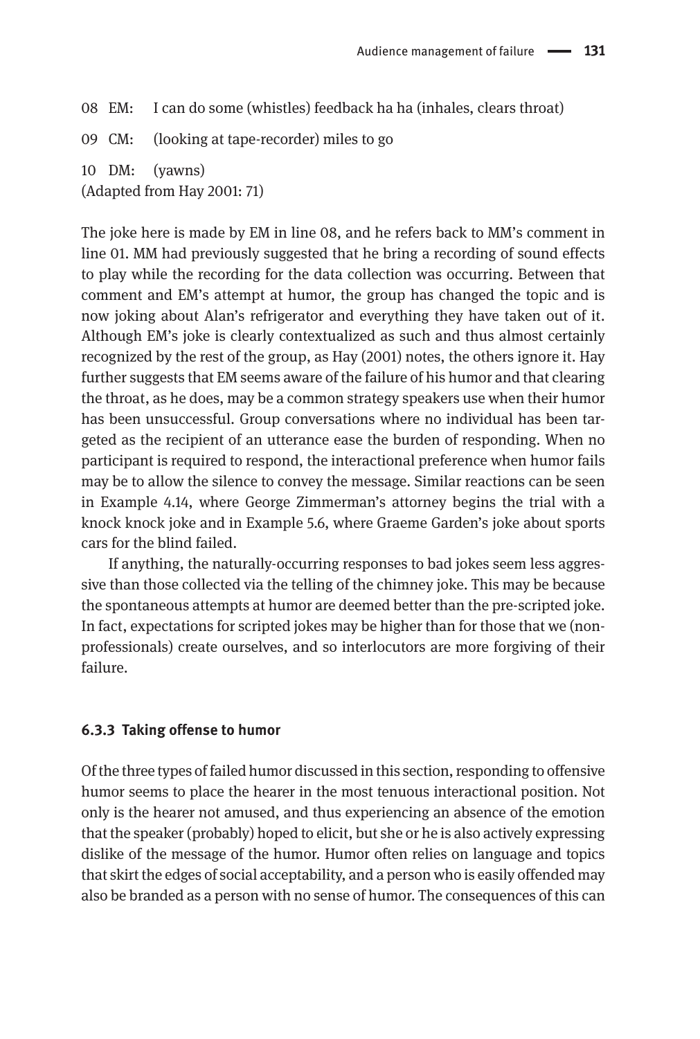08 EM: I can do some (whistles) feedback ha ha (inhales, clears throat)

09 CM: (looking at tape-recorder) miles to go

10 DM: (yawns)

(Adapted from Hay 2001: 71)

The joke here is made by EM in line 08, and he refers back to MM's comment in line 01. MM had previously suggested that he bring a recording of sound effects to play while the recording for the data collection was occurring. Between that comment and EM's attempt at humor, the group has changed the topic and is now joking about Alan's refrigerator and everything they have taken out of it. Although EM's joke is clearly contextualized as such and thus almost certainly recognized by the rest of the group, as Hay (2001) notes, the others ignore it. Hay further suggests that EM seems aware of the failure of his humor and that clearing the throat, as he does, may be a common strategy speakers use when their humor has been unsuccessful. Group conversations where no individual has been targeted as the recipient of an utterance ease the burden of responding. When no participant is required to respond, the interactional preference when humor fails may be to allow the silence to convey the message. Similar reactions can be seen in Example 4.14, where George Zimmerman's attorney begins the trial with a knock knock joke and in Example 5.6, where Graeme Garden's joke about sports cars for the blind failed.

If anything, the naturally-occurring responses to bad jokes seem less aggressive than those collected via the telling of the chimney joke. This may be because the spontaneous attempts at humor are deemed better than the pre-scripted joke. In fact, expectations for scripted jokes may be higher than for those that we (non-professionals) create ourselves, and so interlocutors are more forgiving of their failure.

### 6.3.3 Taking offense to humor

Of the three types of failed humor discussed in this section, responding to offensive humor seems to place the hearer in the most tenuous interactional position. Not only is the hearer not amused, and thus experiencing an absence of the emotion that the speaker (probably) hoped to elicit, but she or he is also actively expressing dislike of the message of the humor. Humor often relies on language and topics that skirt the edges of social acceptability, and a person who is easily offended may also be branded as a person with no sense of humor. The consequences of this can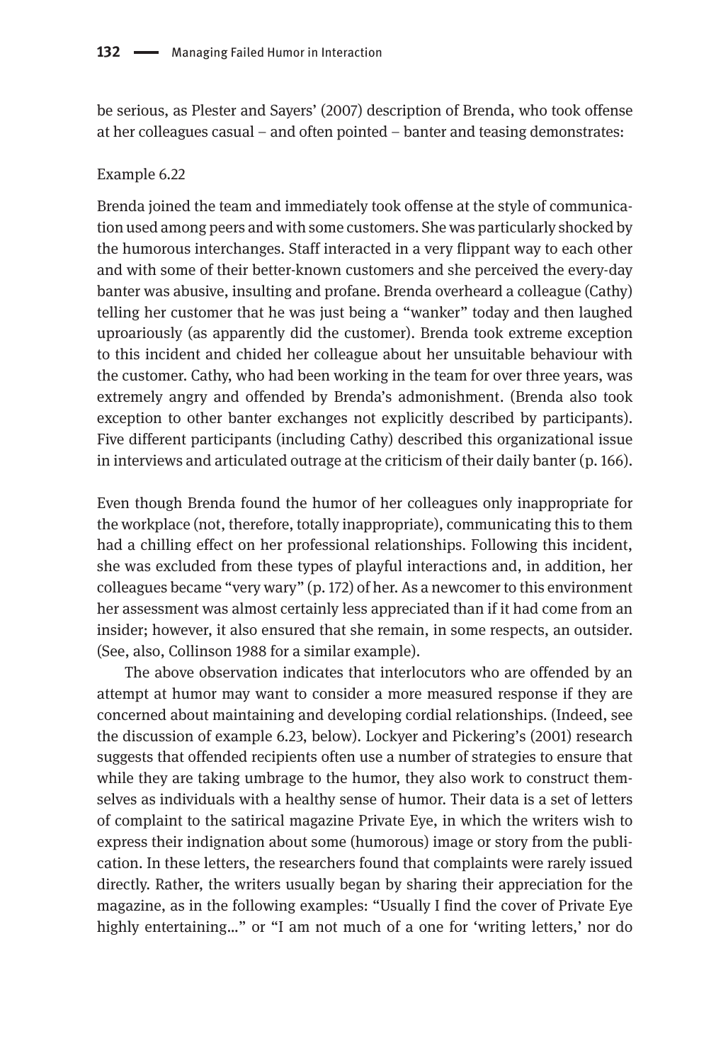be serious, as Plester and Sayers' (2007) description of Brenda, who took offense at her colleagues casual – and often pointed – banter and teasing demonstrates:

Example 6.22

Brenda joined the team and immediately took offense at the style of communication used among peers and with some customers. She was particularly shocked by the humorous interchanges. Staff interacted in a very flippant way to each other and with some of their better-known customers and she perceived the every-day banter was abusive, insulting and profane. Brenda overheard a colleague (Cathy) telling her customer that he was just being a "wanker" today and then laughed uproariously (as apparently did the customer). Brenda took extreme exception to this incident and chided her colleague about her unsuitable behaviour with the customer. Cathy, who had been working in the team for over three years, was extremely angry and offended by Brenda's admonishment. (Brenda also took exception to other banter exchanges not explicitly described by participants). Five different participants (including Cathy) described this organizational issue in interviews and articulated outrage at the criticism of their daily banter (p. 166).

Even though Brenda found the humor of her colleagues only inappropriate for the workplace (not, therefore, totally inappropriate), communicating this to them had a chilling effect on her professional relationships. Following this incident, she was excluded from these types of playful interactions and, in addition, her colleagues became "very wary" (p. 172) of her. As a newcomer to this environment her assessment was almost certainly less appreciated than if it had come from an insider; however, it also ensured that she remain, in some respects, an outsider. (See, also, Collinson 1988 for a similar example).

The above observation indicates that interlocutors who are offended by an attempt at humor may want to consider a more measured response if they are concerned about maintaining and developing cordial relationships. (Indeed, see the discussion of example 6.23, below). Lockyer and Pickering's (2001) research suggests that offended recipients often use a number of strategies to ensure that while they are taking umbrage to the humor, they also work to construct themselves as individuals with a healthy sense of humor. Their data is a set of letters of complaint to the satirical magazine Private Eye, in which the writers wish to express their indignation about some (humorous) image or story from the publication. In these letters, the researchers found that complaints were rarely issued directly. Rather, the writers usually began by sharing their appreciation for the magazine, as in the following examples: "Usually I find the cover of Private Eye highly entertaining…" or "I am not much of a one for 'writing letters,' nor do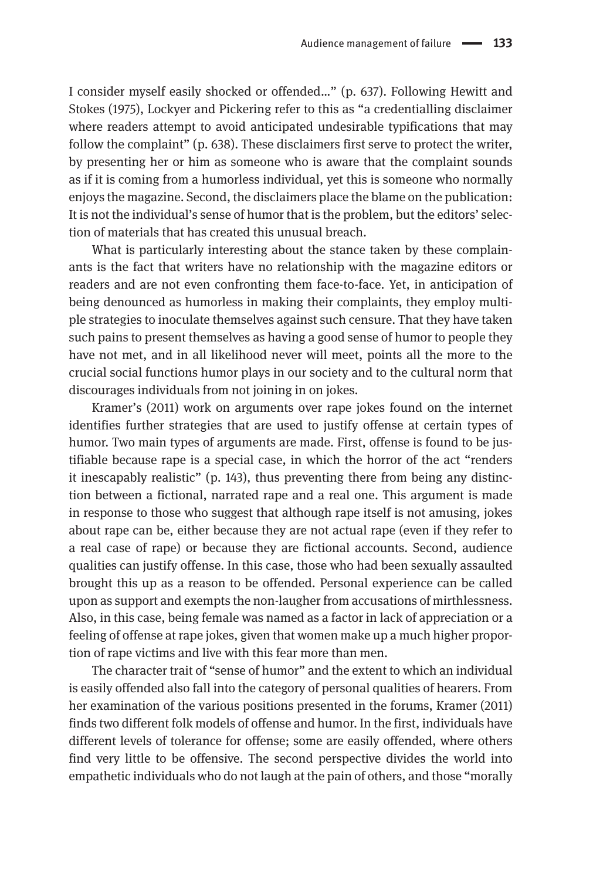I consider myself easily shocked or offended…" (p. 637). Following Hewitt and Stokes (1975), Lockyer and Pickering refer to this as "a credentialling disclaimer where readers attempt to avoid anticipated undesirable typifications that may follow the complaint" (p. 638). These disclaimers first serve to protect the writer, by presenting her or him as someone who is aware that the complaint sounds as if it is coming from a humorless individual, yet this is someone who normally enjoys the magazine. Second, the disclaimers place the blame on the publication: It is not the individual's sense of humor that is the problem, but the editors' selection of materials that has created this unusual breach.

What is particularly interesting about the stance taken by these complainants is the fact that writers have no relationship with the magazine editors or readers and are not even confronting them face-to-face. Yet, in anticipation of being denounced as humorless in making their complaints, they employ multiple strategies to inoculate themselves against such censure. That they have taken such pains to present themselves as having a good sense of humor to people they have not met, and in all likelihood never will meet, points all the more to the crucial social functions humor plays in our society and to the cultural norm that discourages individuals from not joining in on jokes.

Kramer's (2011) work on arguments over rape jokes found on the internet identifies further strategies that are used to justify offense at certain types of humor. Two main types of arguments are made. First, offense is found to be justifiable because rape is a special case, in which the horror of the act "renders it inescapably realistic" (p. 143), thus preventing there from being any distinction between a fictional, narrated rape and a real one. This argument is made in response to those who suggest that although rape itself is not amusing, jokes about rape can be, either because they are not actual rape (even if they refer to a real case of rape) or because they are fictional accounts. Second, audience qualities can justify offense. In this case, those who had been sexually assaulted brought this up as a reason to be offended. Personal experience can be called upon as support and exempts the non-laugher from accusations of mirthlessness. Also, in this case, being female was named as a factor in lack of appreciation or a feeling of offense at rape jokes, given that women make up a much higher proportion of rape victims and live with this fear more than men.

The character trait of "sense of humor" and the extent to which an individual is easily offended also fall into the category of personal qualities of hearers. From her examination of the various positions presented in the forums, Kramer (2011) finds two different folk models of offense and humor. In the first, individuals have different levels of tolerance for offense; some are easily offended, where others find very little to be offensive. The second perspective divides the world into empathetic individuals who do not laugh at the pain of others, and those "morally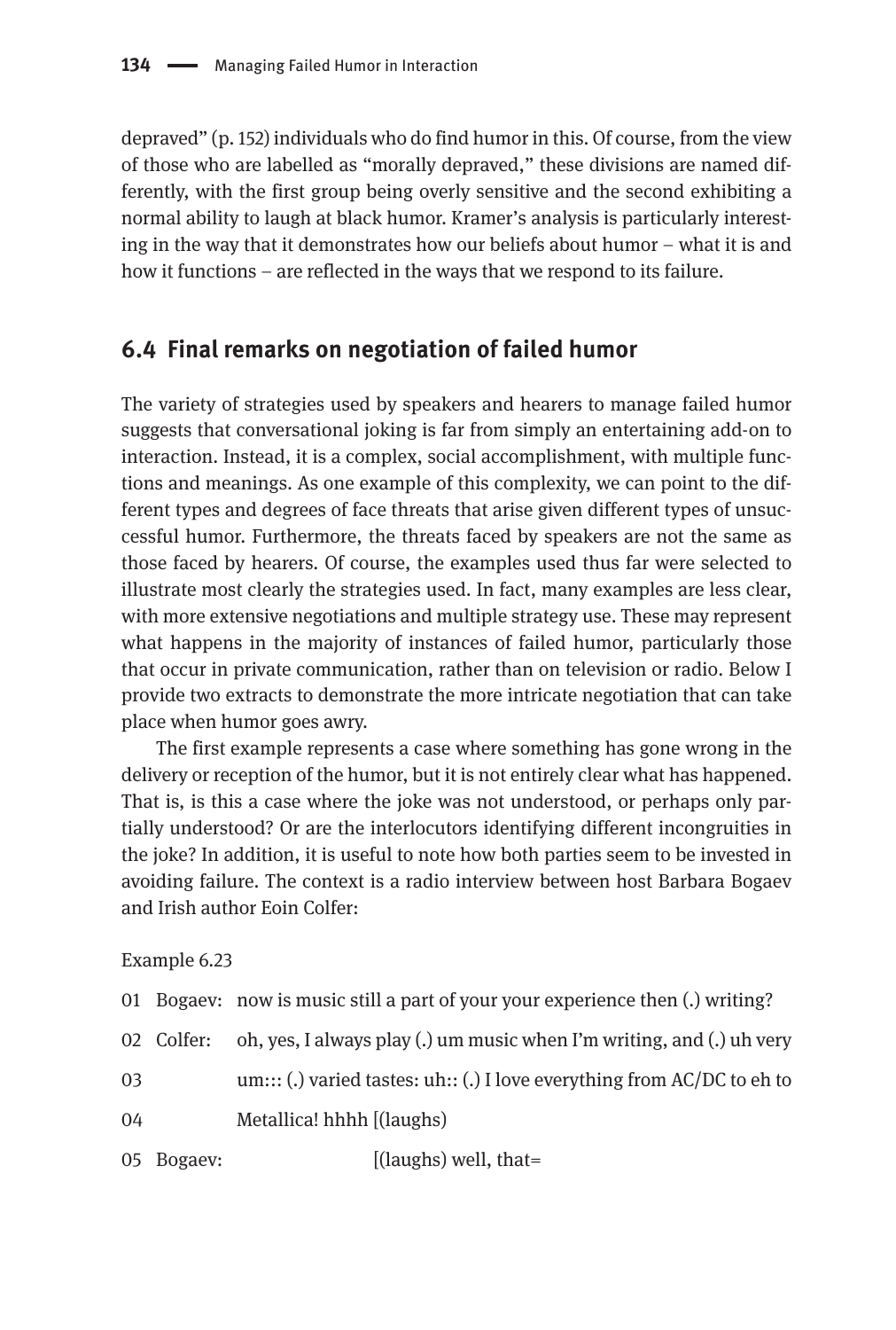depraved" (p. 152) individuals who do find humor in this. Of course, from the view of those who are labelled as "morally depraved," these divisions are named differently, with the first group being overly sensitive and the second exhibiting a normal ability to laugh at black humor. Kramer's analysis is particularly interesting in the way that it demonstrates how our beliefs about humor – what it is and how it functions – are reflected in the ways that we respond to its failure.

## 6.4 Final remarks on negotiation of failed humor

The variety of strategies used by speakers and hearers to manage failed humor suggests that conversational joking is far from simply an entertaining add-on to interaction. Instead, it is a complex, social accomplishment, with multiple functions and meanings. As one example of this complexity, we can point to the different types and degrees of face threats that arise given different types of unsuccessful humor. Furthermore, the threats faced by speakers are not the same as those faced by hearers. Of course, the examples used thus far were selected to illustrate most clearly the strategies used. In fact, many examples are less clear, with more extensive negotiations and multiple strategy use. These may represent what happens in the majority of instances of failed humor, particularly those that occur in private communication, rather than on television or radio. Below I provide two extracts to demonstrate the more intricate negotiation that can take place when humor goes awry.

The first example represents a case where something has gone wrong in the delivery or reception of the humor, but it is not entirely clear what has happened. That is, is this a case where the joke was not understood, or perhaps only partially understood? Or are the interlocutors identifying different incongruities in the joke? In addition, it is useful to note how both parties seem to be invested in avoiding failure. The context is a radio interview between host Barbara Bogaev and Irish author Eoin Colfer:

Example 6.23

01 Bogaev: now is music still a part of your your experience then (.) writing?

02 Colfer: oh, yes, I always play (.) um music when I'm writing, and (.) uh very

03 um::: (.) varied tastes: uh:: (.) I love everything from AC/DC to eh to

04 Metallica! hhhh [(laughs)

05 Bogaev: [(laughs) well, that=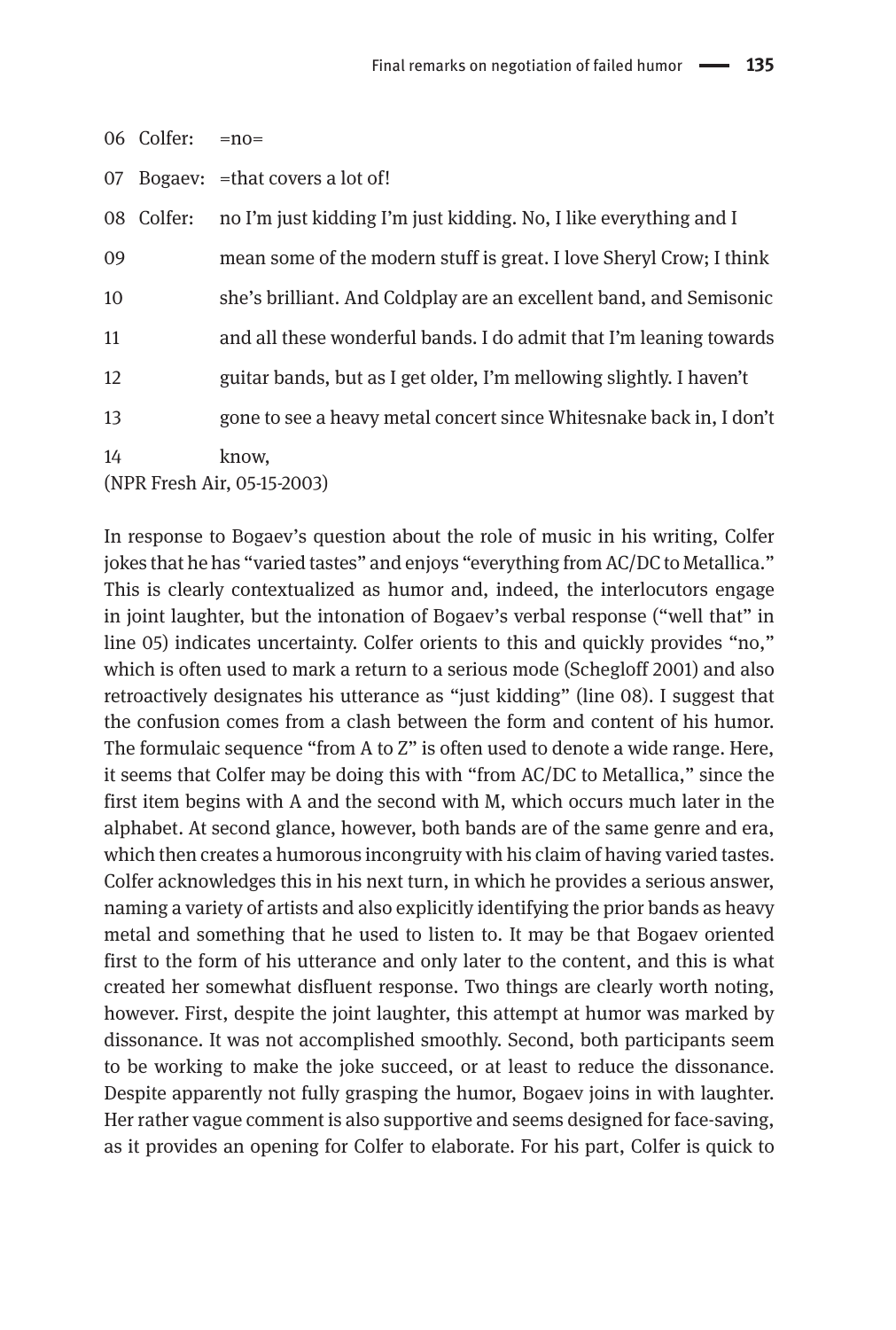06 Colfer: =no=

07 Bogaev: =that covers a lot of!

08 Colfer: no I'm just kidding I'm just kidding. No, I like everything and I

09 mean some of the modern stuff is great. I love Sheryl Crow; I think

10 she's brilliant. And Coldplay are an excellent band, and Semisonic

11 and all these wonderful bands. I do admit that I'm leaning towards

12 guitar bands, but as I get older, I'm mellowing slightly. I haven't

13 gone to see a heavy metal concert since Whitesnake back in, I don't

14 know,

(NPR Fresh Air, 05-15-2003)

In response to Bogaev's question about the role of music in his writing, Colfer jokes that he has "varied tastes" and enjoys "everything from AC/DC to Metallica." This is clearly contextualized as humor and, indeed, the interlocutors engage in joint laughter, but the intonation of Bogaev's verbal response ("well that" in line 05) indicates uncertainty. Colfer orients to this and quickly provides "no," which is often used to mark a return to a serious mode (Schegloff 2001) and also retroactively designates his utterance as "just kidding" (line 08). I suggest that the confusion comes from a clash between the form and content of his humor. The formulaic sequence "from A to Z" is often used to denote a wide range. Here, it seems that Colfer may be doing this with "from AC/DC to Metallica," since the first item begins with A and the second with M, which occurs much later in the alphabet. At second glance, however, both bands are of the same genre and era, which then creates a humorous incongruity with his claim of having varied tastes. Colfer acknowledges this in his next turn, in which he provides a serious answer, naming a variety of artists and also explicitly identifying the prior bands as heavy metal and something that he used to listen to. It may be that Bogaev oriented first to the form of his utterance and only later to the content, and this is what created her somewhat disfluent response. Two things are clearly worth noting, however. First, despite the joint laughter, this attempt at humor was marked by dissonance. It was not accomplished smoothly. Second, both participants seem to be working to make the joke succeed, or at least to reduce the dissonance. Despite apparently not fully grasping the humor, Bogaev joins in with laughter. Her rather vague comment is also supportive and seems designed for face-saving, as it provides an opening for Colfer to elaborate. For his part, Colfer is quick to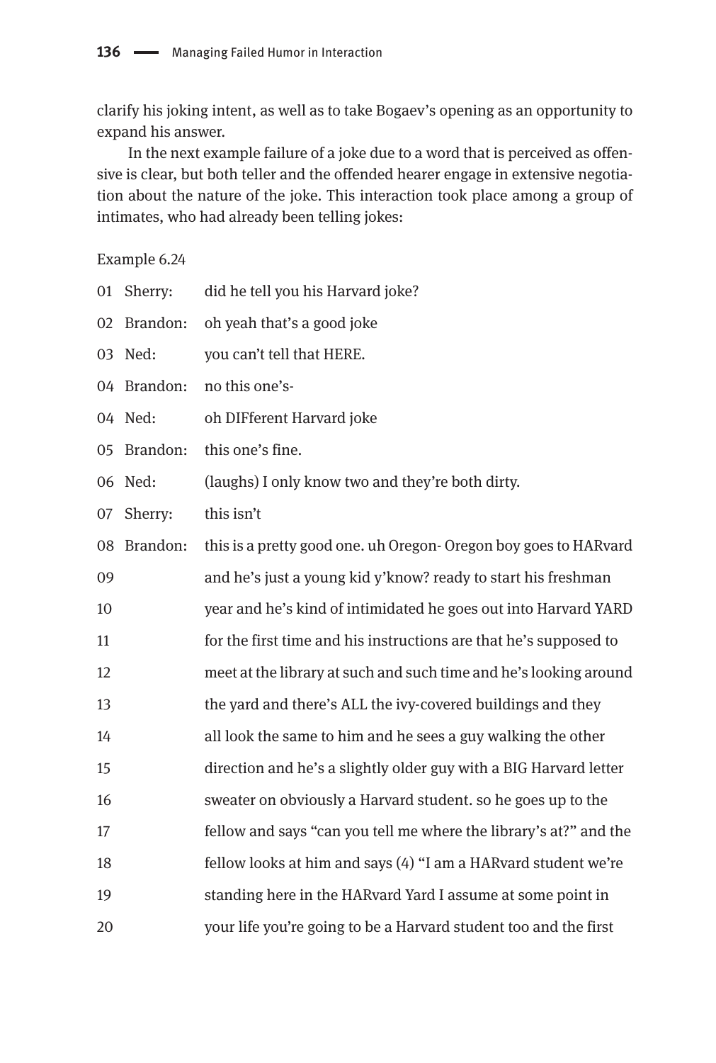clarify his joking intent, as well as to take Bogaev's opening as an opportunity to expand his answer.

In the next example failure of a joke due to a word that is perceived as offensive is clear, but both teller and the offended hearer engage in extensive negotiation about the nature of the joke. This interaction took place among a group of intimates, who had already been telling jokes:

Example 6.24

| | | |
|---|---|---|
| 01 | Sherry: | did he tell you his Harvard joke? |
| 02 | Brandon: | oh yeah that's a good joke |
| 03 | Ned: | you can't tell that HERE. |
| 04 | Brandon: | no this one's- |
| 04 | Ned: | oh DIFferent Harvard joke |
| 05 | Brandon: | this one's fine. |
| 06 | Ned: | (laughs) I only know two and they're both dirty. |
| 07 | Sherry: | this isn't |
| 08 | Brandon: | this is a pretty good one. uh Oregon- Oregon boy goes to HARvard |
| 09 | | and he's just a young kid y'know? ready to start his freshman |
| 10 | | year and he's kind of intimidated he goes out into Harvard YARD |
| 11 | | for the first time and his instructions are that he's supposed to |
| 12 | | meet at the library at such and such time and he's looking around |
| 13 | | the yard and there's ALL the ivy-covered buildings and they |
| 14 | | all look the same to him and he sees a guy walking the other |
| 15 | | direction and he's a slightly older guy with a BIG Harvard letter |
| 16 | | sweater on obviously a Harvard student. so he goes up to the |
| 17 | | fellow and says "can you tell me where the library's at?" and the |
| 18 | | fellow looks at him and says (4) "I am a HARvard student we're |
| 19 | | standing here in the HARvard Yard I assume at some point in |
| 20 | | your life you're going to be a Harvard student too and the first |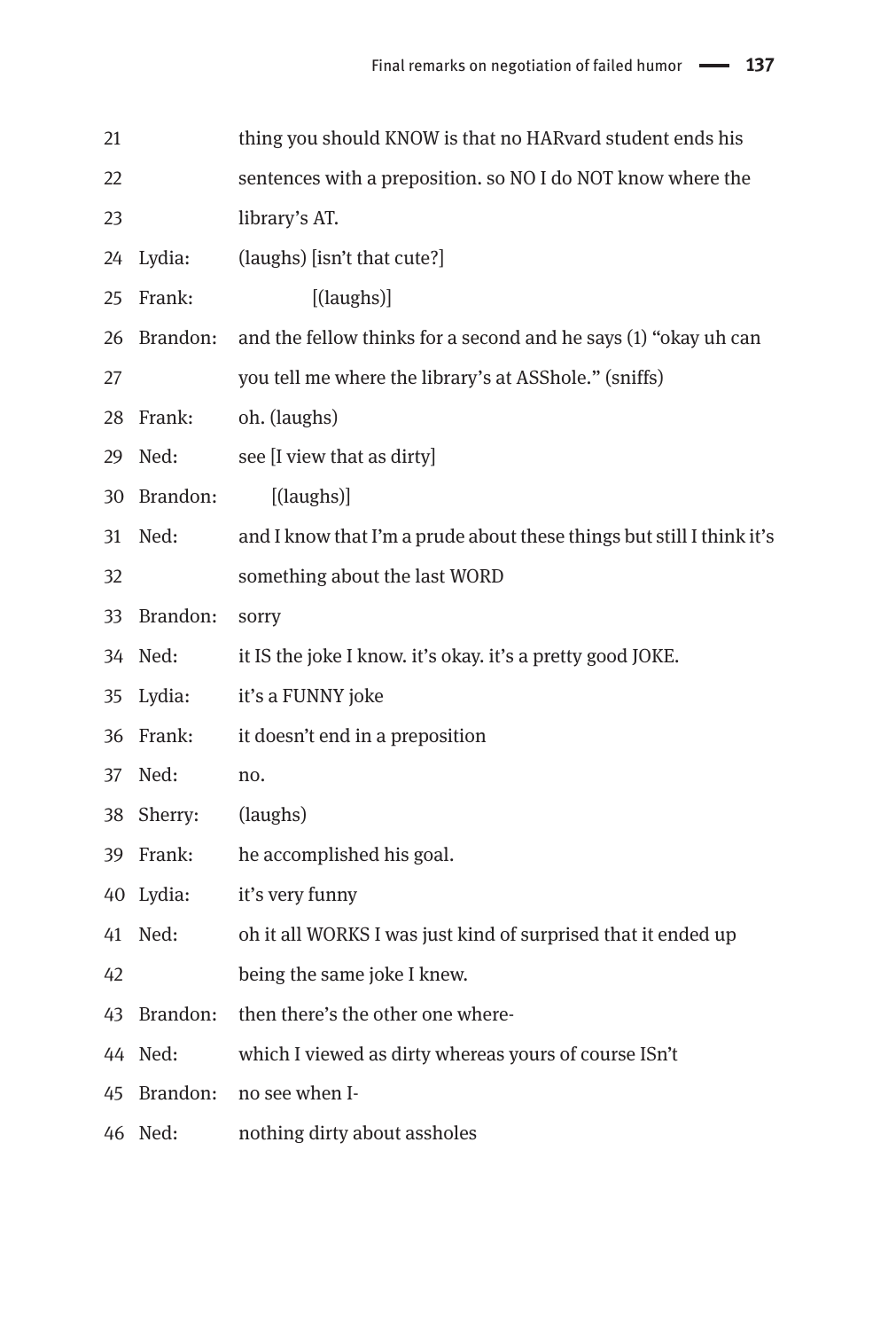21 thing you should KNOW is that no HARvard student ends his
22 sentences with a preposition. so NO I do NOT know where the
23 library's AT.
24 Lydia: (laughs) [isn't that cute?]
25 Frank: [(laughs)]
26 Brandon: and the fellow thinks for a second and he says (1) "okay uh can
27 you tell me where the library's at ASShole." (sniffs)
28 Frank: oh. (laughs)
29 Ned: see [I view that as dirty]
30 Brandon: [(laughs)]
31 Ned: and I know that I'm a prude about these things but still I think it's
32 something about the last WORD
33 Brandon: sorry
34 Ned: it IS the joke I know. it's okay. it's a pretty good JOKE.
35 Lydia: it's a FUNNY joke
36 Frank: it doesn't end in a preposition
37 Ned: no.
38 Sherry: (laughs)
39 Frank: he accomplished his goal.
40 Lydia: it's very funny
41 Ned: oh it all WORKS I was just kind of surprised that it ended up
42 being the same joke I knew.
43 Brandon: then there's the other one where-
44 Ned: which I viewed as dirty whereas yours of course ISn't
45 Brandon: no see when I-
46 Ned: nothing dirty about assholes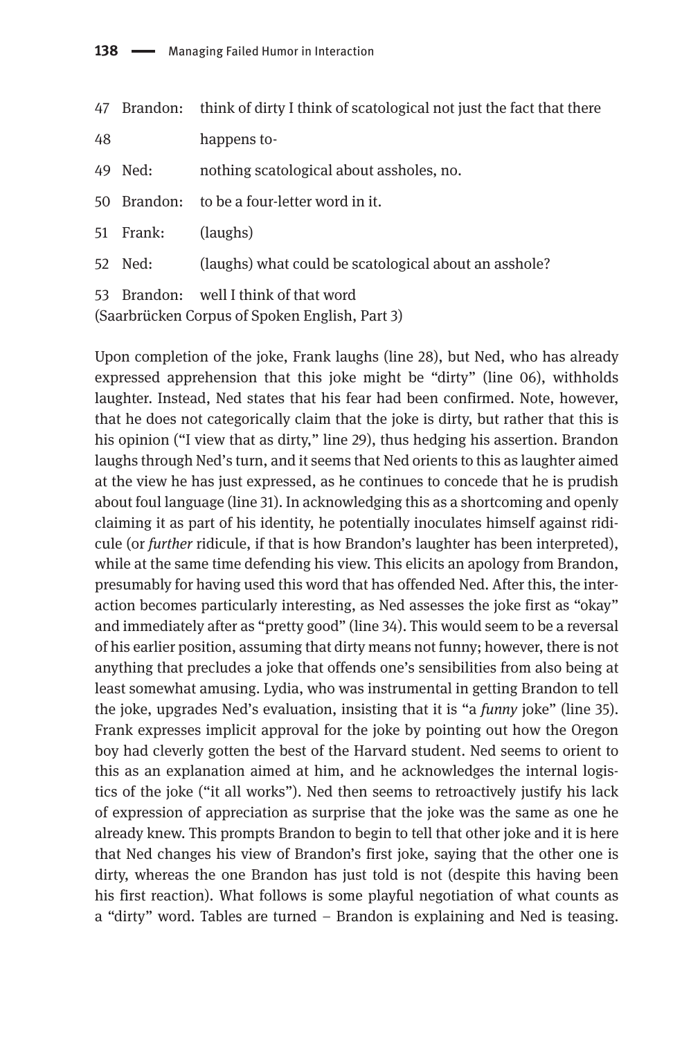| | | |
|---|---|---|
| 47 | Brandon: | think of dirty I think of scatological not just the fact that there |
| 48 | | happens to- |
| 49 | Ned: | nothing scatological about assholes, no. |
| 50 | Brandon: | to be a four-letter word in it. |
| 51 | Frank: | (laughs) |
| 52 | Ned: | (laughs) what could be scatological about an asshole? |
| 53 | Brandon: | well I think of that word |

(Saarbrücken Corpus of Spoken English, Part 3)

Upon completion of the joke, Frank laughs (line 28), but Ned, who has already expressed apprehension that this joke might be "dirty" (line 06), withholds laughter. Instead, Ned states that his fear had been confirmed. Note, however, that he does not categorically claim that the joke is dirty, but rather that this is his opinion ("I view that as dirty," line 29), thus hedging his assertion. Brandon laughs through Ned's turn, and it seems that Ned orients to this as laughter aimed at the view he has just expressed, as he continues to concede that he is prudish about foul language (line 31). In acknowledging this as a shortcoming and openly claiming it as part of his identity, he potentially inoculates himself against ridicule (or *further* ridicule, if that is how Brandon's laughter has been interpreted), while at the same time defending his view. This elicits an apology from Brandon, presumably for having used this word that has offended Ned. After this, the interaction becomes particularly interesting, as Ned assesses the joke first as "okay" and immediately after as "pretty good" (line 34). This would seem to be a reversal of his earlier position, assuming that dirty means not funny; however, there is not anything that precludes a joke that offends one's sensibilities from also being at least somewhat amusing. Lydia, who was instrumental in getting Brandon to tell the joke, upgrades Ned's evaluation, insisting that it is "a *funny* joke" (line 35). Frank expresses implicit approval for the joke by pointing out how the Oregon boy had cleverly gotten the best of the Harvard student. Ned seems to orient to this as an explanation aimed at him, and he acknowledges the internal logistics of the joke ("it all works"). Ned then seems to retroactively justify his lack of expression of appreciation as surprise that the joke was the same as one he already knew. This prompts Brandon to begin to tell that other joke and it is here that Ned changes his view of Brandon's first joke, saying that the other one is dirty, whereas the one Brandon has just told is not (despite this having been his first reaction). What follows is some playful negotiation of what counts as a "dirty" word. Tables are turned – Brandon is explaining and Ned is teasing.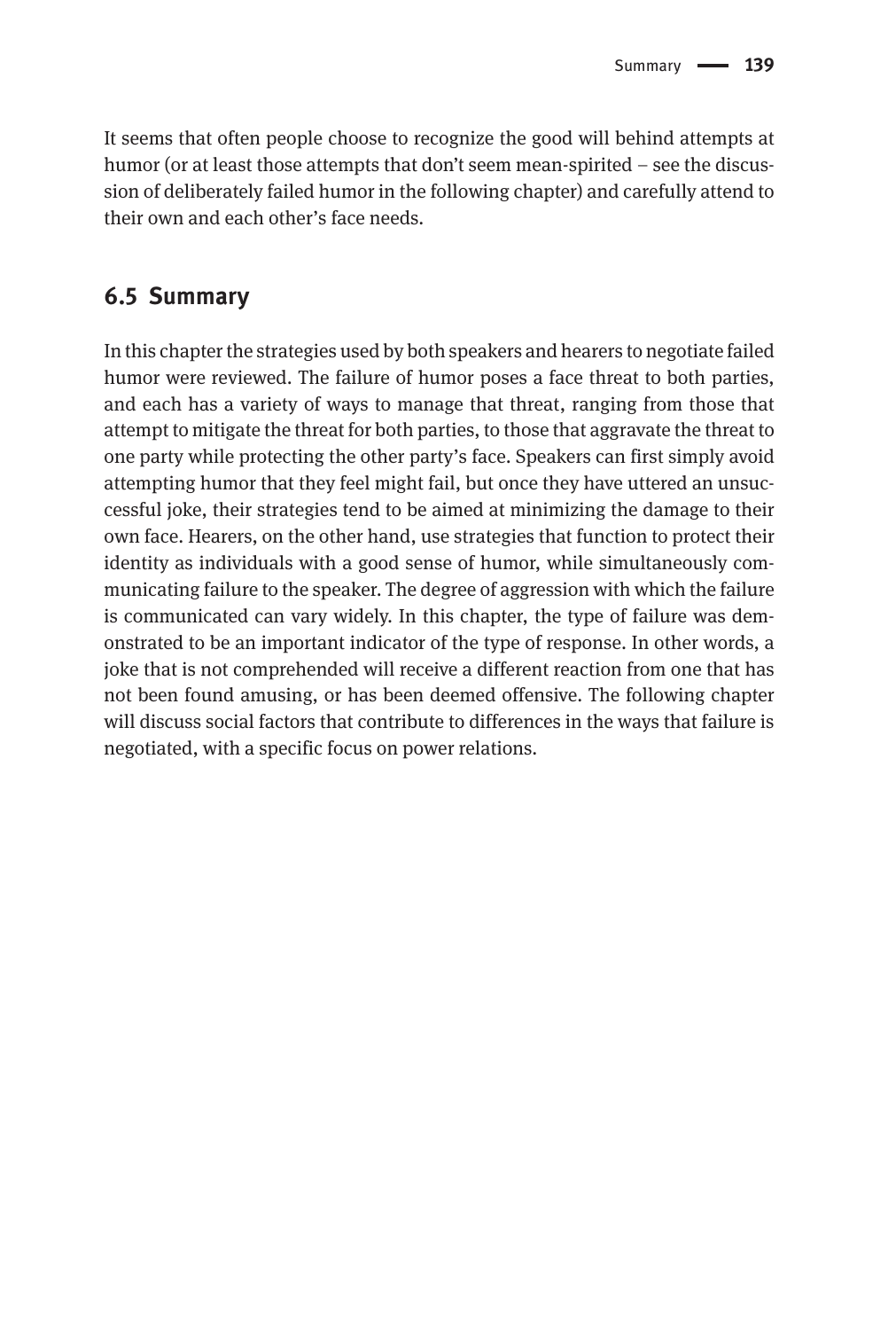It seems that often people choose to recognize the good will behind attempts at humor (or at least those attempts that don't seem mean-spirited – see the discussion of deliberately failed humor in the following chapter) and carefully attend to their own and each other's face needs.

## 6.5 Summary

In this chapter the strategies used by both speakers and hearers to negotiate failed humor were reviewed. The failure of humor poses a face threat to both parties, and each has a variety of ways to manage that threat, ranging from those that attempt to mitigate the threat for both parties, to those that aggravate the threat to one party while protecting the other party's face. Speakers can first simply avoid attempting humor that they feel might fail, but once they have uttered an unsuccessful joke, their strategies tend to be aimed at minimizing the damage to their own face. Hearers, on the other hand, use strategies that function to protect their identity as individuals with a good sense of humor, while simultaneously communicating failure to the speaker. The degree of aggression with which the failure is communicated can vary widely. In this chapter, the type of failure was demonstrated to be an important indicator of the type of response. In other words, a joke that is not comprehended will receive a different reaction from one that has not been found amusing, or has been deemed offensive. The following chapter will discuss social factors that contribute to differences in the ways that failure is negotiated, with a specific focus on power relations.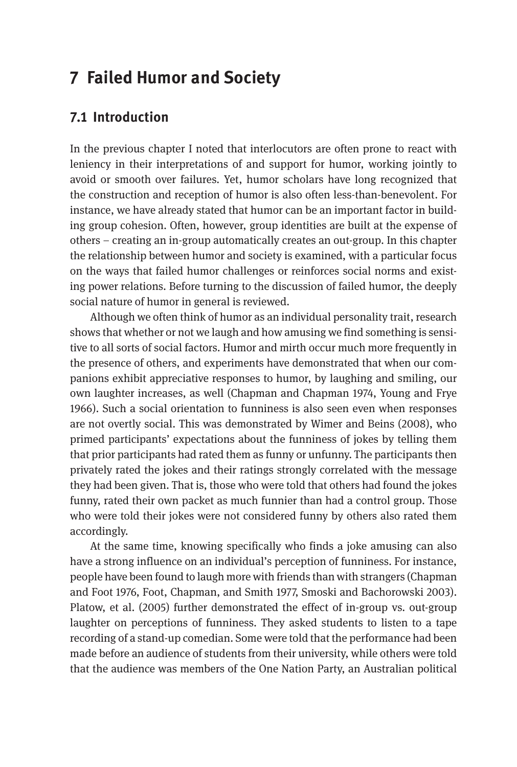# 7 Failed Humor and Society

## 7.1 Introduction

In the previous chapter I noted that interlocutors are often prone to react with leniency in their interpretations of and support for humor, working jointly to avoid or smooth over failures. Yet, humor scholars have long recognized that the construction and reception of humor is also often less-than-benevolent. For instance, we have already stated that humor can be an important factor in building group cohesion. Often, however, group identities are built at the expense of others – creating an in-group automatically creates an out-group. In this chapter the relationship between humor and society is examined, with a particular focus on the ways that failed humor challenges or reinforces social norms and existing power relations. Before turning to the discussion of failed humor, the deeply social nature of humor in general is reviewed.

Although we often think of humor as an individual personality trait, research shows that whether or not we laugh and how amusing we find something is sensitive to all sorts of social factors. Humor and mirth occur much more frequently in the presence of others, and experiments have demonstrated that when our companions exhibit appreciative responses to humor, by laughing and smiling, our own laughter increases, as well (Chapman and Chapman 1974, Young and Frye 1966). Such a social orientation to funniness is also seen even when responses are not overtly social. This was demonstrated by Wimer and Beins (2008), who primed participants' expectations about the funniness of jokes by telling them that prior participants had rated them as funny or unfunny. The participants then privately rated the jokes and their ratings strongly correlated with the message they had been given. That is, those who were told that others had found the jokes funny, rated their own packet as much funnier than had a control group. Those who were told their jokes were not considered funny by others also rated them accordingly.

At the same time, knowing specifically who finds a joke amusing can also have a strong influence on an individual's perception of funniness. For instance, people have been found to laugh more with friends than with strangers (Chapman and Foot 1976, Foot, Chapman, and Smith 1977, Smoski and Bachorowski 2003). Platow, et al. (2005) further demonstrated the effect of in-group vs. out-group laughter on perceptions of funniness. They asked students to listen to a tape recording of a stand-up comedian. Some were told that the performance had been made before an audience of students from their university, while others were told that the audience was members of the One Nation Party, an Australian political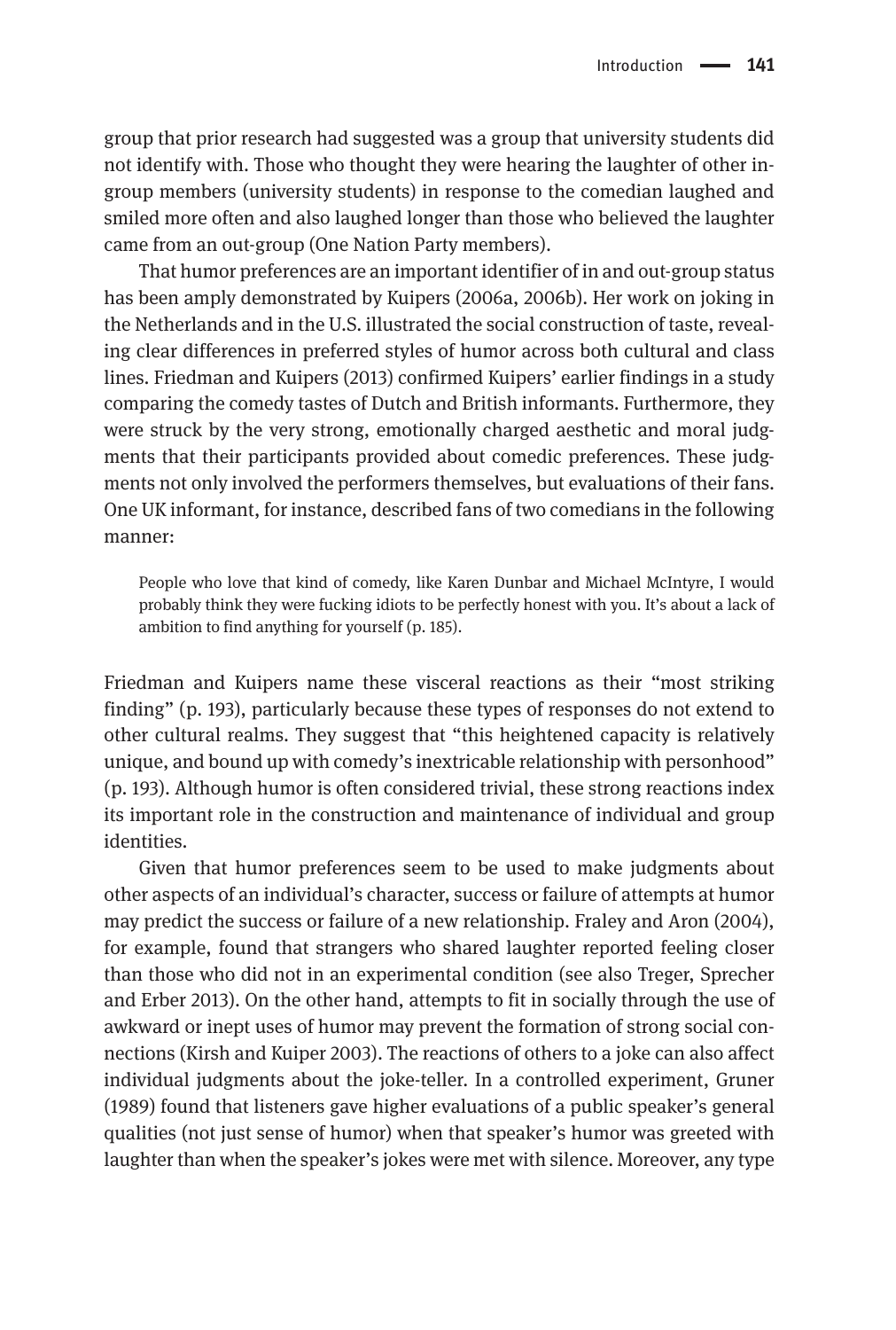group that prior research had suggested was a group that university students did not identify with. Those who thought they were hearing the laughter of other in-group members (university students) in response to the comedian laughed and smiled more often and also laughed longer than those who believed the laughter came from an out-group (One Nation Party members).

That humor preferences are an important identifier of in and out-group status has been amply demonstrated by Kuipers (2006a, 2006b). Her work on joking in the Netherlands and in the U.S. illustrated the social construction of taste, revealing clear differences in preferred styles of humor across both cultural and class lines. Friedman and Kuipers (2013) confirmed Kuipers' earlier findings in a study comparing the comedy tastes of Dutch and British informants. Furthermore, they were struck by the very strong, emotionally charged aesthetic and moral judgments that their participants provided about comedic preferences. These judgments not only involved the performers themselves, but evaluations of their fans. One UK informant, for instance, described fans of two comedians in the following manner:

> People who love that kind of comedy, like Karen Dunbar and Michael McIntyre, I would probably think they were fucking idiots to be perfectly honest with you. It's about a lack of ambition to find anything for yourself (p. 185).

Friedman and Kuipers name these visceral reactions as their "most striking finding" (p. 193), particularly because these types of responses do not extend to other cultural realms. They suggest that "this heightened capacity is relatively unique, and bound up with comedy's inextricable relationship with personhood" (p. 193). Although humor is often considered trivial, these strong reactions index its important role in the construction and maintenance of individual and group identities.

Given that humor preferences seem to be used to make judgments about other aspects of an individual's character, success or failure of attempts at humor may predict the success or failure of a new relationship. Fraley and Aron (2004), for example, found that strangers who shared laughter reported feeling closer than those who did not in an experimental condition (see also Treger, Sprecher and Erber 2013). On the other hand, attempts to fit in socially through the use of awkward or inept uses of humor may prevent the formation of strong social connections (Kirsh and Kuiper 2003). The reactions of others to a joke can also affect individual judgments about the joke-teller. In a controlled experiment, Gruner (1989) found that listeners gave higher evaluations of a public speaker's general qualities (not just sense of humor) when that speaker's humor was greeted with laughter than when the speaker's jokes were met with silence. Moreover, any type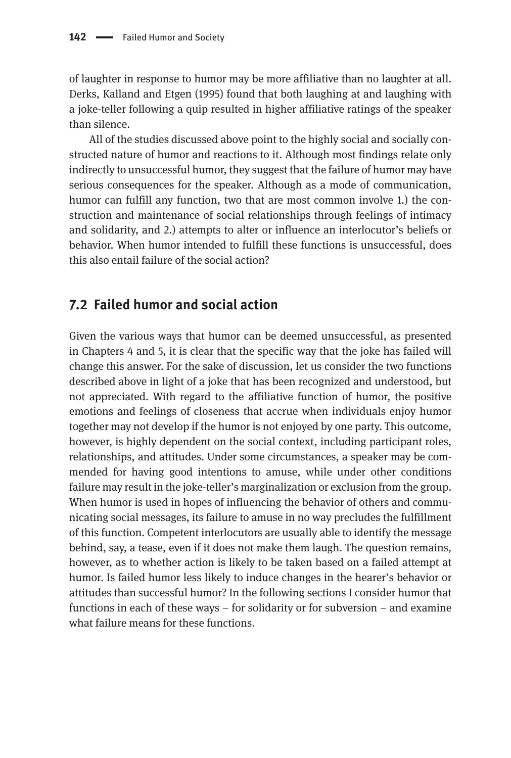of laughter in response to humor may be more affiliative than no laughter at all. Derks, Kalland and Etgen (1995) found that both laughing at and laughing with a joke-teller following a quip resulted in higher affiliative ratings of the speaker than silence.

All of the studies discussed above point to the highly social and socially constructed nature of humor and reactions to it. Although most findings relate only indirectly to unsuccessful humor, they suggest that the failure of humor may have serious consequences for the speaker. Although as a mode of communication, humor can fulfill any function, two that are most common involve 1.) the construction and maintenance of social relationships through feelings of intimacy and solidarity, and 2.) attempts to alter or influence an interlocutor's beliefs or behavior. When humor intended to fulfill these functions is unsuccessful, does this also entail failure of the social action?

## 7.2 Failed humor and social action

Given the various ways that humor can be deemed unsuccessful, as presented in Chapters 4 and 5, it is clear that the specific way that the joke has failed will change this answer. For the sake of discussion, let us consider the two functions described above in light of a joke that has been recognized and understood, but not appreciated. With regard to the affiliative function of humor, the positive emotions and feelings of closeness that accrue when individuals enjoy humor together may not develop if the humor is not enjoyed by one party. This outcome, however, is highly dependent on the social context, including participant roles, relationships, and attitudes. Under some circumstances, a speaker may be commended for having good intentions to amuse, while under other conditions failure may result in the joke-teller's marginalization or exclusion from the group. When humor is used in hopes of influencing the behavior of others and communicating social messages, its failure to amuse in no way precludes the fulfillment of this function. Competent interlocutors are usually able to identify the message behind, say, a tease, even if it does not make them laugh. The question remains, however, as to whether action is likely to be taken based on a failed attempt at humor. Is failed humor less likely to induce changes in the hearer's behavior or attitudes than successful humor? In the following sections I consider humor that functions in each of these ways – for solidarity or for subversion – and examine what failure means for these functions.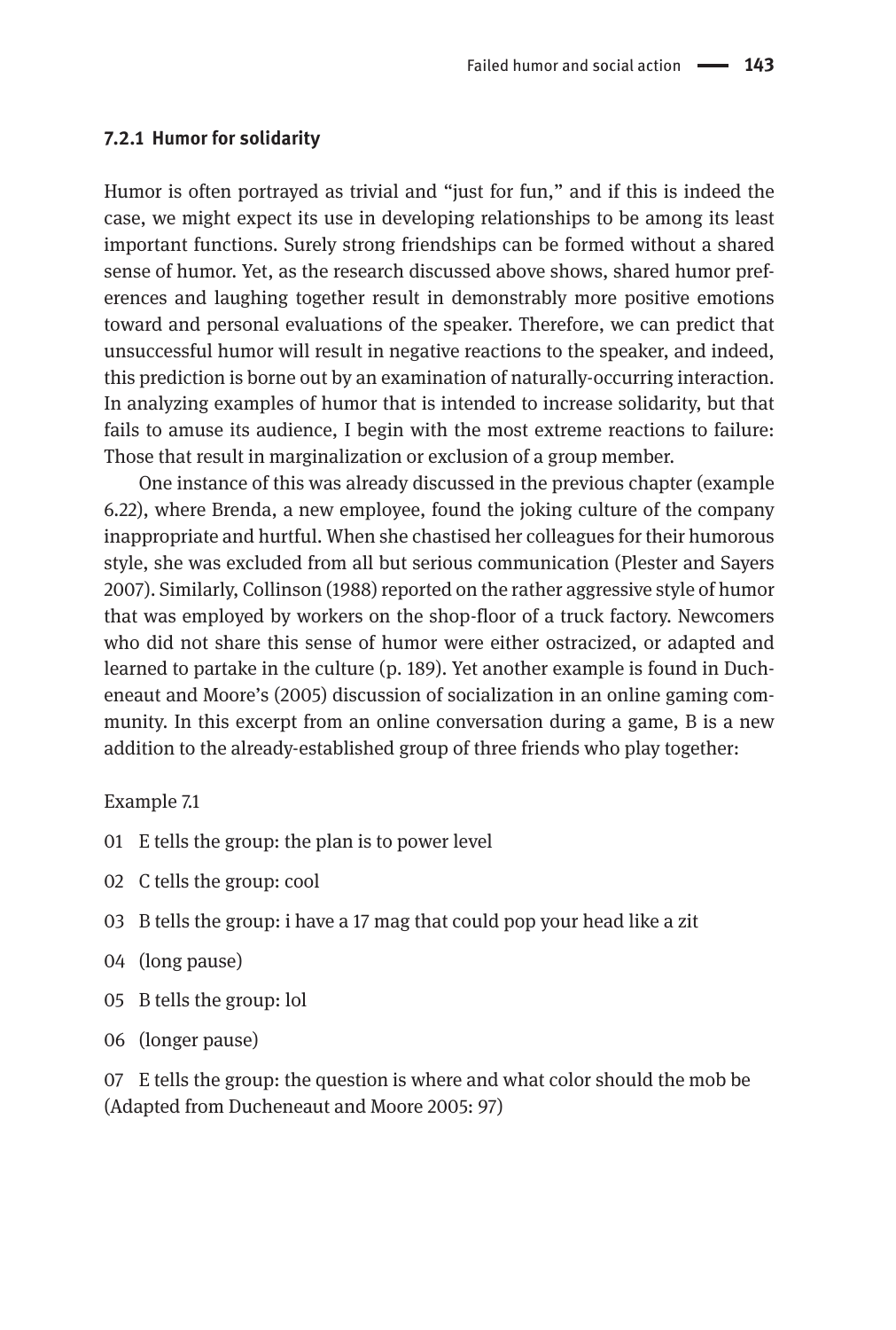### 7.2.1 Humor for solidarity

Humor is often portrayed as trivial and "just for fun," and if this is indeed the case, we might expect its use in developing relationships to be among its least important functions. Surely strong friendships can be formed without a shared sense of humor. Yet, as the research discussed above shows, shared humor preferences and laughing together result in demonstrably more positive emotions toward and personal evaluations of the speaker. Therefore, we can predict that unsuccessful humor will result in negative reactions to the speaker, and indeed, this prediction is borne out by an examination of naturally-occurring interaction. In analyzing examples of humor that is intended to increase solidarity, but that fails to amuse its audience, I begin with the most extreme reactions to failure: Those that result in marginalization or exclusion of a group member.

One instance of this was already discussed in the previous chapter (example 6.22), where Brenda, a new employee, found the joking culture of the company inappropriate and hurtful. When she chastised her colleagues for their humorous style, she was excluded from all but serious communication (Plester and Sayers 2007). Similarly, Collinson (1988) reported on the rather aggressive style of humor that was employed by workers on the shop-floor of a truck factory. Newcomers who did not share this sense of humor were either ostracized, or adapted and learned to partake in the culture (p. 189). Yet another example is found in Ducheneaut and Moore's (2005) discussion of socialization in an online gaming community. In this excerpt from an online conversation during a game, B is a new addition to the already-established group of three friends who play together:

Example 7.1

01 E tells the group: the plan is to power level

02 C tells the group: cool

03 B tells the group: i have a 17 mag that could pop your head like a zit

04 (long pause)

05 B tells the group: lol

06 (longer pause)

07 E tells the group: the question is where and what color should the mob be
(Adapted from Ducheneaut and Moore 2005: 97)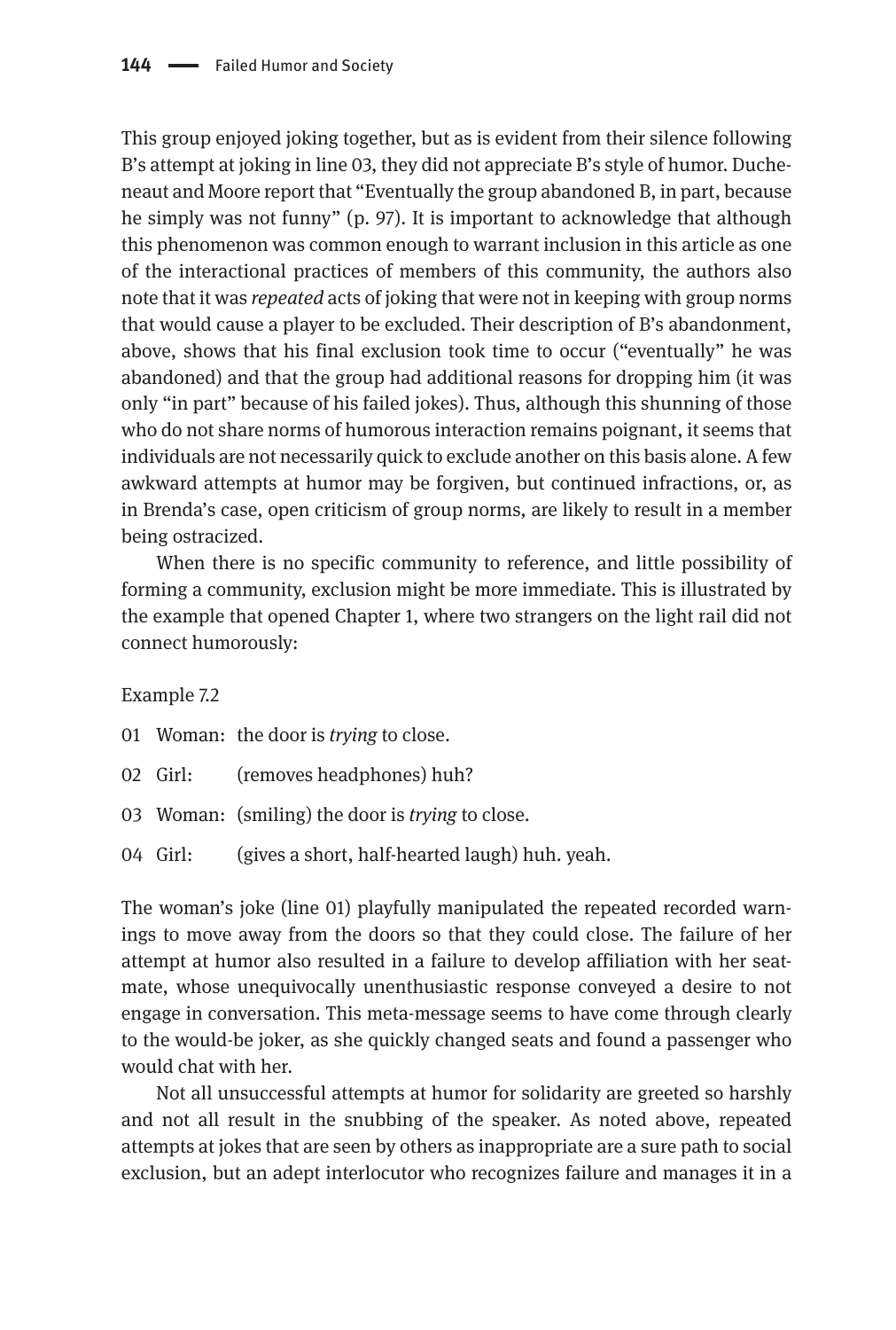This group enjoyed joking together, but as is evident from their silence following B's attempt at joking in line 03, they did not appreciate B's style of humor. Ducheneaut and Moore report that "Eventually the group abandoned B, in part, because he simply was not funny" (p. 97). It is important to acknowledge that although this phenomenon was common enough to warrant inclusion in this article as one of the interactional practices of members of this community, the authors also note that it was *repeated* acts of joking that were not in keeping with group norms that would cause a player to be excluded. Their description of B's abandonment, above, shows that his final exclusion took time to occur ("eventually" he was abandoned) and that the group had additional reasons for dropping him (it was only "in part" because of his failed jokes). Thus, although this shunning of those who do not share norms of humorous interaction remains poignant, it seems that individuals are not necessarily quick to exclude another on this basis alone. A few awkward attempts at humor may be forgiven, but continued infractions, or, as in Brenda's case, open criticism of group norms, are likely to result in a member being ostracized.

When there is no specific community to reference, and little possibility of forming a community, exclusion might be more immediate. This is illustrated by the example that opened Chapter 1, where two strangers on the light rail did not connect humorously:

Example 7.2

01 Woman: the door is *trying* to close.

02 Girl: (removes headphones) huh?

03 Woman: (smiling) the door is *trying* to close.

04 Girl: (gives a short, half-hearted laugh) huh. yeah.

The woman's joke (line 01) playfully manipulated the repeated recorded warnings to move away from the doors so that they could close. The failure of her attempt at humor also resulted in a failure to develop affiliation with her seatmate, whose unequivocally unenthusiastic response conveyed a desire to not engage in conversation. This meta-message seems to have come through clearly to the would-be joker, as she quickly changed seats and found a passenger who would chat with her.

Not all unsuccessful attempts at humor for solidarity are greeted so harshly and not all result in the snubbing of the speaker. As noted above, repeated attempts at jokes that are seen by others as inappropriate are a sure path to social exclusion, but an adept interlocutor who recognizes failure and manages it in a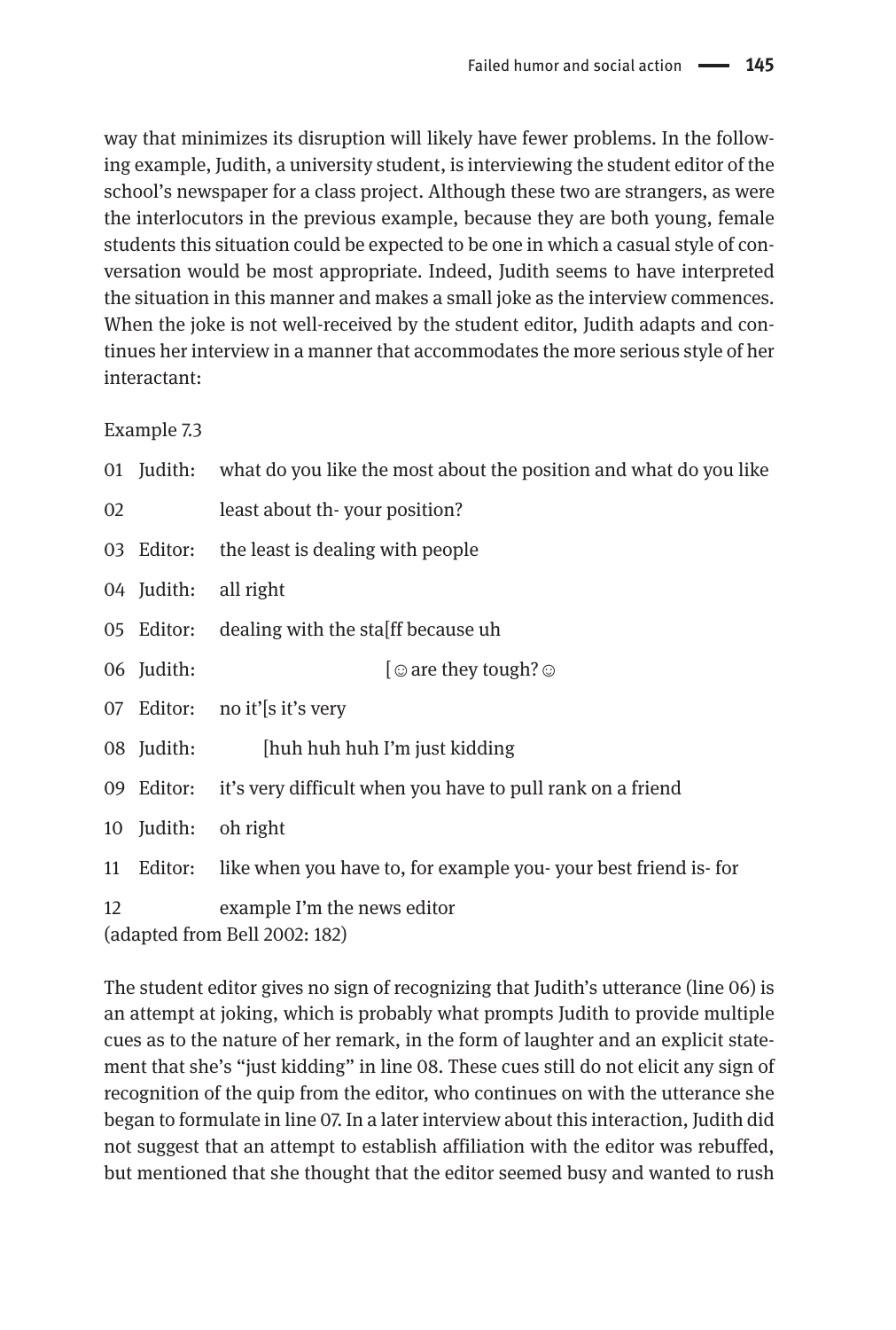way that minimizes its disruption will likely have fewer problems. In the following example, Judith, a university student, is interviewing the student editor of the school's newspaper for a class project. Although these two are strangers, as were the interlocutors in the previous example, because they are both young, female students this situation could be expected to be one in which a casual style of conversation would be most appropriate. Indeed, Judith seems to have interpreted the situation in this manner and makes a small joke as the interview commences. When the joke is not well-received by the student editor, Judith adapts and continues her interview in a manner that accommodates the more serious style of her interactant:

Example 7.3

```
01  Judith:  what do you like the most about the position and what do you like
02           least about th- your position?
03  Editor:  the least is dealing with people
04  Judith:  all right
05  Editor:  dealing with the sta[ff because uh
06  Judith:                      [☺ are they tough? ☺
07  Editor:  no it'[s it's very
08  Judith:        [huh huh huh I'm just kidding
09  Editor:  it's very difficult when you have to pull rank on a friend
10  Judith:  oh right
11  Editor:  like when you have to, for example you- your best friend is- for
12           example I'm the news editor
```

(adapted from Bell 2002: 182)

The student editor gives no sign of recognizing that Judith's utterance (line 06) is an attempt at joking, which is probably what prompts Judith to provide multiple cues as to the nature of her remark, in the form of laughter and an explicit statement that she's "just kidding" in line 08. These cues still do not elicit any sign of recognition of the quip from the editor, who continues on with the utterance she began to formulate in line 07. In a later interview about this interaction, Judith did not suggest that an attempt to establish affiliation with the editor was rebuffed, but mentioned that she thought that the editor seemed busy and wanted to rush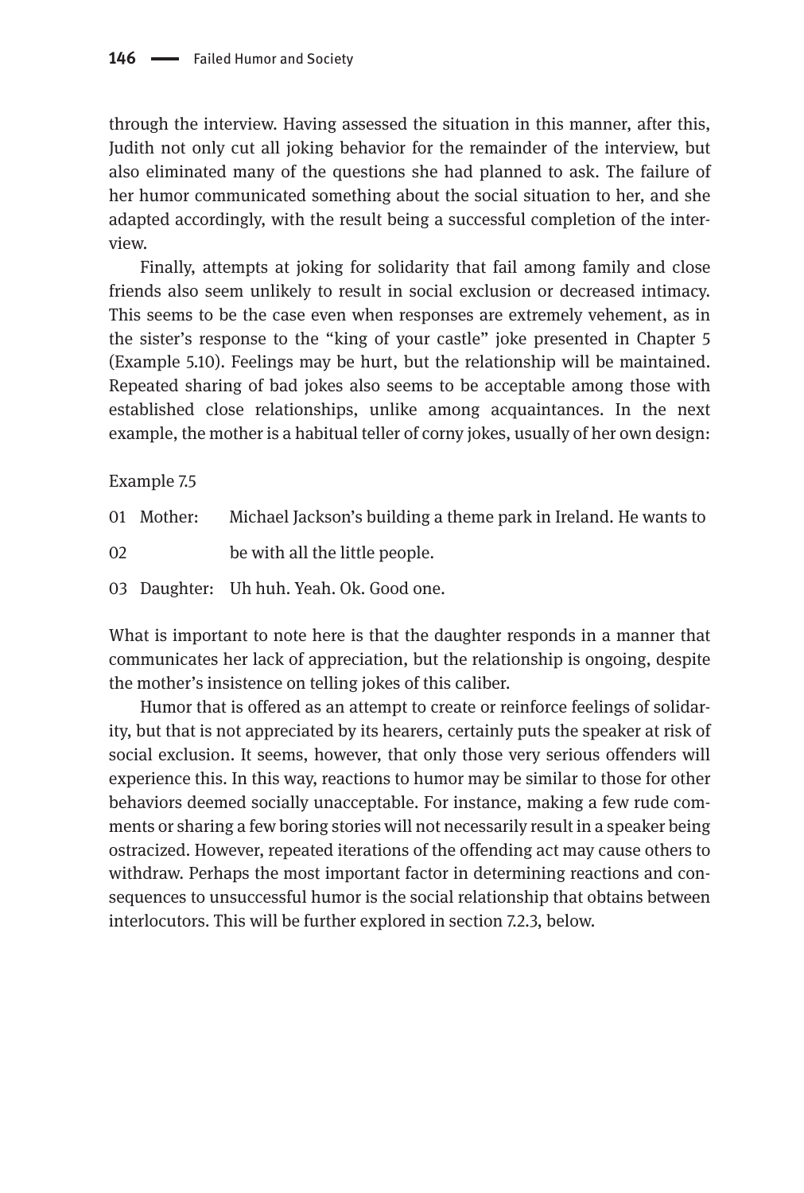through the interview. Having assessed the situation in this manner, after this, Judith not only cut all joking behavior for the remainder of the interview, but also eliminated many of the questions she had planned to ask. The failure of her humor communicated something about the social situation to her, and she adapted accordingly, with the result being a successful completion of the interview.

Finally, attempts at joking for solidarity that fail among family and close friends also seem unlikely to result in social exclusion or decreased intimacy. This seems to be the case even when responses are extremely vehement, as in the sister's response to the "king of your castle" joke presented in Chapter 5 (Example 5.10). Feelings may be hurt, but the relationship will be maintained. Repeated sharing of bad jokes also seems to be acceptable among those with established close relationships, unlike among acquaintances. In the next example, the mother is a habitual teller of corny jokes, usually of her own design:

Example 7.5

| | | |
|---|---|---|
| 01 | Mother: | Michael Jackson's building a theme park in Ireland. He wants to |
| 02 | | be with all the little people. |
| 03 | Daughter: | Uh huh. Yeah. Ok. Good one. |

What is important to note here is that the daughter responds in a manner that communicates her lack of appreciation, but the relationship is ongoing, despite the mother's insistence on telling jokes of this caliber.

Humor that is offered as an attempt to create or reinforce feelings of solidarity, but that is not appreciated by its hearers, certainly puts the speaker at risk of social exclusion. It seems, however, that only those very serious offenders will experience this. In this way, reactions to humor may be similar to those for other behaviors deemed socially unacceptable. For instance, making a few rude comments or sharing a few boring stories will not necessarily result in a speaker being ostracized. However, repeated iterations of the offending act may cause others to withdraw. Perhaps the most important factor in determining reactions and consequences to unsuccessful humor is the social relationship that obtains between interlocutors. This will be further explored in section 7.2.3, below.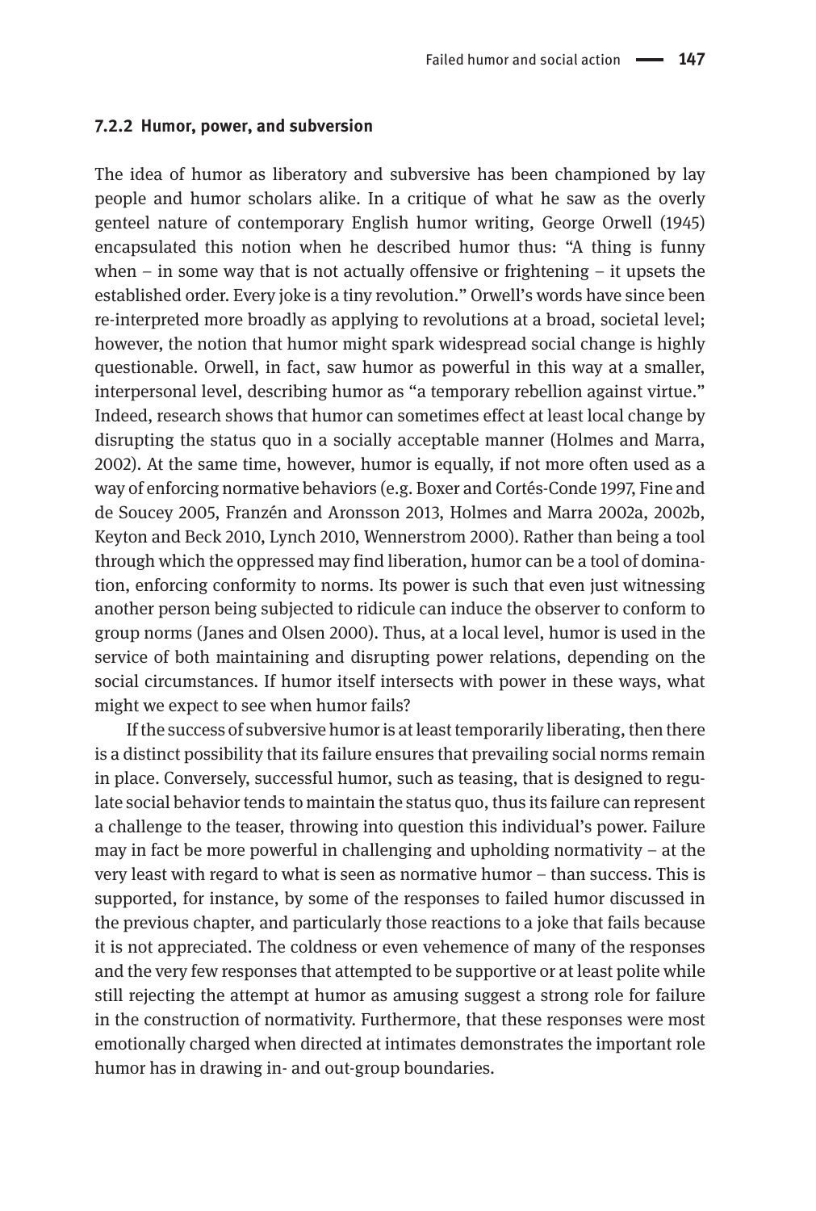### 7.2.2 Humor, power, and subversion

The idea of humor as liberatory and subversive has been championed by lay people and humor scholars alike. In a critique of what he saw as the overly genteel nature of contemporary English humor writing, George Orwell (1945) encapsulated this notion when he described humor thus: "A thing is funny when – in some way that is not actually offensive or frightening – it upsets the established order. Every joke is a tiny revolution." Orwell's words have since been re-interpreted more broadly as applying to revolutions at a broad, societal level; however, the notion that humor might spark widespread social change is highly questionable. Orwell, in fact, saw humor as powerful in this way at a smaller, interpersonal level, describing humor as "a temporary rebellion against virtue." Indeed, research shows that humor can sometimes effect at least local change by disrupting the status quo in a socially acceptable manner (Holmes and Marra, 2002). At the same time, however, humor is equally, if not more often used as a way of enforcing normative behaviors (e.g. Boxer and Cortés-Conde 1997, Fine and de Soucey 2005, Franzén and Aronsson 2013, Holmes and Marra 2002a, 2002b, Keyton and Beck 2010, Lynch 2010, Wennerstrom 2000). Rather than being a tool through which the oppressed may find liberation, humor can be a tool of domination, enforcing conformity to norms. Its power is such that even just witnessing another person being subjected to ridicule can induce the observer to conform to group norms (Janes and Olsen 2000). Thus, at a local level, humor is used in the service of both maintaining and disrupting power relations, depending on the social circumstances. If humor itself intersects with power in these ways, what might we expect to see when humor fails?

If the success of subversive humor is at least temporarily liberating, then there is a distinct possibility that its failure ensures that prevailing social norms remain in place. Conversely, successful humor, such as teasing, that is designed to regulate social behavior tends to maintain the status quo, thus its failure can represent a challenge to the teaser, throwing into question this individual's power. Failure may in fact be more powerful in challenging and upholding normativity – at the very least with regard to what is seen as normative humor – than success. This is supported, for instance, by some of the responses to failed humor discussed in the previous chapter, and particularly those reactions to a joke that fails because it is not appreciated. The coldness or even vehemence of many of the responses and the very few responses that attempted to be supportive or at least polite while still rejecting the attempt at humor as amusing suggest a strong role for failure in the construction of normativity. Furthermore, that these responses were most emotionally charged when directed at intimates demonstrates the important role humor has in drawing in- and out-group boundaries.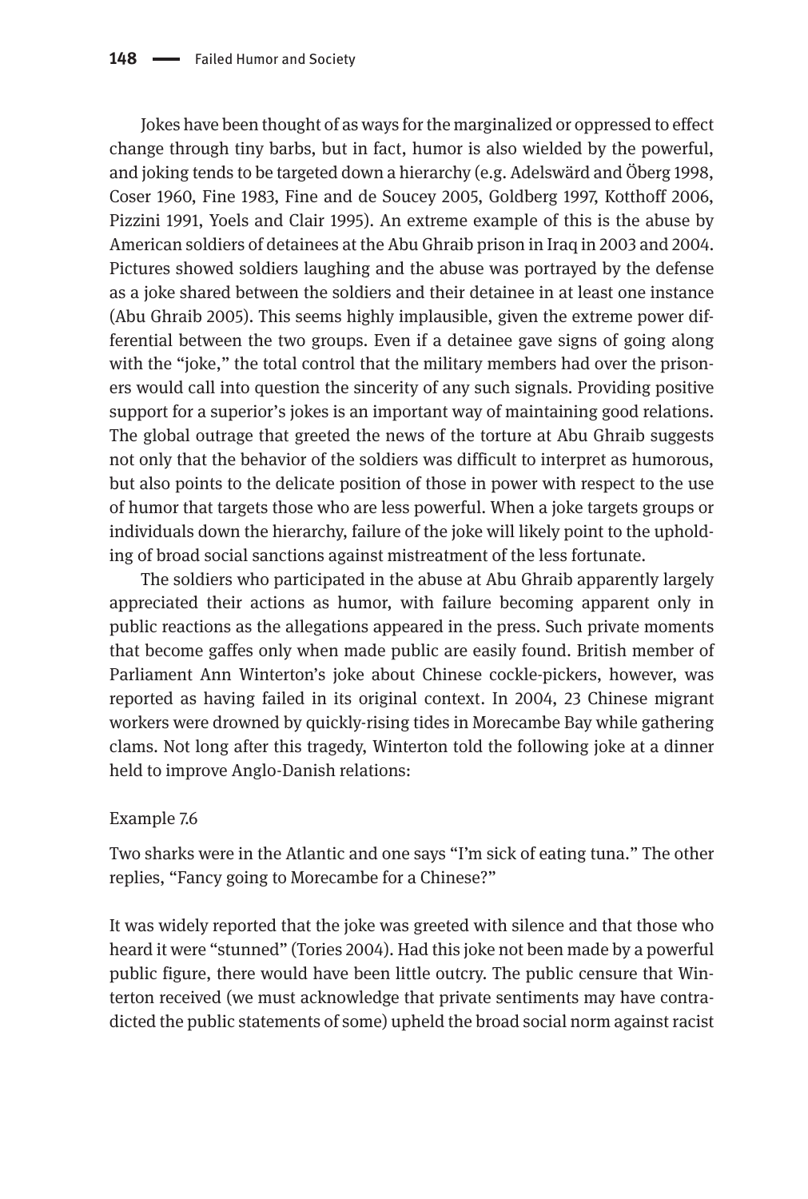Jokes have been thought of as ways for the marginalized or oppressed to effect change through tiny barbs, but in fact, humor is also wielded by the powerful, and joking tends to be targeted down a hierarchy (e.g. Adelswärd and Öberg 1998, Coser 1960, Fine 1983, Fine and de Soucey 2005, Goldberg 1997, Kotthoff 2006, Pizzini 1991, Yoels and Clair 1995). An extreme example of this is the abuse by American soldiers of detainees at the Abu Ghraib prison in Iraq in 2003 and 2004. Pictures showed soldiers laughing and the abuse was portrayed by the defense as a joke shared between the soldiers and their detainee in at least one instance (Abu Ghraib 2005). This seems highly implausible, given the extreme power differential between the two groups. Even if a detainee gave signs of going along with the "joke," the total control that the military members had over the prisoners would call into question the sincerity of any such signals. Providing positive support for a superior's jokes is an important way of maintaining good relations. The global outrage that greeted the news of the torture at Abu Ghraib suggests not only that the behavior of the soldiers was difficult to interpret as humorous, but also points to the delicate position of those in power with respect to the use of humor that targets those who are less powerful. When a joke targets groups or individuals down the hierarchy, failure of the joke will likely point to the upholding of broad social sanctions against mistreatment of the less fortunate.

The soldiers who participated in the abuse at Abu Ghraib apparently largely appreciated their actions as humor, with failure becoming apparent only in public reactions as the allegations appeared in the press. Such private moments that become gaffes only when made public are easily found. British member of Parliament Ann Winterton's joke about Chinese cockle-pickers, however, was reported as having failed in its original context. In 2004, 23 Chinese migrant workers were drowned by quickly-rising tides in Morecambe Bay while gathering clams. Not long after this tragedy, Winterton told the following joke at a dinner held to improve Anglo-Danish relations:

Example 7.6

Two sharks were in the Atlantic and one says "I'm sick of eating tuna." The other replies, "Fancy going to Morecambe for a Chinese?"

It was widely reported that the joke was greeted with silence and that those who heard it were "stunned" (Tories 2004). Had this joke not been made by a powerful public figure, there would have been little outcry. The public censure that Winterton received (we must acknowledge that private sentiments may have contradicted the public statements of some) upheld the broad social norm against racist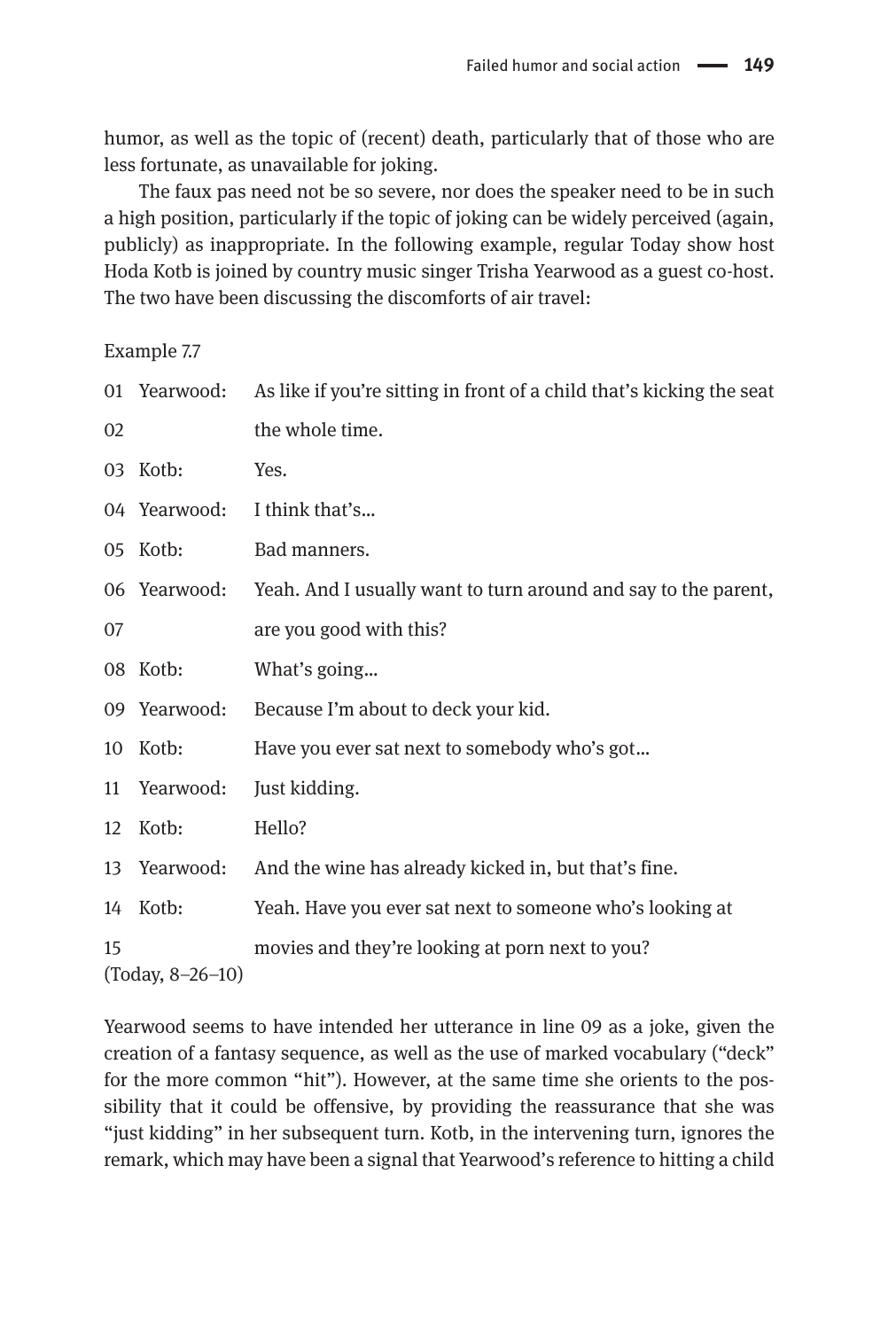humor, as well as the topic of (recent) death, particularly that of those who are less fortunate, as unavailable for joking.

The faux pas need not be so severe, nor does the speaker need to be in such a high position, particularly if the topic of joking can be widely perceived (again, publicly) as inappropriate. In the following example, regular Today show host Hoda Kotb is joined by country music singer Trisha Yearwood as a guest co-host. The two have been discussing the discomforts of air travel:

Example 7.7

| | | |
|---|---|---|
| 01 | Yearwood: | As like if you're sitting in front of a child that's kicking the seat |
| 02 | | the whole time. |
| 03 | Kotb: | Yes. |
| 04 | Yearwood: | I think that's… |
| 05 | Kotb: | Bad manners. |
| 06 | Yearwood: | Yeah. And I usually want to turn around and say to the parent, |
| 07 | | are you good with this? |
| 08 | Kotb: | What's going… |
| 09 | Yearwood: | Because I'm about to deck your kid. |
| 10 | Kotb: | Have you ever sat next to somebody who's got… |
| 11 | Yearwood: | Just kidding. |
| 12 | Kotb: | Hello? |
| 13 | Yearwood: | And the wine has already kicked in, but that's fine. |
| 14 | Kotb: | Yeah. Have you ever sat next to someone who's looking at |
| 15 | | movies and they're looking at porn next to you? |

(Today, 8–26–10)

Yearwood seems to have intended her utterance in line 09 as a joke, given the creation of a fantasy sequence, as well as the use of marked vocabulary ("deck" for the more common "hit"). However, at the same time she orients to the possibility that it could be offensive, by providing the reassurance that she was "just kidding" in her subsequent turn. Kotb, in the intervening turn, ignores the remark, which may have been a signal that Yearwood's reference to hitting a child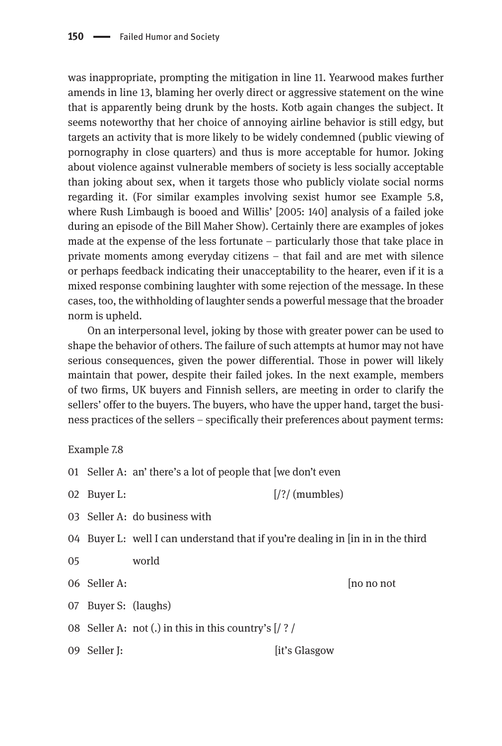was inappropriate, prompting the mitigation in line 11. Yearwood makes further amends in line 13, blaming her overly direct or aggressive statement on the wine that is apparently being drunk by the hosts. Kotb again changes the subject. It seems noteworthy that her choice of annoying airline behavior is still edgy, but targets an activity that is more likely to be widely condemned (public viewing of pornography in close quarters) and thus is more acceptable for humor. Joking about violence against vulnerable members of society is less socially acceptable than joking about sex, when it targets those who publicly violate social norms regarding it. (For similar examples involving sexist humor see Example 5.8, where Rush Limbaugh is booed and Willis' [2005: 140] analysis of a failed joke during an episode of the Bill Maher Show). Certainly there are examples of jokes made at the expense of the less fortunate – particularly those that take place in private moments among everyday citizens – that fail and are met with silence or perhaps feedback indicating their unacceptability to the hearer, even if it is a mixed response combining laughter with some rejection of the message. In these cases, too, the withholding of laughter sends a powerful message that the broader norm is upheld.

On an interpersonal level, joking by those with greater power can be used to shape the behavior of others. The failure of such attempts at humor may not have serious consequences, given the power differential. Those in power will likely maintain that power, despite their failed jokes. In the next example, members of two firms, UK buyers and Finnish sellers, are meeting in order to clarify the sellers' offer to the buyers. The buyers, who have the upper hand, target the business practices of the sellers – specifically their preferences about payment terms:

Example 7.8

```
01  Seller A:  an' there's a lot of people that [we don't even
02  Buyer L:                                    [/?/ (mumbles)
03  Seller A:  do business with
04  Buyer L:   well I can understand that if you're dealing in [in in in the third
05             world
06  Seller A:                                                  [no no not
07  Buyer S:   (laughs)
08  Seller A:  not (.) in this in this country's [/ ? /
09  Seller J:                                    [it's Glasgow
```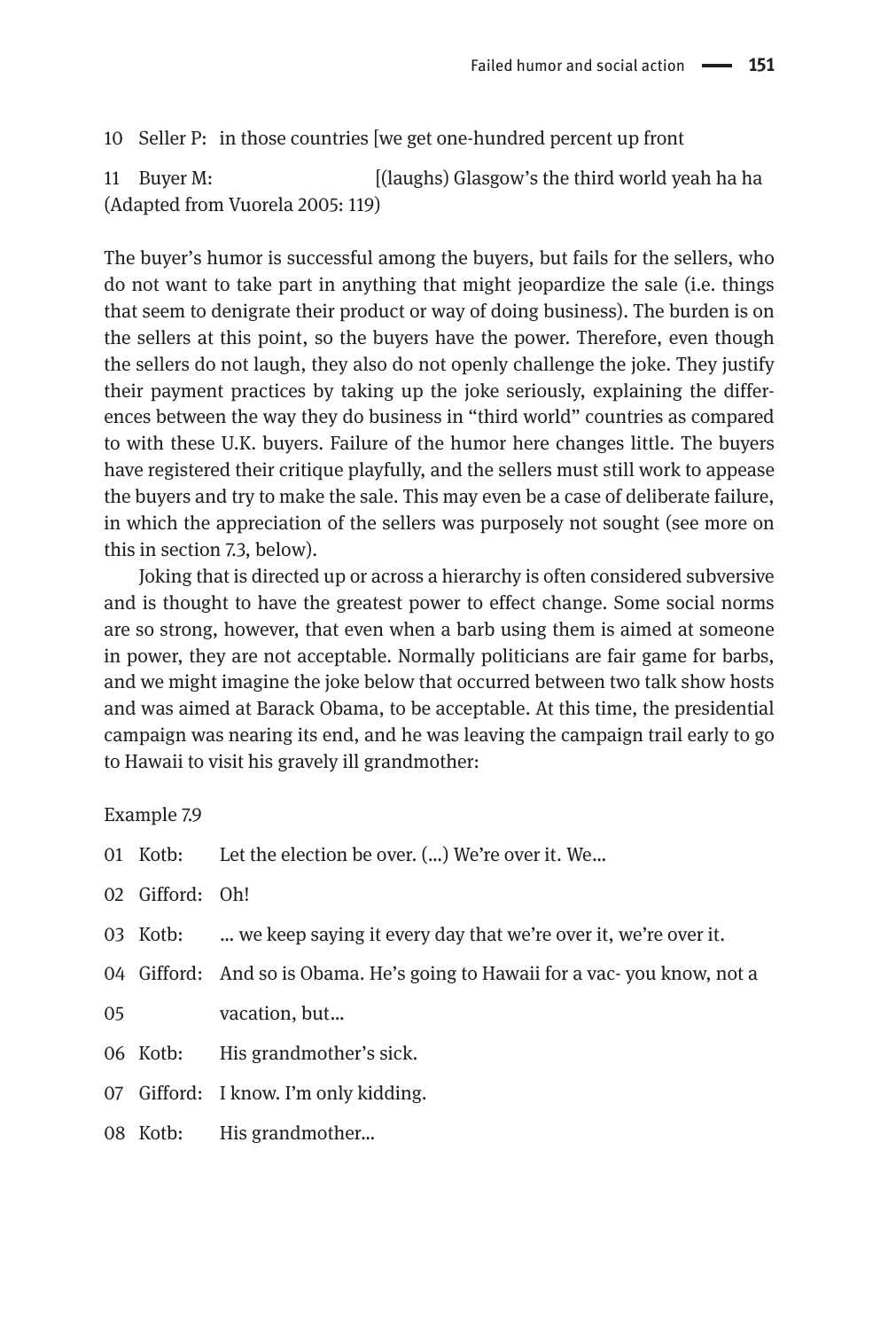10 Seller P: in those countries [we get one-hundred percent up front

11 Buyer M: [(laughs) Glasgow's the third world yeah ha ha
(Adapted from Vuorela 2005: 119)

The buyer's humor is successful among the buyers, but fails for the sellers, who do not want to take part in anything that might jeopardize the sale (i.e. things that seem to denigrate their product or way of doing business). The burden is on the sellers at this point, so the buyers have the power. Therefore, even though the sellers do not laugh, they also do not openly challenge the joke. They justify their payment practices by taking up the joke seriously, explaining the differences between the way they do business in "third world" countries as compared to with these U.K. buyers. Failure of the humor here changes little. The buyers have registered their critique playfully, and the sellers must still work to appease the buyers and try to make the sale. This may even be a case of deliberate failure, in which the appreciation of the sellers was purposely not sought (see more on this in section 7.3, below).

Joking that is directed up or across a hierarchy is often considered subversive and is thought to have the greatest power to effect change. Some social norms are so strong, however, that even when a barb using them is aimed at someone in power, they are not acceptable. Normally politicians are fair game for barbs, and we might imagine the joke below that occurred between two talk show hosts and was aimed at Barack Obama, to be acceptable. At this time, the presidential campaign was nearing its end, and he was leaving the campaign trail early to go to Hawaii to visit his gravely ill grandmother:

Example 7.9

01 Kotb: Let the election be over. (...) We're over it. We...

02 Gifford: Oh!

03 Kotb: ... we keep saying it every day that we're over it, we're over it.

04 Gifford: And so is Obama. He's going to Hawaii for a vac- you know, not a

05 vacation, but...

06 Kotb: His grandmother's sick.

07 Gifford: I know. I'm only kidding.

08 Kotb: His grandmother...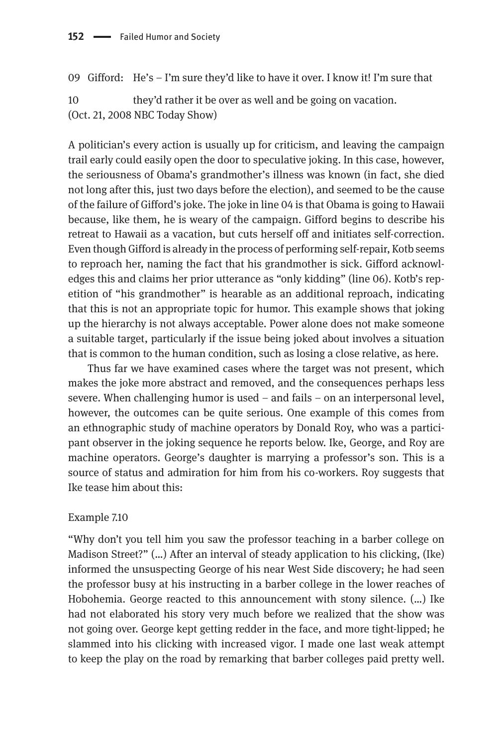09 Gifford: He's – I'm sure they'd like to have it over. I know it! I'm sure that

10 they'd rather it be over as well and be going on vacation.
(Oct. 21, 2008 NBC Today Show)

A politician's every action is usually up for criticism, and leaving the campaign trail early could easily open the door to speculative joking. In this case, however, the seriousness of Obama's grandmother's illness was known (in fact, she died not long after this, just two days before the election), and seemed to be the cause of the failure of Gifford's joke. The joke in line 04 is that Obama is going to Hawaii because, like them, he is weary of the campaign. Gifford begins to describe his retreat to Hawaii as a vacation, but cuts herself off and initiates self-correction. Even though Gifford is already in the process of performing self-repair, Kotb seems to reproach her, naming the fact that his grandmother is sick. Gifford acknowledges this and claims her prior utterance as "only kidding" (line 06). Kotb's repetition of "his grandmother" is hearable as an additional reproach, indicating that this is not an appropriate topic for humor. This example shows that joking up the hierarchy is not always acceptable. Power alone does not make someone a suitable target, particularly if the issue being joked about involves a situation that is common to the human condition, such as losing a close relative, as here.

Thus far we have examined cases where the target was not present, which makes the joke more abstract and removed, and the consequences perhaps less severe. When challenging humor is used – and fails – on an interpersonal level, however, the outcomes can be quite serious. One example of this comes from an ethnographic study of machine operators by Donald Roy, who was a participant observer in the joking sequence he reports below. Ike, George, and Roy are machine operators. George's daughter is marrying a professor's son. This is a source of status and admiration for him from his co-workers. Roy suggests that Ike tease him about this:

Example 7.10

"Why don't you tell him you saw the professor teaching in a barber college on Madison Street?" (...) After an interval of steady application to his clicking, (Ike) informed the unsuspecting George of his near West Side discovery; he had seen the professor busy at his instructing in a barber college in the lower reaches of Hobohemia. George reacted to this announcement with stony silence. (...) Ike had not elaborated his story very much before we realized that the show was not going over. George kept getting redder in the face, and more tight-lipped; he slammed into his clicking with increased vigor. I made one last weak attempt to keep the play on the road by remarking that barber colleges paid pretty well.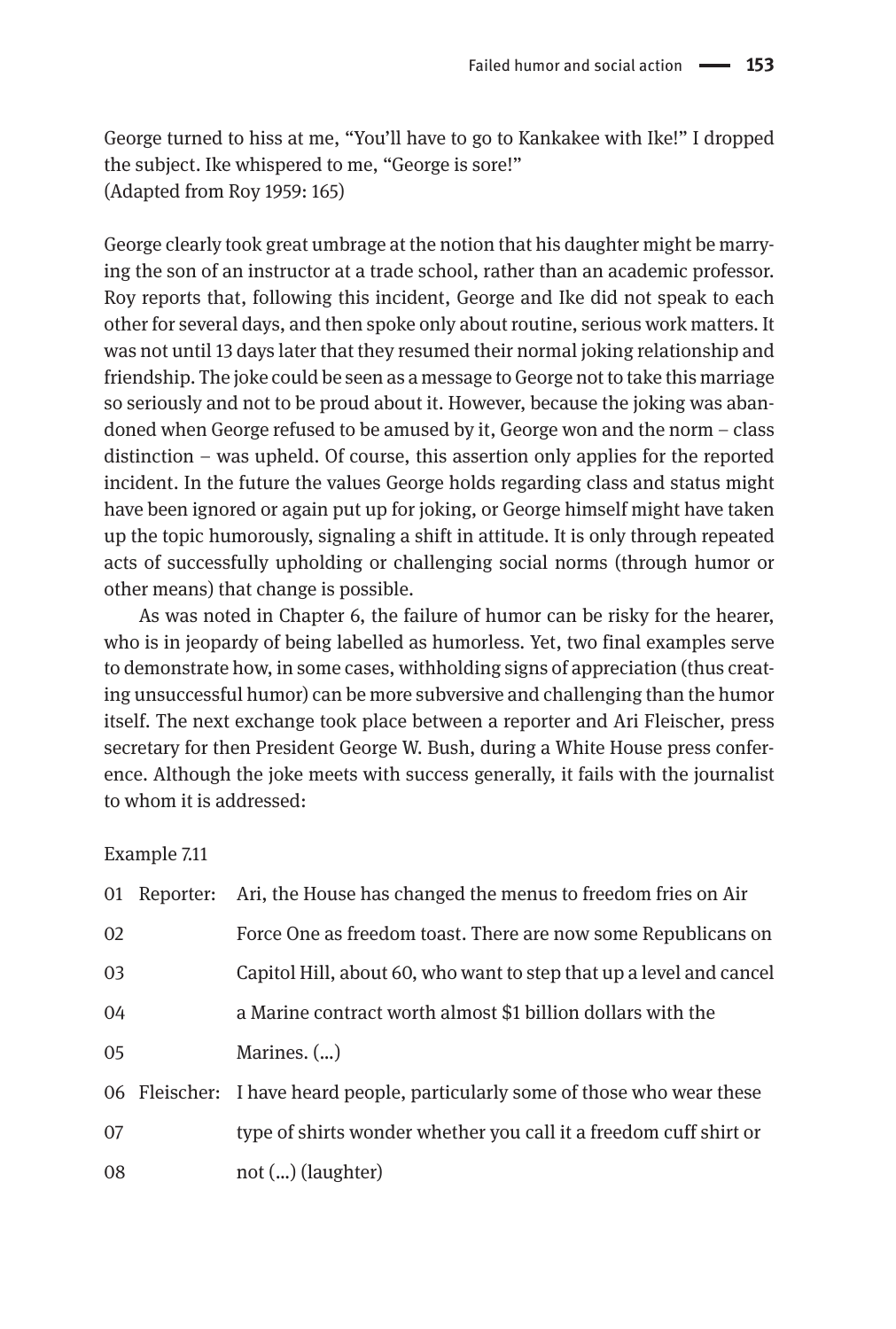George turned to hiss at me, "You'll have to go to Kankakee with Ike!" I dropped the subject. Ike whispered to me, "George is sore!"
(Adapted from Roy 1959: 165)

George clearly took great umbrage at the notion that his daughter might be marrying the son of an instructor at a trade school, rather than an academic professor. Roy reports that, following this incident, George and Ike did not speak to each other for several days, and then spoke only about routine, serious work matters. It was not until 13 days later that they resumed their normal joking relationship and friendship. The joke could be seen as a message to George not to take this marriage so seriously and not to be proud about it. However, because the joking was abandoned when George refused to be amused by it, George won and the norm – class distinction – was upheld. Of course, this assertion only applies for the reported incident. In the future the values George holds regarding class and status might have been ignored or again put up for joking, or George himself might have taken up the topic humorously, signaling a shift in attitude. It is only through repeated acts of successfully upholding or challenging social norms (through humor or other means) that change is possible.

As was noted in Chapter 6, the failure of humor can be risky for the hearer, who is in jeopardy of being labelled as humorless. Yet, two final examples serve to demonstrate how, in some cases, withholding signs of appreciation (thus creating unsuccessful humor) can be more subversive and challenging than the humor itself. The next exchange took place between a reporter and Ari Fleischer, press secretary for then President George W. Bush, during a White House press conference. Although the joke meets with success generally, it fails with the journalist to whom it is addressed:

Example 7.11

| | | |
|---|---|---|
| 01 | Reporter: | Ari, the House has changed the menus to freedom fries on Air |
| 02 | | Force One as freedom toast. There are now some Republicans on |
| 03 | | Capitol Hill, about 60, who want to step that up a level and cancel |
| 04 | | a Marine contract worth almost $1 billion dollars with the |
| 05 | | Marines. (...) |
| 06 | Fleischer: | I have heard people, particularly some of those who wear these |
| 07 | | type of shirts wonder whether you call it a freedom cuff shirt or |
| 08 | | not (...) (laughter) |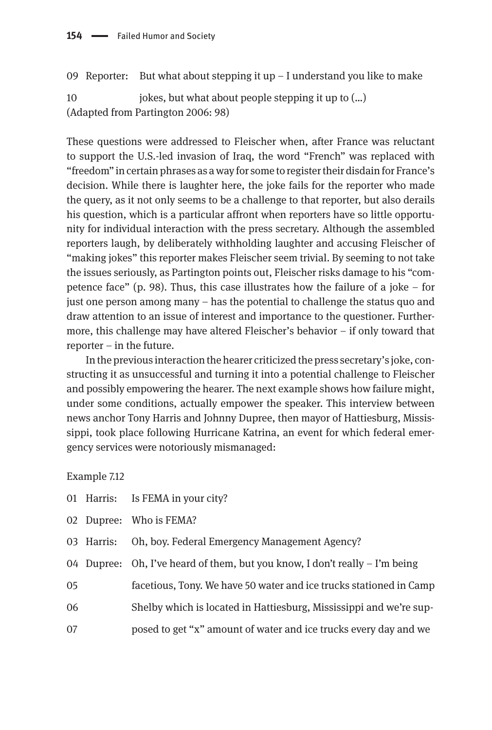09 Reporter: But what about stepping it up – I understand you like to make

10 jokes, but what about people stepping it up to (...)
(Adapted from Partington 2006: 98)

These questions were addressed to Fleischer when, after France was reluctant to support the U.S.-led invasion of Iraq, the word "French" was replaced with "freedom" in certain phrases as a way for some to register their disdain for France's decision. While there is laughter here, the joke fails for the reporter who made the query, as it not only seems to be a challenge to that reporter, but also derails his question, which is a particular affront when reporters have so little opportunity for individual interaction with the press secretary. Although the assembled reporters laugh, by deliberately withholding laughter and accusing Fleischer of "making jokes" this reporter makes Fleischer seem trivial. By seeming to not take the issues seriously, as Partington points out, Fleischer risks damage to his "competence face" (p. 98). Thus, this case illustrates how the failure of a joke – for just one person among many – has the potential to challenge the status quo and draw attention to an issue of interest and importance to the questioner. Furthermore, this challenge may have altered Fleischer's behavior – if only toward that reporter – in the future.

In the previous interaction the hearer criticized the press secretary's joke, constructing it as unsuccessful and turning it into a potential challenge to Fleischer and possibly empowering the hearer. The next example shows how failure might, under some conditions, actually empower the speaker. This interview between news anchor Tony Harris and Johnny Dupree, then mayor of Hattiesburg, Mississippi, took place following Hurricane Katrina, an event for which federal emergency services were notoriously mismanaged:

Example 7.12

01 Harris: Is FEMA in your city?

02 Dupree: Who is FEMA?

03 Harris: Oh, boy. Federal Emergency Management Agency?

04 Dupree: Oh, I've heard of them, but you know, I don't really – I'm being

05 facetious, Tony. We have 50 water and ice trucks stationed in Camp

06 Shelby which is located in Hattiesburg, Mississippi and we're sup-

07 posed to get "x" amount of water and ice trucks every day and we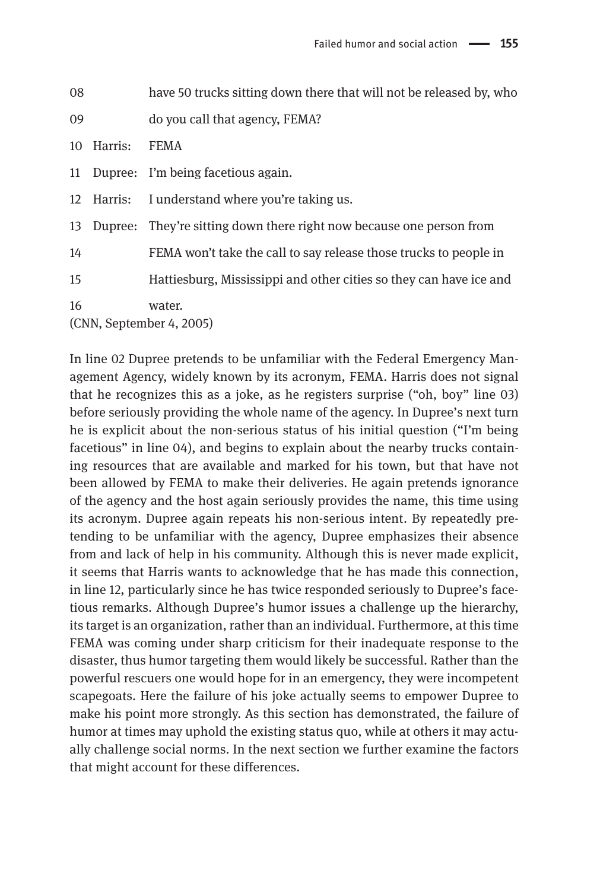08 have 50 trucks sitting down there that will not be released by, who

09 do you call that agency, FEMA?

10 Harris: FEMA

11 Dupree: I'm being facetious again.

12 Harris: I understand where you're taking us.

13 Dupree: They're sitting down there right now because one person from

14 FEMA won't take the call to say release those trucks to people in

15 Hattiesburg, Mississippi and other cities so they can have ice and

16 water.

(CNN, September 4, 2005)

In line 02 Dupree pretends to be unfamiliar with the Federal Emergency Management Agency, widely known by its acronym, FEMA. Harris does not signal that he recognizes this as a joke, as he registers surprise ("oh, boy" line 03) before seriously providing the whole name of the agency. In Dupree's next turn he is explicit about the non-serious status of his initial question ("I'm being facetious" in line 04), and begins to explain about the nearby trucks containing resources that are available and marked for his town, but that have not been allowed by FEMA to make their deliveries. He again pretends ignorance of the agency and the host again seriously provides the name, this time using its acronym. Dupree again repeats his non-serious intent. By repeatedly pretending to be unfamiliar with the agency, Dupree emphasizes their absence from and lack of help in his community. Although this is never made explicit, it seems that Harris wants to acknowledge that he has made this connection, in line 12, particularly since he has twice responded seriously to Dupree's facetious remarks. Although Dupree's humor issues a challenge up the hierarchy, its target is an organization, rather than an individual. Furthermore, at this time FEMA was coming under sharp criticism for their inadequate response to the disaster, thus humor targeting them would likely be successful. Rather than the powerful rescuers one would hope for in an emergency, they were incompetent scapegoats. Here the failure of his joke actually seems to empower Dupree to make his point more strongly. As this section has demonstrated, the failure of humor at times may uphold the existing status quo, while at others it may actually challenge social norms. In the next section we further examine the factors that might account for these differences.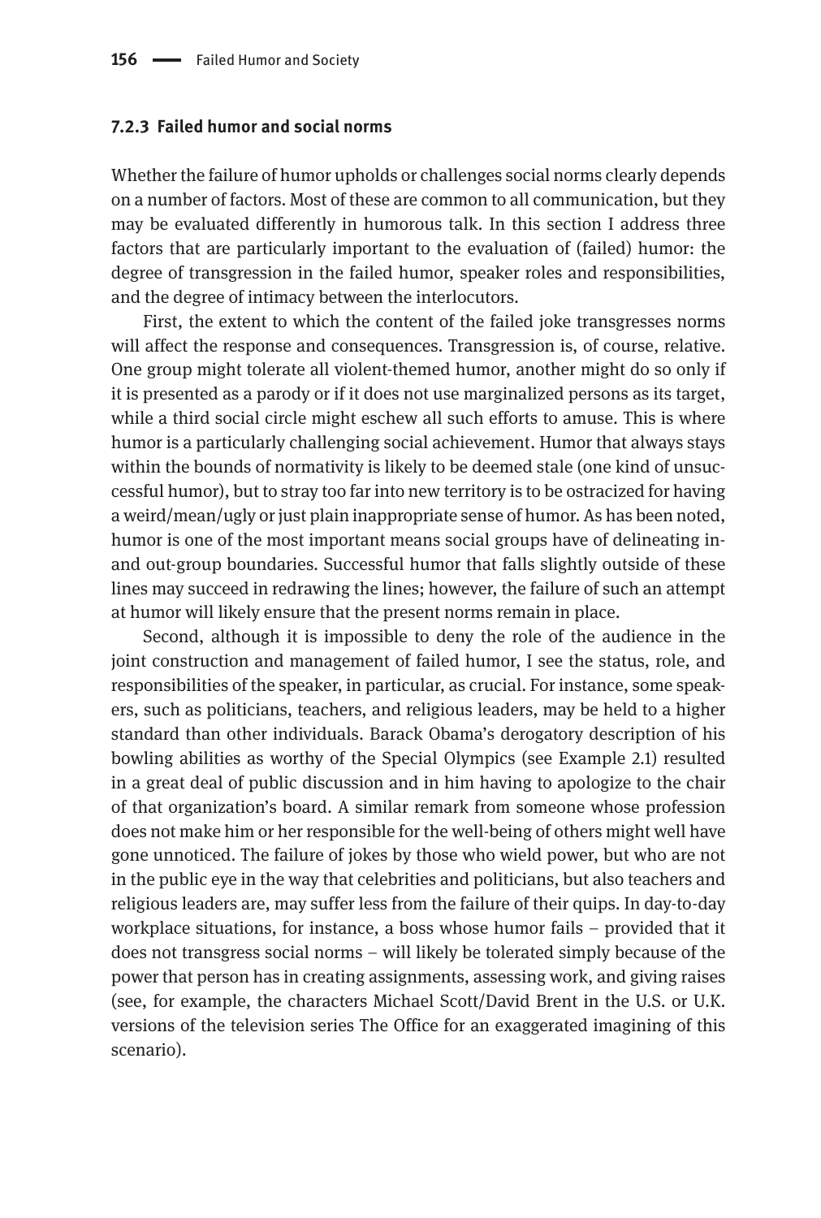### 7.2.3 Failed humor and social norms

Whether the failure of humor upholds or challenges social norms clearly depends on a number of factors. Most of these are common to all communication, but they may be evaluated differently in humorous talk. In this section I address three factors that are particularly important to the evaluation of (failed) humor: the degree of transgression in the failed humor, speaker roles and responsibilities, and the degree of intimacy between the interlocutors.

First, the extent to which the content of the failed joke transgresses norms will affect the response and consequences. Transgression is, of course, relative. One group might tolerate all violent-themed humor, another might do so only if it is presented as a parody or if it does not use marginalized persons as its target, while a third social circle might eschew all such efforts to amuse. This is where humor is a particularly challenging social achievement. Humor that always stays within the bounds of normativity is likely to be deemed stale (one kind of unsuccessful humor), but to stray too far into new territory is to be ostracized for having a weird/mean/ugly or just plain inappropriate sense of humor. As has been noted, humor is one of the most important means social groups have of delineating in- and out-group boundaries. Successful humor that falls slightly outside of these lines may succeed in redrawing the lines; however, the failure of such an attempt at humor will likely ensure that the present norms remain in place.

Second, although it is impossible to deny the role of the audience in the joint construction and management of failed humor, I see the status, role, and responsibilities of the speaker, in particular, as crucial. For instance, some speakers, such as politicians, teachers, and religious leaders, may be held to a higher standard than other individuals. Barack Obama's derogatory description of his bowling abilities as worthy of the Special Olympics (see Example 2.1) resulted in a great deal of public discussion and in him having to apologize to the chair of that organization's board. A similar remark from someone whose profession does not make him or her responsible for the well-being of others might well have gone unnoticed. The failure of jokes by those who wield power, but who are not in the public eye in the way that celebrities and politicians, but also teachers and religious leaders are, may suffer less from the failure of their quips. In day-to-day workplace situations, for instance, a boss whose humor fails – provided that it does not transgress social norms – will likely be tolerated simply because of the power that person has in creating assignments, assessing work, and giving raises (see, for example, the characters Michael Scott/David Brent in the U.S. or U.K. versions of the television series The Office for an exaggerated imagining of this scenario).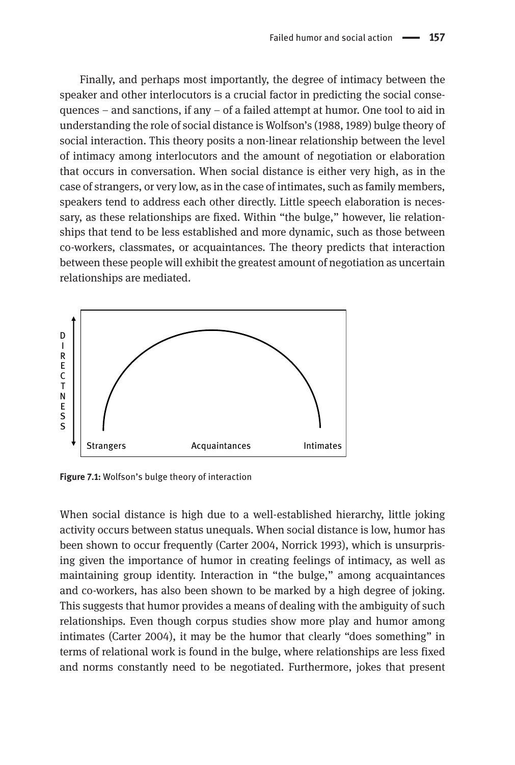Finally, and perhaps most importantly, the degree of intimacy between the speaker and other interlocutors is a crucial factor in predicting the social consequences – and sanctions, if any – of a failed attempt at humor. One tool to aid in understanding the role of social distance is Wolfson's (1988, 1989) bulge theory of social interaction. This theory posits a non-linear relationship between the level of intimacy among interlocutors and the amount of negotiation or elaboration that occurs in conversation. When social distance is either very high, as in the case of strangers, or very low, as in the case of intimates, such as family members, speakers tend to address each other directly. Little speech elaboration is necessary, as these relationships are fixed. Within "the bulge," however, lie relationships that tend to be less established and more dynamic, such as those between co-workers, classmates, or acquaintances. The theory predicts that interaction between these people will exhibit the greatest amount of negotiation as uncertain relationships are mediated.

DIRECTNESS

Strangers    Acquaintances    Intimates

**Figure 7.1:** Wolfson's bulge theory of interaction

When social distance is high due to a well-established hierarchy, little joking activity occurs between status unequals. When social distance is low, humor has been shown to occur frequently (Carter 2004, Norrick 1993), which is unsurprising given the importance of humor in creating feelings of intimacy, as well as maintaining group identity. Interaction in "the bulge," among acquaintances and co-workers, has also been shown to be marked by a high degree of joking. This suggests that humor provides a means of dealing with the ambiguity of such relationships. Even though corpus studies show more play and humor among intimates (Carter 2004), it may be the humor that clearly "does something" in terms of relational work is found in the bulge, where relationships are less fixed and norms constantly need to be negotiated. Furthermore, jokes that present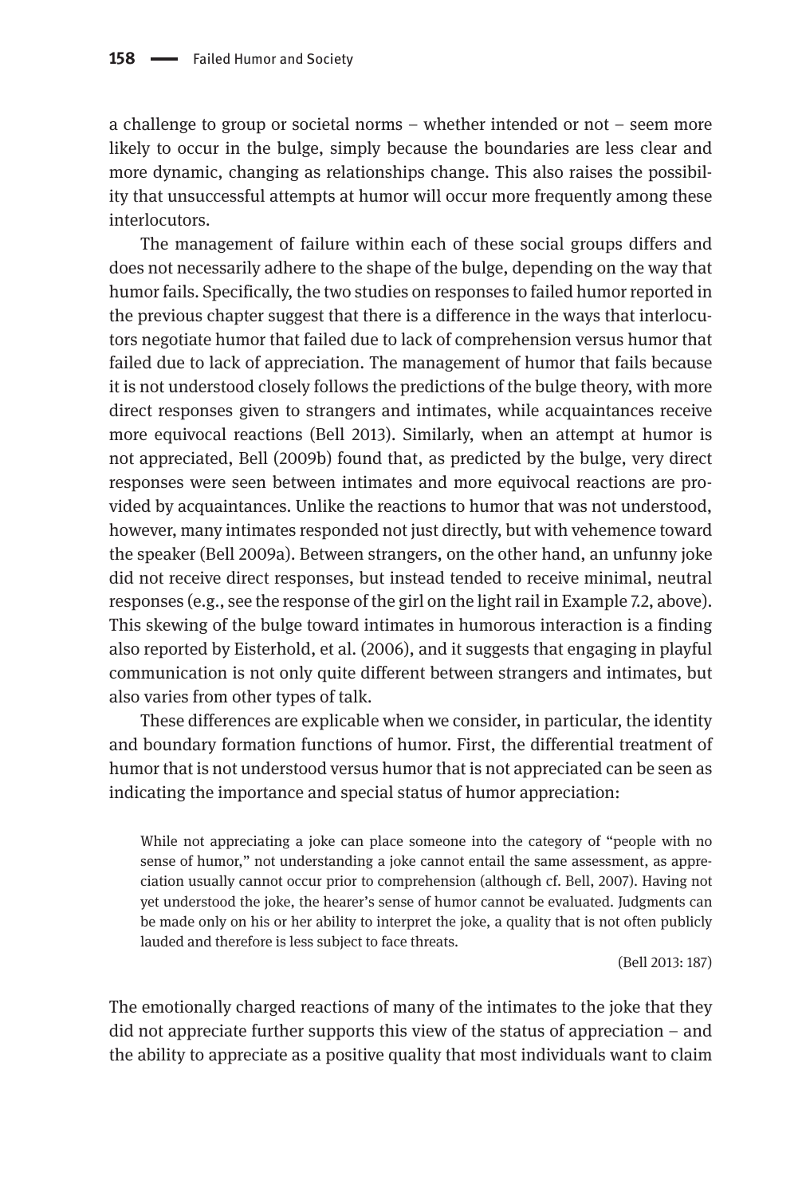a challenge to group or societal norms – whether intended or not – seem more likely to occur in the bulge, simply because the boundaries are less clear and more dynamic, changing as relationships change. This also raises the possibility that unsuccessful attempts at humor will occur more frequently among these interlocutors.

The management of failure within each of these social groups differs and does not necessarily adhere to the shape of the bulge, depending on the way that humor fails. Specifically, the two studies on responses to failed humor reported in the previous chapter suggest that there is a difference in the ways that interlocutors negotiate humor that failed due to lack of comprehension versus humor that failed due to lack of appreciation. The management of humor that fails because it is not understood closely follows the predictions of the bulge theory, with more direct responses given to strangers and intimates, while acquaintances receive more equivocal reactions (Bell 2013). Similarly, when an attempt at humor is not appreciated, Bell (2009b) found that, as predicted by the bulge, very direct responses were seen between intimates and more equivocal reactions are provided by acquaintances. Unlike the reactions to humor that was not understood, however, many intimates responded not just directly, but with vehemence toward the speaker (Bell 2009a). Between strangers, on the other hand, an unfunny joke did not receive direct responses, but instead tended to receive minimal, neutral responses (e.g., see the response of the girl on the light rail in Example 7.2, above). This skewing of the bulge toward intimates in humorous interaction is a finding also reported by Eisterhold, et al. (2006), and it suggests that engaging in playful communication is not only quite different between strangers and intimates, but also varies from other types of talk.

These differences are explicable when we consider, in particular, the identity and boundary formation functions of humor. First, the differential treatment of humor that is not understood versus humor that is not appreciated can be seen as indicating the importance and special status of humor appreciation:

> While not appreciating a joke can place someone into the category of "people with no sense of humor," not understanding a joke cannot entail the same assessment, as appreciation usually cannot occur prior to comprehension (although cf. Bell, 2007). Having not yet understood the joke, the hearer's sense of humor cannot be evaluated. Judgments can be made only on his or her ability to interpret the joke, a quality that is not often publicly lauded and therefore is less subject to face threats.
>
> (Bell 2013: 187)

The emotionally charged reactions of many of the intimates to the joke that they did not appreciate further supports this view of the status of appreciation – and the ability to appreciate as a positive quality that most individuals want to claim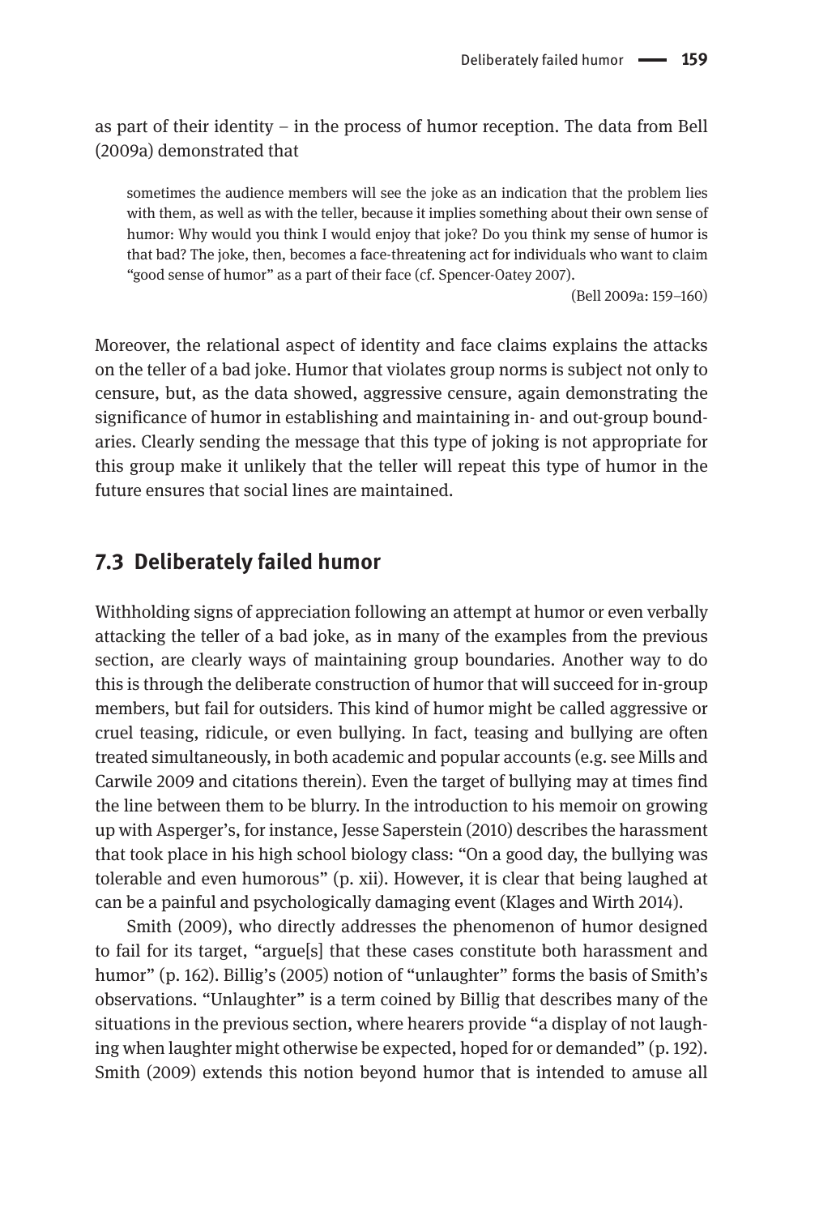as part of their identity – in the process of humor reception. The data from Bell (2009a) demonstrated that

> sometimes the audience members will see the joke as an indication that the problem lies with them, as well as with the teller, because it implies something about their own sense of humor: Why would you think I would enjoy that joke? Do you think my sense of humor is that bad? The joke, then, becomes a face-threatening act for individuals who want to claim "good sense of humor" as a part of their face (cf. Spencer-Oatey 2007).
>
> (Bell 2009a: 159–160)

Moreover, the relational aspect of identity and face claims explains the attacks on the teller of a bad joke. Humor that violates group norms is subject not only to censure, but, as the data showed, aggressive censure, again demonstrating the significance of humor in establishing and maintaining in- and out-group boundaries. Clearly sending the message that this type of joking is not appropriate for this group make it unlikely that the teller will repeat this type of humor in the future ensures that social lines are maintained.

## 7.3 Deliberately failed humor

Withholding signs of appreciation following an attempt at humor or even verbally attacking the teller of a bad joke, as in many of the examples from the previous section, are clearly ways of maintaining group boundaries. Another way to do this is through the deliberate construction of humor that will succeed for in-group members, but fail for outsiders. This kind of humor might be called aggressive or cruel teasing, ridicule, or even bullying. In fact, teasing and bullying are often treated simultaneously, in both academic and popular accounts (e.g. see Mills and Carwile 2009 and citations therein). Even the target of bullying may at times find the line between them to be blurry. In the introduction to his memoir on growing up with Asperger's, for instance, Jesse Saperstein (2010) describes the harassment that took place in his high school biology class: "On a good day, the bullying was tolerable and even humorous" (p. xii). However, it is clear that being laughed at can be a painful and psychologically damaging event (Klages and Wirth 2014).

Smith (2009), who directly addresses the phenomenon of humor designed to fail for its target, "argue[s] that these cases constitute both harassment and humor" (p. 162). Billig's (2005) notion of "unlaughter" forms the basis of Smith's observations. "Unlaughter" is a term coined by Billig that describes many of the situations in the previous section, where hearers provide "a display of not laughing when laughter might otherwise be expected, hoped for or demanded" (p. 192). Smith (2009) extends this notion beyond humor that is intended to amuse all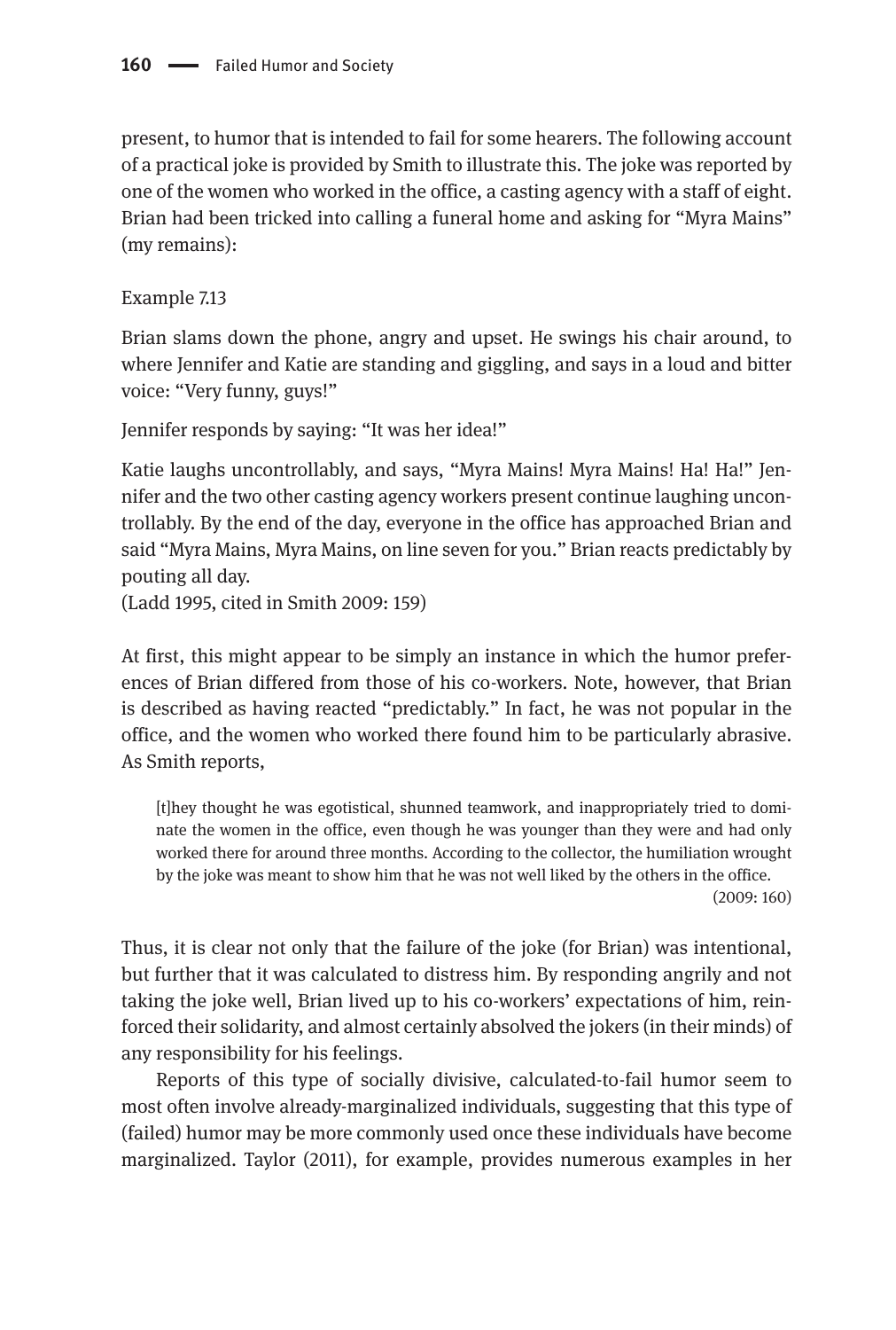present, to humor that is intended to fail for some hearers. The following account of a practical joke is provided by Smith to illustrate this. The joke was reported by one of the women who worked in the office, a casting agency with a staff of eight. Brian had been tricked into calling a funeral home and asking for "Myra Mains" (my remains):

Example 7.13

Brian slams down the phone, angry and upset. He swings his chair around, to where Jennifer and Katie are standing and giggling, and says in a loud and bitter voice: "Very funny, guys!"

Jennifer responds by saying: "It was her idea!"

Katie laughs uncontrollably, and says, "Myra Mains! Myra Mains! Ha! Ha!" Jennifer and the two other casting agency workers present continue laughing uncontrollably. By the end of the day, everyone in the office has approached Brian and said "Myra Mains, Myra Mains, on line seven for you." Brian reacts predictably by pouting all day.
(Ladd 1995, cited in Smith 2009: 159)

At first, this might appear to be simply an instance in which the humor preferences of Brian differed from those of his co-workers. Note, however, that Brian is described as having reacted "predictably." In fact, he was not popular in the office, and the women who worked there found him to be particularly abrasive. As Smith reports,

> [t]hey thought he was egotistical, shunned teamwork, and inappropriately tried to dominate the women in the office, even though he was younger than they were and had only worked there for around three months. According to the collector, the humiliation wrought by the joke was meant to show him that he was not well liked by the others in the office.
> (2009: 160)

Thus, it is clear not only that the failure of the joke (for Brian) was intentional, but further that it was calculated to distress him. By responding angrily and not taking the joke well, Brian lived up to his co-workers' expectations of him, reinforced their solidarity, and almost certainly absolved the jokers (in their minds) of any responsibility for his feelings.

Reports of this type of socially divisive, calculated-to-fail humor seem to most often involve already-marginalized individuals, suggesting that this type of (failed) humor may be more commonly used once these individuals have become marginalized. Taylor (2011), for example, provides numerous examples in her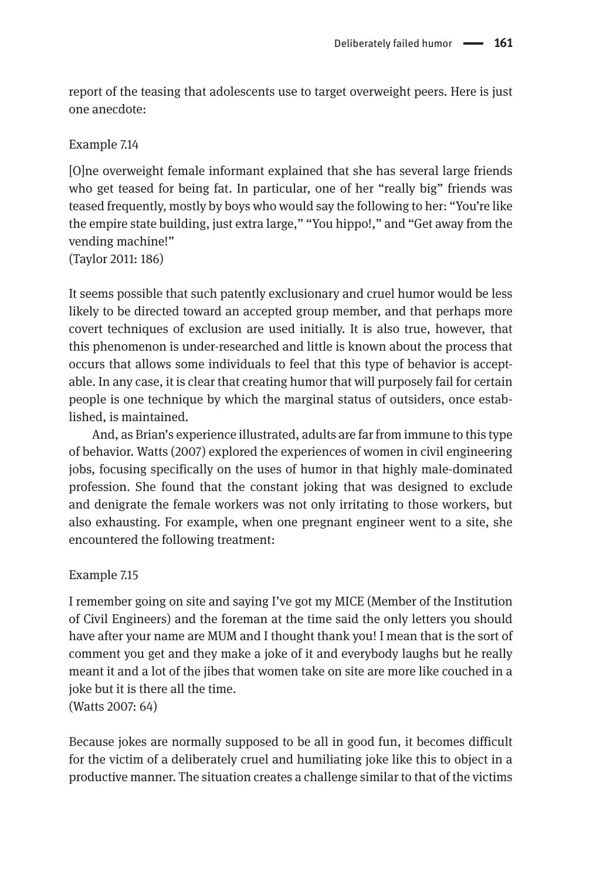report of the teasing that adolescents use to target overweight peers. Here is just one anecdote:

Example 7.14

[O]ne overweight female informant explained that she has several large friends who get teased for being fat. In particular, one of her "really big" friends was teased frequently, mostly by boys who would say the following to her: "You're like the empire state building, just extra large," "You hippo!," and "Get away from the vending machine!"
(Taylor 2011: 186)

It seems possible that such patently exclusionary and cruel humor would be less likely to be directed toward an accepted group member, and that perhaps more covert techniques of exclusion are used initially. It is also true, however, that this phenomenon is under-researched and little is known about the process that occurs that allows some individuals to feel that this type of behavior is acceptable. In any case, it is clear that creating humor that will purposely fail for certain people is one technique by which the marginal status of outsiders, once established, is maintained.

And, as Brian's experience illustrated, adults are far from immune to this type of behavior. Watts (2007) explored the experiences of women in civil engineering jobs, focusing specifically on the uses of humor in that highly male-dominated profession. She found that the constant joking that was designed to exclude and denigrate the female workers was not only irritating to those workers, but also exhausting. For example, when one pregnant engineer went to a site, she encountered the following treatment:

Example 7.15

I remember going on site and saying I've got my MICE (Member of the Institution of Civil Engineers) and the foreman at the time said the only letters you should have after your name are MUM and I thought thank you! I mean that is the sort of comment you get and they make a joke of it and everybody laughs but he really meant it and a lot of the jibes that women take on site are more like couched in a joke but it is there all the time.
(Watts 2007: 64)

Because jokes are normally supposed to be all in good fun, it becomes difficult for the victim of a deliberately cruel and humiliating joke like this to object in a productive manner. The situation creates a challenge similar to that of the victims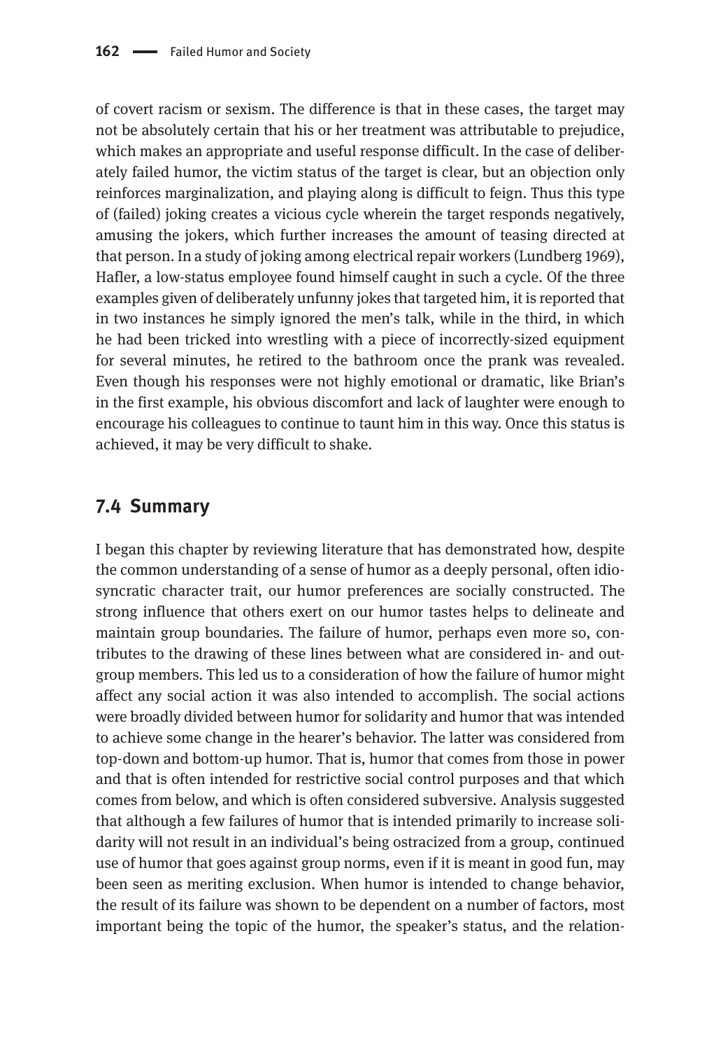of covert racism or sexism. The difference is that in these cases, the target may not be absolutely certain that his or her treatment was attributable to prejudice, which makes an appropriate and useful response difficult. In the case of deliberately failed humor, the victim status of the target is clear, but an objection only reinforces marginalization, and playing along is difficult to feign. Thus this type of (failed) joking creates a vicious cycle wherein the target responds negatively, amusing the jokers, which further increases the amount of teasing directed at that person. In a study of joking among electrical repair workers (Lundberg 1969), Hafler, a low-status employee found himself caught in such a cycle. Of the three examples given of deliberately unfunny jokes that targeted him, it is reported that in two instances he simply ignored the men's talk, while in the third, in which he had been tricked into wrestling with a piece of incorrectly-sized equipment for several minutes, he retired to the bathroom once the prank was revealed. Even though his responses were not highly emotional or dramatic, like Brian's in the first example, his obvious discomfort and lack of laughter were enough to encourage his colleagues to continue to taunt him in this way. Once this status is achieved, it may be very difficult to shake.

## 7.4 Summary

I began this chapter by reviewing literature that has demonstrated how, despite the common understanding of a sense of humor as a deeply personal, often idiosyncratic character trait, our humor preferences are socially constructed. The strong influence that others exert on our humor tastes helps to delineate and maintain group boundaries. The failure of humor, perhaps even more so, contributes to the drawing of these lines between what are considered in- and out-group members. This led us to a consideration of how the failure of humor might affect any social action it was also intended to accomplish. The social actions were broadly divided between humor for solidarity and humor that was intended to achieve some change in the hearer's behavior. The latter was considered from top-down and bottom-up humor. That is, humor that comes from those in power and that is often intended for restrictive social control purposes and that which comes from below, and which is often considered subversive. Analysis suggested that although a few failures of humor that is intended primarily to increase solidarity will not result in an individual's being ostracized from a group, continued use of humor that goes against group norms, even if it is meant in good fun, may been seen as meriting exclusion. When humor is intended to change behavior, the result of its failure was shown to be dependent on a number of factors, most important being the topic of the humor, the speaker's status, and the relation-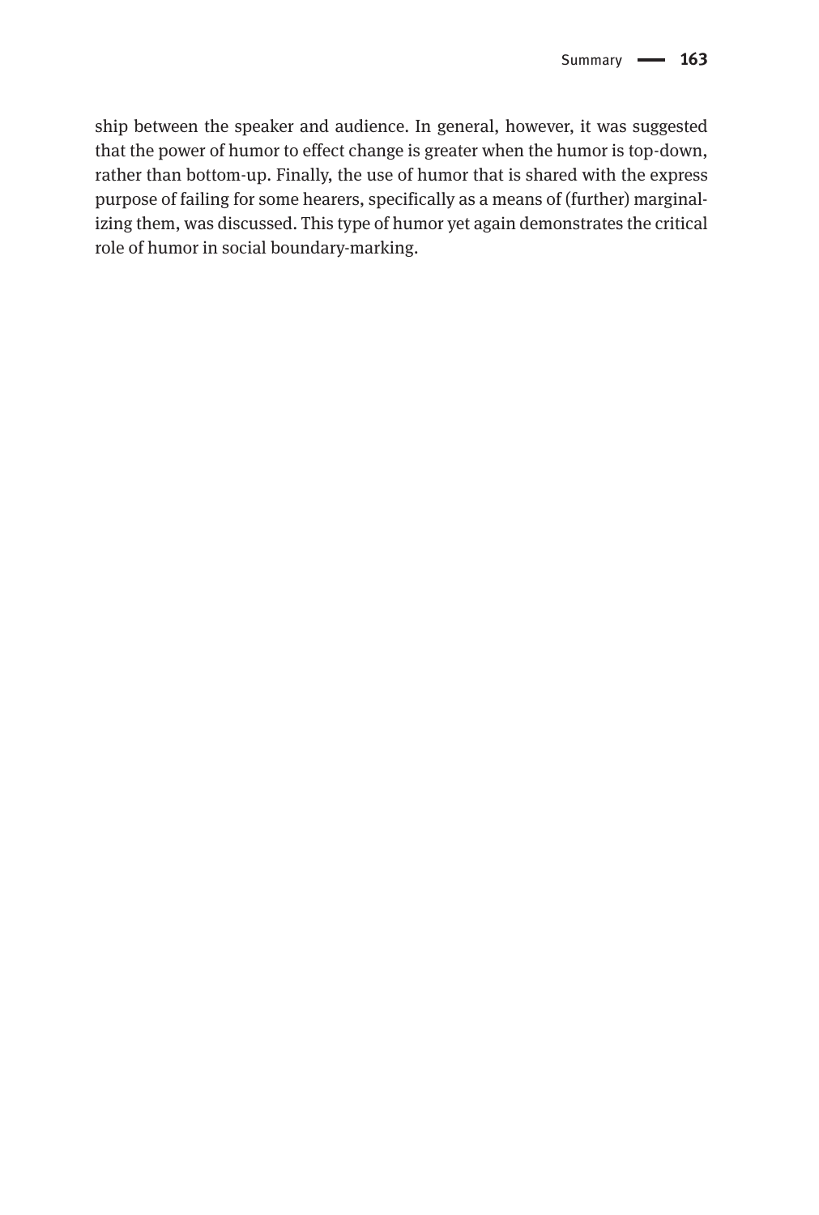ship between the speaker and audience. In general, however, it was suggested that the power of humor to effect change is greater when the humor is top-down, rather than bottom-up. Finally, the use of humor that is shared with the express purpose of failing for some hearers, specifically as a means of (further) marginalizing them, was discussed. This type of humor yet again demonstrates the critical role of humor in social boundary-marking.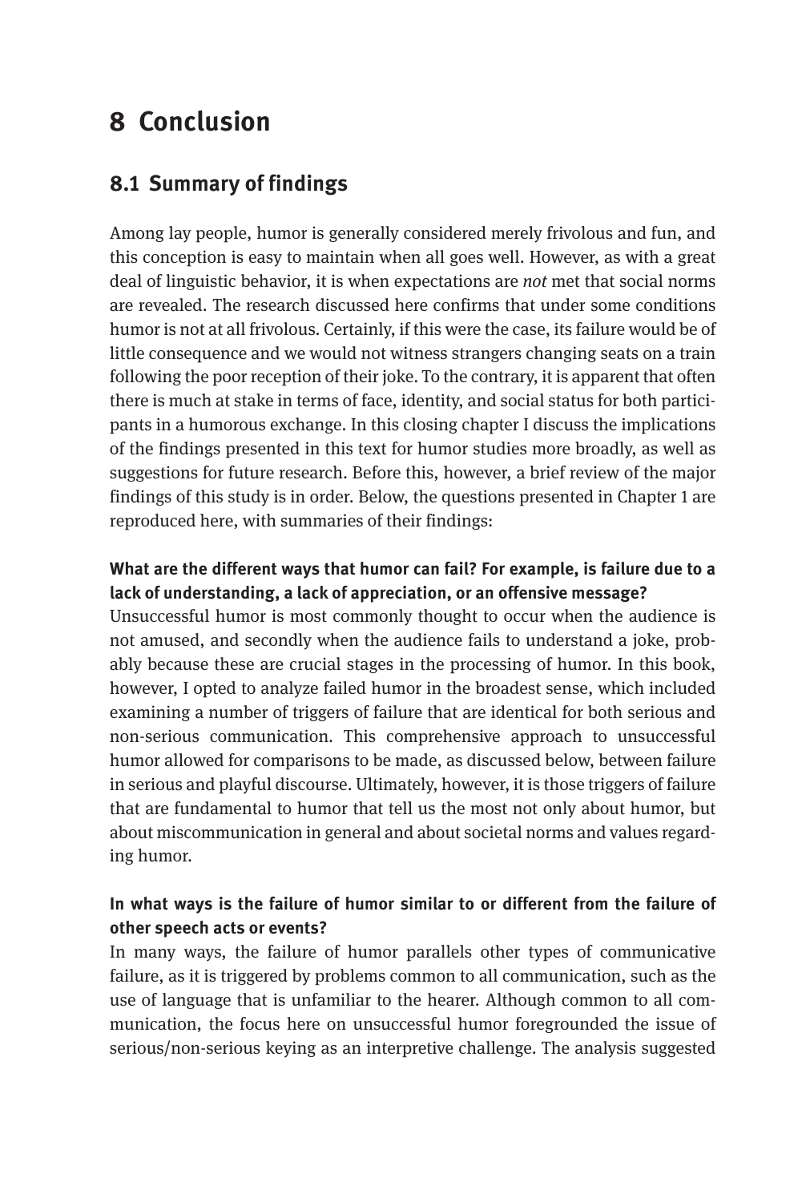# 8 Conclusion

## 8.1 Summary of findings

Among lay people, humor is generally considered merely frivolous and fun, and this conception is easy to maintain when all goes well. However, as with a great deal of linguistic behavior, it is when expectations are *not* met that social norms are revealed. The research discussed here confirms that under some conditions humor is not at all frivolous. Certainly, if this were the case, its failure would be of little consequence and we would not witness strangers changing seats on a train following the poor reception of their joke. To the contrary, it is apparent that often there is much at stake in terms of face, identity, and social status for both participants in a humorous exchange. In this closing chapter I discuss the implications of the findings presented in this text for humor studies more broadly, as well as suggestions for future research. Before this, however, a brief review of the major findings of this study is in order. Below, the questions presented in Chapter 1 are reproduced here, with summaries of their findings:

**What are the different ways that humor can fail? For example, is failure due to a lack of understanding, a lack of appreciation, or an offensive message?**

Unsuccessful humor is most commonly thought to occur when the audience is not amused, and secondly when the audience fails to understand a joke, probably because these are crucial stages in the processing of humor. In this book, however, I opted to analyze failed humor in the broadest sense, which included examining a number of triggers of failure that are identical for both serious and non-serious communication. This comprehensive approach to unsuccessful humor allowed for comparisons to be made, as discussed below, between failure in serious and playful discourse. Ultimately, however, it is those triggers of failure that are fundamental to humor that tell us the most not only about humor, but about miscommunication in general and about societal norms and values regarding humor.

**In what ways is the failure of humor similar to or different from the failure of other speech acts or events?**

In many ways, the failure of humor parallels other types of communicative failure, as it is triggered by problems common to all communication, such as the use of language that is unfamiliar to the hearer. Although common to all communication, the focus here on unsuccessful humor foregrounded the issue of serious/non-serious keying as an interpretive challenge. The analysis suggested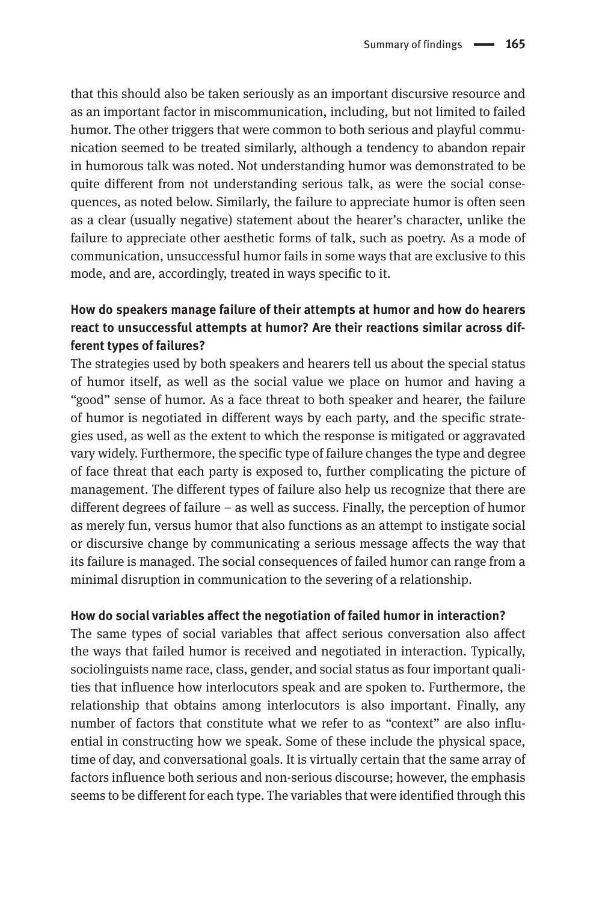that this should also be taken seriously as an important discursive resource and as an important factor in miscommunication, including, but not limited to failed humor. The other triggers that were common to both serious and playful communication seemed to be treated similarly, although a tendency to abandon repair in humorous talk was noted. Not understanding humor was demonstrated to be quite different from not understanding serious talk, as were the social consequences, as noted below. Similarly, the failure to appreciate humor is often seen as a clear (usually negative) statement about the hearer's character, unlike the failure to appreciate other aesthetic forms of talk, such as poetry. As a mode of communication, unsuccessful humor fails in some ways that are exclusive to this mode, and are, accordingly, treated in ways specific to it.

**How do speakers manage failure of their attempts at humor and how do hearers react to unsuccessful attempts at humor? Are their reactions similar across different types of failures?**

The strategies used by both speakers and hearers tell us about the special status of humor itself, as well as the social value we place on humor and having a "good" sense of humor. As a face threat to both speaker and hearer, the failure of humor is negotiated in different ways by each party, and the specific strategies used, as well as the extent to which the response is mitigated or aggravated vary widely. Furthermore, the specific type of failure changes the type and degree of face threat that each party is exposed to, further complicating the picture of management. The different types of failure also help us recognize that there are different degrees of failure – as well as success. Finally, the perception of humor as merely fun, versus humor that also functions as an attempt to instigate social or discursive change by communicating a serious message affects the way that its failure is managed. The social consequences of failed humor can range from a minimal disruption in communication to the severing of a relationship.

**How do social variables affect the negotiation of failed humor in interaction?**

The same types of social variables that affect serious conversation also affect the ways that failed humor is received and negotiated in interaction. Typically, sociolinguists name race, class, gender, and social status as four important qualities that influence how interlocutors speak and are spoken to. Furthermore, the relationship that obtains among interlocutors is also important. Finally, any number of factors that constitute what we refer to as "context" are also influential in constructing how we speak. Some of these include the physical space, time of day, and conversational goals. It is virtually certain that the same array of factors influence both serious and non-serious discourse; however, the emphasis seems to be different for each type. The variables that were identified through this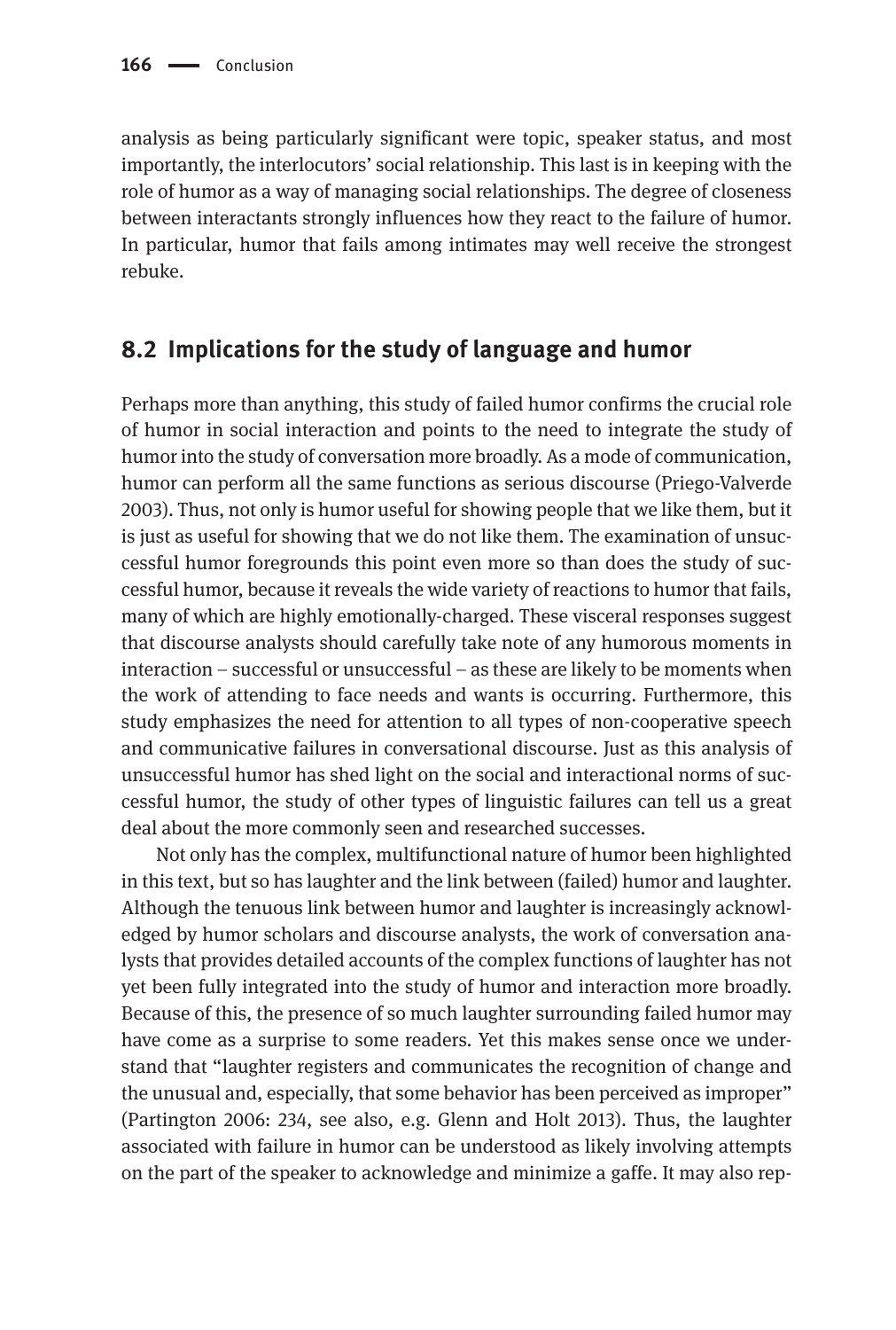analysis as being particularly significant were topic, speaker status, and most importantly, the interlocutors' social relationship. This last is in keeping with the role of humor as a way of managing social relationships. The degree of closeness between interactants strongly influences how they react to the failure of humor. In particular, humor that fails among intimates may well receive the strongest rebuke.

## 8.2 Implications for the study of language and humor

Perhaps more than anything, this study of failed humor confirms the crucial role of humor in social interaction and points to the need to integrate the study of humor into the study of conversation more broadly. As a mode of communication, humor can perform all the same functions as serious discourse (Priego-Valverde 2003). Thus, not only is humor useful for showing people that we like them, but it is just as useful for showing that we do not like them. The examination of unsuccessful humor foregrounds this point even more so than does the study of successful humor, because it reveals the wide variety of reactions to humor that fails, many of which are highly emotionally-charged. These visceral responses suggest that discourse analysts should carefully take note of any humorous moments in interaction – successful or unsuccessful – as these are likely to be moments when the work of attending to face needs and wants is occurring. Furthermore, this study emphasizes the need for attention to all types of non-cooperative speech and communicative failures in conversational discourse. Just as this analysis of unsuccessful humor has shed light on the social and interactional norms of successful humor, the study of other types of linguistic failures can tell us a great deal about the more commonly seen and researched successes.

Not only has the complex, multifunctional nature of humor been highlighted in this text, but so has laughter and the link between (failed) humor and laughter. Although the tenuous link between humor and laughter is increasingly acknowledged by humor scholars and discourse analysts, the work of conversation analysts that provides detailed accounts of the complex functions of laughter has not yet been fully integrated into the study of humor and interaction more broadly. Because of this, the presence of so much laughter surrounding failed humor may have come as a surprise to some readers. Yet this makes sense once we understand that "laughter registers and communicates the recognition of change and the unusual and, especially, that some behavior has been perceived as improper" (Partington 2006: 234, see also, e.g. Glenn and Holt 2013). Thus, the laughter associated with failure in humor can be understood as likely involving attempts on the part of the speaker to acknowledge and minimize a gaffe. It may also rep-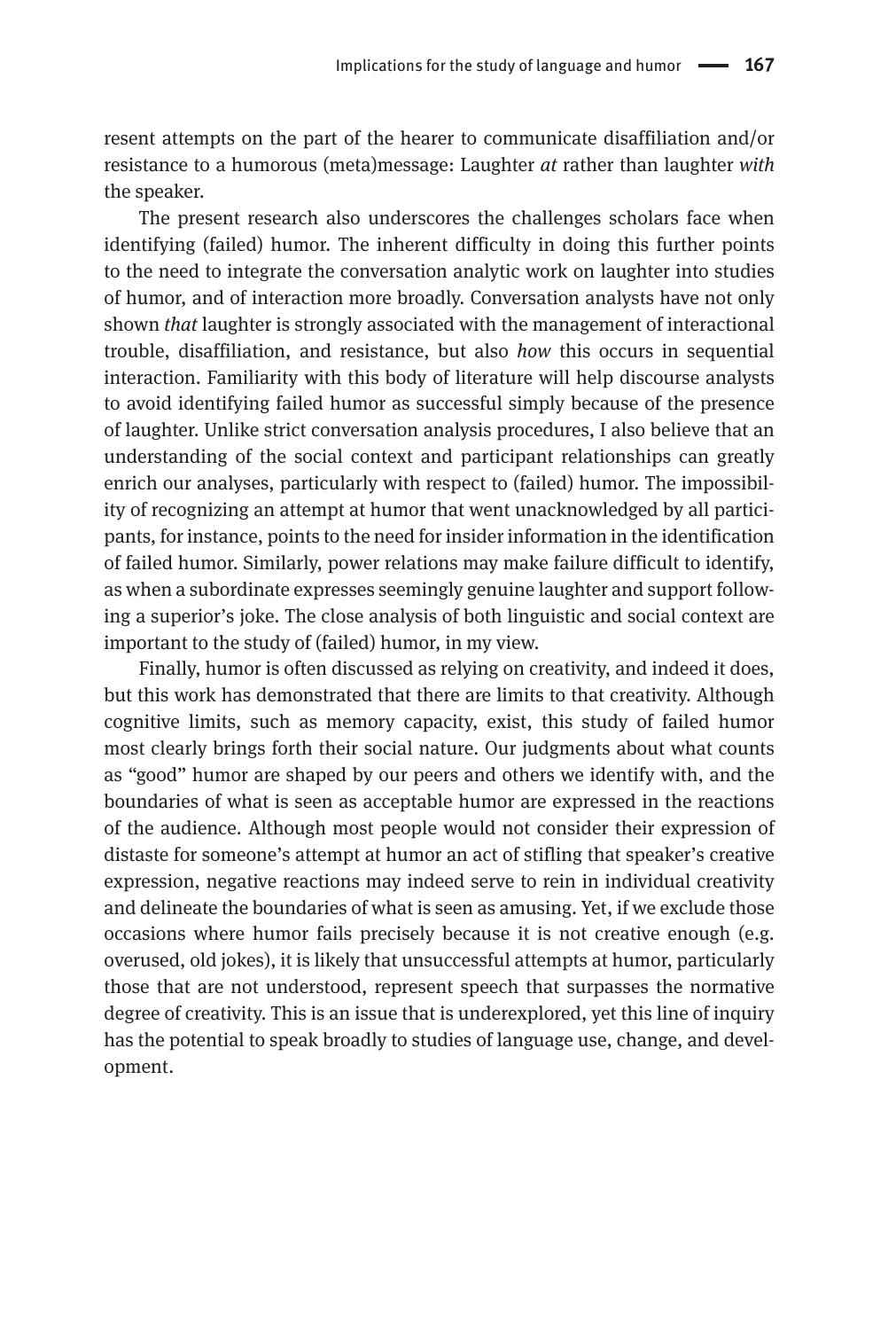resent attempts on the part of the hearer to communicate disaffiliation and/or resistance to a humorous (meta)message: Laughter *at* rather than laughter *with* the speaker.

The present research also underscores the challenges scholars face when identifying (failed) humor. The inherent difficulty in doing this further points to the need to integrate the conversation analytic work on laughter into studies of humor, and of interaction more broadly. Conversation analysts have not only shown *that* laughter is strongly associated with the management of interactional trouble, disaffiliation, and resistance, but also *how* this occurs in sequential interaction. Familiarity with this body of literature will help discourse analysts to avoid identifying failed humor as successful simply because of the presence of laughter. Unlike strict conversation analysis procedures, I also believe that an understanding of the social context and participant relationships can greatly enrich our analyses, particularly with respect to (failed) humor. The impossibility of recognizing an attempt at humor that went unacknowledged by all participants, for instance, points to the need for insider information in the identification of failed humor. Similarly, power relations may make failure difficult to identify, as when a subordinate expresses seemingly genuine laughter and support following a superior's joke. The close analysis of both linguistic and social context are important to the study of (failed) humor, in my view.

Finally, humor is often discussed as relying on creativity, and indeed it does, but this work has demonstrated that there are limits to that creativity. Although cognitive limits, such as memory capacity, exist, this study of failed humor most clearly brings forth their social nature. Our judgments about what counts as "good" humor are shaped by our peers and others we identify with, and the boundaries of what is seen as acceptable humor are expressed in the reactions of the audience. Although most people would not consider their expression of distaste for someone's attempt at humor an act of stifling that speaker's creative expression, negative reactions may indeed serve to rein in individual creativity and delineate the boundaries of what is seen as amusing. Yet, if we exclude those occasions where humor fails precisely because it is not creative enough (e.g. overused, old jokes), it is likely that unsuccessful attempts at humor, particularly those that are not understood, represent speech that surpasses the normative degree of creativity. This is an issue that is underexplored, yet this line of inquiry has the potential to speak broadly to studies of language use, change, and development.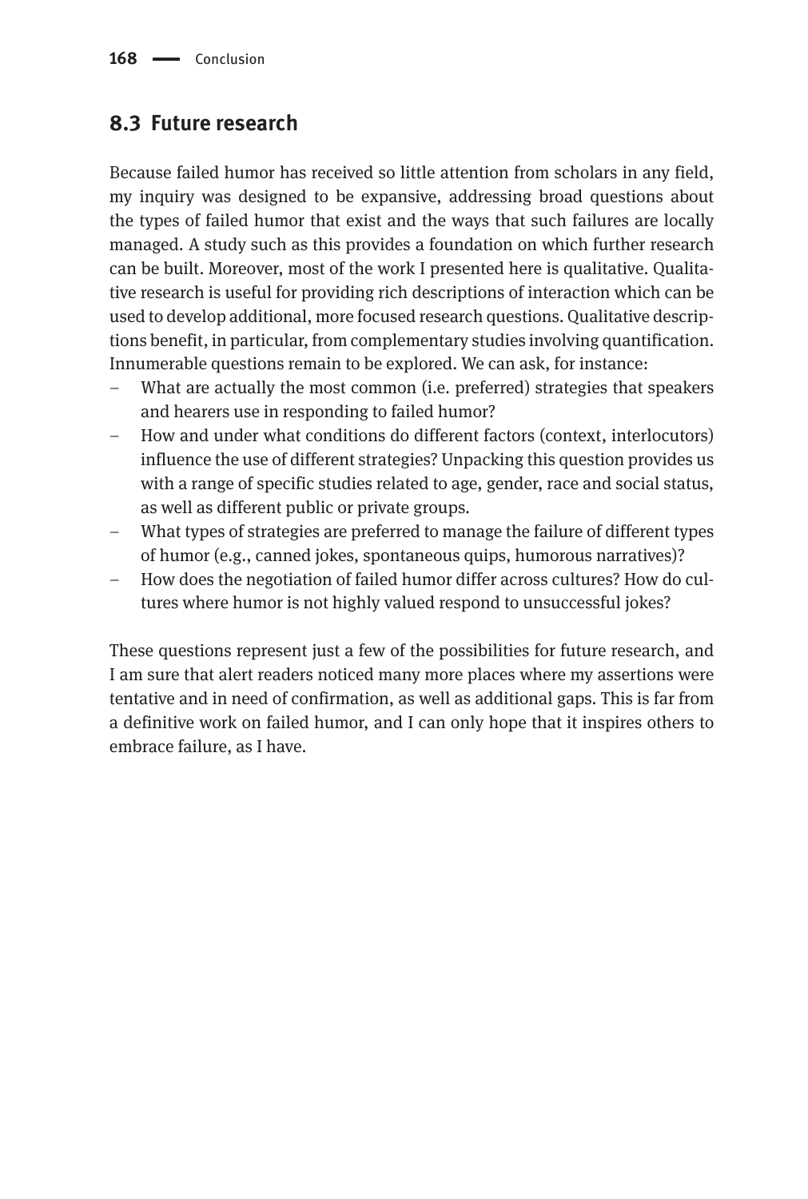## 8.3 Future research

Because failed humor has received so little attention from scholars in any field, my inquiry was designed to be expansive, addressing broad questions about the types of failed humor that exist and the ways that such failures are locally managed. A study such as this provides a foundation on which further research can be built. Moreover, most of the work I presented here is qualitative. Qualitative research is useful for providing rich descriptions of interaction which can be used to develop additional, more focused research questions. Qualitative descriptions benefit, in particular, from complementary studies involving quantification. Innumerable questions remain to be explored. We can ask, for instance:

- What are actually the most common (i.e. preferred) strategies that speakers and hearers use in responding to failed humor?
- How and under what conditions do different factors (context, interlocutors) influence the use of different strategies? Unpacking this question provides us with a range of specific studies related to age, gender, race and social status, as well as different public or private groups.
- What types of strategies are preferred to manage the failure of different types of humor (e.g., canned jokes, spontaneous quips, humorous narratives)?
- How does the negotiation of failed humor differ across cultures? How do cultures where humor is not highly valued respond to unsuccessful jokes?

These questions represent just a few of the possibilities for future research, and I am sure that alert readers noticed many more places where my assertions were tentative and in need of confirmation, as well as additional gaps. This is far from a definitive work on failed humor, and I can only hope that it inspires others to embrace failure, as I have.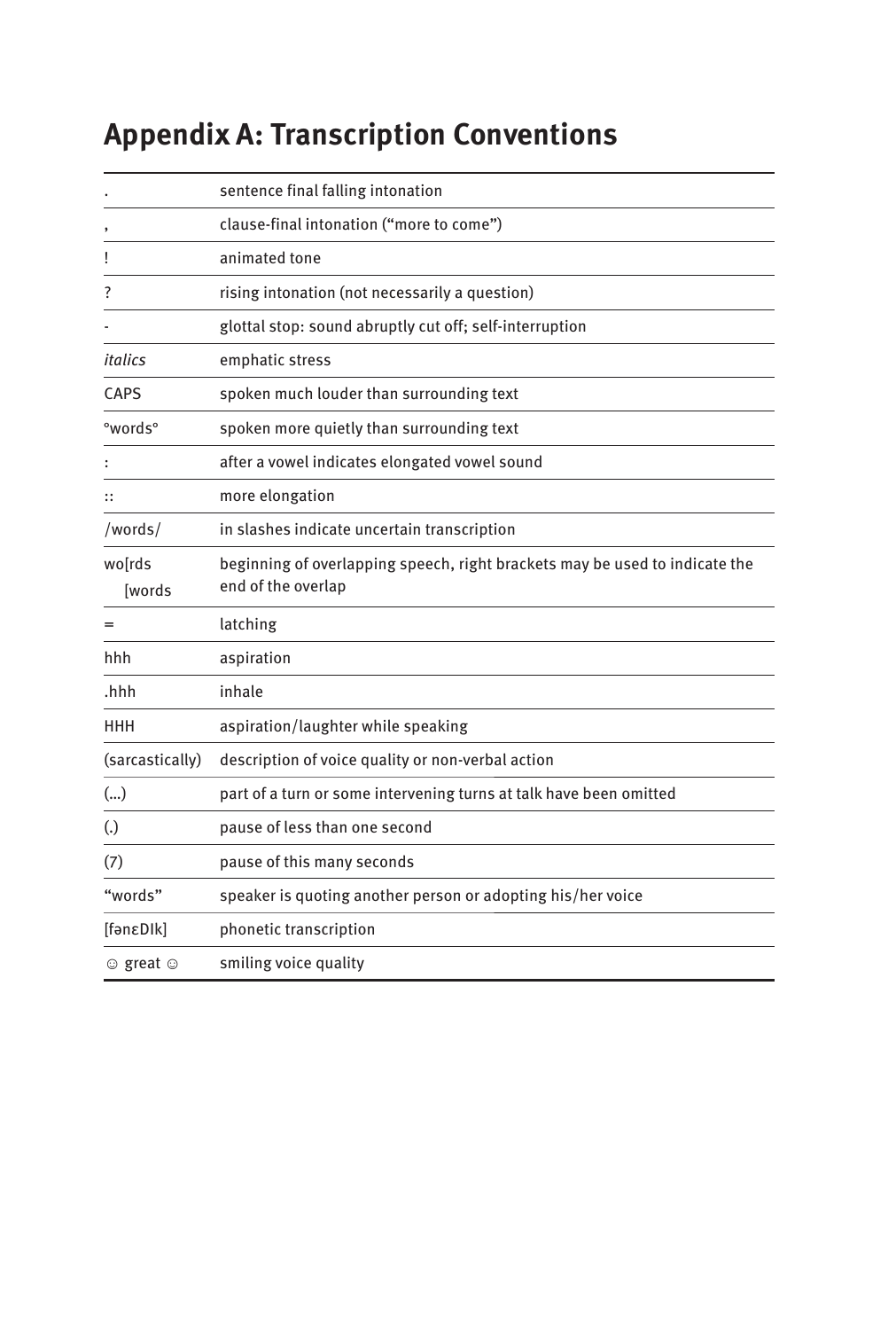# Appendix A: Transcription Conventions

| | |
|---|---|
| . | sentence final falling intonation |
| , | clause-final intonation ("more to come") |
| ! | animated tone |
| ? | rising intonation (not necessarily a question) |
| - | glottal stop: sound abruptly cut off; self-interruption |
| *italics* | emphatic stress |
| CAPS | spoken much louder than surrounding text |
| °words° | spoken more quietly than surrounding text |
| : | after a vowel indicates elongated vowel sound |
| :: | more elongation |
| /words/ | in slashes indicate uncertain transcription |
| wo[rds<br>[words | beginning of overlapping speech, right brackets may be used to indicate the end of the overlap |
| = | latching |
| hhh | aspiration |
| .hhh | inhale |
| HHH | aspiration/laughter while speaking |
| (sarcastically) | description of voice quality or non-verbal action |
| (...) | part of a turn or some intervening turns at talk have been omitted |
| (.) | pause of less than one second |
| (7) | pause of this many seconds |
| "words" | speaker is quoting another person or adopting his/her voice |
| [fənɛDIk] | phonetic transcription |
| ☺ great ☺ | smiling voice quality |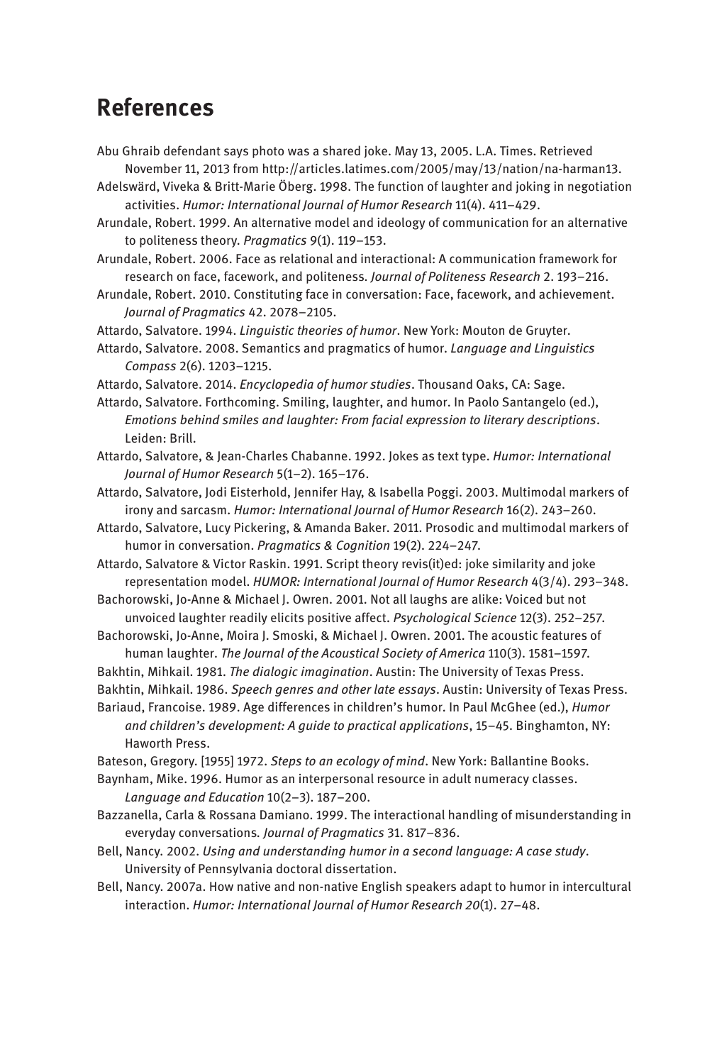# References

Abu Ghraib defendant says photo was a shared joke. May 13, 2005. L.A. Times. Retrieved November 11, 2013 from http://articles.latimes.com/2005/may/13/nation/na-harman13.

Adelswärd, Viveka & Britt-Marie Öberg. 1998. The function of laughter and joking in negotiation activities. *Humor: International Journal of Humor Research* 11(4). 411–429.

Arundale, Robert. 1999. An alternative model and ideology of communication for an alternative to politeness theory. *Pragmatics 9*(1). 119–153.

Arundale, Robert. 2006. Face as relational and interactional: A communication framework for research on face, facework, and politeness. *Journal of Politeness Research* 2. 193–216.

Arundale, Robert. 2010. Constituting face in conversation: Face, facework, and achievement. *Journal of Pragmatics* 42. 2078–2105.

Attardo, Salvatore. 1994. *Linguistic theories of humor*. New York: Mouton de Gruyter.

Attardo, Salvatore. 2008. Semantics and pragmatics of humor. *Language and Linguistics Compass* 2(6). 1203–1215.

Attardo, Salvatore. 2014. *Encyclopedia of humor studies*. Thousand Oaks, CA: Sage.

Attardo, Salvatore. Forthcoming. Smiling, laughter, and humor. In Paolo Santangelo (ed.), *Emotions behind smiles and laughter: From facial expression to literary descriptions*. Leiden: Brill.

Attardo, Salvatore, & Jean-Charles Chabanne. 1992. Jokes as text type. *Humor: International Journal of Humor Research* 5(1–2). 165–176.

Attardo, Salvatore, Jodi Eisterhold, Jennifer Hay, & Isabella Poggi. 2003. Multimodal markers of irony and sarcasm. *Humor: International Journal of Humor Research* 16(2). 243–260.

Attardo, Salvatore, Lucy Pickering, & Amanda Baker. 2011. Prosodic and multimodal markers of humor in conversation. *Pragmatics & Cognition* 19(2). 224–247.

Attardo, Salvatore & Victor Raskin. 1991. Script theory revis(it)ed: joke similarity and joke representation model. *HUMOR: International Journal of Humor Research* 4(3/4). 293–348.

Bachorowski, Jo-Anne & Michael J. Owren. 2001. Not all laughs are alike: Voiced but not unvoiced laughter readily elicits positive affect. *Psychological Science* 12(3). 252–257.

Bachorowski, Jo-Anne, Moira J. Smoski, & Michael J. Owren. 2001. The acoustic features of human laughter. *The Journal of the Acoustical Society of America* 110(3). 1581–1597.

Bakhtin, Mihkail. 1981. *The dialogic imagination*. Austin: The University of Texas Press.

Bakhtin, Mihkail. 1986. *Speech genres and other late essays*. Austin: University of Texas Press.

Bariaud, Francoise. 1989. Age differences in children's humor. In Paul McGhee (ed.), *Humor and children's development: A guide to practical applications*, 15–45. Binghamton, NY: Haworth Press.

Bateson, Gregory. [1955] 1972. *Steps to an ecology of mind*. New York: Ballantine Books.

Baynham, Mike. 1996. Humor as an interpersonal resource in adult numeracy classes. *Language and Education* 10(2–3). 187–200.

Bazzanella, Carla & Rossana Damiano. 1999. The interactional handling of misunderstanding in everyday conversations. *Journal of Pragmatics* 31. 817–836.

Bell, Nancy. 2002. *Using and understanding humor in a second language: A case study*. University of Pennsylvania doctoral dissertation.

Bell, Nancy. 2007a. How native and non-native English speakers adapt to humor in intercultural interaction. *Humor: International Journal of Humor Research 20*(1). 27–48.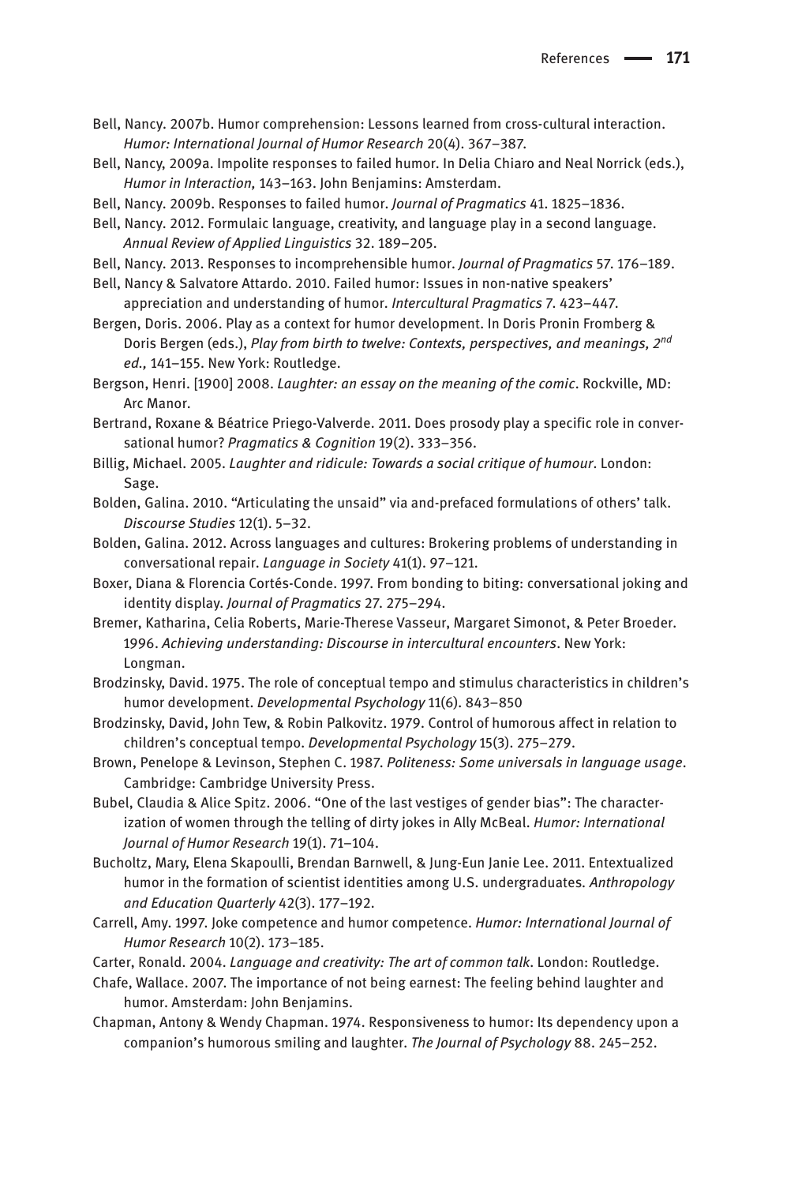Bell, Nancy. 2007b. Humor comprehension: Lessons learned from cross-cultural interaction. *Humor: International Journal of Humor Research* 20(4). 367–387.

Bell, Nancy, 2009a. Impolite responses to failed humor. In Delia Chiaro and Neal Norrick (eds.), *Humor in Interaction,* 143–163. John Benjamins: Amsterdam.

Bell, Nancy. 2009b. Responses to failed humor. *Journal of Pragmatics* 41. 1825–1836.

Bell, Nancy. 2012. Formulaic language, creativity, and language play in a second language. *Annual Review of Applied Linguistics* 32. 189–205.

Bell, Nancy. 2013. Responses to incomprehensible humor. *Journal of Pragmatics* 57. 176–189.

Bell, Nancy & Salvatore Attardo. 2010. Failed humor: Issues in non-native speakers' appreciation and understanding of humor. *Intercultural Pragmatics* 7. 423–447.

Bergen, Doris. 2006. Play as a context for humor development. In Doris Pronin Fromberg & Doris Bergen (eds.), *Play from birth to twelve: Contexts, perspectives, and meanings, 2nd ed.,* 141–155. New York: Routledge.

Bergson, Henri. [1900] 2008. *Laughter: an essay on the meaning of the comic*. Rockville, MD: Arc Manor.

Bertrand, Roxane & Béatrice Priego-Valverde. 2011. Does prosody play a specific role in conversational humor? *Pragmatics & Cognition* 19(2). 333–356.

Billig, Michael. 2005. *Laughter and ridicule: Towards a social critique of humour*. London: Sage.

Bolden, Galina. 2010. "Articulating the unsaid" via and-prefaced formulations of others' talk. *Discourse Studies* 12(1). 5–32.

Bolden, Galina. 2012. Across languages and cultures: Brokering problems of understanding in conversational repair. *Language in Society* 41(1). 97–121.

Boxer, Diana & Florencia Cortés-Conde. 1997. From bonding to biting: conversational joking and identity display. *Journal of Pragmatics* 27. 275–294.

Bremer, Katharina, Celia Roberts, Marie-Therese Vasseur, Margaret Simonot, & Peter Broeder. 1996. *Achieving understanding: Discourse in intercultural encounters*. New York: Longman.

Brodzinsky, David. 1975. The role of conceptual tempo and stimulus characteristics in children's humor development. *Developmental Psychology* 11(6). 843–850

Brodzinsky, David, John Tew, & Robin Palkovitz. 1979. Control of humorous affect in relation to children's conceptual tempo. *Developmental Psychology* 15(3). 275–279.

Brown, Penelope & Levinson, Stephen C. 1987. *Politeness: Some universals in language usage*. Cambridge: Cambridge University Press.

Bubel, Claudia & Alice Spitz. 2006. "One of the last vestiges of gender bias": The characterization of women through the telling of dirty jokes in Ally McBeal. *Humor: International Journal of Humor Research* 19(1). 71–104.

Bucholtz, Mary, Elena Skapoulli, Brendan Barnwell, & Jung-Eun Janie Lee. 2011. Entextualized humor in the formation of scientist identities among U.S. undergraduates. *Anthropology and Education Quarterly* 42(3). 177–192.

Carrell, Amy. 1997. Joke competence and humor competence. *Humor: International Journal of Humor Research* 10(2). 173–185.

Carter, Ronald. 2004. *Language and creativity: The art of common talk*. London: Routledge.

Chafe, Wallace. 2007. The importance of not being earnest: The feeling behind laughter and humor. Amsterdam: John Benjamins.

Chapman, Antony & Wendy Chapman. 1974. Responsiveness to humor: Its dependency upon a companion's humorous smiling and laughter. *The Journal of Psychology* 88. 245–252.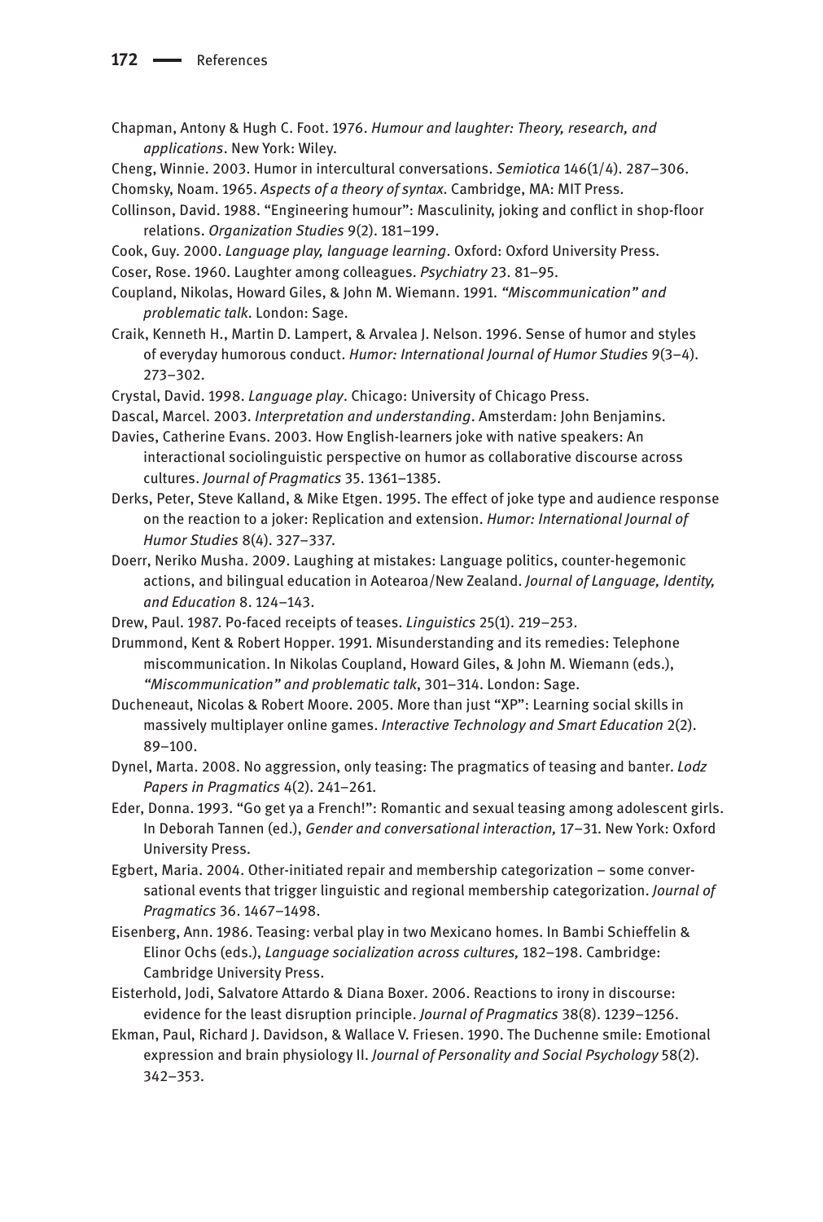Chapman, Antony & Hugh C. Foot. 1976. *Humour and laughter: Theory, research, and applications*. New York: Wiley.

Cheng, Winnie. 2003. Humor in intercultural conversations. *Semiotica* 146(1/4). 287–306.

Chomsky, Noam. 1965. *Aspects of a theory of syntax*. Cambridge, MA: MIT Press.

Collinson, David. 1988. "Engineering humour": Masculinity, joking and conflict in shop-floor relations. *Organization Studies* 9(2). 181–199.

Cook, Guy. 2000. *Language play, language learning*. Oxford: Oxford University Press.

Coser, Rose. 1960. Laughter among colleagues. *Psychiatry* 23. 81–95.

Coupland, Nikolas, Howard Giles, & John M. Wiemann. 1991. *"Miscommunication" and problematic talk*. London: Sage.

Craik, Kenneth H., Martin D. Lampert, & Arvalea J. Nelson. 1996. Sense of humor and styles of everyday humorous conduct. *Humor: International Journal of Humor Studies* 9(3–4). 273–302.

Crystal, David. 1998. *Language play*. Chicago: University of Chicago Press.

Dascal, Marcel. 2003. *Interpretation and understanding*. Amsterdam: John Benjamins.

Davies, Catherine Evans. 2003. How English-learners joke with native speakers: An interactional sociolinguistic perspective on humor as collaborative discourse across cultures. *Journal of Pragmatics* 35. 1361–1385.

Derks, Peter, Steve Kalland, & Mike Etgen. 1995. The effect of joke type and audience response on the reaction to a joker: Replication and extension. *Humor: International Journal of Humor Studies* 8(4). 327–337.

Doerr, Neriko Musha. 2009. Laughing at mistakes: Language politics, counter-hegemonic actions, and bilingual education in Aotearoa/New Zealand. *Journal of Language, Identity, and Education* 8. 124–143.

Drew, Paul. 1987. Po-faced receipts of teases. *Linguistics* 25(1). 219–253.

Drummond, Kent & Robert Hopper. 1991. Misunderstanding and its remedies: Telephone miscommunication. In Nikolas Coupland, Howard Giles, & John M. Wiemann (eds.), *"Miscommunication" and problematic talk*, 301–314. London: Sage.

Ducheneaut, Nicolas & Robert Moore. 2005. More than just "XP": Learning social skills in massively multiplayer online games. *Interactive Technology and Smart Education* 2(2). 89–100.

Dynel, Marta. 2008. No aggression, only teasing: The pragmatics of teasing and banter. *Lodz Papers in Pragmatics* 4(2). 241–261.

Eder, Donna. 1993. "Go get ya a French!": Romantic and sexual teasing among adolescent girls. In Deborah Tannen (ed.), *Gender and conversational interaction,* 17–31. New York: Oxford University Press.

Egbert, Maria. 2004. Other-initiated repair and membership categorization – some conversational events that trigger linguistic and regional membership categorization. *Journal of Pragmatics* 36. 1467–1498.

Eisenberg, Ann. 1986. Teasing: verbal play in two Mexicano homes. In Bambi Schieffelin & Elinor Ochs (eds.), *Language socialization across cultures,* 182–198. Cambridge: Cambridge University Press.

Eisterhold, Jodi, Salvatore Attardo & Diana Boxer. 2006. Reactions to irony in discourse: evidence for the least disruption principle. *Journal of Pragmatics* 38(8). 1239–1256.

Ekman, Paul, Richard J. Davidson, & Wallace V. Friesen. 1990. The Duchenne smile: Emotional expression and brain physiology II. *Journal of Personality and Social Psychology* 58(2). 342–353.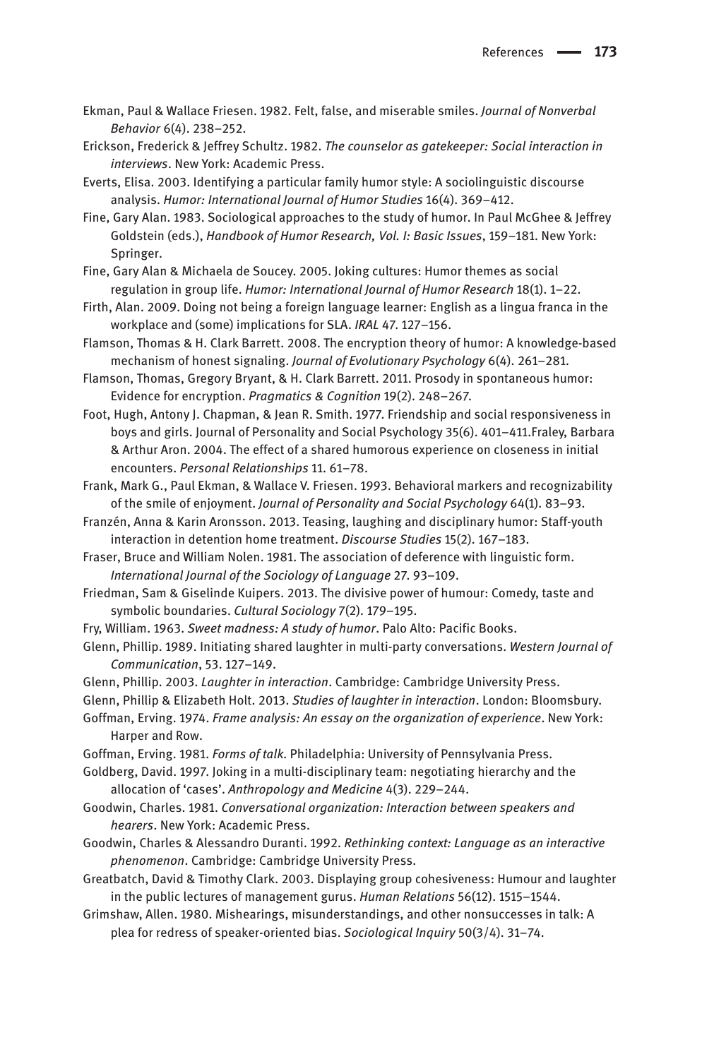Ekman, Paul & Wallace Friesen. 1982. Felt, false, and miserable smiles. *Journal of Nonverbal Behavior* 6(4). 238–252.

Erickson, Frederick & Jeffrey Schultz. 1982. *The counselor as gatekeeper: Social interaction in interviews*. New York: Academic Press.

Everts, Elisa. 2003. Identifying a particular family humor style: A sociolinguistic discourse analysis. *Humor: International Journal of Humor Studies* 16(4). 369–412.

Fine, Gary Alan. 1983. Sociological approaches to the study of humor. In Paul McGhee & Jeffrey Goldstein (eds.), *Handbook of Humor Research, Vol. I: Basic Issues*, 159–181. New York: Springer.

Fine, Gary Alan & Michaela de Soucey. 2005. Joking cultures: Humor themes as social regulation in group life. *Humor: International Journal of Humor Research* 18(1). 1–22.

Firth, Alan. 2009. Doing not being a foreign language learner: English as a lingua franca in the workplace and (some) implications for SLA. *IRAL* 47. 127–156.

Flamson, Thomas & H. Clark Barrett. 2008. The encryption theory of humor: A knowledge-based mechanism of honest signaling. *Journal of Evolutionary Psychology* 6(4). 261–281.

Flamson, Thomas, Gregory Bryant, & H. Clark Barrett. 2011. Prosody in spontaneous humor: Evidence for encryption. *Pragmatics & Cognition* 19(2). 248–267.

Foot, Hugh, Antony J. Chapman, & Jean R. Smith. 1977. Friendship and social responsiveness in boys and girls. Journal of Personality and Social Psychology 35(6). 401–411.Fraley, Barbara & Arthur Aron. 2004. The effect of a shared humorous experience on closeness in initial encounters. *Personal Relationships* 11. 61–78.

Frank, Mark G., Paul Ekman, & Wallace V. Friesen. 1993. Behavioral markers and recognizability of the smile of enjoyment. *Journal of Personality and Social Psychology* 64(1). 83–93.

Franzén, Anna & Karin Aronsson. 2013. Teasing, laughing and disciplinary humor: Staff-youth interaction in detention home treatment. *Discourse Studies* 15(2). 167–183.

Fraser, Bruce and William Nolen. 1981. The association of deference with linguistic form. *International Journal of the Sociology of Language* 27. 93–109.

Friedman, Sam & Giselinde Kuipers. 2013. The divisive power of humour: Comedy, taste and symbolic boundaries. *Cultural Sociology* 7(2). 179–195.

Fry, William. 1963. *Sweet madness: A study of humor*. Palo Alto: Pacific Books.

Glenn, Phillip. 1989. Initiating shared laughter in multi-party conversations. *Western Journal of Communication*, 53. 127–149.

Glenn, Phillip. 2003. *Laughter in interaction*. Cambridge: Cambridge University Press.

Glenn, Phillip & Elizabeth Holt. 2013. *Studies of laughter in interaction*. London: Bloomsbury.

Goffman, Erving. 1974. *Frame analysis: An essay on the organization of experience*. New York: Harper and Row.

Goffman, Erving. 1981. *Forms of talk*. Philadelphia: University of Pennsylvania Press.

Goldberg, David. 1997. Joking in a multi-disciplinary team: negotiating hierarchy and the allocation of 'cases'. *Anthropology and Medicine* 4(3). 229–244.

Goodwin, Charles. 1981. *Conversational organization: Interaction between speakers and hearers*. New York: Academic Press.

Goodwin, Charles & Alessandro Duranti. 1992. *Rethinking context: Language as an interactive phenomenon*. Cambridge: Cambridge University Press.

Greatbatch, David & Timothy Clark. 2003. Displaying group cohesiveness: Humour and laughter in the public lectures of management gurus. *Human Relations* 56(12). 1515–1544.

Grimshaw, Allen. 1980. Mishearings, misunderstandings, and other nonsuccesses in talk: A plea for redress of speaker-oriented bias. *Sociological Inquiry* 50(3/4). 31–74.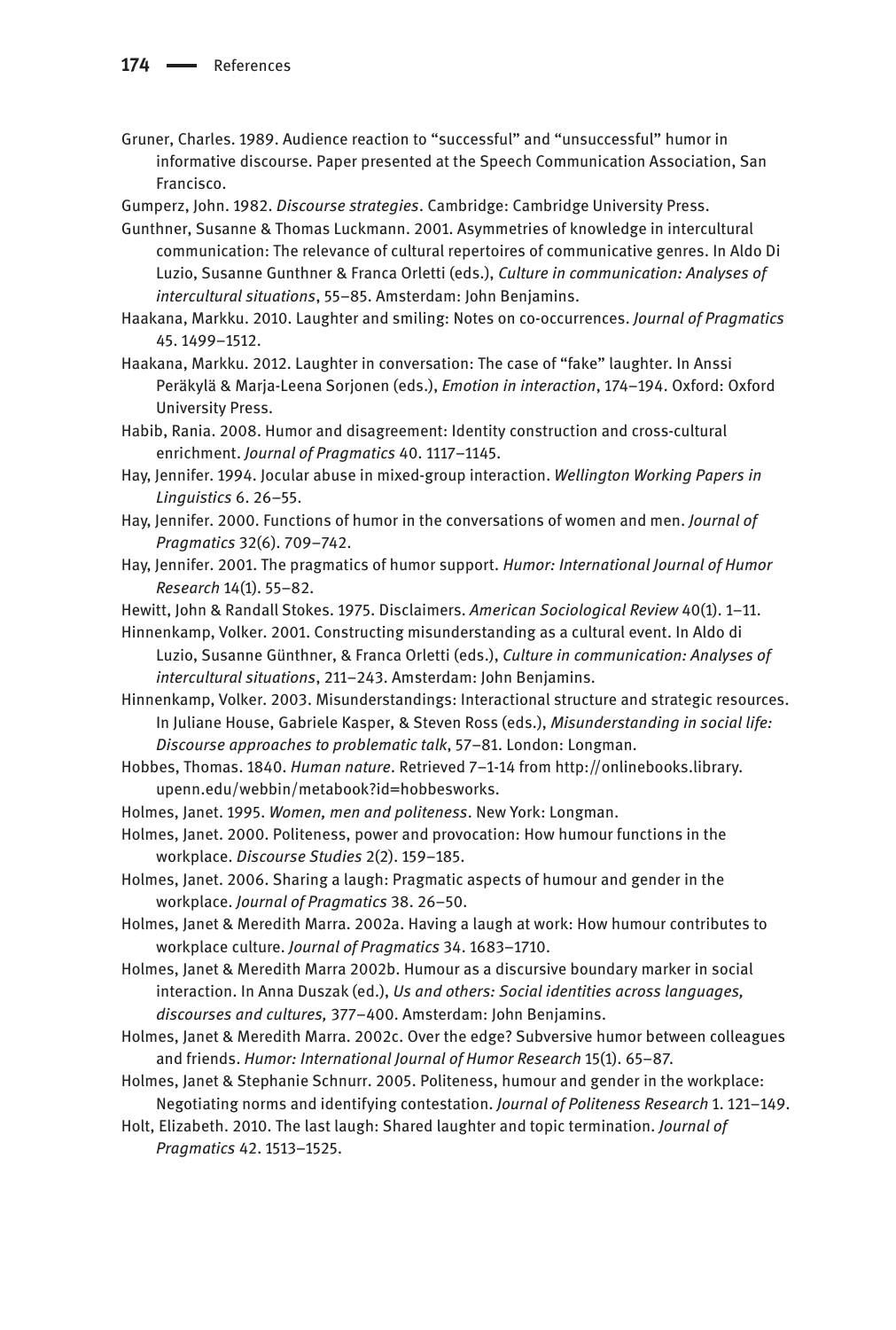Gruner, Charles. 1989. Audience reaction to "successful" and "unsuccessful" humor in informative discourse. Paper presented at the Speech Communication Association, San Francisco.

Gumperz, John. 1982. *Discourse strategies*. Cambridge: Cambridge University Press.

Gunthner, Susanne & Thomas Luckmann. 2001. Asymmetries of knowledge in intercultural communication: The relevance of cultural repertoires of communicative genres. In Aldo Di Luzio, Susanne Gunthner & Franca Orletti (eds.), *Culture in communication: Analyses of intercultural situations*, 55–85. Amsterdam: John Benjamins.

Haakana, Markku. 2010. Laughter and smiling: Notes on co-occurrences. *Journal of Pragmatics* 45. 1499–1512.

Haakana, Markku. 2012. Laughter in conversation: The case of "fake" laughter. In Anssi Peräkylä & Marja-Leena Sorjonen (eds.), *Emotion in interaction*, 174–194. Oxford: Oxford University Press.

Habib, Rania. 2008. Humor and disagreement: Identity construction and cross-cultural enrichment. *Journal of Pragmatics* 40. 1117–1145.

Hay, Jennifer. 1994. Jocular abuse in mixed-group interaction. *Wellington Working Papers in Linguistics* 6. 26–55.

Hay, Jennifer. 2000. Functions of humor in the conversations of women and men. *Journal of Pragmatics* 32(6). 709–742.

Hay, Jennifer. 2001. The pragmatics of humor support. *Humor: International Journal of Humor Research* 14(1). 55–82.

Hewitt, John & Randall Stokes. 1975. Disclaimers. *American Sociological Review* 40(1). 1–11.

Hinnenkamp, Volker. 2001. Constructing misunderstanding as a cultural event. In Aldo di Luzio, Susanne Günthner, & Franca Orletti (eds.), *Culture in communication: Analyses of intercultural situations*, 211–243. Amsterdam: John Benjamins.

Hinnenkamp, Volker. 2003. Misunderstandings: Interactional structure and strategic resources. In Juliane House, Gabriele Kasper, & Steven Ross (eds.), *Misunderstanding in social life: Discourse approaches to problematic talk*, 57–81. London: Longman.

Hobbes, Thomas. 1840. *Human nature*. Retrieved 7–1-14 from http://onlinebooks.library.upenn.edu/webbin/metabook?id=hobbesworks.

Holmes, Janet. 1995. *Women, men and politeness*. New York: Longman.

Holmes, Janet. 2000. Politeness, power and provocation: How humour functions in the workplace. *Discourse Studies* 2(2). 159–185.

Holmes, Janet. 2006. Sharing a laugh: Pragmatic aspects of humour and gender in the workplace. *Journal of Pragmatics* 38. 26–50.

Holmes, Janet & Meredith Marra. 2002a. Having a laugh at work: How humour contributes to workplace culture. *Journal of Pragmatics* 34. 1683–1710.

Holmes, Janet & Meredith Marra 2002b. Humour as a discursive boundary marker in social interaction. In Anna Duszak (ed.), *Us and others: Social identities across languages, discourses and cultures,* 377–400. Amsterdam: John Benjamins.

Holmes, Janet & Meredith Marra. 2002c. Over the edge? Subversive humor between colleagues and friends. *Humor: International Journal of Humor Research* 15(1). 65–87.

Holmes, Janet & Stephanie Schnurr. 2005. Politeness, humour and gender in the workplace: Negotiating norms and identifying contestation. *Journal of Politeness Research* 1. 121–149.

Holt, Elizabeth. 2010. The last laugh: Shared laughter and topic termination. *Journal of Pragmatics* 42. 1513–1525.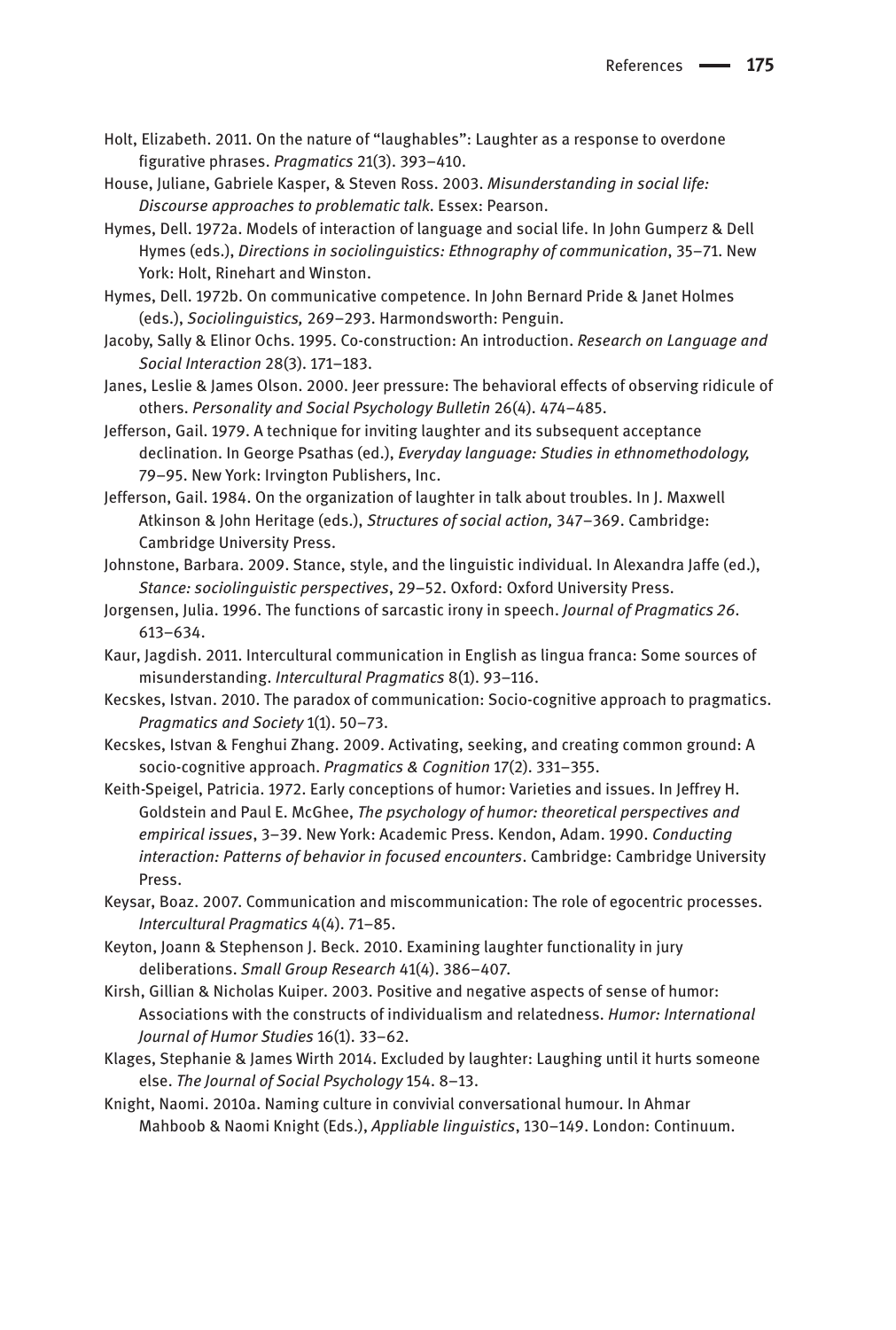Holt, Elizabeth. 2011. On the nature of "laughables": Laughter as a response to overdone figurative phrases. *Pragmatics* 21(3). 393–410.

House, Juliane, Gabriele Kasper, & Steven Ross. 2003. *Misunderstanding in social life: Discourse approaches to problematic talk*. Essex: Pearson.

Hymes, Dell. 1972a. Models of interaction of language and social life. In John Gumperz & Dell Hymes (eds.), *Directions in sociolinguistics: Ethnography of communication*, 35–71. New York: Holt, Rinehart and Winston.

Hymes, Dell. 1972b. On communicative competence. In John Bernard Pride & Janet Holmes (eds.), *Sociolinguistics,* 269–293. Harmondsworth: Penguin.

Jacoby, Sally & Elinor Ochs. 1995. Co-construction: An introduction. *Research on Language and Social Interaction* 28(3). 171–183.

Janes, Leslie & James Olson. 2000. Jeer pressure: The behavioral effects of observing ridicule of others. *Personality and Social Psychology Bulletin* 26(4). 474–485.

Jefferson, Gail. 1979. A technique for inviting laughter and its subsequent acceptance declination. In George Psathas (ed.), *Everyday language: Studies in ethnomethodology,* 79–95. New York: Irvington Publishers, Inc.

Jefferson, Gail. 1984. On the organization of laughter in talk about troubles. In J. Maxwell Atkinson & John Heritage (eds.), *Structures of social action,* 347–369. Cambridge: Cambridge University Press.

Johnstone, Barbara. 2009. Stance, style, and the linguistic individual. In Alexandra Jaffe (ed.), *Stance: sociolinguistic perspectives*, 29–52. Oxford: Oxford University Press.

Jorgensen, Julia. 1996. The functions of sarcastic irony in speech. *Journal of Pragmatics 26*. 613–634.

Kaur, Jagdish. 2011. Intercultural communication in English as lingua franca: Some sources of misunderstanding. *Intercultural Pragmatics* 8(1). 93–116.

Kecskes, Istvan. 2010. The paradox of communication: Socio-cognitive approach to pragmatics. *Pragmatics and Society* 1(1). 50–73.

Kecskes, Istvan & Fenghui Zhang. 2009. Activating, seeking, and creating common ground: A socio-cognitive approach. *Pragmatics & Cognition* 17(2). 331–355.

Keith-Speigel, Patricia. 1972. Early conceptions of humor: Varieties and issues. In Jeffrey H. Goldstein and Paul E. McGhee, *The psychology of humor: theoretical perspectives and empirical issues*, 3–39. New York: Academic Press. Kendon, Adam. 1990. *Conducting interaction: Patterns of behavior in focused encounters*. Cambridge: Cambridge University Press.

Keysar, Boaz. 2007. Communication and miscommunication: The role of egocentric processes. *Intercultural Pragmatics* 4(4). 71–85.

Keyton, Joann & Stephenson J. Beck. 2010. Examining laughter functionality in jury deliberations. *Small Group Research* 41(4). 386–407.

Kirsh, Gillian & Nicholas Kuiper. 2003. Positive and negative aspects of sense of humor: Associations with the constructs of individualism and relatedness. *Humor: International Journal of Humor Studies* 16(1). 33–62.

Klages, Stephanie & James Wirth 2014. Excluded by laughter: Laughing until it hurts someone else. *The Journal of Social Psychology* 154. 8–13.

Knight, Naomi. 2010a. Naming culture in convivial conversational humour. In Ahmar Mahboob & Naomi Knight (Eds.), *Appliable linguistics*, 130–149. London: Continuum.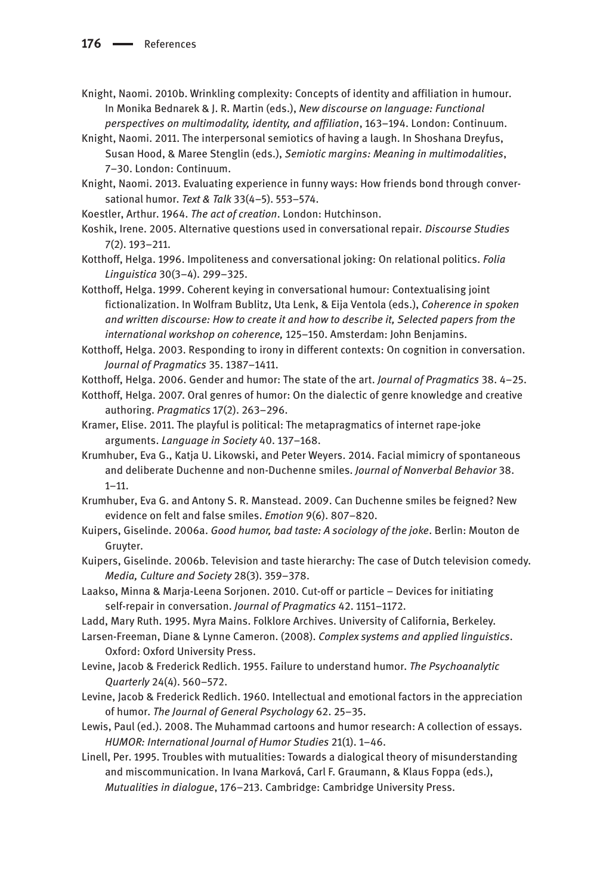Knight, Naomi. 2010b. Wrinkling complexity: Concepts of identity and affiliation in humour. In Monika Bednarek & J. R. Martin (eds.), *New discourse on language: Functional perspectives on multimodality, identity, and affiliation*, 163–194. London: Continuum.

Knight, Naomi. 2011. The interpersonal semiotics of having a laugh. In Shoshana Dreyfus, Susan Hood, & Maree Stenglin (eds.), *Semiotic margins: Meaning in multimodalities*, 7–30. London: Continuum.

Knight, Naomi. 2013. Evaluating experience in funny ways: How friends bond through conversational humor. *Text & Talk* 33(4–5). 553–574.

Koestler, Arthur. 1964. *The act of creation*. London: Hutchinson.

Koshik, Irene. 2005. Alternative questions used in conversational repair. *Discourse Studies* 7(2). 193–211.

Kotthoff, Helga. 1996. Impoliteness and conversational joking: On relational politics. *Folia Linguistica* 30(3–4). 299–325.

Kotthoff, Helga. 1999. Coherent keying in conversational humour: Contextualising joint fictionalization. In Wolfram Bublitz, Uta Lenk, & Eija Ventola (eds.), *Coherence in spoken and written discourse: How to create it and how to describe it, Selected papers from the international workshop on coherence,* 125–150. Amsterdam: John Benjamins.

Kotthoff, Helga. 2003. Responding to irony in different contexts: On cognition in conversation. *Journal of Pragmatics* 35. 1387–1411.

Kotthoff, Helga. 2006. Gender and humor: The state of the art. *Journal of Pragmatics* 38. 4–25.

Kotthoff, Helga. 2007. Oral genres of humor: On the dialectic of genre knowledge and creative authoring. *Pragmatics* 17(2). 263–296.

Kramer, Elise. 2011. The playful is political: The metapragmatics of internet rape-joke arguments. *Language in Society* 40. 137–168.

Krumhuber, Eva G., Katja U. Likowski, and Peter Weyers. 2014. Facial mimicry of spontaneous and deliberate Duchenne and non-Duchenne smiles. *Journal of Nonverbal Behavior* 38. 1–11.

Krumhuber, Eva G. and Antony S. R. Manstead. 2009. Can Duchenne smiles be feigned? New evidence on felt and false smiles. *Emotion* 9(6). 807–820.

Kuipers, Giselinde. 2006a. *Good humor, bad taste: A sociology of the joke*. Berlin: Mouton de Gruyter.

Kuipers, Giselinde. 2006b. Television and taste hierarchy: The case of Dutch television comedy. *Media, Culture and Society* 28(3). 359–378.

Laakso, Minna & Marja-Leena Sorjonen. 2010. Cut-off or particle – Devices for initiating self-repair in conversation. *Journal of Pragmatics* 42. 1151–1172.

Ladd, Mary Ruth. 1995. Myra Mains. Folklore Archives. University of California, Berkeley.

Larsen-Freeman, Diane & Lynne Cameron. (2008). *Complex systems and applied linguistics*. Oxford: Oxford University Press.

Levine, Jacob & Frederick Redlich. 1955. Failure to understand humor. *The Psychoanalytic Quarterly* 24(4). 560–572.

Levine, Jacob & Frederick Redlich. 1960. Intellectual and emotional factors in the appreciation of humor. *The Journal of General Psychology* 62. 25–35.

Lewis, Paul (ed.). 2008. The Muhammad cartoons and humor research: A collection of essays. *HUMOR: International Journal of Humor Studies* 21(1). 1–46.

Linell, Per. 1995. Troubles with mutualities: Towards a dialogical theory of misunderstanding and miscommunication. In Ivana Marková, Carl F. Graumann, & Klaus Foppa (eds.), *Mutualities in dialogue*, 176–213. Cambridge: Cambridge University Press.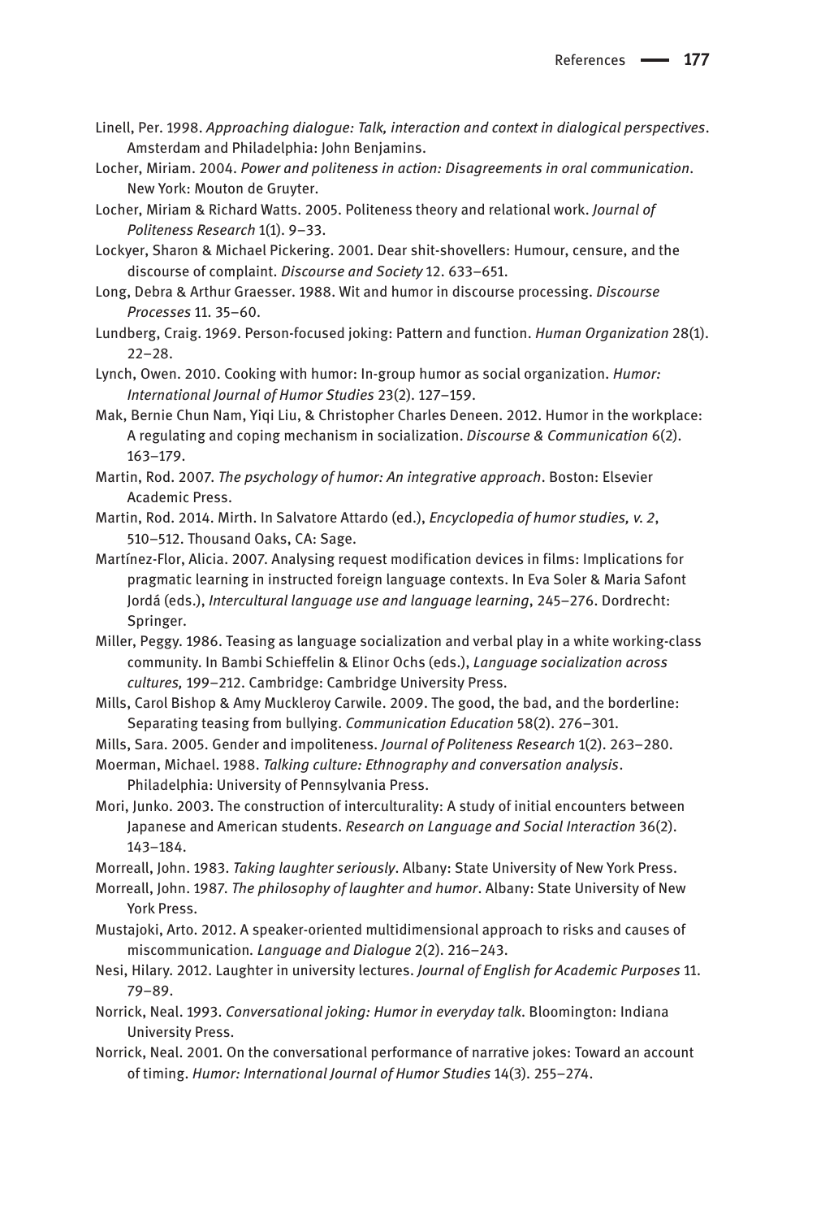Linell, Per. 1998. *Approaching dialogue: Talk, interaction and context in dialogical perspectives*. Amsterdam and Philadelphia: John Benjamins.

Locher, Miriam. 2004. *Power and politeness in action: Disagreements in oral communication*. New York: Mouton de Gruyter.

Locher, Miriam & Richard Watts. 2005. Politeness theory and relational work. *Journal of Politeness Research* 1(1). 9–33.

Lockyer, Sharon & Michael Pickering. 2001. Dear shit-shovellers: Humour, censure, and the discourse of complaint. *Discourse and Society* 12. 633–651.

Long, Debra & Arthur Graesser. 1988. Wit and humor in discourse processing. *Discourse Processes* 11. 35–60.

Lundberg, Craig. 1969. Person-focused joking: Pattern and function. *Human Organization* 28(1). 22–28.

Lynch, Owen. 2010. Cooking with humor: In-group humor as social organization. *Humor: International Journal of Humor Studies* 23(2). 127–159.

Mak, Bernie Chun Nam, Yiqi Liu, & Christopher Charles Deneen. 2012. Humor in the workplace: A regulating and coping mechanism in socialization. *Discourse & Communication* 6(2). 163–179.

Martin, Rod. 2007. *The psychology of humor: An integrative approach*. Boston: Elsevier Academic Press.

Martin, Rod. 2014. Mirth. In Salvatore Attardo (ed.), *Encyclopedia of humor studies, v. 2*, 510–512. Thousand Oaks, CA: Sage.

Martínez-Flor, Alicia. 2007. Analysing request modification devices in films: Implications for pragmatic learning in instructed foreign language contexts. In Eva Soler & Maria Safont Jordá (eds.), *Intercultural language use and language learning*, 245–276. Dordrecht: Springer.

Miller, Peggy. 1986. Teasing as language socialization and verbal play in a white working-class community. In Bambi Schieffelin & Elinor Ochs (eds.), *Language socialization across cultures,* 199–212. Cambridge: Cambridge University Press.

Mills, Carol Bishop & Amy Muckleroy Carwile. 2009. The good, the bad, and the borderline: Separating teasing from bullying. *Communication Education* 58(2). 276–301.

Mills, Sara. 2005. Gender and impoliteness. *Journal of Politeness Research* 1(2). 263–280.

Moerman, Michael. 1988. *Talking culture: Ethnography and conversation analysis*. Philadelphia: University of Pennsylvania Press.

Mori, Junko. 2003. The construction of interculturality: A study of initial encounters between Japanese and American students. *Research on Language and Social Interaction* 36(2). 143–184.

Morreall, John. 1983. *Taking laughter seriously*. Albany: State University of New York Press.

Morreall, John. 1987. *The philosophy of laughter and humor*. Albany: State University of New York Press.

Mustajoki, Arto. 2012. A speaker-oriented multidimensional approach to risks and causes of miscommunication. *Language and Dialogue* 2(2). 216–243.

Nesi, Hilary. 2012. Laughter in university lectures. *Journal of English for Academic Purposes* 11. 79–89.

Norrick, Neal. 1993. *Conversational joking: Humor in everyday talk*. Bloomington: Indiana University Press.

Norrick, Neal. 2001. On the conversational performance of narrative jokes: Toward an account of timing. *Humor: International Journal of Humor Studies* 14(3). 255–274.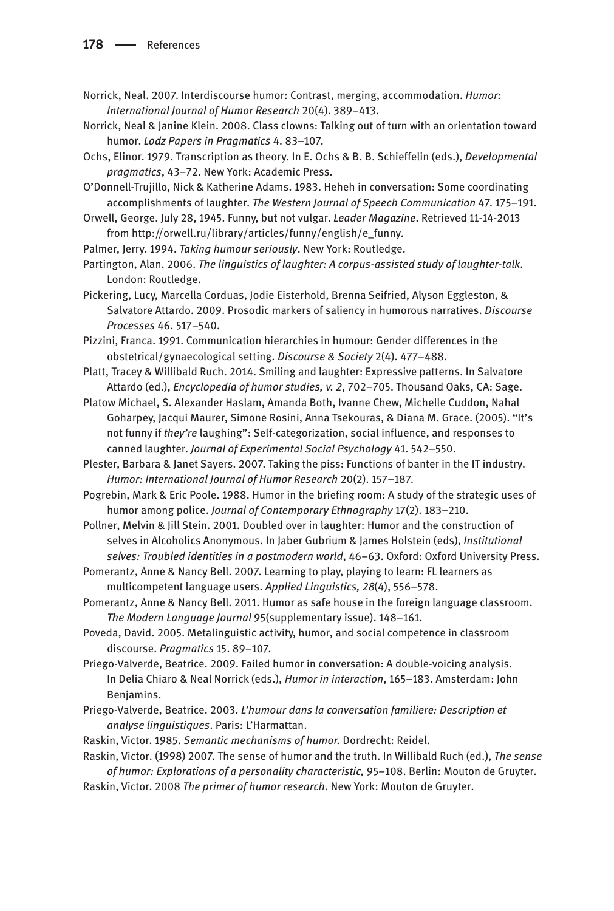Norrick, Neal. 2007. Interdiscourse humor: Contrast, merging, accommodation. *Humor: International Journal of Humor Research* 20(4). 389–413.

Norrick, Neal & Janine Klein. 2008. Class clowns: Talking out of turn with an orientation toward humor. *Lodz Papers in Pragmatics* 4. 83–107.

Ochs, Elinor. 1979. Transcription as theory. In E. Ochs & B. B. Schieffelin (eds.), *Developmental pragmatics*, 43–72. New York: Academic Press.

O'Donnell-Trujillo, Nick & Katherine Adams. 1983. Heheh in conversation: Some coordinating accomplishments of laughter. *The Western Journal of Speech Communication* 47. 175–191.

Orwell, George. July 28, 1945. Funny, but not vulgar. *Leader Magazine*. Retrieved 11-14-2013 from http://orwell.ru/library/articles/funny/english/e_funny.

Palmer, Jerry. 1994. *Taking humour seriously*. New York: Routledge.

Partington, Alan. 2006. *The linguistics of laughter: A corpus-assisted study of laughter-talk*. London: Routledge.

Pickering, Lucy, Marcella Corduas, Jodie Eisterhold, Brenna Seifried, Alyson Eggleston, & Salvatore Attardo. 2009. Prosodic markers of saliency in humorous narratives. *Discourse Processes* 46. 517–540.

Pizzini, Franca. 1991. Communication hierarchies in humour: Gender differences in the obstetrical/gynaecological setting. *Discourse & Society* 2(4). 477–488.

Platt, Tracey & Willibald Ruch. 2014. Smiling and laughter: Expressive patterns. In Salvatore Attardo (ed.), *Encyclopedia of humor studies, v. 2*, 702–705. Thousand Oaks, CA: Sage.

Platow Michael, S. Alexander Haslam, Amanda Both, Ivanne Chew, Michelle Cuddon, Nahal Goharpey, Jacqui Maurer, Simone Rosini, Anna Tsekouras, & Diana M. Grace. (2005). "It's not funny if *they're* laughing": Self-categorization, social influence, and responses to canned laughter. *Journal of Experimental Social Psychology* 41. 542–550.

Plester, Barbara & Janet Sayers. 2007. Taking the piss: Functions of banter in the IT industry. *Humor: International Journal of Humor Research* 20(2). 157–187.

Pogrebin, Mark & Eric Poole. 1988. Humor in the briefing room: A study of the strategic uses of humor among police. *Journal of Contemporary Ethnography* 17(2). 183–210.

Pollner, Melvin & Jill Stein. 2001. Doubled over in laughter: Humor and the construction of selves in Alcoholics Anonymous. In Jaber Gubrium & James Holstein (eds), *Institutional selves: Troubled identities in a postmodern world*, 46–63. Oxford: Oxford University Press.

Pomerantz, Anne & Nancy Bell. 2007. Learning to play, playing to learn: FL learners as multicompetent language users. *Applied Linguistics, 28*(4), 556–578.

Pomerantz, Anne & Nancy Bell. 2011. Humor as safe house in the foreign language classroom. *The Modern Language Journal* 95(supplementary issue). 148–161.

Poveda, David. 2005. Metalinguistic activity, humor, and social competence in classroom discourse. *Pragmatics* 15. 89–107.

Priego-Valverde, Beatrice. 2009. Failed humor in conversation: A double-voicing analysis. In Delia Chiaro & Neal Norrick (eds.), *Humor in interaction*, 165–183. Amsterdam: John Benjamins.

Priego-Valverde, Beatrice. 2003. *L'humour dans la conversation familiere: Description et analyse linguistiques*. Paris: L'Harmattan.

Raskin, Victor. 1985. *Semantic mechanisms of humor*. Dordrecht: Reidel.

Raskin, Victor. (1998) 2007. The sense of humor and the truth. In Willibald Ruch (ed.), *The sense of humor: Explorations of a personality characteristic,* 95–108. Berlin: Mouton de Gruyter.

Raskin, Victor. 2008 *The primer of humor research*. New York: Mouton de Gruyter.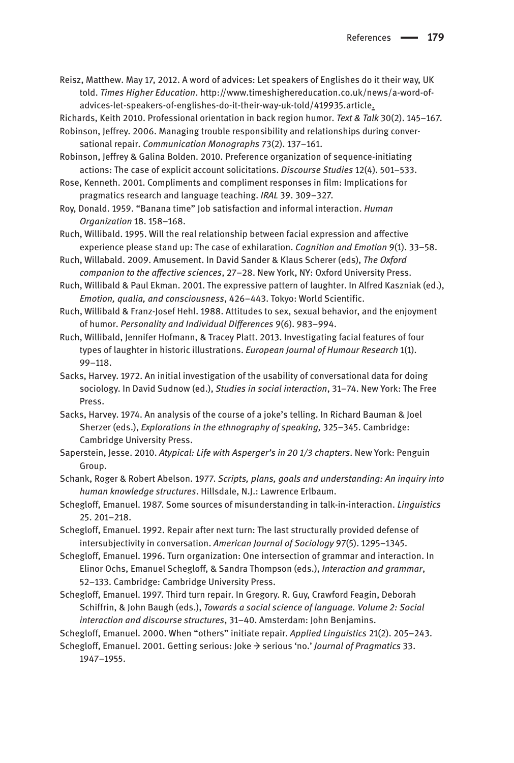Reisz, Matthew. May 17, 2012. A word of advices: Let speakers of Englishes do it their way, UK told. *Times Higher Education*. http://www.timeshighereducation.co.uk/news/a-word-of-advices-let-speakers-of-englishes-do-it-their-way-uk-told/419935.article.

Richards, Keith 2010. Professional orientation in back region humor. *Text & Talk* 30(2). 145–167.

Robinson, Jeffrey. 2006. Managing trouble responsibility and relationships during conversational repair. *Communication Monographs* 73(2). 137–161.

Robinson, Jeffrey & Galina Bolden. 2010. Preference organization of sequence-initiating actions: The case of explicit account solicitations. *Discourse Studies* 12(4). 501–533.

Rose, Kenneth. 2001. Compliments and compliment responses in film: Implications for pragmatics research and language teaching. *IRAL* 39. 309–327.

Roy, Donald. 1959. "Banana time" Job satisfaction and informal interaction. *Human Organization* 18. 158–168.

Ruch, Willibald. 1995. Will the real relationship between facial expression and affective experience please stand up: The case of exhilaration. *Cognition and Emotion* 9(1). 33–58.

Ruch, Willabald. 2009. Amusement. In David Sander & Klaus Scherer (eds), *The Oxford companion to the affective sciences*, 27–28. New York, NY: Oxford University Press.

Ruch, Willibald & Paul Ekman. 2001. The expressive pattern of laughter. In Alfred Kaszniak (ed.), *Emotion, qualia, and consciousness*, 426–443. Tokyo: World Scientific.

Ruch, Willibald & Franz-Josef Hehl. 1988. Attitudes to sex, sexual behavior, and the enjoyment of humor. *Personality and Individual Differences* 9(6). 983–994.

Ruch, Willibald, Jennifer Hofmann, & Tracey Platt. 2013. Investigating facial features of four types of laughter in historic illustrations. *European Journal of Humour Research* 1(1). 99–118.

Sacks, Harvey. 1972. An initial investigation of the usability of conversational data for doing sociology. In David Sudnow (ed.), *Studies in social interaction*, 31–74. New York: The Free Press.

Sacks, Harvey. 1974. An analysis of the course of a joke's telling. In Richard Bauman & Joel Sherzer (eds.), *Explorations in the ethnography of speaking,* 325–345. Cambridge: Cambridge University Press.

Saperstein, Jesse. 2010. *Atypical: Life with Asperger's in 20 1/3 chapters*. New York: Penguin Group.

Schank, Roger & Robert Abelson. 1977. *Scripts, plans, goals and understanding: An inquiry into human knowledge structures*. Hillsdale, N.J.: Lawrence Erlbaum.

Schegloff, Emanuel. 1987. Some sources of misunderstanding in talk-in-interaction. *Linguistics* 25. 201–218.

Schegloff, Emanuel. 1992. Repair after next turn: The last structurally provided defense of intersubjectivity in conversation. *American Journal of Sociology* 97(5). 1295–1345.

Schegloff, Emanuel. 1996. Turn organization: One intersection of grammar and interaction. In Elinor Ochs, Emanuel Schegloff, & Sandra Thompson (eds.), *Interaction and grammar*, 52–133. Cambridge: Cambridge University Press.

Schegloff, Emanuel. 1997. Third turn repair. In Gregory. R. Guy, Crawford Feagin, Deborah Schiffrin, & John Baugh (eds.), *Towards a social science of language. Volume 2: Social interaction and discourse structures*, 31–40. Amsterdam: John Benjamins.

Schegloff, Emanuel. 2000. When "others" initiate repair. *Applied Linguistics* 21(2). 205–243.

Schegloff, Emanuel. 2001. Getting serious: Joke → serious 'no.' *Journal of Pragmatics* 33. 1947–1955.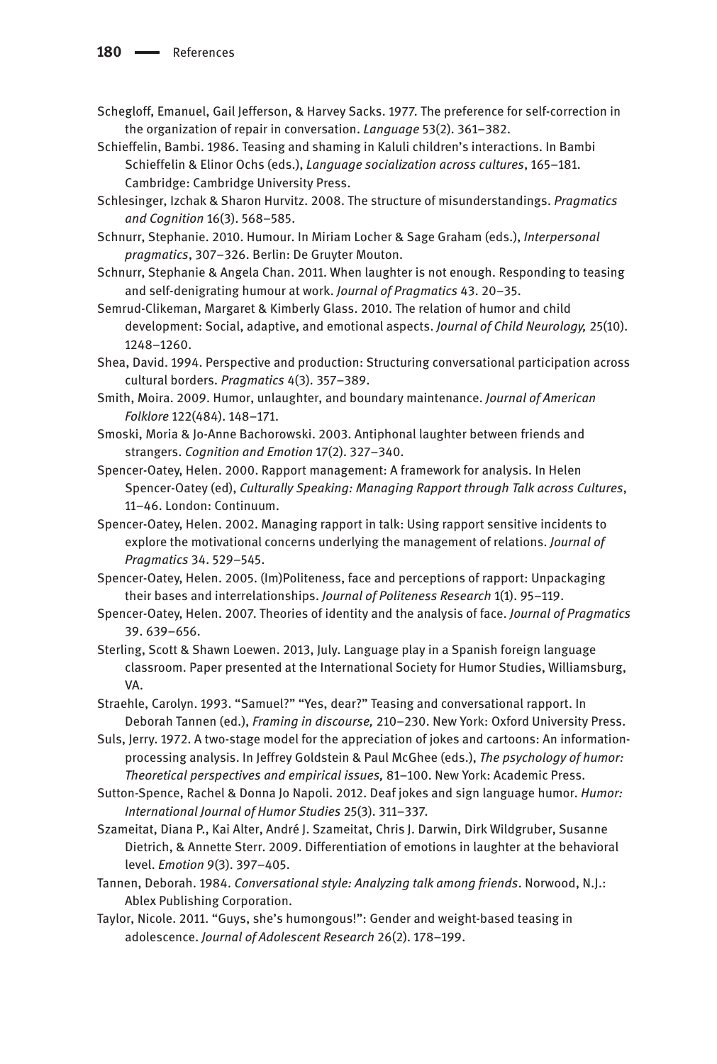Schegloff, Emanuel, Gail Jefferson, & Harvey Sacks. 1977. The preference for self-correction in the organization of repair in conversation. *Language* 53(2). 361–382.

Schieffelin, Bambi. 1986. Teasing and shaming in Kaluli children's interactions. In Bambi Schieffelin & Elinor Ochs (eds.), *Language socialization across cultures*, 165–181. Cambridge: Cambridge University Press.

Schlesinger, Izchak & Sharon Hurvitz. 2008. The structure of misunderstandings. *Pragmatics and Cognition* 16(3). 568–585.

Schnurr, Stephanie. 2010. Humour. In Miriam Locher & Sage Graham (eds.), *Interpersonal pragmatics*, 307–326. Berlin: De Gruyter Mouton.

Schnurr, Stephanie & Angela Chan. 2011. When laughter is not enough. Responding to teasing and self-denigrating humour at work. *Journal of Pragmatics* 43. 20–35.

Semrud-Clikeman, Margaret & Kimberly Glass. 2010. The relation of humor and child development: Social, adaptive, and emotional aspects. *Journal of Child Neurology,* 25(10). 1248–1260.

Shea, David. 1994. Perspective and production: Structuring conversational participation across cultural borders. *Pragmatics* 4(3). 357–389.

Smith, Moira. 2009. Humor, unlaughter, and boundary maintenance. *Journal of American Folklore* 122(484). 148–171.

Smoski, Moria & Jo-Anne Bachorowski. 2003. Antiphonal laughter between friends and strangers. *Cognition and Emotion* 17(2). 327–340.

Spencer-Oatey, Helen. 2000. Rapport management: A framework for analysis. In Helen Spencer-Oatey (ed), *Culturally Speaking: Managing Rapport through Talk across Cultures*, 11–46. London: Continuum.

Spencer-Oatey, Helen. 2002. Managing rapport in talk: Using rapport sensitive incidents to explore the motivational concerns underlying the management of relations. *Journal of Pragmatics* 34. 529–545.

Spencer-Oatey, Helen. 2005. (Im)Politeness, face and perceptions of rapport: Unpackaging their bases and interrelationships. *Journal of Politeness Research* 1(1). 95–119.

Spencer-Oatey, Helen. 2007. Theories of identity and the analysis of face. *Journal of Pragmatics* 39. 639–656.

Sterling, Scott & Shawn Loewen. 2013, July. Language play in a Spanish foreign language classroom. Paper presented at the International Society for Humor Studies, Williamsburg, VA.

Straehle, Carolyn. 1993. "Samuel?" "Yes, dear?" Teasing and conversational rapport. In Deborah Tannen (ed.), *Framing in discourse,* 210–230. New York: Oxford University Press.

Suls, Jerry. 1972. A two-stage model for the appreciation of jokes and cartoons: An information-processing analysis. In Jeffrey Goldstein & Paul McGhee (eds.), *The psychology of humor: Theoretical perspectives and empirical issues,* 81–100. New York: Academic Press.

Sutton-Spence, Rachel & Donna Jo Napoli. 2012. Deaf jokes and sign language humor. *Humor: International Journal of Humor Studies* 25(3). 311–337.

Szameitat, Diana P., Kai Alter, André J. Szameitat, Chris J. Darwin, Dirk Wildgruber, Susanne Dietrich, & Annette Sterr. 2009. Differentiation of emotions in laughter at the behavioral level. *Emotion* 9(3). 397–405.

Tannen, Deborah. 1984. *Conversational style: Analyzing talk among friends*. Norwood, N.J.: Ablex Publishing Corporation.

Taylor, Nicole. 2011. "Guys, she's humongous!": Gender and weight-based teasing in adolescence. *Journal of Adolescent Research* 26(2). 178–199.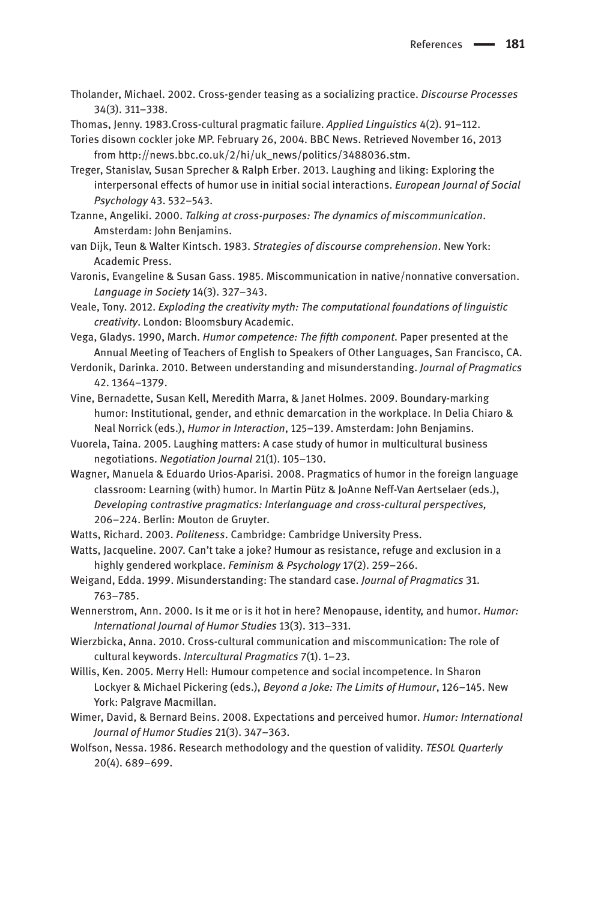Tholander, Michael. 2002. Cross-gender teasing as a socializing practice. *Discourse Processes* 34(3). 311–338.

Thomas, Jenny. 1983.Cross-cultural pragmatic failure. *Applied Linguistics* 4(2). 91–112.

Tories disown cockler joke MP. February 26, 2004. BBC News. Retrieved November 16, 2013 from http://news.bbc.co.uk/2/hi/uk_news/politics/3488036.stm.

Treger, Stanislav, Susan Sprecher & Ralph Erber. 2013. Laughing and liking: Exploring the interpersonal effects of humor use in initial social interactions. *European Journal of Social Psychology* 43. 532–543.

Tzanne, Angeliki. 2000. *Talking at cross-purposes: The dynamics of miscommunication*. Amsterdam: John Benjamins.

van Dijk, Teun & Walter Kintsch. 1983. *Strategies of discourse comprehension*. New York: Academic Press.

Varonis, Evangeline & Susan Gass. 1985. Miscommunication in native/nonnative conversation. *Language in Society* 14(3). 327–343.

Veale, Tony. 2012. *Exploding the creativity myth: The computational foundations of linguistic creativity*. London: Bloomsbury Academic.

Vega, Gladys. 1990, March. *Humor competence: The fifth component*. Paper presented at the Annual Meeting of Teachers of English to Speakers of Other Languages, San Francisco, CA.

Verdonik, Darinka. 2010. Between understanding and misunderstanding. *Journal of Pragmatics* 42. 1364–1379.

Vine, Bernadette, Susan Kell, Meredith Marra, & Janet Holmes. 2009. Boundary-marking humor: Institutional, gender, and ethnic demarcation in the workplace. In Delia Chiaro & Neal Norrick (eds.), *Humor in Interaction*, 125–139. Amsterdam: John Benjamins.

Vuorela, Taina. 2005. Laughing matters: A case study of humor in multicultural business negotiations. *Negotiation Journal* 21(1). 105–130.

Wagner, Manuela & Eduardo Urios-Aparisi. 2008. Pragmatics of humor in the foreign language classroom: Learning (with) humor. In Martin Pütz & JoAnne Neff-Van Aertselaer (eds.), *Developing contrastive pragmatics: Interlanguage and cross-cultural perspectives,* 206–224. Berlin: Mouton de Gruyter.

Watts, Richard. 2003. *Politeness*. Cambridge: Cambridge University Press.

Watts, Jacqueline. 2007. Can't take a joke? Humour as resistance, refuge and exclusion in a highly gendered workplace. *Feminism & Psychology* 17(2). 259–266.

Weigand, Edda. 1999. Misunderstanding: The standard case. *Journal of Pragmatics* 31. 763–785.

Wennerstrom, Ann. 2000. Is it me or is it hot in here? Menopause, identity, and humor. *Humor: International Journal of Humor Studies* 13(3). 313–331.

Wierzbicka, Anna. 2010. Cross-cultural communication and miscommunication: The role of cultural keywords. *Intercultural Pragmatics* 7(1). 1–23.

Willis, Ken. 2005. Merry Hell: Humour competence and social incompetence. In Sharon Lockyer & Michael Pickering (eds.), *Beyond a Joke: The Limits of Humour*, 126–145. New York: Palgrave Macmillan.

Wimer, David, & Bernard Beins. 2008. Expectations and perceived humor. *Humor: International Journal of Humor Studies* 21(3). 347–363.

Wolfson, Nessa. 1986. Research methodology and the question of validity. *TESOL Quarterly* 20(4). 689–699.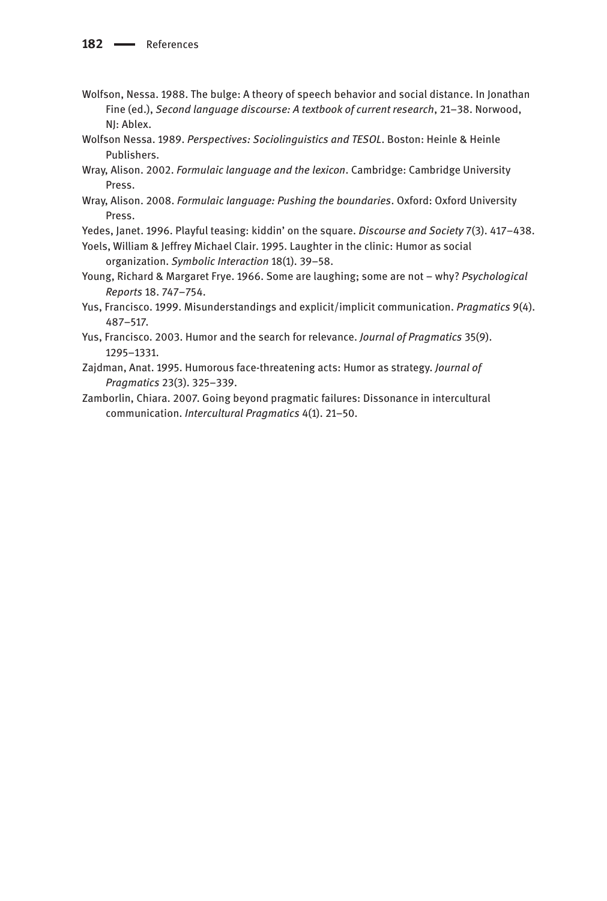Wolfson, Nessa. 1988. The bulge: A theory of speech behavior and social distance. In Jonathan Fine (ed.), *Second language discourse: A textbook of current research*, 21–38. Norwood, NJ: Ablex.

Wolfson Nessa. 1989. *Perspectives: Sociolinguistics and TESOL*. Boston: Heinle & Heinle Publishers.

Wray, Alison. 2002. *Formulaic language and the lexicon*. Cambridge: Cambridge University Press.

Wray, Alison. 2008. *Formulaic language: Pushing the boundaries*. Oxford: Oxford University Press.

Yedes, Janet. 1996. Playful teasing: kiddin' on the square. *Discourse and Society* 7(3). 417–438.

Yoels, William & Jeffrey Michael Clair. 1995. Laughter in the clinic: Humor as social organization. *Symbolic Interaction* 18(1). 39–58.

Young, Richard & Margaret Frye. 1966. Some are laughing; some are not – why? *Psychological Reports* 18. 747–754.

Yus, Francisco. 1999. Misunderstandings and explicit/implicit communication. *Pragmatics* 9(4). 487–517.

Yus, Francisco. 2003. Humor and the search for relevance. *Journal of Pragmatics* 35(9). 1295–1331.

Zajdman, Anat. 1995. Humorous face-threatening acts: Humor as strategy. *Journal of Pragmatics* 23(3). 325–339.

Zamborlin, Chiara. 2007. Going beyond pragmatic failures: Dissonance in intercultural communication. *Intercultural Pragmatics* 4(1). 21–50.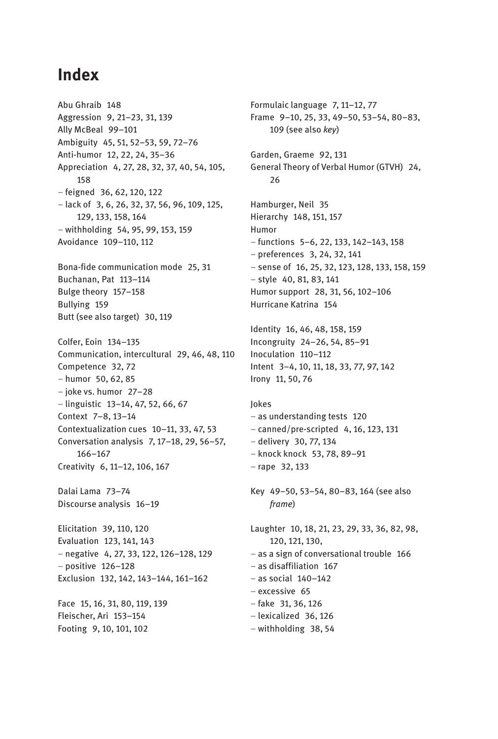# Index

Abu Ghraib 148
Aggression 9, 21–23, 31, 139
Ally McBeal 99–101
Ambiguity 45, 51, 52–53, 59, 72–76
Anti-humor 12, 22, 24, 35–36
Appreciation 4, 27, 28, 32, 37, 40, 54, 105, 158
– feigned 36, 62, 120, 122
– lack of 3, 6, 26, 32, 37, 56, 96, 109, 125, 129, 133, 158, 164
– withholding 54, 95, 99, 153, 159
Avoidance 109–110, 112

Bona-fide communication mode 25, 31
Buchanan, Pat 113–114
Bulge theory 157–158
Bullying 159
Butt (see also target) 30, 119

Colfer, Eoin 134–135
Communication, intercultural 29, 46, 48, 110
Competence 32, 72
– humor 50, 62, 85
– joke vs. humor 27–28
– linguistic 13–14, 47, 52, 66, 67
Context 7–8, 13–14
Contextualization cues 10–11, 33, 47, 53
Conversation analysis 7, 17–18, 29, 56–57, 166–167
Creativity 6, 11–12, 106, 167

Dalai Lama 73–74
Discourse analysis 16–19

Elicitation 39, 110, 120
Evaluation 123, 141, 143
– negative 4, 27, 33, 122, 126–128, 129
– positive 126–128
Exclusion 132, 142, 143–144, 161–162

Face 15, 16, 31, 80, 119, 139
Fleischer, Ari 153–154
Footing 9, 10, 101, 102

Formulaic language 7, 11–12, 77
Frame 9–10, 25, 33, 49–50, 53–54, 80–83, 109 (see also *key*)

Garden, Graeme 92, 131
General Theory of Verbal Humor (GTVH) 24, 26

Hamburger, Neil 35
Hierarchy 148, 151, 157
Humor
– functions 5–6, 22, 133, 142–143, 158
– preferences 3, 24, 32, 141
– sense of 16, 25, 32, 123, 128, 133, 158, 159
– style 40, 81, 83, 141
Humor support 28, 31, 56, 102–106
Hurricane Katrina 154

Identity 16, 46, 48, 158, 159
Incongruity 24–26, 54, 85–91
Inoculation 110–112
Intent 3–4, 10, 11, 18, 33, 77, 97, 142
Irony 11, 50, 76

Jokes
– as understanding tests 120
– canned/pre-scripted 4, 16, 123, 131
– delivery 30, 77, 134
– knock knock 53, 78, 89–91
– rape 32, 133

Key 49–50, 53–54, 80–83, 164 (see also *frame*)

Laughter 10, 18, 21, 23, 29, 33, 36, 82, 98, 120, 121, 130,
– as a sign of conversational trouble 166
– as disaffiliation 167
– as social 140–142
– excessive 65
– fake 31, 36, 126
– lexicalized 36, 126
– withholding 38, 54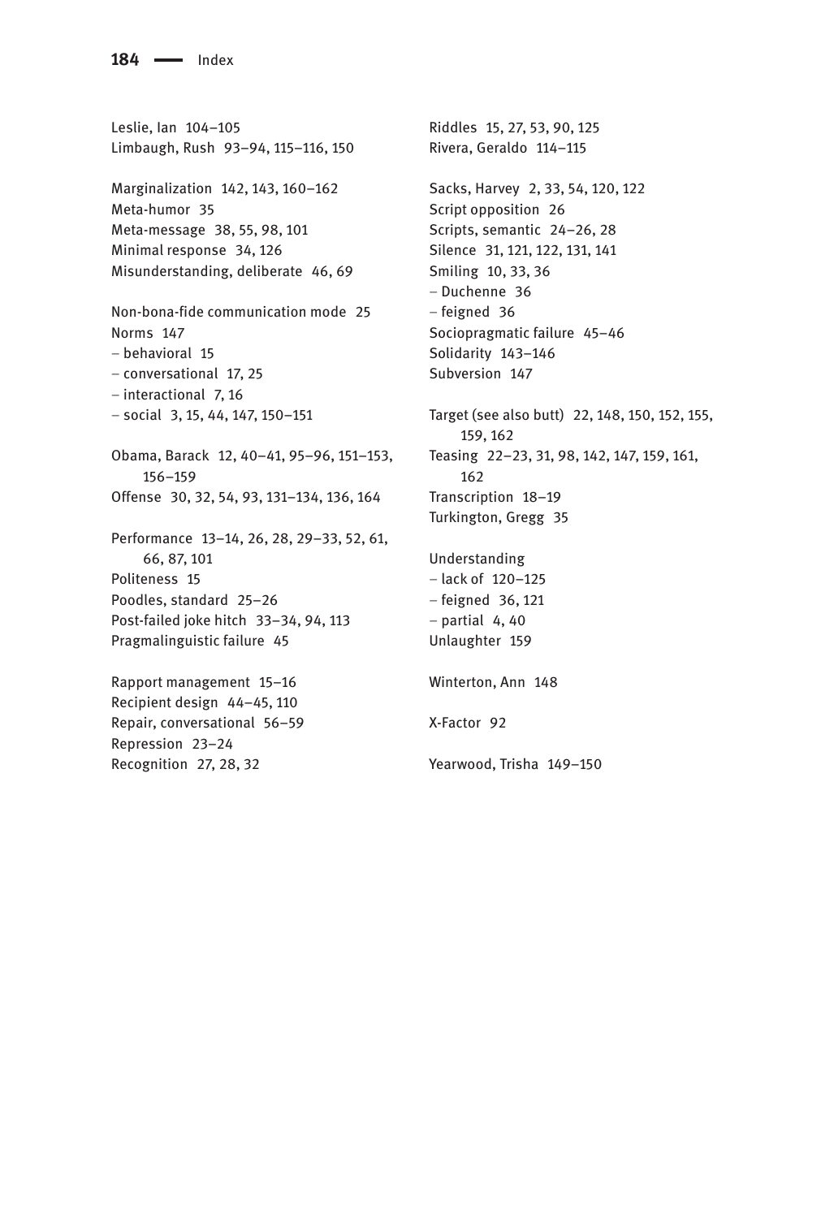Leslie, Ian 104–105
Limbaugh, Rush 93–94, 115–116, 150

Marginalization 142, 143, 160–162
Meta-humor 35
Meta-message 38, 55, 98, 101
Minimal response 34, 126
Misunderstanding, deliberate 46, 69

Non-bona-fide communication mode 25
Norms 147
– behavioral 15
– conversational 17, 25
– interactional 7, 16
– social 3, 15, 44, 147, 150–151

Obama, Barack 12, 40–41, 95–96, 151–153, 156–159
Offense 30, 32, 54, 93, 131–134, 136, 164

Performance 13–14, 26, 28, 29–33, 52, 61, 66, 87, 101
Politeness 15
Poodles, standard 25–26
Post-failed joke hitch 33–34, 94, 113
Pragmalinguistic failure 45

Rapport management 15–16
Recipient design 44–45, 110
Repair, conversational 56–59
Repression 23–24
Recognition 27, 28, 32

Riddles 15, 27, 53, 90, 125
Rivera, Geraldo 114–115

Sacks, Harvey 2, 33, 54, 120, 122
Script opposition 26
Scripts, semantic 24–26, 28
Silence 31, 121, 122, 131, 141
Smiling 10, 33, 36
– Duchenne 36
– feigned 36
Sociopragmatic failure 45–46
Solidarity 143–146
Subversion 147

Target (see also butt) 22, 148, 150, 152, 155, 159, 162
Teasing 22–23, 31, 98, 142, 147, 159, 161, 162
Transcription 18–19
Turkington, Gregg 35

Understanding
– lack of 120–125
– feigned 36, 121
– partial 4, 40
Unlaughter 159

Winterton, Ann 148

X-Factor 92

Yearwood, Trisha 149–150